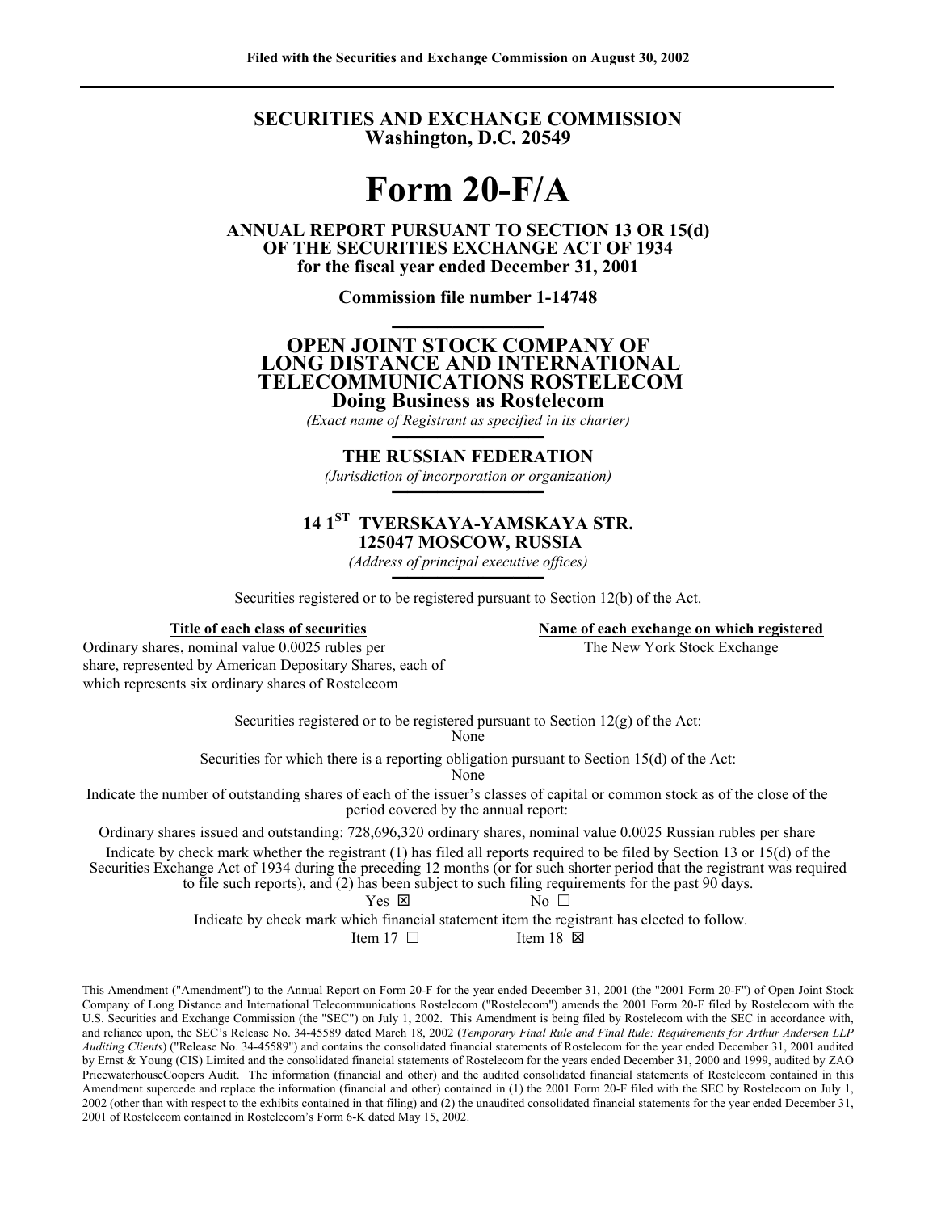Filed with the Securities and Exchange Commission on August 30, 2002

# SECURITIES AND EXCHANGE COMMISSION
## Washington, D.C. 20549

# Form 20-F/A

**ANNUAL REPORT PURSUANT TO SECTION 13 OR 15(d) OF THE SECURITIES EXCHANGE ACT OF 1934 for the fiscal year ended December 31, 2001**

**Commission file number 1-14748**

## OPEN JOINT STOCK COMPANY OF LONG DISTANCE AND INTERNATIONAL TELECOMMUNICATIONS ROSTELECOM Doing Business as Rostelecom

*(Exact name of Registrant as specified in its charter)*

**THE RUSSIAN FEDERATION**

*(Jurisdiction of incorporation or organization)*

**14 1ST TVERSKAYA-YAMSKAYA STR. 125047 MOSCOW, RUSSIA**

*(Address of principal executive offices)*

Securities registered or to be registered pursuant to Section 12(b) of the Act.

| Title of each class of securities | Name of each exchange on which registered |
|---|---|
| Ordinary shares, nominal value 0.0025 rubles per share, represented by American Depositary Shares, each of which represents six ordinary shares of Rostelecom | The New York Stock Exchange |

Securities registered or to be registered pursuant to Section 12(g) of the Act:
None

Securities for which there is a reporting obligation pursuant to Section 15(d) of the Act:
None

Indicate the number of outstanding shares of each of the issuer's classes of capital or common stock as of the close of the period covered by the annual report:

Ordinary shares issued and outstanding: 728,696,320 ordinary shares, nominal value 0.0025 Russian rubles per share

Indicate by check mark whether the registrant (1) has filed all reports required to be filed by Section 13 or 15(d) of the Securities Exchange Act of 1934 during the preceding 12 months (or for such shorter period that the registrant was required to file such reports), and (2) has been subject to such filing requirements for the past 90 days.

Yes ☒ No ☐

Indicate by check mark which financial statement item the registrant has elected to follow.

Item 17 ☐ Item 18 ☒

This Amendment ("Amendment") to the Annual Report on Form 20-F for the year ended December 31, 2001 (the "2001 Form 20-F") of Open Joint Stock Company of Long Distance and International Telecommunications Rostelecom ("Rostelecom") amends the 2001 Form 20-F filed by Rostelecom with the U.S. Securities and Exchange Commission (the "SEC") on July 1, 2002. This Amendment is being filed by Rostelecom with the SEC in accordance with, and reliance upon, the SEC's Release No. 34-45589 dated March 18, 2002 (*Temporary Final Rule and Final Rule: Requirements for Arthur Andersen LLP Auditing Clients*) ("Release No. 34-45589") and contains the consolidated financial statements of Rostelecom for the year ended December 31, 2001 audited by Ernst & Young (CIS) Limited and the consolidated financial statements of Rostelecom for the years ended December 31, 2000 and 1999, audited by ZAO PricewaterhouseCoopers Audit. The information (financial and other) and the audited consolidated financial statements of Rostelecom contained in this Amendment supercede and replace the information (financial and other) contained in (1) the 2001 Form 20-F filed with the SEC by Rostelecom on July 1, 2002 (other than with respect to the exhibits contained in that filing) and (2) the unaudited consolidated financial statements for the year ended December 31, 2001 of Rostelecom contained in Rostelecom's Form 6-K dated May 15, 2002.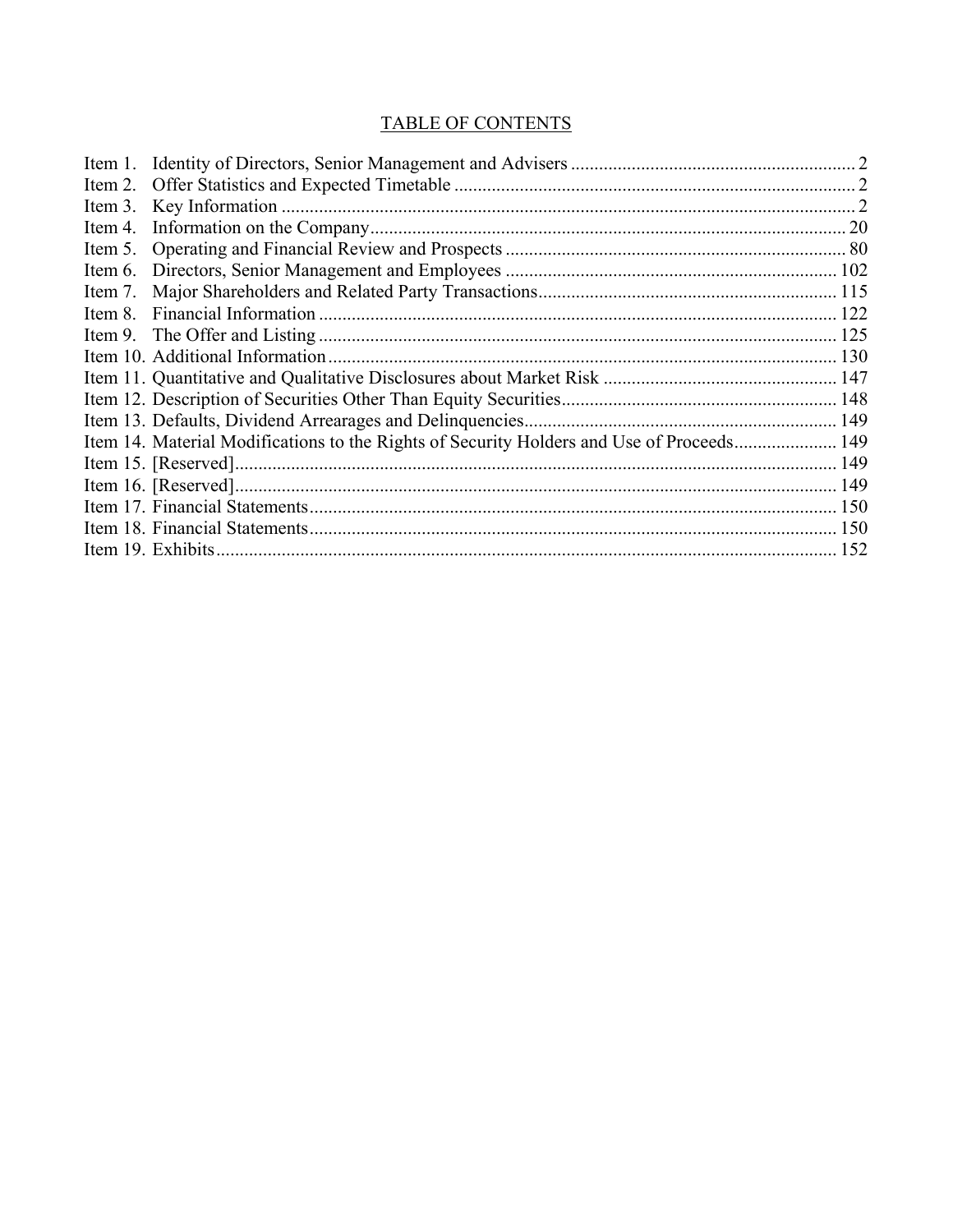# TABLE OF CONTENTS

| | | |
|---|---|---|
| Item 1. | Identity of Directors, Senior Management and Advisers | 2 |
| Item 2. | Offer Statistics and Expected Timetable | 2 |
| Item 3. | Key Information | 2 |
| Item 4. | Information on the Company | 20 |
| Item 5. | Operating and Financial Review and Prospects | 80 |
| Item 6. | Directors, Senior Management and Employees | 102 |
| Item 7. | Major Shareholders and Related Party Transactions | 115 |
| Item 8. | Financial Information | 122 |
| Item 9. | The Offer and Listing | 125 |
| Item 10. | Additional Information | 130 |
| Item 11. | Quantitative and Qualitative Disclosures about Market Risk | 147 |
| Item 12. | Description of Securities Other Than Equity Securities | 148 |
| Item 13. | Defaults, Dividend Arrearages and Delinquencies | 149 |
| Item 14. | Material Modifications to the Rights of Security Holders and Use of Proceeds | 149 |
| Item 15. | [Reserved] | 149 |
| Item 16. | [Reserved] | 149 |
| Item 17. | Financial Statements | 150 |
| Item 18. | Financial Statements | 150 |
| Item 19. | Exhibits | 152 |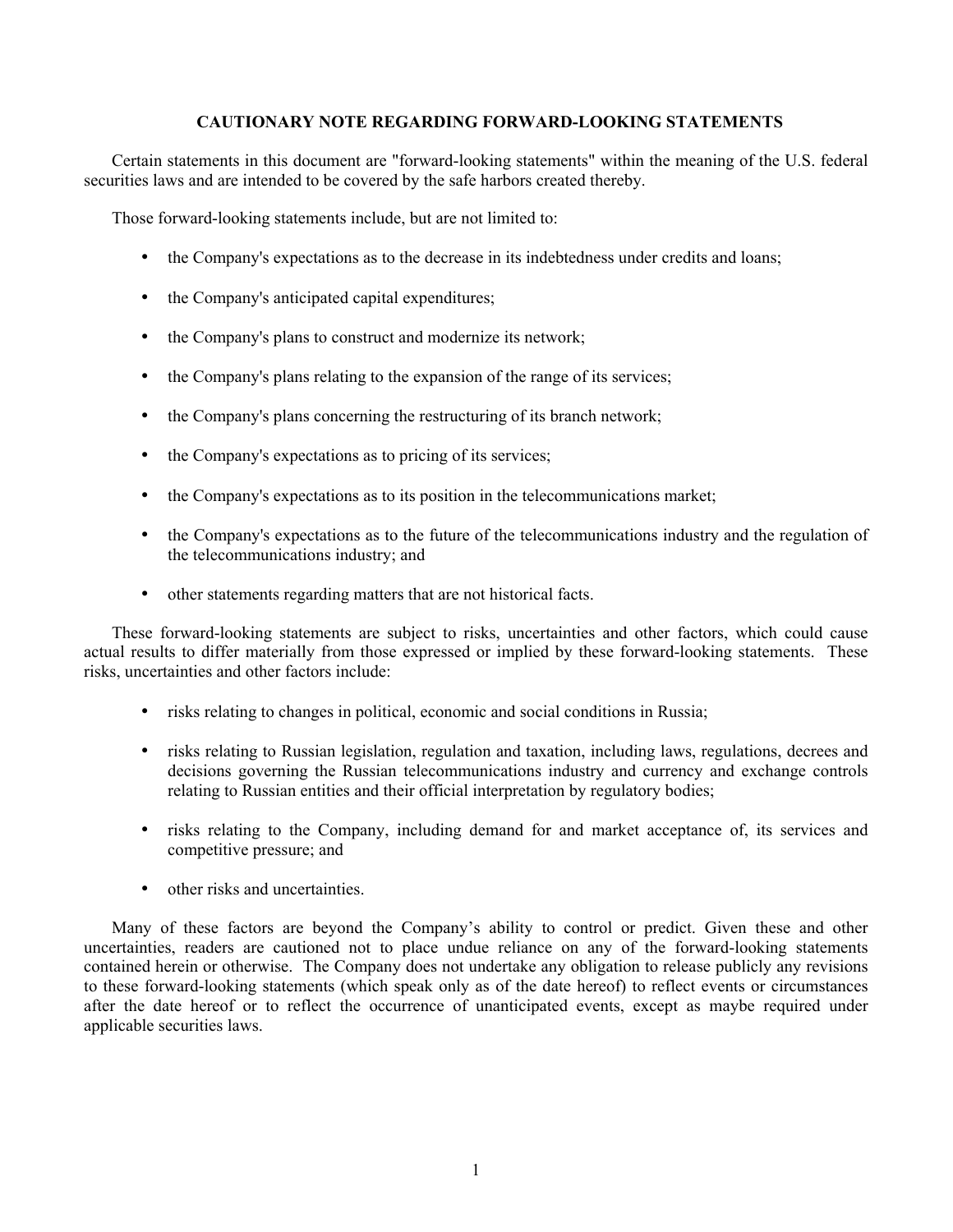## CAUTIONARY NOTE REGARDING FORWARD-LOOKING STATEMENTS

Certain statements in this document are "forward-looking statements" within the meaning of the U.S. federal securities laws and are intended to be covered by the safe harbors created thereby.

Those forward-looking statements include, but are not limited to:

- the Company's expectations as to the decrease in its indebtedness under credits and loans;
- the Company's anticipated capital expenditures;
- the Company's plans to construct and modernize its network;
- the Company's plans relating to the expansion of the range of its services;
- the Company's plans concerning the restructuring of its branch network;
- the Company's expectations as to pricing of its services;
- the Company's expectations as to its position in the telecommunications market;
- the Company's expectations as to the future of the telecommunications industry and the regulation of the telecommunications industry; and
- other statements regarding matters that are not historical facts.

These forward-looking statements are subject to risks, uncertainties and other factors, which could cause actual results to differ materially from those expressed or implied by these forward-looking statements. These risks, uncertainties and other factors include:

- risks relating to changes in political, economic and social conditions in Russia;
- risks relating to Russian legislation, regulation and taxation, including laws, regulations, decrees and decisions governing the Russian telecommunications industry and currency and exchange controls relating to Russian entities and their official interpretation by regulatory bodies;
- risks relating to the Company, including demand for and market acceptance of, its services and competitive pressure; and
- other risks and uncertainties.

Many of these factors are beyond the Company's ability to control or predict. Given these and other uncertainties, readers are cautioned not to place undue reliance on any of the forward-looking statements contained herein or otherwise. The Company does not undertake any obligation to release publicly any revisions to these forward-looking statements (which speak only as of the date hereof) to reflect events or circumstances after the date hereof or to reflect the occurrence of unanticipated events, except as maybe required under applicable securities laws.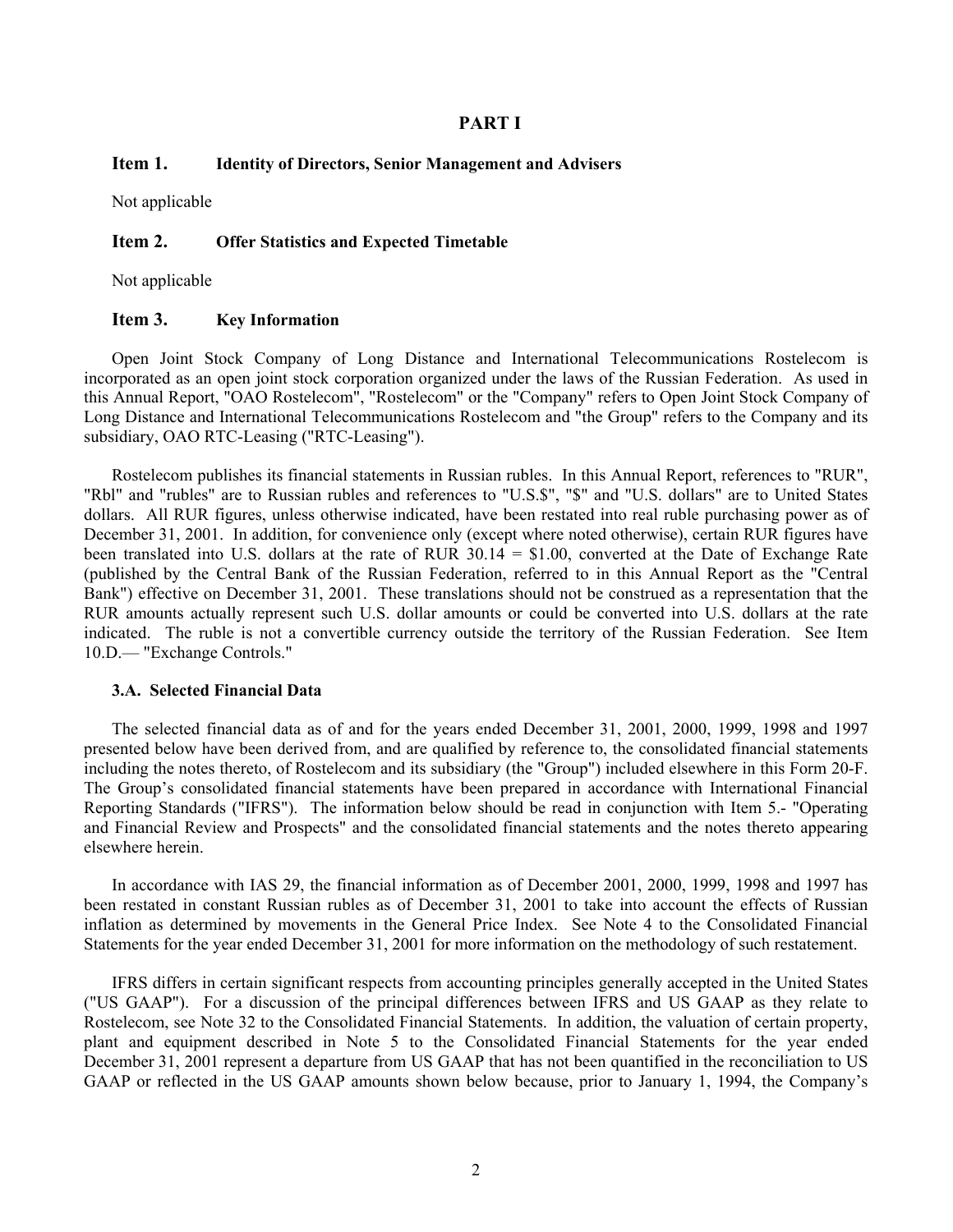# PART I

## Item 1. Identity of Directors, Senior Management and Advisers

Not applicable

## Item 2. Offer Statistics and Expected Timetable

Not applicable

## Item 3. Key Information

Open Joint Stock Company of Long Distance and International Telecommunications Rostelecom is incorporated as an open joint stock corporation organized under the laws of the Russian Federation. As used in this Annual Report, "OAO Rostelecom", "Rostelecom" or the "Company" refers to Open Joint Stock Company of Long Distance and International Telecommunications Rostelecom and "the Group" refers to the Company and its subsidiary, OAO RTC-Leasing ("RTC-Leasing").

Rostelecom publishes its financial statements in Russian rubles. In this Annual Report, references to "RUR", "Rbl" and "rubles" are to Russian rubles and references to "U.S.$", "$" and "U.S. dollars" are to United States dollars. All RUR figures, unless otherwise indicated, have been restated into real ruble purchasing power as of December 31, 2001. In addition, for convenience only (except where noted otherwise), certain RUR figures have been translated into U.S. dollars at the rate of RUR 30.14 = $1.00, converted at the Date of Exchange Rate (published by the Central Bank of the Russian Federation, referred to in this Annual Report as the "Central Bank") effective on December 31, 2001. These translations should not be construed as a representation that the RUR amounts actually represent such U.S. dollar amounts or could be converted into U.S. dollars at the rate indicated. The ruble is not a convertible currency outside the territory of the Russian Federation. See Item 10.D.— "Exchange Controls."

### 3.A. Selected Financial Data

The selected financial data as of and for the years ended December 31, 2001, 2000, 1999, 1998 and 1997 presented below have been derived from, and are qualified by reference to, the consolidated financial statements including the notes thereto, of Rostelecom and its subsidiary (the "Group") included elsewhere in this Form 20-F. The Group's consolidated financial statements have been prepared in accordance with International Financial Reporting Standards ("IFRS"). The information below should be read in conjunction with Item 5.- "Operating and Financial Review and Prospects" and the consolidated financial statements and the notes thereto appearing elsewhere herein.

In accordance with IAS 29, the financial information as of December 2001, 2000, 1999, 1998 and 1997 has been restated in constant Russian rubles as of December 31, 2001 to take into account the effects of Russian inflation as determined by movements in the General Price Index. See Note 4 to the Consolidated Financial Statements for the year ended December 31, 2001 for more information on the methodology of such restatement.

IFRS differs in certain significant respects from accounting principles generally accepted in the United States ("US GAAP"). For a discussion of the principal differences between IFRS and US GAAP as they relate to Rostelecom, see Note 32 to the Consolidated Financial Statements. In addition, the valuation of certain property, plant and equipment described in Note 5 to the Consolidated Financial Statements for the year ended December 31, 2001 represent a departure from US GAAP that has not been quantified in the reconciliation to US GAAP or reflected in the US GAAP amounts shown below because, prior to January 1, 1994, the Company's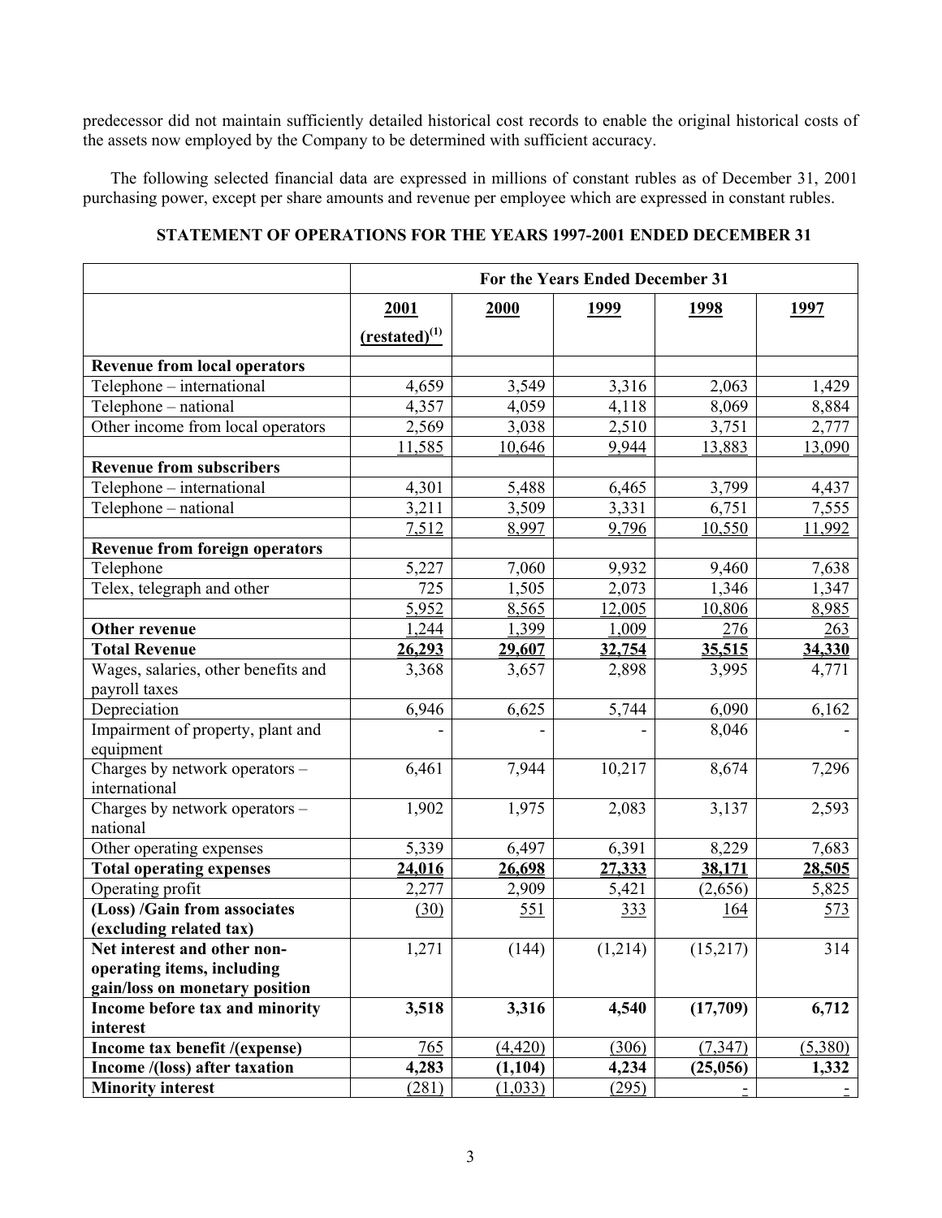predecessor did not maintain sufficiently detailed historical cost records to enable the original historical costs of the assets now employed by the Company to be determined with sufficient accuracy.

The following selected financial data are expressed in millions of constant rubles as of December 31, 2001 purchasing power, except per share amounts and revenue per employee which are expressed in constant rubles.

## STATEMENT OF OPERATIONS FOR THE YEARS 1997-2001 ENDED DECEMBER 31

| | For the Years Ended December 31 | | | | |
|---|---|---|---|---|---|
| | 2001 (restated)[1] | 2000 | 1999 | 1998 | 1997 |
| **Revenue from local operators** | | | | | |
| Telephone – international | 4,659 | 3,549 | 3,316 | 2,063 | 1,429 |
| Telephone – national | 4,357 | 4,059 | 4,118 | 8,069 | 8,884 |
| Other income from local operators | 2,569 | 3,038 | 2,510 | 3,751 | 2,777 |
| | 11,585 | 10,646 | 9,944 | 13,883 | 13,090 |
| **Revenue from subscribers** | | | | | |
| Telephone – international | 4,301 | 5,488 | 6,465 | 3,799 | 4,437 |
| Telephone – national | 3,211 | 3,509 | 3,331 | 6,751 | 7,555 |
| | 7,512 | 8,997 | 9,796 | 10,550 | 11,992 |
| **Revenue from foreign operators** | | | | | |
| Telephone | 5,227 | 7,060 | 9,932 | 9,460 | 7,638 |
| Telex, telegraph and other | 725 | 1,505 | 2,073 | 1,346 | 1,347 |
| | 5,952 | 8,565 | 12,005 | 10,806 | 8,985 |
| **Other revenue** | 1,244 | 1,399 | 1,009 | 276 | 263 |
| **Total Revenue** | **26,293** | **29,607** | **32,754** | **35,515** | **34,330** |
| Wages, salaries, other benefits and payroll taxes | 3,368 | 3,657 | 2,898 | 3,995 | 4,771 |
| Depreciation | 6,946 | 6,625 | 5,744 | 6,090 | 6,162 |
| Impairment of property, plant and equipment | - | - | - | 8,046 | - |
| Charges by network operators – international | 6,461 | 7,944 | 10,217 | 8,674 | 7,296 |
| Charges by network operators – national | 1,902 | 1,975 | 2,083 | 3,137 | 2,593 |
| Other operating expenses | 5,339 | 6,497 | 6,391 | 8,229 | 7,683 |
| **Total operating expenses** | **24,016** | **26,698** | **27,333** | **38,171** | **28,505** |
| Operating profit | 2,277 | 2,909 | 5,421 | (2,656) | 5,825 |
| **(Loss) /Gain from associates (excluding related tax)** | (30) | 551 | 333 | 164 | 573 |
| **Net interest and other non-operating items, including gain/loss on monetary position** | 1,271 | (144) | (1,214) | (15,217) | 314 |
| **Income before tax and minority interest** | **3,518** | **3,316** | **4,540** | **(17,709)** | **6,712** |
| **Income tax benefit /(expense)** | 765 | (4,420) | (306) | (7,347) | (5,380) |
| **Income /(loss) after taxation** | **4,283** | **(1,104)** | **4,234** | **(25,056)** | **1,332** |
| **Minority interest** | (281) | (1,033) | (295) | - | - |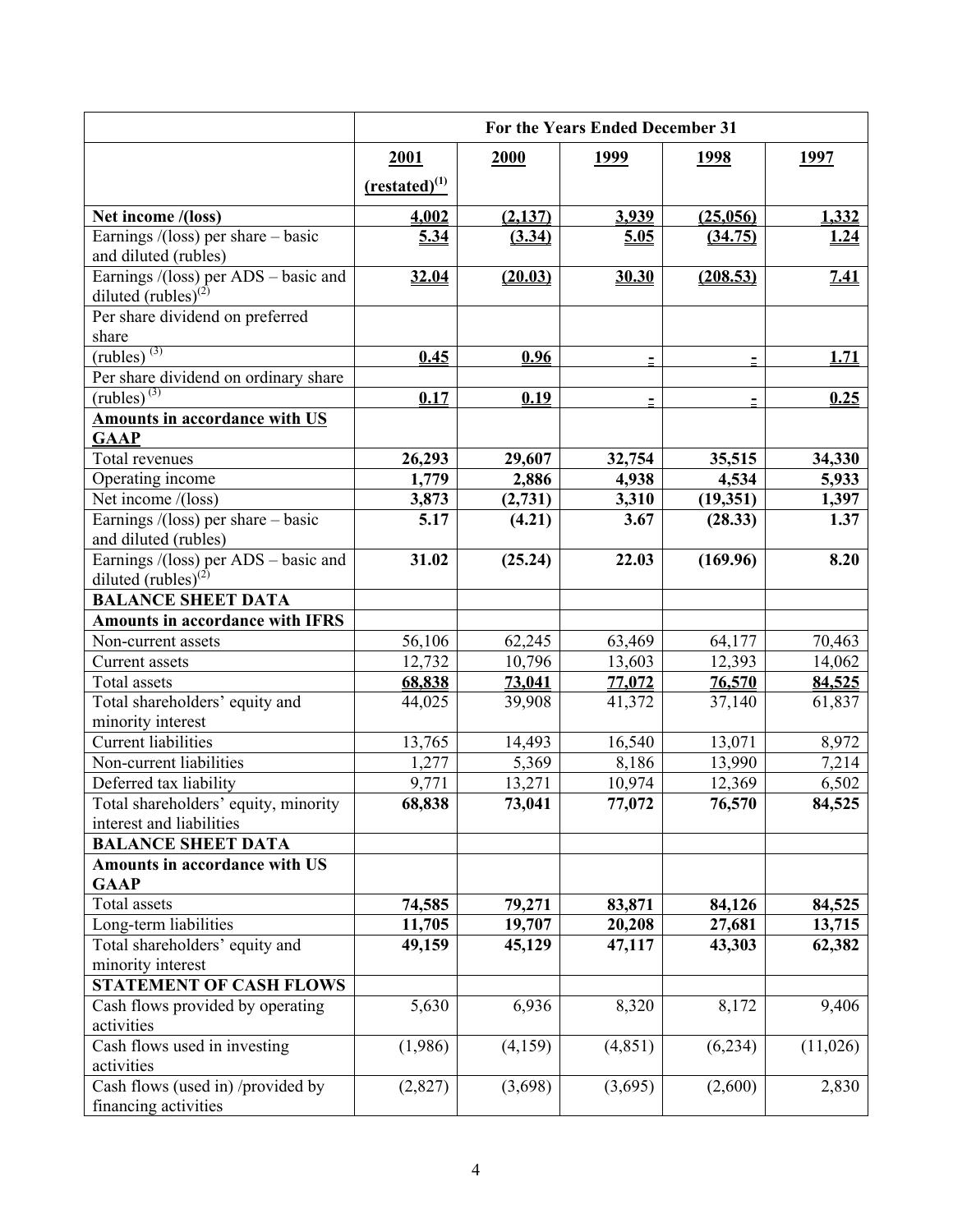| | For the Years Ended December 31 | | | | |
|---|---|---|---|---|---|
| | 2001 (restated)[(1)] | 2000 | 1999 | 1998 | 1997 |
| **Net income /(loss)** | **4,002** | **(2,137)** | **3,939** | **(25,056)** | **1,332** |
| Earnings /(loss) per share – basic and diluted (rubles) | **5.34** | **(3.34)** | **5.05** | **(34.75)** | **1.24** |
| Earnings /(loss) per ADS – basic and diluted (rubles)[(2)] | **32.04** | **(20.03)** | **30.30** | **(208.53)** | **7.41** |
| Per share dividend on preferred share | | | | | |
| (rubles) [(3)] | **0.45** | **0.96** | **-** | **-** | **1.71** |
| Per share dividend on ordinary share | | | | | |
| (rubles) [(3)] | **0.17** | **0.19** | **-** | **-** | **0.25** |
| **Amounts in accordance with US GAAP** | | | | | |
| Total revenues | **26,293** | **29,607** | **32,754** | **35,515** | **34,330** |
| Operating income | **1,779** | **2,886** | **4,938** | **4,534** | **5,933** |
| Net income /(loss) | **3,873** | **(2,731)** | **3,310** | **(19,351)** | **1,397** |
| Earnings /(loss) per share – basic and diluted (rubles) | **5.17** | **(4.21)** | **3.67** | **(28.33)** | **1.37** |
| Earnings /(loss) per ADS – basic and diluted (rubles)[(2)] | **31.02** | **(25.24)** | **22.03** | **(169.96)** | **8.20** |
| **BALANCE SHEET DATA** | | | | | |
| **Amounts in accordance with IFRS** | | | | | |
| Non-current assets | 56,106 | 62,245 | 63,469 | 64,177 | 70,463 |
| Current assets | 12,732 | 10,796 | 13,603 | 12,393 | 14,062 |
| Total assets | **68,838** | **73,041** | **77,072** | **76,570** | **84,525** |
| Total shareholders' equity and minority interest | 44,025 | 39,908 | 41,372 | 37,140 | 61,837 |
| Current liabilities | 13,765 | 14,493 | 16,540 | 13,071 | 8,972 |
| Non-current liabilities | 1,277 | 5,369 | 8,186 | 13,990 | 7,214 |
| Deferred tax liability | 9,771 | 13,271 | 10,974 | 12,369 | 6,502 |
| Total shareholders' equity, minority interest and liabilities | **68,838** | **73,041** | **77,072** | **76,570** | **84,525** |
| **BALANCE SHEET DATA** | | | | | |
| **Amounts in accordance with US GAAP** | | | | | |
| Total assets | **74,585** | **79,271** | **83,871** | **84,126** | **84,525** |
| Long-term liabilities | **11,705** | **19,707** | **20,208** | **27,681** | **13,715** |
| Total shareholders' equity and minority interest | **49,159** | **45,129** | **47,117** | **43,303** | **62,382** |
| **STATEMENT OF CASH FLOWS** | | | | | |
| Cash flows provided by operating activities | 5,630 | 6,936 | 8,320 | 8,172 | 9,406 |
| Cash flows used in investing activities | (1,986) | (4,159) | (4,851) | (6,234) | (11,026) |
| Cash flows (used in) /provided by financing activities | (2,827) | (3,698) | (3,695) | (2,600) | 2,830 |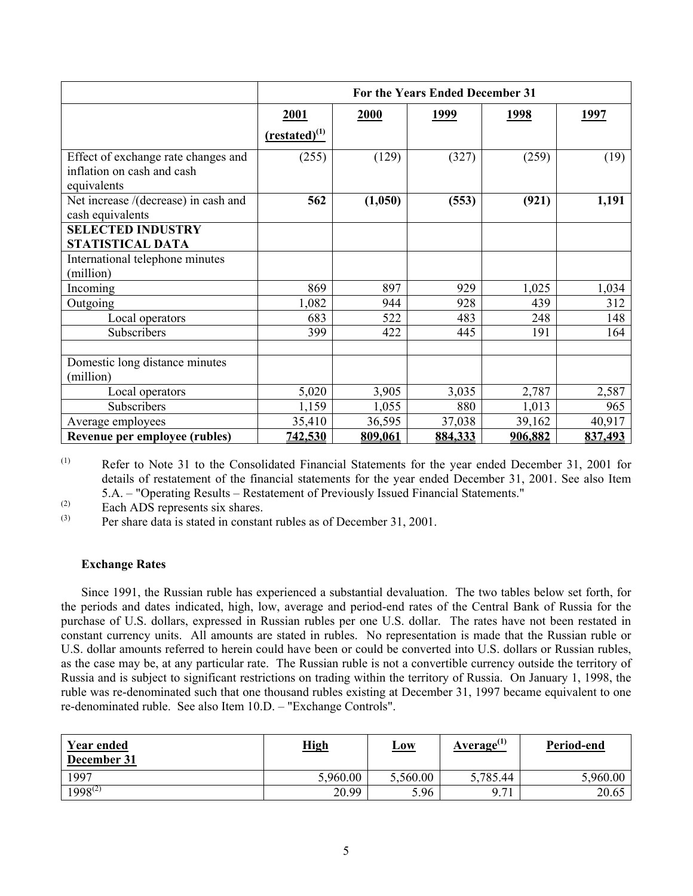| | For the Years Ended December 31 | | | | |
|---|---|---|---|---|---|
| | 2001 (restated)[1] | 2000 | 1999 | 1998 | 1997 |
| Effect of exchange rate changes and inflation on cash and cash equivalents | (255) | (129) | (327) | (259) | (19) |
| **Net increase /(decrease) in cash and cash equivalents** | **562** | **(1,050)** | **(553)** | **(921)** | **1,191** |
| **SELECTED INDUSTRY STATISTICAL DATA** | | | | | |
| International telephone minutes (million) | | | | | |
| Incoming | 869 | 897 | 929 | 1,025 | 1,034 |
| Outgoing | 1,082 | 944 | 928 | 439 | 312 |
| Local operators | 683 | 522 | 483 | 248 | 148 |
| Subscribers | 399 | 422 | 445 | 191 | 164 |
| | | | | | |
| Domestic long distance minutes (million) | | | | | |
| Local operators | 5,020 | 3,905 | 3,035 | 2,787 | 2,587 |
| Subscribers | 1,159 | 1,055 | 880 | 1,013 | 965 |
| Average employees | 35,410 | 36,595 | 37,038 | 39,162 | 40,917 |
| **Revenue per employee (rubles)** | **742,530** | **809,061** | **884,333** | **906,882** | **837,493** |

(1) Refer to Note 31 to the Consolidated Financial Statements for the year ended December 31, 2001 for details of restatement of the financial statements for the year ended December 31, 2001. See also Item 5.A. – "Operating Results – Restatement of Previously Issued Financial Statements."

(2) Each ADS represents six shares.

(3) Per share data is stated in constant rubles as of December 31, 2001.

### Exchange Rates

Since 1991, the Russian ruble has experienced a substantial devaluation. The two tables below set forth, for the periods and dates indicated, high, low, average and period-end rates of the Central Bank of Russia for the purchase of U.S. dollars, expressed in Russian rubles per one U.S. dollar. The rates have not been restated in constant currency units. All amounts are stated in rubles. No representation is made that the Russian ruble or U.S. dollar amounts referred to herein could have been or could be converted into U.S. dollars or Russian rubles, as the case may be, at any particular rate. The Russian ruble is not a convertible currency outside the territory of Russia and is subject to significant restrictions on trading within the territory of Russia. On January 1, 1998, the ruble was re-denominated such that one thousand rubles existing at December 31, 1997 became equivalent to one re-denominated ruble. See also Item 10.D. – "Exchange Controls".

| Year ended December 31 | High | Low | Average[1] | Period-end |
|---|---|---|---|---|
| 1997 | 5,960.00 | 5,560.00 | 5,785.44 | 5,960.00 |
| 1998[2] | 20.99 | 5.96 | 9.71 | 20.65 |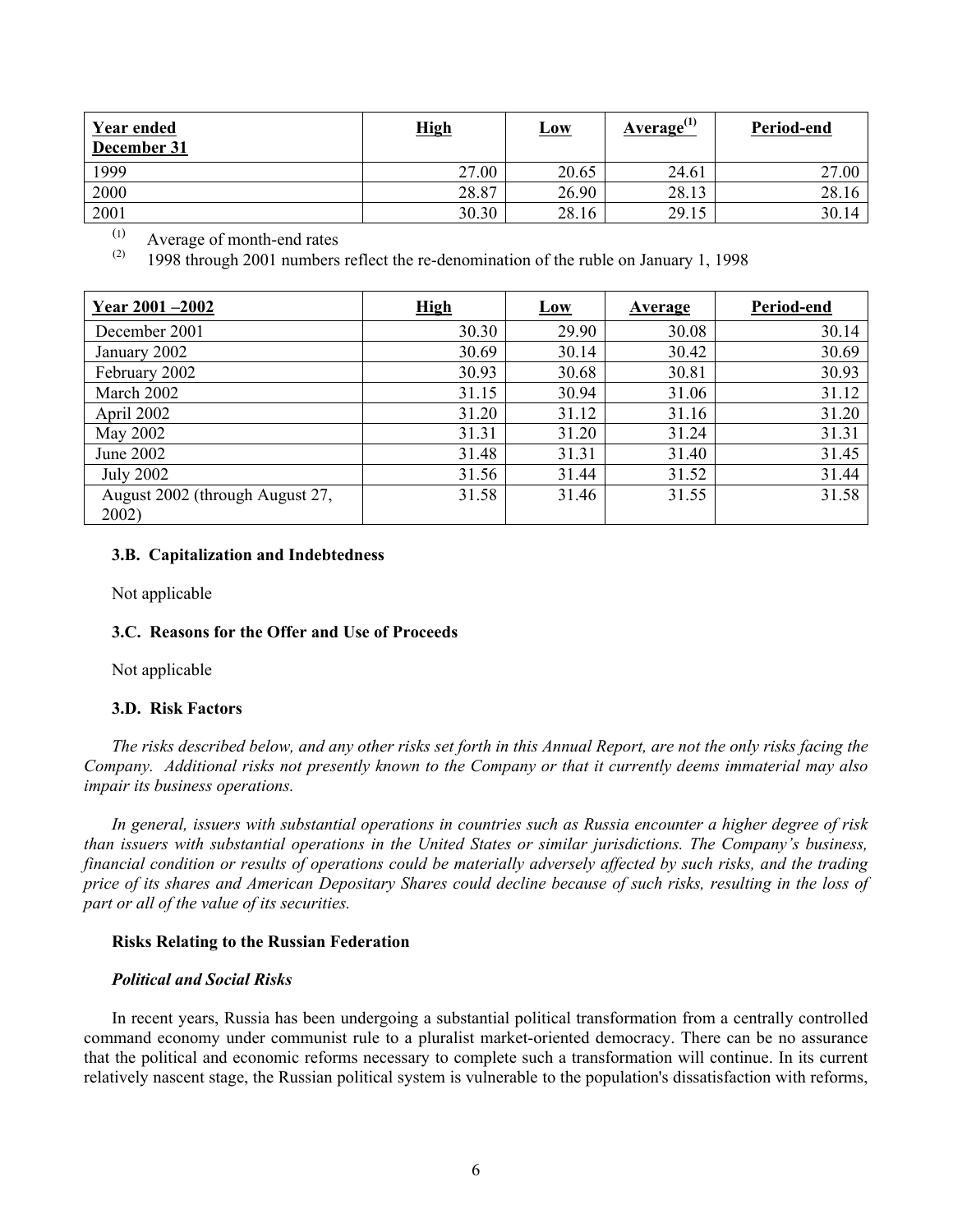| Year ended December 31 | High | Low | Average[(1)] | Period-end |
|---|---|---|---|---|
| 1999 | 27.00 | 20.65 | 24.61 | 27.00 |
| 2000 | 28.87 | 26.90 | 28.13 | 28.16 |
| 2001 | 30.30 | 28.16 | 29.15 | 30.14 |

(1) Average of month-end rates

(2) 1998 through 2001 numbers reflect the re-denomination of the ruble on January 1, 1998

| Year 2001 –2002 | High | Low | Average | Period-end |
|---|---|---|---|---|
| December 2001 | 30.30 | 29.90 | 30.08 | 30.14 |
| January 2002 | 30.69 | 30.14 | 30.42 | 30.69 |
| February 2002 | 30.93 | 30.68 | 30.81 | 30.93 |
| March 2002 | 31.15 | 30.94 | 31.06 | 31.12 |
| April 2002 | 31.20 | 31.12 | 31.16 | 31.20 |
| May 2002 | 31.31 | 31.20 | 31.24 | 31.31 |
| June 2002 | 31.48 | 31.31 | 31.40 | 31.45 |
| July 2002 | 31.56 | 31.44 | 31.52 | 31.44 |
| August 2002 (through August 27, 2002) | 31.58 | 31.46 | 31.55 | 31.58 |

### 3.B. Capitalization and Indebtedness

Not applicable

### 3.C. Reasons for the Offer and Use of Proceeds

Not applicable

### 3.D. Risk Factors

*The risks described below, and any other risks set forth in this Annual Report, are not the only risks facing the Company. Additional risks not presently known to the Company or that it currently deems immaterial may also impair its business operations.*

*In general, issuers with substantial operations in countries such as Russia encounter a higher degree of risk than issuers with substantial operations in the United States or similar jurisdictions. The Company's business, financial condition or results of operations could be materially adversely affected by such risks, and the trading price of its shares and American Depositary Shares could decline because of such risks, resulting in the loss of part or all of the value of its securities.*

**Risks Relating to the Russian Federation**

***Political and Social Risks***

In recent years, Russia has been undergoing a substantial political transformation from a centrally controlled command economy under communist rule to a pluralist market-oriented democracy. There can be no assurance that the political and economic reforms necessary to complete such a transformation will continue. In its current relatively nascent stage, the Russian political system is vulnerable to the population's dissatisfaction with reforms,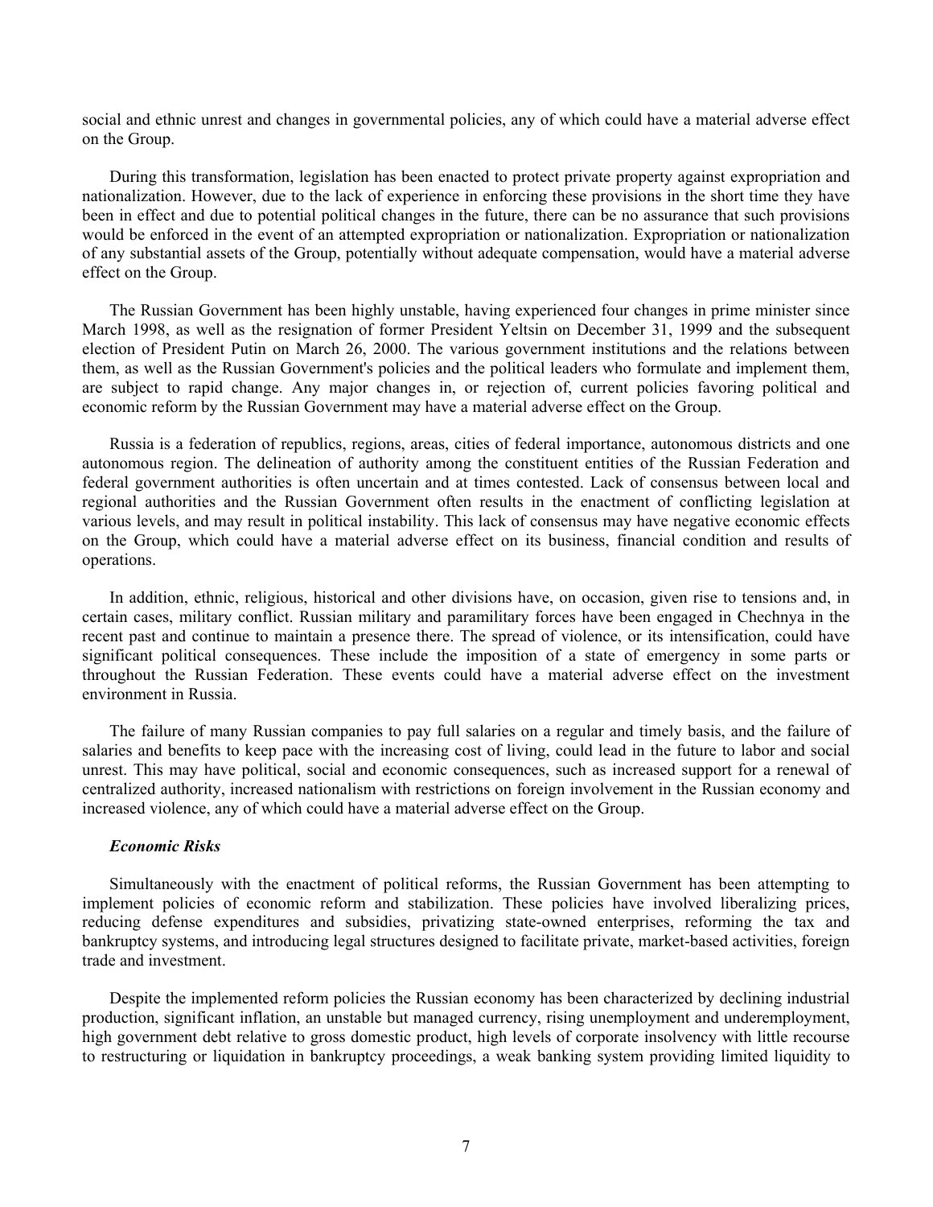social and ethnic unrest and changes in governmental policies, any of which could have a material adverse effect on the Group.

During this transformation, legislation has been enacted to protect private property against expropriation and nationalization. However, due to the lack of experience in enforcing these provisions in the short time they have been in effect and due to potential political changes in the future, there can be no assurance that such provisions would be enforced in the event of an attempted expropriation or nationalization. Expropriation or nationalization of any substantial assets of the Group, potentially without adequate compensation, would have a material adverse effect on the Group.

The Russian Government has been highly unstable, having experienced four changes in prime minister since March 1998, as well as the resignation of former President Yeltsin on December 31, 1999 and the subsequent election of President Putin on March 26, 2000. The various government institutions and the relations between them, as well as the Russian Government's policies and the political leaders who formulate and implement them, are subject to rapid change. Any major changes in, or rejection of, current policies favoring political and economic reform by the Russian Government may have a material adverse effect on the Group.

Russia is a federation of republics, regions, areas, cities of federal importance, autonomous districts and one autonomous region. The delineation of authority among the constituent entities of the Russian Federation and federal government authorities is often uncertain and at times contested. Lack of consensus between local and regional authorities and the Russian Government often results in the enactment of conflicting legislation at various levels, and may result in political instability. This lack of consensus may have negative economic effects on the Group, which could have a material adverse effect on its business, financial condition and results of operations.

In addition, ethnic, religious, historical and other divisions have, on occasion, given rise to tensions and, in certain cases, military conflict. Russian military and paramilitary forces have been engaged in Chechnya in the recent past and continue to maintain a presence there. The spread of violence, or its intensification, could have significant political consequences. These include the imposition of a state of emergency in some parts or throughout the Russian Federation. These events could have a material adverse effect on the investment environment in Russia.

The failure of many Russian companies to pay full salaries on a regular and timely basis, and the failure of salaries and benefits to keep pace with the increasing cost of living, could lead in the future to labor and social unrest. This may have political, social and economic consequences, such as increased support for a renewal of centralized authority, increased nationalism with restrictions on foreign involvement in the Russian economy and increased violence, any of which could have a material adverse effect on the Group.

***Economic Risks***

Simultaneously with the enactment of political reforms, the Russian Government has been attempting to implement policies of economic reform and stabilization. These policies have involved liberalizing prices, reducing defense expenditures and subsidies, privatizing state-owned enterprises, reforming the tax and bankruptcy systems, and introducing legal structures designed to facilitate private, market-based activities, foreign trade and investment.

Despite the implemented reform policies the Russian economy has been characterized by declining industrial production, significant inflation, an unstable but managed currency, rising unemployment and underemployment, high government debt relative to gross domestic product, high levels of corporate insolvency with little recourse to restructuring or liquidation in bankruptcy proceedings, a weak banking system providing limited liquidity to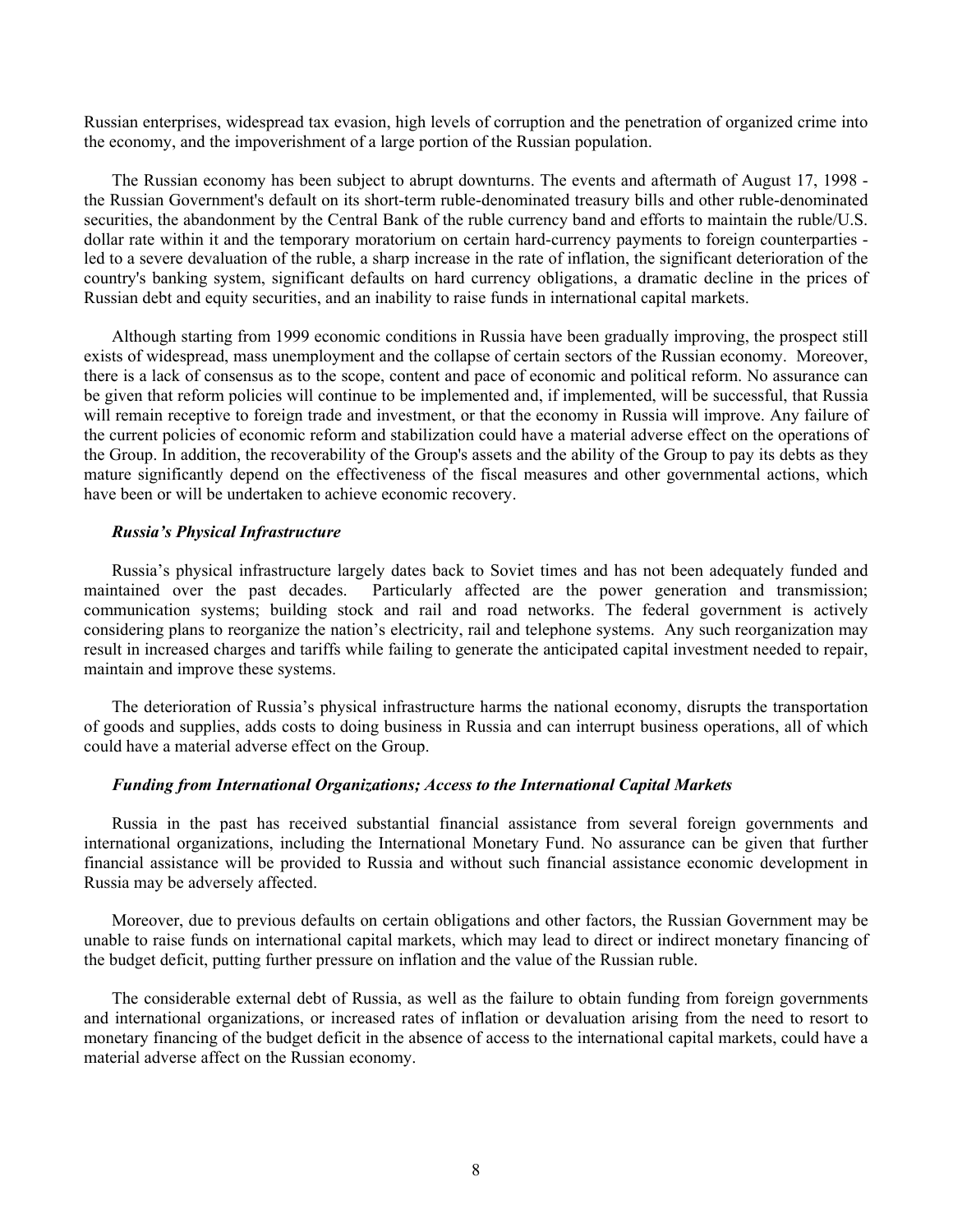Russian enterprises, widespread tax evasion, high levels of corruption and the penetration of organized crime into the economy, and the impoverishment of a large portion of the Russian population.

The Russian economy has been subject to abrupt downturns. The events and aftermath of August 17, 1998 - the Russian Government's default on its short-term ruble-denominated treasury bills and other ruble-denominated securities, the abandonment by the Central Bank of the ruble currency band and efforts to maintain the ruble/U.S. dollar rate within it and the temporary moratorium on certain hard-currency payments to foreign counterparties - led to a severe devaluation of the ruble, a sharp increase in the rate of inflation, the significant deterioration of the country's banking system, significant defaults on hard currency obligations, a dramatic decline in the prices of Russian debt and equity securities, and an inability to raise funds in international capital markets.

Although starting from 1999 economic conditions in Russia have been gradually improving, the prospect still exists of widespread, mass unemployment and the collapse of certain sectors of the Russian economy. Moreover, there is a lack of consensus as to the scope, content and pace of economic and political reform. No assurance can be given that reform policies will continue to be implemented and, if implemented, will be successful, that Russia will remain receptive to foreign trade and investment, or that the economy in Russia will improve. Any failure of the current policies of economic reform and stabilization could have a material adverse effect on the operations of the Group. In addition, the recoverability of the Group's assets and the ability of the Group to pay its debts as they mature significantly depend on the effectiveness of the fiscal measures and other governmental actions, which have been or will be undertaken to achieve economic recovery.

***Russia's Physical Infrastructure***

Russia's physical infrastructure largely dates back to Soviet times and has not been adequately funded and maintained over the past decades. Particularly affected are the power generation and transmission; communication systems; building stock and rail and road networks. The federal government is actively considering plans to reorganize the nation's electricity, rail and telephone systems. Any such reorganization may result in increased charges and tariffs while failing to generate the anticipated capital investment needed to repair, maintain and improve these systems.

The deterioration of Russia's physical infrastructure harms the national economy, disrupts the transportation of goods and supplies, adds costs to doing business in Russia and can interrupt business operations, all of which could have a material adverse effect on the Group.

***Funding from International Organizations; Access to the International Capital Markets***

Russia in the past has received substantial financial assistance from several foreign governments and international organizations, including the International Monetary Fund. No assurance can be given that further financial assistance will be provided to Russia and without such financial assistance economic development in Russia may be adversely affected.

Moreover, due to previous defaults on certain obligations and other factors, the Russian Government may be unable to raise funds on international capital markets, which may lead to direct or indirect monetary financing of the budget deficit, putting further pressure on inflation and the value of the Russian ruble.

The considerable external debt of Russia, as well as the failure to obtain funding from foreign governments and international organizations, or increased rates of inflation or devaluation arising from the need to resort to monetary financing of the budget deficit in the absence of access to the international capital markets, could have a material adverse affect on the Russian economy.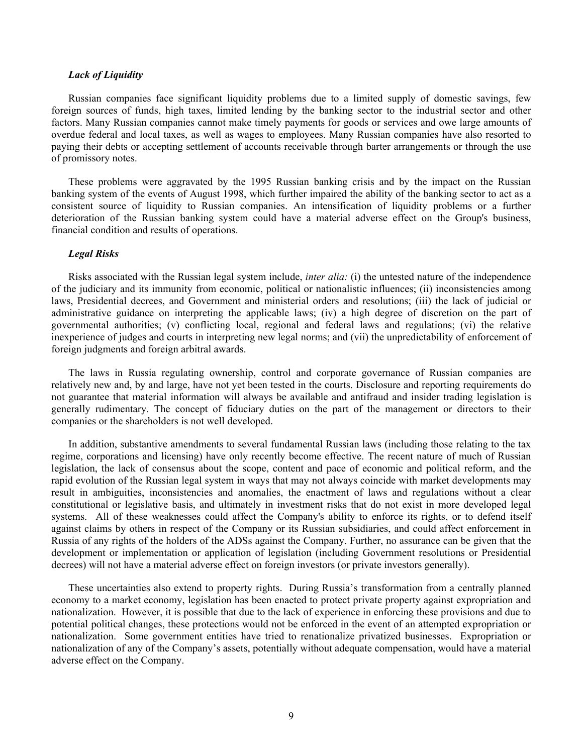### *Lack of Liquidity*

Russian companies face significant liquidity problems due to a limited supply of domestic savings, few foreign sources of funds, high taxes, limited lending by the banking sector to the industrial sector and other factors. Many Russian companies cannot make timely payments for goods or services and owe large amounts of overdue federal and local taxes, as well as wages to employees. Many Russian companies have also resorted to paying their debts or accepting settlement of accounts receivable through barter arrangements or through the use of promissory notes.

These problems were aggravated by the 1995 Russian banking crisis and by the impact on the Russian banking system of the events of August 1998, which further impaired the ability of the banking sector to act as a consistent source of liquidity to Russian companies. An intensification of liquidity problems or a further deterioration of the Russian banking system could have a material adverse effect on the Group's business, financial condition and results of operations.

### *Legal Risks*

Risks associated with the Russian legal system include, *inter alia:* (i) the untested nature of the independence of the judiciary and its immunity from economic, political or nationalistic influences; (ii) inconsistencies among laws, Presidential decrees, and Government and ministerial orders and resolutions; (iii) the lack of judicial or administrative guidance on interpreting the applicable laws; (iv) a high degree of discretion on the part of governmental authorities; (v) conflicting local, regional and federal laws and regulations; (vi) the relative inexperience of judges and courts in interpreting new legal norms; and (vii) the unpredictability of enforcement of foreign judgments and foreign arbitral awards.

The laws in Russia regulating ownership, control and corporate governance of Russian companies are relatively new and, by and large, have not yet been tested in the courts. Disclosure and reporting requirements do not guarantee that material information will always be available and antifraud and insider trading legislation is generally rudimentary. The concept of fiduciary duties on the part of the management or directors to their companies or the shareholders is not well developed.

In addition, substantive amendments to several fundamental Russian laws (including those relating to the tax regime, corporations and licensing) have only recently become effective. The recent nature of much of Russian legislation, the lack of consensus about the scope, content and pace of economic and political reform, and the rapid evolution of the Russian legal system in ways that may not always coincide with market developments may result in ambiguities, inconsistencies and anomalies, the enactment of laws and regulations without a clear constitutional or legislative basis, and ultimately in investment risks that do not exist in more developed legal systems. All of these weaknesses could affect the Company's ability to enforce its rights, or to defend itself against claims by others in respect of the Company or its Russian subsidiaries, and could affect enforcement in Russia of any rights of the holders of the ADSs against the Company. Further, no assurance can be given that the development or implementation or application of legislation (including Government resolutions or Presidential decrees) will not have a material adverse effect on foreign investors (or private investors generally).

These uncertainties also extend to property rights. During Russia's transformation from a centrally planned economy to a market economy, legislation has been enacted to protect private property against expropriation and nationalization. However, it is possible that due to the lack of experience in enforcing these provisions and due to potential political changes, these protections would not be enforced in the event of an attempted expropriation or nationalization. Some government entities have tried to renationalize privatized businesses. Expropriation or nationalization of any of the Company's assets, potentially without adequate compensation, would have a material adverse effect on the Company.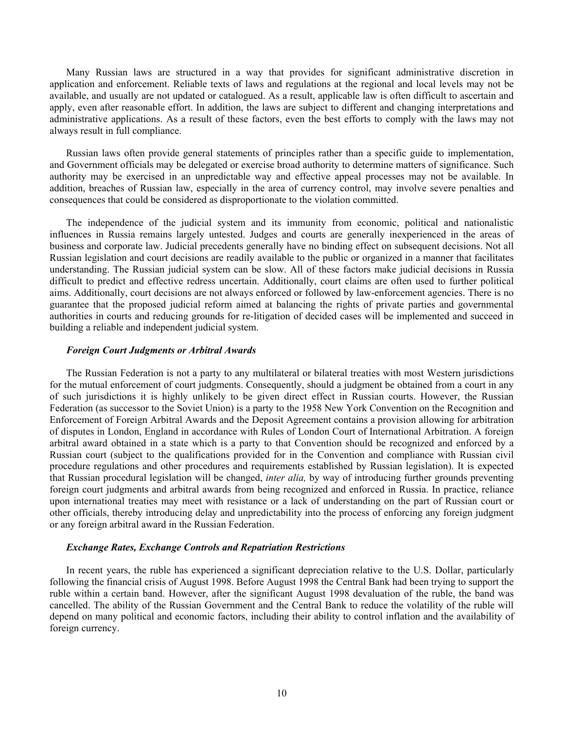Many Russian laws are structured in a way that provides for significant administrative discretion in application and enforcement. Reliable texts of laws and regulations at the regional and local levels may not be available, and usually are not updated or catalogued. As a result, applicable law is often difficult to ascertain and apply, even after reasonable effort. In addition, the laws are subject to different and changing interpretations and administrative applications. As a result of these factors, even the best efforts to comply with the laws may not always result in full compliance.

Russian laws often provide general statements of principles rather than a specific guide to implementation, and Government officials may be delegated or exercise broad authority to determine matters of significance. Such authority may be exercised in an unpredictable way and effective appeal processes may not be available. In addition, breaches of Russian law, especially in the area of currency control, may involve severe penalties and consequences that could be considered as disproportionate to the violation committed.

The independence of the judicial system and its immunity from economic, political and nationalistic influences in Russia remains largely untested. Judges and courts are generally inexperienced in the areas of business and corporate law. Judicial precedents generally have no binding effect on subsequent decisions. Not all Russian legislation and court decisions are readily available to the public or organized in a manner that facilitates understanding. The Russian judicial system can be slow. All of these factors make judicial decisions in Russia difficult to predict and effective redress uncertain. Additionally, court claims are often used to further political aims. Additionally, court decisions are not always enforced or followed by law-enforcement agencies. There is no guarantee that the proposed judicial reform aimed at balancing the rights of private parties and governmental authorities in courts and reducing grounds for re-litigation of decided cases will be implemented and succeed in building a reliable and independent judicial system.

***Foreign Court Judgments or Arbitral Awards***

The Russian Federation is not a party to any multilateral or bilateral treaties with most Western jurisdictions for the mutual enforcement of court judgments. Consequently, should a judgment be obtained from a court in any of such jurisdictions it is highly unlikely to be given direct effect in Russian courts. However, the Russian Federation (as successor to the Soviet Union) is a party to the 1958 New York Convention on the Recognition and Enforcement of Foreign Arbitral Awards and the Deposit Agreement contains a provision allowing for arbitration of disputes in London, England in accordance with Rules of London Court of International Arbitration. A foreign arbitral award obtained in a state which is a party to that Convention should be recognized and enforced by a Russian court (subject to the qualifications provided for in the Convention and compliance with Russian civil procedure regulations and other procedures and requirements established by Russian legislation). It is expected that Russian procedural legislation will be changed, *inter alia,* by way of introducing further grounds preventing foreign court judgments and arbitral awards from being recognized and enforced in Russia. In practice, reliance upon international treaties may meet with resistance or a lack of understanding on the part of Russian court or other officials, thereby introducing delay and unpredictability into the process of enforcing any foreign judgment or any foreign arbitral award in the Russian Federation.

***Exchange Rates, Exchange Controls and Repatriation Restrictions***

In recent years, the ruble has experienced a significant depreciation relative to the U.S. Dollar, particularly following the financial crisis of August 1998. Before August 1998 the Central Bank had been trying to support the ruble within a certain band. However, after the significant August 1998 devaluation of the ruble, the band was cancelled. The ability of the Russian Government and the Central Bank to reduce the volatility of the ruble will depend on many political and economic factors, including their ability to control inflation and the availability of foreign currency.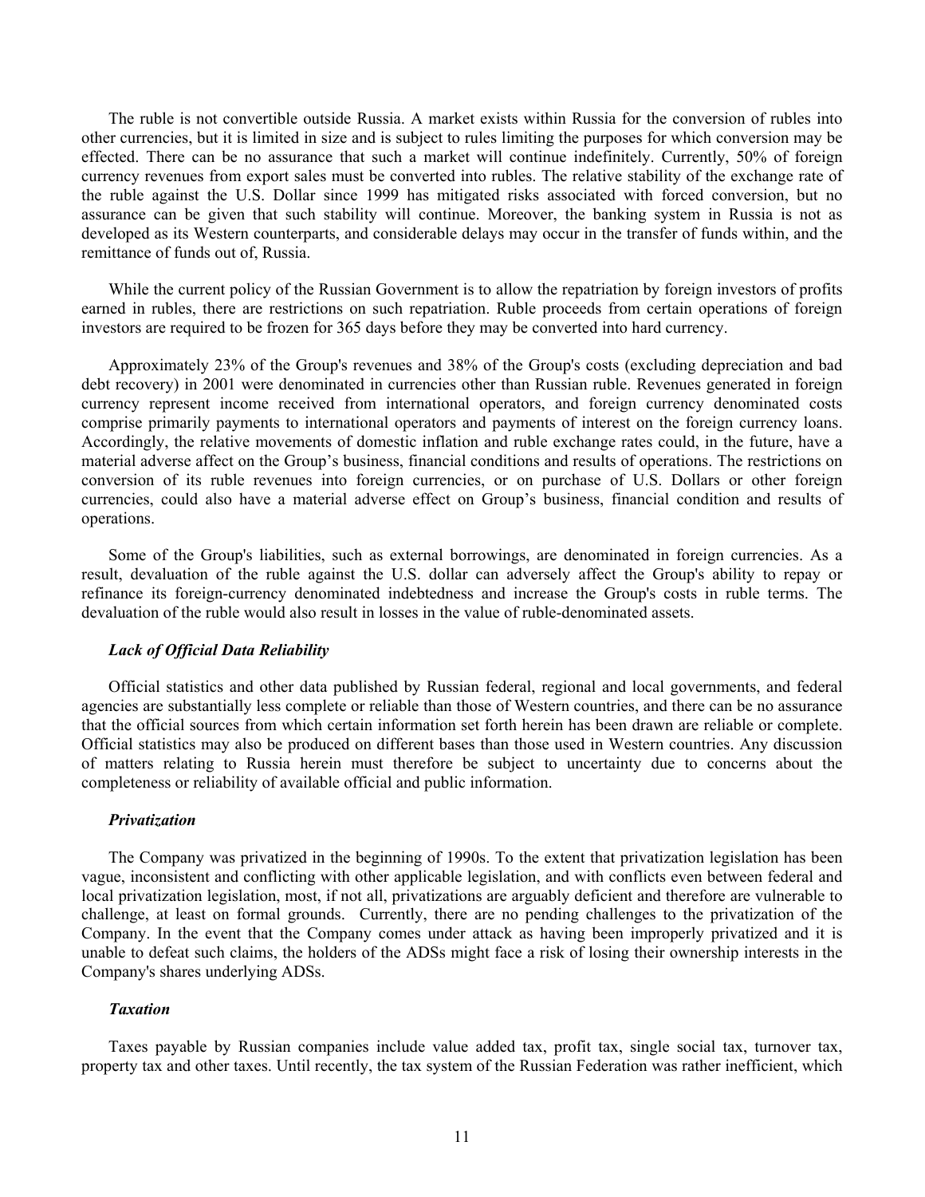The ruble is not convertible outside Russia. A market exists within Russia for the conversion of rubles into other currencies, but it is limited in size and is subject to rules limiting the purposes for which conversion may be effected. There can be no assurance that such a market will continue indefinitely. Currently, 50% of foreign currency revenues from export sales must be converted into rubles. The relative stability of the exchange rate of the ruble against the U.S. Dollar since 1999 has mitigated risks associated with forced conversion, but no assurance can be given that such stability will continue. Moreover, the banking system in Russia is not as developed as its Western counterparts, and considerable delays may occur in the transfer of funds within, and the remittance of funds out of, Russia.

While the current policy of the Russian Government is to allow the repatriation by foreign investors of profits earned in rubles, there are restrictions on such repatriation. Ruble proceeds from certain operations of foreign investors are required to be frozen for 365 days before they may be converted into hard currency.

Approximately 23% of the Group's revenues and 38% of the Group's costs (excluding depreciation and bad debt recovery) in 2001 were denominated in currencies other than Russian ruble. Revenues generated in foreign currency represent income received from international operators, and foreign currency denominated costs comprise primarily payments to international operators and payments of interest on the foreign currency loans. Accordingly, the relative movements of domestic inflation and ruble exchange rates could, in the future, have a material adverse affect on the Group’s business, financial conditions and results of operations. The restrictions on conversion of its ruble revenues into foreign currencies, or on purchase of U.S. Dollars or other foreign currencies, could also have a material adverse effect on Group’s business, financial condition and results of operations.

Some of the Group's liabilities, such as external borrowings, are denominated in foreign currencies. As a result, devaluation of the ruble against the U.S. dollar can adversely affect the Group's ability to repay or refinance its foreign-currency denominated indebtedness and increase the Group's costs in ruble terms. The devaluation of the ruble would also result in losses in the value of ruble-denominated assets.

***Lack of Official Data Reliability***

Official statistics and other data published by Russian federal, regional and local governments, and federal agencies are substantially less complete or reliable than those of Western countries, and there can be no assurance that the official sources from which certain information set forth herein has been drawn are reliable or complete. Official statistics may also be produced on different bases than those used in Western countries. Any discussion of matters relating to Russia herein must therefore be subject to uncertainty due to concerns about the completeness or reliability of available official and public information.

***Privatization***

The Company was privatized in the beginning of 1990s. To the extent that privatization legislation has been vague, inconsistent and conflicting with other applicable legislation, and with conflicts even between federal and local privatization legislation, most, if not all, privatizations are arguably deficient and therefore are vulnerable to challenge, at least on formal grounds. Currently, there are no pending challenges to the privatization of the Company. In the event that the Company comes under attack as having been improperly privatized and it is unable to defeat such claims, the holders of the ADSs might face a risk of losing their ownership interests in the Company's shares underlying ADSs.

***Taxation***

Taxes payable by Russian companies include value added tax, profit tax, single social tax, turnover tax, property tax and other taxes. Until recently, the tax system of the Russian Federation was rather inefficient, which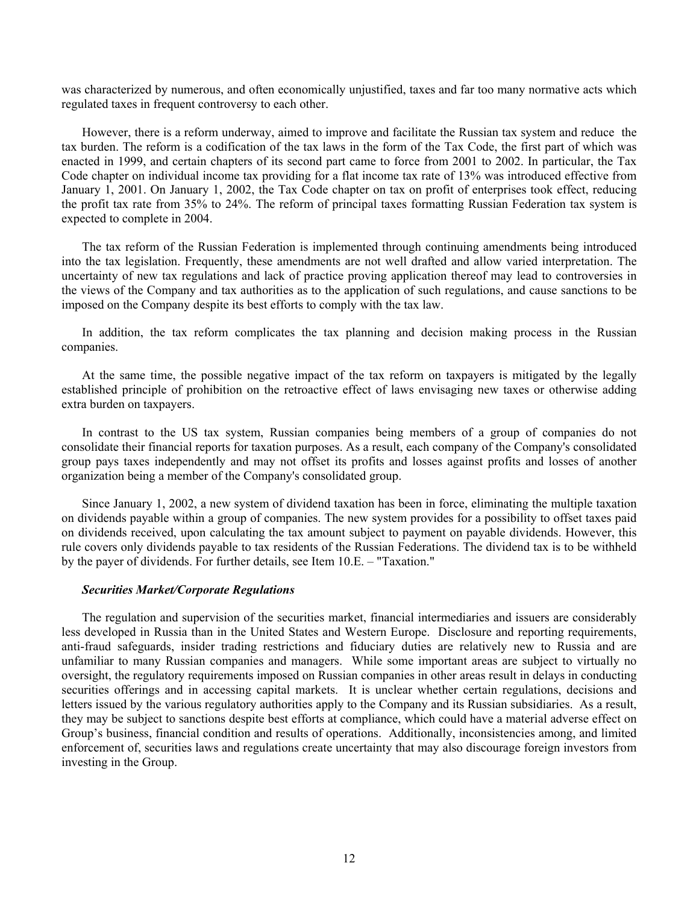was characterized by numerous, and often economically unjustified, taxes and far too many normative acts which regulated taxes in frequent controversy to each other.

However, there is a reform underway, aimed to improve and facilitate the Russian tax system and reduce the tax burden. The reform is a codification of the tax laws in the form of the Tax Code, the first part of which was enacted in 1999, and certain chapters of its second part came to force from 2001 to 2002. In particular, the Tax Code chapter on individual income tax providing for a flat income tax rate of 13% was introduced effective from January 1, 2001. On January 1, 2002, the Tax Code chapter on tax on profit of enterprises took effect, reducing the profit tax rate from 35% to 24%. The reform of principal taxes formatting Russian Federation tax system is expected to complete in 2004.

The tax reform of the Russian Federation is implemented through continuing amendments being introduced into the tax legislation. Frequently, these amendments are not well drafted and allow varied interpretation. The uncertainty of new tax regulations and lack of practice proving application thereof may lead to controversies in the views of the Company and tax authorities as to the application of such regulations, and cause sanctions to be imposed on the Company despite its best efforts to comply with the tax law.

In addition, the tax reform complicates the tax planning and decision making process in the Russian companies.

At the same time, the possible negative impact of the tax reform on taxpayers is mitigated by the legally established principle of prohibition on the retroactive effect of laws envisaging new taxes or otherwise adding extra burden on taxpayers.

In contrast to the US tax system, Russian companies being members of a group of companies do not consolidate their financial reports for taxation purposes. As a result, each company of the Company's consolidated group pays taxes independently and may not offset its profits and losses against profits and losses of another organization being a member of the Company's consolidated group.

Since January 1, 2002, a new system of dividend taxation has been in force, eliminating the multiple taxation on dividends payable within a group of companies. The new system provides for a possibility to offset taxes paid on dividends received, upon calculating the tax amount subject to payment on payable dividends. However, this rule covers only dividends payable to tax residents of the Russian Federations. The dividend tax is to be withheld by the payer of dividends. For further details, see Item 10.E. – "Taxation."

***Securities Market/Corporate Regulations***

The regulation and supervision of the securities market, financial intermediaries and issuers are considerably less developed in Russia than in the United States and Western Europe. Disclosure and reporting requirements, anti-fraud safeguards, insider trading restrictions and fiduciary duties are relatively new to Russia and are unfamiliar to many Russian companies and managers. While some important areas are subject to virtually no oversight, the regulatory requirements imposed on Russian companies in other areas result in delays in conducting securities offerings and in accessing capital markets. It is unclear whether certain regulations, decisions and letters issued by the various regulatory authorities apply to the Company and its Russian subsidiaries. As a result, they may be subject to sanctions despite best efforts at compliance, which could have a material adverse effect on Group's business, financial condition and results of operations. Additionally, inconsistencies among, and limited enforcement of, securities laws and regulations create uncertainty that may also discourage foreign investors from investing in the Group.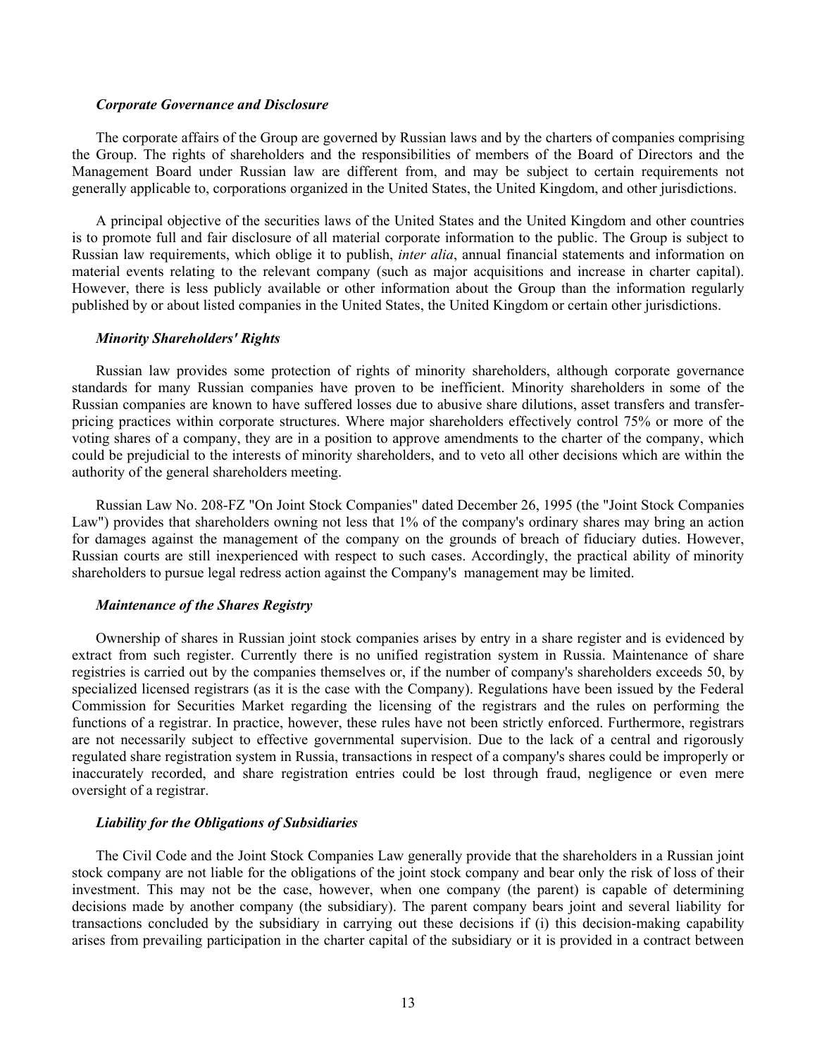### *Corporate Governance and Disclosure*

The corporate affairs of the Group are governed by Russian laws and by the charters of companies comprising the Group. The rights of shareholders and the responsibilities of members of the Board of Directors and the Management Board under Russian law are different from, and may be subject to certain requirements not generally applicable to, corporations organized in the United States, the United Kingdom, and other jurisdictions.

A principal objective of the securities laws of the United States and the United Kingdom and other countries is to promote full and fair disclosure of all material corporate information to the public. The Group is subject to Russian law requirements, which oblige it to publish, *inter alia*, annual financial statements and information on material events relating to the relevant company (such as major acquisitions and increase in charter capital). However, there is less publicly available or other information about the Group than the information regularly published by or about listed companies in the United States, the United Kingdom or certain other jurisdictions.

### *Minority Shareholders' Rights*

Russian law provides some protection of rights of minority shareholders, although corporate governance standards for many Russian companies have proven to be inefficient. Minority shareholders in some of the Russian companies are known to have suffered losses due to abusive share dilutions, asset transfers and transfer-pricing practices within corporate structures. Where major shareholders effectively control 75% or more of the voting shares of a company, they are in a position to approve amendments to the charter of the company, which could be prejudicial to the interests of minority shareholders, and to veto all other decisions which are within the authority of the general shareholders meeting.

Russian Law No. 208-FZ "On Joint Stock Companies" dated December 26, 1995 (the "Joint Stock Companies Law") provides that shareholders owning not less that 1% of the company's ordinary shares may bring an action for damages against the management of the company on the grounds of breach of fiduciary duties. However, Russian courts are still inexperienced with respect to such cases. Accordingly, the practical ability of minority shareholders to pursue legal redress action against the Company's management may be limited.

### *Maintenance of the Shares Registry*

Ownership of shares in Russian joint stock companies arises by entry in a share register and is evidenced by extract from such register. Currently there is no unified registration system in Russia. Maintenance of share registries is carried out by the companies themselves or, if the number of company's shareholders exceeds 50, by specialized licensed registrars (as it is the case with the Company). Regulations have been issued by the Federal Commission for Securities Market regarding the licensing of the registrars and the rules on performing the functions of a registrar. In practice, however, these rules have not been strictly enforced. Furthermore, registrars are not necessarily subject to effective governmental supervision. Due to the lack of a central and rigorously regulated share registration system in Russia, transactions in respect of a company's shares could be improperly or inaccurately recorded, and share registration entries could be lost through fraud, negligence or even mere oversight of a registrar.

### *Liability for the Obligations of Subsidiaries*

The Civil Code and the Joint Stock Companies Law generally provide that the shareholders in a Russian joint stock company are not liable for the obligations of the joint stock company and bear only the risk of loss of their investment. This may not be the case, however, when one company (the parent) is capable of determining decisions made by another company (the subsidiary). The parent company bears joint and several liability for transactions concluded by the subsidiary in carrying out these decisions if (i) this decision-making capability arises from prevailing participation in the charter capital of the subsidiary or it is provided in a contract between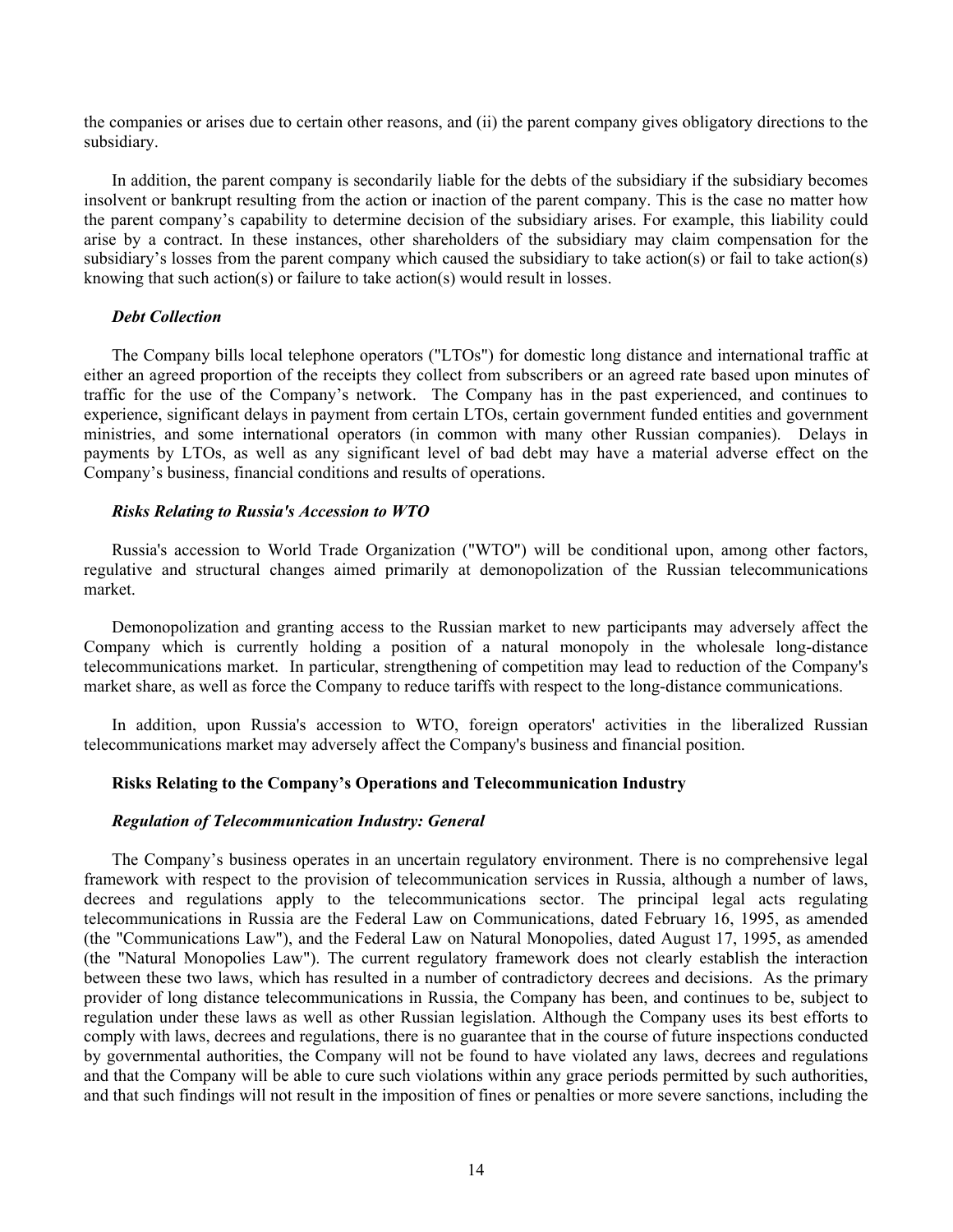the companies or arises due to certain other reasons, and (ii) the parent company gives obligatory directions to the subsidiary.

In addition, the parent company is secondarily liable for the debts of the subsidiary if the subsidiary becomes insolvent or bankrupt resulting from the action or inaction of the parent company. This is the case no matter how the parent company's capability to determine decision of the subsidiary arises. For example, this liability could arise by a contract. In these instances, other shareholders of the subsidiary may claim compensation for the subsidiary's losses from the parent company which caused the subsidiary to take action(s) or fail to take action(s) knowing that such action(s) or failure to take action(s) would result in losses.

***Debt Collection***

The Company bills local telephone operators ("LTOs") for domestic long distance and international traffic at either an agreed proportion of the receipts they collect from subscribers or an agreed rate based upon minutes of traffic for the use of the Company's network. The Company has in the past experienced, and continues to experience, significant delays in payment from certain LTOs, certain government funded entities and government ministries, and some international operators (in common with many other Russian companies). Delays in payments by LTOs, as well as any significant level of bad debt may have a material adverse effect on the Company's business, financial conditions and results of operations.

***Risks Relating to Russia's Accession to WTO***

Russia's accession to World Trade Organization ("WTO") will be conditional upon, among other factors, regulative and structural changes aimed primarily at demonopolization of the Russian telecommunications market.

Demonopolization and granting access to the Russian market to new participants may adversely affect the Company which is currently holding a position of a natural monopoly in the wholesale long-distance telecommunications market. In particular, strengthening of competition may lead to reduction of the Company's market share, as well as force the Company to reduce tariffs with respect to the long-distance communications.

In addition, upon Russia's accession to WTO, foreign operators' activities in the liberalized Russian telecommunications market may adversely affect the Company's business and financial position.

**Risks Relating to the Company's Operations and Telecommunication Industry**

***Regulation of Telecommunication Industry: General***

The Company's business operates in an uncertain regulatory environment. There is no comprehensive legal framework with respect to the provision of telecommunication services in Russia, although a number of laws, decrees and regulations apply to the telecommunications sector. The principal legal acts regulating telecommunications in Russia are the Federal Law on Communications, dated February 16, 1995, as amended (the "Communications Law"), and the Federal Law on Natural Monopolies, dated August 17, 1995, as amended (the "Natural Monopolies Law"). The current regulatory framework does not clearly establish the interaction between these two laws, which has resulted in a number of contradictory decrees and decisions. As the primary provider of long distance telecommunications in Russia, the Company has been, and continues to be, subject to regulation under these laws as well as other Russian legislation. Although the Company uses its best efforts to comply with laws, decrees and regulations, there is no guarantee that in the course of future inspections conducted by governmental authorities, the Company will not be found to have violated any laws, decrees and regulations and that the Company will be able to cure such violations within any grace periods permitted by such authorities, and that such findings will not result in the imposition of fines or penalties or more severe sanctions, including the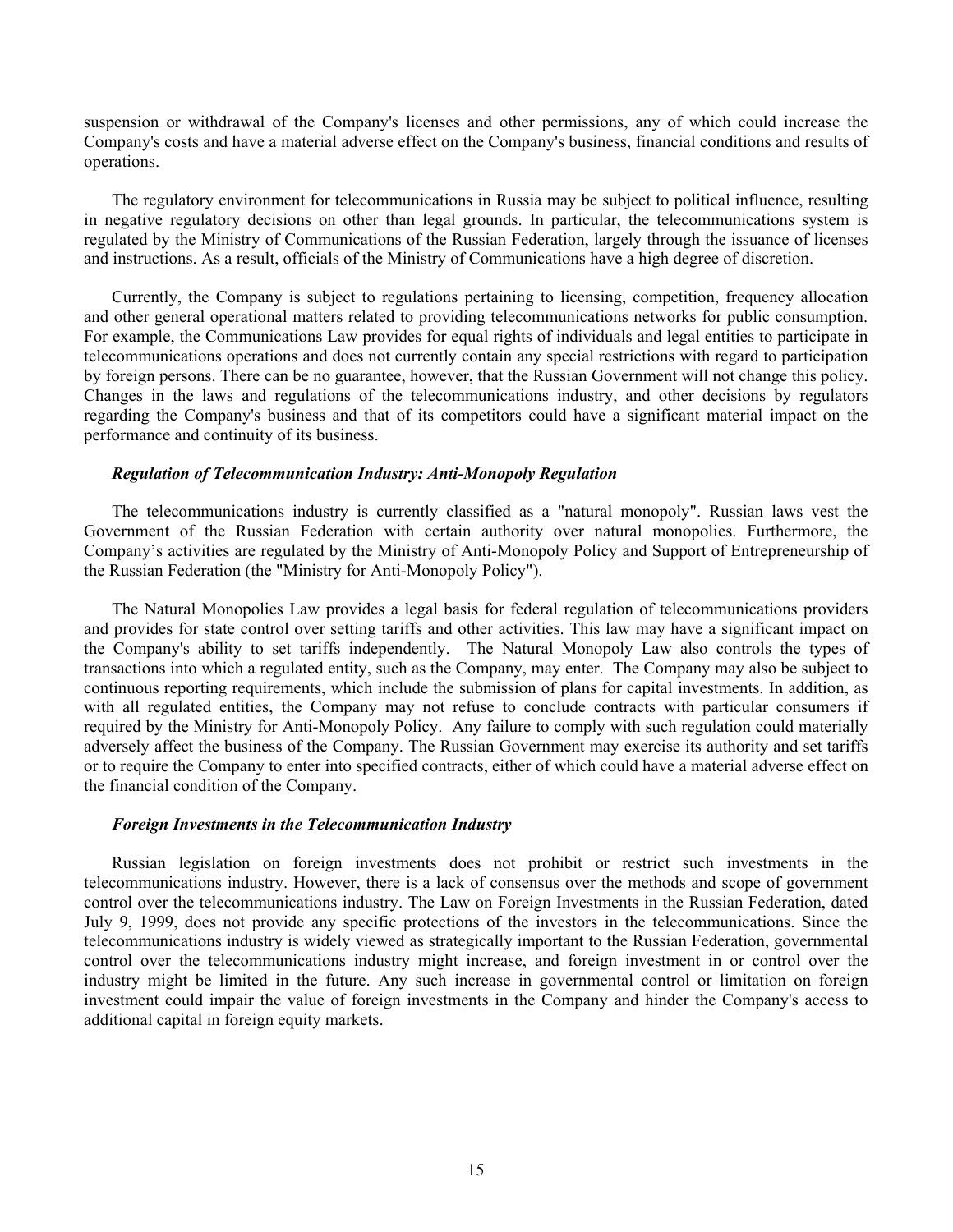suspension or withdrawal of the Company's licenses and other permissions, any of which could increase the Company's costs and have a material adverse effect on the Company's business, financial conditions and results of operations.

The regulatory environment for telecommunications in Russia may be subject to political influence, resulting in negative regulatory decisions on other than legal grounds. In particular, the telecommunications system is regulated by the Ministry of Communications of the Russian Federation, largely through the issuance of licenses and instructions. As a result, officials of the Ministry of Communications have a high degree of discretion.

Currently, the Company is subject to regulations pertaining to licensing, competition, frequency allocation and other general operational matters related to providing telecommunications networks for public consumption. For example, the Communications Law provides for equal rights of individuals and legal entities to participate in telecommunications operations and does not currently contain any special restrictions with regard to participation by foreign persons. There can be no guarantee, however, that the Russian Government will not change this policy. Changes in the laws and regulations of the telecommunications industry, and other decisions by regulators regarding the Company's business and that of its competitors could have a significant material impact on the performance and continuity of its business.

***Regulation of Telecommunication Industry: Anti-Monopoly Regulation***

The telecommunications industry is currently classified as a "natural monopoly". Russian laws vest the Government of the Russian Federation with certain authority over natural monopolies. Furthermore, the Company's activities are regulated by the Ministry of Anti-Monopoly Policy and Support of Entrepreneurship of the Russian Federation (the "Ministry for Anti-Monopoly Policy").

The Natural Monopolies Law provides a legal basis for federal regulation of telecommunications providers and provides for state control over setting tariffs and other activities. This law may have a significant impact on the Company's ability to set tariffs independently. The Natural Monopoly Law also controls the types of transactions into which a regulated entity, such as the Company, may enter. The Company may also be subject to continuous reporting requirements, which include the submission of plans for capital investments. In addition, as with all regulated entities, the Company may not refuse to conclude contracts with particular consumers if required by the Ministry for Anti-Monopoly Policy. Any failure to comply with such regulation could materially adversely affect the business of the Company. The Russian Government may exercise its authority and set tariffs or to require the Company to enter into specified contracts, either of which could have a material adverse effect on the financial condition of the Company.

***Foreign Investments in the Telecommunication Industry***

Russian legislation on foreign investments does not prohibit or restrict such investments in the telecommunications industry. However, there is a lack of consensus over the methods and scope of government control over the telecommunications industry. The Law on Foreign Investments in the Russian Federation, dated July 9, 1999, does not provide any specific protections of the investors in the telecommunications. Since the telecommunications industry is widely viewed as strategically important to the Russian Federation, governmental control over the telecommunications industry might increase, and foreign investment in or control over the industry might be limited in the future. Any such increase in governmental control or limitation on foreign investment could impair the value of foreign investments in the Company and hinder the Company's access to additional capital in foreign equity markets.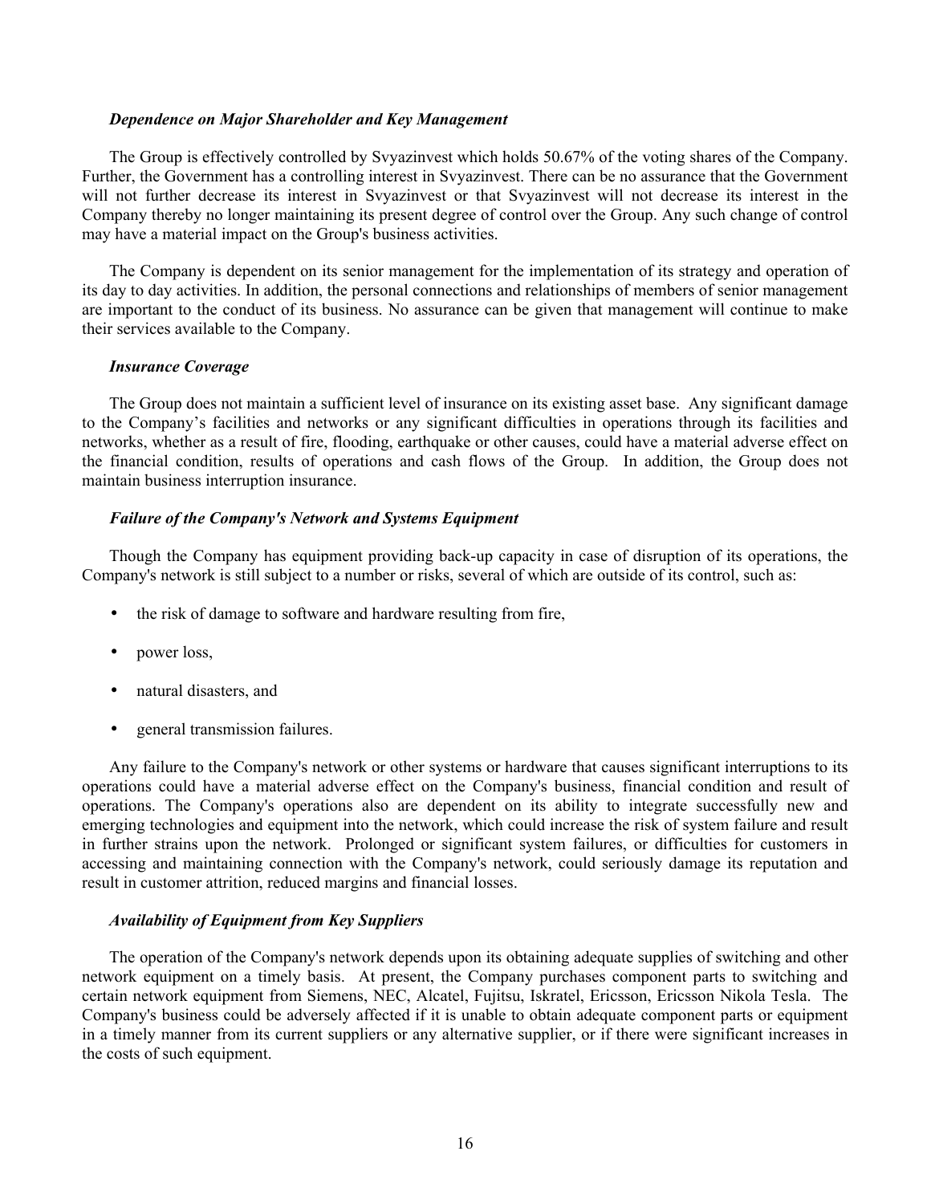***Dependence on Major Shareholder and Key Management***

The Group is effectively controlled by Svyazinvest which holds 50.67% of the voting shares of the Company. Further, the Government has a controlling interest in Svyazinvest. There can be no assurance that the Government will not further decrease its interest in Svyazinvest or that Svyazinvest will not decrease its interest in the Company thereby no longer maintaining its present degree of control over the Group. Any such change of control may have a material impact on the Group's business activities.

The Company is dependent on its senior management for the implementation of its strategy and operation of its day to day activities. In addition, the personal connections and relationships of members of senior management are important to the conduct of its business. No assurance can be given that management will continue to make their services available to the Company.

***Insurance Coverage***

The Group does not maintain a sufficient level of insurance on its existing asset base. Any significant damage to the Company's facilities and networks or any significant difficulties in operations through its facilities and networks, whether as a result of fire, flooding, earthquake or other causes, could have a material adverse effect on the financial condition, results of operations and cash flows of the Group. In addition, the Group does not maintain business interruption insurance.

***Failure of the Company's Network and Systems Equipment***

Though the Company has equipment providing back-up capacity in case of disruption of its operations, the Company's network is still subject to a number or risks, several of which are outside of its control, such as:

- the risk of damage to software and hardware resulting from fire,
- power loss,
- natural disasters, and
- general transmission failures.

Any failure to the Company's network or other systems or hardware that causes significant interruptions to its operations could have a material adverse effect on the Company's business, financial condition and result of operations. The Company's operations also are dependent on its ability to integrate successfully new and emerging technologies and equipment into the network, which could increase the risk of system failure and result in further strains upon the network. Prolonged or significant system failures, or difficulties for customers in accessing and maintaining connection with the Company's network, could seriously damage its reputation and result in customer attrition, reduced margins and financial losses.

***Availability of Equipment from Key Suppliers***

The operation of the Company's network depends upon its obtaining adequate supplies of switching and other network equipment on a timely basis. At present, the Company purchases component parts to switching and certain network equipment from Siemens, NEC, Alcatel, Fujitsu, Iskratel, Ericsson, Ericsson Nikola Tesla. The Company's business could be adversely affected if it is unable to obtain adequate component parts or equipment in a timely manner from its current suppliers or any alternative supplier, or if there were significant increases in the costs of such equipment.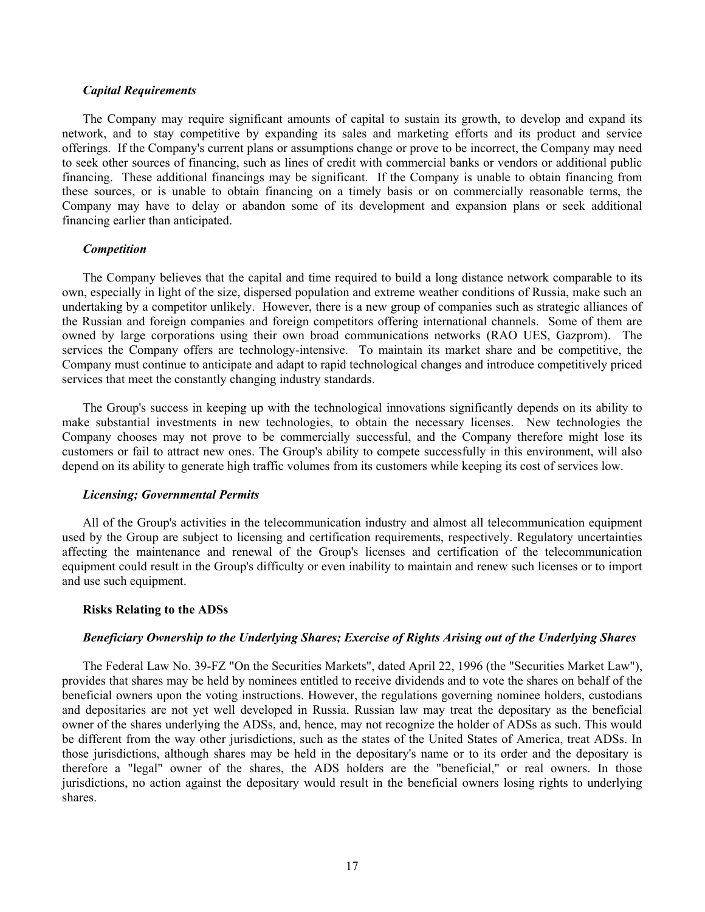### *Capital Requirements*

The Company may require significant amounts of capital to sustain its growth, to develop and expand its network, and to stay competitive by expanding its sales and marketing efforts and its product and service offerings. If the Company's current plans or assumptions change or prove to be incorrect, the Company may need to seek other sources of financing, such as lines of credit with commercial banks or vendors or additional public financing. These additional financings may be significant. If the Company is unable to obtain financing from these sources, or is unable to obtain financing on a timely basis or on commercially reasonable terms, the Company may have to delay or abandon some of its development and expansion plans or seek additional financing earlier than anticipated.

### *Competition*

The Company believes that the capital and time required to build a long distance network comparable to its own, especially in light of the size, dispersed population and extreme weather conditions of Russia, make such an undertaking by a competitor unlikely. However, there is a new group of companies such as strategic alliances of the Russian and foreign companies and foreign competitors offering international channels. Some of them are owned by large corporations using their own broad communications networks (RAO UES, Gazprom). The services the Company offers are technology-intensive. To maintain its market share and be competitive, the Company must continue to anticipate and adapt to rapid technological changes and introduce competitively priced services that meet the constantly changing industry standards.

The Group's success in keeping up with the technological innovations significantly depends on its ability to make substantial investments in new technologies, to obtain the necessary licenses. New technologies the Company chooses may not prove to be commercially successful, and the Company therefore might lose its customers or fail to attract new ones. The Group's ability to compete successfully in this environment, will also depend on its ability to generate high traffic volumes from its customers while keeping its cost of services low.

### *Licensing; Governmental Permits*

All of the Group's activities in the telecommunication industry and almost all telecommunication equipment used by the Group are subject to licensing and certification requirements, respectively. Regulatory uncertainties affecting the maintenance and renewal of the Group's licenses and certification of the telecommunication equipment could result in the Group's difficulty or even inability to maintain and renew such licenses or to import and use such equipment.

## Risks Relating to the ADSs

### *Beneficiary Ownership to the Underlying Shares; Exercise of Rights Arising out of the Underlying Shares*

The Federal Law No. 39-FZ "On the Securities Markets", dated April 22, 1996 (the "Securities Market Law"), provides that shares may be held by nominees entitled to receive dividends and to vote the shares on behalf of the beneficial owners upon the voting instructions. However, the regulations governing nominee holders, custodians and depositaries are not yet well developed in Russia. Russian law may treat the depositary as the beneficial owner of the shares underlying the ADSs, and, hence, may not recognize the holder of ADSs as such. This would be different from the way other jurisdictions, such as the states of the United States of America, treat ADSs. In those jurisdictions, although shares may be held in the depositary's name or to its order and the depositary is therefore a "legal" owner of the shares, the ADS holders are the "beneficial," or real owners. In those jurisdictions, no action against the depositary would result in the beneficial owners losing rights to underlying shares.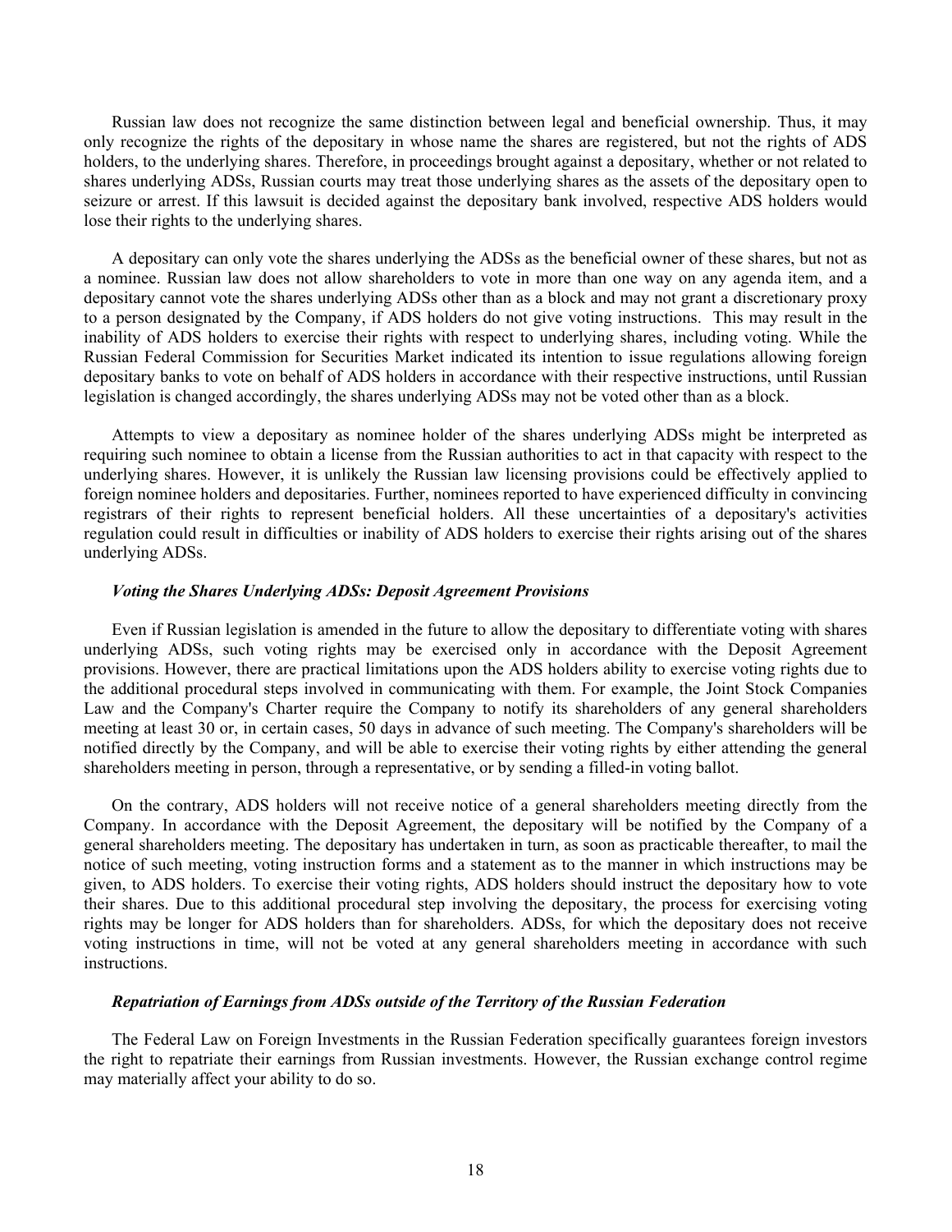Russian law does not recognize the same distinction between legal and beneficial ownership. Thus, it may only recognize the rights of the depositary in whose name the shares are registered, but not the rights of ADS holders, to the underlying shares. Therefore, in proceedings brought against a depositary, whether or not related to shares underlying ADSs, Russian courts may treat those underlying shares as the assets of the depositary open to seizure or arrest. If this lawsuit is decided against the depositary bank involved, respective ADS holders would lose their rights to the underlying shares.

A depositary can only vote the shares underlying the ADSs as the beneficial owner of these shares, but not as a nominee. Russian law does not allow shareholders to vote in more than one way on any agenda item, and a depositary cannot vote the shares underlying ADSs other than as a block and may not grant a discretionary proxy to a person designated by the Company, if ADS holders do not give voting instructions. This may result in the inability of ADS holders to exercise their rights with respect to underlying shares, including voting. While the Russian Federal Commission for Securities Market indicated its intention to issue regulations allowing foreign depositary banks to vote on behalf of ADS holders in accordance with their respective instructions, until Russian legislation is changed accordingly, the shares underlying ADSs may not be voted other than as a block.

Attempts to view a depositary as nominee holder of the shares underlying ADSs might be interpreted as requiring such nominee to obtain a license from the Russian authorities to act in that capacity with respect to the underlying shares. However, it is unlikely the Russian law licensing provisions could be effectively applied to foreign nominee holders and depositaries. Further, nominees reported to have experienced difficulty in convincing registrars of their rights to represent beneficial holders. All these uncertainties of a depositary's activities regulation could result in difficulties or inability of ADS holders to exercise their rights arising out of the shares underlying ADSs.

#### *Voting the Shares Underlying ADSs: Deposit Agreement Provisions*

Even if Russian legislation is amended in the future to allow the depositary to differentiate voting with shares underlying ADSs, such voting rights may be exercised only in accordance with the Deposit Agreement provisions. However, there are practical limitations upon the ADS holders ability to exercise voting rights due to the additional procedural steps involved in communicating with them. For example, the Joint Stock Companies Law and the Company's Charter require the Company to notify its shareholders of any general shareholders meeting at least 30 or, in certain cases, 50 days in advance of such meeting. The Company's shareholders will be notified directly by the Company, and will be able to exercise their voting rights by either attending the general shareholders meeting in person, through a representative, or by sending a filled-in voting ballot.

On the contrary, ADS holders will not receive notice of a general shareholders meeting directly from the Company. In accordance with the Deposit Agreement, the depositary will be notified by the Company of a general shareholders meeting. The depositary has undertaken in turn, as soon as practicable thereafter, to mail the notice of such meeting, voting instruction forms and a statement as to the manner in which instructions may be given, to ADS holders. To exercise their voting rights, ADS holders should instruct the depositary how to vote their shares. Due to this additional procedural step involving the depositary, the process for exercising voting rights may be longer for ADS holders than for shareholders. ADSs, for which the depositary does not receive voting instructions in time, will not be voted at any general shareholders meeting in accordance with such instructions.

#### *Repatriation of Earnings from ADSs outside of the Territory of the Russian Federation*

The Federal Law on Foreign Investments in the Russian Federation specifically guarantees foreign investors the right to repatriate their earnings from Russian investments. However, the Russian exchange control regime may materially affect your ability to do so.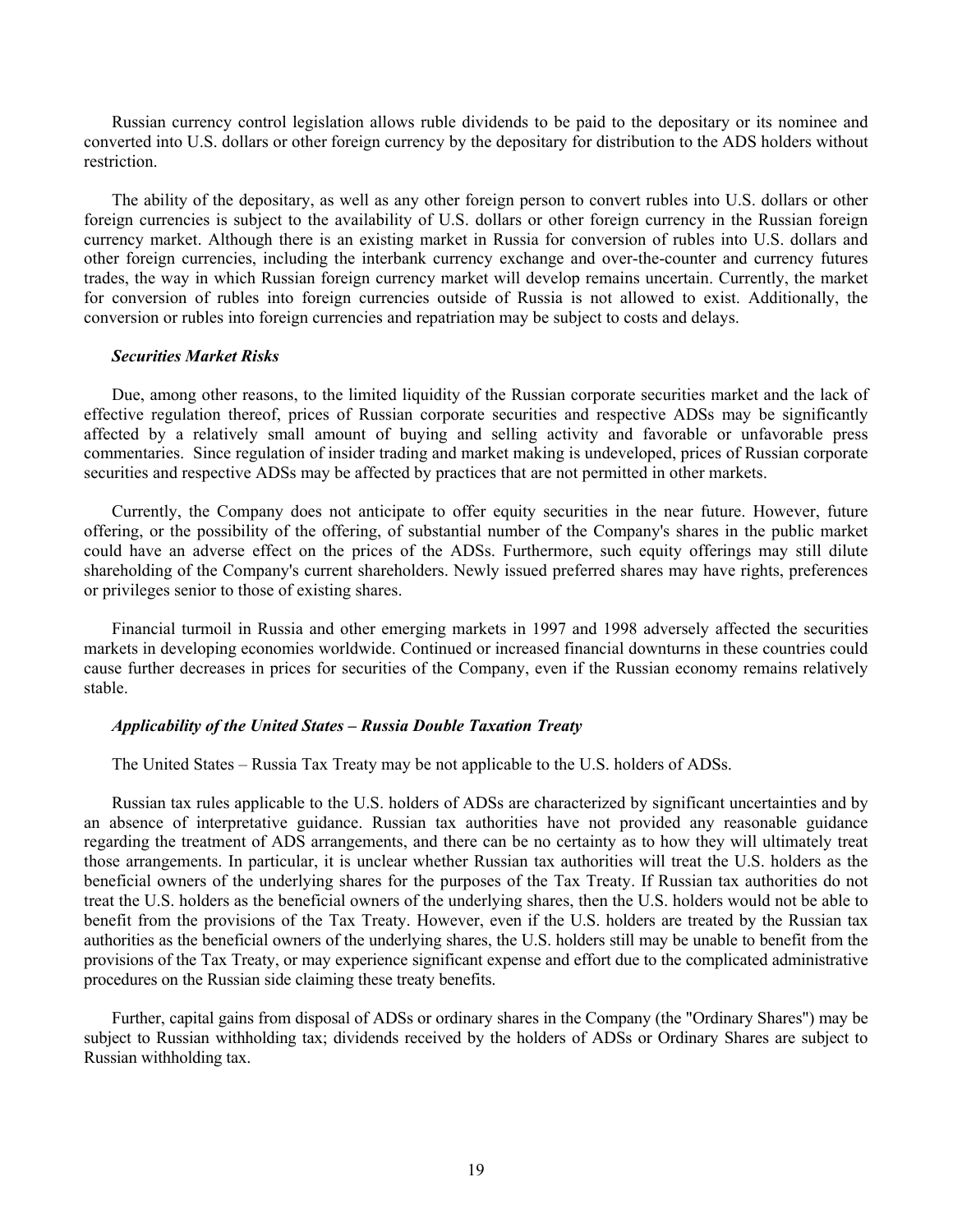Russian currency control legislation allows ruble dividends to be paid to the depositary or its nominee and converted into U.S. dollars or other foreign currency by the depositary for distribution to the ADS holders without restriction.

The ability of the depositary, as well as any other foreign person to convert rubles into U.S. dollars or other foreign currencies is subject to the availability of U.S. dollars or other foreign currency in the Russian foreign currency market. Although there is an existing market in Russia for conversion of rubles into U.S. dollars and other foreign currencies, including the interbank currency exchange and over-the-counter and currency futures trades, the way in which Russian foreign currency market will develop remains uncertain. Currently, the market for conversion of rubles into foreign currencies outside of Russia is not allowed to exist. Additionally, the conversion or rubles into foreign currencies and repatriation may be subject to costs and delays.

***Securities Market Risks***

Due, among other reasons, to the limited liquidity of the Russian corporate securities market and the lack of effective regulation thereof, prices of Russian corporate securities and respective ADSs may be significantly affected by a relatively small amount of buying and selling activity and favorable or unfavorable press commentaries. Since regulation of insider trading and market making is undeveloped, prices of Russian corporate securities and respective ADSs may be affected by practices that are not permitted in other markets.

Currently, the Company does not anticipate to offer equity securities in the near future. However, future offering, or the possibility of the offering, of substantial number of the Company's shares in the public market could have an adverse effect on the prices of the ADSs. Furthermore, such equity offerings may still dilute shareholding of the Company's current shareholders. Newly issued preferred shares may have rights, preferences or privileges senior to those of existing shares.

Financial turmoil in Russia and other emerging markets in 1997 and 1998 adversely affected the securities markets in developing economies worldwide. Continued or increased financial downturns in these countries could cause further decreases in prices for securities of the Company, even if the Russian economy remains relatively stable.

***Applicability of the United States – Russia Double Taxation Treaty***

The United States – Russia Tax Treaty may be not applicable to the U.S. holders of ADSs.

Russian tax rules applicable to the U.S. holders of ADSs are characterized by significant uncertainties and by an absence of interpretative guidance. Russian tax authorities have not provided any reasonable guidance regarding the treatment of ADS arrangements, and there can be no certainty as to how they will ultimately treat those arrangements. In particular, it is unclear whether Russian tax authorities will treat the U.S. holders as the beneficial owners of the underlying shares for the purposes of the Tax Treaty. If Russian tax authorities do not treat the U.S. holders as the beneficial owners of the underlying shares, then the U.S. holders would not be able to benefit from the provisions of the Tax Treaty. However, even if the U.S. holders are treated by the Russian tax authorities as the beneficial owners of the underlying shares, the U.S. holders still may be unable to benefit from the provisions of the Tax Treaty, or may experience significant expense and effort due to the complicated administrative procedures on the Russian side claiming these treaty benefits.

Further, capital gains from disposal of ADSs or ordinary shares in the Company (the "Ordinary Shares") may be subject to Russian withholding tax; dividends received by the holders of ADSs or Ordinary Shares are subject to Russian withholding tax.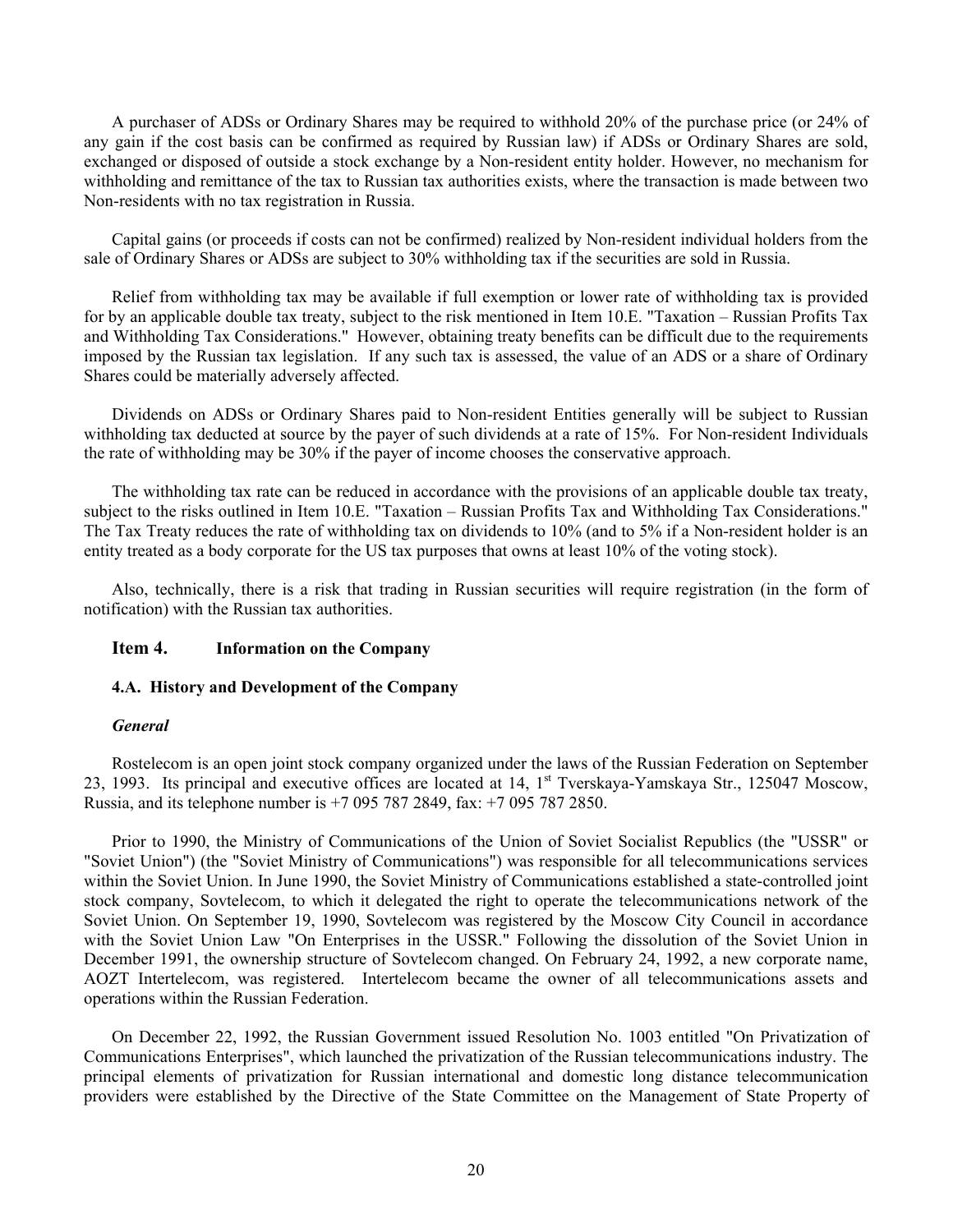A purchaser of ADSs or Ordinary Shares may be required to withhold 20% of the purchase price (or 24% of any gain if the cost basis can be confirmed as required by Russian law) if ADSs or Ordinary Shares are sold, exchanged or disposed of outside a stock exchange by a Non-resident entity holder. However, no mechanism for withholding and remittance of the tax to Russian tax authorities exists, where the transaction is made between two Non-residents with no tax registration in Russia.

Capital gains (or proceeds if costs can not be confirmed) realized by Non-resident individual holders from the sale of Ordinary Shares or ADSs are subject to 30% withholding tax if the securities are sold in Russia.

Relief from withholding tax may be available if full exemption or lower rate of withholding tax is provided for by an applicable double tax treaty, subject to the risk mentioned in Item 10.E. "Taxation – Russian Profits Tax and Withholding Tax Considerations." However, obtaining treaty benefits can be difficult due to the requirements imposed by the Russian tax legislation. If any such tax is assessed, the value of an ADS or a share of Ordinary Shares could be materially adversely affected.

Dividends on ADSs or Ordinary Shares paid to Non-resident Entities generally will be subject to Russian withholding tax deducted at source by the payer of such dividends at a rate of 15%. For Non-resident Individuals the rate of withholding may be 30% if the payer of income chooses the conservative approach.

The withholding tax rate can be reduced in accordance with the provisions of an applicable double tax treaty, subject to the risks outlined in Item 10.E. "Taxation – Russian Profits Tax and Withholding Tax Considerations." The Tax Treaty reduces the rate of withholding tax on dividends to 10% (and to 5% if a Non-resident holder is an entity treated as a body corporate for the US tax purposes that owns at least 10% of the voting stock).

Also, technically, there is a risk that trading in Russian securities will require registration (in the form of notification) with the Russian tax authorities.

## Item 4. Information on the Company

### 4.A. History and Development of the Company

***General***

Rostelecom is an open joint stock company organized under the laws of the Russian Federation on September 23, 1993. Its principal and executive offices are located at 14, 1st Tverskaya-Yamskaya Str., 125047 Moscow, Russia, and its telephone number is +7 095 787 2849, fax: +7 095 787 2850.

Prior to 1990, the Ministry of Communications of the Union of Soviet Socialist Republics (the "USSR" or "Soviet Union") (the "Soviet Ministry of Communications") was responsible for all telecommunications services within the Soviet Union. In June 1990, the Soviet Ministry of Communications established a state-controlled joint stock company, Sovtelecom, to which it delegated the right to operate the telecommunications network of the Soviet Union. On September 19, 1990, Sovtelecom was registered by the Moscow City Council in accordance with the Soviet Union Law "On Enterprises in the USSR." Following the dissolution of the Soviet Union in December 1991, the ownership structure of Sovtelecom changed. On February 24, 1992, a new corporate name, AOZT Intertelecom, was registered. Intertelecom became the owner of all telecommunications assets and operations within the Russian Federation.

On December 22, 1992, the Russian Government issued Resolution No. 1003 entitled "On Privatization of Communications Enterprises", which launched the privatization of the Russian telecommunications industry. The principal elements of privatization for Russian international and domestic long distance telecommunication providers were established by the Directive of the State Committee on the Management of State Property of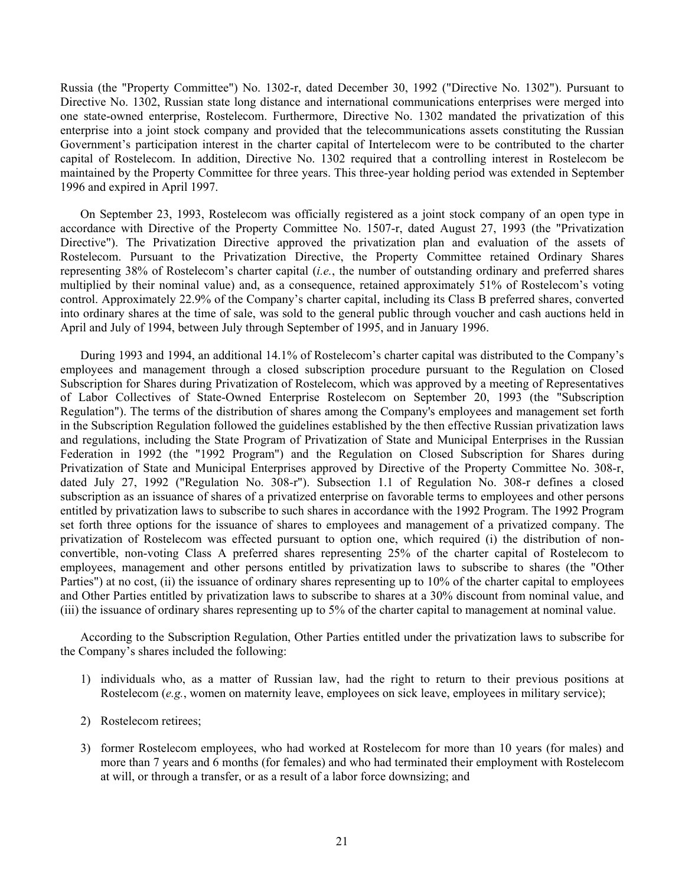Russia (the "Property Committee") No. 1302-r, dated December 30, 1992 ("Directive No. 1302"). Pursuant to Directive No. 1302, Russian state long distance and international communications enterprises were merged into one state-owned enterprise, Rostelecom. Furthermore, Directive No. 1302 mandated the privatization of this enterprise into a joint stock company and provided that the telecommunications assets constituting the Russian Government's participation interest in the charter capital of Intertelecom were to be contributed to the charter capital of Rostelecom. In addition, Directive No. 1302 required that a controlling interest in Rostelecom be maintained by the Property Committee for three years. This three-year holding period was extended in September 1996 and expired in April 1997.

On September 23, 1993, Rostelecom was officially registered as a joint stock company of an open type in accordance with Directive of the Property Committee No. 1507-r, dated August 27, 1993 (the "Privatization Directive"). The Privatization Directive approved the privatization plan and evaluation of the assets of Rostelecom. Pursuant to the Privatization Directive, the Property Committee retained Ordinary Shares representing 38% of Rostelecom's charter capital (*i.e.*, the number of outstanding ordinary and preferred shares multiplied by their nominal value) and, as a consequence, retained approximately 51% of Rostelecom's voting control. Approximately 22.9% of the Company's charter capital, including its Class B preferred shares, converted into ordinary shares at the time of sale, was sold to the general public through voucher and cash auctions held in April and July of 1994, between July through September of 1995, and in January 1996.

During 1993 and 1994, an additional 14.1% of Rostelecom's charter capital was distributed to the Company's employees and management through a closed subscription procedure pursuant to the Regulation on Closed Subscription for Shares during Privatization of Rostelecom, which was approved by a meeting of Representatives of Labor Collectives of State-Owned Enterprise Rostelecom on September 20, 1993 (the "Subscription Regulation"). The terms of the distribution of shares among the Company's employees and management set forth in the Subscription Regulation followed the guidelines established by the then effective Russian privatization laws and regulations, including the State Program of Privatization of State and Municipal Enterprises in the Russian Federation in 1992 (the "1992 Program") and the Regulation on Closed Subscription for Shares during Privatization of State and Municipal Enterprises approved by Directive of the Property Committee No. 308-r, dated July 27, 1992 ("Regulation No. 308-r"). Subsection 1.1 of Regulation No. 308-r defines a closed subscription as an issuance of shares of a privatized enterprise on favorable terms to employees and other persons entitled by privatization laws to subscribe to such shares in accordance with the 1992 Program. The 1992 Program set forth three options for the issuance of shares to employees and management of a privatized company. The privatization of Rostelecom was effected pursuant to option one, which required (i) the distribution of non-convertible, non-voting Class A preferred shares representing 25% of the charter capital of Rostelecom to employees, management and other persons entitled by privatization laws to subscribe to shares (the "Other Parties") at no cost, (ii) the issuance of ordinary shares representing up to 10% of the charter capital to employees and Other Parties entitled by privatization laws to subscribe to shares at a 30% discount from nominal value, and (iii) the issuance of ordinary shares representing up to 5% of the charter capital to management at nominal value.

According to the Subscription Regulation, Other Parties entitled under the privatization laws to subscribe for the Company's shares included the following:

1) individuals who, as a matter of Russian law, had the right to return to their previous positions at Rostelecom (*e.g.*, women on maternity leave, employees on sick leave, employees in military service);

2) Rostelecom retirees;

3) former Rostelecom employees, who had worked at Rostelecom for more than 10 years (for males) and more than 7 years and 6 months (for females) and who had terminated their employment with Rostelecom at will, or through a transfer, or as a result of a labor force downsizing; and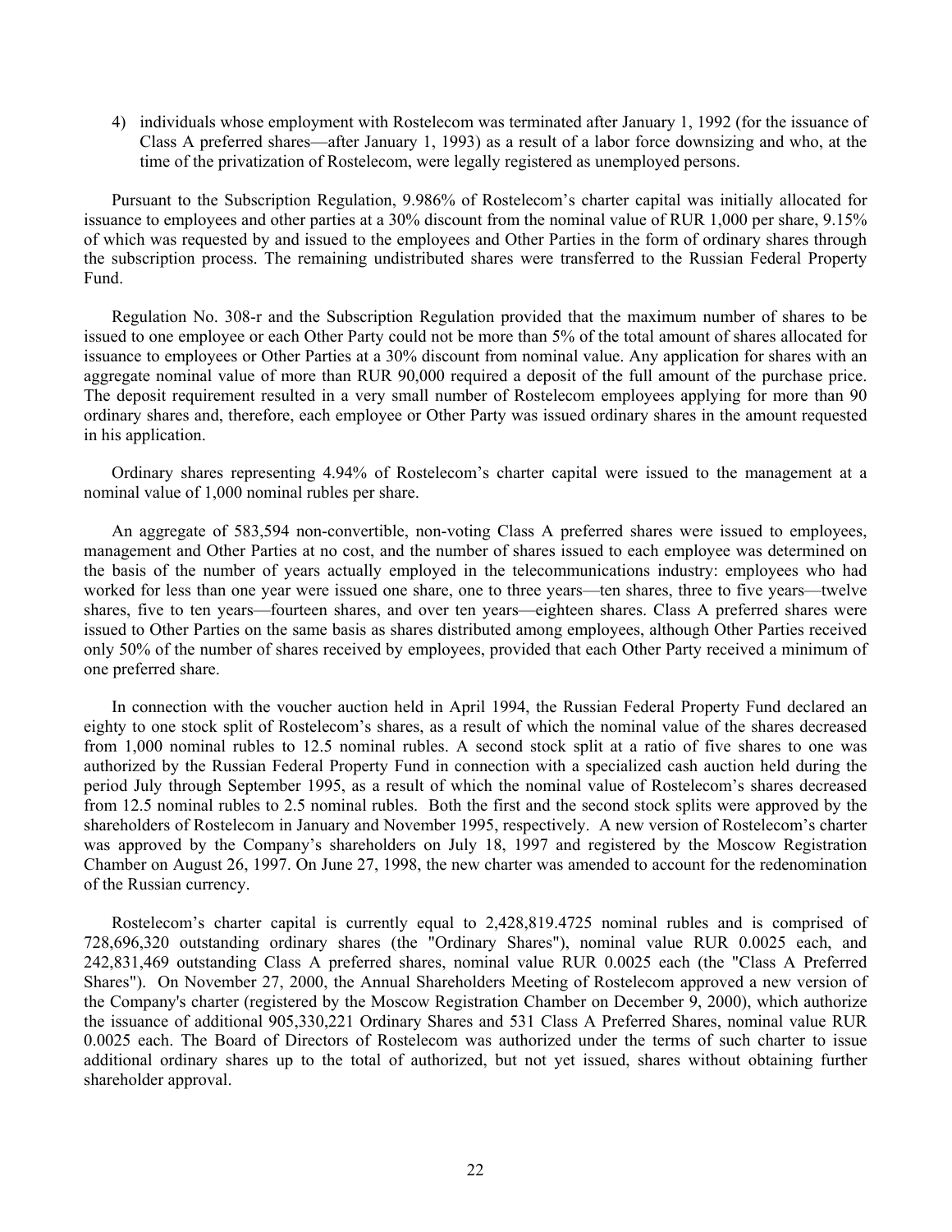4) individuals whose employment with Rostelecom was terminated after January 1, 1992 (for the issuance of Class A preferred shares—after January 1, 1993) as a result of a labor force downsizing and who, at the time of the privatization of Rostelecom, were legally registered as unemployed persons.

Pursuant to the Subscription Regulation, 9.986% of Rostelecom's charter capital was initially allocated for issuance to employees and other parties at a 30% discount from the nominal value of RUR 1,000 per share, 9.15% of which was requested by and issued to the employees and Other Parties in the form of ordinary shares through the subscription process. The remaining undistributed shares were transferred to the Russian Federal Property Fund.

Regulation No. 308-r and the Subscription Regulation provided that the maximum number of shares to be issued to one employee or each Other Party could not be more than 5% of the total amount of shares allocated for issuance to employees or Other Parties at a 30% discount from nominal value. Any application for shares with an aggregate nominal value of more than RUR 90,000 required a deposit of the full amount of the purchase price. The deposit requirement resulted in a very small number of Rostelecom employees applying for more than 90 ordinary shares and, therefore, each employee or Other Party was issued ordinary shares in the amount requested in his application.

Ordinary shares representing 4.94% of Rostelecom's charter capital were issued to the management at a nominal value of 1,000 nominal rubles per share.

An aggregate of 583,594 non-convertible, non-voting Class A preferred shares were issued to employees, management and Other Parties at no cost, and the number of shares issued to each employee was determined on the basis of the number of years actually employed in the telecommunications industry: employees who had worked for less than one year were issued one share, one to three years—ten shares, three to five years—twelve shares, five to ten years—fourteen shares, and over ten years—eighteen shares. Class A preferred shares were issued to Other Parties on the same basis as shares distributed among employees, although Other Parties received only 50% of the number of shares received by employees, provided that each Other Party received a minimum of one preferred share.

In connection with the voucher auction held in April 1994, the Russian Federal Property Fund declared an eighty to one stock split of Rostelecom's shares, as a result of which the nominal value of the shares decreased from 1,000 nominal rubles to 12.5 nominal rubles. A second stock split at a ratio of five shares to one was authorized by the Russian Federal Property Fund in connection with a specialized cash auction held during the period July through September 1995, as a result of which the nominal value of Rostelecom's shares decreased from 12.5 nominal rubles to 2.5 nominal rubles. Both the first and the second stock splits were approved by the shareholders of Rostelecom in January and November 1995, respectively. A new version of Rostelecom's charter was approved by the Company's shareholders on July 18, 1997 and registered by the Moscow Registration Chamber on August 26, 1997. On June 27, 1998, the new charter was amended to account for the redenomination of the Russian currency.

Rostelecom's charter capital is currently equal to 2,428,819.4725 nominal rubles and is comprised of 728,696,320 outstanding ordinary shares (the "Ordinary Shares"), nominal value RUR 0.0025 each, and 242,831,469 outstanding Class A preferred shares, nominal value RUR 0.0025 each (the "Class A Preferred Shares"). On November 27, 2000, the Annual Shareholders Meeting of Rostelecom approved a new version of the Company's charter (registered by the Moscow Registration Chamber on December 9, 2000), which authorize the issuance of additional 905,330,221 Ordinary Shares and 531 Class A Preferred Shares, nominal value RUR 0.0025 each. The Board of Directors of Rostelecom was authorized under the terms of such charter to issue additional ordinary shares up to the total of authorized, but not yet issued, shares without obtaining further shareholder approval.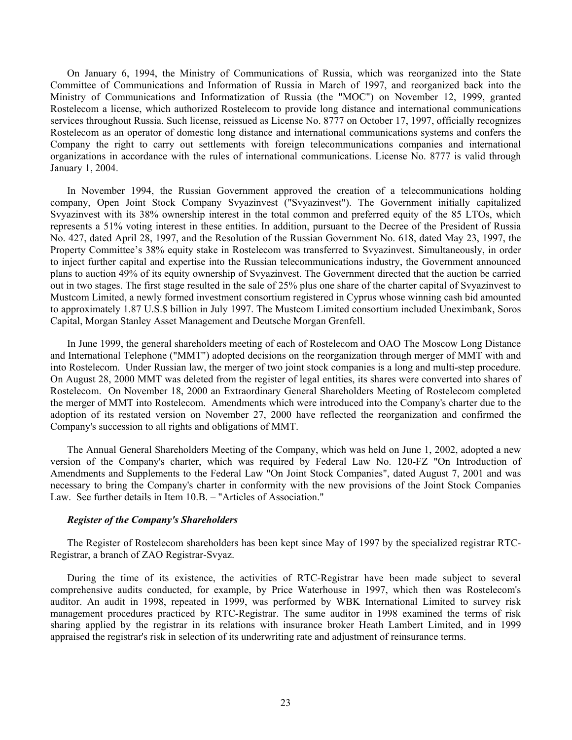On January 6, 1994, the Ministry of Communications of Russia, which was reorganized into the State Committee of Communications and Information of Russia in March of 1997, and reorganized back into the Ministry of Communications and Informatization of Russia (the "MOC") on November 12, 1999, granted Rostelecom a license, which authorized Rostelecom to provide long distance and international communications services throughout Russia. Such license, reissued as License No. 8777 on October 17, 1997, officially recognizes Rostelecom as an operator of domestic long distance and international communications systems and confers the Company the right to carry out settlements with foreign telecommunications companies and international organizations in accordance with the rules of international communications. License No. 8777 is valid through January 1, 2004.

In November 1994, the Russian Government approved the creation of a telecommunications holding company, Open Joint Stock Company Svyazinvest ("Svyazinvest"). The Government initially capitalized Svyazinvest with its 38% ownership interest in the total common and preferred equity of the 85 LTOs, which represents a 51% voting interest in these entities. In addition, pursuant to the Decree of the President of Russia No. 427, dated April 28, 1997, and the Resolution of the Russian Government No. 618, dated May 23, 1997, the Property Committee's 38% equity stake in Rostelecom was transferred to Svyazinvest. Simultaneously, in order to inject further capital and expertise into the Russian telecommunications industry, the Government announced plans to auction 49% of its equity ownership of Svyazinvest. The Government directed that the auction be carried out in two stages. The first stage resulted in the sale of 25% plus one share of the charter capital of Svyazinvest to Mustcom Limited, a newly formed investment consortium registered in Cyprus whose winning cash bid amounted to approximately 1.87 U.S.$ billion in July 1997. The Mustcom Limited consortium included Uneximbank, Soros Capital, Morgan Stanley Asset Management and Deutsche Morgan Grenfell.

In June 1999, the general shareholders meeting of each of Rostelecom and OAO The Moscow Long Distance and International Telephone ("MMT") adopted decisions on the reorganization through merger of MMT with and into Rostelecom. Under Russian law, the merger of two joint stock companies is a long and multi-step procedure. On August 28, 2000 MMT was deleted from the register of legal entities, its shares were converted into shares of Rostelecom. On November 18, 2000 an Extraordinary General Shareholders Meeting of Rostelecom completed the merger of MMT into Rostelecom. Amendments which were introduced into the Company's charter due to the adoption of its restated version on November 27, 2000 have reflected the reorganization and confirmed the Company's succession to all rights and obligations of MMT.

The Annual General Shareholders Meeting of the Company, which was held on June 1, 2002, adopted a new version of the Company's charter, which was required by Federal Law No. 120-FZ "On Introduction of Amendments and Supplements to the Federal Law "On Joint Stock Companies", dated August 7, 2001 and was necessary to bring the Company's charter in conformity with the new provisions of the Joint Stock Companies Law. See further details in Item 10.B. – "Articles of Association."

***Register of the Company's Shareholders***

The Register of Rostelecom shareholders has been kept since May of 1997 by the specialized registrar RTC-Registrar, a branch of ZAO Registrar-Svyaz.

During the time of its existence, the activities of RTC-Registrar have been made subject to several comprehensive audits conducted, for example, by Price Waterhouse in 1997, which then was Rostelecom's auditor. An audit in 1998, repeated in 1999, was performed by WBK International Limited to survey risk management procedures practiced by RTC-Registrar. The same auditor in 1998 examined the terms of risk sharing applied by the registrar in its relations with insurance broker Heath Lambert Limited, and in 1999 appraised the registrar's risk in selection of its underwriting rate and adjustment of reinsurance terms.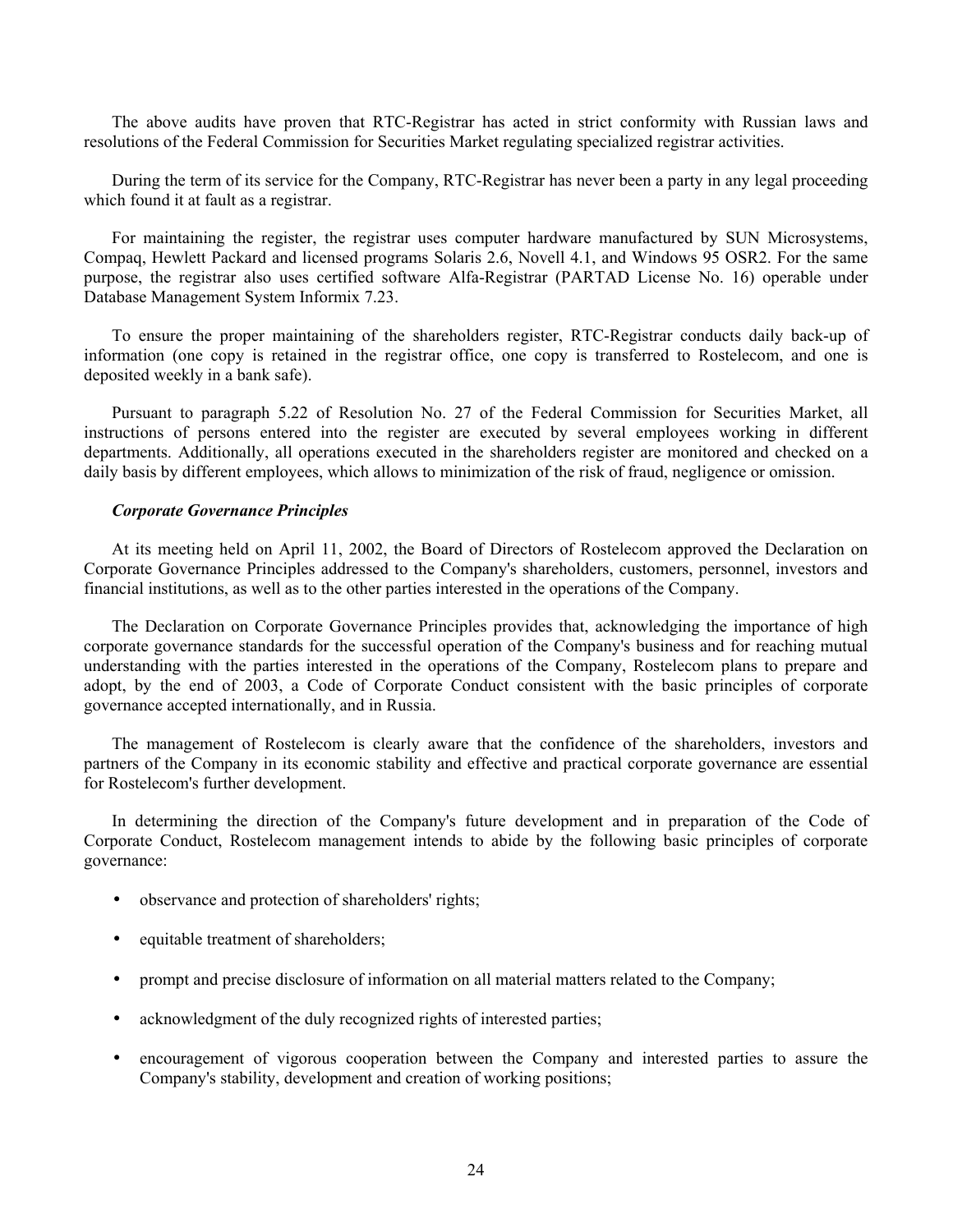The above audits have proven that RTC-Registrar has acted in strict conformity with Russian laws and resolutions of the Federal Commission for Securities Market regulating specialized registrar activities.

During the term of its service for the Company, RTC-Registrar has never been a party in any legal proceeding which found it at fault as a registrar.

For maintaining the register, the registrar uses computer hardware manufactured by SUN Microsystems, Compaq, Hewlett Packard and licensed programs Solaris 2.6, Novell 4.1, and Windows 95 OSR2. For the same purpose, the registrar also uses certified software Alfa-Registrar (PARTAD License No. 16) operable under Database Management System Informix 7.23.

To ensure the proper maintaining of the shareholders register, RTC-Registrar conducts daily back-up of information (one copy is retained in the registrar office, one copy is transferred to Rostelecom, and one is deposited weekly in a bank safe).

Pursuant to paragraph 5.22 of Resolution No. 27 of the Federal Commission for Securities Market, all instructions of persons entered into the register are executed by several employees working in different departments. Additionally, all operations executed in the shareholders register are monitored and checked on a daily basis by different employees, which allows to minimization of the risk of fraud, negligence or omission.

***Corporate Governance Principles***

At its meeting held on April 11, 2002, the Board of Directors of Rostelecom approved the Declaration on Corporate Governance Principles addressed to the Company's shareholders, customers, personnel, investors and financial institutions, as well as to the other parties interested in the operations of the Company.

The Declaration on Corporate Governance Principles provides that, acknowledging the importance of high corporate governance standards for the successful operation of the Company's business and for reaching mutual understanding with the parties interested in the operations of the Company, Rostelecom plans to prepare and adopt, by the end of 2003, a Code of Corporate Conduct consistent with the basic principles of corporate governance accepted internationally, and in Russia.

The management of Rostelecom is clearly aware that the confidence of the shareholders, investors and partners of the Company in its economic stability and effective and practical corporate governance are essential for Rostelecom's further development.

In determining the direction of the Company's future development and in preparation of the Code of Corporate Conduct, Rostelecom management intends to abide by the following basic principles of corporate governance:

- observance and protection of shareholders' rights;
- equitable treatment of shareholders;
- prompt and precise disclosure of information on all material matters related to the Company;
- acknowledgment of the duly recognized rights of interested parties;
- encouragement of vigorous cooperation between the Company and interested parties to assure the Company's stability, development and creation of working positions;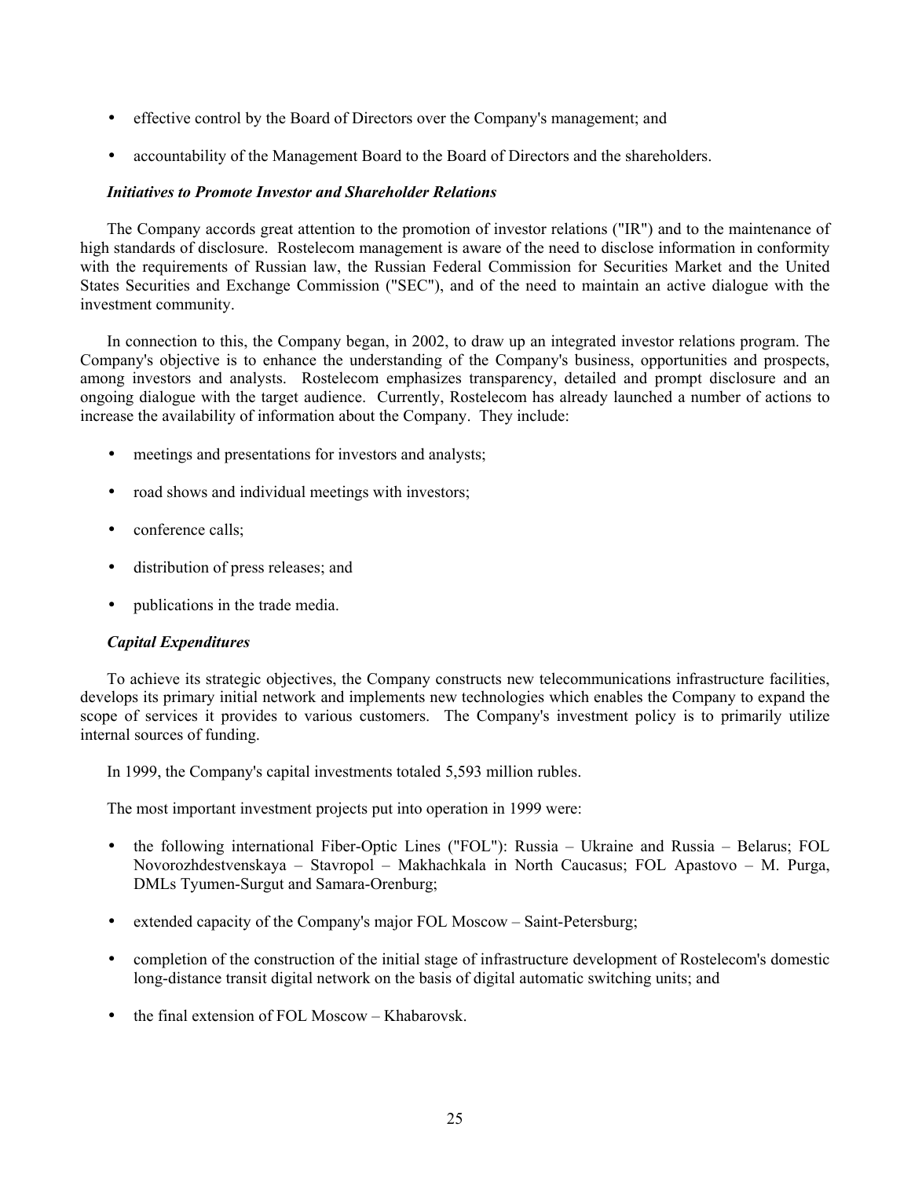- effective control by the Board of Directors over the Company's management; and
- accountability of the Management Board to the Board of Directors and the shareholders.

***Initiatives to Promote Investor and Shareholder Relations***

The Company accords great attention to the promotion of investor relations ("IR") and to the maintenance of high standards of disclosure. Rostelecom management is aware of the need to disclose information in conformity with the requirements of Russian law, the Russian Federal Commission for Securities Market and the United States Securities and Exchange Commission ("SEC"), and of the need to maintain an active dialogue with the investment community.

In connection to this, the Company began, in 2002, to draw up an integrated investor relations program. The Company's objective is to enhance the understanding of the Company's business, opportunities and prospects, among investors and analysts. Rostelecom emphasizes transparency, detailed and prompt disclosure and an ongoing dialogue with the target audience. Currently, Rostelecom has already launched a number of actions to increase the availability of information about the Company. They include:

- meetings and presentations for investors and analysts;
- road shows and individual meetings with investors;
- conference calls;
- distribution of press releases; and
- publications in the trade media.

***Capital Expenditures***

To achieve its strategic objectives, the Company constructs new telecommunications infrastructure facilities, develops its primary initial network and implements new technologies which enables the Company to expand the scope of services it provides to various customers. The Company's investment policy is to primarily utilize internal sources of funding.

In 1999, the Company's capital investments totaled 5,593 million rubles.

The most important investment projects put into operation in 1999 were:

- the following international Fiber-Optic Lines ("FOL"): Russia – Ukraine and Russia – Belarus; FOL Novorozhdestvenskaya – Stavropol – Makhachkala in North Caucasus; FOL Apastovo – M. Purga, DMLs Tyumen-Surgut and Samara-Orenburg;
- extended capacity of the Company's major FOL Moscow – Saint-Petersburg;
- completion of the construction of the initial stage of infrastructure development of Rostelecom's domestic long-distance transit digital network on the basis of digital automatic switching units; and
- the final extension of FOL Moscow – Khabarovsk.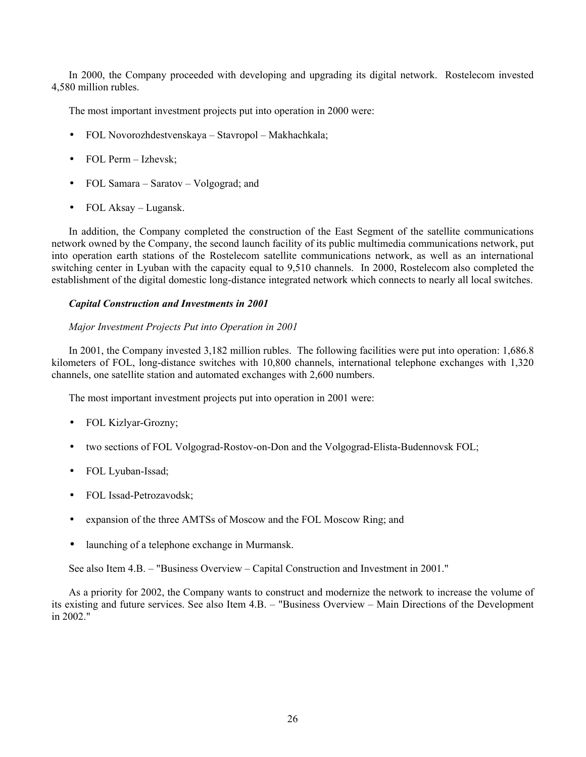In 2000, the Company proceeded with developing and upgrading its digital network. Rostelecom invested 4,580 million rubles.

The most important investment projects put into operation in 2000 were:

- FOL Novorozhdestvenskaya – Stavropol – Makhachkala;
- FOL Perm – Izhevsk;
- FOL Samara – Saratov – Volgograd; and
- FOL Aksay – Lugansk.

In addition, the Company completed the construction of the East Segment of the satellite communications network owned by the Company, the second launch facility of its public multimedia communications network, put into operation earth stations of the Rostelecom satellite communications network, as well as an international switching center in Lyuban with the capacity equal to 9,510 channels. In 2000, Rostelecom also completed the establishment of the digital domestic long-distance integrated network which connects to nearly all local switches.

***Capital Construction and Investments in 2001***

*Major Investment Projects Put into Operation in 2001*

In 2001, the Company invested 3,182 million rubles. The following facilities were put into operation: 1,686.8 kilometers of FOL, long-distance switches with 10,800 channels, international telephone exchanges with 1,320 channels, one satellite station and automated exchanges with 2,600 numbers.

The most important investment projects put into operation in 2001 were:

- FOL Kizlyar-Grozny;
- two sections of FOL Volgograd-Rostov-on-Don and the Volgograd-Elista-Budennovsk FOL;
- FOL Lyuban-Issad;
- FOL Issad-Petrozavodsk;
- expansion of the three AMTSs of Moscow and the FOL Moscow Ring; and
- launching of a telephone exchange in Murmansk.

See also Item 4.B. – "Business Overview – Capital Construction and Investment in 2001."

As a priority for 2002, the Company wants to construct and modernize the network to increase the volume of its existing and future services. See also Item 4.B. – "Business Overview – Main Directions of the Development in 2002."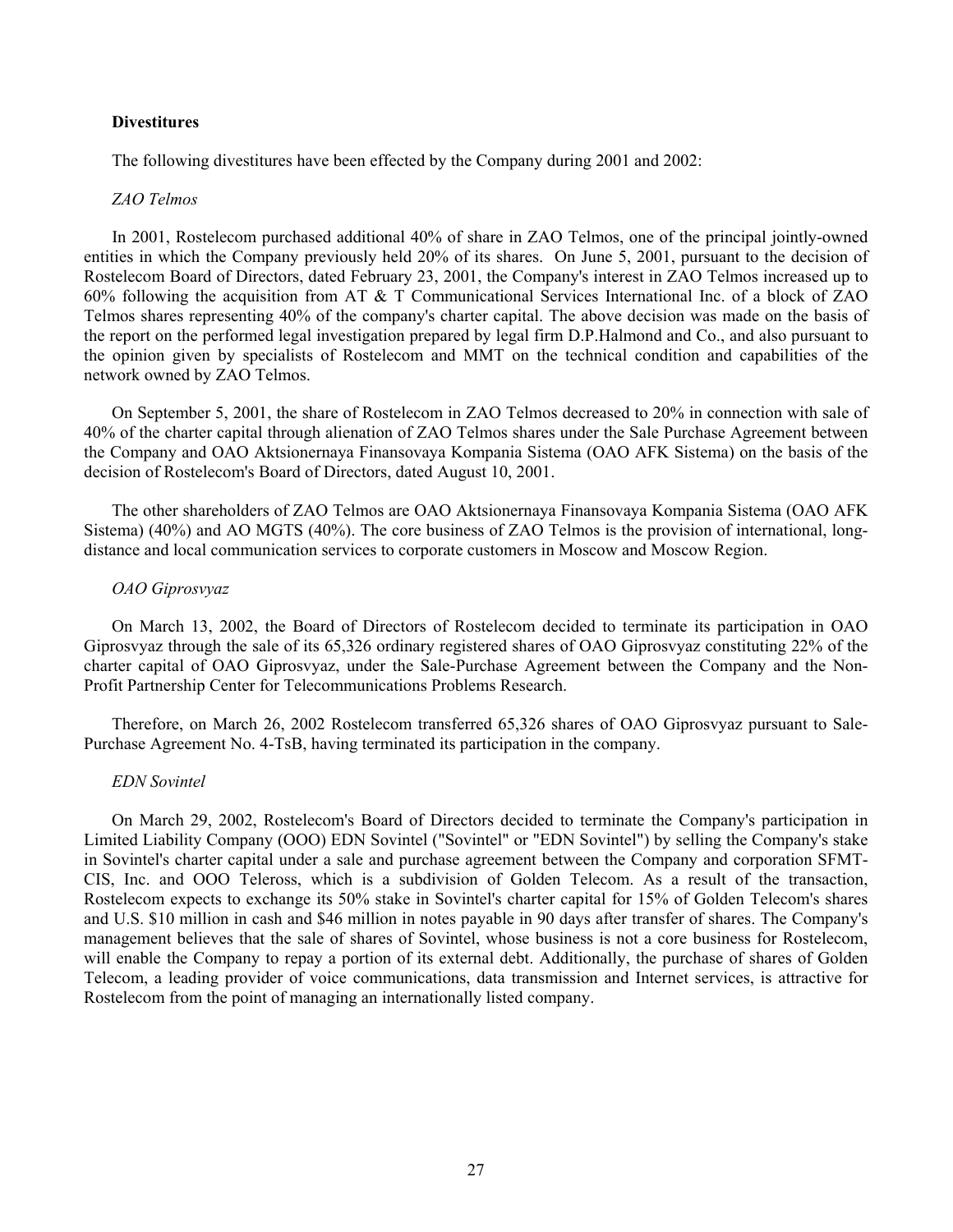**Divestitures**

The following divestitures have been effected by the Company during 2001 and 2002:

*ZAO Telmos*

In 2001, Rostelecom purchased additional 40% of share in ZAO Telmos, one of the principal jointly-owned entities in which the Company previously held 20% of its shares. On June 5, 2001, pursuant to the decision of Rostelecom Board of Directors, dated February 23, 2001, the Company's interest in ZAO Telmos increased up to 60% following the acquisition from AT & T Communicational Services International Inc. of a block of ZAO Telmos shares representing 40% of the company's charter capital. The above decision was made on the basis of the report on the performed legal investigation prepared by legal firm D.P.Halmond and Co., and also pursuant to the opinion given by specialists of Rostelecom and MMT on the technical condition and capabilities of the network owned by ZAO Telmos.

On September 5, 2001, the share of Rostelecom in ZAO Telmos decreased to 20% in connection with sale of 40% of the charter capital through alienation of ZAO Telmos shares under the Sale Purchase Agreement between the Company and OAO Aktsionernaya Finansovaya Kompania Sistema (OAO AFK Sistema) on the basis of the decision of Rostelecom's Board of Directors, dated August 10, 2001.

The other shareholders of ZAO Telmos are OAO Aktsionernaya Finansovaya Kompania Sistema (OAO AFK Sistema) (40%) and AO MGTS (40%). The core business of ZAO Telmos is the provision of international, long-distance and local communication services to corporate customers in Moscow and Moscow Region.

*OAO Giprosvyaz*

On March 13, 2002, the Board of Directors of Rostelecom decided to terminate its participation in OAO Giprosvyaz through the sale of its 65,326 ordinary registered shares of OAO Giprosvyaz constituting 22% of the charter capital of OAO Giprosvyaz, under the Sale-Purchase Agreement between the Company and the Non-Profit Partnership Center for Telecommunications Problems Research.

Therefore, on March 26, 2002 Rostelecom transferred 65,326 shares of OAO Giprosvyaz pursuant to Sale-Purchase Agreement No. 4-TsB, having terminated its participation in the company.

*EDN Sovintel*

On March 29, 2002, Rostelecom's Board of Directors decided to terminate the Company's participation in Limited Liability Company (OOO) EDN Sovintel ("Sovintel" or "EDN Sovintel") by selling the Company's stake in Sovintel's charter capital under a sale and purchase agreement between the Company and corporation SFMT-CIS, Inc. and OOO Teleross, which is a subdivision of Golden Telecom. As a result of the transaction, Rostelecom expects to exchange its 50% stake in Sovintel's charter capital for 15% of Golden Telecom's shares and U.S. $10 million in cash and $46 million in notes payable in 90 days after transfer of shares. The Company's management believes that the sale of shares of Sovintel, whose business is not a core business for Rostelecom, will enable the Company to repay a portion of its external debt. Additionally, the purchase of shares of Golden Telecom, a leading provider of voice communications, data transmission and Internet services, is attractive for Rostelecom from the point of managing an internationally listed company.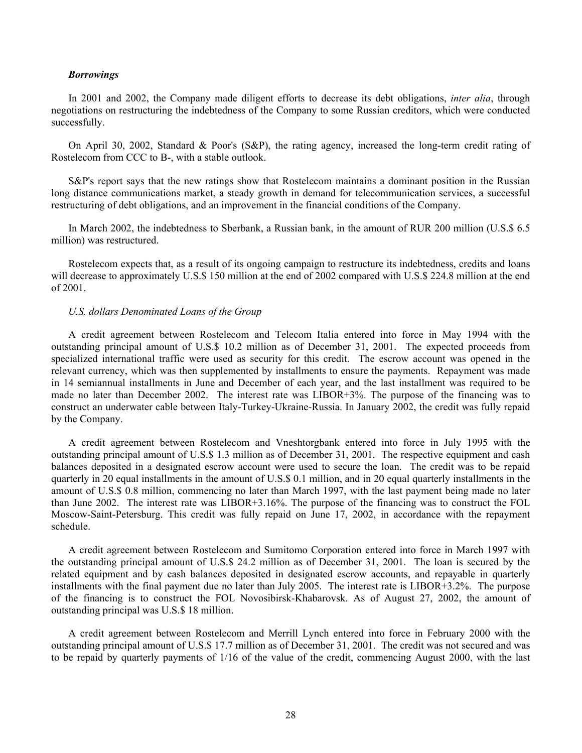### *Borrowings*

In 2001 and 2002, the Company made diligent efforts to decrease its debt obligations, *inter alia*, through negotiations on restructuring the indebtedness of the Company to some Russian creditors, which were conducted successfully.

On April 30, 2002, Standard & Poor's (S&P), the rating agency, increased the long-term credit rating of Rostelecom from CCC to B-, with a stable outlook.

S&P's report says that the new ratings show that Rostelecom maintains a dominant position in the Russian long distance communications market, a steady growth in demand for telecommunication services, a successful restructuring of debt obligations, and an improvement in the financial conditions of the Company.

In March 2002, the indebtedness to Sberbank, a Russian bank, in the amount of RUR 200 million (U.S.$ 6.5 million) was restructured.

Rostelecom expects that, as a result of its ongoing campaign to restructure its indebtedness, credits and loans will decrease to approximately U.S.$ 150 million at the end of 2002 compared with U.S.$ 224.8 million at the end of 2001.

*U.S. dollars Denominated Loans of the Group*

A credit agreement between Rostelecom and Telecom Italia entered into force in May 1994 with the outstanding principal amount of U.S.$ 10.2 million as of December 31, 2001. The expected proceeds from specialized international traffic were used as security for this credit. The escrow account was opened in the relevant currency, which was then supplemented by installments to ensure the payments. Repayment was made in 14 semiannual installments in June and December of each year, and the last installment was required to be made no later than December 2002. The interest rate was LIBOR+3%. The purpose of the financing was to construct an underwater cable between Italy-Turkey-Ukraine-Russia. In January 2002, the credit was fully repaid by the Company.

A credit agreement between Rostelecom and Vneshtorgbank entered into force in July 1995 with the outstanding principal amount of U.S.$ 1.3 million as of December 31, 2001. The respective equipment and cash balances deposited in a designated escrow account were used to secure the loan. The credit was to be repaid quarterly in 20 equal installments in the amount of U.S.$ 0.1 million, and in 20 equal quarterly installments in the amount of U.S.$ 0.8 million, commencing no later than March 1997, with the last payment being made no later than June 2002. The interest rate was LIBOR+3.16%. The purpose of the financing was to construct the FOL Moscow-Saint-Petersburg. This credit was fully repaid on June 17, 2002, in accordance with the repayment schedule.

A credit agreement between Rostelecom and Sumitomo Corporation entered into force in March 1997 with the outstanding principal amount of U.S.$ 24.2 million as of December 31, 2001. The loan is secured by the related equipment and by cash balances deposited in designated escrow accounts, and repayable in quarterly installments with the final payment due no later than July 2005. The interest rate is LIBOR+3.2%. The purpose of the financing is to construct the FOL Novosibirsk-Khabarovsk. As of August 27, 2002, the amount of outstanding principal was U.S.$ 18 million.

A credit agreement between Rostelecom and Merrill Lynch entered into force in February 2000 with the outstanding principal amount of U.S.$ 17.7 million as of December 31, 2001. The credit was not secured and was to be repaid by quarterly payments of 1/16 of the value of the credit, commencing August 2000, with the last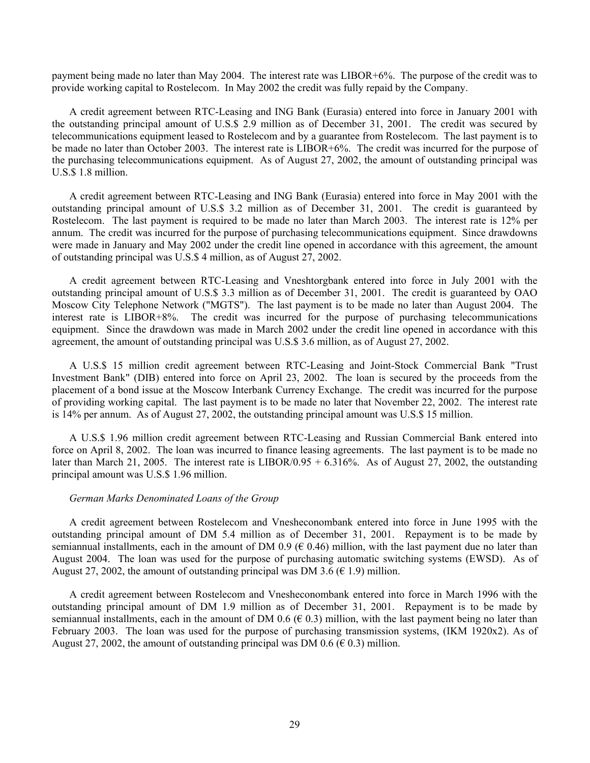payment being made no later than May 2004. The interest rate was LIBOR+6%. The purpose of the credit was to provide working capital to Rostelecom. In May 2002 the credit was fully repaid by the Company.

A credit agreement between RTC-Leasing and ING Bank (Eurasia) entered into force in January 2001 with the outstanding principal amount of U.S.$ 2.9 million as of December 31, 2001. The credit was secured by telecommunications equipment leased to Rostelecom and by a guarantee from Rostelecom. The last payment is to be made no later than October 2003. The interest rate is LIBOR+6%. The credit was incurred for the purpose of the purchasing telecommunications equipment. As of August 27, 2002, the amount of outstanding principal was U.S.$ 1.8 million.

A credit agreement between RTC-Leasing and ING Bank (Eurasia) entered into force in May 2001 with the outstanding principal amount of U.S.$ 3.2 million as of December 31, 2001. The credit is guaranteed by Rostelecom. The last payment is required to be made no later than March 2003. The interest rate is 12% per annum. The credit was incurred for the purpose of purchasing telecommunications equipment. Since drawdowns were made in January and May 2002 under the credit line opened in accordance with this agreement, the amount of outstanding principal was U.S.$ 4 million, as of August 27, 2002.

A credit agreement between RTC-Leasing and Vneshtorgbank entered into force in July 2001 with the outstanding principal amount of U.S.$ 3.3 million as of December 31, 2001. The credit is guaranteed by OAO Moscow City Telephone Network ("MGTS"). The last payment is to be made no later than August 2004. The interest rate is LIBOR+8%. The credit was incurred for the purpose of purchasing telecommunications equipment. Since the drawdown was made in March 2002 under the credit line opened in accordance with this agreement, the amount of outstanding principal was U.S.$ 3.6 million, as of August 27, 2002.

A U.S.$ 15 million credit agreement between RTC-Leasing and Joint-Stock Commercial Bank "Trust Investment Bank" (DIB) entered into force on April 23, 2002. The loan is secured by the proceeds from the placement of a bond issue at the Moscow Interbank Currency Exchange. The credit was incurred for the purpose of providing working capital. The last payment is to be made no later that November 22, 2002. The interest rate is 14% per annum. As of August 27, 2002, the outstanding principal amount was U.S.$ 15 million.

A U.S.$ 1.96 million credit agreement between RTC-Leasing and Russian Commercial Bank entered into force on April 8, 2002. The loan was incurred to finance leasing agreements. The last payment is to be made no later than March 21, 2005. The interest rate is LIBOR/0.95 + 6.316%. As of August 27, 2002, the outstanding principal amount was U.S.$ 1.96 million.

*German Marks Denominated Loans of the Group*

A credit agreement between Rostelecom and Vnesheconombank entered into force in June 1995 with the outstanding principal amount of DM 5.4 million as of December 31, 2001. Repayment is to be made by semiannual installments, each in the amount of DM 0.9 (€ 0.46) million, with the last payment due no later than August 2004. The loan was used for the purpose of purchasing automatic switching systems (EWSD). As of August 27, 2002, the amount of outstanding principal was DM 3.6 (€ 1.9) million.

A credit agreement between Rostelecom and Vnesheconombank entered into force in March 1996 with the outstanding principal amount of DM 1.9 million as of December 31, 2001. Repayment is to be made by semiannual installments, each in the amount of DM 0.6 (€ 0.3) million, with the last payment being no later than February 2003. The loan was used for the purpose of purchasing transmission systems, (IKM 1920x2). As of August 27, 2002, the amount of outstanding principal was DM 0.6 (€ 0.3) million.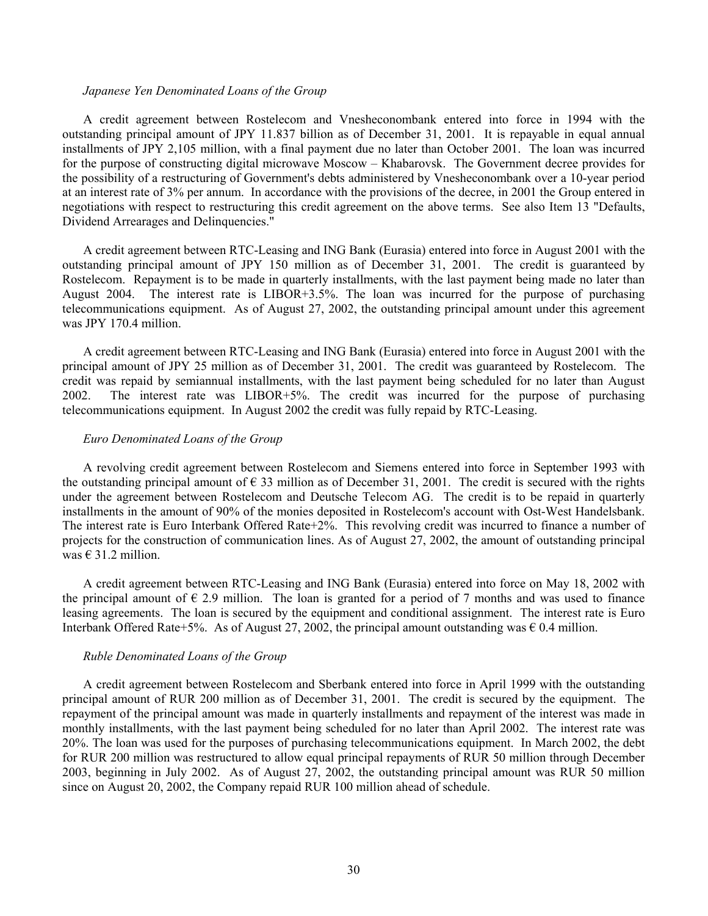*Japanese Yen Denominated Loans of the Group*

A credit agreement between Rostelecom and Vnesheconombank entered into force in 1994 with the outstanding principal amount of JPY 11.837 billion as of December 31, 2001. It is repayable in equal annual installments of JPY 2,105 million, with a final payment due no later than October 2001. The loan was incurred for the purpose of constructing digital microwave Moscow – Khabarovsk. The Government decree provides for the possibility of a restructuring of Government's debts administered by Vnesheconombank over a 10-year period at an interest rate of 3% per annum. In accordance with the provisions of the decree, in 2001 the Group entered in negotiations with respect to restructuring this credit agreement on the above terms. See also Item 13 "Defaults, Dividend Arrearages and Delinquencies."

A credit agreement between RTC-Leasing and ING Bank (Eurasia) entered into force in August 2001 with the outstanding principal amount of JPY 150 million as of December 31, 2001. The credit is guaranteed by Rostelecom. Repayment is to be made in quarterly installments, with the last payment being made no later than August 2004. The interest rate is LIBOR+3.5%. The loan was incurred for the purpose of purchasing telecommunications equipment. As of August 27, 2002, the outstanding principal amount under this agreement was JPY 170.4 million.

A credit agreement between RTC-Leasing and ING Bank (Eurasia) entered into force in August 2001 with the principal amount of JPY 25 million as of December 31, 2001. The credit was guaranteed by Rostelecom. The credit was repaid by semiannual installments, with the last payment being scheduled for no later than August 2002. The interest rate was LIBOR+5%. The credit was incurred for the purpose of purchasing telecommunications equipment. In August 2002 the credit was fully repaid by RTC-Leasing.

*Euro Denominated Loans of the Group*

A revolving credit agreement between Rostelecom and Siemens entered into force in September 1993 with the outstanding principal amount of € 33 million as of December 31, 2001. The credit is secured with the rights under the agreement between Rostelecom and Deutsche Telecom AG. The credit is to be repaid in quarterly installments in the amount of 90% of the monies deposited in Rostelecom's account with Ost-West Handelsbank. The interest rate is Euro Interbank Offered Rate+2%. This revolving credit was incurred to finance a number of projects for the construction of communication lines. As of August 27, 2002, the amount of outstanding principal was € 31.2 million.

A credit agreement between RTC-Leasing and ING Bank (Eurasia) entered into force on May 18, 2002 with the principal amount of € 2.9 million. The loan is granted for a period of 7 months and was used to finance leasing agreements. The loan is secured by the equipment and conditional assignment. The interest rate is Euro Interbank Offered Rate+5%. As of August 27, 2002, the principal amount outstanding was € 0.4 million.

*Ruble Denominated Loans of the Group*

A credit agreement between Rostelecom and Sberbank entered into force in April 1999 with the outstanding principal amount of RUR 200 million as of December 31, 2001. The credit is secured by the equipment. The repayment of the principal amount was made in quarterly installments and repayment of the interest was made in monthly installments, with the last payment being scheduled for no later than April 2002. The interest rate was 20%. The loan was used for the purposes of purchasing telecommunications equipment. In March 2002, the debt for RUR 200 million was restructured to allow equal principal repayments of RUR 50 million through December 2003, beginning in July 2002. As of August 27, 2002, the outstanding principal amount was RUR 50 million since on August 20, 2002, the Company repaid RUR 100 million ahead of schedule.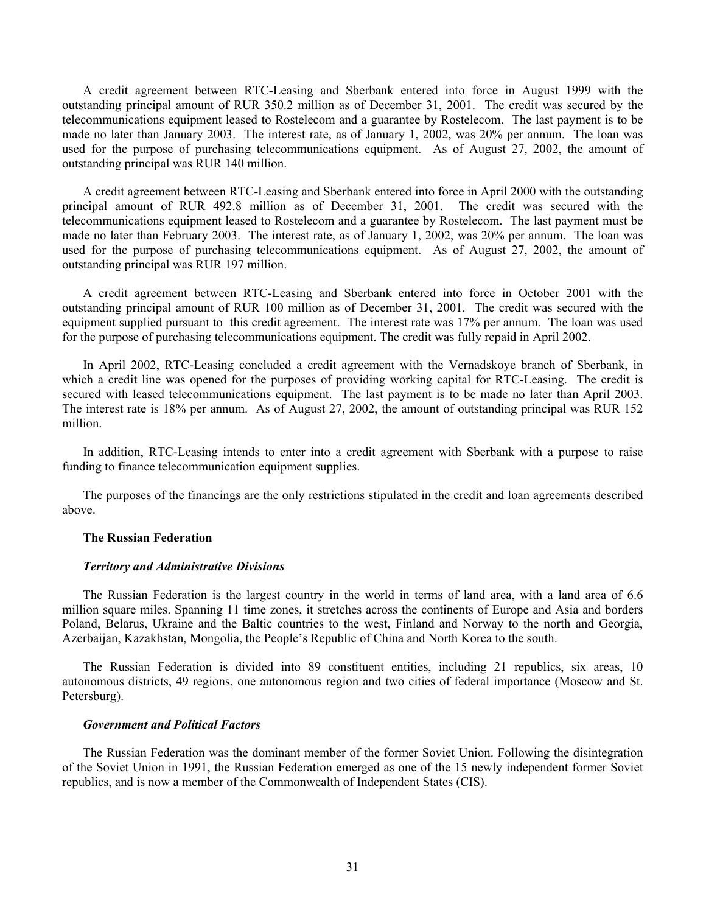A credit agreement between RTC-Leasing and Sberbank entered into force in August 1999 with the outstanding principal amount of RUR 350.2 million as of December 31, 2001. The credit was secured by the telecommunications equipment leased to Rostelecom and a guarantee by Rostelecom. The last payment is to be made no later than January 2003. The interest rate, as of January 1, 2002, was 20% per annum. The loan was used for the purpose of purchasing telecommunications equipment. As of August 27, 2002, the amount of outstanding principal was RUR 140 million.

A credit agreement between RTC-Leasing and Sberbank entered into force in April 2000 with the outstanding principal amount of RUR 492.8 million as of December 31, 2001. The credit was secured with the telecommunications equipment leased to Rostelecom and a guarantee by Rostelecom. The last payment must be made no later than February 2003. The interest rate, as of January 1, 2002, was 20% per annum. The loan was used for the purpose of purchasing telecommunications equipment. As of August 27, 2002, the amount of outstanding principal was RUR 197 million.

A credit agreement between RTC-Leasing and Sberbank entered into force in October 2001 with the outstanding principal amount of RUR 100 million as of December 31, 2001. The credit was secured with the equipment supplied pursuant to this credit agreement. The interest rate was 17% per annum. The loan was used for the purpose of purchasing telecommunications equipment. The credit was fully repaid in April 2002.

In April 2002, RTC-Leasing concluded a credit agreement with the Vernadskoye branch of Sberbank, in which a credit line was opened for the purposes of providing working capital for RTC-Leasing. The credit is secured with leased telecommunications equipment. The last payment is to be made no later than April 2003. The interest rate is 18% per annum. As of August 27, 2002, the amount of outstanding principal was RUR 152 million.

In addition, RTC-Leasing intends to enter into a credit agreement with Sberbank with a purpose to raise funding to finance telecommunication equipment supplies.

The purposes of the financings are the only restrictions stipulated in the credit and loan agreements described above.

**The Russian Federation**

***Territory and Administrative Divisions***

The Russian Federation is the largest country in the world in terms of land area, with a land area of 6.6 million square miles. Spanning 11 time zones, it stretches across the continents of Europe and Asia and borders Poland, Belarus, Ukraine and the Baltic countries to the west, Finland and Norway to the north and Georgia, Azerbaijan, Kazakhstan, Mongolia, the People's Republic of China and North Korea to the south.

The Russian Federation is divided into 89 constituent entities, including 21 republics, six areas, 10 autonomous districts, 49 regions, one autonomous region and two cities of federal importance (Moscow and St. Petersburg).

***Government and Political Factors***

The Russian Federation was the dominant member of the former Soviet Union. Following the disintegration of the Soviet Union in 1991, the Russian Federation emerged as one of the 15 newly independent former Soviet republics, and is now a member of the Commonwealth of Independent States (CIS).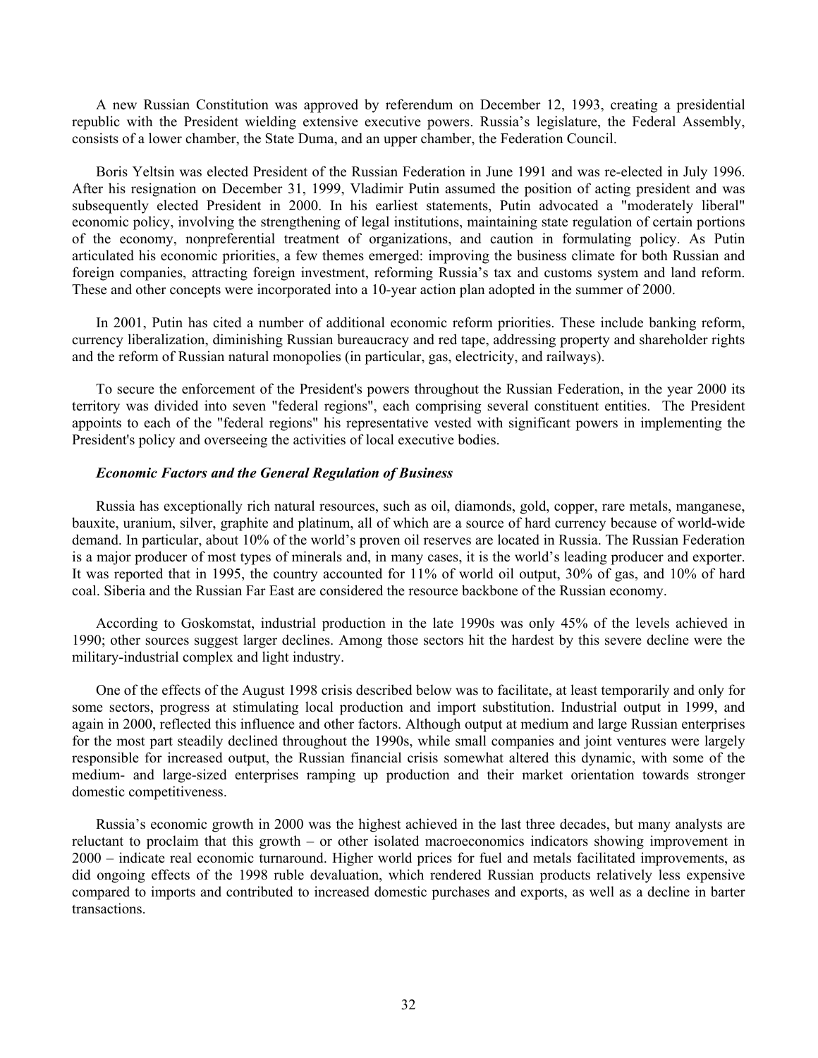A new Russian Constitution was approved by referendum on December 12, 1993, creating a presidential republic with the President wielding extensive executive powers. Russia's legislature, the Federal Assembly, consists of a lower chamber, the State Duma, and an upper chamber, the Federation Council.

Boris Yeltsin was elected President of the Russian Federation in June 1991 and was re-elected in July 1996. After his resignation on December 31, 1999, Vladimir Putin assumed the position of acting president and was subsequently elected President in 2000. In his earliest statements, Putin advocated a "moderately liberal" economic policy, involving the strengthening of legal institutions, maintaining state regulation of certain portions of the economy, nonpreferential treatment of organizations, and caution in formulating policy. As Putin articulated his economic priorities, a few themes emerged: improving the business climate for both Russian and foreign companies, attracting foreign investment, reforming Russia's tax and customs system and land reform. These and other concepts were incorporated into a 10-year action plan adopted in the summer of 2000.

In 2001, Putin has cited a number of additional economic reform priorities. These include banking reform, currency liberalization, diminishing Russian bureaucracy and red tape, addressing property and shareholder rights and the reform of Russian natural monopolies (in particular, gas, electricity, and railways).

To secure the enforcement of the President's powers throughout the Russian Federation, in the year 2000 its territory was divided into seven "federal regions", each comprising several constituent entities. The President appoints to each of the "federal regions" his representative vested with significant powers in implementing the President's policy and overseeing the activities of local executive bodies.

### *Economic Factors and the General Regulation of Business*

Russia has exceptionally rich natural resources, such as oil, diamonds, gold, copper, rare metals, manganese, bauxite, uranium, silver, graphite and platinum, all of which are a source of hard currency because of world-wide demand. In particular, about 10% of the world's proven oil reserves are located in Russia. The Russian Federation is a major producer of most types of minerals and, in many cases, it is the world's leading producer and exporter. It was reported that in 1995, the country accounted for 11% of world oil output, 30% of gas, and 10% of hard coal. Siberia and the Russian Far East are considered the resource backbone of the Russian economy.

According to Goskomstat, industrial production in the late 1990s was only 45% of the levels achieved in 1990; other sources suggest larger declines. Among those sectors hit the hardest by this severe decline were the military-industrial complex and light industry.

One of the effects of the August 1998 crisis described below was to facilitate, at least temporarily and only for some sectors, progress at stimulating local production and import substitution. Industrial output in 1999, and again in 2000, reflected this influence and other factors. Although output at medium and large Russian enterprises for the most part steadily declined throughout the 1990s, while small companies and joint ventures were largely responsible for increased output, the Russian financial crisis somewhat altered this dynamic, with some of the medium- and large-sized enterprises ramping up production and their market orientation towards stronger domestic competitiveness.

Russia's economic growth in 2000 was the highest achieved in the last three decades, but many analysts are reluctant to proclaim that this growth – or other isolated macroeconomics indicators showing improvement in 2000 – indicate real economic turnaround. Higher world prices for fuel and metals facilitated improvements, as did ongoing effects of the 1998 ruble devaluation, which rendered Russian products relatively less expensive compared to imports and contributed to increased domestic purchases and exports, as well as a decline in barter transactions.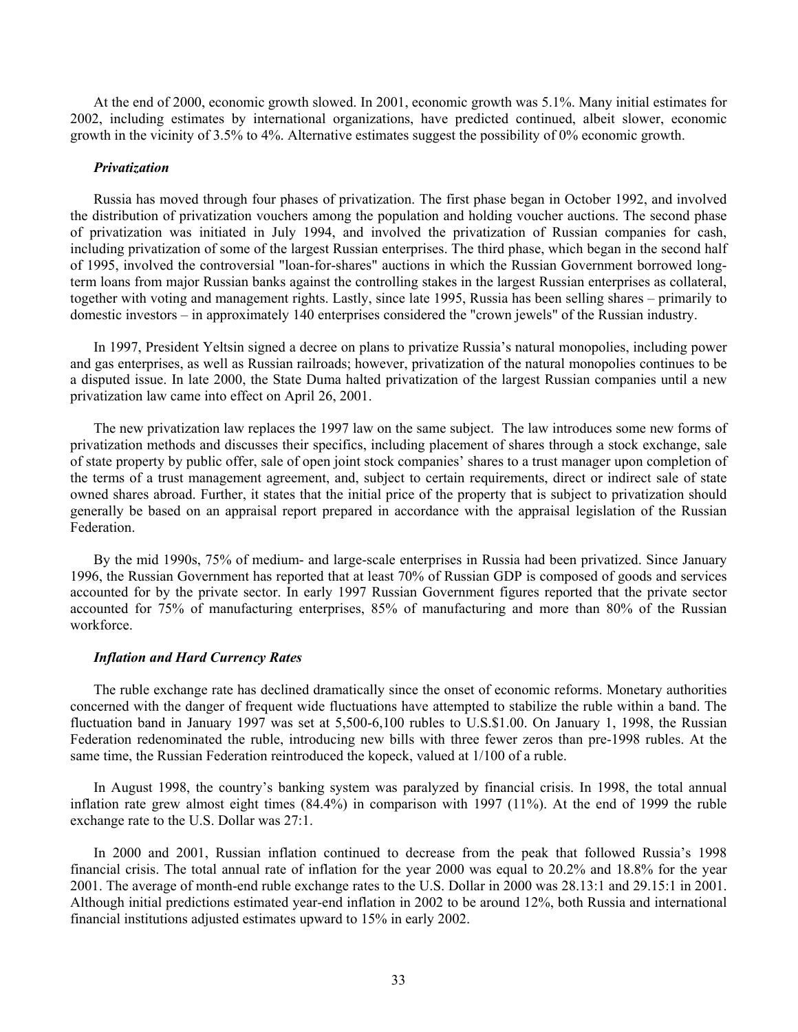At the end of 2000, economic growth slowed. In 2001, economic growth was 5.1%. Many initial estimates for 2002, including estimates by international organizations, have predicted continued, albeit slower, economic growth in the vicinity of 3.5% to 4%. Alternative estimates suggest the possibility of 0% economic growth.

***Privatization***

Russia has moved through four phases of privatization. The first phase began in October 1992, and involved the distribution of privatization vouchers among the population and holding voucher auctions. The second phase of privatization was initiated in July 1994, and involved the privatization of Russian companies for cash, including privatization of some of the largest Russian enterprises. The third phase, which began in the second half of 1995, involved the controversial "loan-for-shares" auctions in which the Russian Government borrowed long-term loans from major Russian banks against the controlling stakes in the largest Russian enterprises as collateral, together with voting and management rights. Lastly, since late 1995, Russia has been selling shares – primarily to domestic investors – in approximately 140 enterprises considered the "crown jewels" of the Russian industry.

In 1997, President Yeltsin signed a decree on plans to privatize Russia's natural monopolies, including power and gas enterprises, as well as Russian railroads; however, privatization of the natural monopolies continues to be a disputed issue. In late 2000, the State Duma halted privatization of the largest Russian companies until a new privatization law came into effect on April 26, 2001.

The new privatization law replaces the 1997 law on the same subject. The law introduces some new forms of privatization methods and discusses their specifics, including placement of shares through a stock exchange, sale of state property by public offer, sale of open joint stock companies' shares to a trust manager upon completion of the terms of a trust management agreement, and, subject to certain requirements, direct or indirect sale of state owned shares abroad. Further, it states that the initial price of the property that is subject to privatization should generally be based on an appraisal report prepared in accordance with the appraisal legislation of the Russian Federation.

By the mid 1990s, 75% of medium- and large-scale enterprises in Russia had been privatized. Since January 1996, the Russian Government has reported that at least 70% of Russian GDP is composed of goods and services accounted for by the private sector. In early 1997 Russian Government figures reported that the private sector accounted for 75% of manufacturing enterprises, 85% of manufacturing and more than 80% of the Russian workforce.

***Inflation and Hard Currency Rates***

The ruble exchange rate has declined dramatically since the onset of economic reforms. Monetary authorities concerned with the danger of frequent wide fluctuations have attempted to stabilize the ruble within a band. The fluctuation band in January 1997 was set at 5,500-6,100 rubles to U.S.$1.00. On January 1, 1998, the Russian Federation redenominated the ruble, introducing new bills with three fewer zeros than pre-1998 rubles. At the same time, the Russian Federation reintroduced the kopeck, valued at 1/100 of a ruble.

In August 1998, the country's banking system was paralyzed by financial crisis. In 1998, the total annual inflation rate grew almost eight times (84.4%) in comparison with 1997 (11%). At the end of 1999 the ruble exchange rate to the U.S. Dollar was 27:1.

In 2000 and 2001, Russian inflation continued to decrease from the peak that followed Russia's 1998 financial crisis. The total annual rate of inflation for the year 2000 was equal to 20.2% and 18.8% for the year 2001. The average of month-end ruble exchange rates to the U.S. Dollar in 2000 was 28.13:1 and 29.15:1 in 2001. Although initial predictions estimated year-end inflation in 2002 to be around 12%, both Russia and international financial institutions adjusted estimates upward to 15% in early 2002.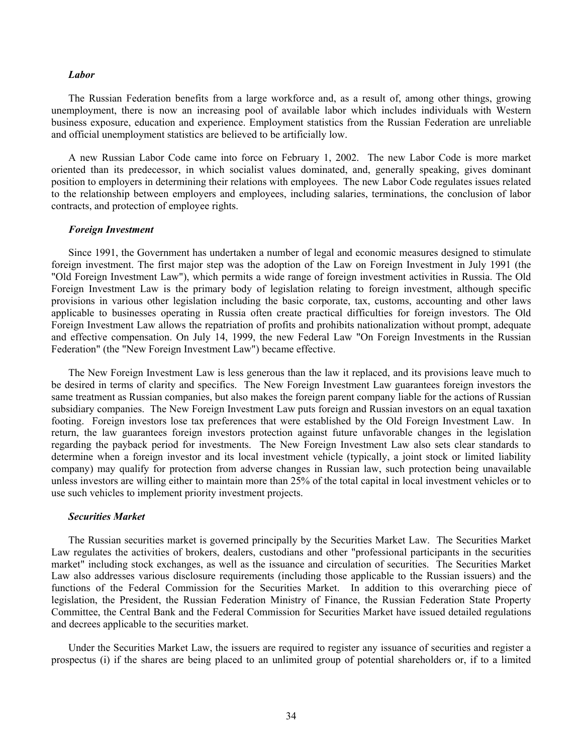***Labor***

The Russian Federation benefits from a large workforce and, as a result of, among other things, growing unemployment, there is now an increasing pool of available labor which includes individuals with Western business exposure, education and experience. Employment statistics from the Russian Federation are unreliable and official unemployment statistics are believed to be artificially low.

A new Russian Labor Code came into force on February 1, 2002. The new Labor Code is more market oriented than its predecessor, in which socialist values dominated, and, generally speaking, gives dominant position to employers in determining their relations with employees. The new Labor Code regulates issues related to the relationship between employers and employees, including salaries, terminations, the conclusion of labor contracts, and protection of employee rights.

***Foreign Investment***

Since 1991, the Government has undertaken a number of legal and economic measures designed to stimulate foreign investment. The first major step was the adoption of the Law on Foreign Investment in July 1991 (the "Old Foreign Investment Law"), which permits a wide range of foreign investment activities in Russia. The Old Foreign Investment Law is the primary body of legislation relating to foreign investment, although specific provisions in various other legislation including the basic corporate, tax, customs, accounting and other laws applicable to businesses operating in Russia often create practical difficulties for foreign investors. The Old Foreign Investment Law allows the repatriation of profits and prohibits nationalization without prompt, adequate and effective compensation. On July 14, 1999, the new Federal Law "On Foreign Investments in the Russian Federation" (the "New Foreign Investment Law") became effective.

The New Foreign Investment Law is less generous than the law it replaced, and its provisions leave much to be desired in terms of clarity and specifics. The New Foreign Investment Law guarantees foreign investors the same treatment as Russian companies, but also makes the foreign parent company liable for the actions of Russian subsidiary companies. The New Foreign Investment Law puts foreign and Russian investors on an equal taxation footing. Foreign investors lose tax preferences that were established by the Old Foreign Investment Law. In return, the law guarantees foreign investors protection against future unfavorable changes in the legislation regarding the payback period for investments. The New Foreign Investment Law also sets clear standards to determine when a foreign investor and its local investment vehicle (typically, a joint stock or limited liability company) may qualify for protection from adverse changes in Russian law, such protection being unavailable unless investors are willing either to maintain more than 25% of the total capital in local investment vehicles or to use such vehicles to implement priority investment projects.

***Securities Market***

The Russian securities market is governed principally by the Securities Market Law. The Securities Market Law regulates the activities of brokers, dealers, custodians and other "professional participants in the securities market" including stock exchanges, as well as the issuance and circulation of securities. The Securities Market Law also addresses various disclosure requirements (including those applicable to the Russian issuers) and the functions of the Federal Commission for the Securities Market. In addition to this overarching piece of legislation, the President, the Russian Federation Ministry of Finance, the Russian Federation State Property Committee, the Central Bank and the Federal Commission for Securities Market have issued detailed regulations and decrees applicable to the securities market.

Under the Securities Market Law, the issuers are required to register any issuance of securities and register a prospectus (i) if the shares are being placed to an unlimited group of potential shareholders or, if to a limited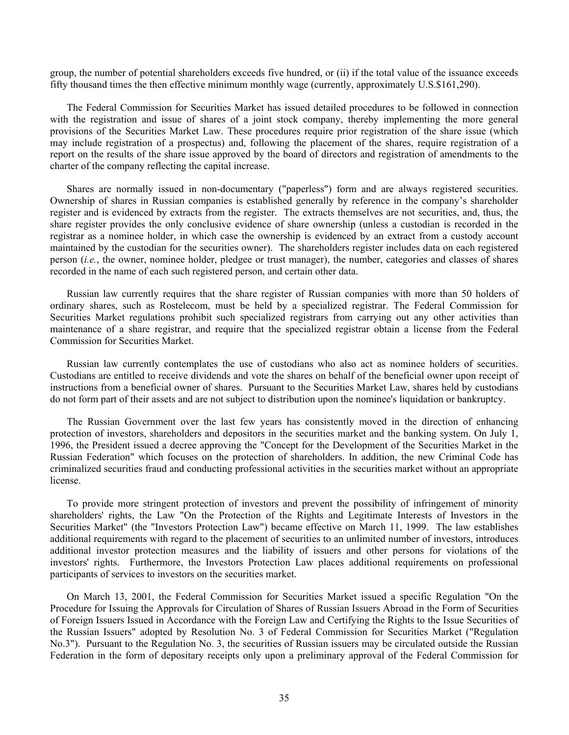group, the number of potential shareholders exceeds five hundred, or (ii) if the total value of the issuance exceeds fifty thousand times the then effective minimum monthly wage (currently, approximately U.S.$161,290).

The Federal Commission for Securities Market has issued detailed procedures to be followed in connection with the registration and issue of shares of a joint stock company, thereby implementing the more general provisions of the Securities Market Law. These procedures require prior registration of the share issue (which may include registration of a prospectus) and, following the placement of the shares, require registration of a report on the results of the share issue approved by the board of directors and registration of amendments to the charter of the company reflecting the capital increase.

Shares are normally issued in non-documentary ("paperless") form and are always registered securities. Ownership of shares in Russian companies is established generally by reference in the company's shareholder register and is evidenced by extracts from the register. The extracts themselves are not securities, and, thus, the share register provides the only conclusive evidence of share ownership (unless a custodian is recorded in the registrar as a nominee holder, in which case the ownership is evidenced by an extract from a custody account maintained by the custodian for the securities owner). The shareholders register includes data on each registered person (*i.e.*, the owner, nominee holder, pledgee or trust manager), the number, categories and classes of shares recorded in the name of each such registered person, and certain other data.

Russian law currently requires that the share register of Russian companies with more than 50 holders of ordinary shares, such as Rostelecom, must be held by a specialized registrar. The Federal Commission for Securities Market regulations prohibit such specialized registrars from carrying out any other activities than maintenance of a share registrar, and require that the specialized registrar obtain a license from the Federal Commission for Securities Market.

Russian law currently contemplates the use of custodians who also act as nominee holders of securities. Custodians are entitled to receive dividends and vote the shares on behalf of the beneficial owner upon receipt of instructions from a beneficial owner of shares. Pursuant to the Securities Market Law, shares held by custodians do not form part of their assets and are not subject to distribution upon the nominee's liquidation or bankruptcy.

The Russian Government over the last few years has consistently moved in the direction of enhancing protection of investors, shareholders and depositors in the securities market and the banking system. On July 1, 1996, the President issued a decree approving the "Concept for the Development of the Securities Market in the Russian Federation" which focuses on the protection of shareholders. In addition, the new Criminal Code has criminalized securities fraud and conducting professional activities in the securities market without an appropriate license.

To provide more stringent protection of investors and prevent the possibility of infringement of minority shareholders' rights, the Law "On the Protection of the Rights and Legitimate Interests of Investors in the Securities Market" (the "Investors Protection Law") became effective on March 11, 1999. The law establishes additional requirements with regard to the placement of securities to an unlimited number of investors, introduces additional investor protection measures and the liability of issuers and other persons for violations of the investors' rights. Furthermore, the Investors Protection Law places additional requirements on professional participants of services to investors on the securities market.

On March 13, 2001, the Federal Commission for Securities Market issued a specific Regulation "On the Procedure for Issuing the Approvals for Circulation of Shares of Russian Issuers Abroad in the Form of Securities of Foreign Issuers Issued in Accordance with the Foreign Law and Certifying the Rights to the Issue Securities of the Russian Issuers" adopted by Resolution No. 3 of Federal Commission for Securities Market ("Regulation No.3"). Pursuant to the Regulation No. 3, the securities of Russian issuers may be circulated outside the Russian Federation in the form of depositary receipts only upon a preliminary approval of the Federal Commission for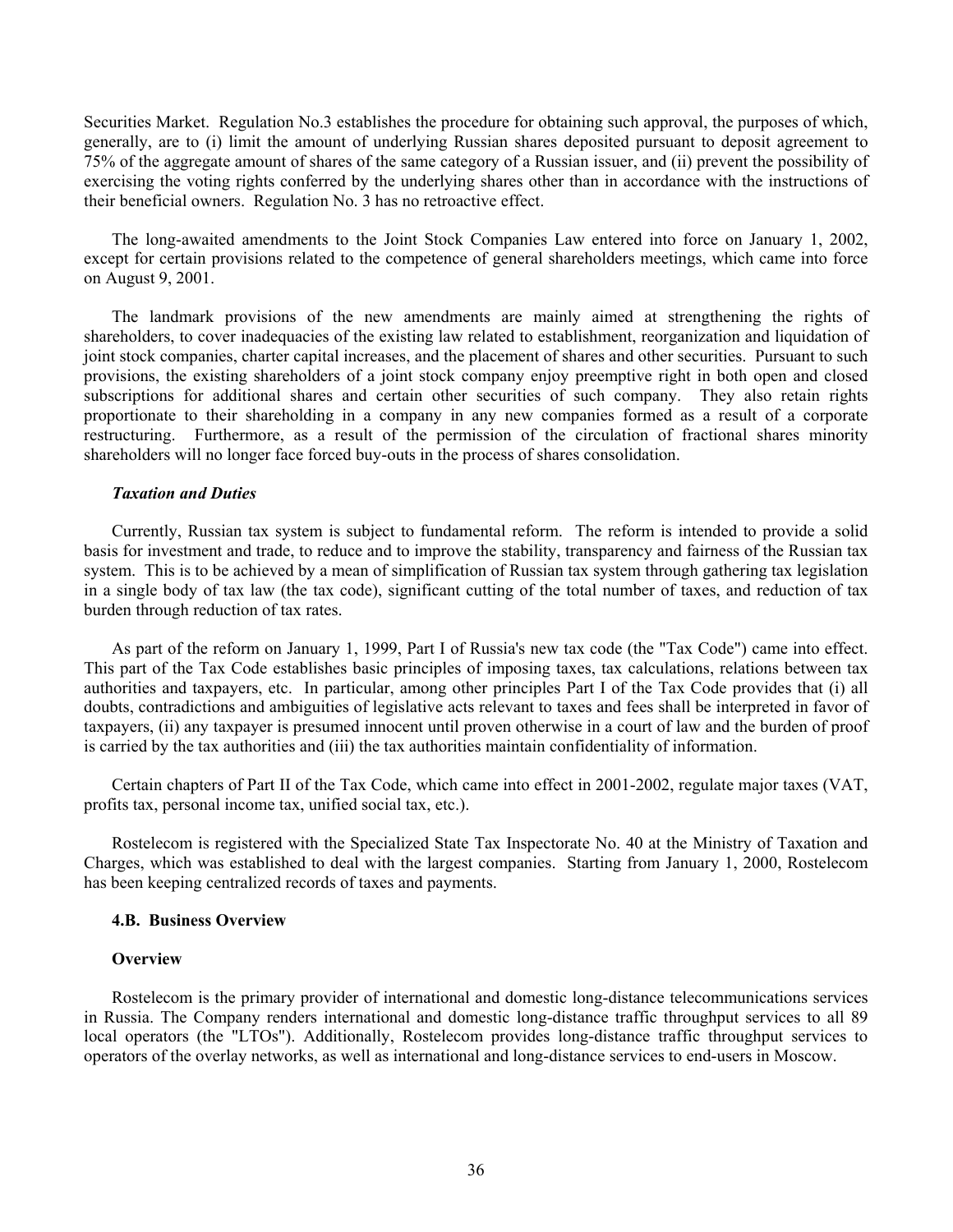Securities Market. Regulation No.3 establishes the procedure for obtaining such approval, the purposes of which, generally, are to (i) limit the amount of underlying Russian shares deposited pursuant to deposit agreement to 75% of the aggregate amount of shares of the same category of a Russian issuer, and (ii) prevent the possibility of exercising the voting rights conferred by the underlying shares other than in accordance with the instructions of their beneficial owners. Regulation No. 3 has no retroactive effect.

The long-awaited amendments to the Joint Stock Companies Law entered into force on January 1, 2002, except for certain provisions related to the competence of general shareholders meetings, which came into force on August 9, 2001.

The landmark provisions of the new amendments are mainly aimed at strengthening the rights of shareholders, to cover inadequacies of the existing law related to establishment, reorganization and liquidation of joint stock companies, charter capital increases, and the placement of shares and other securities. Pursuant to such provisions, the existing shareholders of a joint stock company enjoy preemptive right in both open and closed subscriptions for additional shares and certain other securities of such company. They also retain rights proportionate to their shareholding in a company in any new companies formed as a result of a corporate restructuring. Furthermore, as a result of the permission of the circulation of fractional shares minority shareholders will no longer face forced buy-outs in the process of shares consolidation.

***Taxation and Duties***

Currently, Russian tax system is subject to fundamental reform. The reform is intended to provide a solid basis for investment and trade, to reduce and to improve the stability, transparency and fairness of the Russian tax system. This is to be achieved by a mean of simplification of Russian tax system through gathering tax legislation in a single body of tax law (the tax code), significant cutting of the total number of taxes, and reduction of tax burden through reduction of tax rates.

As part of the reform on January 1, 1999, Part I of Russia's new tax code (the "Tax Code") came into effect. This part of the Tax Code establishes basic principles of imposing taxes, tax calculations, relations between tax authorities and taxpayers, etc. In particular, among other principles Part I of the Tax Code provides that (i) all doubts, contradictions and ambiguities of legislative acts relevant to taxes and fees shall be interpreted in favor of taxpayers, (ii) any taxpayer is presumed innocent until proven otherwise in a court of law and the burden of proof is carried by the tax authorities and (iii) the tax authorities maintain confidentiality of information.

Certain chapters of Part II of the Tax Code, which came into effect in 2001-2002, regulate major taxes (VAT, profits tax, personal income tax, unified social tax, etc.).

Rostelecom is registered with the Specialized State Tax Inspectorate No. 40 at the Ministry of Taxation and Charges, which was established to deal with the largest companies. Starting from January 1, 2000, Rostelecom has been keeping centralized records of taxes and payments.

### 4.B. Business Overview

**Overview**

Rostelecom is the primary provider of international and domestic long-distance telecommunications services in Russia. The Company renders international and domestic long-distance traffic throughput services to all 89 local operators (the "LTOs"). Additionally, Rostelecom provides long-distance traffic throughput services to operators of the overlay networks, as well as international and long-distance services to end-users in Moscow.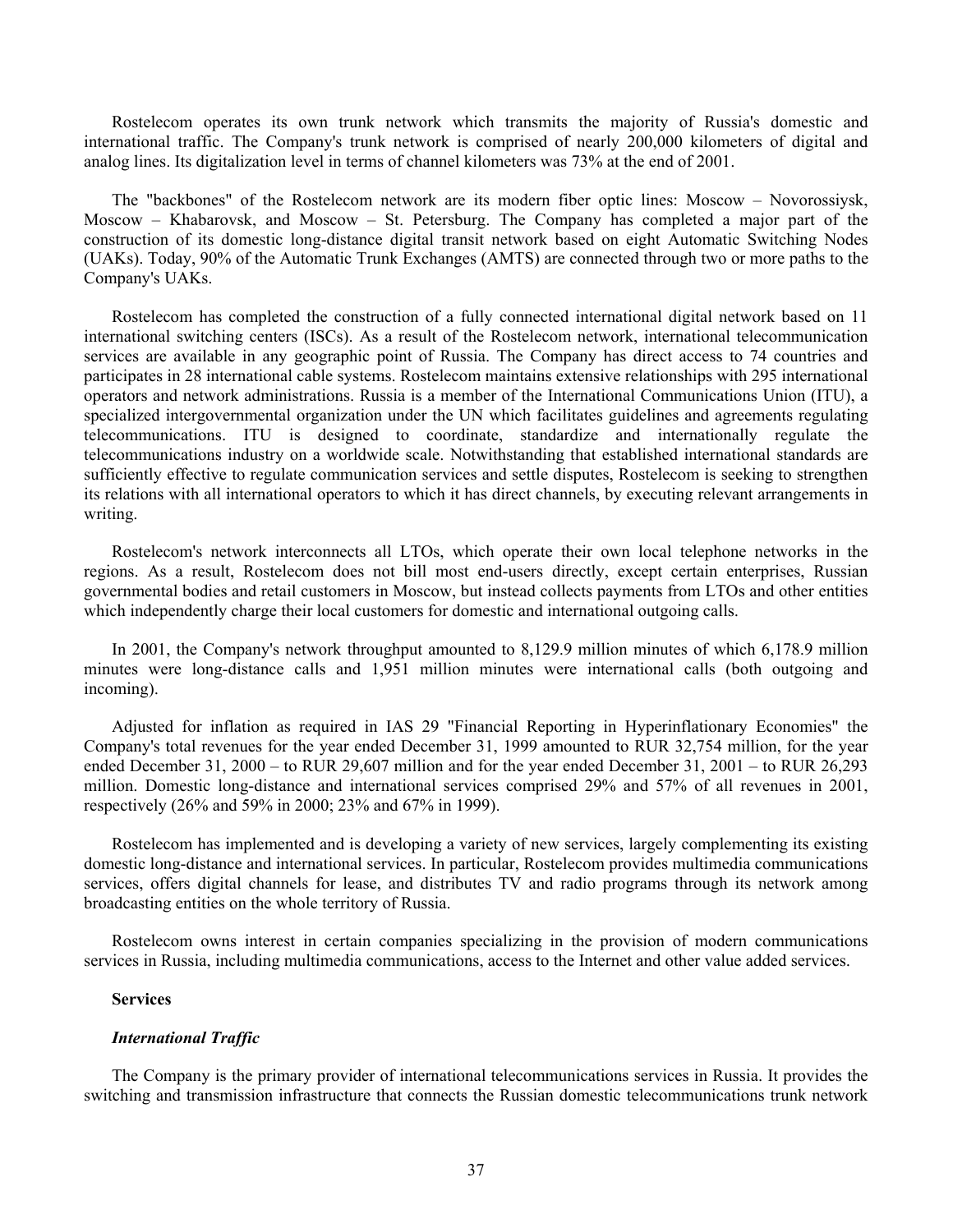Rostelecom operates its own trunk network which transmits the majority of Russia's domestic and international traffic. The Company's trunk network is comprised of nearly 200,000 kilometers of digital and analog lines. Its digitalization level in terms of channel kilometers was 73% at the end of 2001.

The "backbones" of the Rostelecom network are its modern fiber optic lines: Moscow – Novorossiysk, Moscow – Khabarovsk, and Moscow – St. Petersburg. The Company has completed a major part of the construction of its domestic long-distance digital transit network based on eight Automatic Switching Nodes (UAKs). Today, 90% of the Automatic Trunk Exchanges (AMTS) are connected through two or more paths to the Company's UAKs.

Rostelecom has completed the construction of a fully connected international digital network based on 11 international switching centers (ISCs). As a result of the Rostelecom network, international telecommunication services are available in any geographic point of Russia. The Company has direct access to 74 countries and participates in 28 international cable systems. Rostelecom maintains extensive relationships with 295 international operators and network administrations. Russia is a member of the International Communications Union (ITU), a specialized intergovernmental organization under the UN which facilitates guidelines and agreements regulating telecommunications. ITU is designed to coordinate, standardize and internationally regulate the telecommunications industry on a worldwide scale. Notwithstanding that established international standards are sufficiently effective to regulate communication services and settle disputes, Rostelecom is seeking to strengthen its relations with all international operators to which it has direct channels, by executing relevant arrangements in writing.

Rostelecom's network interconnects all LTOs, which operate their own local telephone networks in the regions. As a result, Rostelecom does not bill most end-users directly, except certain enterprises, Russian governmental bodies and retail customers in Moscow, but instead collects payments from LTOs and other entities which independently charge their local customers for domestic and international outgoing calls.

In 2001, the Company's network throughput amounted to 8,129.9 million minutes of which 6,178.9 million minutes were long-distance calls and 1,951 million minutes were international calls (both outgoing and incoming).

Adjusted for inflation as required in IAS 29 "Financial Reporting in Hyperinflationary Economies" the Company's total revenues for the year ended December 31, 1999 amounted to RUR 32,754 million, for the year ended December 31, 2000 – to RUR 29,607 million and for the year ended December 31, 2001 – to RUR 26,293 million. Domestic long-distance and international services comprised 29% and 57% of all revenues in 2001, respectively (26% and 59% in 2000; 23% and 67% in 1999).

Rostelecom has implemented and is developing a variety of new services, largely complementing its existing domestic long-distance and international services. In particular, Rostelecom provides multimedia communications services, offers digital channels for lease, and distributes TV and radio programs through its network among broadcasting entities on the whole territory of Russia.

Rostelecom owns interest in certain companies specializing in the provision of modern communications services in Russia, including multimedia communications, access to the Internet and other value added services.

**Services**

***International Traffic***

The Company is the primary provider of international telecommunications services in Russia. It provides the switching and transmission infrastructure that connects the Russian domestic telecommunications trunk network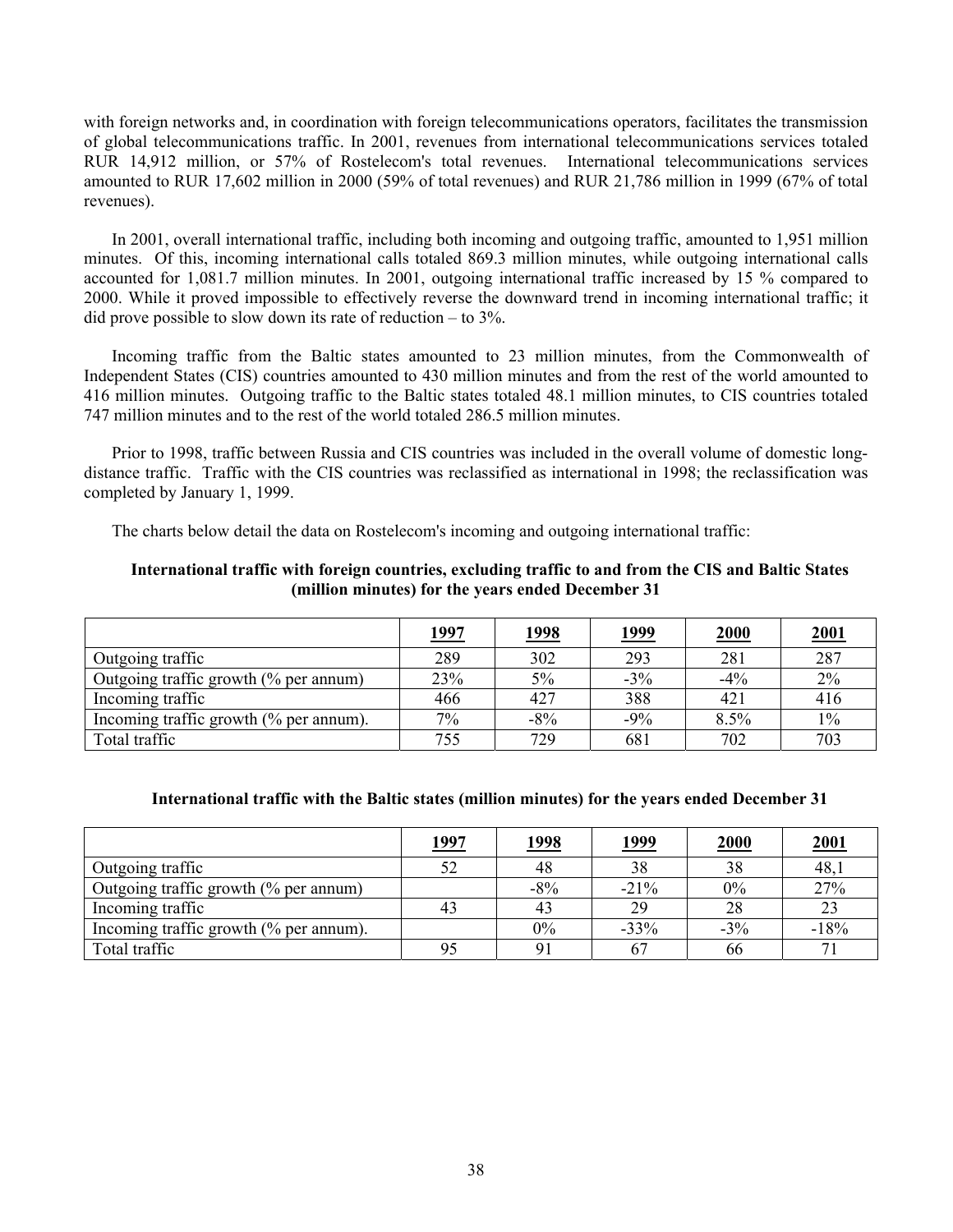with foreign networks and, in coordination with foreign telecommunications operators, facilitates the transmission of global telecommunications traffic. In 2001, revenues from international telecommunications services totaled RUR 14,912 million, or 57% of Rostelecom's total revenues. International telecommunications services amounted to RUR 17,602 million in 2000 (59% of total revenues) and RUR 21,786 million in 1999 (67% of total revenues).

In 2001, overall international traffic, including both incoming and outgoing traffic, amounted to 1,951 million minutes. Of this, incoming international calls totaled 869.3 million minutes, while outgoing international calls accounted for 1,081.7 million minutes. In 2001, outgoing international traffic increased by 15 % compared to 2000. While it proved impossible to effectively reverse the downward trend in incoming international traffic; it did prove possible to slow down its rate of reduction – to 3%.

Incoming traffic from the Baltic states amounted to 23 million minutes, from the Commonwealth of Independent States (CIS) countries amounted to 430 million minutes and from the rest of the world amounted to 416 million minutes. Outgoing traffic to the Baltic states totaled 48.1 million minutes, to CIS countries totaled 747 million minutes and to the rest of the world totaled 286.5 million minutes.

Prior to 1998, traffic between Russia and CIS countries was included in the overall volume of domestic long-distance traffic. Traffic with the CIS countries was reclassified as international in 1998; the reclassification was completed by January 1, 1999.

The charts below detail the data on Rostelecom's incoming and outgoing international traffic:

**International traffic with foreign countries, excluding traffic to and from the CIS and Baltic States (million minutes) for the years ended December 31**

| | 1997 | 1998 | 1999 | 2000 | 2001 |
|---|---|---|---|---|---|
| Outgoing traffic | 289 | 302 | 293 | 281 | 287 |
| Outgoing traffic growth (% per annum) | 23% | 5% | -3% | -4% | 2% |
| Incoming traffic | 466 | 427 | 388 | 421 | 416 |
| Incoming traffic growth (% per annum). | 7% | -8% | -9% | 8.5% | 1% |
| Total traffic | 755 | 729 | 681 | 702 | 703 |

**International traffic with the Baltic states (million minutes) for the years ended December 31**

| | 1997 | 1998 | 1999 | 2000 | 2001 |
|---|---|---|---|---|---|
| Outgoing traffic | 52 | 48 | 38 | 38 | 48,1 |
| Outgoing traffic growth (% per annum) | | -8% | -21% | 0% | 27% |
| Incoming traffic | 43 | 43 | 29 | 28 | 23 |
| Incoming traffic growth (% per annum). | | 0% | -33% | -3% | -18% |
| Total traffic | 95 | 91 | 67 | 66 | 71 |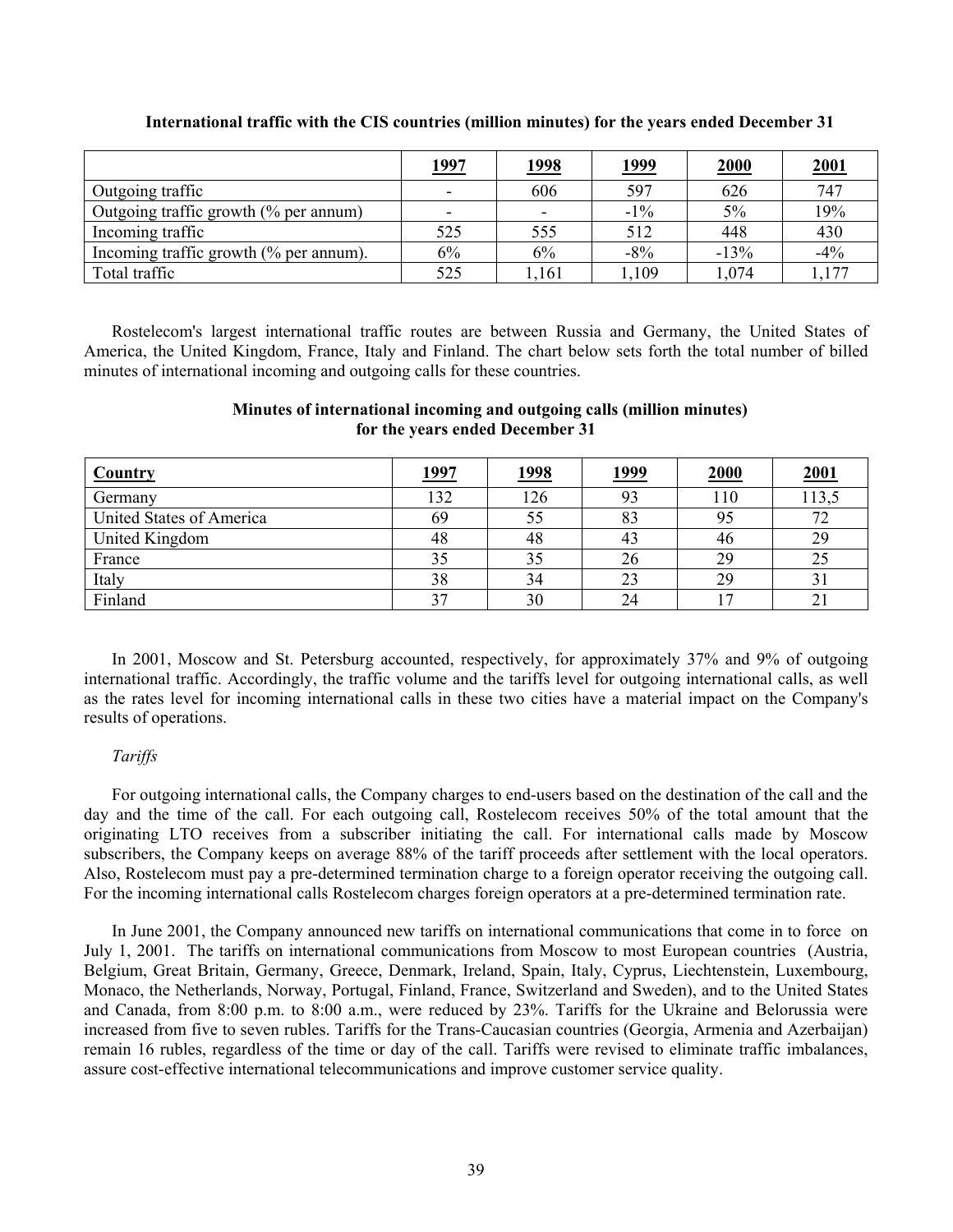**International traffic with the CIS countries (million minutes) for the years ended December 31**

| | 1997 | 1998 | 1999 | 2000 | 2001 |
|---|---|---|---|---|---|
| Outgoing traffic | - | 606 | 597 | 626 | 747 |
| Outgoing traffic growth (% per annum) | - | - | -1% | 5% | 19% |
| Incoming traffic | 525 | 555 | 512 | 448 | 430 |
| Incoming traffic growth (% per annum). | 6% | 6% | -8% | -13% | -4% |
| Total traffic | 525 | 1,161 | 1,109 | 1,074 | 1,177 |

Rostelecom's largest international traffic routes are between Russia and Germany, the United States of America, the United Kingdom, France, Italy and Finland. The chart below sets forth the total number of billed minutes of international incoming and outgoing calls for these countries.

**Minutes of international incoming and outgoing calls (million minutes) for the years ended December 31**

| Country | 1997 | 1998 | 1999 | 2000 | 2001 |
|---|---|---|---|---|---|
| Germany | 132 | 126 | 93 | 110 | 113,5 |
| United States of America | 69 | 55 | 83 | 95 | 72 |
| United Kingdom | 48 | 48 | 43 | 46 | 29 |
| France | 35 | 35 | 26 | 29 | 25 |
| Italy | 38 | 34 | 23 | 29 | 31 |
| Finland | 37 | 30 | 24 | 17 | 21 |

In 2001, Moscow and St. Petersburg accounted, respectively, for approximately 37% and 9% of outgoing international traffic. Accordingly, the traffic volume and the tariffs level for outgoing international calls, as well as the rates level for incoming international calls in these two cities have a material impact on the Company's results of operations.

*Tariffs*

For outgoing international calls, the Company charges to end-users based on the destination of the call and the day and the time of the call. For each outgoing call, Rostelecom receives 50% of the total amount that the originating LTO receives from a subscriber initiating the call. For international calls made by Moscow subscribers, the Company keeps on average 88% of the tariff proceeds after settlement with the local operators. Also, Rostelecom must pay a pre-determined termination charge to a foreign operator receiving the outgoing call. For the incoming international calls Rostelecom charges foreign operators at a pre-determined termination rate.

In June 2001, the Company announced new tariffs on international communications that come in to force on July 1, 2001. The tariffs on international communications from Moscow to most European countries (Austria, Belgium, Great Britain, Germany, Greece, Denmark, Ireland, Spain, Italy, Cyprus, Liechtenstein, Luxembourg, Monaco, the Netherlands, Norway, Portugal, Finland, France, Switzerland and Sweden), and to the United States and Canada, from 8:00 p.m. to 8:00 a.m., were reduced by 23%. Tariffs for the Ukraine and Belorussia were increased from five to seven rubles. Tariffs for the Trans-Caucasian countries (Georgia, Armenia and Azerbaijan) remain 16 rubles, regardless of the time or day of the call. Tariffs were revised to eliminate traffic imbalances, assure cost-effective international telecommunications and improve customer service quality.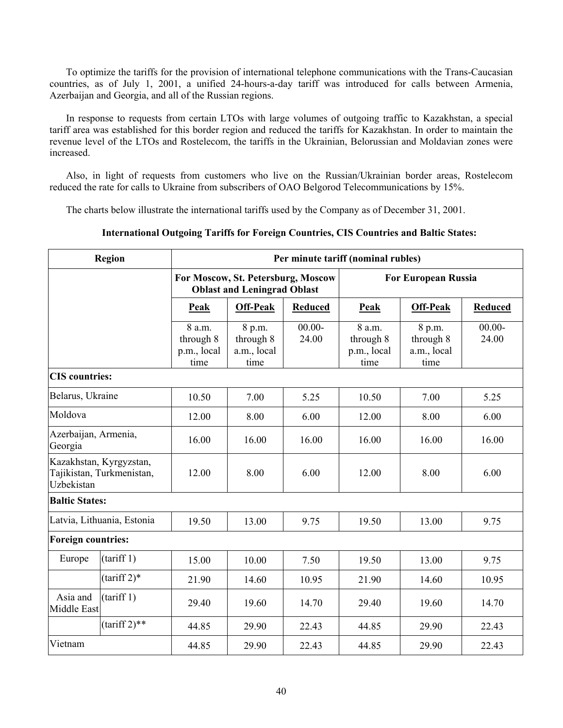To optimize the tariffs for the provision of international telephone communications with the Trans-Caucasian countries, as of July 1, 2001, a unified 24-hours-a-day tariff was introduced for calls between Armenia, Azerbaijan and Georgia, and all of the Russian regions.

In response to requests from certain LTOs with large volumes of outgoing traffic to Kazakhstan, a special tariff area was established for this border region and reduced the tariffs for Kazakhstan. In order to maintain the revenue level of the LTOs and Rostelecom, the tariffs in the Ukrainian, Belorussian and Moldavian zones were increased.

Also, in light of requests from customers who live on the Russian/Ukrainian border areas, Rostelecom reduced the rate for calls to Ukraine from subscribers of OAO Belgorod Telecommunications by 15%.

The charts below illustrate the international tariffs used by the Company as of December 31, 2001.

**International Outgoing Tariffs for Foreign Countries, CIS Countries and Baltic States:**

| Region | | Per minute tariff (nominal rubles) | | | | | |
|---|---|---|---|---|---|---|---|
| | | For Moscow, St. Petersburg, Moscow Oblast and Leningrad Oblast | | | For European Russia | | |
| | | **Peak** | **Off-Peak** | **Reduced** | **Peak** | **Off-Peak** | **Reduced** |
| | | 8 a.m. through 8 p.m., local time | 8 p.m. through 8 a.m., local time | 00.00-24.00 | 8 a.m. through 8 p.m., local time | 8 p.m. through 8 a.m., local time | 00.00-24.00 |
| **CIS countries:** | | | | | | | |
| Belarus, Ukraine | | 10.50 | 7.00 | 5.25 | 10.50 | 7.00 | 5.25 |
| Moldova | | 12.00 | 8.00 | 6.00 | 12.00 | 8.00 | 6.00 |
| Azerbaijan, Armenia, Georgia | | 16.00 | 16.00 | 16.00 | 16.00 | 16.00 | 16.00 |
| Kazakhstan, Kyrgyzstan, Tajikistan, Turkmenistan, Uzbekistan | | 12.00 | 8.00 | 6.00 | 12.00 | 8.00 | 6.00 |
| **Baltic States:** | | | | | | | |
| Latvia, Lithuania, Estonia | | 19.50 | 13.00 | 9.75 | 19.50 | 13.00 | 9.75 |
| **Foreign countries:** | | | | | | | |
| Europe | (tariff 1) | 15.00 | 10.00 | 7.50 | 19.50 | 13.00 | 9.75 |
| | (tariff 2)* | 21.90 | 14.60 | 10.95 | 21.90 | 14.60 | 10.95 |
| Asia and Middle East | (tariff 1) | 29.40 | 19.60 | 14.70 | 29.40 | 19.60 | 14.70 |
| | (tariff 2)** | 44.85 | 29.90 | 22.43 | 44.85 | 29.90 | 22.43 |
| Vietnam | | 44.85 | 29.90 | 22.43 | 44.85 | 29.90 | 22.43 |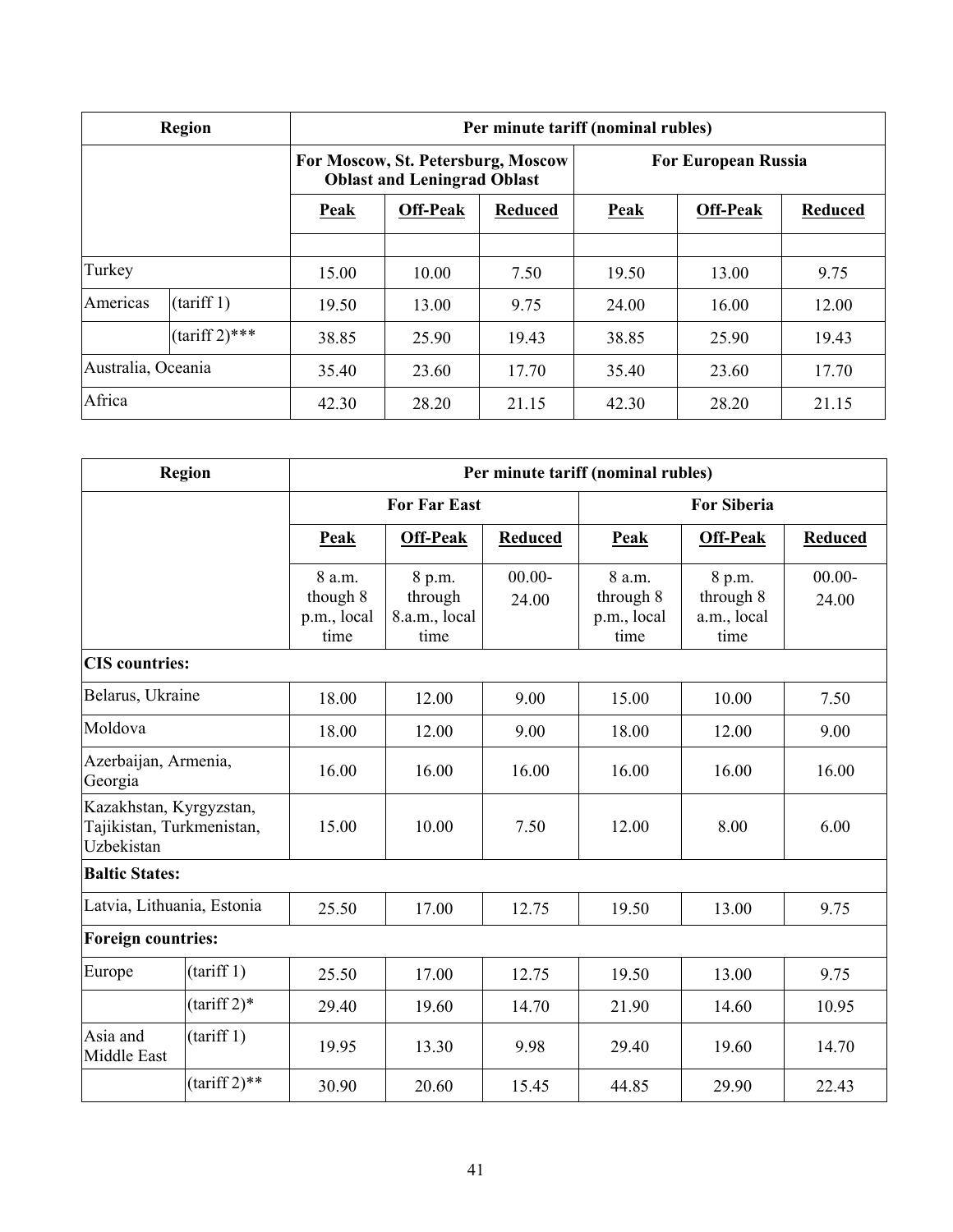| Region | | Per minute tariff (nominal rubles) | | | | | |
|---|---|---|---|---|---|---|---|
| | | For Moscow, St. Petersburg, Moscow Oblast and Leningrad Oblast | | | For European Russia | | |
| | | Peak | Off-Peak | Reduced | Peak | Off-Peak | Reduced |
| | | | | | | | |
| Turkey | | 15.00 | 10.00 | 7.50 | 19.50 | 13.00 | 9.75 |
| Americas | (tariff 1) | 19.50 | 13.00 | 9.75 | 24.00 | 16.00 | 12.00 |
| | (tariff 2)*** | 38.85 | 25.90 | 19.43 | 38.85 | 25.90 | 19.43 |
| Australia, Oceania | | 35.40 | 23.60 | 17.70 | 35.40 | 23.60 | 17.70 |
| Africa | | 42.30 | 28.20 | 21.15 | 42.30 | 28.20 | 21.15 |

| Region | | Per minute tariff (nominal rubles) | | | | | |
|---|---|---|---|---|---|---|---|
| | | For Far East | | | For Siberia | | |
| | | Peak | Off-Peak | Reduced | Peak | Off-Peak | Reduced |
| | | 8 a.m. though 8 p.m., local time | 8 p.m. through 8.a.m., local time | 00.00-24.00 | 8 a.m. through 8 p.m., local time | 8 p.m. through 8 a.m., local time | 00.00-24.00 |
| **CIS countries:** | | | | | | | |
| Belarus, Ukraine | | 18.00 | 12.00 | 9.00 | 15.00 | 10.00 | 7.50 |
| Moldova | | 18.00 | 12.00 | 9.00 | 18.00 | 12.00 | 9.00 |
| Azerbaijan, Armenia, Georgia | | 16.00 | 16.00 | 16.00 | 16.00 | 16.00 | 16.00 |
| Kazakhstan, Kyrgyzstan, Tajikistan, Turkmenistan, Uzbekistan | | 15.00 | 10.00 | 7.50 | 12.00 | 8.00 | 6.00 |
| **Baltic States:** | | | | | | | |
| Latvia, Lithuania, Estonia | | 25.50 | 17.00 | 12.75 | 19.50 | 13.00 | 9.75 |
| **Foreign countries:** | | | | | | | |
| Europe | (tariff 1) | 25.50 | 17.00 | 12.75 | 19.50 | 13.00 | 9.75 |
| | (tariff 2)* | 29.40 | 19.60 | 14.70 | 21.90 | 14.60 | 10.95 |
| Asia and Middle East | (tariff 1) | 19.95 | 13.30 | 9.98 | 29.40 | 19.60 | 14.70 |
| | (tariff 2)** | 30.90 | 20.60 | 15.45 | 44.85 | 29.90 | 22.43 |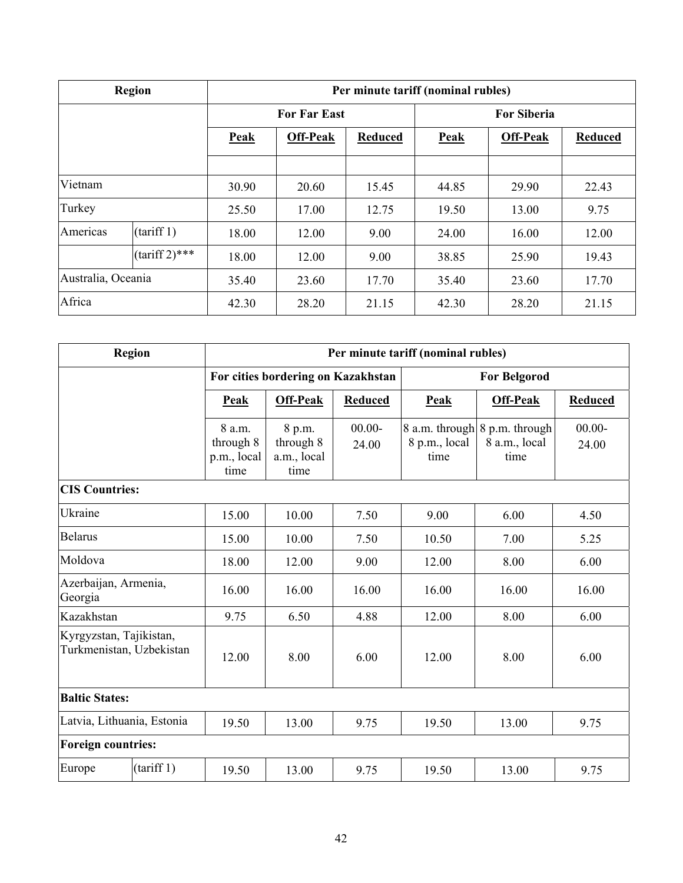| Region | | Per minute tariff (nominal rubles) | | | | | |
|---|---|---|---|---|---|---|---|
| | | For Far East | | | For Siberia | | |
| | | **Peak** | **Off-Peak** | **Reduced** | **Peak** | **Off-Peak** | **Reduced** |
| | | | | | | | |
| Vietnam | | 30.90 | 20.60 | 15.45 | 44.85 | 29.90 | 22.43 |
| Turkey | | 25.50 | 17.00 | 12.75 | 19.50 | 13.00 | 9.75 |
| Americas | (tariff 1) | 18.00 | 12.00 | 9.00 | 24.00 | 16.00 | 12.00 |
| | (tariff 2)*** | 18.00 | 12.00 | 9.00 | 38.85 | 25.90 | 19.43 |
| Australia, Oceania | | 35.40 | 23.60 | 17.70 | 35.40 | 23.60 | 17.70 |
| Africa | | 42.30 | 28.20 | 21.15 | 42.30 | 28.20 | 21.15 |

| Region | | Per minute tariff (nominal rubles) | | | | | |
|---|---|---|---|---|---|---|---|
| | | For cities bordering on Kazakhstan | | | For Belgorod | | |
| | | **Peak** | **Off-Peak** | **Reduced** | **Peak** | **Off-Peak** | **Reduced** |
| | | 8 a.m. through 8 p.m., local time | 8 p.m. through 8 a.m., local time | 00.00-24.00 | 8 a.m. through 8 p.m., local time | 8 p.m. through 8 a.m., local time | 00.00-24.00 |
| **CIS Countries:** | | | | | | | |
| Ukraine | | 15.00 | 10.00 | 7.50 | 9.00 | 6.00 | 4.50 |
| Belarus | | 15.00 | 10.00 | 7.50 | 10.50 | 7.00 | 5.25 |
| Moldova | | 18.00 | 12.00 | 9.00 | 12.00 | 8.00 | 6.00 |
| Azerbaijan, Armenia, Georgia | | 16.00 | 16.00 | 16.00 | 16.00 | 16.00 | 16.00 |
| Kazakhstan | | 9.75 | 6.50 | 4.88 | 12.00 | 8.00 | 6.00 |
| Kyrgyzstan, Tajikistan, Turkmenistan, Uzbekistan | | 12.00 | 8.00 | 6.00 | 12.00 | 8.00 | 6.00 |
| **Baltic States:** | | | | | | | |
| Latvia, Lithuania, Estonia | | 19.50 | 13.00 | 9.75 | 19.50 | 13.00 | 9.75 |
| **Foreign countries:** | | | | | | | |
| Europe | (tariff 1) | 19.50 | 13.00 | 9.75 | 19.50 | 13.00 | 9.75 |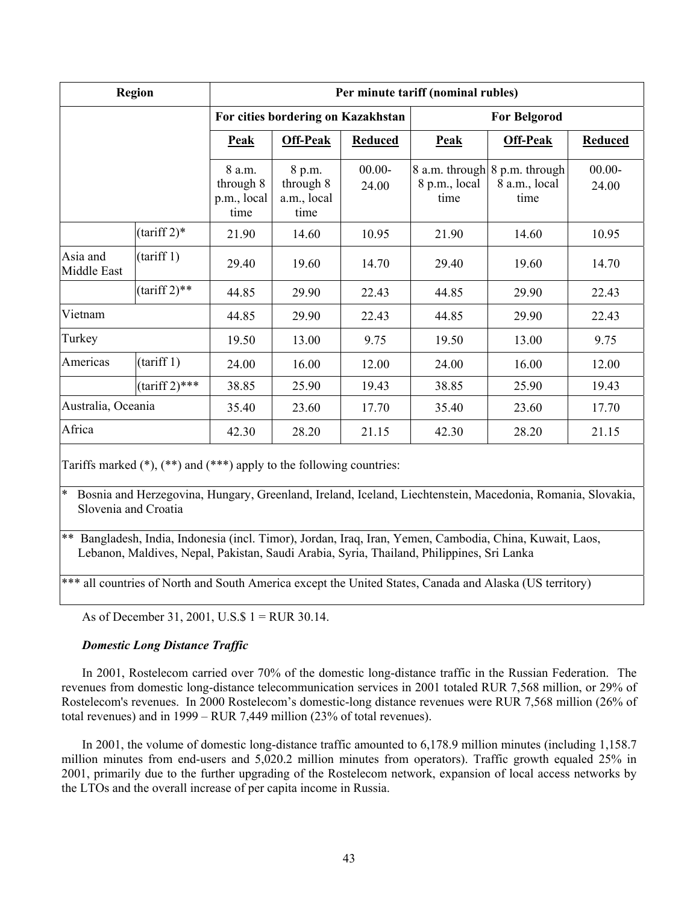| Region | | Per minute tariff (nominal rubles) | | | | | |
|---|---|---|---|---|---|---|---|
| | | For cities bordering on Kazakhstan | | | For Belgorod | | |
| | | **Peak** | **Off-Peak** | **Reduced** | **Peak** | **Off-Peak** | **Reduced** |
| | | 8 a.m. through 8 p.m., local time | 8 p.m. through 8 a.m., local time | 00.00-24.00 | 8 a.m. through 8 p.m., local time | 8 p.m. through 8 a.m., local time | 00.00-24.00 |
| | (tariff 2)* | 21.90 | 14.60 | 10.95 | 21.90 | 14.60 | 10.95 |
| Asia and Middle East | (tariff 1) | 29.40 | 19.60 | 14.70 | 29.40 | 19.60 | 14.70 |
| | (tariff 2)** | 44.85 | 29.90 | 22.43 | 44.85 | 29.90 | 22.43 |
| Vietnam | | 44.85 | 29.90 | 22.43 | 44.85 | 29.90 | 22.43 |
| Turkey | | 19.50 | 13.00 | 9.75 | 19.50 | 13.00 | 9.75 |
| Americas | (tariff 1) | 24.00 | 16.00 | 12.00 | 24.00 | 16.00 | 12.00 |
| | (tariff 2)*** | 38.85 | 25.90 | 19.43 | 38.85 | 25.90 | 19.43 |
| Australia, Oceania | | 35.40 | 23.60 | 17.70 | 35.40 | 23.60 | 17.70 |
| Africa | | 42.30 | 28.20 | 21.15 | 42.30 | 28.20 | 21.15 |

Tariffs marked (*), (**) and (***) apply to the following countries:

* Bosnia and Herzegovina, Hungary, Greenland, Ireland, Iceland, Liechtenstein, Macedonia, Romania, Slovakia, Slovenia and Croatia

** Bangladesh, India, Indonesia (incl. Timor), Jordan, Iraq, Iran, Yemen, Cambodia, China, Kuwait, Laos, Lebanon, Maldives, Nepal, Pakistan, Saudi Arabia, Syria, Thailand, Philippines, Sri Lanka

*** all countries of North and South America except the United States, Canada and Alaska (US territory)

As of December 31, 2001, U.S.$ 1 = RUR 30.14.

***Domestic Long Distance Traffic***

In 2001, Rostelecom carried over 70% of the domestic long-distance traffic in the Russian Federation. The revenues from domestic long-distance telecommunication services in 2001 totaled RUR 7,568 million, or 29% of Rostelecom's revenues. In 2000 Rostelecom's domestic-long distance revenues were RUR 7,568 million (26% of total revenues) and in 1999 – RUR 7,449 million (23% of total revenues).

In 2001, the volume of domestic long-distance traffic amounted to 6,178.9 million minutes (including 1,158.7 million minutes from end-users and 5,020.2 million minutes from operators). Traffic growth equaled 25% in 2001, primarily due to the further upgrading of the Rostelecom network, expansion of local access networks by the LTOs and the overall increase of per capita income in Russia.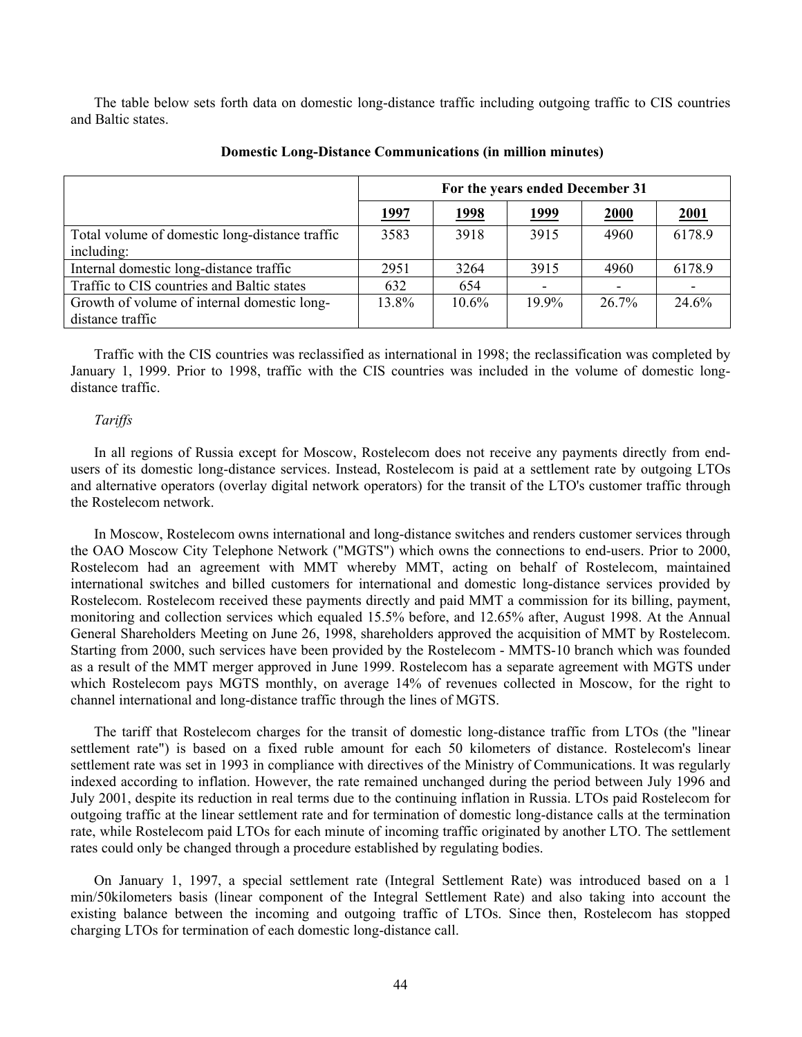The table below sets forth data on domestic long-distance traffic including outgoing traffic to CIS countries and Baltic states.

**Domestic Long-Distance Communications (in million minutes)**

| | For the years ended December 31 | | | | |
|---|---|---|---|---|---|
| | 1997 | 1998 | 1999 | 2000 | 2001 |
| Total volume of domestic long-distance traffic including: | 3583 | 3918 | 3915 | 4960 | 6178.9 |
| Internal domestic long-distance traffic | 2951 | 3264 | 3915 | 4960 | 6178.9 |
| Traffic to CIS countries and Baltic states | 632 | 654 | - | - | - |
| Growth of volume of internal domestic long-distance traffic | 13.8% | 10.6% | 19.9% | 26.7% | 24.6% |

Traffic with the CIS countries was reclassified as international in 1998; the reclassification was completed by January 1, 1999. Prior to 1998, traffic with the CIS countries was included in the volume of domestic long-distance traffic.

*Tariffs*

In all regions of Russia except for Moscow, Rostelecom does not receive any payments directly from end-users of its domestic long-distance services. Instead, Rostelecom is paid at a settlement rate by outgoing LTOs and alternative operators (overlay digital network operators) for the transit of the LTO's customer traffic through the Rostelecom network.

In Moscow, Rostelecom owns international and long-distance switches and renders customer services through the OAO Moscow City Telephone Network ("MGTS") which owns the connections to end-users. Prior to 2000, Rostelecom had an agreement with MMT whereby MMT, acting on behalf of Rostelecom, maintained international switches and billed customers for international and domestic long-distance services provided by Rostelecom. Rostelecom received these payments directly and paid MMT a commission for its billing, payment, monitoring and collection services which equaled 15.5% before, and 12.65% after, August 1998. At the Annual General Shareholders Meeting on June 26, 1998, shareholders approved the acquisition of MMT by Rostelecom. Starting from 2000, such services have been provided by the Rostelecom - MMTS-10 branch which was founded as a result of the MMT merger approved in June 1999. Rostelecom has a separate agreement with MGTS under which Rostelecom pays MGTS monthly, on average 14% of revenues collected in Moscow, for the right to channel international and long-distance traffic through the lines of MGTS.

The tariff that Rostelecom charges for the transit of domestic long-distance traffic from LTOs (the "linear settlement rate") is based on a fixed ruble amount for each 50 kilometers of distance. Rostelecom's linear settlement rate was set in 1993 in compliance with directives of the Ministry of Communications. It was regularly indexed according to inflation. However, the rate remained unchanged during the period between July 1996 and July 2001, despite its reduction in real terms due to the continuing inflation in Russia. LTOs paid Rostelecom for outgoing traffic at the linear settlement rate and for termination of domestic long-distance calls at the termination rate, while Rostelecom paid LTOs for each minute of incoming traffic originated by another LTO. The settlement rates could only be changed through a procedure established by regulating bodies.

On January 1, 1997, a special settlement rate (Integral Settlement Rate) was introduced based on a 1 min/50kilometers basis (linear component of the Integral Settlement Rate) and also taking into account the existing balance between the incoming and outgoing traffic of LTOs. Since then, Rostelecom has stopped charging LTOs for termination of each domestic long-distance call.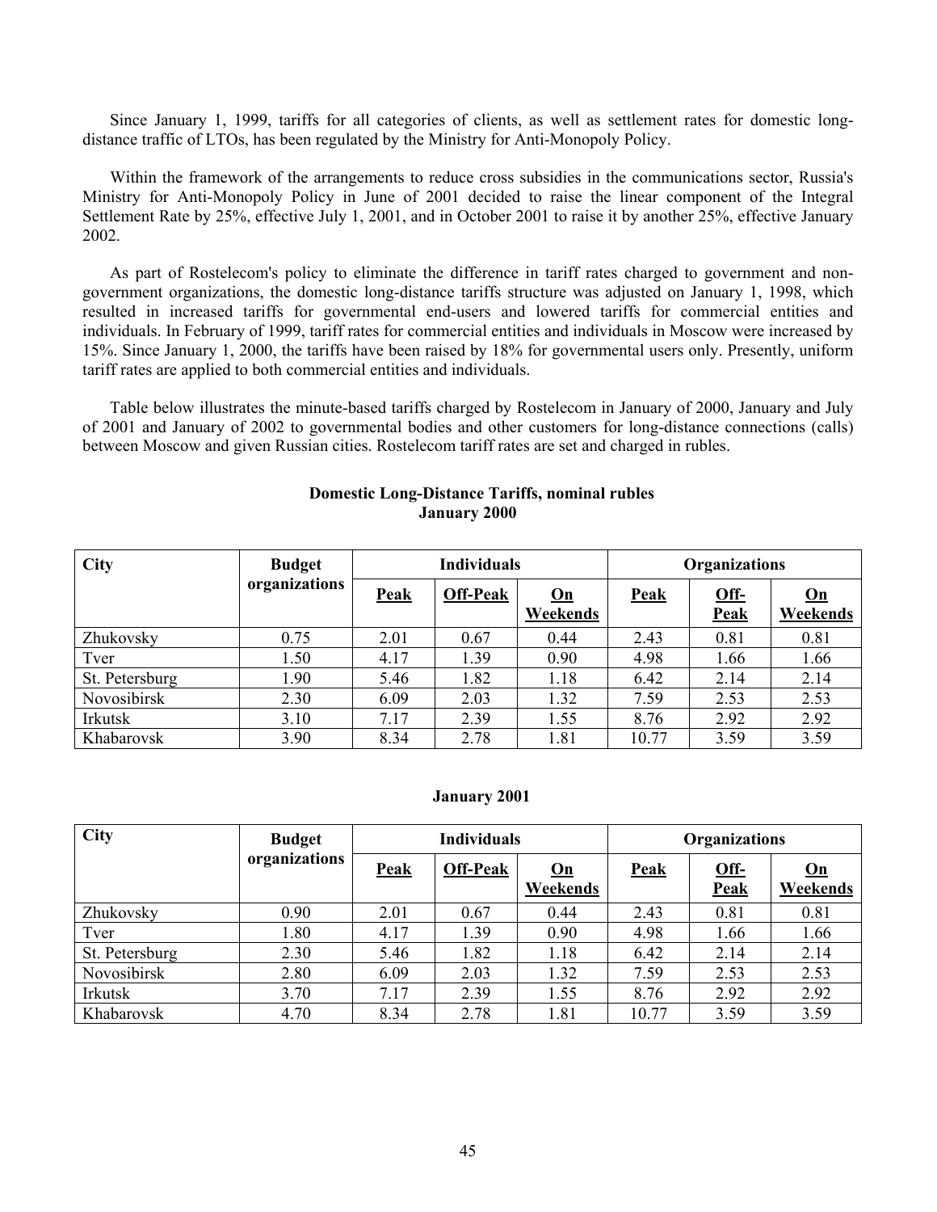Since January 1, 1999, tariffs for all categories of clients, as well as settlement rates for domestic long-distance traffic of LTOs, has been regulated by the Ministry for Anti-Monopoly Policy.

Within the framework of the arrangements to reduce cross subsidies in the communications sector, Russia's Ministry for Anti-Monopoly Policy in June of 2001 decided to raise the linear component of the Integral Settlement Rate by 25%, effective July 1, 2001, and in October 2001 to raise it by another 25%, effective January 2002.

As part of Rostelecom's policy to eliminate the difference in tariff rates charged to government and non-government organizations, the domestic long-distance tariffs structure was adjusted on January 1, 1998, which resulted in increased tariffs for governmental end-users and lowered tariffs for commercial entities and individuals. In February of 1999, tariff rates for commercial entities and individuals in Moscow were increased by 15%. Since January 1, 2000, the tariffs have been raised by 18% for governmental users only. Presently, uniform tariff rates are applied to both commercial entities and individuals.

Table below illustrates the minute-based tariffs charged by Rostelecom in January of 2000, January and July of 2001 and January of 2002 to governmental bodies and other customers for long-distance connections (calls) between Moscow and given Russian cities. Rostelecom tariff rates are set and charged in rubles.

**Domestic Long-Distance Tariffs, nominal rubles**
**January 2000**

| City | Budget organizations | Individuals | | | Organizations | | |
|---|---|---|---|---|---|---|---|
| | | Peak | Off-Peak | On Weekends | Peak | Off-Peak | On Weekends |
| Zhukovsky | 0.75 | 2.01 | 0.67 | 0.44 | 2.43 | 0.81 | 0.81 |
| Tver | 1.50 | 4.17 | 1.39 | 0.90 | 4.98 | 1.66 | 1.66 |
| St. Petersburg | 1.90 | 5.46 | 1.82 | 1.18 | 6.42 | 2.14 | 2.14 |
| Novosibirsk | 2.30 | 6.09 | 2.03 | 1.32 | 7.59 | 2.53 | 2.53 |
| Irkutsk | 3.10 | 7.17 | 2.39 | 1.55 | 8.76 | 2.92 | 2.92 |
| Khabarovsk | 3.90 | 8.34 | 2.78 | 1.81 | 10.77 | 3.59 | 3.59 |

**January 2001**

| City | Budget organizations | Individuals | | | Organizations | | |
|---|---|---|---|---|---|---|---|
| | | Peak | Off-Peak | On Weekends | Peak | Off-Peak | On Weekends |
| Zhukovsky | 0.90 | 2.01 | 0.67 | 0.44 | 2.43 | 0.81 | 0.81 |
| Tver | 1.80 | 4.17 | 1.39 | 0.90 | 4.98 | 1.66 | 1.66 |
| St. Petersburg | 2.30 | 5.46 | 1.82 | 1.18 | 6.42 | 2.14 | 2.14 |
| Novosibirsk | 2.80 | 6.09 | 2.03 | 1.32 | 7.59 | 2.53 | 2.53 |
| Irkutsk | 3.70 | 7.17 | 2.39 | 1.55 | 8.76 | 2.92 | 2.92 |
| Khabarovsk | 4.70 | 8.34 | 2.78 | 1.81 | 10.77 | 3.59 | 3.59 |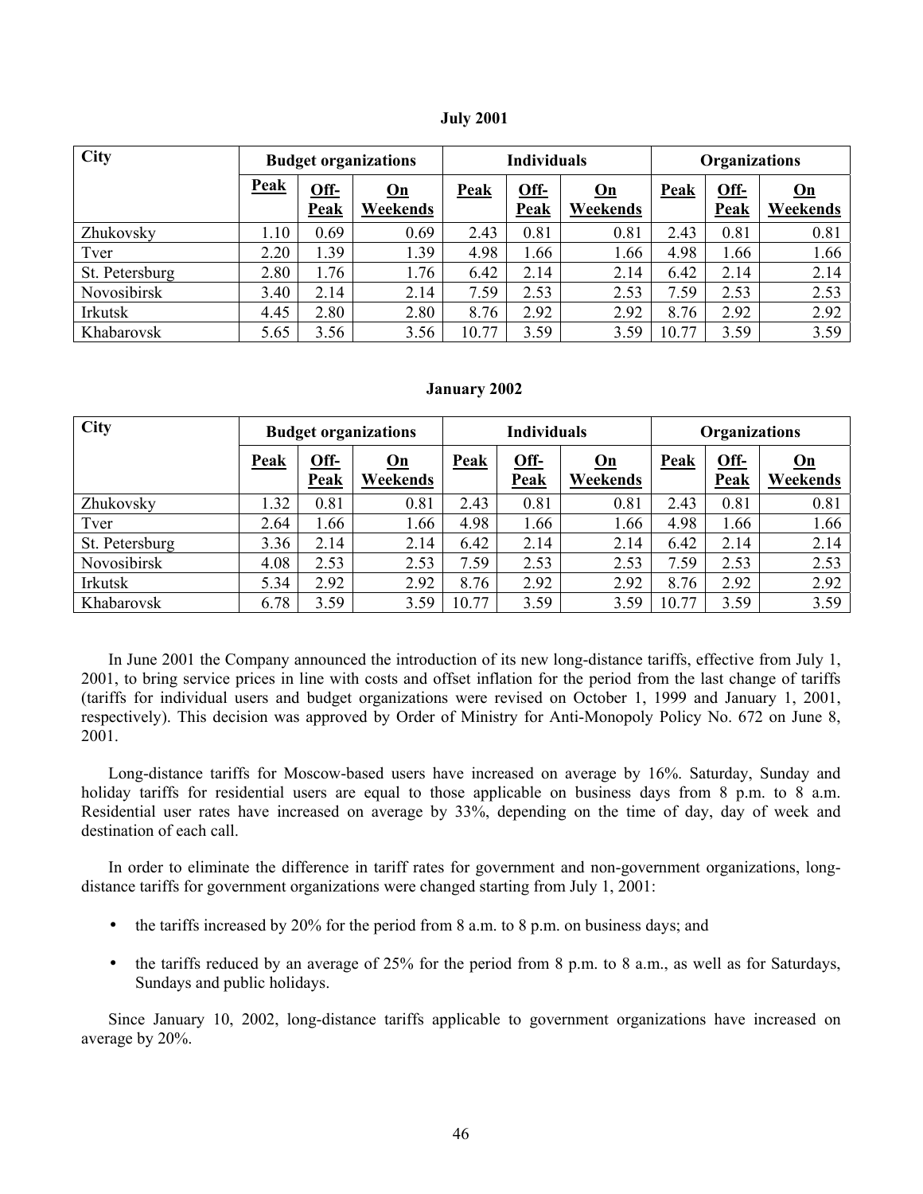**July 2001**

| City | Budget organizations | | | Individuals | | | Organizations | | |
|---|---|---|---|---|---|---|---|---|---|
| | Peak | Off-Peak | On Weekends | Peak | Off-Peak | On Weekends | Peak | Off-Peak | On Weekends |
| Zhukovsky | 1.10 | 0.69 | 0.69 | 2.43 | 0.81 | 0.81 | 2.43 | 0.81 | 0.81 |
| Tver | 2.20 | 1.39 | 1.39 | 4.98 | 1.66 | 1.66 | 4.98 | 1.66 | 1.66 |
| St. Petersburg | 2.80 | 1.76 | 1.76 | 6.42 | 2.14 | 2.14 | 6.42 | 2.14 | 2.14 |
| Novosibirsk | 3.40 | 2.14 | 2.14 | 7.59 | 2.53 | 2.53 | 7.59 | 2.53 | 2.53 |
| Irkutsk | 4.45 | 2.80 | 2.80 | 8.76 | 2.92 | 2.92 | 8.76 | 2.92 | 2.92 |
| Khabarovsk | 5.65 | 3.56 | 3.56 | 10.77 | 3.59 | 3.59 | 10.77 | 3.59 | 3.59 |

**January 2002**

| City | Budget organizations | | | Individuals | | | Organizations | | |
|---|---|---|---|---|---|---|---|---|---|
| | Peak | Off-Peak | On Weekends | Peak | Off-Peak | On Weekends | Peak | Off-Peak | On Weekends |
| Zhukovsky | 1.32 | 0.81 | 0.81 | 2.43 | 0.81 | 0.81 | 2.43 | 0.81 | 0.81 |
| Tver | 2.64 | 1.66 | 1.66 | 4.98 | 1.66 | 1.66 | 4.98 | 1.66 | 1.66 |
| St. Petersburg | 3.36 | 2.14 | 2.14 | 6.42 | 2.14 | 2.14 | 6.42 | 2.14 | 2.14 |
| Novosibirsk | 4.08 | 2.53 | 2.53 | 7.59 | 2.53 | 2.53 | 7.59 | 2.53 | 2.53 |
| Irkutsk | 5.34 | 2.92 | 2.92 | 8.76 | 2.92 | 2.92 | 8.76 | 2.92 | 2.92 |
| Khabarovsk | 6.78 | 3.59 | 3.59 | 10.77 | 3.59 | 3.59 | 10.77 | 3.59 | 3.59 |

In June 2001 the Company announced the introduction of its new long-distance tariffs, effective from July 1, 2001, to bring service prices in line with costs and offset inflation for the period from the last change of tariffs (tariffs for individual users and budget organizations were revised on October 1, 1999 and January 1, 2001, respectively). This decision was approved by Order of Ministry for Anti-Monopoly Policy No. 672 on June 8, 2001.

Long-distance tariffs for Moscow-based users have increased on average by 16%. Saturday, Sunday and holiday tariffs for residential users are equal to those applicable on business days from 8 p.m. to 8 a.m. Residential user rates have increased on average by 33%, depending on the time of day, day of week and destination of each call.

In order to eliminate the difference in tariff rates for government and non-government organizations, long-distance tariffs for government organizations were changed starting from July 1, 2001:

- the tariffs increased by 20% for the period from 8 a.m. to 8 p.m. on business days; and
- the tariffs reduced by an average of 25% for the period from 8 p.m. to 8 a.m., as well as for Saturdays, Sundays and public holidays.

Since January 10, 2002, long-distance tariffs applicable to government organizations have increased on average by 20%.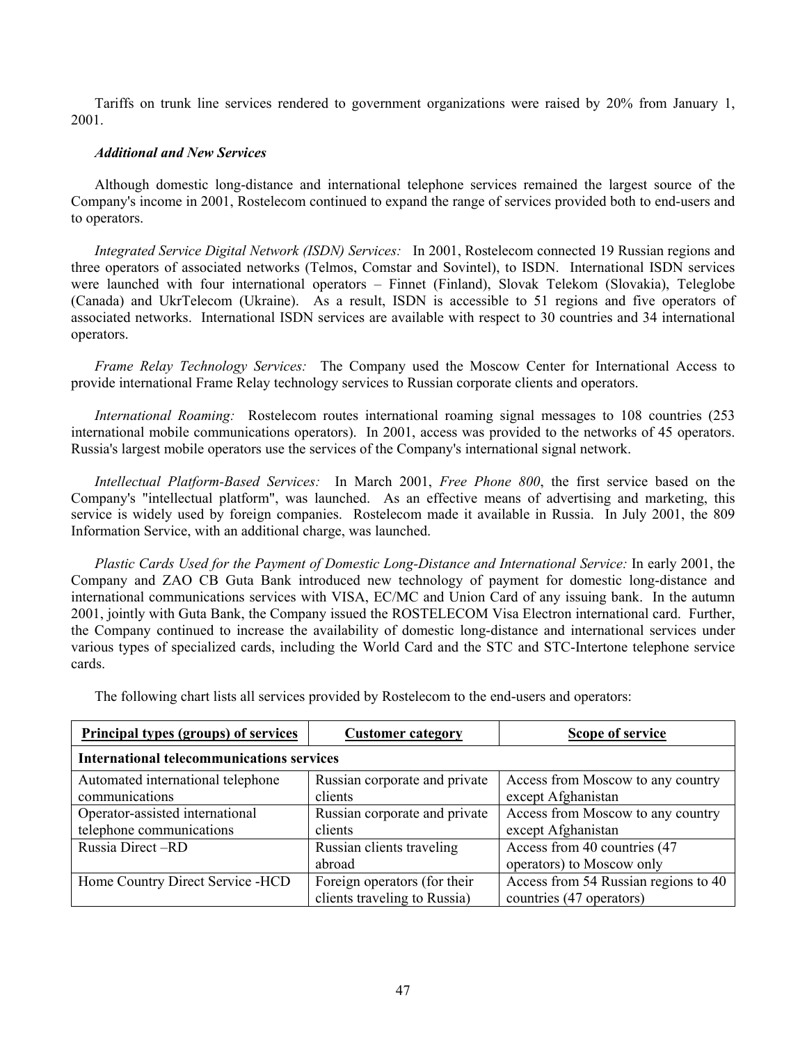Tariffs on trunk line services rendered to government organizations were raised by 20% from January 1, 2001.

***Additional and New Services***

Although domestic long-distance and international telephone services remained the largest source of the Company's income in 2001, Rostelecom continued to expand the range of services provided both to end-users and to operators.

*Integrated Service Digital Network (ISDN) Services:* In 2001, Rostelecom connected 19 Russian regions and three operators of associated networks (Telmos, Comstar and Sovintel), to ISDN. International ISDN services were launched with four international operators – Finnet (Finland), Slovak Telekom (Slovakia), Teleglobe (Canada) and UkrTelecom (Ukraine). As a result, ISDN is accessible to 51 regions and five operators of associated networks. International ISDN services are available with respect to 30 countries and 34 international operators.

*Frame Relay Technology Services:* The Company used the Moscow Center for International Access to provide international Frame Relay technology services to Russian corporate clients and operators.

*International Roaming:* Rostelecom routes international roaming signal messages to 108 countries (253 international mobile communications operators). In 2001, access was provided to the networks of 45 operators. Russia's largest mobile operators use the services of the Company's international signal network.

*Intellectual Platform-Based Services:* In March 2001, *Free Phone 800*, the first service based on the Company's "intellectual platform", was launched. As an effective means of advertising and marketing, this service is widely used by foreign companies. Rostelecom made it available in Russia. In July 2001, the 809 Information Service, with an additional charge, was launched.

*Plastic Cards Used for the Payment of Domestic Long-Distance and International Service:* In early 2001, the Company and ZAO CB Guta Bank introduced new technology of payment for domestic long-distance and international communications services with VISA, EC/MC and Union Card of any issuing bank. In the autumn 2001, jointly with Guta Bank, the Company issued the ROSTELECOM Visa Electron international card. Further, the Company continued to increase the availability of domestic long-distance and international services under various types of specialized cards, including the World Card and the STC and STC-Intertone telephone service cards.

The following chart lists all services provided by Rostelecom to the end-users and operators:

| Principal types (groups) of services | Customer category | Scope of service |
|---|---|---|
| **International telecommunications services** | | |
| Automated international telephone communications | Russian corporate and private clients | Access from Moscow to any country except Afghanistan |
| Operator-assisted international telephone communications | Russian corporate and private clients | Access from Moscow to any country except Afghanistan |
| Russia Direct –RD | Russian clients traveling abroad | Access from 40 countries (47 operators) to Moscow only |
| Home Country Direct Service -HCD | Foreign operators (for their clients traveling to Russia) | Access from 54 Russian regions to 40 countries (47 operators) |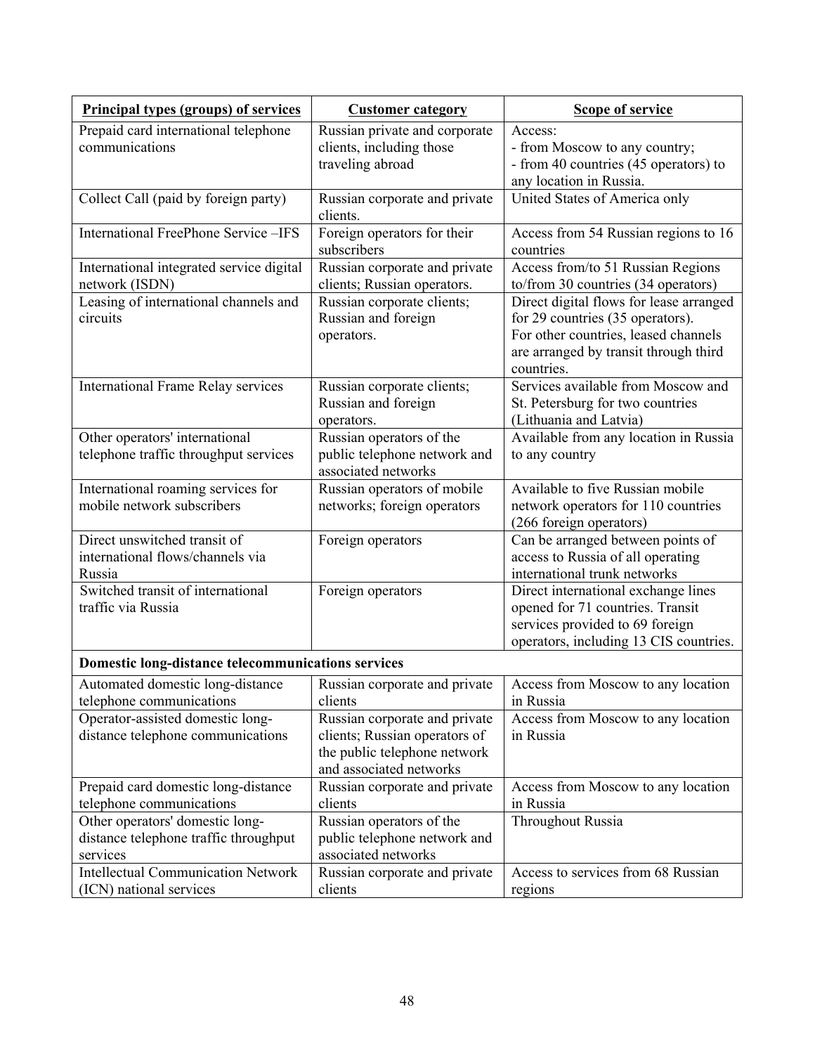| **Principal types (groups) of services** | **Customer category** | **Scope of service** |
|---|---|---|
| Prepaid card international telephone communications | Russian private and corporate clients, including those traveling abroad | Access:<br>- from Moscow to any country;<br>- from 40 countries (45 operators) to any location in Russia. |
| Collect Call (paid by foreign party) | Russian corporate and private clients. | United States of America only |
| International FreePhone Service –IFS | Foreign operators for their subscribers | Access from 54 Russian regions to 16 countries |
| International integrated service digital network (ISDN) | Russian corporate and private clients; Russian operators. | Access from/to 51 Russian Regions to/from 30 countries (34 operators) |
| Leasing of international channels and circuits | Russian corporate clients; Russian and foreign operators. | Direct digital flows for lease arranged for 29 countries (35 operators). For other countries, leased channels are arranged by transit through third countries. |
| International Frame Relay services | Russian corporate clients; Russian and foreign operators. | Services available from Moscow and St. Petersburg for two countries (Lithuania and Latvia) |
| Other operators' international telephone traffic throughput services | Russian operators of the public telephone network and associated networks | Available from any location in Russia to any country |
| International roaming services for mobile network subscribers | Russian operators of mobile networks; foreign operators | Available to five Russian mobile network operators for 110 countries (266 foreign operators) |
| Direct unswitched transit of international flows/channels via Russia | Foreign operators | Can be arranged between points of access to Russia of all operating international trunk networks |
| Switched transit of international traffic via Russia | Foreign operators | Direct international exchange lines opened for 71 countries. Transit services provided to 69 foreign operators, including 13 CIS countries. |
| **Domestic long-distance telecommunications services** | | |
| Automated domestic long-distance telephone communications | Russian corporate and private clients | Access from Moscow to any location in Russia |
| Operator-assisted domestic long-distance telephone communications | Russian corporate and private clients; Russian operators of the public telephone network and associated networks | Access from Moscow to any location in Russia |
| Prepaid card domestic long-distance telephone communications | Russian corporate and private clients | Access from Moscow to any location in Russia |
| Other operators' domestic long-distance telephone traffic throughput services | Russian operators of the public telephone network and associated networks | Throughout Russia |
| Intellectual Communication Network (ICN) national services | Russian corporate and private clients | Access to services from 68 Russian regions |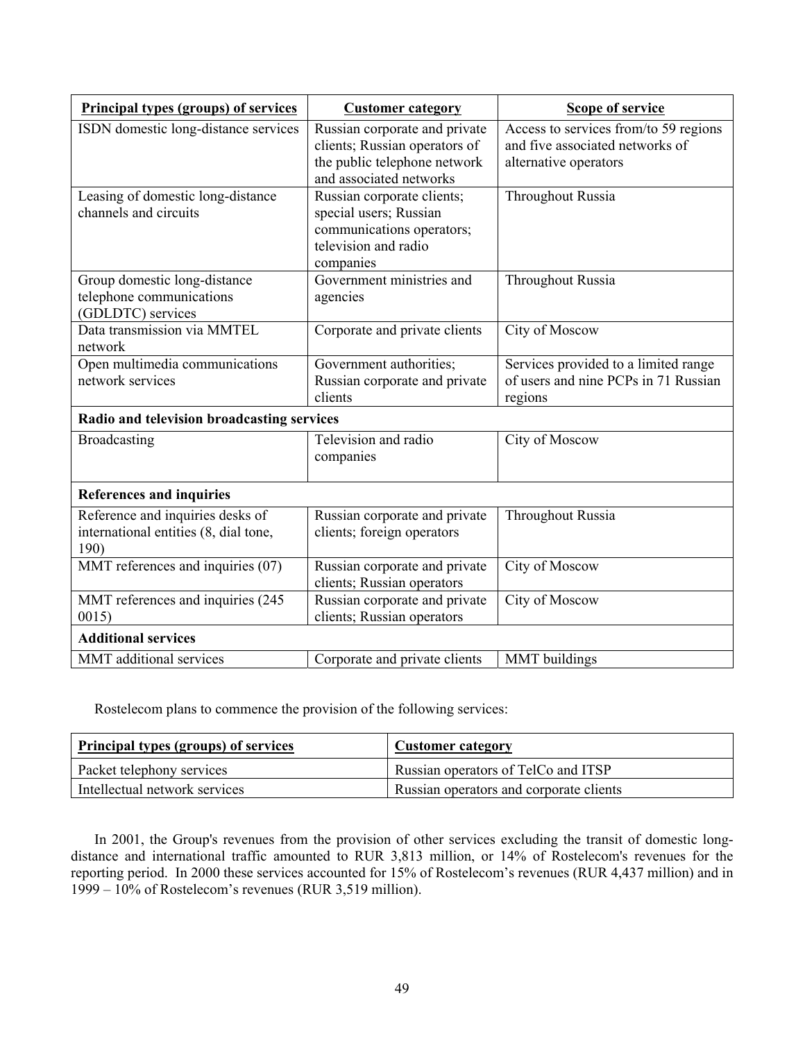| Principal types (groups) of services | Customer category | Scope of service |
|---|---|---|
| ISDN domestic long-distance services | Russian corporate and private clients; Russian operators of the public telephone network and associated networks | Access to services from/to 59 regions and five associated networks of alternative operators |
| Leasing of domestic long-distance channels and circuits | Russian corporate clients; special users; Russian communications operators; television and radio companies | Throughout Russia |
| Group domestic long-distance telephone communications (GDLDTC) services | Government ministries and agencies | Throughout Russia |
| Data transmission via MMTEL network | Corporate and private clients | City of Moscow |
| Open multimedia communications network services | Government authorities; Russian corporate and private clients | Services provided to a limited range of users and nine PCPs in 71 Russian regions |
| **Radio and television broadcasting services** | | |
| Broadcasting | Television and radio companies | City of Moscow |
| **References and inquiries** | | |
| Reference and inquiries desks of international entities (8, dial tone, 190) | Russian corporate and private clients; foreign operators | Throughout Russia |
| MMT references and inquiries (07) | Russian corporate and private clients; Russian operators | City of Moscow |
| MMT references and inquiries (245 0015) | Russian corporate and private clients; Russian operators | City of Moscow |
| **Additional services** | | |
| MMT additional services | Corporate and private clients | MMT buildings |

Rostelecom plans to commence the provision of the following services:

| Principal types (groups) of services | Customer category |
|---|---|
| Packet telephony services | Russian operators of TelCo and ITSP |
| Intellectual network services | Russian operators and corporate clients |

In 2001, the Group's revenues from the provision of other services excluding the transit of domestic long-distance and international traffic amounted to RUR 3,813 million, or 14% of Rostelecom's revenues for the reporting period. In 2000 these services accounted for 15% of Rostelecom's revenues (RUR 4,437 million) and in 1999 – 10% of Rostelecom's revenues (RUR 3,519 million).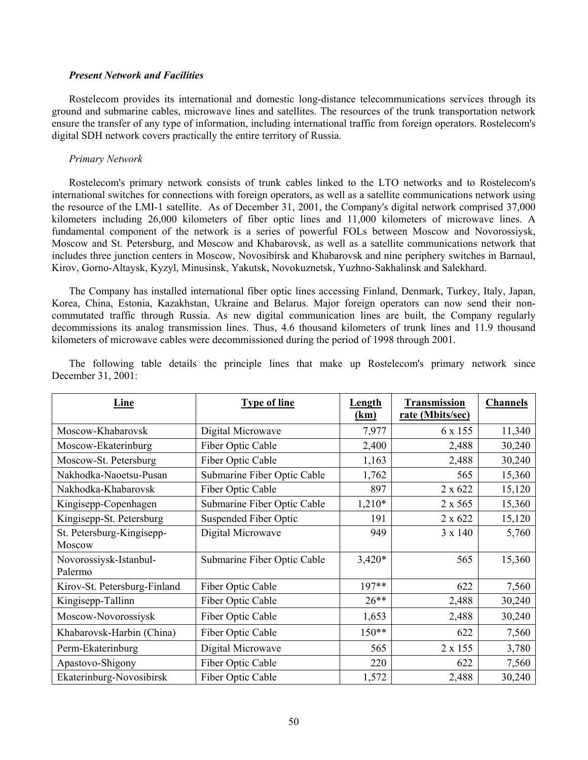***Present Network and Facilities***

Rostelecom provides its international and domestic long-distance telecommunications services through its ground and submarine cables, microwave lines and satellites. The resources of the trunk transportation network ensure the transfer of any type of information, including international traffic from foreign operators. Rostelecom's digital SDH network covers practically the entire territory of Russia.

*Primary Network*

Rostelecom's primary network consists of trunk cables linked to the LTO networks and to Rostelecom's international switches for connections with foreign operators, as well as a satellite communications network using the resource of the LMI-1 satellite. As of December 31, 2001, the Company's digital network comprised 37,000 kilometers including 26,000 kilometers of fiber optic lines and 11,000 kilometers of microwave lines. A fundamental component of the network is a series of powerful FOLs between Moscow and Novorossiysk, Moscow and St. Petersburg, and Moscow and Khabarovsk, as well as a satellite communications network that includes three junction centers in Moscow, Novosibirsk and Khabarovsk and nine periphery switches in Barnaul, Kirov, Gorno-Altaysk, Kyzyl, Minusinsk, Yakutsk, Novokuznetsk, Yuzhno-Sakhalinsk and Salekhard.

The Company has installed international fiber optic lines accessing Finland, Denmark, Turkey, Italy, Japan, Korea, China, Estonia, Kazakhstan, Ukraine and Belarus. Major foreign operators can now send their non-commutated traffic through Russia. As new digital communication lines are built, the Company regularly decommissions its analog transmission lines. Thus, 4.6 thousand kilometers of trunk lines and 11.9 thousand kilometers of microwave cables were decommissioned during the period of 1998 through 2001.

The following table details the principle lines that make up Rostelecom's primary network since December 31, 2001:

| Line | Type of line | Length (km) | Transmission rate (Mbits/sec) | Channels |
|---|---|---|---|---|
| Moscow-Khabarovsk | Digital Microwave | 7,977 | 6 x 155 | 11,340 |
| Moscow-Ekaterinburg | Fiber Optic Cable | 2,400 | 2,488 | 30,240 |
| Moscow-St. Petersburg | Fiber Optic Cable | 1,163 | 2,488 | 30,240 |
| Nakhodka-Naoetsu-Pusan | Submarine Fiber Optic Cable | 1,762 | 565 | 15,360 |
| Nakhodka-Khabarovsk | Fiber Optic Cable | 897 | 2 x 622 | 15,120 |
| Kingisepp-Copenhagen | Submarine Fiber Optic Cable | 1,210* | 2 x 565 | 15,360 |
| Kingisepp-St. Petersburg | Suspended Fiber Optic | 191 | 2 x 622 | 15,120 |
| St. Petersburg-Kingisepp-Moscow | Digital Microwave | 949 | 3 x 140 | 5,760 |
| Novorossiysk-Istanbul-Palermo | Submarine Fiber Optic Cable | 3,420* | 565 | 15,360 |
| Kirov-St. Petersburg-Finland | Fiber Optic Cable | 197** | 622 | 7,560 |
| Kingisepp-Tallinn | Fiber Optic Cable | 26** | 2,488 | 30,240 |
| Moscow-Novorossiysk | Fiber Optic Cable | 1,653 | 2,488 | 30,240 |
| Khabarovsk-Harbin (China) | Fiber Optic Cable | 150** | 622 | 7,560 |
| Perm-Ekaterinburg | Digital Microwave | 565 | 2 x 155 | 3,780 |
| Apastovo-Shigony | Fiber Optic Cable | 220 | 622 | 7,560 |
| Ekaterinburg-Novosibirsk | Fiber Optic Cable | 1,572 | 2,488 | 30,240 |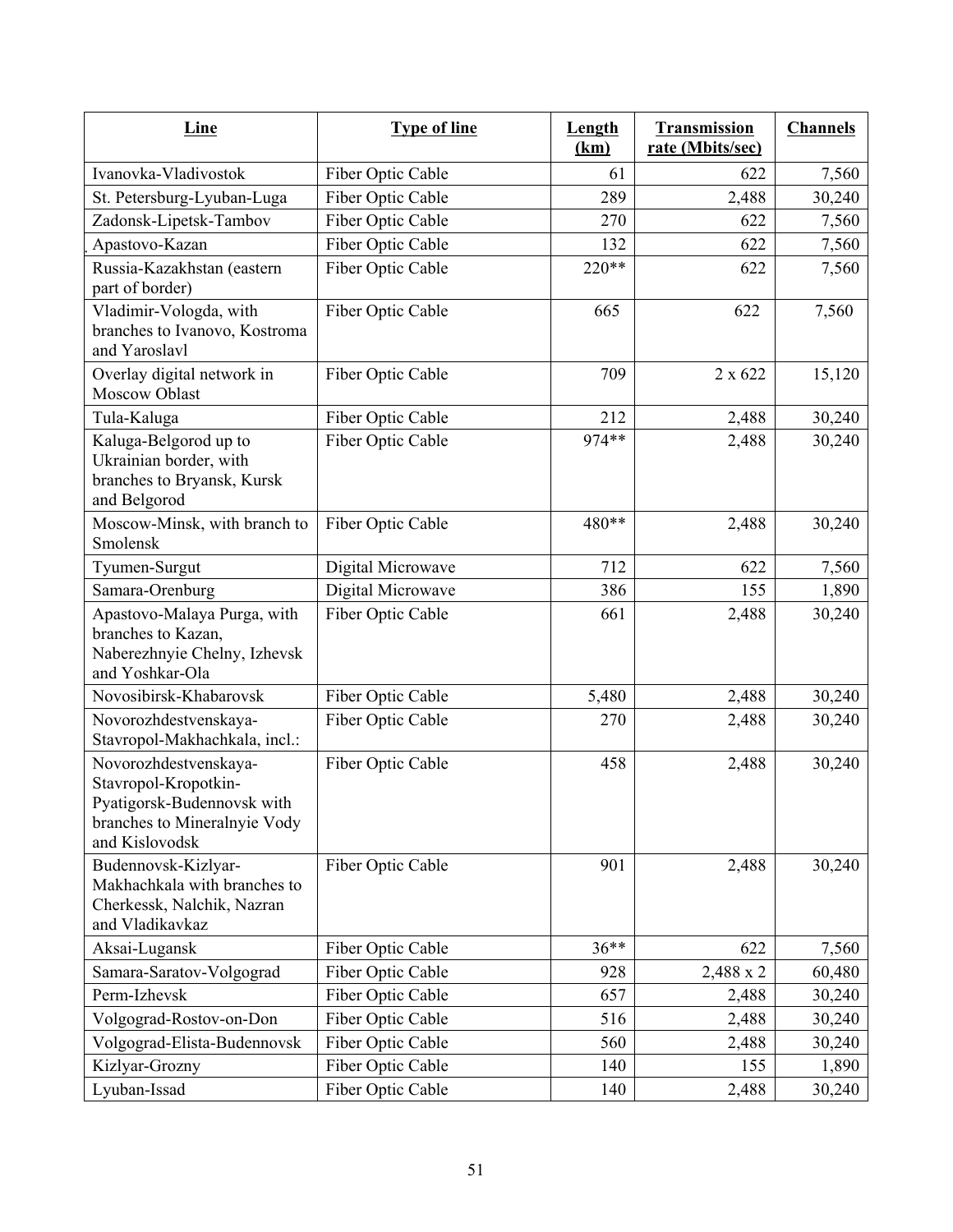| Line | Type of line | Length (km) | Transmission rate (Mbits/sec) | Channels |
|---|---|---|---|---|
| Ivanovka-Vladivostok | Fiber Optic Cable | 61 | 622 | 7,560 |
| St. Petersburg-Lyuban-Luga | Fiber Optic Cable | 289 | 2,488 | 30,240 |
| Zadonsk-Lipetsk-Tambov | Fiber Optic Cable | 270 | 622 | 7,560 |
| Apastovo-Kazan | Fiber Optic Cable | 132 | 622 | 7,560 |
| Russia-Kazakhstan (eastern part of border) | Fiber Optic Cable | 220** | 622 | 7,560 |
| Vladimir-Vologda, with branches to Ivanovo, Kostroma and Yaroslavl | Fiber Optic Cable | 665 | 622 | 7,560 |
| Overlay digital network in Moscow Oblast | Fiber Optic Cable | 709 | 2 x 622 | 15,120 |
| Tula-Kaluga | Fiber Optic Cable | 212 | 2,488 | 30,240 |
| Kaluga-Belgorod up to Ukrainian border, with branches to Bryansk, Kursk and Belgorod | Fiber Optic Cable | 974** | 2,488 | 30,240 |
| Moscow-Minsk, with branch to Smolensk | Fiber Optic Cable | 480** | 2,488 | 30,240 |
| Tyumen-Surgut | Digital Microwave | 712 | 622 | 7,560 |
| Samara-Orenburg | Digital Microwave | 386 | 155 | 1,890 |
| Apastovo-Malaya Purga, with branches to Kazan, Naberezhnyie Chelny, Izhevsk and Yoshkar-Ola | Fiber Optic Cable | 661 | 2,488 | 30,240 |
| Novosibirsk-Khabarovsk | Fiber Optic Cable | 5,480 | 2,488 | 30,240 |
| Novorozhdestvenskaya-Stavropol-Makhachkala, incl.: | Fiber Optic Cable | 270 | 2,488 | 30,240 |
| Novorozhdestvenskaya-Stavropol-Kropotkin-Pyatigorsk-Budennovsk with branches to Mineralnyie Vody and Kislovodsk | Fiber Optic Cable | 458 | 2,488 | 30,240 |
| Budennovsk-Kizlyar-Makhachkala with branches to Cherkessk, Nalchik, Nazran and Vladikavkaz | Fiber Optic Cable | 901 | 2,488 | 30,240 |
| Aksai-Lugansk | Fiber Optic Cable | 36** | 622 | 7,560 |
| Samara-Saratov-Volgograd | Fiber Optic Cable | 928 | 2,488 x 2 | 60,480 |
| Perm-Izhevsk | Fiber Optic Cable | 657 | 2,488 | 30,240 |
| Volgograd-Rostov-on-Don | Fiber Optic Cable | 516 | 2,488 | 30,240 |
| Volgograd-Elista-Budennovsk | Fiber Optic Cable | 560 | 2,488 | 30,240 |
| Kizlyar-Grozny | Fiber Optic Cable | 140 | 155 | 1,890 |
| Lyuban-Issad | Fiber Optic Cable | 140 | 2,488 | 30,240 |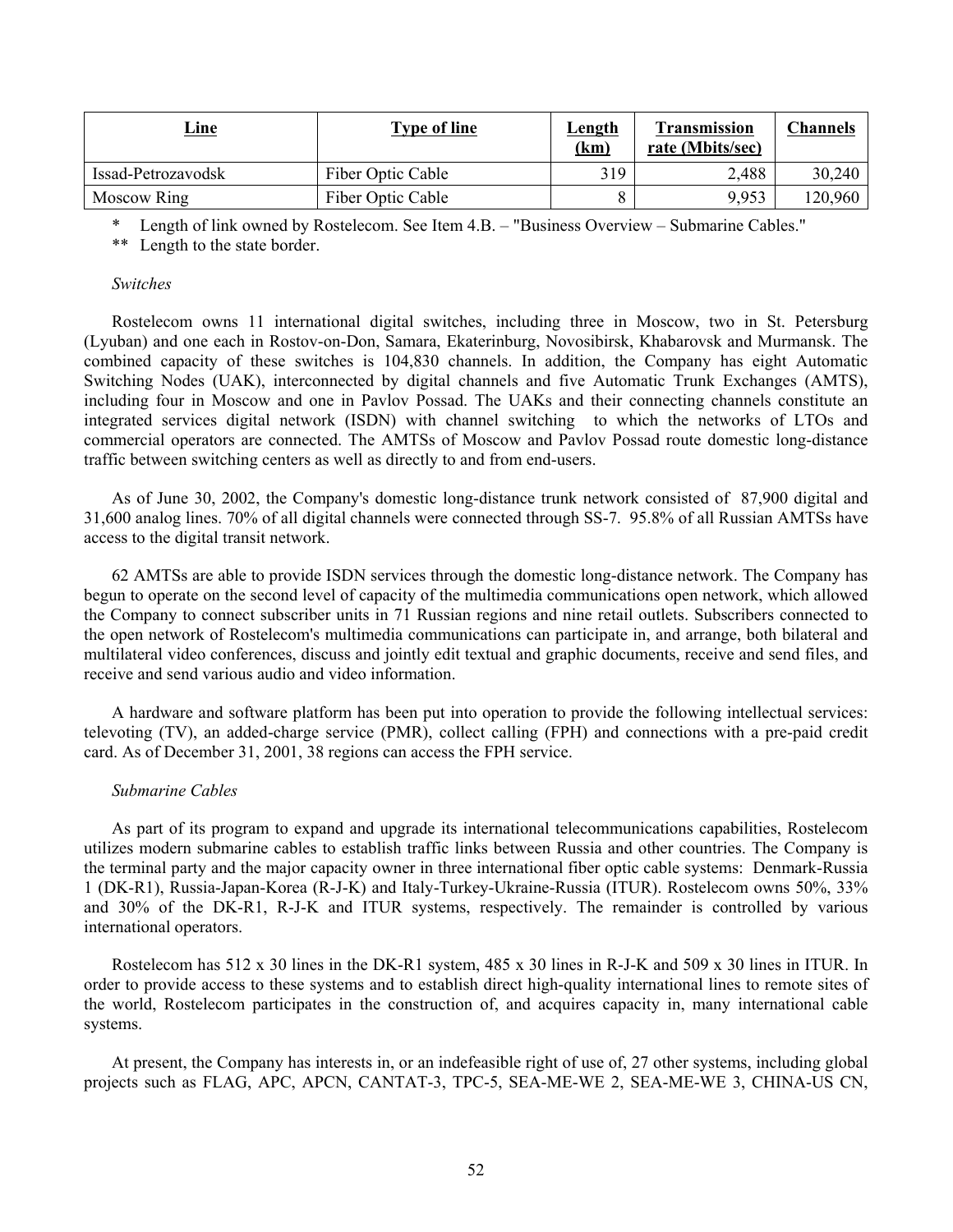| Line | Type of line | Length (km) | Transmission rate (Mbits/sec) | Channels |
|---|---|---|---|---|
| Issad-Petrozavodsk | Fiber Optic Cable | 319 | 2,488 | 30,240 |
| Moscow Ring | Fiber Optic Cable | 8 | 9,953 | 120,960 |

\* Length of link owned by Rostelecom. See Item 4.B. – "Business Overview – Submarine Cables."

\*\* Length to the state border.

*Switches*

Rostelecom owns 11 international digital switches, including three in Moscow, two in St. Petersburg (Lyuban) and one each in Rostov-on-Don, Samara, Ekaterinburg, Novosibirsk, Khabarovsk and Murmansk. The combined capacity of these switches is 104,830 channels. In addition, the Company has eight Automatic Switching Nodes (UAK), interconnected by digital channels and five Automatic Trunk Exchanges (AMTS), including four in Moscow and one in Pavlov Possad. The UAKs and their connecting channels constitute an integrated services digital network (ISDN) with channel switching to which the networks of LTOs and commercial operators are connected. The AMTSs of Moscow and Pavlov Possad route domestic long-distance traffic between switching centers as well as directly to and from end-users.

As of June 30, 2002, the Company's domestic long-distance trunk network consisted of 87,900 digital and 31,600 analog lines. 70% of all digital channels were connected through SS-7. 95.8% of all Russian AMTSs have access to the digital transit network.

62 AMTSs are able to provide ISDN services through the domestic long-distance network. The Company has begun to operate on the second level of capacity of the multimedia communications open network, which allowed the Company to connect subscriber units in 71 Russian regions and nine retail outlets. Subscribers connected to the open network of Rostelecom's multimedia communications can participate in, and arrange, both bilateral and multilateral video conferences, discuss and jointly edit textual and graphic documents, receive and send files, and receive and send various audio and video information.

A hardware and software platform has been put into operation to provide the following intellectual services: televoting (TV), an added-charge service (PMR), collect calling (FPH) and connections with a pre-paid credit card. As of December 31, 2001, 38 regions can access the FPH service.

*Submarine Cables*

As part of its program to expand and upgrade its international telecommunications capabilities, Rostelecom utilizes modern submarine cables to establish traffic links between Russia and other countries. The Company is the terminal party and the major capacity owner in three international fiber optic cable systems: Denmark-Russia 1 (DK-R1), Russia-Japan-Korea (R-J-K) and Italy-Turkey-Ukraine-Russia (ITUR). Rostelecom owns 50%, 33% and 30% of the DK-R1, R-J-K and ITUR systems, respectively. The remainder is controlled by various international operators.

Rostelecom has 512 x 30 lines in the DK-R1 system, 485 x 30 lines in R-J-K and 509 x 30 lines in ITUR. In order to provide access to these systems and to establish direct high-quality international lines to remote sites of the world, Rostelecom participates in the construction of, and acquires capacity in, many international cable systems.

At present, the Company has interests in, or an indefeasible right of use of, 27 other systems, including global projects such as FLAG, APC, APCN, CANTAT-3, TPC-5, SEA-ME-WE 2, SEA-ME-WE 3, CHINA-US CN,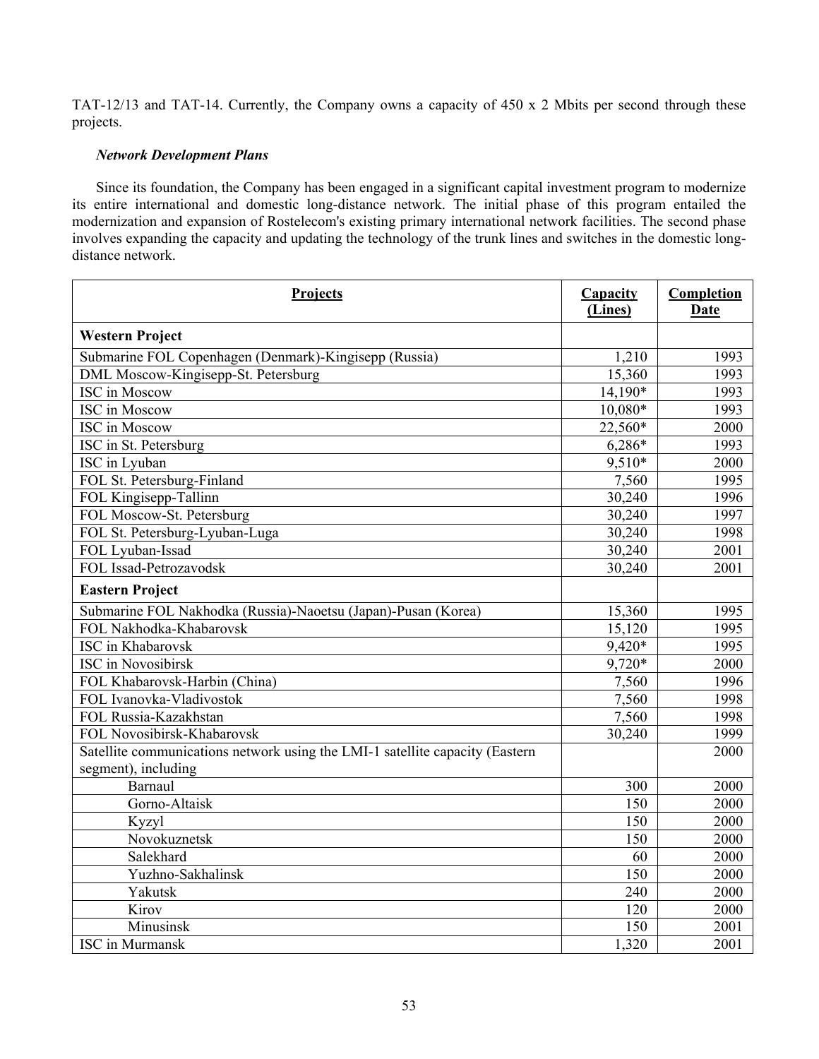TAT-12/13 and TAT-14. Currently, the Company owns a capacity of 450 x 2 Mbits per second through these projects.

*Network Development Plans*

Since its foundation, the Company has been engaged in a significant capital investment program to modernize its entire international and domestic long-distance network. The initial phase of this program entailed the modernization and expansion of Rostelecom's existing primary international network facilities. The second phase involves expanding the capacity and updating the technology of the trunk lines and switches in the domestic long-distance network.

| Projects | Capacity (Lines) | Completion Date |
|---|---|---|
| **Western Project** | | |
| Submarine FOL Copenhagen (Denmark)-Kingisepp (Russia) | 1,210 | 1993 |
| DML Moscow-Kingisepp-St. Petersburg | 15,360 | 1993 |
| ISC in Moscow | 14,190* | 1993 |
| ISC in Moscow | 10,080* | 1993 |
| ISC in Moscow | 22,560* | 2000 |
| ISC in St. Petersburg | 6,286* | 1993 |
| ISC in Lyuban | 9,510* | 2000 |
| FOL St. Petersburg-Finland | 7,560 | 1995 |
| FOL Kingisepp-Tallinn | 30,240 | 1996 |
| FOL Moscow-St. Petersburg | 30,240 | 1997 |
| FOL St. Petersburg-Lyuban-Luga | 30,240 | 1998 |
| FOL Lyuban-Issad | 30,240 | 2001 |
| FOL Issad-Petrozavodsk | 30,240 | 2001 |
| **Eastern Project** | | |
| Submarine FOL Nakhodka (Russia)-Naoetsu (Japan)-Pusan (Korea) | 15,360 | 1995 |
| FOL Nakhodka-Khabarovsk | 15,120 | 1995 |
| ISC in Khabarovsk | 9,420* | 1995 |
| ISC in Novosibirsk | 9,720* | 2000 |
| FOL Khabarovsk-Harbin (China) | 7,560 | 1996 |
| FOL Ivanovka-Vladivostok | 7,560 | 1998 |
| FOL Russia-Kazakhstan | 7,560 | 1998 |
| FOL Novosibirsk-Khabarovsk | 30,240 | 1999 |
| Satellite communications network using the LMI-1 satellite capacity (Eastern segment), including | | 2000 |
| Barnaul | 300 | 2000 |
| Gorno-Altaisk | 150 | 2000 |
| Kyzyl | 150 | 2000 |
| Novokuznetsk | 150 | 2000 |
| Salekhard | 60 | 2000 |
| Yuzhno-Sakhalinsk | 150 | 2000 |
| Yakutsk | 240 | 2000 |
| Kirov | 120 | 2000 |
| Minusinsk | 150 | 2001 |
| ISC in Murmansk | 1,320 | 2001 |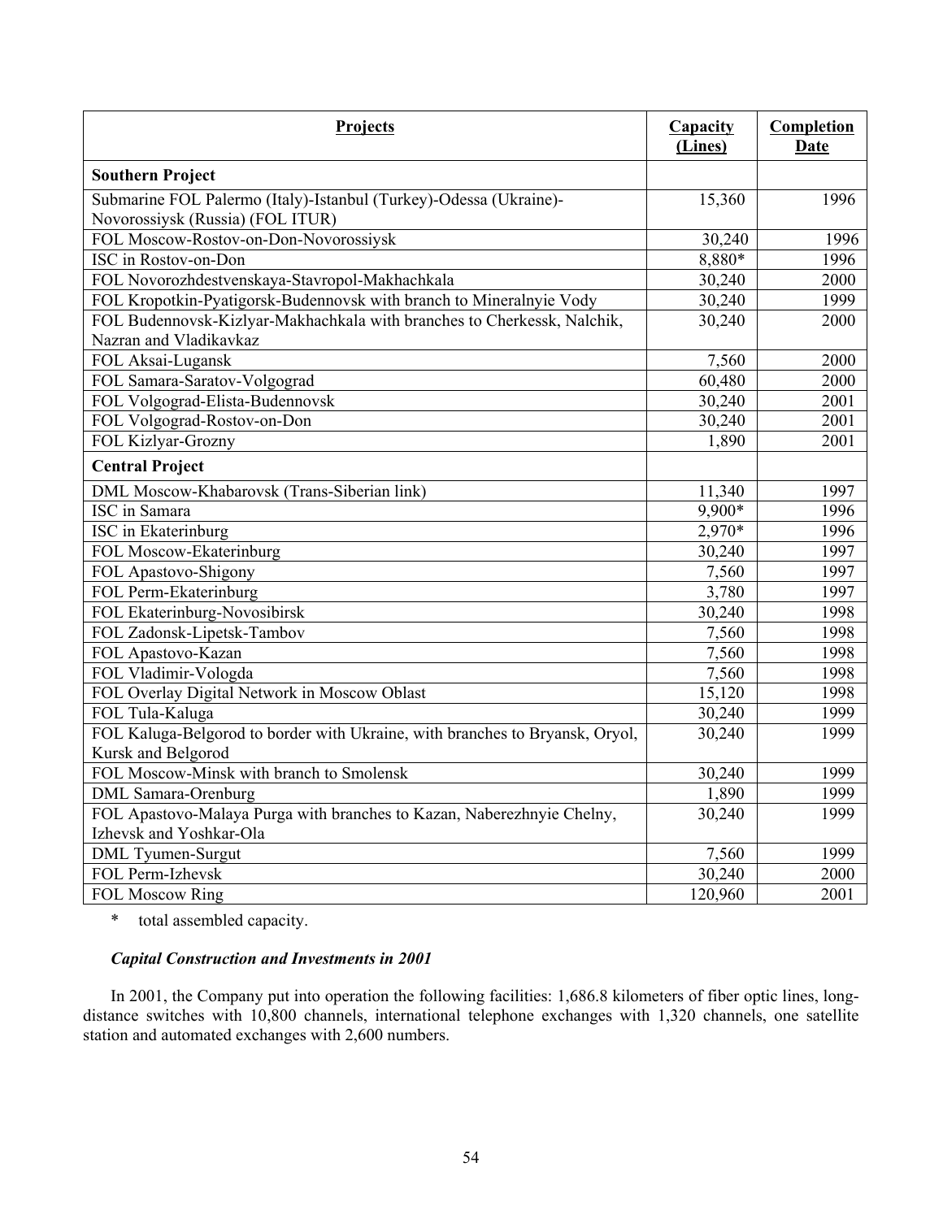| **Projects** | **Capacity (Lines)** | **Completion Date** |
|---|---|---|
| **Southern Project** | | |
| Submarine FOL Palermo (Italy)-Istanbul (Turkey)-Odessa (Ukraine)-Novorossiysk (Russia) (FOL ITUR) | 15,360 | 1996 |
| FOL Moscow-Rostov-on-Don-Novorossiysk | 30,240 | 1996 |
| ISC in Rostov-on-Don | 8,880* | 1996 |
| FOL Novorozhdestvenskaya-Stavropol-Makhachkala | 30,240 | 2000 |
| FOL Kropotkin-Pyatigorsk-Budennovsk with branch to Mineralnyie Vody | 30,240 | 1999 |
| FOL Budennovsk-Kizlyar-Makhachkala with branches to Cherkessk, Nalchik, Nazran and Vladikavkaz | 30,240 | 2000 |
| FOL Aksai-Lugansk | 7,560 | 2000 |
| FOL Samara-Saratov-Volgograd | 60,480 | 2000 |
| FOL Volgograd-Elista-Budennovsk | 30,240 | 2001 |
| FOL Volgograd-Rostov-on-Don | 30,240 | 2001 |
| FOL Kizlyar-Grozny | 1,890 | 2001 |
| **Central Project** | | |
| DML Moscow-Khabarovsk (Trans-Siberian link) | 11,340 | 1997 |
| ISC in Samara | 9,900* | 1996 |
| ISC in Ekaterinburg | 2,970* | 1996 |
| FOL Moscow-Ekaterinburg | 30,240 | 1997 |
| FOL Apastovo-Shigony | 7,560 | 1997 |
| FOL Perm-Ekaterinburg | 3,780 | 1997 |
| FOL Ekaterinburg-Novosibirsk | 30,240 | 1998 |
| FOL Zadonsk-Lipetsk-Tambov | 7,560 | 1998 |
| FOL Apastovo-Kazan | 7,560 | 1998 |
| FOL Vladimir-Vologda | 7,560 | 1998 |
| FOL Overlay Digital Network in Moscow Oblast | 15,120 | 1998 |
| FOL Tula-Kaluga | 30,240 | 1999 |
| FOL Kaluga-Belgorod to border with Ukraine, with branches to Bryansk, Oryol, Kursk and Belgorod | 30,240 | 1999 |
| FOL Moscow-Minsk with branch to Smolensk | 30,240 | 1999 |
| DML Samara-Orenburg | 1,890 | 1999 |
| FOL Apastovo-Malaya Purga with branches to Kazan, Naberezhnyie Chelny, Izhevsk and Yoshkar-Ola | 30,240 | 1999 |
| DML Tyumen-Surgut | 7,560 | 1999 |
| FOL Perm-Izhevsk | 30,240 | 2000 |
| FOL Moscow Ring | 120,960 | 2001 |

\* total assembled capacity.

***Capital Construction and Investments in 2001***

In 2001, the Company put into operation the following facilities: 1,686.8 kilometers of fiber optic lines, long-distance switches with 10,800 channels, international telephone exchanges with 1,320 channels, one satellite station and automated exchanges with 2,600 numbers.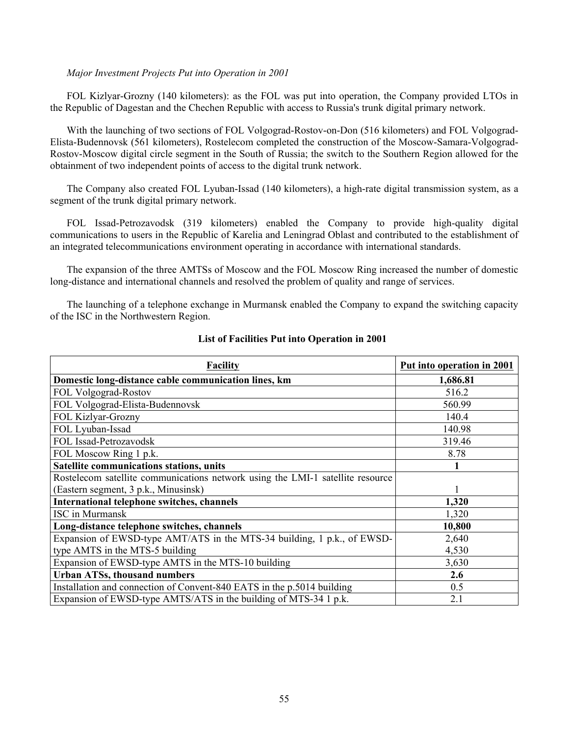*Major Investment Projects Put into Operation in 2001*

FOL Kizlyar-Grozny (140 kilometers): as the FOL was put into operation, the Company provided LTOs in the Republic of Dagestan and the Chechen Republic with access to Russia's trunk digital primary network.

With the launching of two sections of FOL Volgograd-Rostov-on-Don (516 kilometers) and FOL Volgograd-Elista-Budennovsk (561 kilometers), Rostelecom completed the construction of the Moscow-Samara-Volgograd-Rostov-Moscow digital circle segment in the South of Russia; the switch to the Southern Region allowed for the obtainment of two independent points of access to the digital trunk network.

The Company also created FOL Lyuban-Issad (140 kilometers), a high-rate digital transmission system, as a segment of the trunk digital primary network.

FOL Issad-Petrozavodsk (319 kilometers) enabled the Company to provide high-quality digital communications to users in the Republic of Karelia and Leningrad Oblast and contributed to the establishment of an integrated telecommunications environment operating in accordance with international standards.

The expansion of the three AMTSs of Moscow and the FOL Moscow Ring increased the number of domestic long-distance and international channels and resolved the problem of quality and range of services.

The launching of a telephone exchange in Murmansk enabled the Company to expand the switching capacity of the ISC in the Northwestern Region.

**List of Facilities Put into Operation in 2001**

| Facility | Put into operation in 2001 |
|---|---|
| **Domestic long-distance cable communication lines, km** | **1,686.81** |
| FOL Volgograd-Rostov | 516.2 |
| FOL Volgograd-Elista-Budennovsk | 560.99 |
| FOL Kizlyar-Grozny | 140.4 |
| FOL Lyuban-Issad | 140.98 |
| FOL Issad-Petrozavodsk | 319.46 |
| FOL Moscow Ring 1 p.k. | 8.78 |
| **Satellite communications stations, units** | **1** |
| Rostelecom satellite communications network using the LMI-1 satellite resource (Eastern segment, 3 p.k., Minusinsk) | 1 |
| **International telephone switches, channels** | **1,320** |
| ISC in Murmansk | 1,320 |
| **Long-distance telephone switches, channels** | **10,800** |
| Expansion of EWSD-type AMT/ATS in the MTS-34 building, 1 p.k., of EWSD-type AMTS in the MTS-5 building | 2,640<br>4,530 |
| Expansion of EWSD-type AMTS in the MTS-10 building | 3,630 |
| **Urban ATSs, thousand numbers** | **2.6** |
| Installation and connection of Convent-840 EATS in the p.5014 building | 0.5 |
| Expansion of EWSD-type AMTS/ATS in the building of MTS-34 1 p.k. | 2.1 |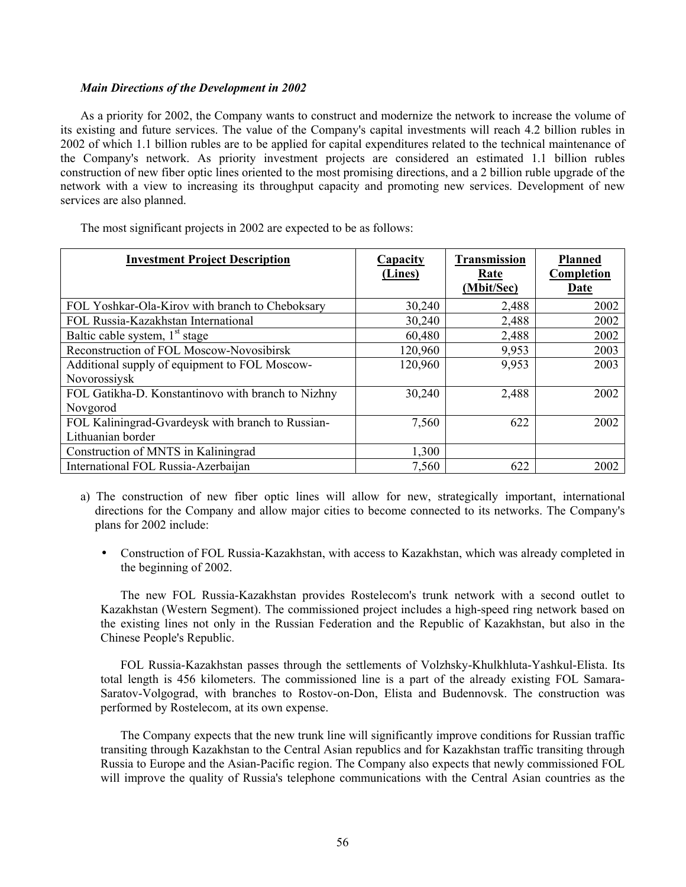***Main Directions of the Development in 2002***

As a priority for 2002, the Company wants to construct and modernize the network to increase the volume of its existing and future services. The value of the Company's capital investments will reach 4.2 billion rubles in 2002 of which 1.1 billion rubles are to be applied for capital expenditures related to the technical maintenance of the Company's network. As priority investment projects are considered an estimated 1.1 billion rubles construction of new fiber optic lines oriented to the most promising directions, and a 2 billion ruble upgrade of the network with a view to increasing its throughput capacity and promoting new services. Development of new services are also planned.

The most significant projects in 2002 are expected to be as follows:

| Investment Project Description | Capacity (Lines) | Transmission Rate (Mbit/Sec) | Planned Completion Date |
|---|---|---|---|
| FOL Yoshkar-Ola-Kirov with branch to Cheboksary | 30,240 | 2,488 | 2002 |
| FOL Russia-Kazakhstan International | 30,240 | 2,488 | 2002 |
| Baltic cable system, 1st stage | 60,480 | 2,488 | 2002 |
| Reconstruction of FOL Moscow-Novosibirsk | 120,960 | 9,953 | 2003 |
| Additional supply of equipment to FOL Moscow-Novorossiysk | 120,960 | 9,953 | 2003 |
| FOL Gatikha-D. Konstantinovo with branch to Nizhny Novgorod | 30,240 | 2,488 | 2002 |
| FOL Kaliningrad-Gvardeysk with branch to Russian-Lithuanian border | 7,560 | 622 | 2002 |
| Construction of MNTS in Kaliningrad | 1,300 | | |
| International FOL Russia-Azerbaijan | 7,560 | 622 | 2002 |

a) The construction of new fiber optic lines will allow for new, strategically important, international directions for the Company and allow major cities to become connected to its networks. The Company's plans for 2002 include:

- Construction of FOL Russia-Kazakhstan, with access to Kazakhstan, which was already completed in the beginning of 2002.

  The new FOL Russia-Kazakhstan provides Rostelecom's trunk network with a second outlet to Kazakhstan (Western Segment). The commissioned project includes a high-speed ring network based on the existing lines not only in the Russian Federation and the Republic of Kazakhstan, but also in the Chinese People's Republic.

  FOL Russia-Kazakhstan passes through the settlements of Volzhsky-Khulkhluta-Yashkul-Elista. Its total length is 456 kilometers. The commissioned line is a part of the already existing FOL Samara-Saratov-Volgograd, with branches to Rostov-on-Don, Elista and Budennovsk. The construction was performed by Rostelecom, at its own expense.

  The Company expects that the new trunk line will significantly improve conditions for Russian traffic transiting through Kazakhstan to the Central Asian republics and for Kazakhstan traffic transiting through Russia to Europe and the Asian-Pacific region. The Company also expects that newly commissioned FOL will improve the quality of Russia's telephone communications with the Central Asian countries as the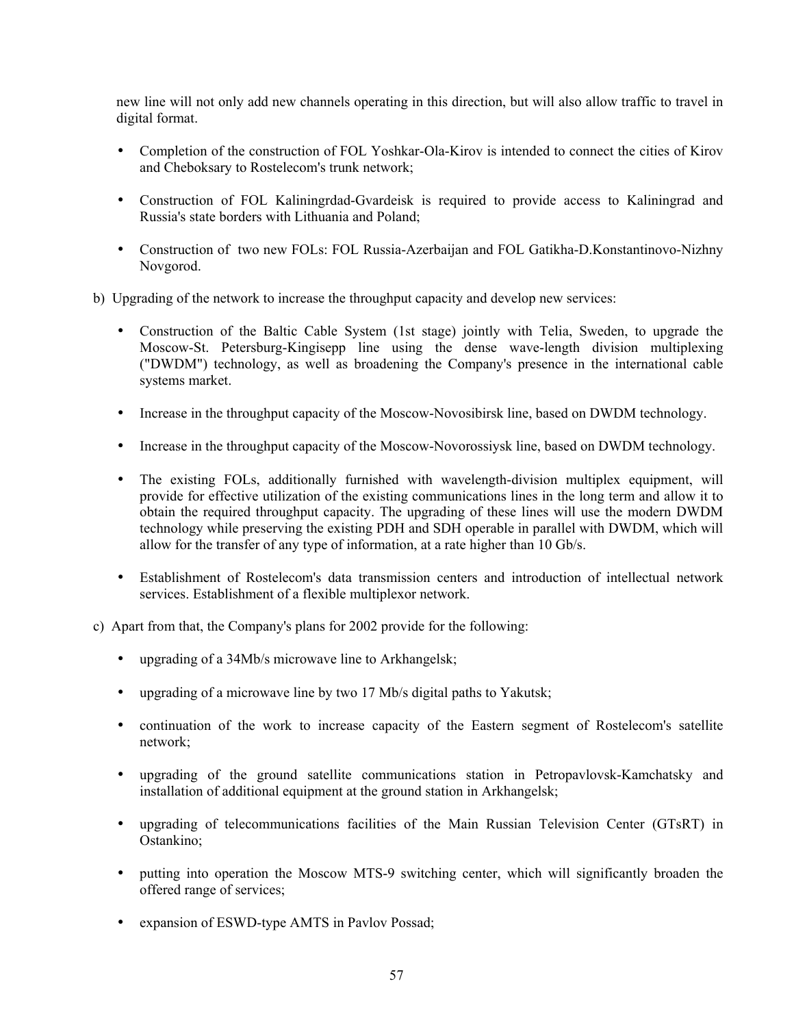new line will not only add new channels operating in this direction, but will also allow traffic to travel in digital format.

- Completion of the construction of FOL Yoshkar-Ola-Kirov is intended to connect the cities of Kirov and Cheboksary to Rostelecom's trunk network;
- Construction of FOL Kaliningrdad-Gvardeisk is required to provide access to Kaliningrad and Russia's state borders with Lithuania and Poland;
- Construction of two new FOLs: FOL Russia-Azerbaijan and FOL Gatikha-D.Konstantinovo-Nizhny Novgorod.

b) Upgrading of the network to increase the throughput capacity and develop new services:

- Construction of the Baltic Cable System (1st stage) jointly with Telia, Sweden, to upgrade the Moscow-St. Petersburg-Kingisepp line using the dense wave-length division multiplexing ("DWDM") technology, as well as broadening the Company's presence in the international cable systems market.
- Increase in the throughput capacity of the Moscow-Novosibirsk line, based on DWDM technology.
- Increase in the throughput capacity of the Moscow-Novorossiysk line, based on DWDM technology.
- The existing FOLs, additionally furnished with wavelength-division multiplex equipment, will provide for effective utilization of the existing communications lines in the long term and allow it to obtain the required throughput capacity. The upgrading of these lines will use the modern DWDM technology while preserving the existing PDH and SDH operable in parallel with DWDM, which will allow for the transfer of any type of information, at a rate higher than 10 Gb/s.
- Establishment of Rostelecom's data transmission centers and introduction of intellectual network services. Establishment of a flexible multiplexor network.

c) Apart from that, the Company's plans for 2002 provide for the following:

- upgrading of a 34Mb/s microwave line to Arkhangelsk;
- upgrading of a microwave line by two 17 Mb/s digital paths to Yakutsk;
- continuation of the work to increase capacity of the Eastern segment of Rostelecom's satellite network;
- upgrading of the ground satellite communications station in Petropavlovsk-Kamchatsky and installation of additional equipment at the ground station in Arkhangelsk;
- upgrading of telecommunications facilities of the Main Russian Television Center (GTsRT) in Ostankino;
- putting into operation the Moscow MTS-9 switching center, which will significantly broaden the offered range of services;
- expansion of ESWD-type AMTS in Pavlov Possad;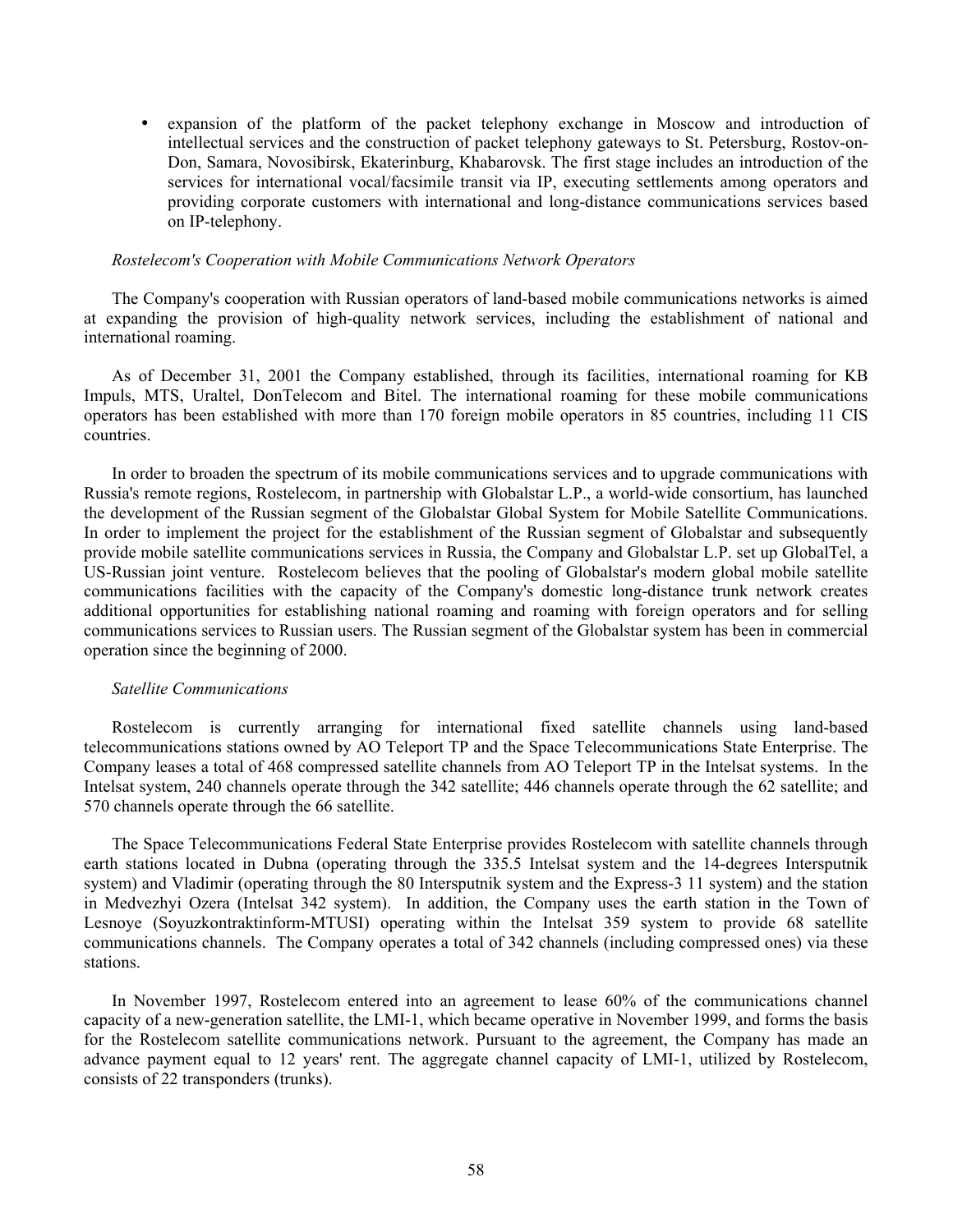- expansion of the platform of the packet telephony exchange in Moscow and introduction of intellectual services and the construction of packet telephony gateways to St. Petersburg, Rostov-on-Don, Samara, Novosibirsk, Ekaterinburg, Khabarovsk. The first stage includes an introduction of the services for international vocal/facsimile transit via IP, executing settlements among operators and providing corporate customers with international and long-distance communications services based on IP-telephony.

*Rostelecom's Cooperation with Mobile Communications Network Operators*

The Company's cooperation with Russian operators of land-based mobile communications networks is aimed at expanding the provision of high-quality network services, including the establishment of national and international roaming.

As of December 31, 2001 the Company established, through its facilities, international roaming for KB Impuls, MTS, Uraltel, DonTelecom and Bitel. The international roaming for these mobile communications operators has been established with more than 170 foreign mobile operators in 85 countries, including 11 CIS countries.

In order to broaden the spectrum of its mobile communications services and to upgrade communications with Russia's remote regions, Rostelecom, in partnership with Globalstar L.P., a world-wide consortium, has launched the development of the Russian segment of the Globalstar Global System for Mobile Satellite Communications. In order to implement the project for the establishment of the Russian segment of Globalstar and subsequently provide mobile satellite communications services in Russia, the Company and Globalstar L.P. set up GlobalTel, a US-Russian joint venture. Rostelecom believes that the pooling of Globalstar's modern global mobile satellite communications facilities with the capacity of the Company's domestic long-distance trunk network creates additional opportunities for establishing national roaming and roaming with foreign operators and for selling communications services to Russian users. The Russian segment of the Globalstar system has been in commercial operation since the beginning of 2000.

*Satellite Communications*

Rostelecom is currently arranging for international fixed satellite channels using land-based telecommunications stations owned by AO Teleport TP and the Space Telecommunications State Enterprise. The Company leases a total of 468 compressed satellite channels from AO Teleport TP in the Intelsat systems. In the Intelsat system, 240 channels operate through the 342 satellite; 446 channels operate through the 62 satellite; and 570 channels operate through the 66 satellite.

The Space Telecommunications Federal State Enterprise provides Rostelecom with satellite channels through earth stations located in Dubna (operating through the 335.5 Intelsat system and the 14-degrees Intersputnik system) and Vladimir (operating through the 80 Intersputnik system and the Express-3 11 system) and the station in Medvezhyi Ozera (Intelsat 342 system). In addition, the Company uses the earth station in the Town of Lesnoye (Soyuzkontraktinform-MTUSI) operating within the Intelsat 359 system to provide 68 satellite communications channels. The Company operates a total of 342 channels (including compressed ones) via these stations.

In November 1997, Rostelecom entered into an agreement to lease 60% of the communications channel capacity of a new-generation satellite, the LMI-1, which became operative in November 1999, and forms the basis for the Rostelecom satellite communications network. Pursuant to the agreement, the Company has made an advance payment equal to 12 years' rent. The aggregate channel capacity of LMI-1, utilized by Rostelecom, consists of 22 transponders (trunks).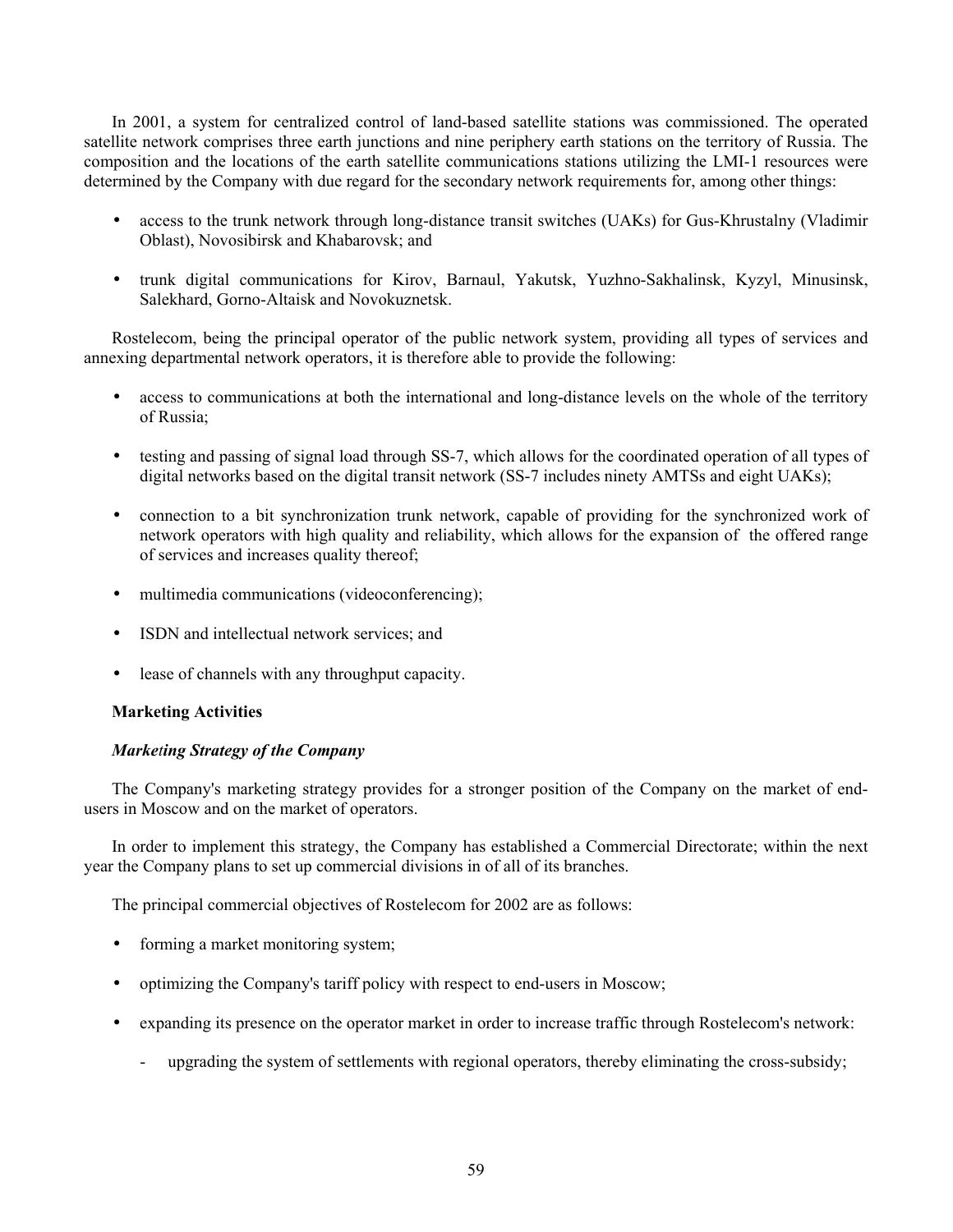In 2001, a system for centralized control of land-based satellite stations was commissioned. The operated satellite network comprises three earth junctions and nine periphery earth stations on the territory of Russia. The composition and the locations of the earth satellite communications stations utilizing the LMI-1 resources were determined by the Company with due regard for the secondary network requirements for, among other things:

- access to the trunk network through long-distance transit switches (UAKs) for Gus-Khrustalny (Vladimir Oblast), Novosibirsk and Khabarovsk; and
- trunk digital communications for Kirov, Barnaul, Yakutsk, Yuzhno-Sakhalinsk, Kyzyl, Minusinsk, Salekhard, Gorno-Altaisk and Novokuznetsk.

Rostelecom, being the principal operator of the public network system, providing all types of services and annexing departmental network operators, it is therefore able to provide the following:

- access to communications at both the international and long-distance levels on the whole of the territory of Russia;
- testing and passing of signal load through SS-7, which allows for the coordinated operation of all types of digital networks based on the digital transit network (SS-7 includes ninety AMTSs and eight UAKs);
- connection to a bit synchronization trunk network, capable of providing for the synchronized work of network operators with high quality and reliability, which allows for the expansion of the offered range of services and increases quality thereof;
- multimedia communications (videoconferencing);
- ISDN and intellectual network services; and
- lease of channels with any throughput capacity.

**Marketing Activities**

***Marketing Strategy of the Company***

The Company's marketing strategy provides for a stronger position of the Company on the market of end-users in Moscow and on the market of operators.

In order to implement this strategy, the Company has established a Commercial Directorate; within the next year the Company plans to set up commercial divisions in of all of its branches.

The principal commercial objectives of Rostelecom for 2002 are as follows:

- forming a market monitoring system;
- optimizing the Company's tariff policy with respect to end-users in Moscow;
- expanding its presence on the operator market in order to increase traffic through Rostelecom's network:
  - upgrading the system of settlements with regional operators, thereby eliminating the cross-subsidy;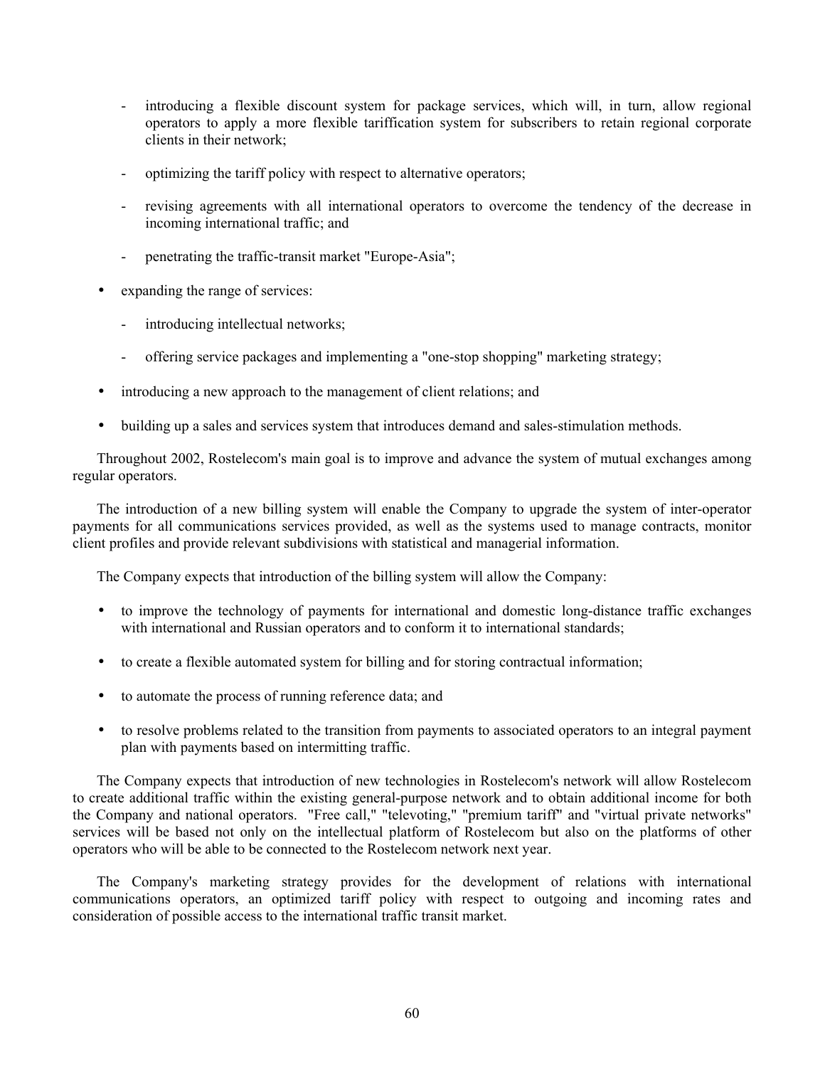- introducing a flexible discount system for package services, which will, in turn, allow regional operators to apply a more flexible tariffication system for subscribers to retain regional corporate clients in their network;
  - optimizing the tariff policy with respect to alternative operators;
  - revising agreements with all international operators to overcome the tendency of the decrease in incoming international traffic; and
  - penetrating the traffic-transit market "Europe-Asia";
- expanding the range of services:
  - introducing intellectual networks;
  - offering service packages and implementing a "one-stop shopping" marketing strategy;
- introducing a new approach to the management of client relations; and
- building up a sales and services system that introduces demand and sales-stimulation methods.

Throughout 2002, Rostelecom's main goal is to improve and advance the system of mutual exchanges among regular operators.

The introduction of a new billing system will enable the Company to upgrade the system of inter-operator payments for all communications services provided, as well as the systems used to manage contracts, monitor client profiles and provide relevant subdivisions with statistical and managerial information.

The Company expects that introduction of the billing system will allow the Company:

- to improve the technology of payments for international and domestic long-distance traffic exchanges with international and Russian operators and to conform it to international standards;
- to create a flexible automated system for billing and for storing contractual information;
- to automate the process of running reference data; and
- to resolve problems related to the transition from payments to associated operators to an integral payment plan with payments based on intermitting traffic.

The Company expects that introduction of new technologies in Rostelecom's network will allow Rostelecom to create additional traffic within the existing general-purpose network and to obtain additional income for both the Company and national operators. "Free call," "televoting," "premium tariff" and "virtual private networks" services will be based not only on the intellectual platform of Rostelecom but also on the platforms of other operators who will be able to be connected to the Rostelecom network next year.

The Company's marketing strategy provides for the development of relations with international communications operators, an optimized tariff policy with respect to outgoing and incoming rates and consideration of possible access to the international traffic transit market.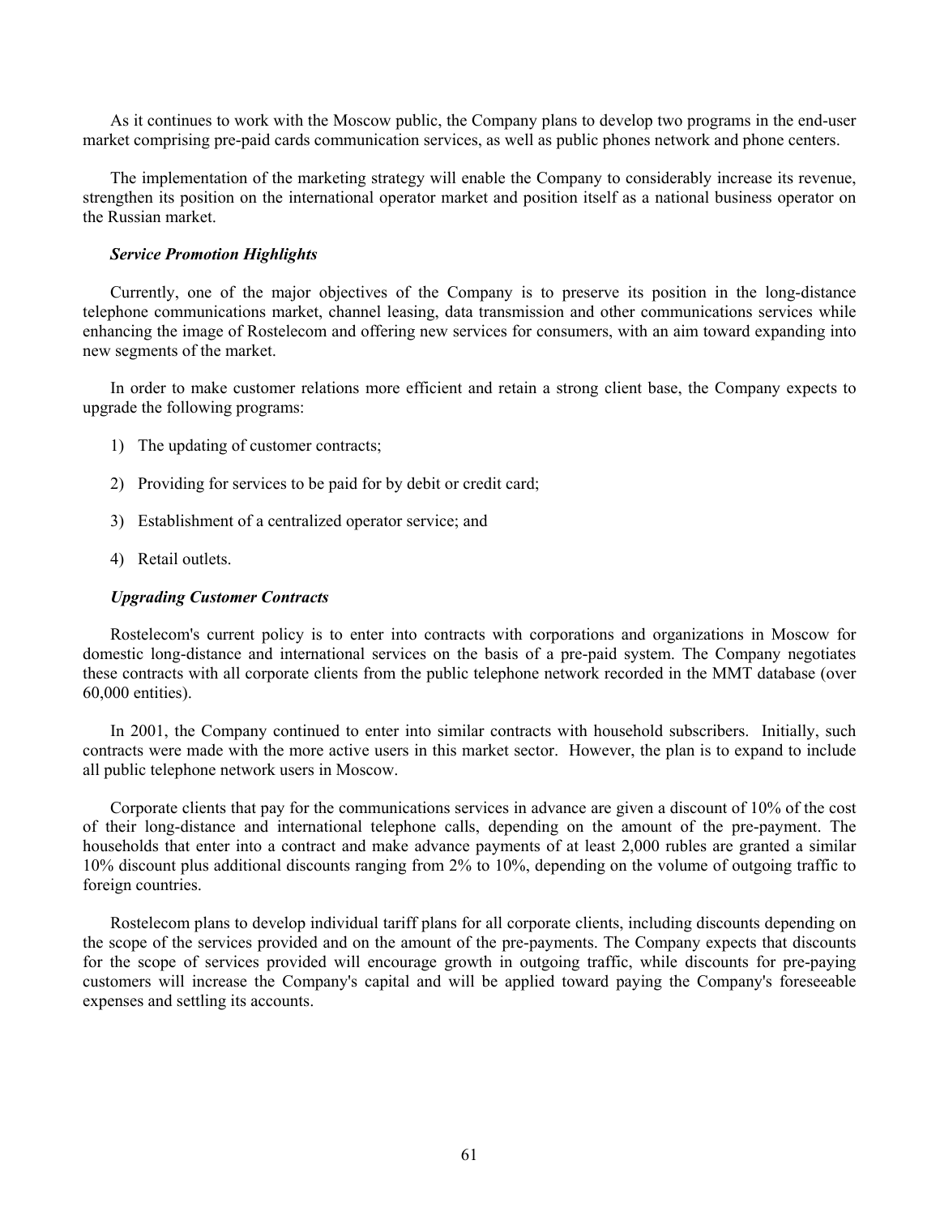As it continues to work with the Moscow public, the Company plans to develop two programs in the end-user market comprising pre-paid cards communication services, as well as public phones network and phone centers.

The implementation of the marketing strategy will enable the Company to considerably increase its revenue, strengthen its position on the international operator market and position itself as a national business operator on the Russian market.

***Service Promotion Highlights***

Currently, one of the major objectives of the Company is to preserve its position in the long-distance telephone communications market, channel leasing, data transmission and other communications services while enhancing the image of Rostelecom and offering new services for consumers, with an aim toward expanding into new segments of the market.

In order to make customer relations more efficient and retain a strong client base, the Company expects to upgrade the following programs:

1) The updating of customer contracts;
2) Providing for services to be paid for by debit or credit card;
3) Establishment of a centralized operator service; and
4) Retail outlets.

***Upgrading Customer Contracts***

Rostelecom's current policy is to enter into contracts with corporations and organizations in Moscow for domestic long-distance and international services on the basis of a pre-paid system. The Company negotiates these contracts with all corporate clients from the public telephone network recorded in the MMT database (over 60,000 entities).

In 2001, the Company continued to enter into similar contracts with household subscribers. Initially, such contracts were made with the more active users in this market sector. However, the plan is to expand to include all public telephone network users in Moscow.

Corporate clients that pay for the communications services in advance are given a discount of 10% of the cost of their long-distance and international telephone calls, depending on the amount of the pre-payment. The households that enter into a contract and make advance payments of at least 2,000 rubles are granted a similar 10% discount plus additional discounts ranging from 2% to 10%, depending on the volume of outgoing traffic to foreign countries.

Rostelecom plans to develop individual tariff plans for all corporate clients, including discounts depending on the scope of the services provided and on the amount of the pre-payments. The Company expects that discounts for the scope of services provided will encourage growth in outgoing traffic, while discounts for pre-paying customers will increase the Company's capital and will be applied toward paying the Company's foreseeable expenses and settling its accounts.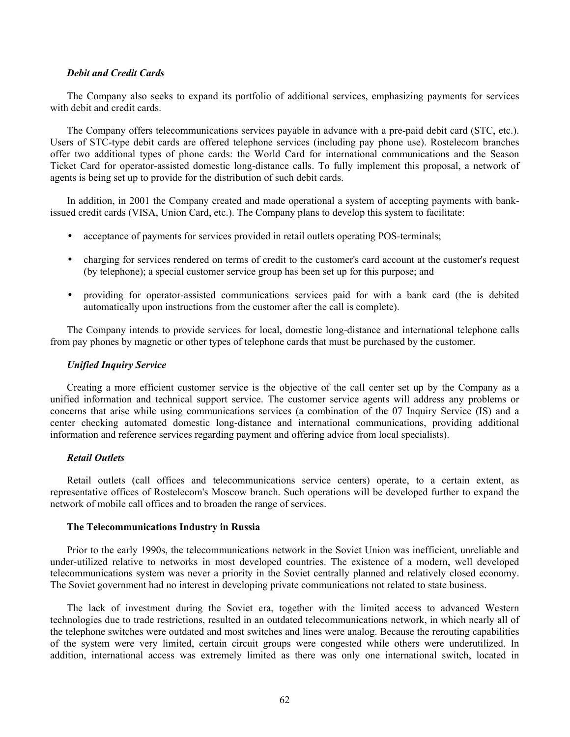### *Debit and Credit Cards*

The Company also seeks to expand its portfolio of additional services, emphasizing payments for services with debit and credit cards.

The Company offers telecommunications services payable in advance with a pre-paid debit card (STC, etc.). Users of STC-type debit cards are offered telephone services (including pay phone use). Rostelecom branches offer two additional types of phone cards: the World Card for international communications and the Season Ticket Card for operator-assisted domestic long-distance calls. To fully implement this proposal, a network of agents is being set up to provide for the distribution of such debit cards.

In addition, in 2001 the Company created and made operational a system of accepting payments with bank-issued credit cards (VISA, Union Card, etc.). The Company plans to develop this system to facilitate:

- acceptance of payments for services provided in retail outlets operating POS-terminals;
- charging for services rendered on terms of credit to the customer's card account at the customer's request (by telephone); a special customer service group has been set up for this purpose; and
- providing for operator-assisted communications services paid for with a bank card (the is debited automatically upon instructions from the customer after the call is complete).

The Company intends to provide services for local, domestic long-distance and international telephone calls from pay phones by magnetic or other types of telephone cards that must be purchased by the customer.

### *Unified Inquiry Service*

Creating a more efficient customer service is the objective of the call center set up by the Company as a unified information and technical support service. The customer service agents will address any problems or concerns that arise while using communications services (a combination of the 07 Inquiry Service (IS) and a center checking automated domestic long-distance and international communications, providing additional information and reference services regarding payment and offering advice from local specialists).

### *Retail Outlets*

Retail outlets (call offices and telecommunications service centers) operate, to a certain extent, as representative offices of Rostelecom's Moscow branch. Such operations will be developed further to expand the network of mobile call offices and to broaden the range of services.

## The Telecommunications Industry in Russia

Prior to the early 1990s, the telecommunications network in the Soviet Union was inefficient, unreliable and under-utilized relative to networks in most developed countries. The existence of a modern, well developed telecommunications system was never a priority in the Soviet centrally planned and relatively closed economy. The Soviet government had no interest in developing private communications not related to state business.

The lack of investment during the Soviet era, together with the limited access to advanced Western technologies due to trade restrictions, resulted in an outdated telecommunications network, in which nearly all of the telephone switches were outdated and most switches and lines were analog. Because the rerouting capabilities of the system were very limited, certain circuit groups were congested while others were underutilized. In addition, international access was extremely limited as there was only one international switch, located in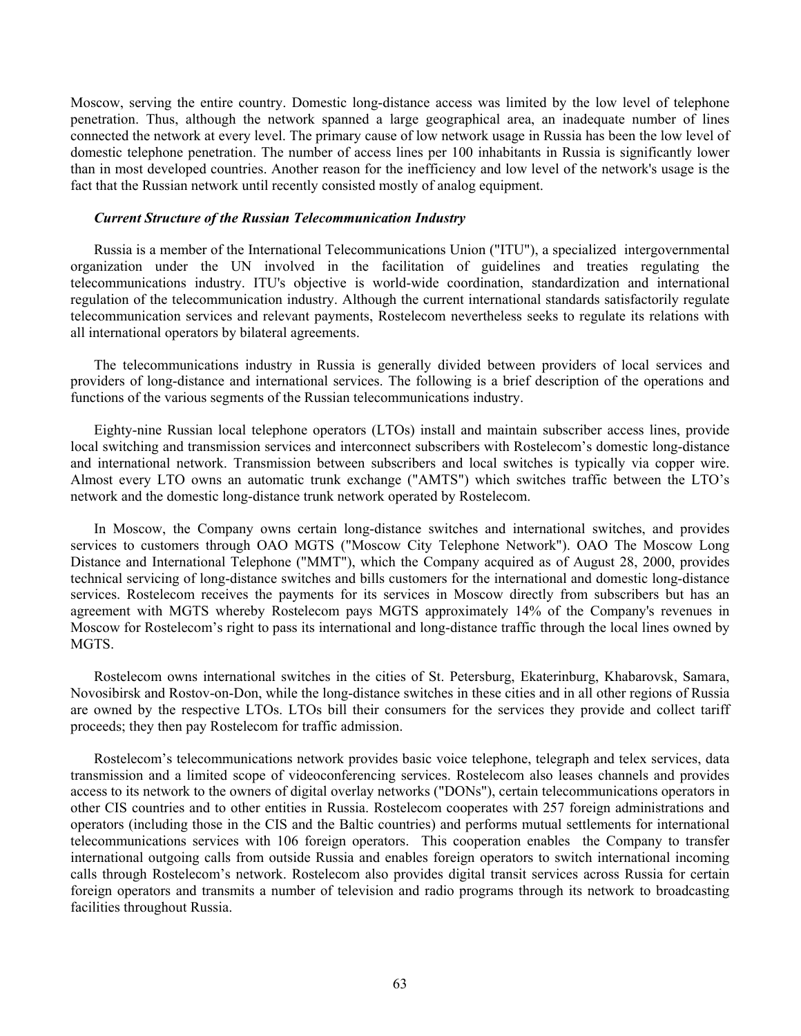Moscow, serving the entire country. Domestic long-distance access was limited by the low level of telephone penetration. Thus, although the network spanned a large geographical area, an inadequate number of lines connected the network at every level. The primary cause of low network usage in Russia has been the low level of domestic telephone penetration. The number of access lines per 100 inhabitants in Russia is significantly lower than in most developed countries. Another reason for the inefficiency and low level of the network's usage is the fact that the Russian network until recently consisted mostly of analog equipment.

### *Current Structure of the Russian Telecommunication Industry*

Russia is a member of the International Telecommunications Union ("ITU"), a specialized intergovernmental organization under the UN involved in the facilitation of guidelines and treaties regulating the telecommunications industry. ITU's objective is world-wide coordination, standardization and international regulation of the telecommunication industry. Although the current international standards satisfactorily regulate telecommunication services and relevant payments, Rostelecom nevertheless seeks to regulate its relations with all international operators by bilateral agreements.

The telecommunications industry in Russia is generally divided between providers of local services and providers of long-distance and international services. The following is a brief description of the operations and functions of the various segments of the Russian telecommunications industry.

Eighty-nine Russian local telephone operators (LTOs) install and maintain subscriber access lines, provide local switching and transmission services and interconnect subscribers with Rostelecom's domestic long-distance and international network. Transmission between subscribers and local switches is typically via copper wire. Almost every LTO owns an automatic trunk exchange ("AMTS") which switches traffic between the LTO's network and the domestic long-distance trunk network operated by Rostelecom.

In Moscow, the Company owns certain long-distance switches and international switches, and provides services to customers through OAO MGTS ("Moscow City Telephone Network"). OAO The Moscow Long Distance and International Telephone ("MMT"), which the Company acquired as of August 28, 2000, provides technical servicing of long-distance switches and bills customers for the international and domestic long-distance services. Rostelecom receives the payments for its services in Moscow directly from subscribers but has an agreement with MGTS whereby Rostelecom pays MGTS approximately 14% of the Company's revenues in Moscow for Rostelecom's right to pass its international and long-distance traffic through the local lines owned by MGTS.

Rostelecom owns international switches in the cities of St. Petersburg, Ekaterinburg, Khabarovsk, Samara, Novosibirsk and Rostov-on-Don, while the long-distance switches in these cities and in all other regions of Russia are owned by the respective LTOs. LTOs bill their consumers for the services they provide and collect tariff proceeds; they then pay Rostelecom for traffic admission.

Rostelecom's telecommunications network provides basic voice telephone, telegraph and telex services, data transmission and a limited scope of videoconferencing services. Rostelecom also leases channels and provides access to its network to the owners of digital overlay networks ("DONs"), certain telecommunications operators in other CIS countries and to other entities in Russia. Rostelecom cooperates with 257 foreign administrations and operators (including those in the CIS and the Baltic countries) and performs mutual settlements for international telecommunications services with 106 foreign operators. This cooperation enables the Company to transfer international outgoing calls from outside Russia and enables foreign operators to switch international incoming calls through Rostelecom's network. Rostelecom also provides digital transit services across Russia for certain foreign operators and transmits a number of television and radio programs through its network to broadcasting facilities throughout Russia.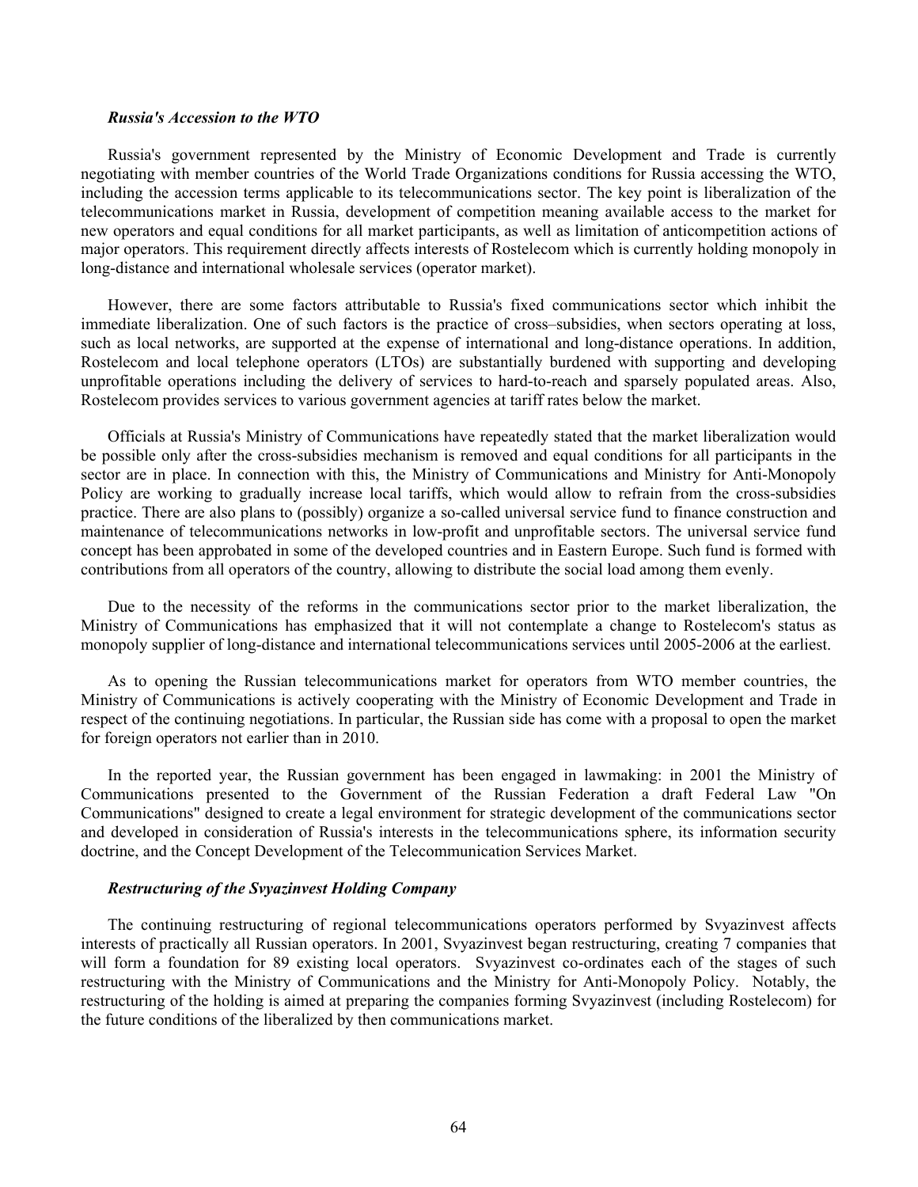***Russia's Accession to the WTO***

Russia's government represented by the Ministry of Economic Development and Trade is currently negotiating with member countries of the World Trade Organizations conditions for Russia accessing the WTO, including the accession terms applicable to its telecommunications sector. The key point is liberalization of the telecommunications market in Russia, development of competition meaning available access to the market for new operators and equal conditions for all market participants, as well as limitation of anticompetition actions of major operators. This requirement directly affects interests of Rostelecom which is currently holding monopoly in long-distance and international wholesale services (operator market).

However, there are some factors attributable to Russia's fixed communications sector which inhibit the immediate liberalization. One of such factors is the practice of cross–subsidies, when sectors operating at loss, such as local networks, are supported at the expense of international and long-distance operations. In addition, Rostelecom and local telephone operators (LTOs) are substantially burdened with supporting and developing unprofitable operations including the delivery of services to hard-to-reach and sparsely populated areas. Also, Rostelecom provides services to various government agencies at tariff rates below the market.

Officials at Russia's Ministry of Communications have repeatedly stated that the market liberalization would be possible only after the cross-subsidies mechanism is removed and equal conditions for all participants in the sector are in place. In connection with this, the Ministry of Communications and Ministry for Anti-Monopoly Policy are working to gradually increase local tariffs, which would allow to refrain from the cross-subsidies practice. There are also plans to (possibly) organize a so-called universal service fund to finance construction and maintenance of telecommunications networks in low-profit and unprofitable sectors. The universal service fund concept has been approbated in some of the developed countries and in Eastern Europe. Such fund is formed with contributions from all operators of the country, allowing to distribute the social load among them evenly.

Due to the necessity of the reforms in the communications sector prior to the market liberalization, the Ministry of Communications has emphasized that it will not contemplate a change to Rostelecom's status as monopoly supplier of long-distance and international telecommunications services until 2005-2006 at the earliest.

As to opening the Russian telecommunications market for operators from WTO member countries, the Ministry of Communications is actively cooperating with the Ministry of Economic Development and Trade in respect of the continuing negotiations. In particular, the Russian side has come with a proposal to open the market for foreign operators not earlier than in 2010.

In the reported year, the Russian government has been engaged in lawmaking: in 2001 the Ministry of Communications presented to the Government of the Russian Federation a draft Federal Law "On Communications" designed to create a legal environment for strategic development of the communications sector and developed in consideration of Russia's interests in the telecommunications sphere, its information security doctrine, and the Concept Development of the Telecommunication Services Market.

***Restructuring of the Svyazinvest Holding Company***

The continuing restructuring of regional telecommunications operators performed by Svyazinvest affects interests of practically all Russian operators. In 2001, Svyazinvest began restructuring, creating 7 companies that will form a foundation for 89 existing local operators. Svyazinvest co-ordinates each of the stages of such restructuring with the Ministry of Communications and the Ministry for Anti-Monopoly Policy. Notably, the restructuring of the holding is aimed at preparing the companies forming Svyazinvest (including Rostelecom) for the future conditions of the liberalized by then communications market.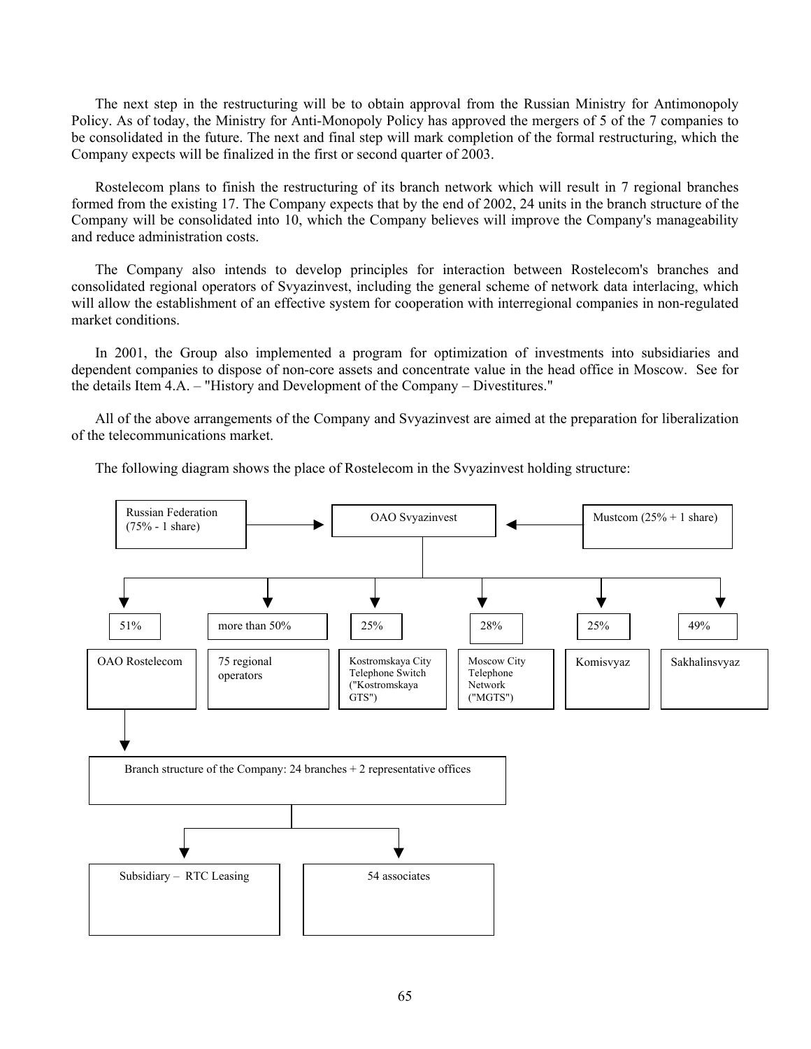The next step in the restructuring will be to obtain approval from the Russian Ministry for Antimonopoly Policy. As of today, the Ministry for Anti-Monopoly Policy has approved the mergers of 5 of the 7 companies to be consolidated in the future. The next and final step will mark completion of the formal restructuring, which the Company expects will be finalized in the first or second quarter of 2003.

Rostelecom plans to finish the restructuring of its branch network which will result in 7 regional branches formed from the existing 17. The Company expects that by the end of 2002, 24 units in the branch structure of the Company will be consolidated into 10, which the Company believes will improve the Company's manageability and reduce administration costs.

The Company also intends to develop principles for interaction between Rostelecom's branches and consolidated regional operators of Svyazinvest, including the general scheme of network data interlacing, which will allow the establishment of an effective system for cooperation with interregional companies in non-regulated market conditions.

In 2001, the Group also implemented a program for optimization of investments into subsidiaries and dependent companies to dispose of non-core assets and concentrate value in the head office in Moscow. See for the details Item 4.A. – "History and Development of the Company – Divestitures."

All of the above arrangements of the Company and Svyazinvest are aimed at the preparation for liberalization of the telecommunications market.

The following diagram shows the place of Rostelecom in the Svyazinvest holding structure:

Russian Federation (75% - 1 share) → OAO Svyazinvest ← Mustcom (25% + 1 share)

OAO Svyazinvest →

- 51% — OAO Rostelecom
- more than 50% — 75 regional operators
- 25% — Kostromskaya City Telephone Switch ("Kostromskaya GTS")
- 28% — Moscow City Telephone Network ("MGTS")
- 25% — Komisvyaz
- 49% — Sakhalinsvyaz

OAO Rostelecom → Branch structure of the Company: 24 branches + 2 representative offices

Branch structure of the Company →

- Subsidiary – RTC Leasing
- 54 associates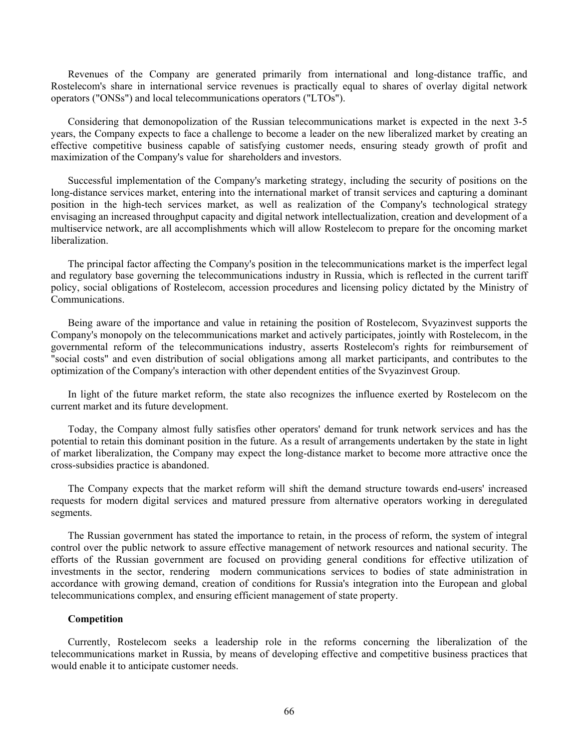Revenues of the Company are generated primarily from international and long-distance traffic, and Rostelecom's share in international service revenues is practically equal to shares of overlay digital network operators ("ONSs") and local telecommunications operators ("LTOs").

Considering that demonopolization of the Russian telecommunications market is expected in the next 3-5 years, the Company expects to face a challenge to become a leader on the new liberalized market by creating an effective competitive business capable of satisfying customer needs, ensuring steady growth of profit and maximization of the Company's value for shareholders and investors.

Successful implementation of the Company's marketing strategy, including the security of positions on the long-distance services market, entering into the international market of transit services and capturing a dominant position in the high-tech services market, as well as realization of the Company's technological strategy envisaging an increased throughput capacity and digital network intellectualization, creation and development of a multiservice network, are all accomplishments which will allow Rostelecom to prepare for the oncoming market liberalization.

The principal factor affecting the Company's position in the telecommunications market is the imperfect legal and regulatory base governing the telecommunications industry in Russia, which is reflected in the current tariff policy, social obligations of Rostelecom, accession procedures and licensing policy dictated by the Ministry of Communications.

Being aware of the importance and value in retaining the position of Rostelecom, Svyazinvest supports the Company's monopoly on the telecommunications market and actively participates, jointly with Rostelecom, in the governmental reform of the telecommunications industry, asserts Rostelecom's rights for reimbursement of "social costs" and even distribution of social obligations among all market participants, and contributes to the optimization of the Company's interaction with other dependent entities of the Svyazinvest Group.

In light of the future market reform, the state also recognizes the influence exerted by Rostelecom on the current market and its future development.

Today, the Company almost fully satisfies other operators' demand for trunk network services and has the potential to retain this dominant position in the future. As a result of arrangements undertaken by the state in light of market liberalization, the Company may expect the long-distance market to become more attractive once the cross-subsidies practice is abandoned.

The Company expects that the market reform will shift the demand structure towards end-users' increased requests for modern digital services and matured pressure from alternative operators working in deregulated segments.

The Russian government has stated the importance to retain, in the process of reform, the system of integral control over the public network to assure effective management of network resources and national security. The efforts of the Russian government are focused on providing general conditions for effective utilization of investments in the sector, rendering modern communications services to bodies of state administration in accordance with growing demand, creation of conditions for Russia's integration into the European and global telecommunications complex, and ensuring efficient management of state property.

**Competition**

Currently, Rostelecom seeks a leadership role in the reforms concerning the liberalization of the telecommunications market in Russia, by means of developing effective and competitive business practices that would enable it to anticipate customer needs.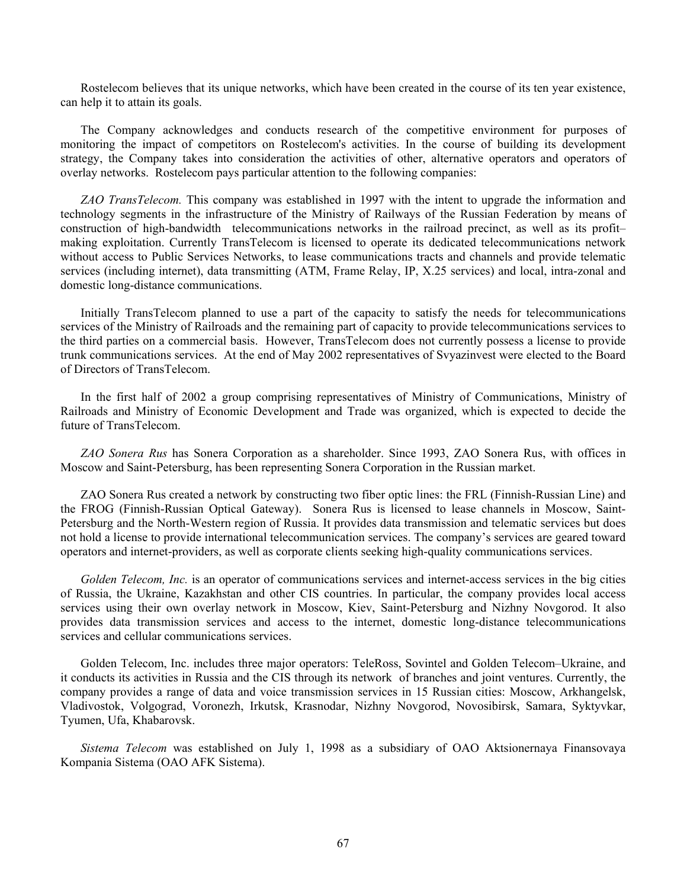Rostelecom believes that its unique networks, which have been created in the course of its ten year existence, can help it to attain its goals.

The Company acknowledges and conducts research of the competitive environment for purposes of monitoring the impact of competitors on Rostelecom's activities. In the course of building its development strategy, the Company takes into consideration the activities of other, alternative operators and operators of overlay networks. Rostelecom pays particular attention to the following companies:

*ZAO TransTelecom.* This company was established in 1997 with the intent to upgrade the information and technology segments in the infrastructure of the Ministry of Railways of the Russian Federation by means of construction of high-bandwidth telecommunications networks in the railroad precinct, as well as its profit–making exploitation. Currently TransTelecom is licensed to operate its dedicated telecommunications network without access to Public Services Networks, to lease communications tracts and channels and provide telematic services (including internet), data transmitting (ATM, Frame Relay, IP, X.25 services) and local, intra-zonal and domestic long-distance communications.

Initially TransTelecom planned to use a part of the capacity to satisfy the needs for telecommunications services of the Ministry of Railroads and the remaining part of capacity to provide telecommunications services to the third parties on a commercial basis. However, TransTelecom does not currently possess a license to provide trunk communications services. At the end of May 2002 representatives of Svyazinvest were elected to the Board of Directors of TransTelecom.

In the first half of 2002 a group comprising representatives of Ministry of Communications, Ministry of Railroads and Ministry of Economic Development and Trade was organized, which is expected to decide the future of TransTelecom.

*ZAO Sonera Rus* has Sonera Corporation as a shareholder. Since 1993, ZAO Sonera Rus, with offices in Moscow and Saint-Petersburg, has been representing Sonera Corporation in the Russian market.

ZAO Sonera Rus created a network by constructing two fiber optic lines: the FRL (Finnish-Russian Line) and the FROG (Finnish-Russian Optical Gateway). Sonera Rus is licensed to lease channels in Moscow, Saint-Petersburg and the North-Western region of Russia. It provides data transmission and telematic services but does not hold a license to provide international telecommunication services. The company's services are geared toward operators and internet-providers, as well as corporate clients seeking high-quality communications services.

*Golden Telecom, Inc.* is an operator of communications services and internet-access services in the big cities of Russia, the Ukraine, Kazakhstan and other CIS countries. In particular, the company provides local access services using their own overlay network in Moscow, Kiev, Saint-Petersburg and Nizhny Novgorod. It also provides data transmission services and access to the internet, domestic long-distance telecommunications services and cellular communications services.

Golden Telecom, Inc. includes three major operators: TeleRoss, Sovintel and Golden Telecom–Ukraine, and it conducts its activities in Russia and the CIS through its network of branches and joint ventures. Currently, the company provides a range of data and voice transmission services in 15 Russian cities: Moscow, Arkhangelsk, Vladivostok, Volgograd, Voronezh, Irkutsk, Krasnodar, Nizhny Novgorod, Novosibirsk, Samara, Syktyvkar, Tyumen, Ufa, Khabarovsk.

*Sistema Telecom* was established on July 1, 1998 as a subsidiary of OAO Aktsionernaya Finansovaya Kompania Sistema (OAO AFK Sistema).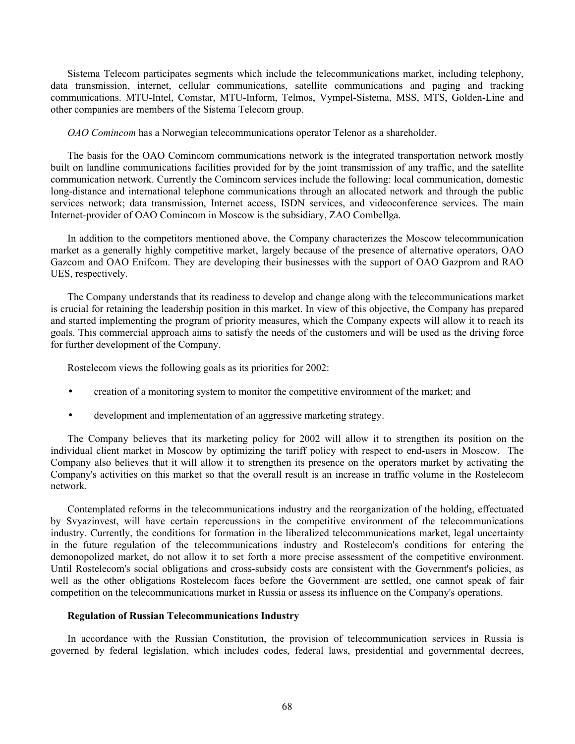Sistema Telecom participates segments which include the telecommunications market, including telephony, data transmission, internet, cellular communications, satellite communications and paging and tracking communications. MTU-Intel, Comstar, MTU-Inform, Telmos, Vympel-Sistema, MSS, MTS, Golden-Line and other companies are members of the Sistema Telecom group.

*OAO Comincom* has a Norwegian telecommunications operator Telenor as a shareholder.

The basis for the OAO Comincom communications network is the integrated transportation network mostly built on landline communications facilities provided for by the joint transmission of any traffic, and the satellite communication network. Currently the Comincom services include the following: local communication, domestic long-distance and international telephone communications through an allocated network and through the public services network; data transmission, Internet access, ISDN services, and videoconference services. The main Internet-provider of OAO Comincom in Moscow is the subsidiary, ZAO Combellga.

In addition to the competitors mentioned above, the Company characterizes the Moscow telecommunication market as a generally highly competitive market, largely because of the presence of alternative operators, OAO Gazcom and OAO Enifcom. They are developing their businesses with the support of OAO Gazprom and RAO UES, respectively.

The Company understands that its readiness to develop and change along with the telecommunications market is crucial for retaining the leadership position in this market. In view of this objective, the Company has prepared and started implementing the program of priority measures, which the Company expects will allow it to reach its goals. This commercial approach aims to satisfy the needs of the customers and will be used as the driving force for further development of the Company.

Rostelecom views the following goals as its priorities for 2002:

- creation of a monitoring system to monitor the competitive environment of the market; and
- development and implementation of an aggressive marketing strategy.

The Company believes that its marketing policy for 2002 will allow it to strengthen its position on the individual client market in Moscow by optimizing the tariff policy with respect to end-users in Moscow. The Company also believes that it will allow it to strengthen its presence on the operators market by activating the Company's activities on this market so that the overall result is an increase in traffic volume in the Rostelecom network.

Contemplated reforms in the telecommunications industry and the reorganization of the holding, effectuated by Svyazinvest, will have certain repercussions in the competitive environment of the telecommunications industry. Currently, the conditions for formation in the liberalized telecommunications market, legal uncertainty in the future regulation of the telecommunications industry and Rostelecom's conditions for entering the demonopolized market, do not allow it to set forth a more precise assessment of the competitive environment. Until Rostelecom's social obligations and cross-subsidy costs are consistent with the Government's policies, as well as the other obligations Rostelecom faces before the Government are settled, one cannot speak of fair competition on the telecommunications market in Russia or assess its influence on the Company's operations.

### Regulation of Russian Telecommunications Industry

In accordance with the Russian Constitution, the provision of telecommunication services in Russia is governed by federal legislation, which includes codes, federal laws, presidential and governmental decrees,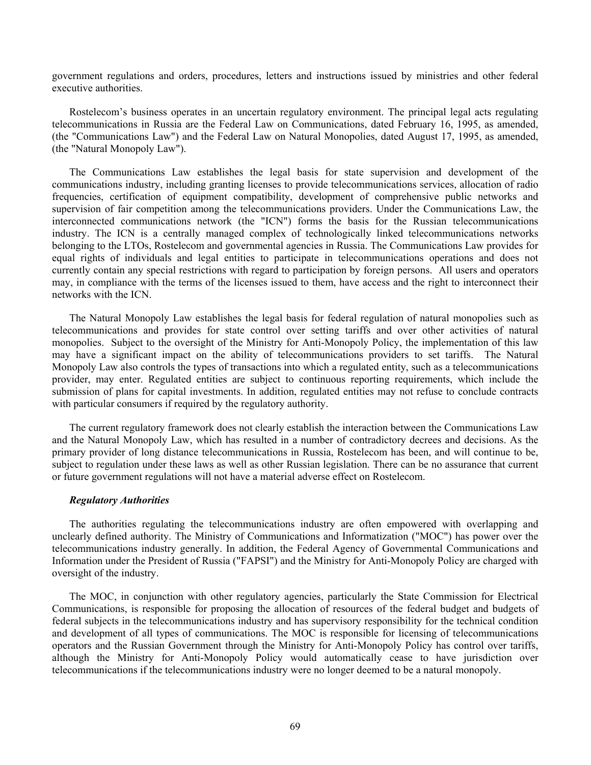government regulations and orders, procedures, letters and instructions issued by ministries and other federal executive authorities.

Rostelecom's business operates in an uncertain regulatory environment. The principal legal acts regulating telecommunications in Russia are the Federal Law on Communications, dated February 16, 1995, as amended, (the "Communications Law") and the Federal Law on Natural Monopolies, dated August 17, 1995, as amended, (the "Natural Monopoly Law").

The Communications Law establishes the legal basis for state supervision and development of the communications industry, including granting licenses to provide telecommunications services, allocation of radio frequencies, certification of equipment compatibility, development of comprehensive public networks and supervision of fair competition among the telecommunications providers. Under the Communications Law, the interconnected communications network (the "ICN") forms the basis for the Russian telecommunications industry. The ICN is a centrally managed complex of technologically linked telecommunications networks belonging to the LTOs, Rostelecom and governmental agencies in Russia. The Communications Law provides for equal rights of individuals and legal entities to participate in telecommunications operations and does not currently contain any special restrictions with regard to participation by foreign persons. All users and operators may, in compliance with the terms of the licenses issued to them, have access and the right to interconnect their networks with the ICN.

The Natural Monopoly Law establishes the legal basis for federal regulation of natural monopolies such as telecommunications and provides for state control over setting tariffs and over other activities of natural monopolies. Subject to the oversight of the Ministry for Anti-Monopoly Policy, the implementation of this law may have a significant impact on the ability of telecommunications providers to set tariffs. The Natural Monopoly Law also controls the types of transactions into which a regulated entity, such as a telecommunications provider, may enter. Regulated entities are subject to continuous reporting requirements, which include the submission of plans for capital investments. In addition, regulated entities may not refuse to conclude contracts with particular consumers if required by the regulatory authority.

The current regulatory framework does not clearly establish the interaction between the Communications Law and the Natural Monopoly Law, which has resulted in a number of contradictory decrees and decisions. As the primary provider of long distance telecommunications in Russia, Rostelecom has been, and will continue to be, subject to regulation under these laws as well as other Russian legislation. There can be no assurance that current or future government regulations will not have a material adverse effect on Rostelecom.

***Regulatory Authorities***

The authorities regulating the telecommunications industry are often empowered with overlapping and unclearly defined authority. The Ministry of Communications and Informatization ("MOC") has power over the telecommunications industry generally. In addition, the Federal Agency of Governmental Communications and Information under the President of Russia ("FAPSI") and the Ministry for Anti-Monopoly Policy are charged with oversight of the industry.

The MOC, in conjunction with other regulatory agencies, particularly the State Commission for Electrical Communications, is responsible for proposing the allocation of resources of the federal budget and budgets of federal subjects in the telecommunications industry and has supervisory responsibility for the technical condition and development of all types of communications. The MOC is responsible for licensing of telecommunications operators and the Russian Government through the Ministry for Anti-Monopoly Policy has control over tariffs, although the Ministry for Anti-Monopoly Policy would automatically cease to have jurisdiction over telecommunications if the telecommunications industry were no longer deemed to be a natural monopoly.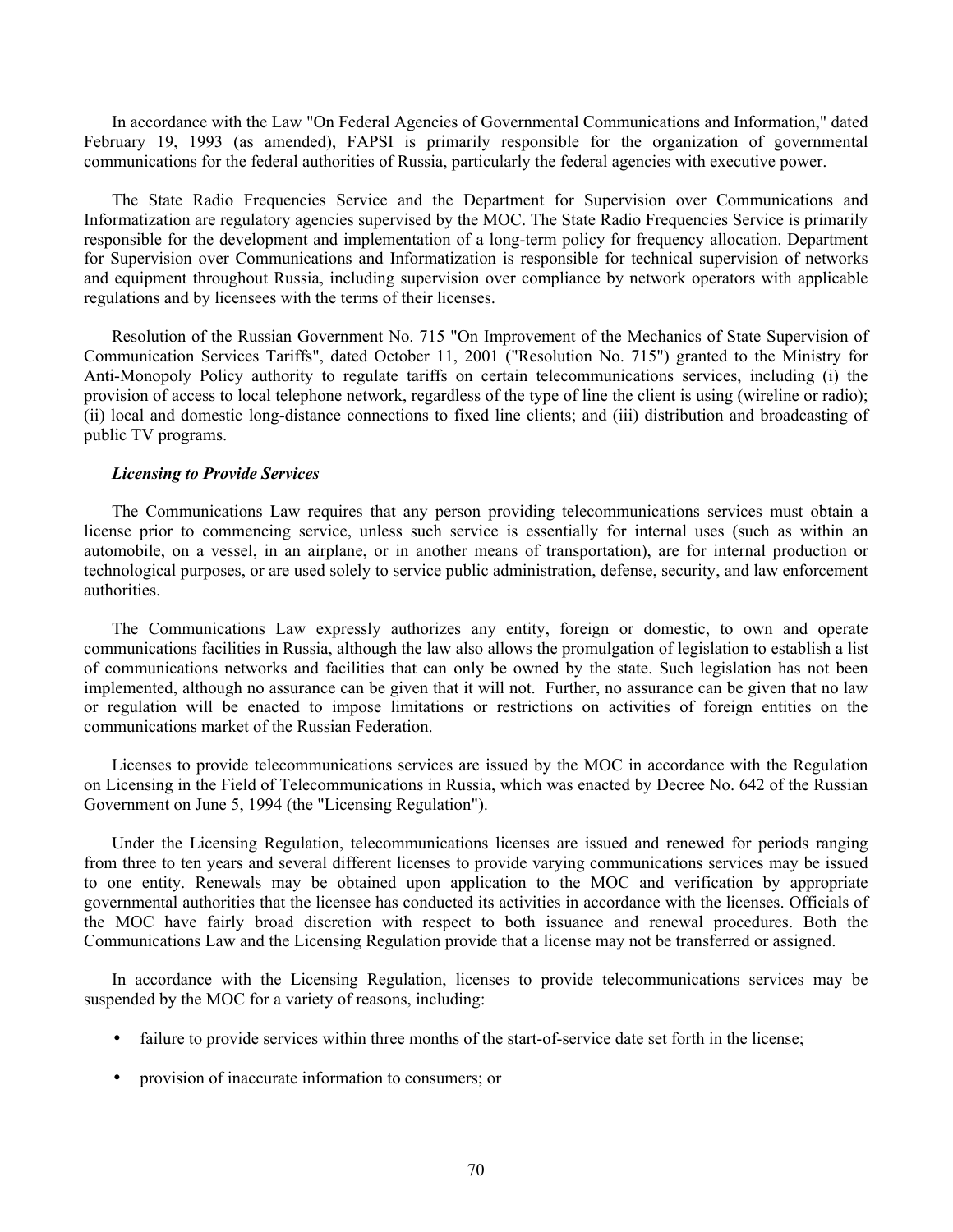In accordance with the Law "On Federal Agencies of Governmental Communications and Information," dated February 19, 1993 (as amended), FAPSI is primarily responsible for the organization of governmental communications for the federal authorities of Russia, particularly the federal agencies with executive power.

The State Radio Frequencies Service and the Department for Supervision over Communications and Informatization are regulatory agencies supervised by the MOC. The State Radio Frequencies Service is primarily responsible for the development and implementation of a long-term policy for frequency allocation. Department for Supervision over Communications and Informatization is responsible for technical supervision of networks and equipment throughout Russia, including supervision over compliance by network operators with applicable regulations and by licensees with the terms of their licenses.

Resolution of the Russian Government No. 715 "On Improvement of the Mechanics of State Supervision of Communication Services Tariffs", dated October 11, 2001 ("Resolution No. 715") granted to the Ministry for Anti-Monopoly Policy authority to regulate tariffs on certain telecommunications services, including (i) the provision of access to local telephone network, regardless of the type of line the client is using (wireline or radio); (ii) local and domestic long-distance connections to fixed line clients; and (iii) distribution and broadcasting of public TV programs.

***Licensing to Provide Services***

The Communications Law requires that any person providing telecommunications services must obtain a license prior to commencing service, unless such service is essentially for internal uses (such as within an automobile, on a vessel, in an airplane, or in another means of transportation), are for internal production or technological purposes, or are used solely to service public administration, defense, security, and law enforcement authorities.

The Communications Law expressly authorizes any entity, foreign or domestic, to own and operate communications facilities in Russia, although the law also allows the promulgation of legislation to establish a list of communications networks and facilities that can only be owned by the state. Such legislation has not been implemented, although no assurance can be given that it will not. Further, no assurance can be given that no law or regulation will be enacted to impose limitations or restrictions on activities of foreign entities on the communications market of the Russian Federation.

Licenses to provide telecommunications services are issued by the MOC in accordance with the Regulation on Licensing in the Field of Telecommunications in Russia, which was enacted by Decree No. 642 of the Russian Government on June 5, 1994 (the "Licensing Regulation").

Under the Licensing Regulation, telecommunications licenses are issued and renewed for periods ranging from three to ten years and several different licenses to provide varying communications services may be issued to one entity. Renewals may be obtained upon application to the MOC and verification by appropriate governmental authorities that the licensee has conducted its activities in accordance with the licenses. Officials of the MOC have fairly broad discretion with respect to both issuance and renewal procedures. Both the Communications Law and the Licensing Regulation provide that a license may not be transferred or assigned.

In accordance with the Licensing Regulation, licenses to provide telecommunications services may be suspended by the MOC for a variety of reasons, including:

- failure to provide services within three months of the start-of-service date set forth in the license;
- provision of inaccurate information to consumers; or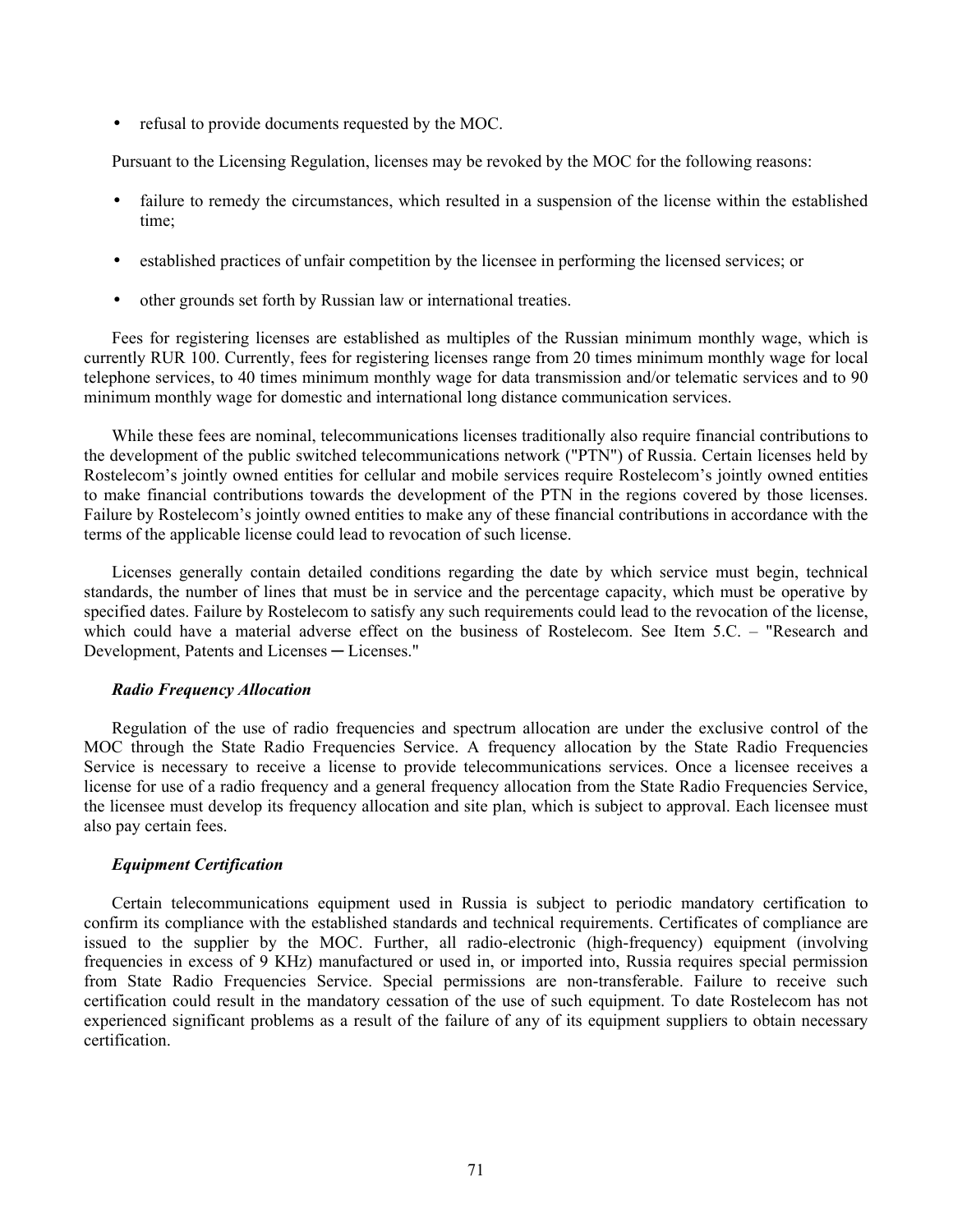- refusal to provide documents requested by the MOC.

Pursuant to the Licensing Regulation, licenses may be revoked by the MOC for the following reasons:

- failure to remedy the circumstances, which resulted in a suspension of the license within the established time;
- established practices of unfair competition by the licensee in performing the licensed services; or
- other grounds set forth by Russian law or international treaties.

Fees for registering licenses are established as multiples of the Russian minimum monthly wage, which is currently RUR 100. Currently, fees for registering licenses range from 20 times minimum monthly wage for local telephone services, to 40 times minimum monthly wage for data transmission and/or telematic services and to 90 minimum monthly wage for domestic and international long distance communication services.

While these fees are nominal, telecommunications licenses traditionally also require financial contributions to the development of the public switched telecommunications network ("PTN") of Russia. Certain licenses held by Rostelecom's jointly owned entities for cellular and mobile services require Rostelecom's jointly owned entities to make financial contributions towards the development of the PTN in the regions covered by those licenses. Failure by Rostelecom's jointly owned entities to make any of these financial contributions in accordance with the terms of the applicable license could lead to revocation of such license.

Licenses generally contain detailed conditions regarding the date by which service must begin, technical standards, the number of lines that must be in service and the percentage capacity, which must be operative by specified dates. Failure by Rostelecom to satisfy any such requirements could lead to the revocation of the license, which could have a material adverse effect on the business of Rostelecom. See Item 5.C. – "Research and Development, Patents and Licenses ─ Licenses."

***Radio Frequency Allocation***

Regulation of the use of radio frequencies and spectrum allocation are under the exclusive control of the MOC through the State Radio Frequencies Service. A frequency allocation by the State Radio Frequencies Service is necessary to receive a license to provide telecommunications services. Once a licensee receives a license for use of a radio frequency and a general frequency allocation from the State Radio Frequencies Service, the licensee must develop its frequency allocation and site plan, which is subject to approval. Each licensee must also pay certain fees.

***Equipment Certification***

Certain telecommunications equipment used in Russia is subject to periodic mandatory certification to confirm its compliance with the established standards and technical requirements. Certificates of compliance are issued to the supplier by the MOC. Further, all radio-electronic (high-frequency) equipment (involving frequencies in excess of 9 KHz) manufactured or used in, or imported into, Russia requires special permission from State Radio Frequencies Service. Special permissions are non-transferable. Failure to receive such certification could result in the mandatory cessation of the use of such equipment. To date Rostelecom has not experienced significant problems as a result of the failure of any of its equipment suppliers to obtain necessary certification.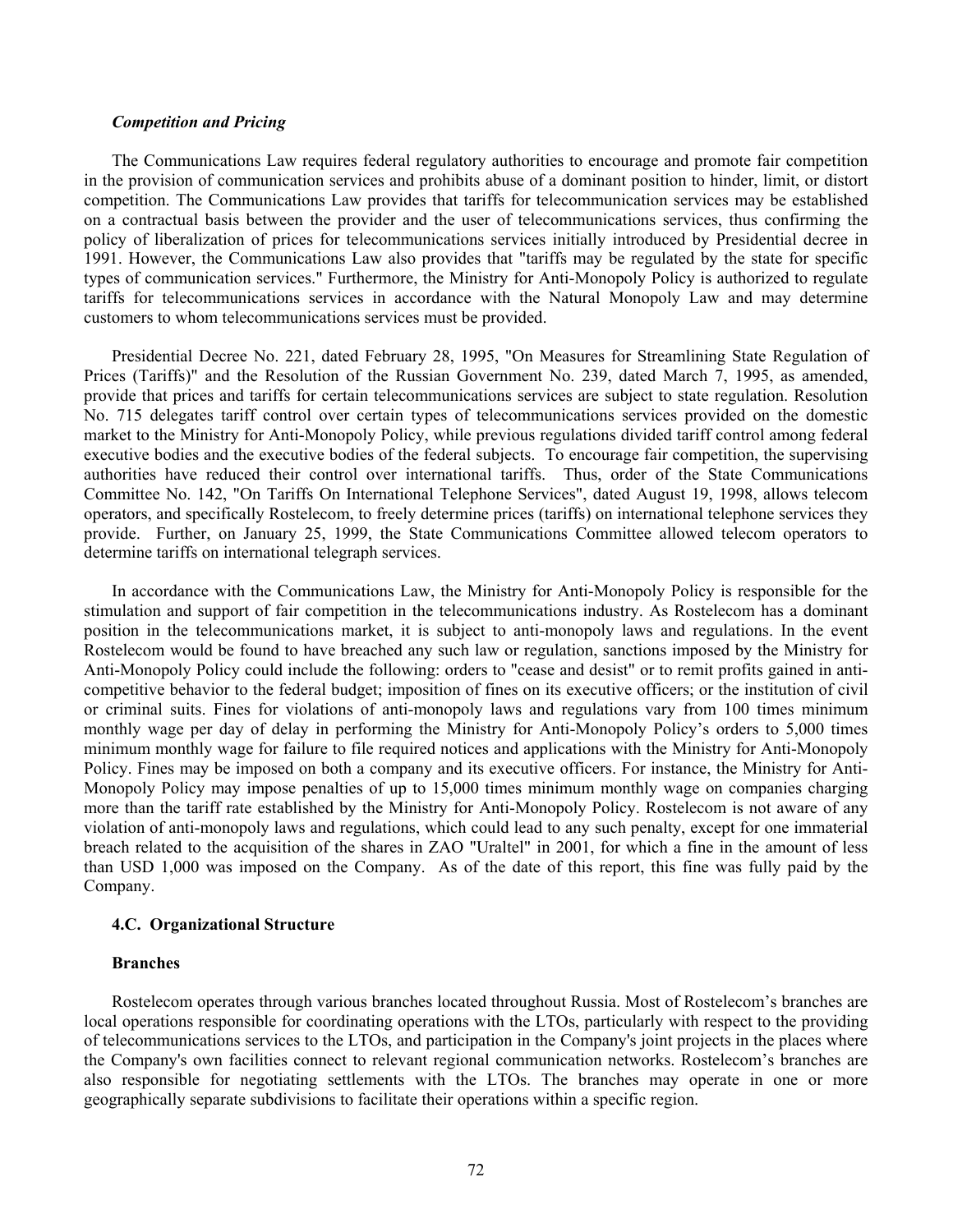***Competition and Pricing***

The Communications Law requires federal regulatory authorities to encourage and promote fair competition in the provision of communication services and prohibits abuse of a dominant position to hinder, limit, or distort competition. The Communications Law provides that tariffs for telecommunication services may be established on a contractual basis between the provider and the user of telecommunications services, thus confirming the policy of liberalization of prices for telecommunications services initially introduced by Presidential decree in 1991. However, the Communications Law also provides that "tariffs may be regulated by the state for specific types of communication services." Furthermore, the Ministry for Anti-Monopoly Policy is authorized to regulate tariffs for telecommunications services in accordance with the Natural Monopoly Law and may determine customers to whom telecommunications services must be provided.

Presidential Decree No. 221, dated February 28, 1995, "On Measures for Streamlining State Regulation of Prices (Tariffs)" and the Resolution of the Russian Government No. 239, dated March 7, 1995, as amended, provide that prices and tariffs for certain telecommunications services are subject to state regulation. Resolution No. 715 delegates tariff control over certain types of telecommunications services provided on the domestic market to the Ministry for Anti-Monopoly Policy, while previous regulations divided tariff control among federal executive bodies and the executive bodies of the federal subjects. To encourage fair competition, the supervising authorities have reduced their control over international tariffs. Thus, order of the State Communications Committee No. 142, "On Tariffs On International Telephone Services", dated August 19, 1998, allows telecom operators, and specifically Rostelecom, to freely determine prices (tariffs) on international telephone services they provide. Further, on January 25, 1999, the State Communications Committee allowed telecom operators to determine tariffs on international telegraph services.

In accordance with the Communications Law, the Ministry for Anti-Monopoly Policy is responsible for the stimulation and support of fair competition in the telecommunications industry. As Rostelecom has a dominant position in the telecommunications market, it is subject to anti-monopoly laws and regulations. In the event Rostelecom would be found to have breached any such law or regulation, sanctions imposed by the Ministry for Anti-Monopoly Policy could include the following: orders to "cease and desist" or to remit profits gained in anti-competitive behavior to the federal budget; imposition of fines on its executive officers; or the institution of civil or criminal suits. Fines for violations of anti-monopoly laws and regulations vary from 100 times minimum monthly wage per day of delay in performing the Ministry for Anti-Monopoly Policy's orders to 5,000 times minimum monthly wage for failure to file required notices and applications with the Ministry for Anti-Monopoly Policy. Fines may be imposed on both a company and its executive officers. For instance, the Ministry for Anti-Monopoly Policy may impose penalties of up to 15,000 times minimum monthly wage on companies charging more than the tariff rate established by the Ministry for Anti-Monopoly Policy. Rostelecom is not aware of any violation of anti-monopoly laws and regulations, which could lead to any such penalty, except for one immaterial breach related to the acquisition of the shares in ZAO "Uraltel" in 2001, for which a fine in the amount of less than USD 1,000 was imposed on the Company. As of the date of this report, this fine was fully paid by the Company.

### 4.C. Organizational Structure

**Branches**

Rostelecom operates through various branches located throughout Russia. Most of Rostelecom's branches are local operations responsible for coordinating operations with the LTOs, particularly with respect to the providing of telecommunications services to the LTOs, and participation in the Company's joint projects in the places where the Company's own facilities connect to relevant regional communication networks. Rostelecom's branches are also responsible for negotiating settlements with the LTOs. The branches may operate in one or more geographically separate subdivisions to facilitate their operations within a specific region.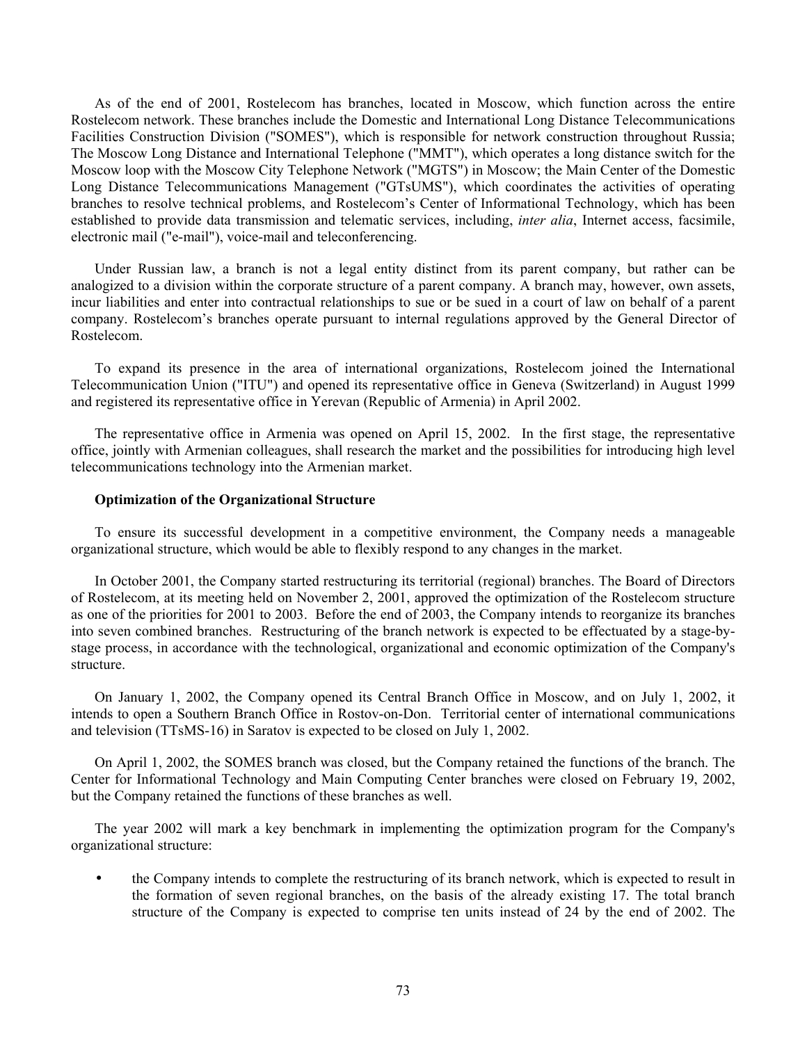As of the end of 2001, Rostelecom has branches, located in Moscow, which function across the entire Rostelecom network. These branches include the Domestic and International Long Distance Telecommunications Facilities Construction Division ("SOMES"), which is responsible for network construction throughout Russia; The Moscow Long Distance and International Telephone ("MMT"), which operates a long distance switch for the Moscow loop with the Moscow City Telephone Network ("MGTS") in Moscow; the Main Center of the Domestic Long Distance Telecommunications Management ("GTsUMS"), which coordinates the activities of operating branches to resolve technical problems, and Rostelecom's Center of Informational Technology, which has been established to provide data transmission and telematic services, including, *inter alia*, Internet access, facsimile, electronic mail ("e-mail"), voice-mail and teleconferencing.

Under Russian law, a branch is not a legal entity distinct from its parent company, but rather can be analogized to a division within the corporate structure of a parent company. A branch may, however, own assets, incur liabilities and enter into contractual relationships to sue or be sued in a court of law on behalf of a parent company. Rostelecom's branches operate pursuant to internal regulations approved by the General Director of Rostelecom.

To expand its presence in the area of international organizations, Rostelecom joined the International Telecommunication Union ("ITU") and opened its representative office in Geneva (Switzerland) in August 1999 and registered its representative office in Yerevan (Republic of Armenia) in April 2002.

The representative office in Armenia was opened on April 15, 2002. In the first stage, the representative office, jointly with Armenian colleagues, shall research the market and the possibilities for introducing high level telecommunications technology into the Armenian market.

**Optimization of the Organizational Structure**

To ensure its successful development in a competitive environment, the Company needs a manageable organizational structure, which would be able to flexibly respond to any changes in the market.

In October 2001, the Company started restructuring its territorial (regional) branches. The Board of Directors of Rostelecom, at its meeting held on November 2, 2001, approved the optimization of the Rostelecom structure as one of the priorities for 2001 to 2003. Before the end of 2003, the Company intends to reorganize its branches into seven combined branches. Restructuring of the branch network is expected to be effectuated by a stage-by-stage process, in accordance with the technological, organizational and economic optimization of the Company's structure.

On January 1, 2002, the Company opened its Central Branch Office in Moscow, and on July 1, 2002, it intends to open a Southern Branch Office in Rostov-on-Don. Territorial center of international communications and television (TTsMS-16) in Saratov is expected to be closed on July 1, 2002.

On April 1, 2002, the SOMES branch was closed, but the Company retained the functions of the branch. The Center for Informational Technology and Main Computing Center branches were closed on February 19, 2002, but the Company retained the functions of these branches as well.

The year 2002 will mark a key benchmark in implementing the optimization program for the Company's organizational structure:

- the Company intends to complete the restructuring of its branch network, which is expected to result in the formation of seven regional branches, on the basis of the already existing 17. The total branch structure of the Company is expected to comprise ten units instead of 24 by the end of 2002. The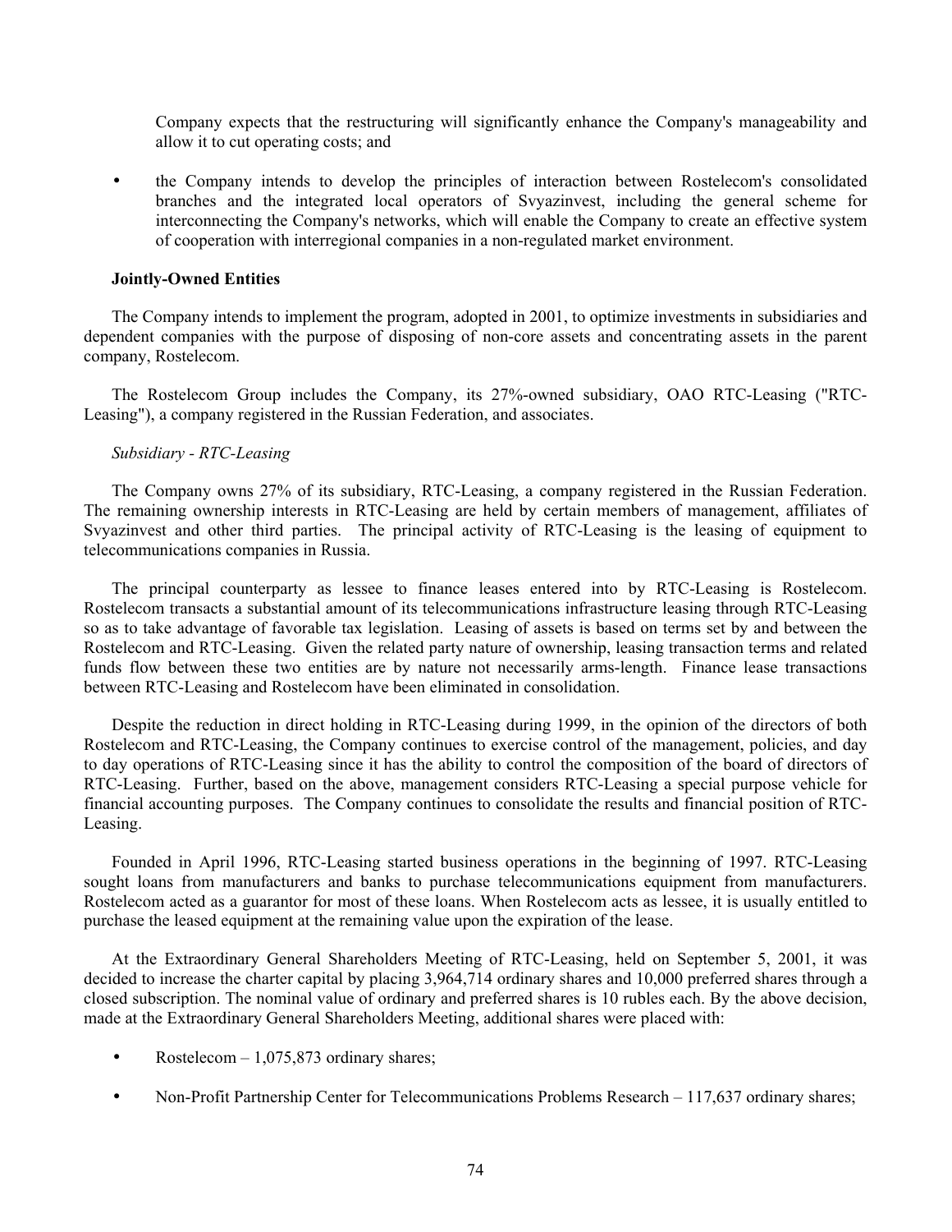Company expects that the restructuring will significantly enhance the Company's manageability and allow it to cut operating costs; and

- the Company intends to develop the principles of interaction between Rostelecom's consolidated branches and the integrated local operators of Svyazinvest, including the general scheme for interconnecting the Company's networks, which will enable the Company to create an effective system of cooperation with interregional companies in a non-regulated market environment.

**Jointly-Owned Entities**

The Company intends to implement the program, adopted in 2001, to optimize investments in subsidiaries and dependent companies with the purpose of disposing of non-core assets and concentrating assets in the parent company, Rostelecom.

The Rostelecom Group includes the Company, its 27%-owned subsidiary, OAO RTC-Leasing ("RTC-Leasing"), a company registered in the Russian Federation, and associates.

*Subsidiary - RTC-Leasing*

The Company owns 27% of its subsidiary, RTC-Leasing, a company registered in the Russian Federation. The remaining ownership interests in RTC-Leasing are held by certain members of management, affiliates of Svyazinvest and other third parties. The principal activity of RTC-Leasing is the leasing of equipment to telecommunications companies in Russia.

The principal counterparty as lessee to finance leases entered into by RTC-Leasing is Rostelecom. Rostelecom transacts a substantial amount of its telecommunications infrastructure leasing through RTC-Leasing so as to take advantage of favorable tax legislation. Leasing of assets is based on terms set by and between the Rostelecom and RTC-Leasing. Given the related party nature of ownership, leasing transaction terms and related funds flow between these two entities are by nature not necessarily arms-length. Finance lease transactions between RTC-Leasing and Rostelecom have been eliminated in consolidation.

Despite the reduction in direct holding in RTC-Leasing during 1999, in the opinion of the directors of both Rostelecom and RTC-Leasing, the Company continues to exercise control of the management, policies, and day to day operations of RTC-Leasing since it has the ability to control the composition of the board of directors of RTC-Leasing. Further, based on the above, management considers RTC-Leasing a special purpose vehicle for financial accounting purposes. The Company continues to consolidate the results and financial position of RTC-Leasing.

Founded in April 1996, RTC-Leasing started business operations in the beginning of 1997. RTC-Leasing sought loans from manufacturers and banks to purchase telecommunications equipment from manufacturers. Rostelecom acted as a guarantor for most of these loans. When Rostelecom acts as lessee, it is usually entitled to purchase the leased equipment at the remaining value upon the expiration of the lease.

At the Extraordinary General Shareholders Meeting of RTC-Leasing, held on September 5, 2001, it was decided to increase the charter capital by placing 3,964,714 ordinary shares and 10,000 preferred shares through a closed subscription. The nominal value of ordinary and preferred shares is 10 rubles each. By the above decision, made at the Extraordinary General Shareholders Meeting, additional shares were placed with:

- Rostelecom – 1,075,873 ordinary shares;
- Non-Profit Partnership Center for Telecommunications Problems Research – 117,637 ordinary shares;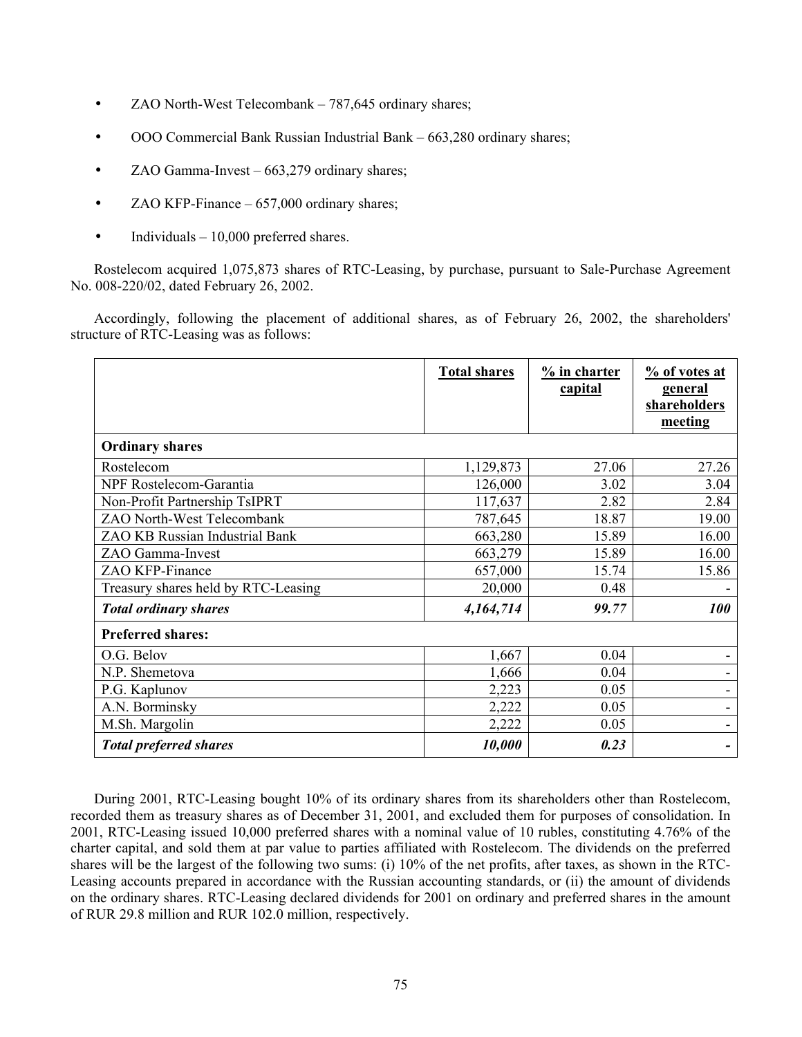- ZAO North-West Telecombank – 787,645 ordinary shares;
- OOO Commercial Bank Russian Industrial Bank – 663,280 ordinary shares;
- ZAO Gamma-Invest – 663,279 ordinary shares;
- ZAO KFP-Finance – 657,000 ordinary shares;
- Individuals – 10,000 preferred shares.

Rostelecom acquired 1,075,873 shares of RTC-Leasing, by purchase, pursuant to Sale-Purchase Agreement No. 008-220/02, dated February 26, 2002.

Accordingly, following the placement of additional shares, as of February 26, 2002, the shareholders' structure of RTC-Leasing was as follows:

| | Total shares | % in charter capital | % of votes at general shareholders meeting |
|---|---|---|---|
| **Ordinary shares** | | | |
| Rostelecom | 1,129,873 | 27.06 | 27.26 |
| NPF Rostelecom-Garantia | 126,000 | 3.02 | 3.04 |
| Non-Profit Partnership TsIPRT | 117,637 | 2.82 | 2.84 |
| ZAO North-West Telecombank | 787,645 | 18.87 | 19.00 |
| ZAO KB Russian Industrial Bank | 663,280 | 15.89 | 16.00 |
| ZAO Gamma-Invest | 663,279 | 15.89 | 16.00 |
| ZAO KFP-Finance | 657,000 | 15.74 | 15.86 |
| Treasury shares held by RTC-Leasing | 20,000 | 0.48 | - |
| ***Total ordinary shares*** | ***4,164,714*** | ***99.77*** | ***100*** |
| **Preferred shares:** | | | |
| O.G. Belov | 1,667 | 0.04 | - |
| N.P. Shemetova | 1,666 | 0.04 | - |
| P.G. Kaplunov | 2,223 | 0.05 | - |
| A.N. Borminsky | 2,222 | 0.05 | - |
| M.Sh. Margolin | 2,222 | 0.05 | - |
| ***Total preferred shares*** | ***10,000*** | ***0.23*** | ***-*** |

During 2001, RTC-Leasing bought 10% of its ordinary shares from its shareholders other than Rostelecom, recorded them as treasury shares as of December 31, 2001, and excluded them for purposes of consolidation. In 2001, RTC-Leasing issued 10,000 preferred shares with a nominal value of 10 rubles, constituting 4.76% of the charter capital, and sold them at par value to parties affiliated with Rostelecom. The dividends on the preferred shares will be the largest of the following two sums: (i) 10% of the net profits, after taxes, as shown in the RTC-Leasing accounts prepared in accordance with the Russian accounting standards, or (ii) the amount of dividends on the ordinary shares. RTC-Leasing declared dividends for 2001 on ordinary and preferred shares in the amount of RUR 29.8 million and RUR 102.0 million, respectively.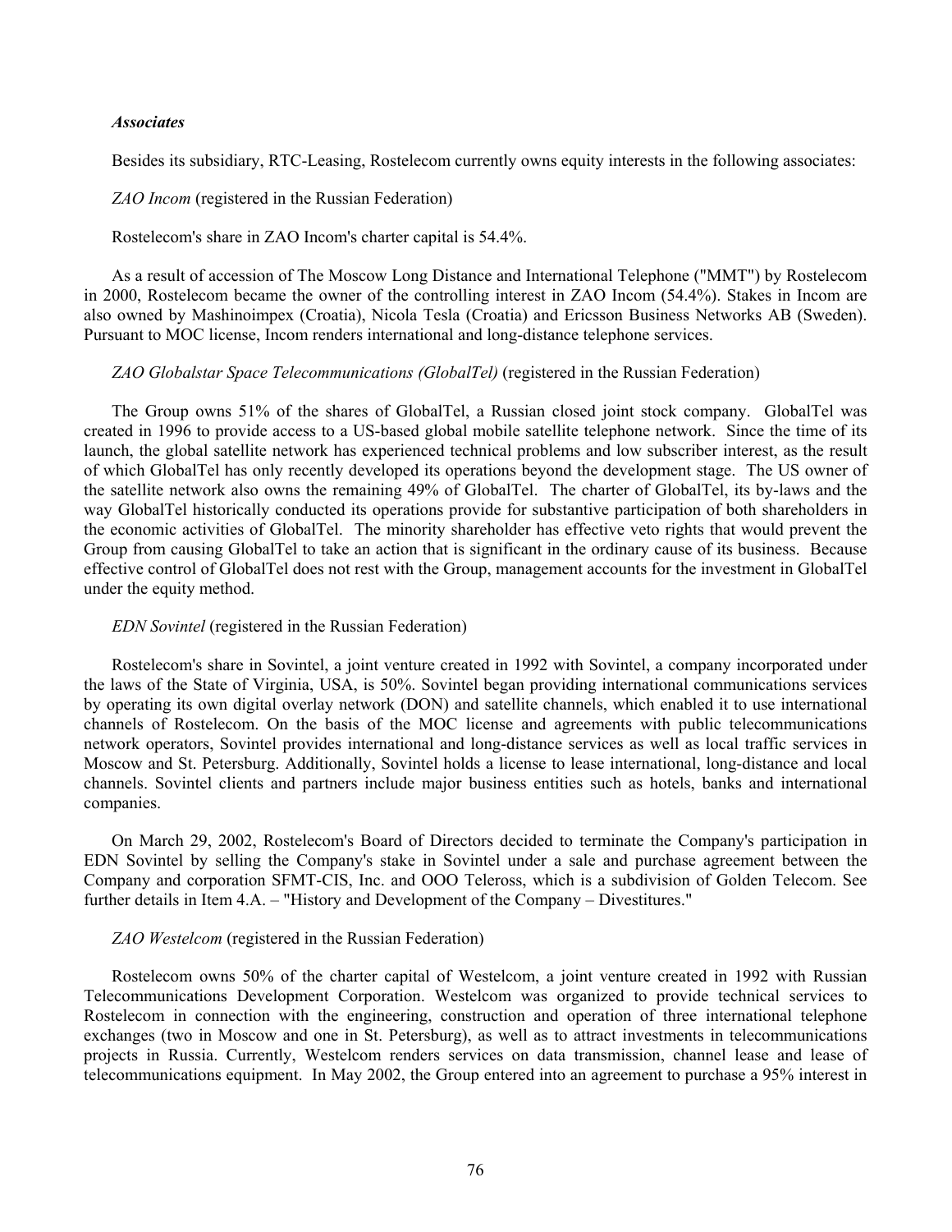*Associates*

Besides its subsidiary, RTC-Leasing, Rostelecom currently owns equity interests in the following associates:

*ZAO Incom* (registered in the Russian Federation)

Rostelecom's share in ZAO Incom's charter capital is 54.4%.

As a result of accession of The Moscow Long Distance and International Telephone ("MMT") by Rostelecom in 2000, Rostelecom became the owner of the controlling interest in ZAO Incom (54.4%). Stakes in Incom are also owned by Mashinoimpex (Croatia), Nicola Tesla (Croatia) and Ericsson Business Networks AB (Sweden). Pursuant to MOC license, Incom renders international and long-distance telephone services.

*ZAO Globalstar Space Telecommunications (GlobalTel)* (registered in the Russian Federation)

The Group owns 51% of the shares of GlobalTel, a Russian closed joint stock company. GlobalTel was created in 1996 to provide access to a US-based global mobile satellite telephone network. Since the time of its launch, the global satellite network has experienced technical problems and low subscriber interest, as the result of which GlobalTel has only recently developed its operations beyond the development stage. The US owner of the satellite network also owns the remaining 49% of GlobalTel. The charter of GlobalTel, its by-laws and the way GlobalTel historically conducted its operations provide for substantive participation of both shareholders in the economic activities of GlobalTel. The minority shareholder has effective veto rights that would prevent the Group from causing GlobalTel to take an action that is significant in the ordinary cause of its business. Because effective control of GlobalTel does not rest with the Group, management accounts for the investment in GlobalTel under the equity method.

*EDN Sovintel* (registered in the Russian Federation)

Rostelecom's share in Sovintel, a joint venture created in 1992 with Sovintel, a company incorporated under the laws of the State of Virginia, USA, is 50%. Sovintel began providing international communications services by operating its own digital overlay network (DON) and satellite channels, which enabled it to use international channels of Rostelecom. On the basis of the MOC license and agreements with public telecommunications network operators, Sovintel provides international and long-distance services as well as local traffic services in Moscow and St. Petersburg. Additionally, Sovintel holds a license to lease international, long-distance and local channels. Sovintel clients and partners include major business entities such as hotels, banks and international companies.

On March 29, 2002, Rostelecom's Board of Directors decided to terminate the Company's participation in EDN Sovintel by selling the Company's stake in Sovintel under a sale and purchase agreement between the Company and corporation SFMT-CIS, Inc. and OOO Teleross, which is a subdivision of Golden Telecom. See further details in Item 4.A. – "History and Development of the Company – Divestitures."

*ZAO Westelcom* (registered in the Russian Federation)

Rostelecom owns 50% of the charter capital of Westelcom, a joint venture created in 1992 with Russian Telecommunications Development Corporation. Westelcom was organized to provide technical services to Rostelecom in connection with the engineering, construction and operation of three international telephone exchanges (two in Moscow and one in St. Petersburg), as well as to attract investments in telecommunications projects in Russia. Currently, Westelcom renders services on data transmission, channel lease and lease of telecommunications equipment. In May 2002, the Group entered into an agreement to purchase a 95% interest in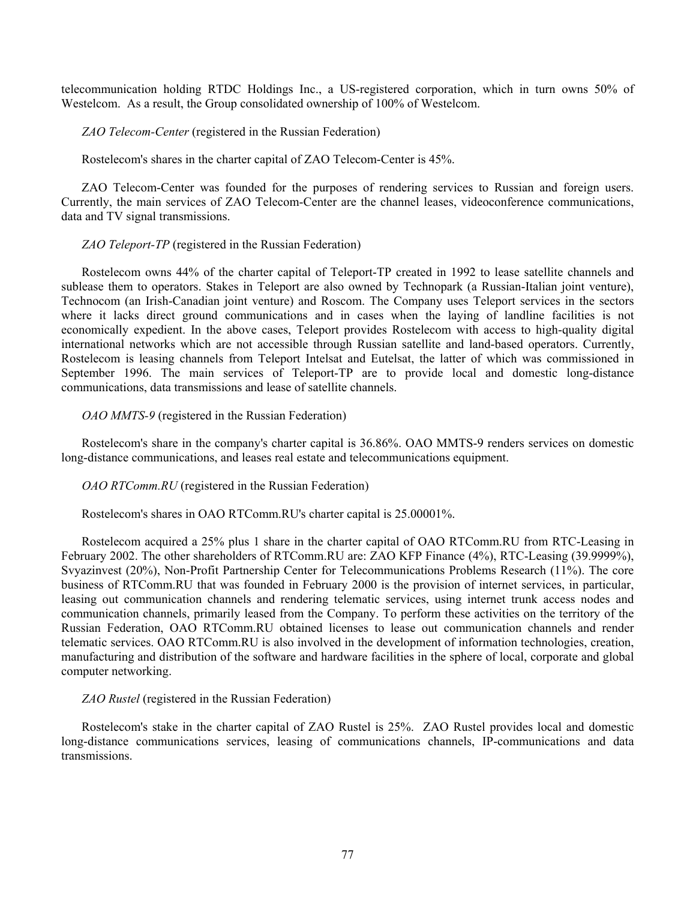telecommunication holding RTDC Holdings Inc., a US-registered corporation, which in turn owns 50% of Westelcom. As a result, the Group consolidated ownership of 100% of Westelcom.

*ZAO Telecom-Center* (registered in the Russian Federation)

Rostelecom's shares in the charter capital of ZAO Telecom-Center is 45%.

ZAO Telecom-Center was founded for the purposes of rendering services to Russian and foreign users. Currently, the main services of ZAO Telecom-Center are the channel leases, videoconference communications, data and TV signal transmissions.

*ZAO Teleport-TP* (registered in the Russian Federation)

Rostelecom owns 44% of the charter capital of Teleport-TP created in 1992 to lease satellite channels and sublease them to operators. Stakes in Teleport are also owned by Technopark (a Russian-Italian joint venture), Technocom (an Irish-Canadian joint venture) and Roscom. The Company uses Teleport services in the sectors where it lacks direct ground communications and in cases when the laying of landline facilities is not economically expedient. In the above cases, Teleport provides Rostelecom with access to high-quality digital international networks which are not accessible through Russian satellite and land-based operators. Currently, Rostelecom is leasing channels from Teleport Intelsat and Eutelsat, the latter of which was commissioned in September 1996. The main services of Teleport-TP are to provide local and domestic long-distance communications, data transmissions and lease of satellite channels.

*OAO MMTS-9* (registered in the Russian Federation)

Rostelecom's share in the company's charter capital is 36.86%. OAO MMTS-9 renders services on domestic long-distance communications, and leases real estate and telecommunications equipment.

*OAO RTComm.RU* (registered in the Russian Federation)

Rostelecom's shares in OAO RTComm.RU's charter capital is 25.00001%.

Rostelecom acquired a 25% plus 1 share in the charter capital of OAO RTComm.RU from RTC-Leasing in February 2002. The other shareholders of RTComm.RU are: ZAO KFP Finance (4%), RTC-Leasing (39.9999%), Svyazinvest (20%), Non-Profit Partnership Center for Telecommunications Problems Research (11%). The core business of RTComm.RU that was founded in February 2000 is the provision of internet services, in particular, leasing out communication channels and rendering telematic services, using internet trunk access nodes and communication channels, primarily leased from the Company. To perform these activities on the territory of the Russian Federation, OAO RTComm.RU obtained licenses to lease out communication channels and render telematic services. OAO RTComm.RU is also involved in the development of information technologies, creation, manufacturing and distribution of the software and hardware facilities in the sphere of local, corporate and global computer networking.

*ZAO Rustel* (registered in the Russian Federation)

Rostelecom's stake in the charter capital of ZAO Rustel is 25%. ZAO Rustel provides local and domestic long-distance communications services, leasing of communications channels, IP-communications and data transmissions.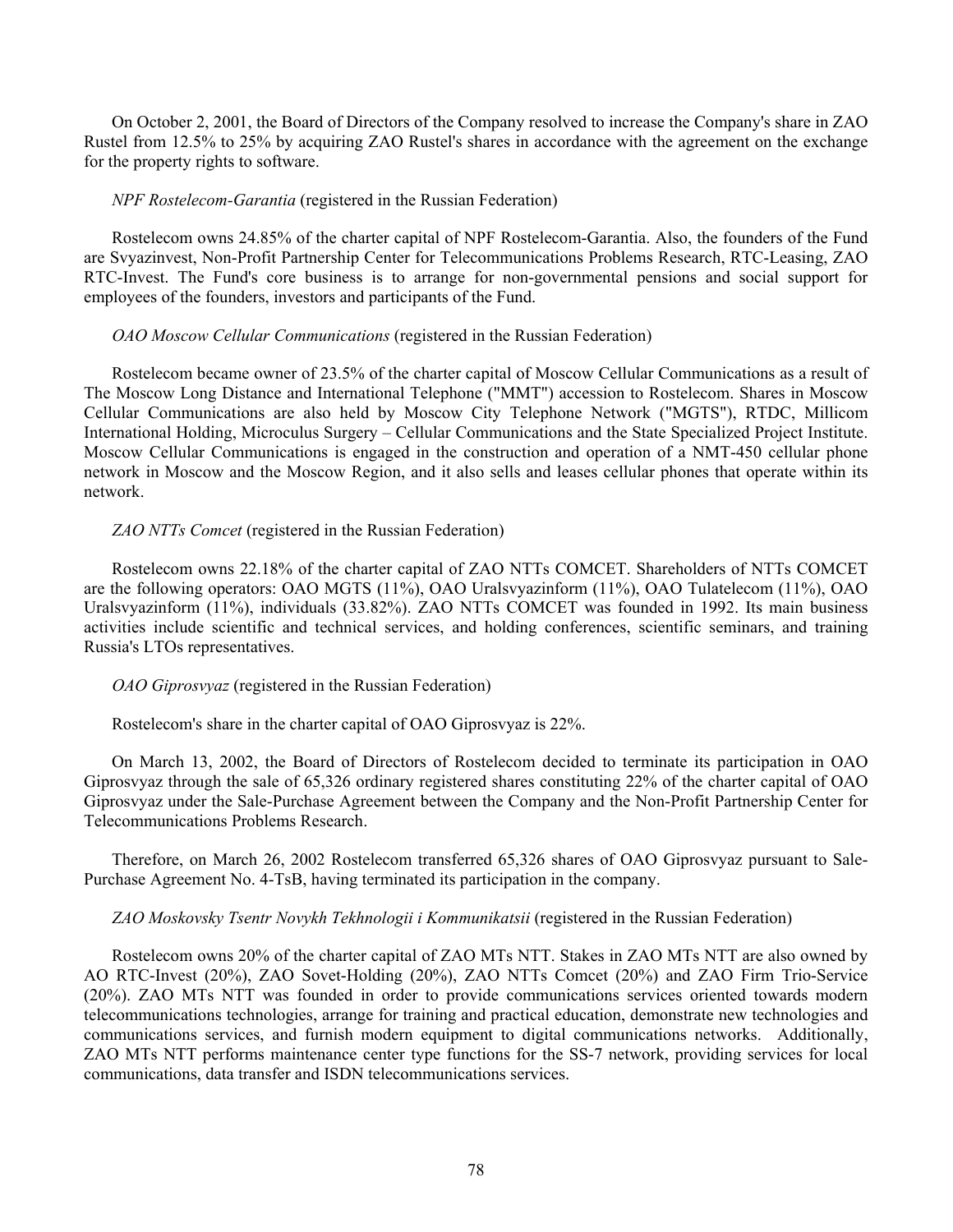On October 2, 2001, the Board of Directors of the Company resolved to increase the Company's share in ZAO Rustel from 12.5% to 25% by acquiring ZAO Rustel's shares in accordance with the agreement on the exchange for the property rights to software.

*NPF Rostelecom-Garantia* (registered in the Russian Federation)

Rostelecom owns 24.85% of the charter capital of NPF Rostelecom-Garantia. Also, the founders of the Fund are Svyazinvest, Non-Profit Partnership Center for Telecommunications Problems Research, RTC-Leasing, ZAO RTC-Invest. The Fund's core business is to arrange for non-governmental pensions and social support for employees of the founders, investors and participants of the Fund.

*OAO Moscow Cellular Communications* (registered in the Russian Federation)

Rostelecom became owner of 23.5% of the charter capital of Moscow Cellular Communications as a result of The Moscow Long Distance and International Telephone ("MMT") accession to Rostelecom. Shares in Moscow Cellular Communications are also held by Moscow City Telephone Network ("MGTS"), RTDC, Millicom International Holding, Microculus Surgery – Cellular Communications and the State Specialized Project Institute. Moscow Cellular Communications is engaged in the construction and operation of a NMT-450 cellular phone network in Moscow and the Moscow Region, and it also sells and leases cellular phones that operate within its network.

*ZAO NTTs Comcet* (registered in the Russian Federation)

Rostelecom owns 22.18% of the charter capital of ZAO NTTs COMCET. Shareholders of NTTs COMCET are the following operators: OAO MGTS (11%), OAO Uralsvyazinform (11%), OAO Tulatelecom (11%), OAO Uralsvyazinform (11%), individuals (33.82%). ZAO NTTs COMCET was founded in 1992. Its main business activities include scientific and technical services, and holding conferences, scientific seminars, and training Russia's LTOs representatives.

*OAO Giprosvyaz* (registered in the Russian Federation)

Rostelecom's share in the charter capital of OAO Giprosvyaz is 22%.

On March 13, 2002, the Board of Directors of Rostelecom decided to terminate its participation in OAO Giprosvyaz through the sale of 65,326 ordinary registered shares constituting 22% of the charter capital of OAO Giprosvyaz under the Sale-Purchase Agreement between the Company and the Non-Profit Partnership Center for Telecommunications Problems Research.

Therefore, on March 26, 2002 Rostelecom transferred 65,326 shares of OAO Giprosvyaz pursuant to Sale-Purchase Agreement No. 4-TsB, having terminated its participation in the company.

*ZAO Moskovsky Tsentr Novykh Tekhnologii i Kommunikatsii* (registered in the Russian Federation)

Rostelecom owns 20% of the charter capital of ZAO MTs NTT. Stakes in ZAO MTs NTT are also owned by AO RTC-Invest (20%), ZAO Sovet-Holding (20%), ZAO NTTs Comcet (20%) and ZAO Firm Trio-Service (20%). ZAO MTs NTT was founded in order to provide communications services oriented towards modern telecommunications technologies, arrange for training and practical education, demonstrate new technologies and communications services, and furnish modern equipment to digital communications networks. Additionally, ZAO MTs NTT performs maintenance center type functions for the SS-7 network, providing services for local communications, data transfer and ISDN telecommunications services.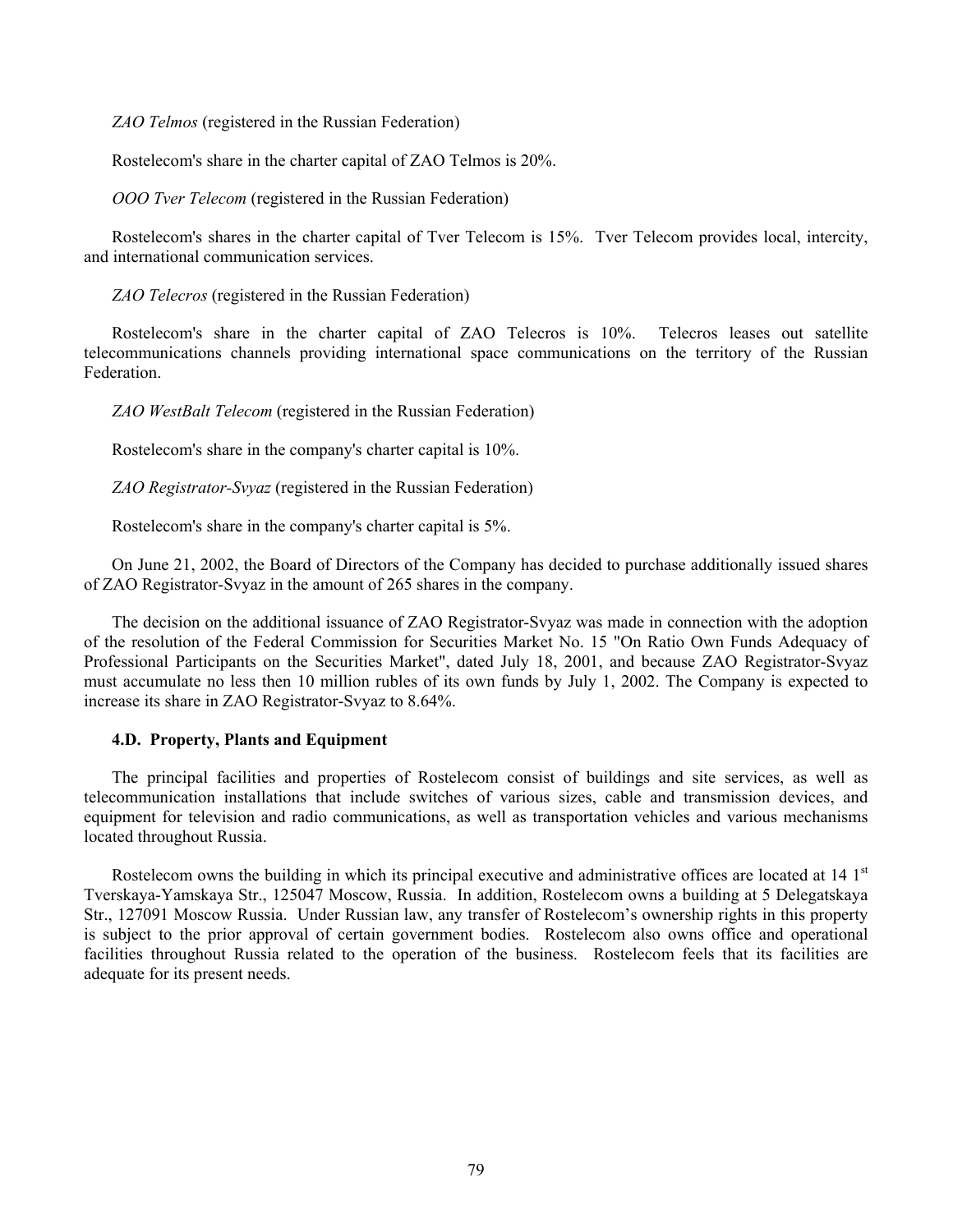*ZAO Telmos* (registered in the Russian Federation)

Rostelecom's share in the charter capital of ZAO Telmos is 20%.

*OOO Tver Telecom* (registered in the Russian Federation)

Rostelecom's shares in the charter capital of Tver Telecom is 15%. Tver Telecom provides local, intercity, and international communication services.

*ZAO Telecros* (registered in the Russian Federation)

Rostelecom's share in the charter capital of ZAO Telecros is 10%. Telecros leases out satellite telecommunications channels providing international space communications on the territory of the Russian Federation.

*ZAO WestBalt Telecom* (registered in the Russian Federation)

Rostelecom's share in the company's charter capital is 10%.

*ZAO Registrator-Svyaz* (registered in the Russian Federation)

Rostelecom's share in the company's charter capital is 5%.

On June 21, 2002, the Board of Directors of the Company has decided to purchase additionally issued shares of ZAO Registrator-Svyaz in the amount of 265 shares in the company.

The decision on the additional issuance of ZAO Registrator-Svyaz was made in connection with the adoption of the resolution of the Federal Commission for Securities Market No. 15 "On Ratio Own Funds Adequacy of Professional Participants on the Securities Market", dated July 18, 2001, and because ZAO Registrator-Svyaz must accumulate no less then 10 million rubles of its own funds by July 1, 2002. The Company is expected to increase its share in ZAO Registrator-Svyaz to 8.64%.

#### 4.D. Property, Plants and Equipment

The principal facilities and properties of Rostelecom consist of buildings and site services, as well as telecommunication installations that include switches of various sizes, cable and transmission devices, and equipment for television and radio communications, as well as transportation vehicles and various mechanisms located throughout Russia.

Rostelecom owns the building in which its principal executive and administrative offices are located at 14 1st Tverskaya-Yamskaya Str., 125047 Moscow, Russia. In addition, Rostelecom owns a building at 5 Delegatskaya Str., 127091 Moscow Russia. Under Russian law, any transfer of Rostelecom's ownership rights in this property is subject to the prior approval of certain government bodies. Rostelecom also owns office and operational facilities throughout Russia related to the operation of the business. Rostelecom feels that its facilities are adequate for its present needs.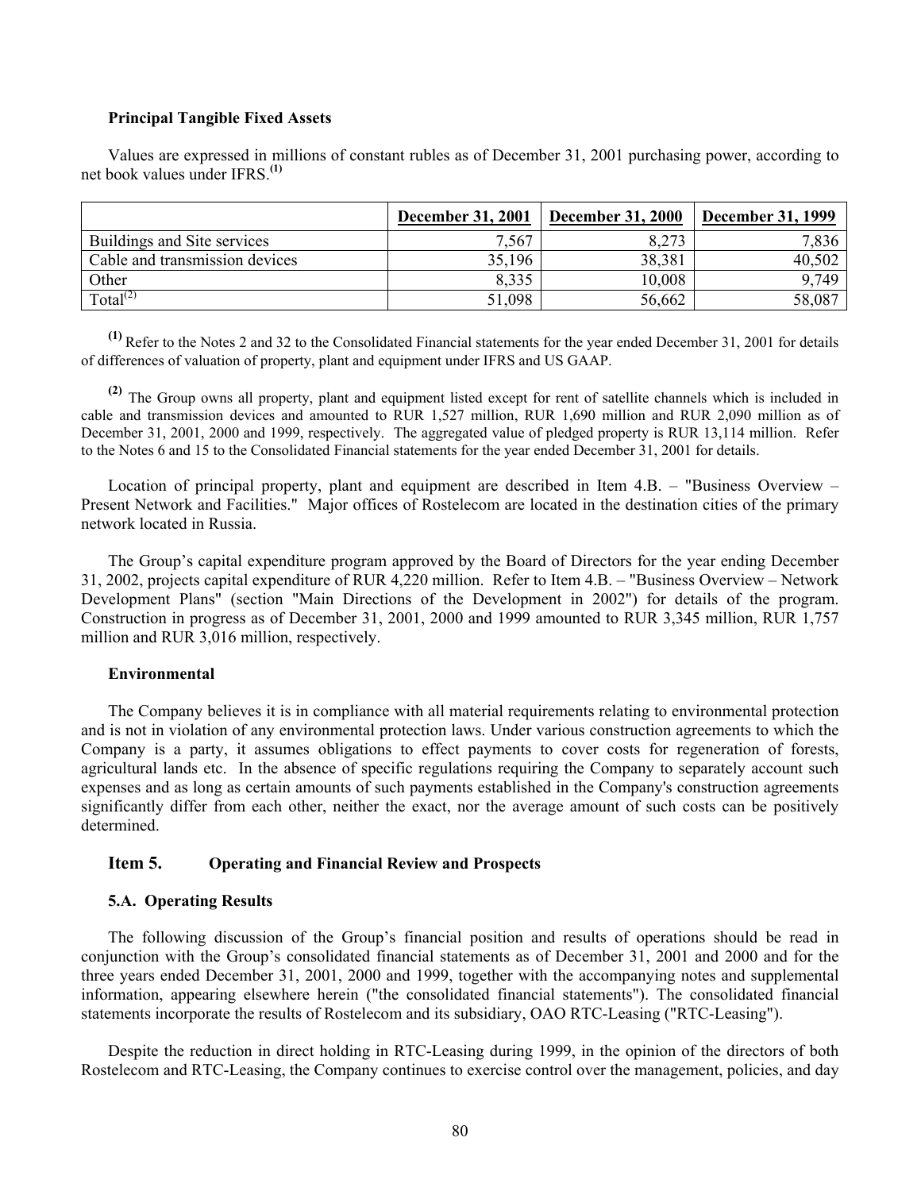**Principal Tangible Fixed Assets**

Values are expressed in millions of constant rubles as of December 31, 2001 purchasing power, according to net book values under IFRS.[(1)]

| | December 31, 2001 | December 31, 2000 | December 31, 1999 |
|---|---|---|---|
| Buildings and Site services | 7,567 | 8,273 | 7,836 |
| Cable and transmission devices | 35,196 | 38,381 | 40,502 |
| Other | 8,335 | 10,008 | 9,749 |
| Total[(2)] | 51,098 | 56,662 | 58,087 |

[(1)] Refer to the Notes 2 and 32 to the Consolidated Financial statements for the year ended December 31, 2001 for details of differences of valuation of property, plant and equipment under IFRS and US GAAP.

[(2)] The Group owns all property, plant and equipment listed except for rent of satellite channels which is included in cable and transmission devices and amounted to RUR 1,527 million, RUR 1,690 million and RUR 2,090 million as of December 31, 2001, 2000 and 1999, respectively. The aggregated value of pledged property is RUR 13,114 million. Refer to the Notes 6 and 15 to the Consolidated Financial statements for the year ended December 31, 2001 for details.

Location of principal property, plant and equipment are described in Item 4.B. – "Business Overview – Present Network and Facilities." Major offices of Rostelecom are located in the destination cities of the primary network located in Russia.

The Group's capital expenditure program approved by the Board of Directors for the year ending December 31, 2002, projects capital expenditure of RUR 4,220 million. Refer to Item 4.B. – "Business Overview – Network Development Plans" (section "Main Directions of the Development in 2002") for details of the program. Construction in progress as of December 31, 2001, 2000 and 1999 amounted to RUR 3,345 million, RUR 1,757 million and RUR 3,016 million, respectively.

**Environmental**

The Company believes it is in compliance with all material requirements relating to environmental protection and is not in violation of any environmental protection laws. Under various construction agreements to which the Company is a party, it assumes obligations to effect payments to cover costs for regeneration of forests, agricultural lands etc. In the absence of specific regulations requiring the Company to separately account such expenses and as long as certain amounts of such payments established in the Company's construction agreements significantly differ from each other, neither the exact, nor the average amount of such costs can be positively determined.

## Item 5. Operating and Financial Review and Prospects

### 5.A. Operating Results

The following discussion of the Group's financial position and results of operations should be read in conjunction with the Group's consolidated financial statements as of December 31, 2001 and 2000 and for the three years ended December 31, 2001, 2000 and 1999, together with the accompanying notes and supplemental information, appearing elsewhere herein ("the consolidated financial statements"). The consolidated financial statements incorporate the results of Rostelecom and its subsidiary, OAO RTC-Leasing ("RTC-Leasing").

Despite the reduction in direct holding in RTC-Leasing during 1999, in the opinion of the directors of both Rostelecom and RTC-Leasing, the Company continues to exercise control over the management, policies, and day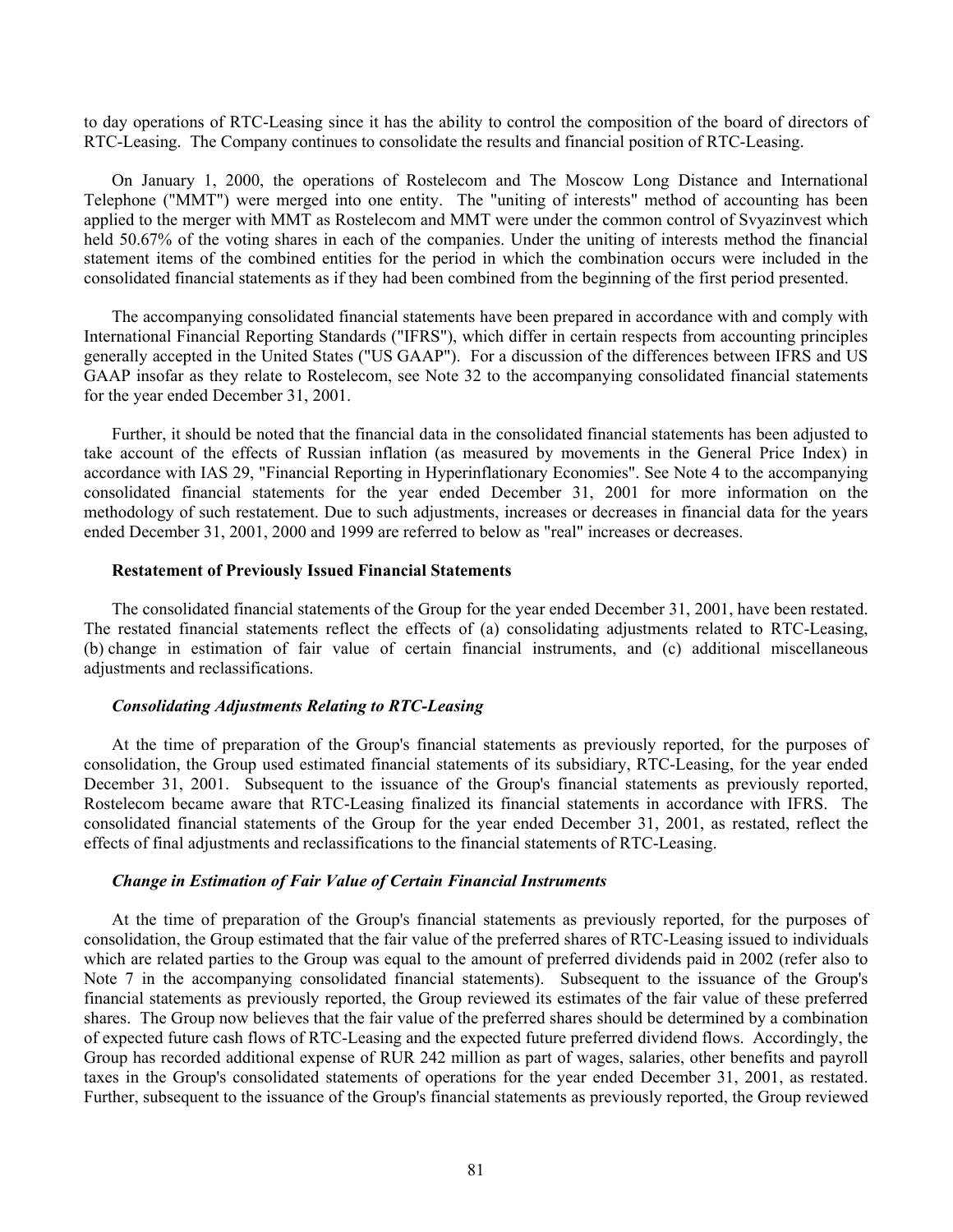to day operations of RTC-Leasing since it has the ability to control the composition of the board of directors of RTC-Leasing. The Company continues to consolidate the results and financial position of RTC-Leasing.

On January 1, 2000, the operations of Rostelecom and The Moscow Long Distance and International Telephone ("MMT") were merged into one entity. The "uniting of interests" method of accounting has been applied to the merger with MMT as Rostelecom and MMT were under the common control of Svyazinvest which held 50.67% of the voting shares in each of the companies. Under the uniting of interests method the financial statement items of the combined entities for the period in which the combination occurs were included in the consolidated financial statements as if they had been combined from the beginning of the first period presented.

The accompanying consolidated financial statements have been prepared in accordance with and comply with International Financial Reporting Standards ("IFRS"), which differ in certain respects from accounting principles generally accepted in the United States ("US GAAP"). For a discussion of the differences between IFRS and US GAAP insofar as they relate to Rostelecom, see Note 32 to the accompanying consolidated financial statements for the year ended December 31, 2001.

Further, it should be noted that the financial data in the consolidated financial statements has been adjusted to take account of the effects of Russian inflation (as measured by movements in the General Price Index) in accordance with IAS 29, "Financial Reporting in Hyperinflationary Economies". See Note 4 to the accompanying consolidated financial statements for the year ended December 31, 2001 for more information on the methodology of such restatement. Due to such adjustments, increases or decreases in financial data for the years ended December 31, 2001, 2000 and 1999 are referred to below as "real" increases or decreases.

**Restatement of Previously Issued Financial Statements**

The consolidated financial statements of the Group for the year ended December 31, 2001, have been restated. The restated financial statements reflect the effects of (a) consolidating adjustments related to RTC-Leasing, (b) change in estimation of fair value of certain financial instruments, and (c) additional miscellaneous adjustments and reclassifications.

***Consolidating Adjustments Relating to RTC-Leasing***

At the time of preparation of the Group's financial statements as previously reported, for the purposes of consolidation, the Group used estimated financial statements of its subsidiary, RTC-Leasing, for the year ended December 31, 2001. Subsequent to the issuance of the Group's financial statements as previously reported, Rostelecom became aware that RTC-Leasing finalized its financial statements in accordance with IFRS. The consolidated financial statements of the Group for the year ended December 31, 2001, as restated, reflect the effects of final adjustments and reclassifications to the financial statements of RTC-Leasing.

***Change in Estimation of Fair Value of Certain Financial Instruments***

At the time of preparation of the Group's financial statements as previously reported, for the purposes of consolidation, the Group estimated that the fair value of the preferred shares of RTC-Leasing issued to individuals which are related parties to the Group was equal to the amount of preferred dividends paid in 2002 (refer also to Note 7 in the accompanying consolidated financial statements). Subsequent to the issuance of the Group's financial statements as previously reported, the Group reviewed its estimates of the fair value of these preferred shares. The Group now believes that the fair value of the preferred shares should be determined by a combination of expected future cash flows of RTC-Leasing and the expected future preferred dividend flows. Accordingly, the Group has recorded additional expense of RUR 242 million as part of wages, salaries, other benefits and payroll taxes in the Group's consolidated statements of operations for the year ended December 31, 2001, as restated. Further, subsequent to the issuance of the Group's financial statements as previously reported, the Group reviewed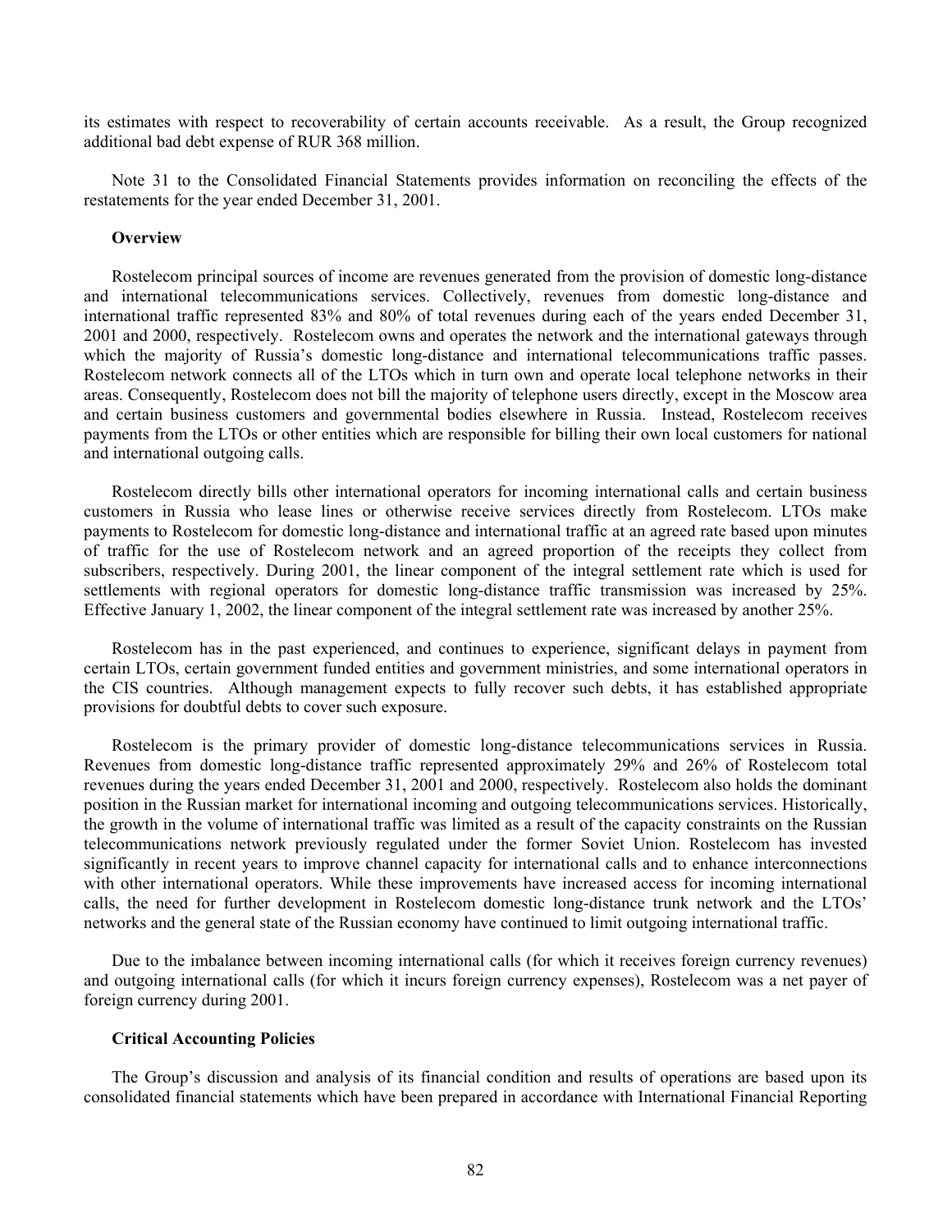its estimates with respect to recoverability of certain accounts receivable. As a result, the Group recognized additional bad debt expense of RUR 368 million.

Note 31 to the Consolidated Financial Statements provides information on reconciling the effects of the restatements for the year ended December 31, 2001.

**Overview**

Rostelecom principal sources of income are revenues generated from the provision of domestic long-distance and international telecommunications services. Collectively, revenues from domestic long-distance and international traffic represented 83% and 80% of total revenues during each of the years ended December 31, 2001 and 2000, respectively. Rostelecom owns and operates the network and the international gateways through which the majority of Russia's domestic long-distance and international telecommunications traffic passes. Rostelecom network connects all of the LTOs which in turn own and operate local telephone networks in their areas. Consequently, Rostelecom does not bill the majority of telephone users directly, except in the Moscow area and certain business customers and governmental bodies elsewhere in Russia. Instead, Rostelecom receives payments from the LTOs or other entities which are responsible for billing their own local customers for national and international outgoing calls.

Rostelecom directly bills other international operators for incoming international calls and certain business customers in Russia who lease lines or otherwise receive services directly from Rostelecom. LTOs make payments to Rostelecom for domestic long-distance and international traffic at an agreed rate based upon minutes of traffic for the use of Rostelecom network and an agreed proportion of the receipts they collect from subscribers, respectively. During 2001, the linear component of the integral settlement rate which is used for settlements with regional operators for domestic long-distance traffic transmission was increased by 25%. Effective January 1, 2002, the linear component of the integral settlement rate was increased by another 25%.

Rostelecom has in the past experienced, and continues to experience, significant delays in payment from certain LTOs, certain government funded entities and government ministries, and some international operators in the CIS countries. Although management expects to fully recover such debts, it has established appropriate provisions for doubtful debts to cover such exposure.

Rostelecom is the primary provider of domestic long-distance telecommunications services in Russia. Revenues from domestic long-distance traffic represented approximately 29% and 26% of Rostelecom total revenues during the years ended December 31, 2001 and 2000, respectively. Rostelecom also holds the dominant position in the Russian market for international incoming and outgoing telecommunications services. Historically, the growth in the volume of international traffic was limited as a result of the capacity constraints on the Russian telecommunications network previously regulated under the former Soviet Union. Rostelecom has invested significantly in recent years to improve channel capacity for international calls and to enhance interconnections with other international operators. While these improvements have increased access for incoming international calls, the need for further development in Rostelecom domestic long-distance trunk network and the LTOs' networks and the general state of the Russian economy have continued to limit outgoing international traffic.

Due to the imbalance between incoming international calls (for which it receives foreign currency revenues) and outgoing international calls (for which it incurs foreign currency expenses), Rostelecom was a net payer of foreign currency during 2001.

**Critical Accounting Policies**

The Group's discussion and analysis of its financial condition and results of operations are based upon its consolidated financial statements which have been prepared in accordance with International Financial Reporting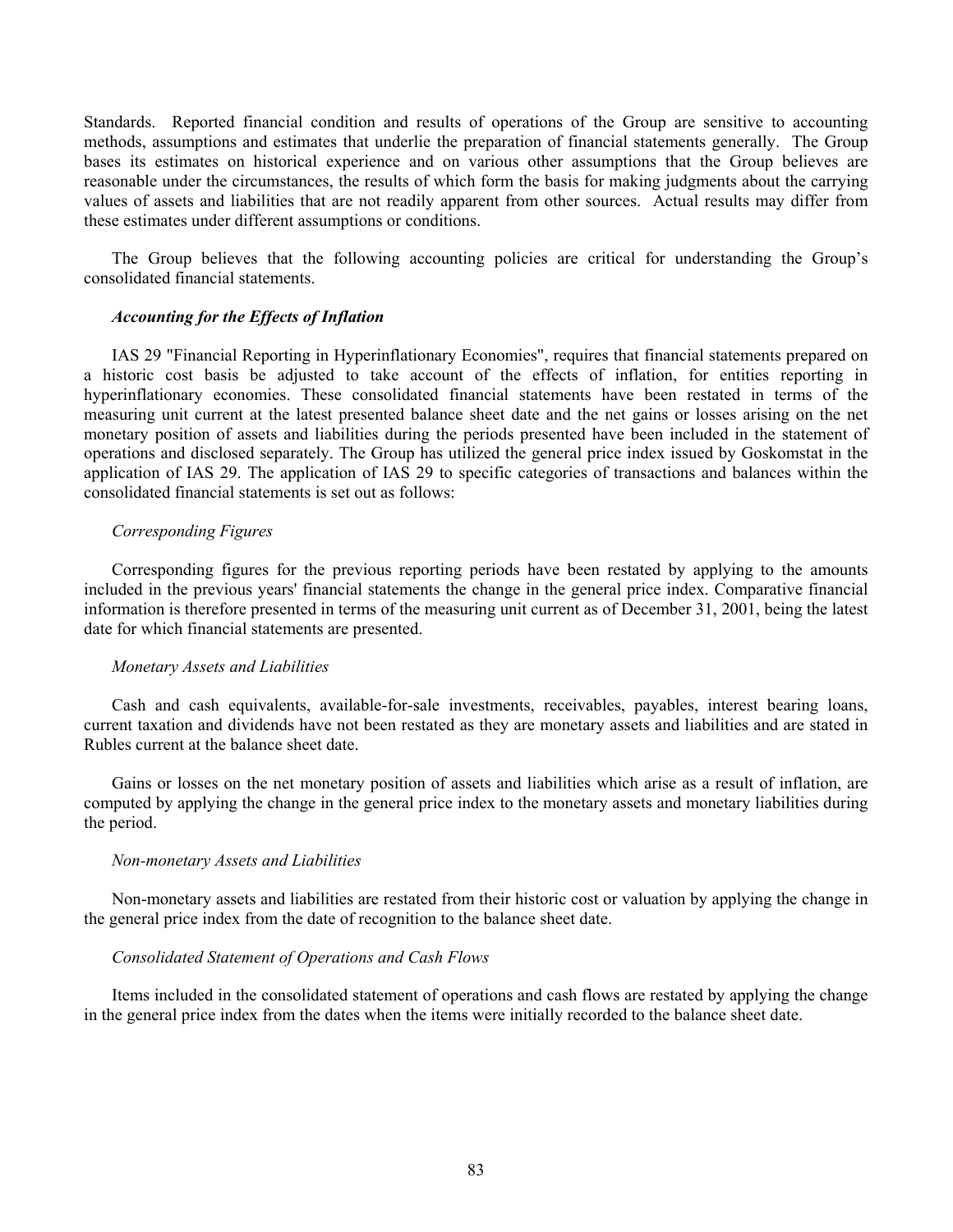Standards. Reported financial condition and results of operations of the Group are sensitive to accounting methods, assumptions and estimates that underlie the preparation of financial statements generally. The Group bases its estimates on historical experience and on various other assumptions that the Group believes are reasonable under the circumstances, the results of which form the basis for making judgments about the carrying values of assets and liabilities that are not readily apparent from other sources. Actual results may differ from these estimates under different assumptions or conditions.

The Group believes that the following accounting policies are critical for understanding the Group's consolidated financial statements.

***Accounting for the Effects of Inflation***

IAS 29 "Financial Reporting in Hyperinflationary Economies", requires that financial statements prepared on a historic cost basis be adjusted to take account of the effects of inflation, for entities reporting in hyperinflationary economies. These consolidated financial statements have been restated in terms of the measuring unit current at the latest presented balance sheet date and the net gains or losses arising on the net monetary position of assets and liabilities during the periods presented have been included in the statement of operations and disclosed separately. The Group has utilized the general price index issued by Goskomstat in the application of IAS 29. The application of IAS 29 to specific categories of transactions and balances within the consolidated financial statements is set out as follows:

*Corresponding Figures*

Corresponding figures for the previous reporting periods have been restated by applying to the amounts included in the previous years' financial statements the change in the general price index. Comparative financial information is therefore presented in terms of the measuring unit current as of December 31, 2001, being the latest date for which financial statements are presented.

*Monetary Assets and Liabilities*

Cash and cash equivalents, available-for-sale investments, receivables, payables, interest bearing loans, current taxation and dividends have not been restated as they are monetary assets and liabilities and are stated in Rubles current at the balance sheet date.

Gains or losses on the net monetary position of assets and liabilities which arise as a result of inflation, are computed by applying the change in the general price index to the monetary assets and monetary liabilities during the period.

*Non-monetary Assets and Liabilities*

Non-monetary assets and liabilities are restated from their historic cost or valuation by applying the change in the general price index from the date of recognition to the balance sheet date.

*Consolidated Statement of Operations and Cash Flows*

Items included in the consolidated statement of operations and cash flows are restated by applying the change in the general price index from the dates when the items were initially recorded to the balance sheet date.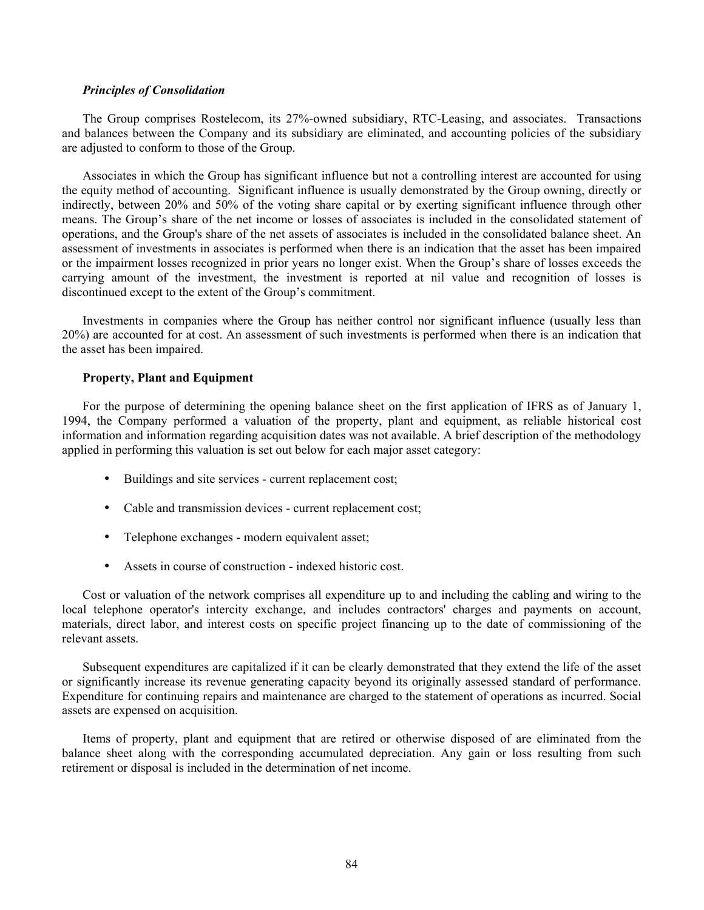### *Principles of Consolidation*

The Group comprises Rostelecom, its 27%-owned subsidiary, RTC-Leasing, and associates. Transactions and balances between the Company and its subsidiary are eliminated, and accounting policies of the subsidiary are adjusted to conform to those of the Group.

Associates in which the Group has significant influence but not a controlling interest are accounted for using the equity method of accounting. Significant influence is usually demonstrated by the Group owning, directly or indirectly, between 20% and 50% of the voting share capital or by exerting significant influence through other means. The Group's share of the net income or losses of associates is included in the consolidated statement of operations, and the Group's share of the net assets of associates is included in the consolidated balance sheet. An assessment of investments in associates is performed when there is an indication that the asset has been impaired or the impairment losses recognized in prior years no longer exist. When the Group's share of losses exceeds the carrying amount of the investment, the investment is reported at nil value and recognition of losses is discontinued except to the extent of the Group's commitment.

Investments in companies where the Group has neither control nor significant influence (usually less than 20%) are accounted for at cost. An assessment of such investments is performed when there is an indication that the asset has been impaired.

### **Property, Plant and Equipment**

For the purpose of determining the opening balance sheet on the first application of IFRS as of January 1, 1994, the Company performed a valuation of the property, plant and equipment, as reliable historical cost information and information regarding acquisition dates was not available. A brief description of the methodology applied in performing this valuation is set out below for each major asset category:

- Buildings and site services - current replacement cost;
- Cable and transmission devices - current replacement cost;
- Telephone exchanges - modern equivalent asset;
- Assets in course of construction - indexed historic cost.

Cost or valuation of the network comprises all expenditure up to and including the cabling and wiring to the local telephone operator's intercity exchange, and includes contractors' charges and payments on account, materials, direct labor, and interest costs on specific project financing up to the date of commissioning of the relevant assets.

Subsequent expenditures are capitalized if it can be clearly demonstrated that they extend the life of the asset or significantly increase its revenue generating capacity beyond its originally assessed standard of performance. Expenditure for continuing repairs and maintenance are charged to the statement of operations as incurred. Social assets are expensed on acquisition.

Items of property, plant and equipment that are retired or otherwise disposed of are eliminated from the balance sheet along with the corresponding accumulated depreciation. Any gain or loss resulting from such retirement or disposal is included in the determination of net income.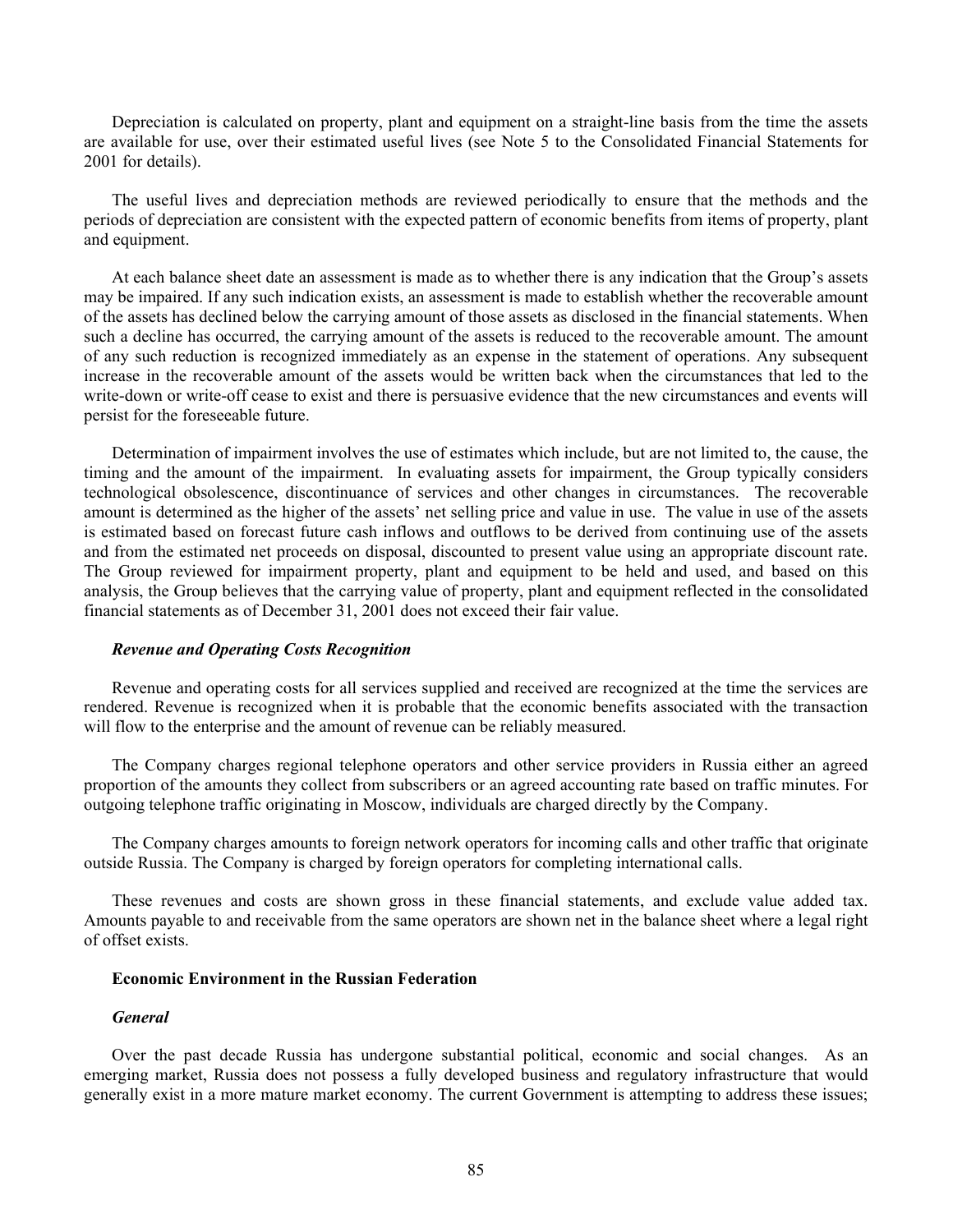Depreciation is calculated on property, plant and equipment on a straight-line basis from the time the assets are available for use, over their estimated useful lives (see Note 5 to the Consolidated Financial Statements for 2001 for details).

The useful lives and depreciation methods are reviewed periodically to ensure that the methods and the periods of depreciation are consistent with the expected pattern of economic benefits from items of property, plant and equipment.

At each balance sheet date an assessment is made as to whether there is any indication that the Group's assets may be impaired. If any such indication exists, an assessment is made to establish whether the recoverable amount of the assets has declined below the carrying amount of those assets as disclosed in the financial statements. When such a decline has occurred, the carrying amount of the assets is reduced to the recoverable amount. The amount of any such reduction is recognized immediately as an expense in the statement of operations. Any subsequent increase in the recoverable amount of the assets would be written back when the circumstances that led to the write-down or write-off cease to exist and there is persuasive evidence that the new circumstances and events will persist for the foreseeable future.

Determination of impairment involves the use of estimates which include, but are not limited to, the cause, the timing and the amount of the impairment. In evaluating assets for impairment, the Group typically considers technological obsolescence, discontinuance of services and other changes in circumstances. The recoverable amount is determined as the higher of the assets' net selling price and value in use. The value in use of the assets is estimated based on forecast future cash inflows and outflows to be derived from continuing use of the assets and from the estimated net proceeds on disposal, discounted to present value using an appropriate discount rate. The Group reviewed for impairment property, plant and equipment to be held and used, and based on this analysis, the Group believes that the carrying value of property, plant and equipment reflected in the consolidated financial statements as of December 31, 2001 does not exceed their fair value.

***Revenue and Operating Costs Recognition***

Revenue and operating costs for all services supplied and received are recognized at the time the services are rendered. Revenue is recognized when it is probable that the economic benefits associated with the transaction will flow to the enterprise and the amount of revenue can be reliably measured.

The Company charges regional telephone operators and other service providers in Russia either an agreed proportion of the amounts they collect from subscribers or an agreed accounting rate based on traffic minutes. For outgoing telephone traffic originating in Moscow, individuals are charged directly by the Company.

The Company charges amounts to foreign network operators for incoming calls and other traffic that originate outside Russia. The Company is charged by foreign operators for completing international calls.

These revenues and costs are shown gross in these financial statements, and exclude value added tax. Amounts payable to and receivable from the same operators are shown net in the balance sheet where a legal right of offset exists.

**Economic Environment in the Russian Federation**

***General***

Over the past decade Russia has undergone substantial political, economic and social changes. As an emerging market, Russia does not possess a fully developed business and regulatory infrastructure that would generally exist in a more mature market economy. The current Government is attempting to address these issues;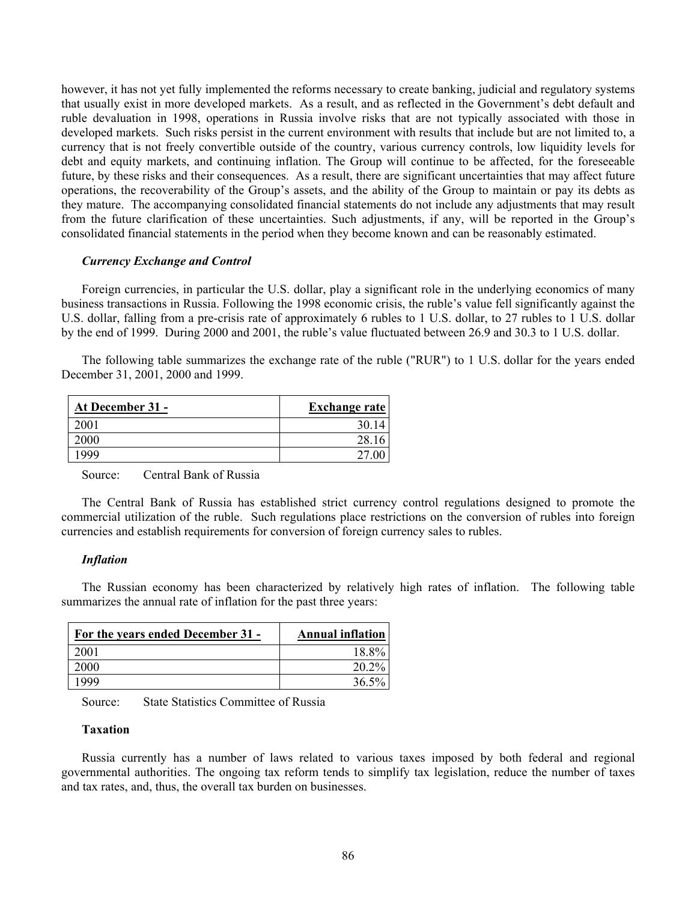however, it has not yet fully implemented the reforms necessary to create banking, judicial and regulatory systems that usually exist in more developed markets. As a result, and as reflected in the Government's debt default and ruble devaluation in 1998, operations in Russia involve risks that are not typically associated with those in developed markets. Such risks persist in the current environment with results that include but are not limited to, a currency that is not freely convertible outside of the country, various currency controls, low liquidity levels for debt and equity markets, and continuing inflation. The Group will continue to be affected, for the foreseeable future, by these risks and their consequences. As a result, there are significant uncertainties that may affect future operations, the recoverability of the Group's assets, and the ability of the Group to maintain or pay its debts as they mature. The accompanying consolidated financial statements do not include any adjustments that may result from the future clarification of these uncertainties. Such adjustments, if any, will be reported in the Group's consolidated financial statements in the period when they become known and can be reasonably estimated.

### *Currency Exchange and Control*

Foreign currencies, in particular the U.S. dollar, play a significant role in the underlying economics of many business transactions in Russia. Following the 1998 economic crisis, the ruble's value fell significantly against the U.S. dollar, falling from a pre-crisis rate of approximately 6 rubles to 1 U.S. dollar, to 27 rubles to 1 U.S. dollar by the end of 1999. During 2000 and 2001, the ruble's value fluctuated between 26.9 and 30.3 to 1 U.S. dollar.

The following table summarizes the exchange rate of the ruble ("RUR") to 1 U.S. dollar for the years ended December 31, 2001, 2000 and 1999.

| At December 31 - | Exchange rate |
|---|---:|
| 2001 | 30.14 |
| 2000 | 28.16 |
| 1999 | 27.00 |

Source: Central Bank of Russia

The Central Bank of Russia has established strict currency control regulations designed to promote the commercial utilization of the ruble. Such regulations place restrictions on the conversion of rubles into foreign currencies and establish requirements for conversion of foreign currency sales to rubles.

### *Inflation*

The Russian economy has been characterized by relatively high rates of inflation. The following table summarizes the annual rate of inflation for the past three years:

| For the years ended December 31 - | Annual inflation |
|---|---:|
| 2001 | 18.8% |
| 2000 | 20.2% |
| 1999 | 36.5% |

Source: State Statistics Committee of Russia

### Taxation

Russia currently has a number of laws related to various taxes imposed by both federal and regional governmental authorities. The ongoing tax reform tends to simplify tax legislation, reduce the number of taxes and tax rates, and, thus, the overall tax burden on businesses.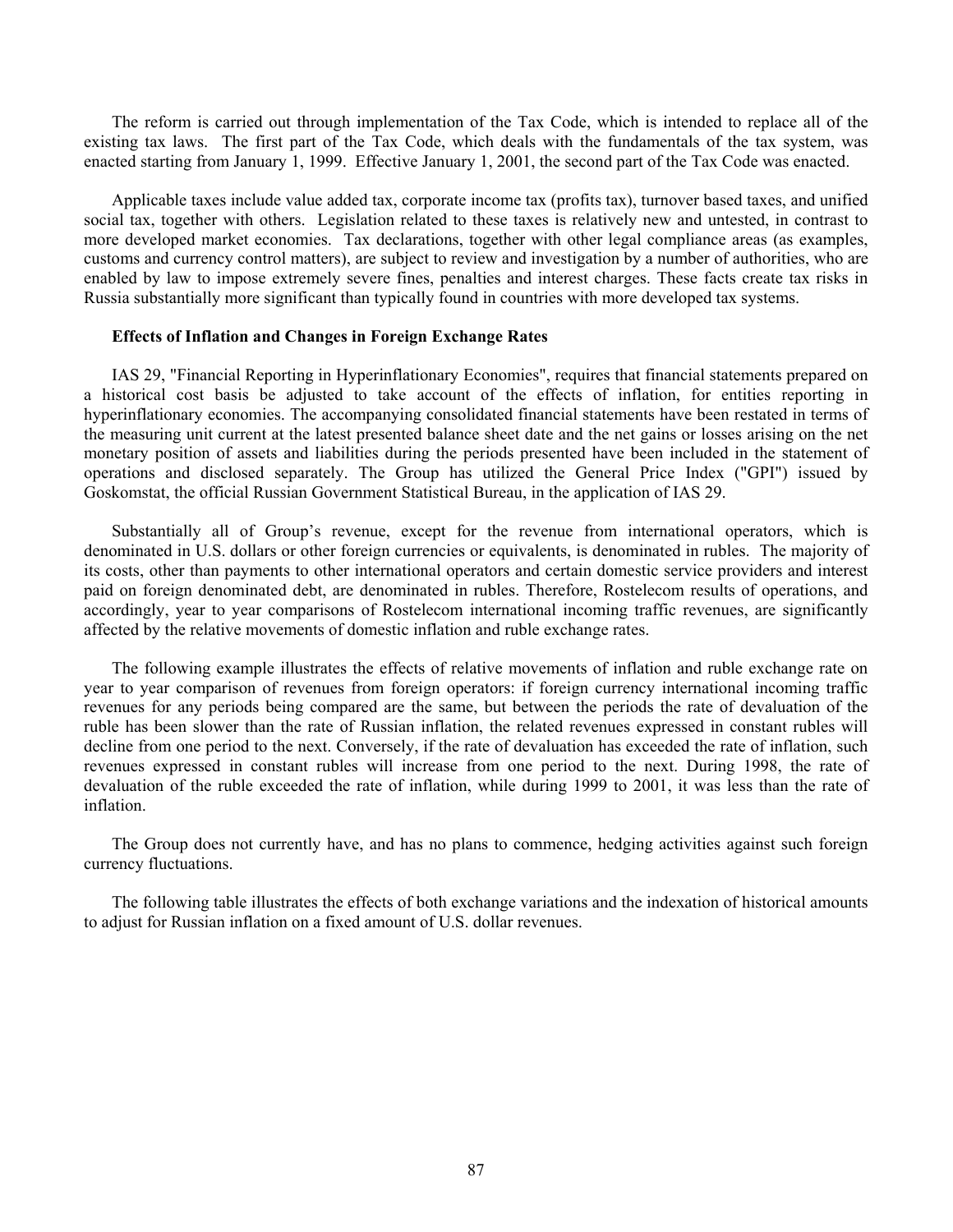The reform is carried out through implementation of the Tax Code, which is intended to replace all of the existing tax laws. The first part of the Tax Code, which deals with the fundamentals of the tax system, was enacted starting from January 1, 1999. Effective January 1, 2001, the second part of the Tax Code was enacted.

Applicable taxes include value added tax, corporate income tax (profits tax), turnover based taxes, and unified social tax, together with others. Legislation related to these taxes is relatively new and untested, in contrast to more developed market economies. Tax declarations, together with other legal compliance areas (as examples, customs and currency control matters), are subject to review and investigation by a number of authorities, who are enabled by law to impose extremely severe fines, penalties and interest charges. These facts create tax risks in Russia substantially more significant than typically found in countries with more developed tax systems.

**Effects of Inflation and Changes in Foreign Exchange Rates**

IAS 29, "Financial Reporting in Hyperinflationary Economies", requires that financial statements prepared on a historical cost basis be adjusted to take account of the effects of inflation, for entities reporting in hyperinflationary economies. The accompanying consolidated financial statements have been restated in terms of the measuring unit current at the latest presented balance sheet date and the net gains or losses arising on the net monetary position of assets and liabilities during the periods presented have been included in the statement of operations and disclosed separately. The Group has utilized the General Price Index ("GPI") issued by Goskomstat, the official Russian Government Statistical Bureau, in the application of IAS 29.

Substantially all of Group's revenue, except for the revenue from international operators, which is denominated in U.S. dollars or other foreign currencies or equivalents, is denominated in rubles. The majority of its costs, other than payments to other international operators and certain domestic service providers and interest paid on foreign denominated debt, are denominated in rubles. Therefore, Rostelecom results of operations, and accordingly, year to year comparisons of Rostelecom international incoming traffic revenues, are significantly affected by the relative movements of domestic inflation and ruble exchange rates.

The following example illustrates the effects of relative movements of inflation and ruble exchange rate on year to year comparison of revenues from foreign operators: if foreign currency international incoming traffic revenues for any periods being compared are the same, but between the periods the rate of devaluation of the ruble has been slower than the rate of Russian inflation, the related revenues expressed in constant rubles will decline from one period to the next. Conversely, if the rate of devaluation has exceeded the rate of inflation, such revenues expressed in constant rubles will increase from one period to the next. During 1998, the rate of devaluation of the ruble exceeded the rate of inflation, while during 1999 to 2001, it was less than the rate of inflation.

The Group does not currently have, and has no plans to commence, hedging activities against such foreign currency fluctuations.

The following table illustrates the effects of both exchange variations and the indexation of historical amounts to adjust for Russian inflation on a fixed amount of U.S. dollar revenues.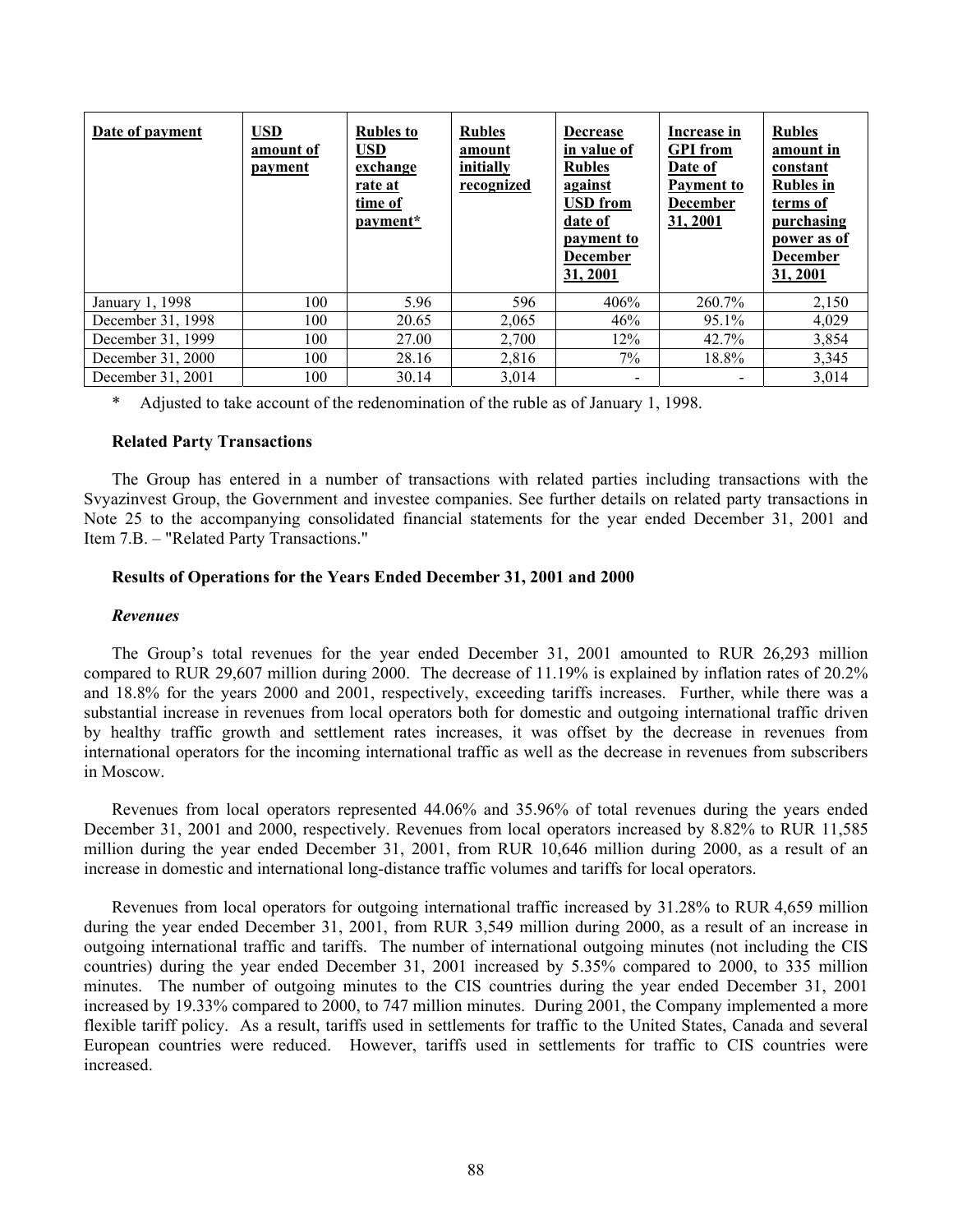| Date of payment | USD amount of payment | Rubles to USD exchange rate at time of payment* | Rubles amount initially recognized | Decrease in value of Rubles against USD from date of payment to December 31, 2001 | Increase in GPI from Date of Payment to December 31, 2001 | Rubles amount in constant Rubles in terms of purchasing power as of December 31, 2001 |
|---|---|---|---|---|---|---|
| January 1, 1998 | 100 | 5.96 | 596 | 406% | 260.7% | 2,150 |
| December 31, 1998 | 100 | 20.65 | 2,065 | 46% | 95.1% | 4,029 |
| December 31, 1999 | 100 | 27.00 | 2,700 | 12% | 42.7% | 3,854 |
| December 31, 2000 | 100 | 28.16 | 2,816 | 7% | 18.8% | 3,345 |
| December 31, 2001 | 100 | 30.14 | 3,014 | - | - | 3,014 |

\* Adjusted to take account of the redenomination of the ruble as of January 1, 1998.

**Related Party Transactions**

The Group has entered in a number of transactions with related parties including transactions with the Svyazinvest Group, the Government and investee companies. See further details on related party transactions in Note 25 to the accompanying consolidated financial statements for the year ended December 31, 2001 and Item 7.B. – "Related Party Transactions."

**Results of Operations for the Years Ended December 31, 2001 and 2000**

***Revenues***

The Group's total revenues for the year ended December 31, 2001 amounted to RUR 26,293 million compared to RUR 29,607 million during 2000. The decrease of 11.19% is explained by inflation rates of 20.2% and 18.8% for the years 2000 and 2001, respectively, exceeding tariffs increases. Further, while there was a substantial increase in revenues from local operators both for domestic and outgoing international traffic driven by healthy traffic growth and settlement rates increases, it was offset by the decrease in revenues from international operators for the incoming international traffic as well as the decrease in revenues from subscribers in Moscow.

Revenues from local operators represented 44.06% and 35.96% of total revenues during the years ended December 31, 2001 and 2000, respectively. Revenues from local operators increased by 8.82% to RUR 11,585 million during the year ended December 31, 2001, from RUR 10,646 million during 2000, as a result of an increase in domestic and international long-distance traffic volumes and tariffs for local operators.

Revenues from local operators for outgoing international traffic increased by 31.28% to RUR 4,659 million during the year ended December 31, 2001, from RUR 3,549 million during 2000, as a result of an increase in outgoing international traffic and tariffs. The number of international outgoing minutes (not including the CIS countries) during the year ended December 31, 2001 increased by 5.35% compared to 2000, to 335 million minutes. The number of outgoing minutes to the CIS countries during the year ended December 31, 2001 increased by 19.33% compared to 2000, to 747 million minutes. During 2001, the Company implemented a more flexible tariff policy. As a result, tariffs used in settlements for traffic to the United States, Canada and several European countries were reduced. However, tariffs used in settlements for traffic to CIS countries were increased.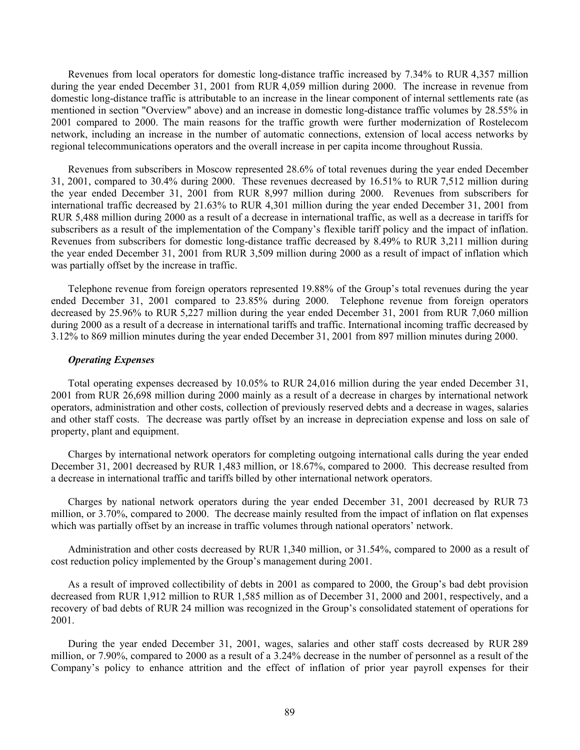Revenues from local operators for domestic long-distance traffic increased by 7.34% to RUR 4,357 million during the year ended December 31, 2001 from RUR 4,059 million during 2000. The increase in revenue from domestic long-distance traffic is attributable to an increase in the linear component of internal settlements rate (as mentioned in section "Overview" above) and an increase in domestic long-distance traffic volumes by 28.55% in 2001 compared to 2000. The main reasons for the traffic growth were further modernization of Rostelecom network, including an increase in the number of automatic connections, extension of local access networks by regional telecommunications operators and the overall increase in per capita income throughout Russia.

Revenues from subscribers in Moscow represented 28.6% of total revenues during the year ended December 31, 2001, compared to 30.4% during 2000. These revenues decreased by 16.51% to RUR 7,512 million during the year ended December 31, 2001 from RUR 8,997 million during 2000. Revenues from subscribers for international traffic decreased by 21.63% to RUR 4,301 million during the year ended December 31, 2001 from RUR 5,488 million during 2000 as a result of a decrease in international traffic, as well as a decrease in tariffs for subscribers as a result of the implementation of the Company's flexible tariff policy and the impact of inflation. Revenues from subscribers for domestic long-distance traffic decreased by 8.49% to RUR 3,211 million during the year ended December 31, 2001 from RUR 3,509 million during 2000 as a result of impact of inflation which was partially offset by the increase in traffic.

Telephone revenue from foreign operators represented 19.88% of the Group's total revenues during the year ended December 31, 2001 compared to 23.85% during 2000. Telephone revenue from foreign operators decreased by 25.96% to RUR 5,227 million during the year ended December 31, 2001 from RUR 7,060 million during 2000 as a result of a decrease in international tariffs and traffic. International incoming traffic decreased by 3.12% to 869 million minutes during the year ended December 31, 2001 from 897 million minutes during 2000.

***Operating Expenses***

Total operating expenses decreased by 10.05% to RUR 24,016 million during the year ended December 31, 2001 from RUR 26,698 million during 2000 mainly as a result of a decrease in charges by international network operators, administration and other costs, collection of previously reserved debts and a decrease in wages, salaries and other staff costs. The decrease was partly offset by an increase in depreciation expense and loss on sale of property, plant and equipment.

Charges by international network operators for completing outgoing international calls during the year ended December 31, 2001 decreased by RUR 1,483 million, or 18.67%, compared to 2000. This decrease resulted from a decrease in international traffic and tariffs billed by other international network operators.

Charges by national network operators during the year ended December 31, 2001 decreased by RUR 73 million, or 3.70%, compared to 2000. The decrease mainly resulted from the impact of inflation on flat expenses which was partially offset by an increase in traffic volumes through national operators' network.

Administration and other costs decreased by RUR 1,340 million, or 31.54%, compared to 2000 as a result of cost reduction policy implemented by the Group's management during 2001.

As a result of improved collectibility of debts in 2001 as compared to 2000, the Group's bad debt provision decreased from RUR 1,912 million to RUR 1,585 million as of December 31, 2000 and 2001, respectively, and a recovery of bad debts of RUR 24 million was recognized in the Group's consolidated statement of operations for 2001.

During the year ended December 31, 2001, wages, salaries and other staff costs decreased by RUR 289 million, or 7.90%, compared to 2000 as a result of a 3.24% decrease in the number of personnel as a result of the Company's policy to enhance attrition and the effect of inflation of prior year payroll expenses for their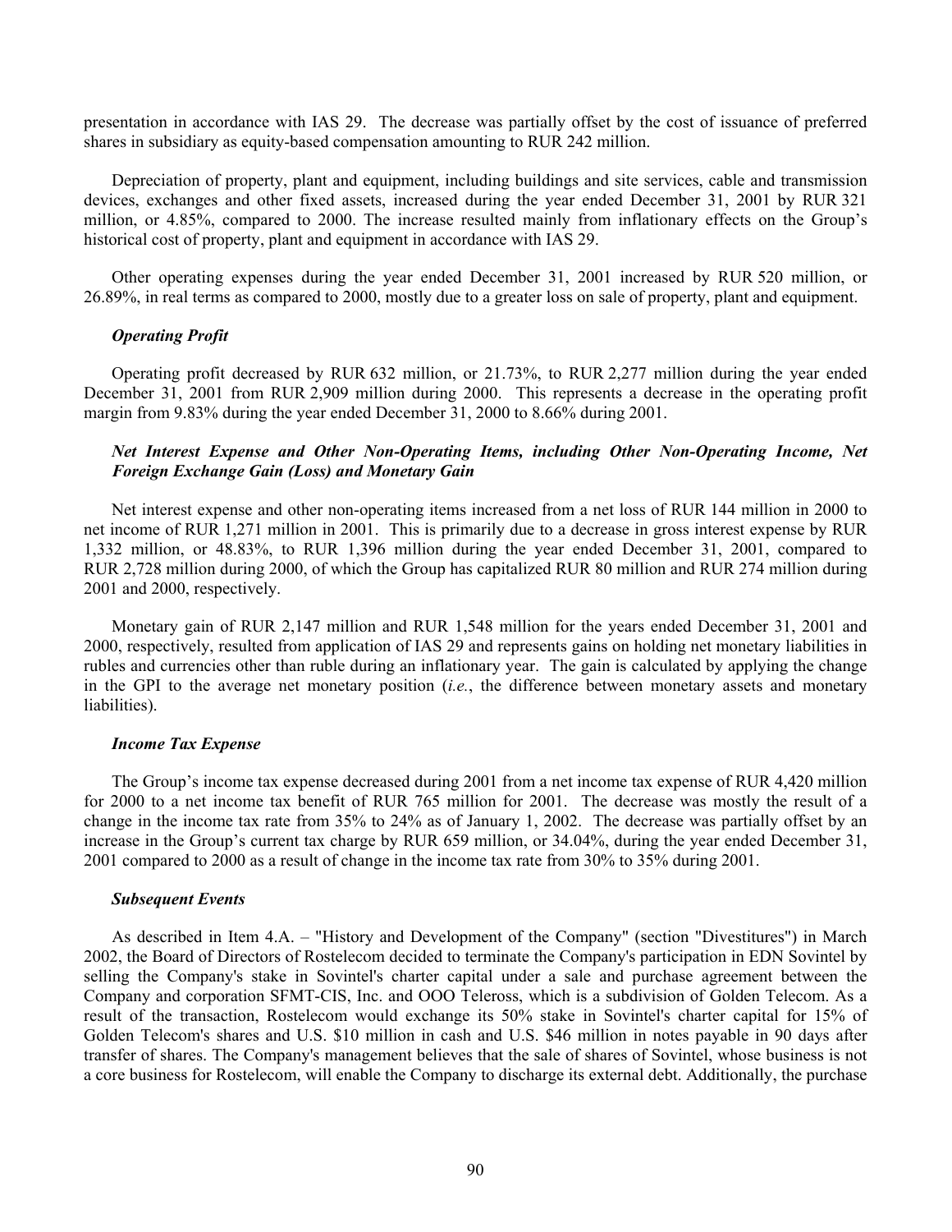presentation in accordance with IAS 29. The decrease was partially offset by the cost of issuance of preferred shares in subsidiary as equity-based compensation amounting to RUR 242 million.

Depreciation of property, plant and equipment, including buildings and site services, cable and transmission devices, exchanges and other fixed assets, increased during the year ended December 31, 2001 by RUR 321 million, or 4.85%, compared to 2000. The increase resulted mainly from inflationary effects on the Group's historical cost of property, plant and equipment in accordance with IAS 29.

Other operating expenses during the year ended December 31, 2001 increased by RUR 520 million, or 26.89%, in real terms as compared to 2000, mostly due to a greater loss on sale of property, plant and equipment.

***Operating Profit***

Operating profit decreased by RUR 632 million, or 21.73%, to RUR 2,277 million during the year ended December 31, 2001 from RUR 2,909 million during 2000. This represents a decrease in the operating profit margin from 9.83% during the year ended December 31, 2000 to 8.66% during 2001.

***Net Interest Expense and Other Non-Operating Items, including Other Non-Operating Income, Net Foreign Exchange Gain (Loss) and Monetary Gain***

Net interest expense and other non-operating items increased from a net loss of RUR 144 million in 2000 to net income of RUR 1,271 million in 2001. This is primarily due to a decrease in gross interest expense by RUR 1,332 million, or 48.83%, to RUR 1,396 million during the year ended December 31, 2001, compared to RUR 2,728 million during 2000, of which the Group has capitalized RUR 80 million and RUR 274 million during 2001 and 2000, respectively.

Monetary gain of RUR 2,147 million and RUR 1,548 million for the years ended December 31, 2001 and 2000, respectively, resulted from application of IAS 29 and represents gains on holding net monetary liabilities in rubles and currencies other than ruble during an inflationary year. The gain is calculated by applying the change in the GPI to the average net monetary position (*i.e.*, the difference between monetary assets and monetary liabilities).

***Income Tax Expense***

The Group's income tax expense decreased during 2001 from a net income tax expense of RUR 4,420 million for 2000 to a net income tax benefit of RUR 765 million for 2001. The decrease was mostly the result of a change in the income tax rate from 35% to 24% as of January 1, 2002. The decrease was partially offset by an increase in the Group's current tax charge by RUR 659 million, or 34.04%, during the year ended December 31, 2001 compared to 2000 as a result of change in the income tax rate from 30% to 35% during 2001.

***Subsequent Events***

As described in Item 4.A. – "History and Development of the Company" (section "Divestitures") in March 2002, the Board of Directors of Rostelecom decided to terminate the Company's participation in EDN Sovintel by selling the Company's stake in Sovintel's charter capital under a sale and purchase agreement between the Company and corporation SFMT-CIS, Inc. and OOO Teleross, which is a subdivision of Golden Telecom. As a result of the transaction, Rostelecom would exchange its 50% stake in Sovintel's charter capital for 15% of Golden Telecom's shares and U.S. $10 million in cash and U.S. $46 million in notes payable in 90 days after transfer of shares. The Company's management believes that the sale of shares of Sovintel, whose business is not a core business for Rostelecom, will enable the Company to discharge its external debt. Additionally, the purchase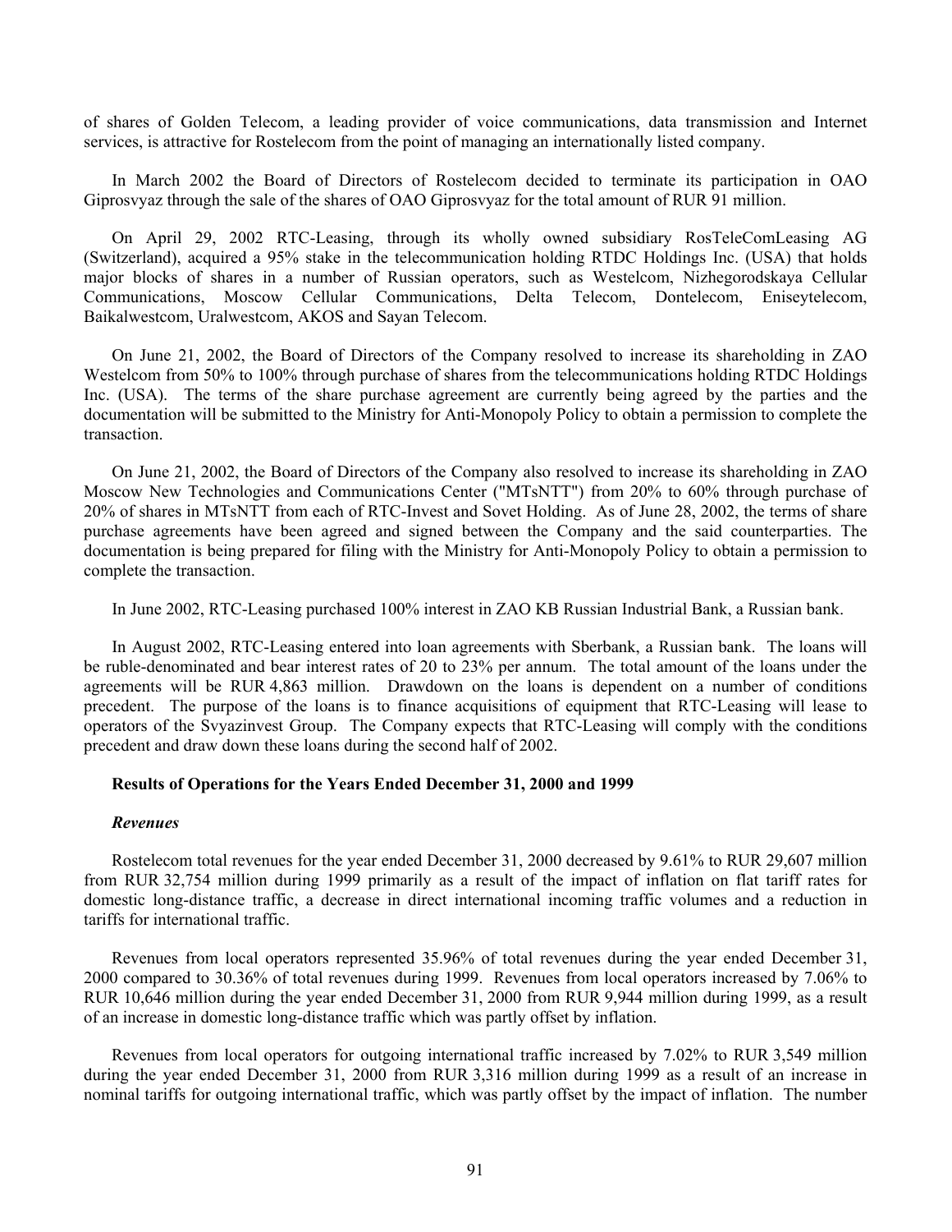of shares of Golden Telecom, a leading provider of voice communications, data transmission and Internet services, is attractive for Rostelecom from the point of managing an internationally listed company.

In March 2002 the Board of Directors of Rostelecom decided to terminate its participation in OAO Giprosvyaz through the sale of the shares of OAO Giprosvyaz for the total amount of RUR 91 million.

On April 29, 2002 RTC-Leasing, through its wholly owned subsidiary RosTeleComLeasing AG (Switzerland), acquired a 95% stake in the telecommunication holding RTDC Holdings Inc. (USA) that holds major blocks of shares in a number of Russian operators, such as Westelcom, Nizhegorodskaya Cellular Communications, Moscow Cellular Communications, Delta Telecom, Dontelecom, Eniseytelecom, Baikalwestcom, Uralwestcom, AKOS and Sayan Telecom.

On June 21, 2002, the Board of Directors of the Company resolved to increase its shareholding in ZAO Westelcom from 50% to 100% through purchase of shares from the telecommunications holding RTDC Holdings Inc. (USA). The terms of the share purchase agreement are currently being agreed by the parties and the documentation will be submitted to the Ministry for Anti-Monopoly Policy to obtain a permission to complete the transaction.

On June 21, 2002, the Board of Directors of the Company also resolved to increase its shareholding in ZAO Moscow New Technologies and Communications Center ("MTsNTT") from 20% to 60% through purchase of 20% of shares in MTsNTT from each of RTC-Invest and Sovet Holding. As of June 28, 2002, the terms of share purchase agreements have been agreed and signed between the Company and the said counterparties. The documentation is being prepared for filing with the Ministry for Anti-Monopoly Policy to obtain a permission to complete the transaction.

In June 2002, RTC-Leasing purchased 100% interest in ZAO KB Russian Industrial Bank, a Russian bank.

In August 2002, RTC-Leasing entered into loan agreements with Sberbank, a Russian bank. The loans will be ruble-denominated and bear interest rates of 20 to 23% per annum. The total amount of the loans under the agreements will be RUR 4,863 million. Drawdown on the loans is dependent on a number of conditions precedent. The purpose of the loans is to finance acquisitions of equipment that RTC-Leasing will lease to operators of the Svyazinvest Group. The Company expects that RTC-Leasing will comply with the conditions precedent and draw down these loans during the second half of 2002.

**Results of Operations for the Years Ended December 31, 2000 and 1999**

***Revenues***

Rostelecom total revenues for the year ended December 31, 2000 decreased by 9.61% to RUR 29,607 million from RUR 32,754 million during 1999 primarily as a result of the impact of inflation on flat tariff rates for domestic long-distance traffic, a decrease in direct international incoming traffic volumes and a reduction in tariffs for international traffic.

Revenues from local operators represented 35.96% of total revenues during the year ended December 31, 2000 compared to 30.36% of total revenues during 1999. Revenues from local operators increased by 7.06% to RUR 10,646 million during the year ended December 31, 2000 from RUR 9,944 million during 1999, as a result of an increase in domestic long-distance traffic which was partly offset by inflation.

Revenues from local operators for outgoing international traffic increased by 7.02% to RUR 3,549 million during the year ended December 31, 2000 from RUR 3,316 million during 1999 as a result of an increase in nominal tariffs for outgoing international traffic, which was partly offset by the impact of inflation. The number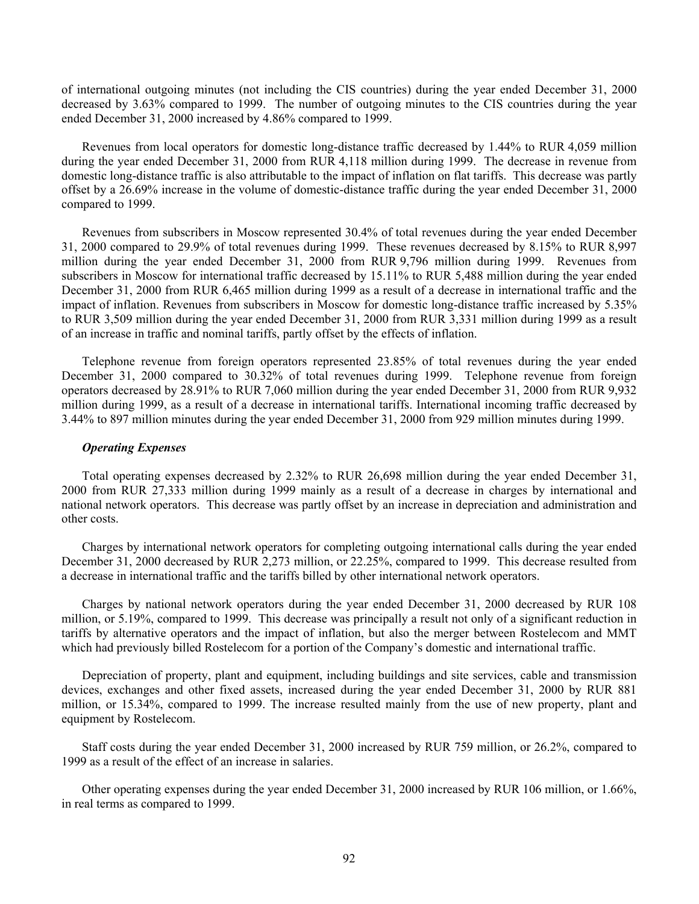of international outgoing minutes (not including the CIS countries) during the year ended December 31, 2000 decreased by 3.63% compared to 1999. The number of outgoing minutes to the CIS countries during the year ended December 31, 2000 increased by 4.86% compared to 1999.

Revenues from local operators for domestic long-distance traffic decreased by 1.44% to RUR 4,059 million during the year ended December 31, 2000 from RUR 4,118 million during 1999. The decrease in revenue from domestic long-distance traffic is also attributable to the impact of inflation on flat tariffs. This decrease was partly offset by a 26.69% increase in the volume of domestic-distance traffic during the year ended December 31, 2000 compared to 1999.

Revenues from subscribers in Moscow represented 30.4% of total revenues during the year ended December 31, 2000 compared to 29.9% of total revenues during 1999. These revenues decreased by 8.15% to RUR 8,997 million during the year ended December 31, 2000 from RUR 9,796 million during 1999. Revenues from subscribers in Moscow for international traffic decreased by 15.11% to RUR 5,488 million during the year ended December 31, 2000 from RUR 6,465 million during 1999 as a result of a decrease in international traffic and the impact of inflation. Revenues from subscribers in Moscow for domestic long-distance traffic increased by 5.35% to RUR 3,509 million during the year ended December 31, 2000 from RUR 3,331 million during 1999 as a result of an increase in traffic and nominal tariffs, partly offset by the effects of inflation.

Telephone revenue from foreign operators represented 23.85% of total revenues during the year ended December 31, 2000 compared to 30.32% of total revenues during 1999. Telephone revenue from foreign operators decreased by 28.91% to RUR 7,060 million during the year ended December 31, 2000 from RUR 9,932 million during 1999, as a result of a decrease in international tariffs. International incoming traffic decreased by 3.44% to 897 million minutes during the year ended December 31, 2000 from 929 million minutes during 1999.

***Operating Expenses***

Total operating expenses decreased by 2.32% to RUR 26,698 million during the year ended December 31, 2000 from RUR 27,333 million during 1999 mainly as a result of a decrease in charges by international and national network operators. This decrease was partly offset by an increase in depreciation and administration and other costs.

Charges by international network operators for completing outgoing international calls during the year ended December 31, 2000 decreased by RUR 2,273 million, or 22.25%, compared to 1999. This decrease resulted from a decrease in international traffic and the tariffs billed by other international network operators.

Charges by national network operators during the year ended December 31, 2000 decreased by RUR 108 million, or 5.19%, compared to 1999. This decrease was principally a result not only of a significant reduction in tariffs by alternative operators and the impact of inflation, but also the merger between Rostelecom and MMT which had previously billed Rostelecom for a portion of the Company's domestic and international traffic.

Depreciation of property, plant and equipment, including buildings and site services, cable and transmission devices, exchanges and other fixed assets, increased during the year ended December 31, 2000 by RUR 881 million, or 15.34%, compared to 1999. The increase resulted mainly from the use of new property, plant and equipment by Rostelecom.

Staff costs during the year ended December 31, 2000 increased by RUR 759 million, or 26.2%, compared to 1999 as a result of the effect of an increase in salaries.

Other operating expenses during the year ended December 31, 2000 increased by RUR 106 million, or 1.66%, in real terms as compared to 1999.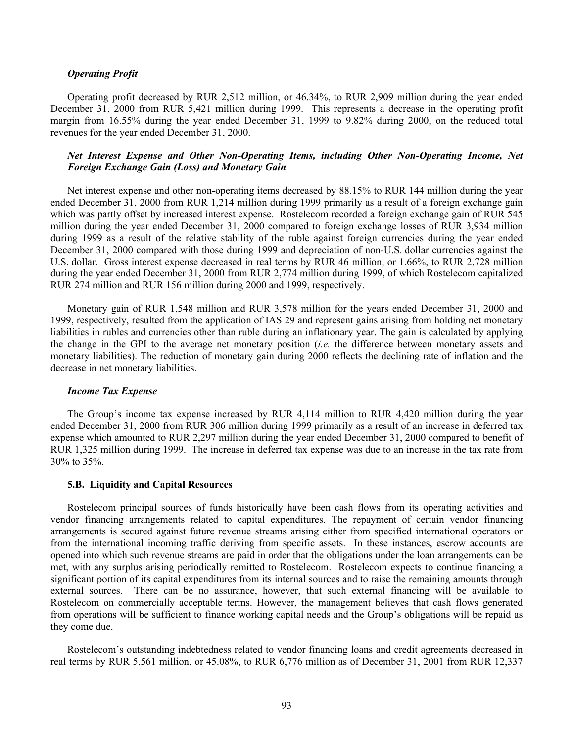*Operating Profit*

Operating profit decreased by RUR 2,512 million, or 46.34%, to RUR 2,909 million during the year ended December 31, 2000 from RUR 5,421 million during 1999. This represents a decrease in the operating profit margin from 16.55% during the year ended December 31, 1999 to 9.82% during 2000, on the reduced total revenues for the year ended December 31, 2000.

*Net Interest Expense and Other Non-Operating Items, including Other Non-Operating Income, Net Foreign Exchange Gain (Loss) and Monetary Gain*

Net interest expense and other non-operating items decreased by 88.15% to RUR 144 million during the year ended December 31, 2000 from RUR 1,214 million during 1999 primarily as a result of a foreign exchange gain which was partly offset by increased interest expense. Rostelecom recorded a foreign exchange gain of RUR 545 million during the year ended December 31, 2000 compared to foreign exchange losses of RUR 3,934 million during 1999 as a result of the relative stability of the ruble against foreign currencies during the year ended December 31, 2000 compared with those during 1999 and depreciation of non-U.S. dollar currencies against the U.S. dollar. Gross interest expense decreased in real terms by RUR 46 million, or 1.66%, to RUR 2,728 million during the year ended December 31, 2000 from RUR 2,774 million during 1999, of which Rostelecom capitalized RUR 274 million and RUR 156 million during 2000 and 1999, respectively.

Monetary gain of RUR 1,548 million and RUR 3,578 million for the years ended December 31, 2000 and 1999, respectively, resulted from the application of IAS 29 and represent gains arising from holding net monetary liabilities in rubles and currencies other than ruble during an inflationary year. The gain is calculated by applying the change in the GPI to the average net monetary position (*i.e.* the difference between monetary assets and monetary liabilities). The reduction of monetary gain during 2000 reflects the declining rate of inflation and the decrease in net monetary liabilities.

*Income Tax Expense*

The Group's income tax expense increased by RUR 4,114 million to RUR 4,420 million during the year ended December 31, 2000 from RUR 306 million during 1999 primarily as a result of an increase in deferred tax expense which amounted to RUR 2,297 million during the year ended December 31, 2000 compared to benefit of RUR 1,325 million during 1999. The increase in deferred tax expense was due to an increase in the tax rate from 30% to 35%.

**5.B. Liquidity and Capital Resources**

Rostelecom principal sources of funds historically have been cash flows from its operating activities and vendor financing arrangements related to capital expenditures. The repayment of certain vendor financing arrangements is secured against future revenue streams arising either from specified international operators or from the international incoming traffic deriving from specific assets. In these instances, escrow accounts are opened into which such revenue streams are paid in order that the obligations under the loan arrangements can be met, with any surplus arising periodically remitted to Rostelecom. Rostelecom expects to continue financing a significant portion of its capital expenditures from its internal sources and to raise the remaining amounts through external sources. There can be no assurance, however, that such external financing will be available to Rostelecom on commercially acceptable terms. However, the management believes that cash flows generated from operations will be sufficient to finance working capital needs and the Group's obligations will be repaid as they come due.

Rostelecom's outstanding indebtedness related to vendor financing loans and credit agreements decreased in real terms by RUR 5,561 million, or 45.08%, to RUR 6,776 million as of December 31, 2001 from RUR 12,337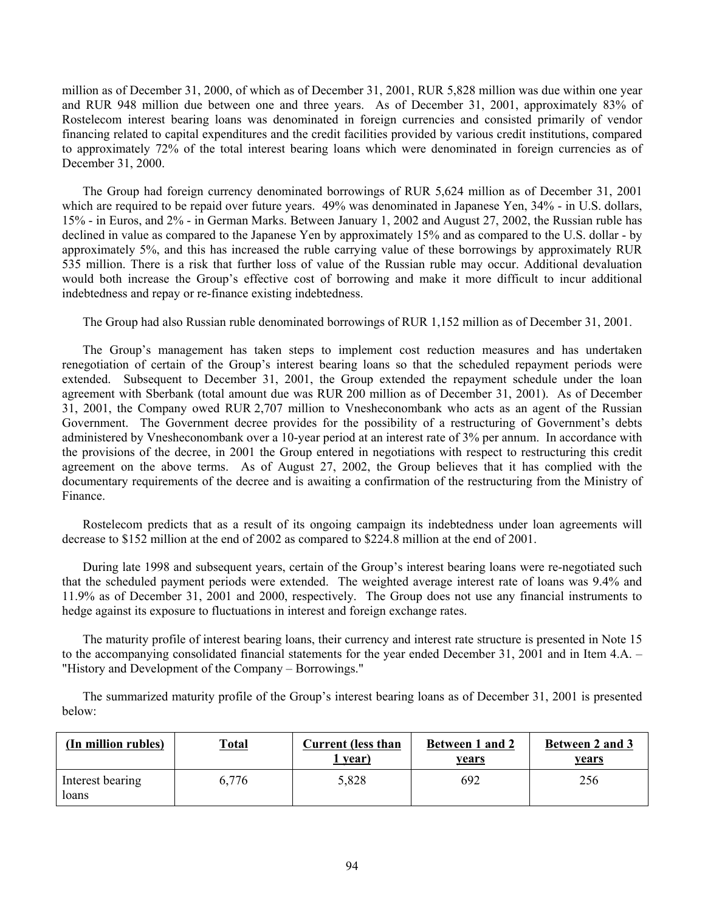million as of December 31, 2000, of which as of December 31, 2001, RUR 5,828 million was due within one year and RUR 948 million due between one and three years. As of December 31, 2001, approximately 83% of Rostelecom interest bearing loans was denominated in foreign currencies and consisted primarily of vendor financing related to capital expenditures and the credit facilities provided by various credit institutions, compared to approximately 72% of the total interest bearing loans which were denominated in foreign currencies as of December 31, 2000.

The Group had foreign currency denominated borrowings of RUR 5,624 million as of December 31, 2001 which are required to be repaid over future years. 49% was denominated in Japanese Yen, 34% - in U.S. dollars, 15% - in Euros, and 2% - in German Marks. Between January 1, 2002 and August 27, 2002, the Russian ruble has declined in value as compared to the Japanese Yen by approximately 15% and as compared to the U.S. dollar - by approximately 5%, and this has increased the ruble carrying value of these borrowings by approximately RUR 535 million. There is a risk that further loss of value of the Russian ruble may occur. Additional devaluation would both increase the Group's effective cost of borrowing and make it more difficult to incur additional indebtedness and repay or re-finance existing indebtedness.

The Group had also Russian ruble denominated borrowings of RUR 1,152 million as of December 31, 2001.

The Group's management has taken steps to implement cost reduction measures and has undertaken renegotiation of certain of the Group's interest bearing loans so that the scheduled repayment periods were extended. Subsequent to December 31, 2001, the Group extended the repayment schedule under the loan agreement with Sberbank (total amount due was RUR 200 million as of December 31, 2001). As of December 31, 2001, the Company owed RUR 2,707 million to Vnesheconombank who acts as an agent of the Russian Government. The Government decree provides for the possibility of a restructuring of Government's debts administered by Vnesheconombank over a 10-year period at an interest rate of 3% per annum. In accordance with the provisions of the decree, in 2001 the Group entered in negotiations with respect to restructuring this credit agreement on the above terms. As of August 27, 2002, the Group believes that it has complied with the documentary requirements of the decree and is awaiting a confirmation of the restructuring from the Ministry of Finance.

Rostelecom predicts that as a result of its ongoing campaign its indebtedness under loan agreements will decrease to $152 million at the end of 2002 as compared to $224.8 million at the end of 2001.

During late 1998 and subsequent years, certain of the Group's interest bearing loans were re-negotiated such that the scheduled payment periods were extended. The weighted average interest rate of loans was 9.4% and 11.9% as of December 31, 2001 and 2000, respectively. The Group does not use any financial instruments to hedge against its exposure to fluctuations in interest and foreign exchange rates.

The maturity profile of interest bearing loans, their currency and interest rate structure is presented in Note 15 to the accompanying consolidated financial statements for the year ended December 31, 2001 and in Item 4.A. – "History and Development of the Company – Borrowings."

The summarized maturity profile of the Group's interest bearing loans as of December 31, 2001 is presented below:

| (In million rubles) | Total | Current (less than 1 year) | Between 1 and 2 years | Between 2 and 3 years |
|---|---|---|---|---|
| Interest bearing loans | 6,776 | 5,828 | 692 | 256 |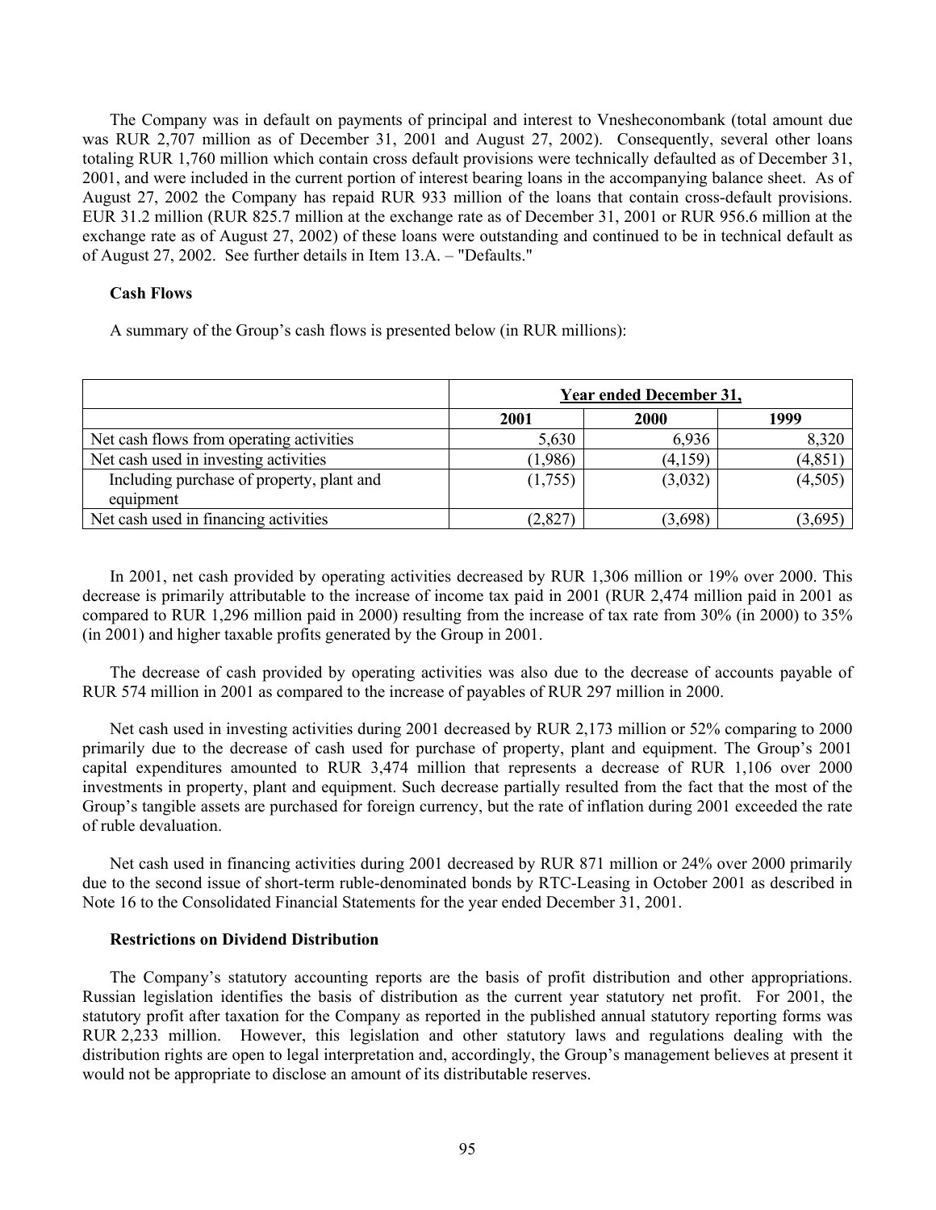The Company was in default on payments of principal and interest to Vnesheconombank (total amount due was RUR 2,707 million as of December 31, 2001 and August 27, 2002). Consequently, several other loans totaling RUR 1,760 million which contain cross default provisions were technically defaulted as of December 31, 2001, and were included in the current portion of interest bearing loans in the accompanying balance sheet. As of August 27, 2002 the Company has repaid RUR 933 million of the loans that contain cross-default provisions. EUR 31.2 million (RUR 825.7 million at the exchange rate as of December 31, 2001 or RUR 956.6 million at the exchange rate as of August 27, 2002) of these loans were outstanding and continued to be in technical default as of August 27, 2002. See further details in Item 13.A. – "Defaults."

**Cash Flows**

A summary of the Group's cash flows is presented below (in RUR millions):

| | Year ended December 31, | | |
|---|---|---|---|
| | 2001 | 2000 | 1999 |
| Net cash flows from operating activities | 5,630 | 6,936 | 8,320 |
| Net cash used in investing activities | (1,986) | (4,159) | (4,851) |
| Including purchase of property, plant and equipment | (1,755) | (3,032) | (4,505) |
| Net cash used in financing activities | (2,827) | (3,698) | (3,695) |

In 2001, net cash provided by operating activities decreased by RUR 1,306 million or 19% over 2000. This decrease is primarily attributable to the increase of income tax paid in 2001 (RUR 2,474 million paid in 2001 as compared to RUR 1,296 million paid in 2000) resulting from the increase of tax rate from 30% (in 2000) to 35% (in 2001) and higher taxable profits generated by the Group in 2001.

The decrease of cash provided by operating activities was also due to the decrease of accounts payable of RUR 574 million in 2001 as compared to the increase of payables of RUR 297 million in 2000.

Net cash used in investing activities during 2001 decreased by RUR 2,173 million or 52% comparing to 2000 primarily due to the decrease of cash used for purchase of property, plant and equipment. The Group's 2001 capital expenditures amounted to RUR 3,474 million that represents a decrease of RUR 1,106 over 2000 investments in property, plant and equipment. Such decrease partially resulted from the fact that the most of the Group's tangible assets are purchased for foreign currency, but the rate of inflation during 2001 exceeded the rate of ruble devaluation.

Net cash used in financing activities during 2001 decreased by RUR 871 million or 24% over 2000 primarily due to the second issue of short-term ruble-denominated bonds by RTC-Leasing in October 2001 as described in Note 16 to the Consolidated Financial Statements for the year ended December 31, 2001.

**Restrictions on Dividend Distribution**

The Company's statutory accounting reports are the basis of profit distribution and other appropriations. Russian legislation identifies the basis of distribution as the current year statutory net profit. For 2001, the statutory profit after taxation for the Company as reported in the published annual statutory reporting forms was RUR 2,233 million. However, this legislation and other statutory laws and regulations dealing with the distribution rights are open to legal interpretation and, accordingly, the Group's management believes at present it would not be appropriate to disclose an amount of its distributable reserves.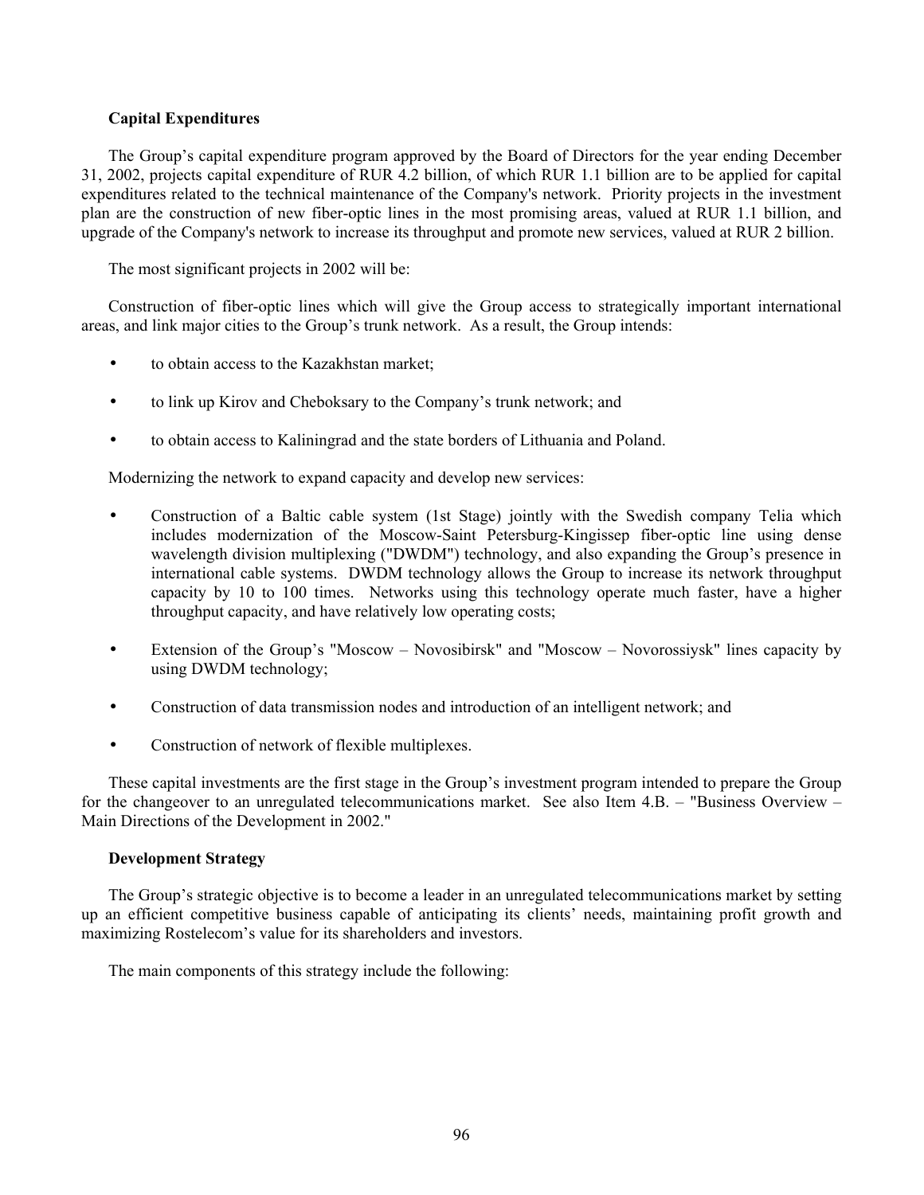### Capital Expenditures

The Group's capital expenditure program approved by the Board of Directors for the year ending December 31, 2002, projects capital expenditure of RUR 4.2 billion, of which RUR 1.1 billion are to be applied for capital expenditures related to the technical maintenance of the Company's network. Priority projects in the investment plan are the construction of new fiber-optic lines in the most promising areas, valued at RUR 1.1 billion, and upgrade of the Company's network to increase its throughput and promote new services, valued at RUR 2 billion.

The most significant projects in 2002 will be:

Construction of fiber-optic lines which will give the Group access to strategically important international areas, and link major cities to the Group's trunk network. As a result, the Group intends:

- to obtain access to the Kazakhstan market;
- to link up Kirov and Cheboksary to the Company's trunk network; and
- to obtain access to Kaliningrad and the state borders of Lithuania and Poland.

Modernizing the network to expand capacity and develop new services:

- Construction of a Baltic cable system (1st Stage) jointly with the Swedish company Telia which includes modernization of the Moscow-Saint Petersburg-Kingissep fiber-optic line using dense wavelength division multiplexing ("DWDM") technology, and also expanding the Group's presence in international cable systems. DWDM technology allows the Group to increase its network throughput capacity by 10 to 100 times. Networks using this technology operate much faster, have a higher throughput capacity, and have relatively low operating costs;
- Extension of the Group's "Moscow – Novosibirsk" and "Moscow – Novorossiysk" lines capacity by using DWDM technology;
- Construction of data transmission nodes and introduction of an intelligent network; and
- Construction of network of flexible multiplexes.

These capital investments are the first stage in the Group's investment program intended to prepare the Group for the changeover to an unregulated telecommunications market. See also Item 4.B. – "Business Overview – Main Directions of the Development in 2002."

### Development Strategy

The Group's strategic objective is to become a leader in an unregulated telecommunications market by setting up an efficient competitive business capable of anticipating its clients' needs, maintaining profit growth and maximizing Rostelecom's value for its shareholders and investors.

The main components of this strategy include the following: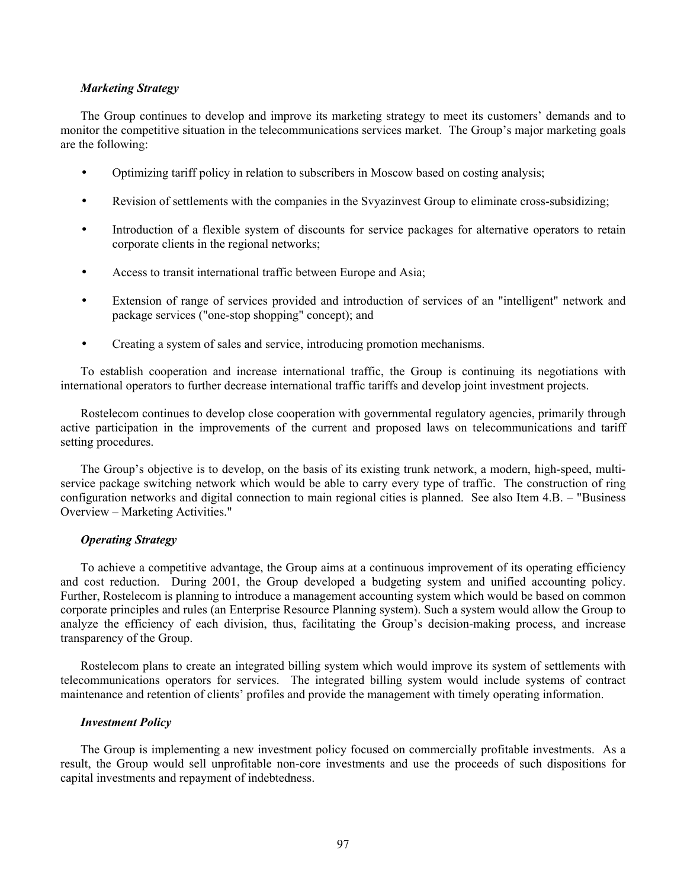***Marketing Strategy***

The Group continues to develop and improve its marketing strategy to meet its customers' demands and to monitor the competitive situation in the telecommunications services market. The Group's major marketing goals are the following:

- Optimizing tariff policy in relation to subscribers in Moscow based on costing analysis;
- Revision of settlements with the companies in the Svyazinvest Group to eliminate cross-subsidizing;
- Introduction of a flexible system of discounts for service packages for alternative operators to retain corporate clients in the regional networks;
- Access to transit international traffic between Europe and Asia;
- Extension of range of services provided and introduction of services of an "intelligent" network and package services ("one-stop shopping" concept); and
- Creating a system of sales and service, introducing promotion mechanisms.

To establish cooperation and increase international traffic, the Group is continuing its negotiations with international operators to further decrease international traffic tariffs and develop joint investment projects.

Rostelecom continues to develop close cooperation with governmental regulatory agencies, primarily through active participation in the improvements of the current and proposed laws on telecommunications and tariff setting procedures.

The Group's objective is to develop, on the basis of its existing trunk network, a modern, high-speed, multi-service package switching network which would be able to carry every type of traffic. The construction of ring configuration networks and digital connection to main regional cities is planned. See also Item 4.B. – "Business Overview – Marketing Activities."

***Operating Strategy***

To achieve a competitive advantage, the Group aims at a continuous improvement of its operating efficiency and cost reduction. During 2001, the Group developed a budgeting system and unified accounting policy. Further, Rostelecom is planning to introduce a management accounting system which would be based on common corporate principles and rules (an Enterprise Resource Planning system). Such a system would allow the Group to analyze the efficiency of each division, thus, facilitating the Group's decision-making process, and increase transparency of the Group.

Rostelecom plans to create an integrated billing system which would improve its system of settlements with telecommunications operators for services. The integrated billing system would include systems of contract maintenance and retention of clients' profiles and provide the management with timely operating information.

***Investment Policy***

The Group is implementing a new investment policy focused on commercially profitable investments. As a result, the Group would sell unprofitable non-core investments and use the proceeds of such dispositions for capital investments and repayment of indebtedness.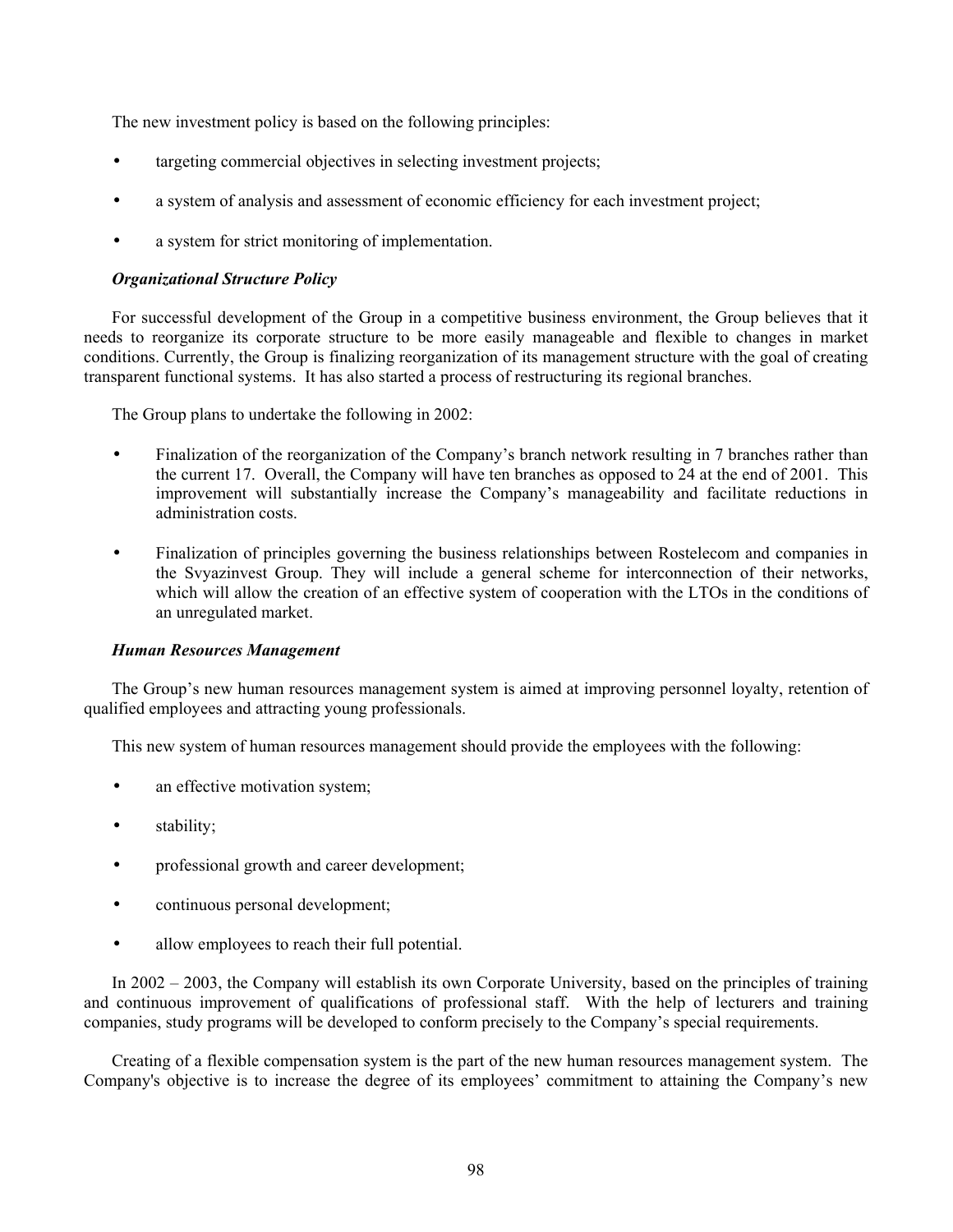The new investment policy is based on the following principles:

- targeting commercial objectives in selecting investment projects;
- a system of analysis and assessment of economic efficiency for each investment project;
- a system for strict monitoring of implementation.

***Organizational Structure Policy***

For successful development of the Group in a competitive business environment, the Group believes that it needs to reorganize its corporate structure to be more easily manageable and flexible to changes in market conditions. Currently, the Group is finalizing reorganization of its management structure with the goal of creating transparent functional systems. It has also started a process of restructuring its regional branches.

The Group plans to undertake the following in 2002:

- Finalization of the reorganization of the Company's branch network resulting in 7 branches rather than the current 17. Overall, the Company will have ten branches as opposed to 24 at the end of 2001. This improvement will substantially increase the Company's manageability and facilitate reductions in administration costs.
- Finalization of principles governing the business relationships between Rostelecom and companies in the Svyazinvest Group. They will include a general scheme for interconnection of their networks, which will allow the creation of an effective system of cooperation with the LTOs in the conditions of an unregulated market.

***Human Resources Management***

The Group's new human resources management system is aimed at improving personnel loyalty, retention of qualified employees and attracting young professionals.

This new system of human resources management should provide the employees with the following:

- an effective motivation system;
- stability;
- professional growth and career development;
- continuous personal development;
- allow employees to reach their full potential.

In 2002 – 2003, the Company will establish its own Corporate University, based on the principles of training and continuous improvement of qualifications of professional staff. With the help of lecturers and training companies, study programs will be developed to conform precisely to the Company's special requirements.

Creating of a flexible compensation system is the part of the new human resources management system. The Company's objective is to increase the degree of its employees' commitment to attaining the Company's new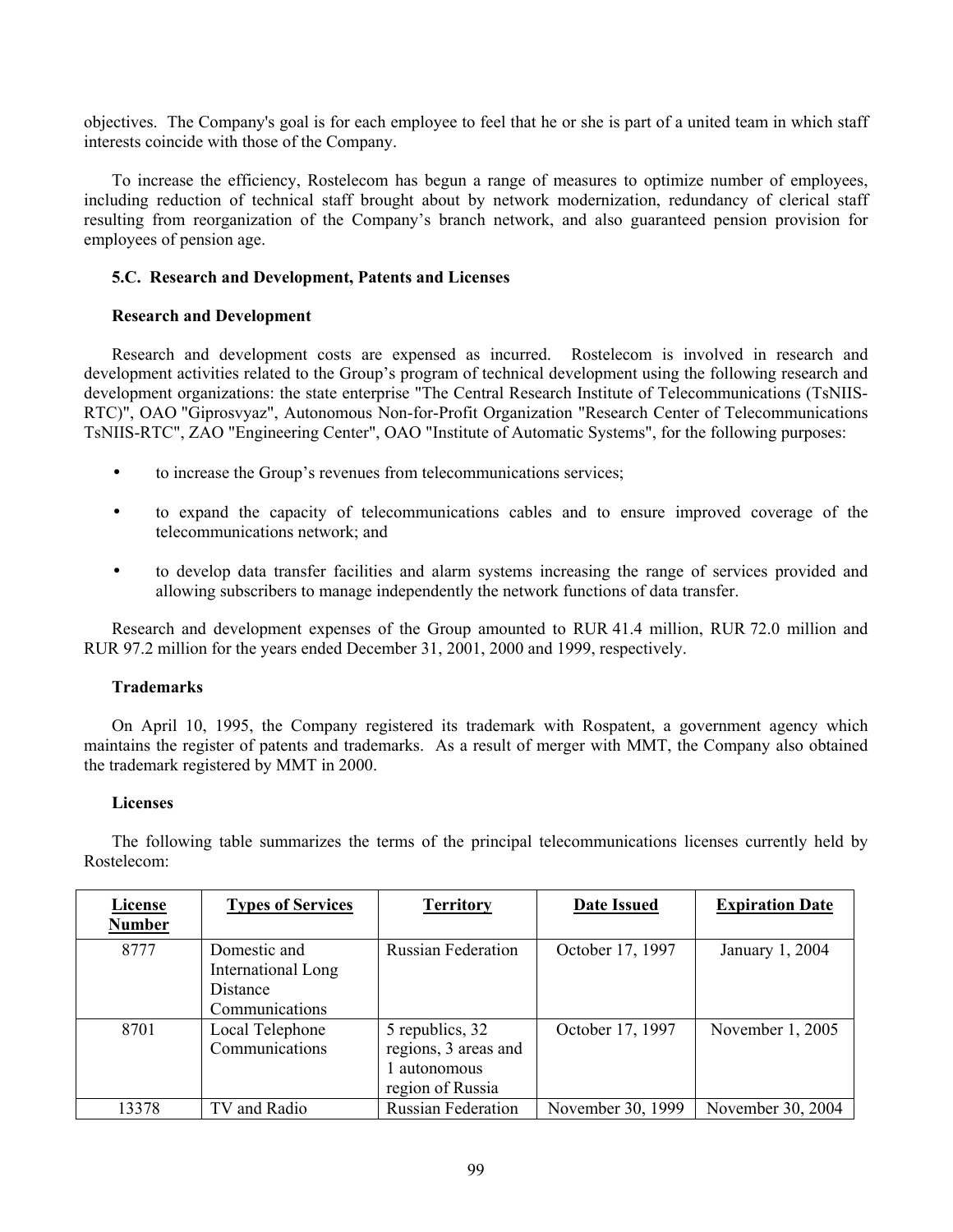objectives. The Company's goal is for each employee to feel that he or she is part of a united team in which staff interests coincide with those of the Company.

To increase the efficiency, Rostelecom has begun a range of measures to optimize number of employees, including reduction of technical staff brought about by network modernization, redundancy of clerical staff resulting from reorganization of the Company's branch network, and also guaranteed pension provision for employees of pension age.

### 5.C. Research and Development, Patents and Licenses

#### Research and Development

Research and development costs are expensed as incurred. Rostelecom is involved in research and development activities related to the Group's program of technical development using the following research and development organizations: the state enterprise "The Central Research Institute of Telecommunications (TsNIIS-RTC)", OAO "Giprosvyaz", Autonomous Non-for-Profit Organization "Research Center of Telecommunications TsNIIS-RTC", ZAO "Engineering Center", OAO "Institute of Automatic Systems", for the following purposes:

- to increase the Group's revenues from telecommunications services;
- to expand the capacity of telecommunications cables and to ensure improved coverage of the telecommunications network; and
- to develop data transfer facilities and alarm systems increasing the range of services provided and allowing subscribers to manage independently the network functions of data transfer.

Research and development expenses of the Group amounted to RUR 41.4 million, RUR 72.0 million and RUR 97.2 million for the years ended December 31, 2001, 2000 and 1999, respectively.

#### Trademarks

On April 10, 1995, the Company registered its trademark with Rospatent, a government agency which maintains the register of patents and trademarks. As a result of merger with MMT, the Company also obtained the trademark registered by MMT in 2000.

#### Licenses

The following table summarizes the terms of the principal telecommunications licenses currently held by Rostelecom:

| License Number | Types of Services | Territory | Date Issued | Expiration Date |
|---|---|---|---|---|
| 8777 | Domestic and International Long Distance Communications | Russian Federation | October 17, 1997 | January 1, 2004 |
| 8701 | Local Telephone Communications | 5 republics, 32 regions, 3 areas and 1 autonomous region of Russia | October 17, 1997 | November 1, 2005 |
| 13378 | TV and Radio | Russian Federation | November 30, 1999 | November 30, 2004 |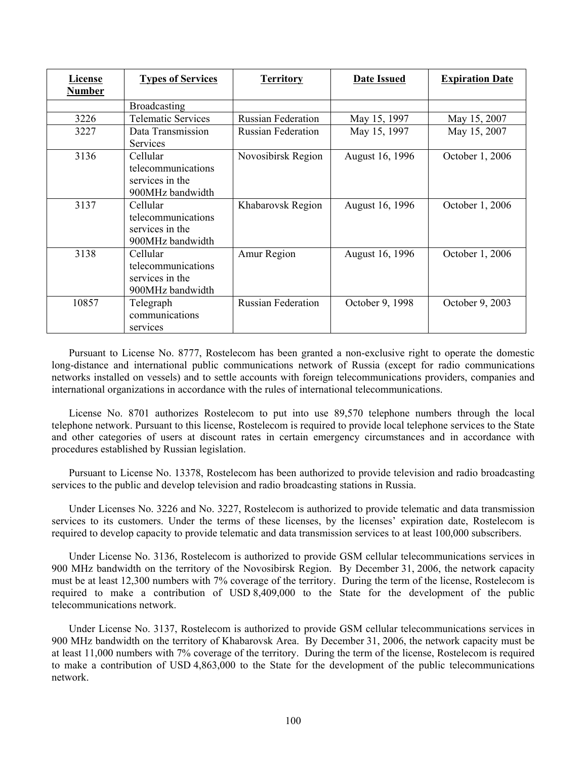| License Number | Types of Services | Territory | Date Issued | Expiration Date |
|---|---|---|---|---|
| | Broadcasting | | | |
| 3226 | Telematic Services | Russian Federation | May 15, 1997 | May 15, 2007 |
| 3227 | Data Transmission Services | Russian Federation | May 15, 1997 | May 15, 2007 |
| 3136 | Cellular telecommunications services in the 900MHz bandwidth | Novosibirsk Region | August 16, 1996 | October 1, 2006 |
| 3137 | Cellular telecommunications services in the 900MHz bandwidth | Khabarovsk Region | August 16, 1996 | October 1, 2006 |
| 3138 | Cellular telecommunications services in the 900MHz bandwidth | Amur Region | August 16, 1996 | October 1, 2006 |
| 10857 | Telegraph communications services | Russian Federation | October 9, 1998 | October 9, 2003 |

Pursuant to License No. 8777, Rostelecom has been granted a non-exclusive right to operate the domestic long-distance and international public communications network of Russia (except for radio communications networks installed on vessels) and to settle accounts with foreign telecommunications providers, companies and international organizations in accordance with the rules of international telecommunications.

License No. 8701 authorizes Rostelecom to put into use 89,570 telephone numbers through the local telephone network. Pursuant to this license, Rostelecom is required to provide local telephone services to the State and other categories of users at discount rates in certain emergency circumstances and in accordance with procedures established by Russian legislation.

Pursuant to License No. 13378, Rostelecom has been authorized to provide television and radio broadcasting services to the public and develop television and radio broadcasting stations in Russia.

Under Licenses No. 3226 and No. 3227, Rostelecom is authorized to provide telematic and data transmission services to its customers. Under the terms of these licenses, by the licenses' expiration date, Rostelecom is required to develop capacity to provide telematic and data transmission services to at least 100,000 subscribers.

Under License No. 3136, Rostelecom is authorized to provide GSM cellular telecommunications services in 900 MHz bandwidth on the territory of the Novosibirsk Region. By December 31, 2006, the network capacity must be at least 12,300 numbers with 7% coverage of the territory. During the term of the license, Rostelecom is required to make a contribution of USD 8,409,000 to the State for the development of the public telecommunications network.

Under License No. 3137, Rostelecom is authorized to provide GSM cellular telecommunications services in 900 MHz bandwidth on the territory of Khabarovsk Area. By December 31, 2006, the network capacity must be at least 11,000 numbers with 7% coverage of the territory. During the term of the license, Rostelecom is required to make a contribution of USD 4,863,000 to the State for the development of the public telecommunications network.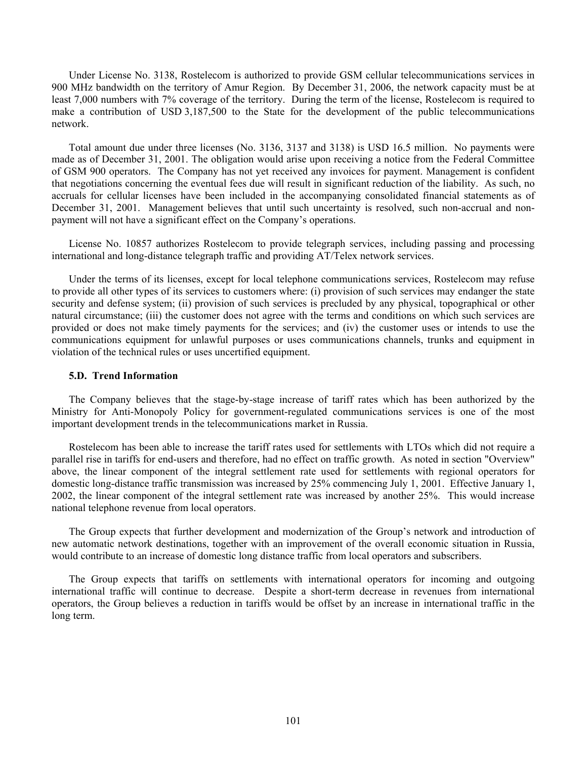Under License No. 3138, Rostelecom is authorized to provide GSM cellular telecommunications services in 900 MHz bandwidth on the territory of Amur Region. By December 31, 2006, the network capacity must be at least 7,000 numbers with 7% coverage of the territory. During the term of the license, Rostelecom is required to make a contribution of USD 3,187,500 to the State for the development of the public telecommunications network.

Total amount due under three licenses (No. 3136, 3137 and 3138) is USD 16.5 million. No payments were made as of December 31, 2001. The obligation would arise upon receiving a notice from the Federal Committee of GSM 900 operators. The Company has not yet received any invoices for payment. Management is confident that negotiations concerning the eventual fees due will result in significant reduction of the liability. As such, no accruals for cellular licenses have been included in the accompanying consolidated financial statements as of December 31, 2001. Management believes that until such uncertainty is resolved, such non-accrual and non-payment will not have a significant effect on the Company's operations.

License No. 10857 authorizes Rostelecom to provide telegraph services, including passing and processing international and long-distance telegraph traffic and providing AT/Telex network services.

Under the terms of its licenses, except for local telephone communications services, Rostelecom may refuse to provide all other types of its services to customers where: (i) provision of such services may endanger the state security and defense system; (ii) provision of such services is precluded by any physical, topographical or other natural circumstance; (iii) the customer does not agree with the terms and conditions on which such services are provided or does not make timely payments for the services; and (iv) the customer uses or intends to use the communications equipment for unlawful purposes or uses communications channels, trunks and equipment in violation of the technical rules or uses uncertified equipment.

### 5.D. Trend Information

The Company believes that the stage-by-stage increase of tariff rates which has been authorized by the Ministry for Anti-Monopoly Policy for government-regulated communications services is one of the most important development trends in the telecommunications market in Russia.

Rostelecom has been able to increase the tariff rates used for settlements with LTOs which did not require a parallel rise in tariffs for end-users and therefore, had no effect on traffic growth. As noted in section "Overview" above, the linear component of the integral settlement rate used for settlements with regional operators for domestic long-distance traffic transmission was increased by 25% commencing July 1, 2001. Effective January 1, 2002, the linear component of the integral settlement rate was increased by another 25%. This would increase national telephone revenue from local operators.

The Group expects that further development and modernization of the Group's network and introduction of new automatic network destinations, together with an improvement of the overall economic situation in Russia, would contribute to an increase of domestic long distance traffic from local operators and subscribers.

The Group expects that tariffs on settlements with international operators for incoming and outgoing international traffic will continue to decrease. Despite a short-term decrease in revenues from international operators, the Group believes a reduction in tariffs would be offset by an increase in international traffic in the long term.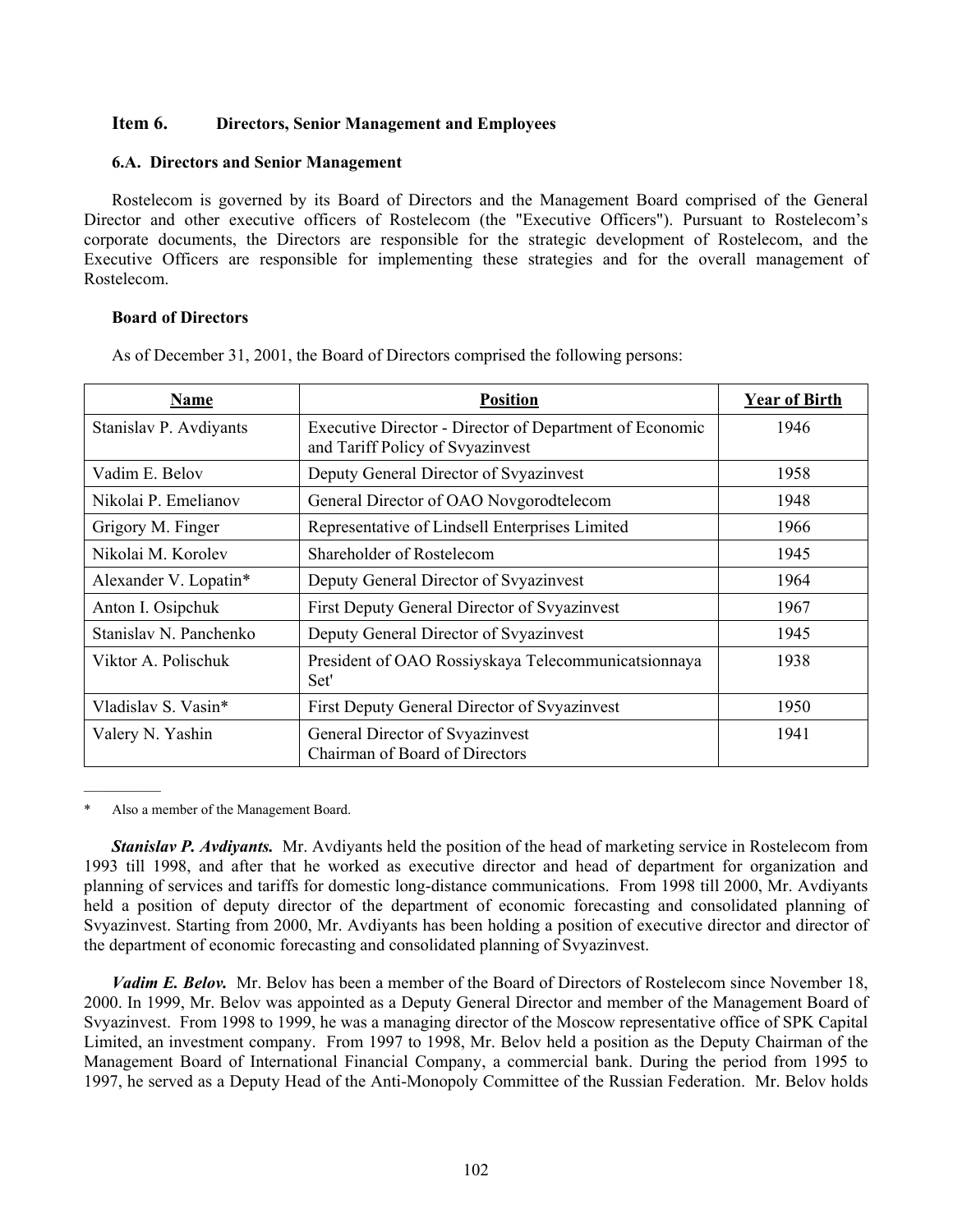## Item 6. Directors, Senior Management and Employees

### 6.A. Directors and Senior Management

Rostelecom is governed by its Board of Directors and the Management Board comprised of the General Director and other executive officers of Rostelecom (the "Executive Officers"). Pursuant to Rostelecom's corporate documents, the Directors are responsible for the strategic development of Rostelecom, and the Executive Officers are responsible for implementing these strategies and for the overall management of Rostelecom.

**Board of Directors**

As of December 31, 2001, the Board of Directors comprised the following persons:

| Name | Position | Year of Birth |
|---|---|---|
| Stanislav P. Avdiyants | Executive Director - Director of Department of Economic and Tariff Policy of Svyazinvest | 1946 |
| Vadim E. Belov | Deputy General Director of Svyazinvest | 1958 |
| Nikolai P. Emelianov | General Director of OAO Novgorodtelecom | 1948 |
| Grigory M. Finger | Representative of Lindsell Enterprises Limited | 1966 |
| Nikolai M. Korolev | Shareholder of Rostelecom | 1945 |
| Alexander V. Lopatin* | Deputy General Director of Svyazinvest | 1964 |
| Anton I. Osipchuk | First Deputy General Director of Svyazinvest | 1967 |
| Stanislav N. Panchenko | Deputy General Director of Svyazinvest | 1945 |
| Viktor A. Polischuk | President of OAO Rossiyskaya Telecommunicatsionnaya Set' | 1938 |
| Vladislav S. Vasin* | First Deputy General Director of Svyazinvest | 1950 |
| Valery N. Yashin | General Director of Svyazinvest<br>Chairman of Board of Directors | 1941 |

\* Also a member of the Management Board.

***Stanislav P. Avdiyants.*** Mr. Avdiyants held the position of the head of marketing service in Rostelecom from 1993 till 1998, and after that he worked as executive director and head of department for organization and planning of services and tariffs for domestic long-distance communications. From 1998 till 2000, Mr. Avdiyants held a position of deputy director of the department of economic forecasting and consolidated planning of Svyazinvest. Starting from 2000, Mr. Avdiyants has been holding a position of executive director and director of the department of economic forecasting and consolidated planning of Svyazinvest.

***Vadim E. Belov.*** Mr. Belov has been a member of the Board of Directors of Rostelecom since November 18, 2000. In 1999, Mr. Belov was appointed as a Deputy General Director and member of the Management Board of Svyazinvest. From 1998 to 1999, he was a managing director of the Moscow representative office of SPK Capital Limited, an investment company. From 1997 to 1998, Mr. Belov held a position as the Deputy Chairman of the Management Board of International Financial Company, a commercial bank. During the period from 1995 to 1997, he served as a Deputy Head of the Anti-Monopoly Committee of the Russian Federation. Mr. Belov holds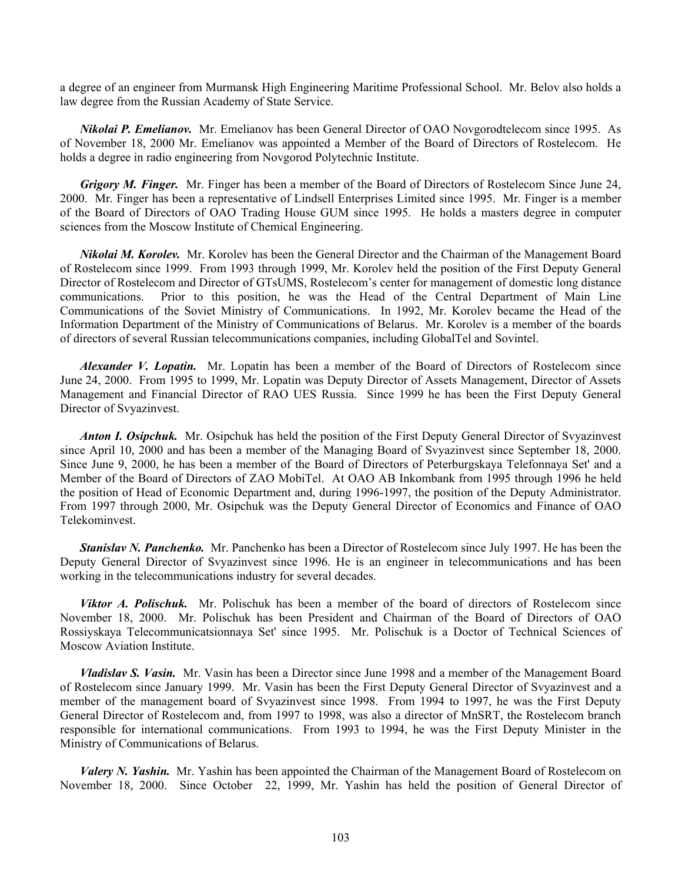a degree of an engineer from Murmansk High Engineering Maritime Professional School. Mr. Belov also holds a law degree from the Russian Academy of State Service.

***Nikolai P. Emelianov.*** Mr. Emelianov has been General Director of OAO Novgorodtelecom since 1995. As of November 18, 2000 Mr. Emelianov was appointed a Member of the Board of Directors of Rostelecom. He holds a degree in radio engineering from Novgorod Polytechnic Institute.

***Grigory M. Finger.*** Mr. Finger has been a member of the Board of Directors of Rostelecom Since June 24, 2000. Mr. Finger has been a representative of Lindsell Enterprises Limited since 1995. Mr. Finger is a member of the Board of Directors of OAO Trading House GUM since 1995. He holds a masters degree in computer sciences from the Moscow Institute of Chemical Engineering.

***Nikolai M. Korolev.*** Mr. Korolev has been the General Director and the Chairman of the Management Board of Rostelecom since 1999. From 1993 through 1999, Mr. Korolev held the position of the First Deputy General Director of Rostelecom and Director of GTsUMS, Rostelecom's center for management of domestic long distance communications. Prior to this position, he was the Head of the Central Department of Main Line Communications of the Soviet Ministry of Communications. In 1992, Mr. Korolev became the Head of the Information Department of the Ministry of Communications of Belarus. Mr. Korolev is a member of the boards of directors of several Russian telecommunications companies, including GlobalTel and Sovintel.

***Alexander V. Lopatin.*** Mr. Lopatin has been a member of the Board of Directors of Rostelecom since June 24, 2000. From 1995 to 1999, Mr. Lopatin was Deputy Director of Assets Management, Director of Assets Management and Financial Director of RAO UES Russia. Since 1999 he has been the First Deputy General Director of Svyazinvest.

***Anton I. Osipchuk.*** Mr. Osipchuk has held the position of the First Deputy General Director of Svyazinvest since April 10, 2000 and has been a member of the Managing Board of Svyazinvest since September 18, 2000. Since June 9, 2000, he has been a member of the Board of Directors of Peterburgskaya Telefonnaya Set' and a Member of the Board of Directors of ZAO MobiTel. At OAO AB Inkombank from 1995 through 1996 he held the position of Head of Economic Department and, during 1996-1997, the position of the Deputy Administrator. From 1997 through 2000, Mr. Osipchuk was the Deputy General Director of Economics and Finance of OAO Telekominvest.

***Stanislav N. Panchenko.*** Mr. Panchenko has been a Director of Rostelecom since July 1997. He has been the Deputy General Director of Svyazinvest since 1996. He is an engineer in telecommunications and has been working in the telecommunications industry for several decades.

***Viktor A. Polischuk.*** Mr. Polischuk has been a member of the board of directors of Rostelecom since November 18, 2000. Mr. Polischuk has been President and Chairman of the Board of Directors of OAO Rossiyskaya Telecommunicatsionnaya Set' since 1995. Mr. Polischuk is a Doctor of Technical Sciences of Moscow Aviation Institute.

***Vladislav S. Vasin.*** Mr. Vasin has been a Director since June 1998 and a member of the Management Board of Rostelecom since January 1999. Mr. Vasin has been the First Deputy General Director of Svyazinvest and a member of the management board of Svyazinvest since 1998. From 1994 to 1997, he was the First Deputy General Director of Rostelecom and, from 1997 to 1998, was also a director of MnSRT, the Rostelecom branch responsible for international communications. From 1993 to 1994, he was the First Deputy Minister in the Ministry of Communications of Belarus.

***Valery N. Yashin.*** Mr. Yashin has been appointed the Chairman of the Management Board of Rostelecom on November 18, 2000. Since October 22, 1999, Mr. Yashin has held the position of General Director of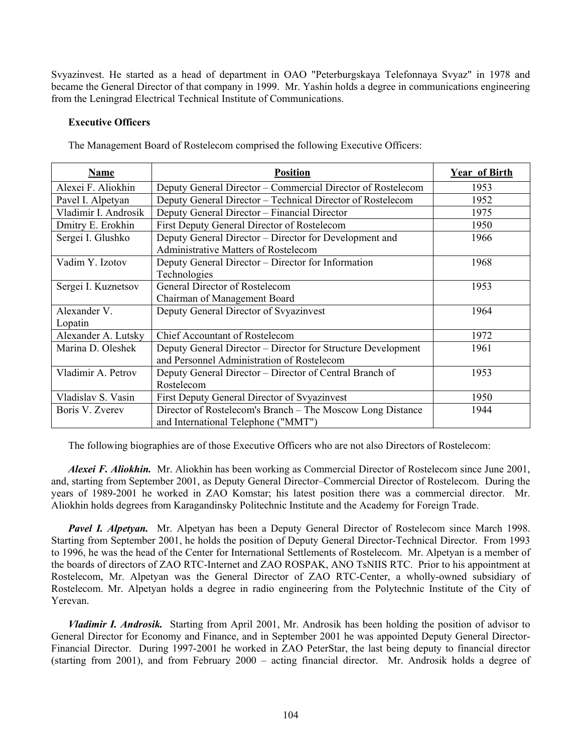Svyazinvest. He started as a head of department in OAO "Peterburgskaya Telefonnaya Svyaz" in 1978 and became the General Director of that company in 1999. Mr. Yashin holds a degree in communications engineering from the Leningrad Electrical Technical Institute of Communications.

**Executive Officers**

The Management Board of Rostelecom comprised the following Executive Officers:

| Name | Position | Year of Birth |
|---|---|---|
| Alexei F. Aliokhin | Deputy General Director – Commercial Director of Rostelecom | 1953 |
| Pavel I. Alpetyan | Deputy General Director – Technical Director of Rostelecom | 1952 |
| Vladimir I. Androsik | Deputy General Director – Financial Director | 1975 |
| Dmitry E. Erokhin | First Deputy General Director of Rostelecom | 1950 |
| Sergei I. Glushko | Deputy General Director – Director for Development and Administrative Matters of Rostelecom | 1966 |
| Vadim Y. Izotov | Deputy General Director – Director for Information Technologies | 1968 |
| Sergei I. Kuznetsov | General Director of Rostelecom<br>Chairman of Management Board | 1953 |
| Alexander V. Lopatin | Deputy General Director of Svyazinvest | 1964 |
| Alexander A. Lutsky | Chief Accountant of Rostelecom | 1972 |
| Marina D. Oleshek | Deputy General Director – Director for Structure Development and Personnel Administration of Rostelecom | 1961 |
| Vladimir A. Petrov | Deputy General Director – Director of Central Branch of Rostelecom | 1953 |
| Vladislav S. Vasin | First Deputy General Director of Svyazinvest | 1950 |
| Boris V. Zverev | Director of Rostelecom's Branch – The Moscow Long Distance and International Telephone ("MMT") | 1944 |

The following biographies are of those Executive Officers who are not also Directors of Rostelecom:

***Alexei F. Aliokhin.*** Mr. Aliokhin has been working as Commercial Director of Rostelecom since June 2001, and, starting from September 2001, as Deputy General Director–Commercial Director of Rostelecom. During the years of 1989-2001 he worked in ZAO Komstar; his latest position there was a commercial director. Mr. Aliokhin holds degrees from Karagandinsky Politechnic Institute and the Academy for Foreign Trade.

***Pavel I. Alpetyan.*** Mr. Alpetyan has been a Deputy General Director of Rostelecom since March 1998. Starting from September 2001, he holds the position of Deputy General Director-Technical Director. From 1993 to 1996, he was the head of the Center for International Settlements of Rostelecom. Mr. Alpetyan is a member of the boards of directors of ZAO RTC-Internet and ZAO ROSPAK, ANO TsNIIS RTC. Prior to his appointment at Rostelecom, Mr. Alpetyan was the General Director of ZAO RTC-Center, a wholly-owned subsidiary of Rostelecom. Mr. Alpetyan holds a degree in radio engineering from the Polytechnic Institute of the City of Yerevan.

***Vladimir I. Androsik.*** Starting from April 2001, Mr. Androsik has been holding the position of advisor to General Director for Economy and Finance, and in September 2001 he was appointed Deputy General Director-Financial Director. During 1997-2001 he worked in ZAO PeterStar, the last being deputy to financial director (starting from 2001), and from February 2000 – acting financial director. Mr. Androsik holds a degree of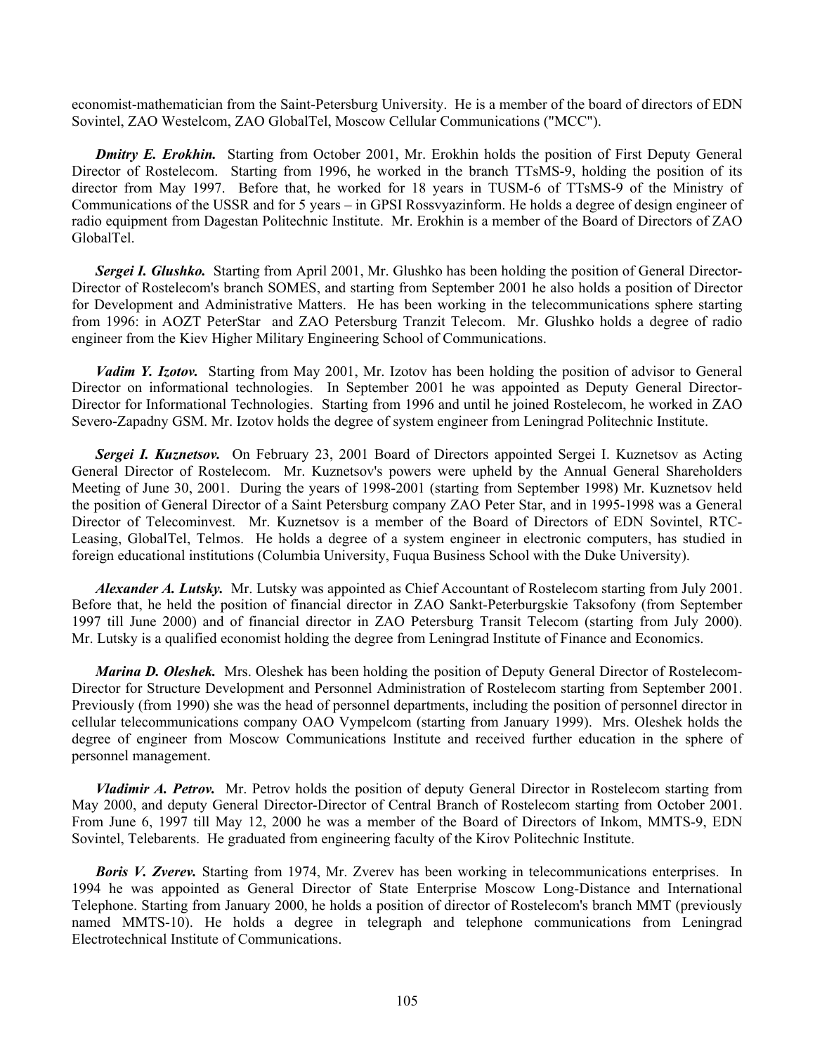economist-mathematician from the Saint-Petersburg University. He is a member of the board of directors of EDN Sovintel, ZAO Westelcom, ZAO GlobalTel, Moscow Cellular Communications ("MCC").

***Dmitry E. Erokhin.*** Starting from October 2001, Mr. Erokhin holds the position of First Deputy General Director of Rostelecom. Starting from 1996, he worked in the branch TTsMS-9, holding the position of its director from May 1997. Before that, he worked for 18 years in TUSM-6 of TTsMS-9 of the Ministry of Communications of the USSR and for 5 years – in GPSI Rossvyazinform. He holds a degree of design engineer of radio equipment from Dagestan Politechnic Institute. Mr. Erokhin is a member of the Board of Directors of ZAO GlobalTel.

***Sergei I. Glushko.*** Starting from April 2001, Mr. Glushko has been holding the position of General Director-Director of Rostelecom's branch SOMES, and starting from September 2001 he also holds a position of Director for Development and Administrative Matters. He has been working in the telecommunications sphere starting from 1996: in AOZT PeterStar and ZAO Petersburg Tranzit Telecom. Mr. Glushko holds a degree of radio engineer from the Kiev Higher Military Engineering School of Communications.

***Vadim Y. Izotov.*** Starting from May 2001, Mr. Izotov has been holding the position of advisor to General Director on informational technologies. In September 2001 he was appointed as Deputy General Director-Director for Informational Technologies. Starting from 1996 and until he joined Rostelecom, he worked in ZAO Severo-Zapadny GSM. Mr. Izotov holds the degree of system engineer from Leningrad Politechnic Institute.

***Sergei I. Kuznetsov.*** On February 23, 2001 Board of Directors appointed Sergei I. Kuznetsov as Acting General Director of Rostelecom. Mr. Kuznetsov's powers were upheld by the Annual General Shareholders Meeting of June 30, 2001. During the years of 1998-2001 (starting from September 1998) Mr. Kuznetsov held the position of General Director of a Saint Petersburg company ZAO Peter Star, and in 1995-1998 was a General Director of Telecominvest. Mr. Kuznetsov is a member of the Board of Directors of EDN Sovintel, RTC-Leasing, GlobalTel, Telmos. He holds a degree of a system engineer in electronic computers, has studied in foreign educational institutions (Columbia University, Fuqua Business School with the Duke University).

***Alexander A. Lutsky.*** Mr. Lutsky was appointed as Chief Accountant of Rostelecom starting from July 2001. Before that, he held the position of financial director in ZAO Sankt-Peterburgskie Taksofony (from September 1997 till June 2000) and of financial director in ZAO Petersburg Transit Telecom (starting from July 2000). Mr. Lutsky is a qualified economist holding the degree from Leningrad Institute of Finance and Economics.

***Marina D. Oleshek.*** Mrs. Oleshek has been holding the position of Deputy General Director of Rostelecom-Director for Structure Development and Personnel Administration of Rostelecom starting from September 2001. Previously (from 1990) she was the head of personnel departments, including the position of personnel director in cellular telecommunications company OAO Vympelcom (starting from January 1999). Mrs. Oleshek holds the degree of engineer from Moscow Communications Institute and received further education in the sphere of personnel management.

***Vladimir A. Petrov.*** Mr. Petrov holds the position of deputy General Director in Rostelecom starting from May 2000, and deputy General Director-Director of Central Branch of Rostelecom starting from October 2001. From June 6, 1997 till May 12, 2000 he was a member of the Board of Directors of Inkom, MMTS-9, EDN Sovintel, Telebarents. He graduated from engineering faculty of the Kirov Politechnic Institute.

***Boris V. Zverev.*** Starting from 1974, Mr. Zverev has been working in telecommunications enterprises. In 1994 he was appointed as General Director of State Enterprise Moscow Long-Distance and International Telephone. Starting from January 2000, he holds a position of director of Rostelecom's branch MMT (previously named MMTS-10). He holds a degree in telegraph and telephone communications from Leningrad Electrotechnical Institute of Communications.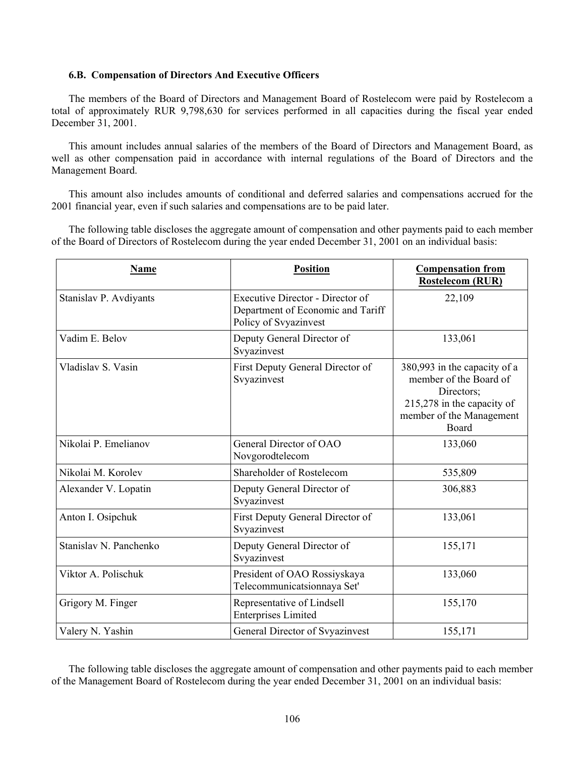### 6.B. Compensation of Directors And Executive Officers

The members of the Board of Directors and Management Board of Rostelecom were paid by Rostelecom a total of approximately RUR 9,798,630 for services performed in all capacities during the fiscal year ended December 31, 2001.

This amount includes annual salaries of the members of the Board of Directors and Management Board, as well as other compensation paid in accordance with internal regulations of the Board of Directors and the Management Board.

This amount also includes amounts of conditional and deferred salaries and compensations accrued for the 2001 financial year, even if such salaries and compensations are to be paid later.

The following table discloses the aggregate amount of compensation and other payments paid to each member of the Board of Directors of Rostelecom during the year ended December 31, 2001 on an individual basis:

| Name | Position | Compensation from Rostelecom (RUR) |
|---|---|---|
| Stanislav P. Avdiyants | Executive Director - Director of Department of Economic and Tariff Policy of Svyazinvest | 22,109 |
| Vadim E. Belov | Deputy General Director of Svyazinvest | 133,061 |
| Vladislav S. Vasin | First Deputy General Director of Svyazinvest | 380,993 in the capacity of a member of the Board of Directors; 215,278 in the capacity of member of the Management Board |
| Nikolai P. Emelianov | General Director of OAO Novgorodtelecom | 133,060 |
| Nikolai M. Korolev | Shareholder of Rostelecom | 535,809 |
| Alexander V. Lopatin | Deputy General Director of Svyazinvest | 306,883 |
| Anton I. Osipchuk | First Deputy General Director of Svyazinvest | 133,061 |
| Stanislav N. Panchenko | Deputy General Director of Svyazinvest | 155,171 |
| Viktor A. Polischuk | President of OAO Rossiyskaya Telecommunicatsionnaya Set' | 133,060 |
| Grigory M. Finger | Representative of Lindsell Enterprises Limited | 155,170 |
| Valery N. Yashin | General Director of Svyazinvest | 155,171 |

The following table discloses the aggregate amount of compensation and other payments paid to each member of the Management Board of Rostelecom during the year ended December 31, 2001 on an individual basis: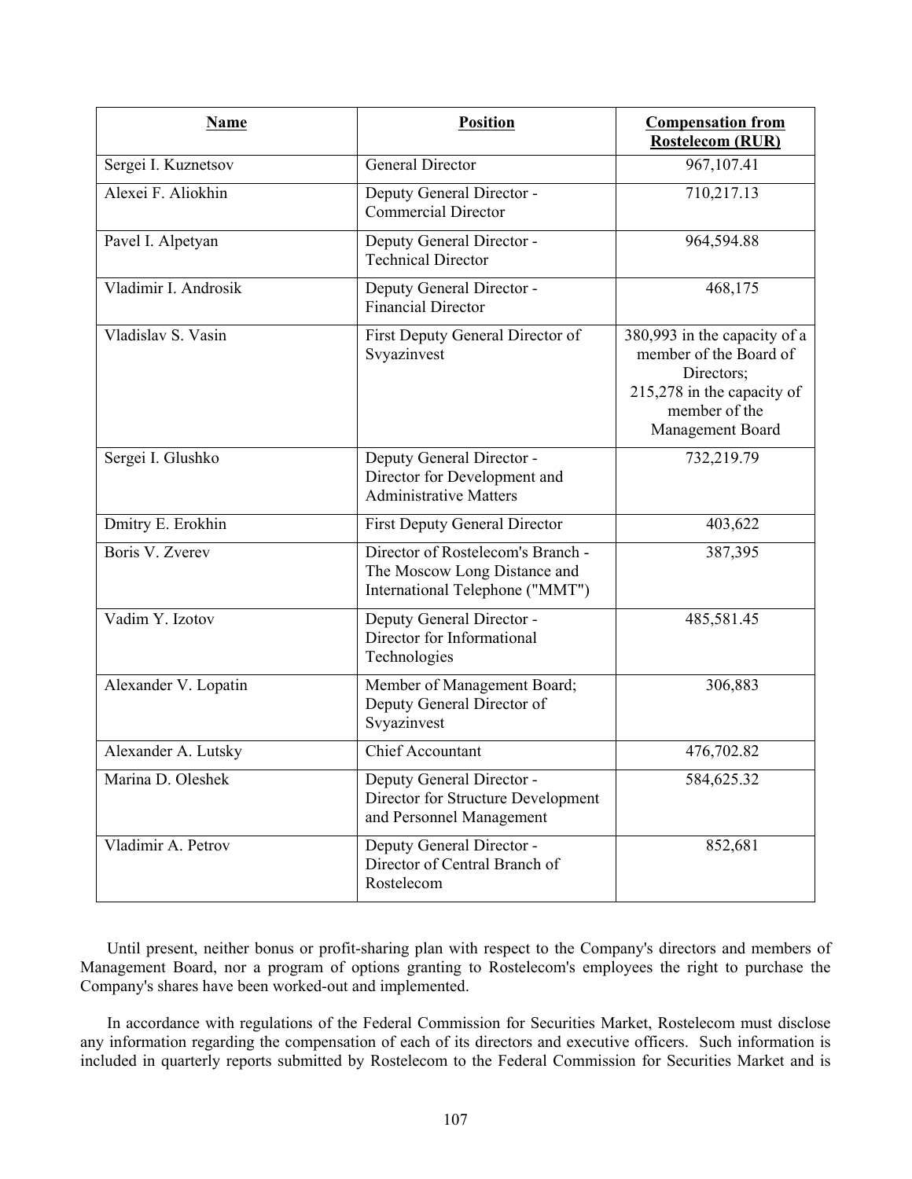| Name | Position | Compensation from Rostelecom (RUR) |
|---|---|---|
| Sergei I. Kuznetsov | General Director | 967,107.41 |
| Alexei F. Aliokhin | Deputy General Director - Commercial Director | 710,217.13 |
| Pavel I. Alpetyan | Deputy General Director - Technical Director | 964,594.88 |
| Vladimir I. Androsik | Deputy General Director - Financial Director | 468,175 |
| Vladislav S. Vasin | First Deputy General Director of Svyazinvest | 380,993 in the capacity of a member of the Board of Directors; 215,278 in the capacity of member of the Management Board |
| Sergei I. Glushko | Deputy General Director - Director for Development and Administrative Matters | 732,219.79 |
| Dmitry E. Erokhin | First Deputy General Director | 403,622 |
| Boris V. Zverev | Director of Rostelecom's Branch - The Moscow Long Distance and International Telephone ("MMT") | 387,395 |
| Vadim Y. Izotov | Deputy General Director - Director for Informational Technologies | 485,581.45 |
| Alexander V. Lopatin | Member of Management Board; Deputy General Director of Svyazinvest | 306,883 |
| Alexander A. Lutsky | Chief Accountant | 476,702.82 |
| Marina D. Oleshek | Deputy General Director - Director for Structure Development and Personnel Management | 584,625.32 |
| Vladimir A. Petrov | Deputy General Director - Director of Central Branch of Rostelecom | 852,681 |

Until present, neither bonus or profit-sharing plan with respect to the Company's directors and members of Management Board, nor a program of options granting to Rostelecom's employees the right to purchase the Company's shares have been worked-out and implemented.

In accordance with regulations of the Federal Commission for Securities Market, Rostelecom must disclose any information regarding the compensation of each of its directors and executive officers. Such information is included in quarterly reports submitted by Rostelecom to the Federal Commission for Securities Market and is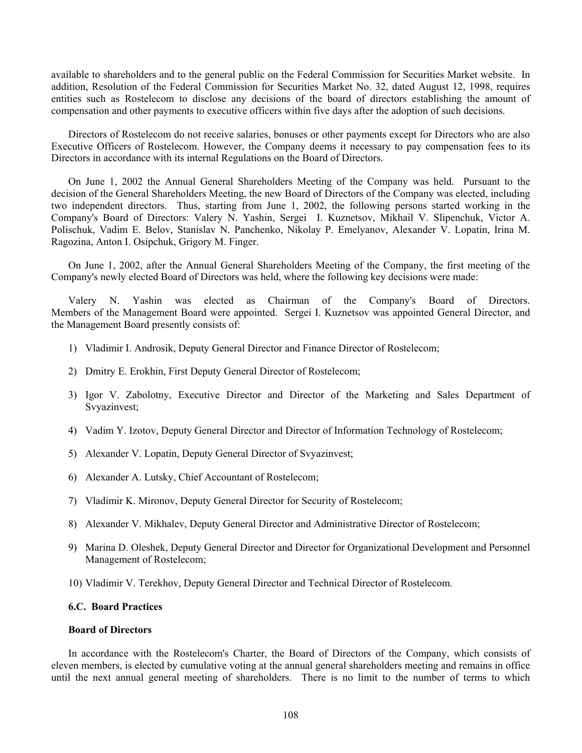available to shareholders and to the general public on the Federal Commission for Securities Market website. In addition, Resolution of the Federal Commission for Securities Market No. 32, dated August 12, 1998, requires entities such as Rostelecom to disclose any decisions of the board of directors establishing the amount of compensation and other payments to executive officers within five days after the adoption of such decisions.

Directors of Rostelecom do not receive salaries, bonuses or other payments except for Directors who are also Executive Officers of Rostelecom. However, the Company deems it necessary to pay compensation fees to its Directors in accordance with its internal Regulations on the Board of Directors.

On June 1, 2002 the Annual General Shareholders Meeting of the Company was held. Pursuant to the decision of the General Shareholders Meeting, the new Board of Directors of the Company was elected, including two independent directors. Thus, starting from June 1, 2002, the following persons started working in the Company's Board of Directors: Valery N. Yashin, Sergei I. Kuznetsov, Mikhail V. Slipenchuk, Victor A. Polischuk, Vadim E. Belov, Stanislav N. Panchenko, Nikolay P. Emelyanov, Alexander V. Lopatin, Irina M. Ragozina, Anton I. Osipchuk, Grigory M. Finger.

On June 1, 2002, after the Annual General Shareholders Meeting of the Company, the first meeting of the Company's newly elected Board of Directors was held, where the following key decisions were made:

Valery N. Yashin was elected as Chairman of the Company's Board of Directors. Members of the Management Board were appointed. Sergei I. Kuznetsov was appointed General Director, and the Management Board presently consists of:

1) Vladimir I. Androsik, Deputy General Director and Finance Director of Rostelecom;
2) Dmitry E. Erokhin, First Deputy General Director of Rostelecom;
3) Igor V. Zabolotny, Executive Director and Director of the Marketing and Sales Department of Svyazinvest;
4) Vadim Y. Izotov, Deputy General Director and Director of Information Technology of Rostelecom;
5) Alexander V. Lopatin, Deputy General Director of Svyazinvest;
6) Alexander A. Lutsky, Chief Accountant of Rostelecom;
7) Vladimir K. Mironov, Deputy General Director for Security of Rostelecom;
8) Alexander V. Mikhalev, Deputy General Director and Administrative Director of Rostelecom;
9) Marina D. Oleshek, Deputy General Director and Director for Organizational Development and Personnel Management of Rostelecom;
10) Vladimir V. Terekhov, Deputy General Director and Technical Director of Rostelecom.

### 6.C. Board Practices

**Board of Directors**

In accordance with the Rostelecom's Charter, the Board of Directors of the Company, which consists of eleven members, is elected by cumulative voting at the annual general shareholders meeting and remains in office until the next annual general meeting of shareholders. There is no limit to the number of terms to which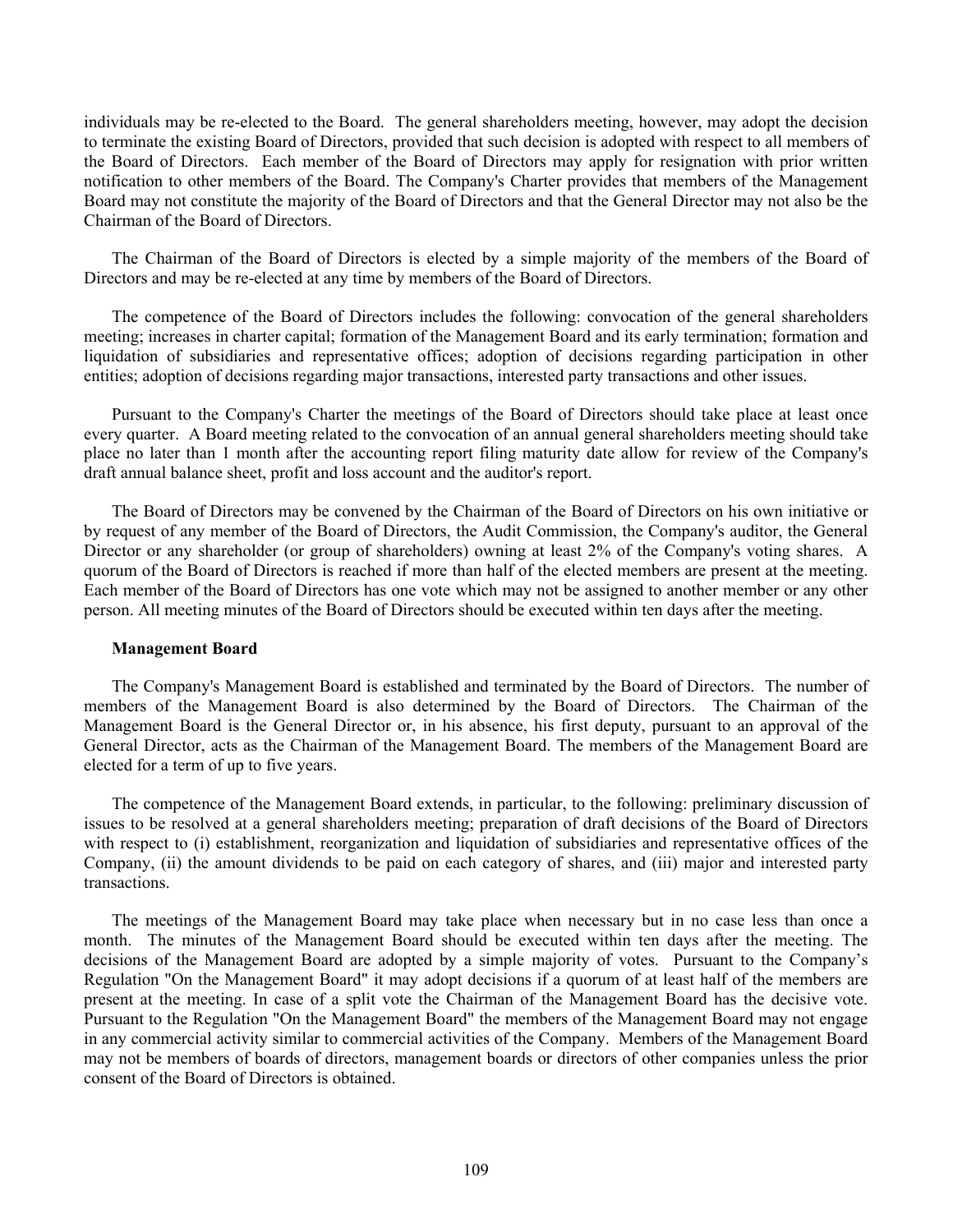individuals may be re-elected to the Board. The general shareholders meeting, however, may adopt the decision to terminate the existing Board of Directors, provided that such decision is adopted with respect to all members of the Board of Directors. Each member of the Board of Directors may apply for resignation with prior written notification to other members of the Board. The Company's Charter provides that members of the Management Board may not constitute the majority of the Board of Directors and that the General Director may not also be the Chairman of the Board of Directors.

The Chairman of the Board of Directors is elected by a simple majority of the members of the Board of Directors and may be re-elected at any time by members of the Board of Directors.

The competence of the Board of Directors includes the following: convocation of the general shareholders meeting; increases in charter capital; formation of the Management Board and its early termination; formation and liquidation of subsidiaries and representative offices; adoption of decisions regarding participation in other entities; adoption of decisions regarding major transactions, interested party transactions and other issues.

Pursuant to the Company's Charter the meetings of the Board of Directors should take place at least once every quarter. A Board meeting related to the convocation of an annual general shareholders meeting should take place no later than 1 month after the accounting report filing maturity date allow for review of the Company's draft annual balance sheet, profit and loss account and the auditor's report.

The Board of Directors may be convened by the Chairman of the Board of Directors on his own initiative or by request of any member of the Board of Directors, the Audit Commission, the Company's auditor, the General Director or any shareholder (or group of shareholders) owning at least 2% of the Company's voting shares. A quorum of the Board of Directors is reached if more than half of the elected members are present at the meeting. Each member of the Board of Directors has one vote which may not be assigned to another member or any other person. All meeting minutes of the Board of Directors should be executed within ten days after the meeting.

**Management Board**

The Company's Management Board is established and terminated by the Board of Directors. The number of members of the Management Board is also determined by the Board of Directors. The Chairman of the Management Board is the General Director or, in his absence, his first deputy, pursuant to an approval of the General Director, acts as the Chairman of the Management Board. The members of the Management Board are elected for a term of up to five years.

The competence of the Management Board extends, in particular, to the following: preliminary discussion of issues to be resolved at a general shareholders meeting; preparation of draft decisions of the Board of Directors with respect to (i) establishment, reorganization and liquidation of subsidiaries and representative offices of the Company, (ii) the amount dividends to be paid on each category of shares, and (iii) major and interested party transactions.

The meetings of the Management Board may take place when necessary but in no case less than once a month. The minutes of the Management Board should be executed within ten days after the meeting. The decisions of the Management Board are adopted by a simple majority of votes. Pursuant to the Company's Regulation "On the Management Board" it may adopt decisions if a quorum of at least half of the members are present at the meeting. In case of a split vote the Chairman of the Management Board has the decisive vote. Pursuant to the Regulation "On the Management Board" the members of the Management Board may not engage in any commercial activity similar to commercial activities of the Company. Members of the Management Board may not be members of boards of directors, management boards or directors of other companies unless the prior consent of the Board of Directors is obtained.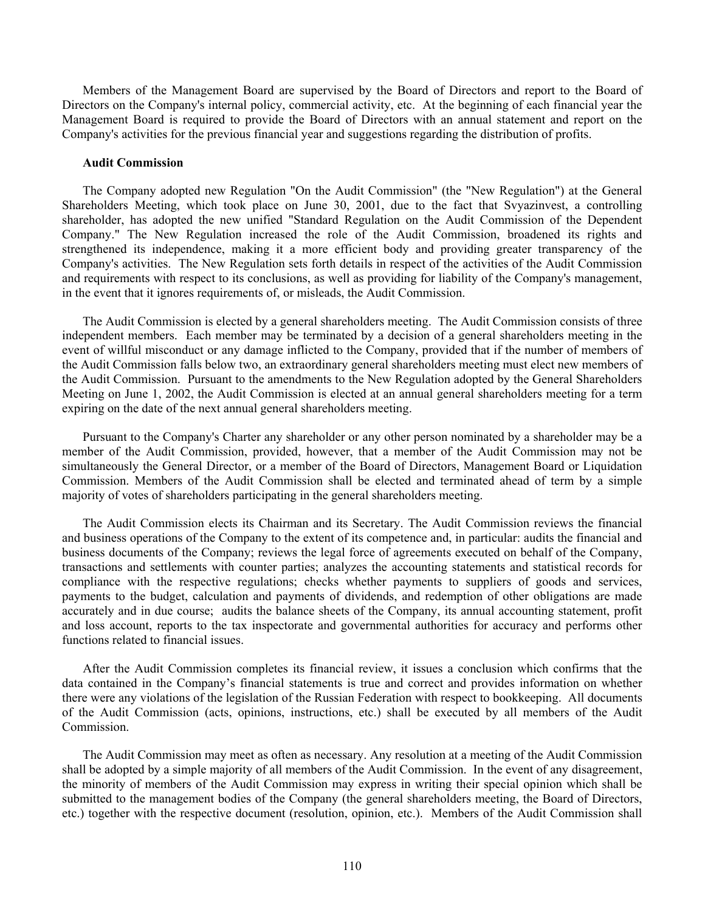Members of the Management Board are supervised by the Board of Directors and report to the Board of Directors on the Company's internal policy, commercial activity, etc. At the beginning of each financial year the Management Board is required to provide the Board of Directors with an annual statement and report on the Company's activities for the previous financial year and suggestions regarding the distribution of profits.

**Audit Commission**

The Company adopted new Regulation "On the Audit Commission" (the "New Regulation") at the General Shareholders Meeting, which took place on June 30, 2001, due to the fact that Svyazinvest, a controlling shareholder, has adopted the new unified "Standard Regulation on the Audit Commission of the Dependent Company." The New Regulation increased the role of the Audit Commission, broadened its rights and strengthened its independence, making it a more efficient body and providing greater transparency of the Company's activities. The New Regulation sets forth details in respect of the activities of the Audit Commission and requirements with respect to its conclusions, as well as providing for liability of the Company's management, in the event that it ignores requirements of, or misleads, the Audit Commission.

The Audit Commission is elected by a general shareholders meeting. The Audit Commission consists of three independent members. Each member may be terminated by a decision of a general shareholders meeting in the event of willful misconduct or any damage inflicted to the Company, provided that if the number of members of the Audit Commission falls below two, an extraordinary general shareholders meeting must elect new members of the Audit Commission. Pursuant to the amendments to the New Regulation adopted by the General Shareholders Meeting on June 1, 2002, the Audit Commission is elected at an annual general shareholders meeting for a term expiring on the date of the next annual general shareholders meeting.

Pursuant to the Company's Charter any shareholder or any other person nominated by a shareholder may be a member of the Audit Commission, provided, however, that a member of the Audit Commission may not be simultaneously the General Director, or a member of the Board of Directors, Management Board or Liquidation Commission. Members of the Audit Commission shall be elected and terminated ahead of term by a simple majority of votes of shareholders participating in the general shareholders meeting.

The Audit Commission elects its Chairman and its Secretary. The Audit Commission reviews the financial and business operations of the Company to the extent of its competence and, in particular: audits the financial and business documents of the Company; reviews the legal force of agreements executed on behalf of the Company, transactions and settlements with counter parties; analyzes the accounting statements and statistical records for compliance with the respective regulations; checks whether payments to suppliers of goods and services, payments to the budget, calculation and payments of dividends, and redemption of other obligations are made accurately and in due course; audits the balance sheets of the Company, its annual accounting statement, profit and loss account, reports to the tax inspectorate and governmental authorities for accuracy and performs other functions related to financial issues.

After the Audit Commission completes its financial review, it issues a conclusion which confirms that the data contained in the Company's financial statements is true and correct and provides information on whether there were any violations of the legislation of the Russian Federation with respect to bookkeeping. All documents of the Audit Commission (acts, opinions, instructions, etc.) shall be executed by all members of the Audit Commission.

The Audit Commission may meet as often as necessary. Any resolution at a meeting of the Audit Commission shall be adopted by a simple majority of all members of the Audit Commission. In the event of any disagreement, the minority of members of the Audit Commission may express in writing their special opinion which shall be submitted to the management bodies of the Company (the general shareholders meeting, the Board of Directors, etc.) together with the respective document (resolution, opinion, etc.). Members of the Audit Commission shall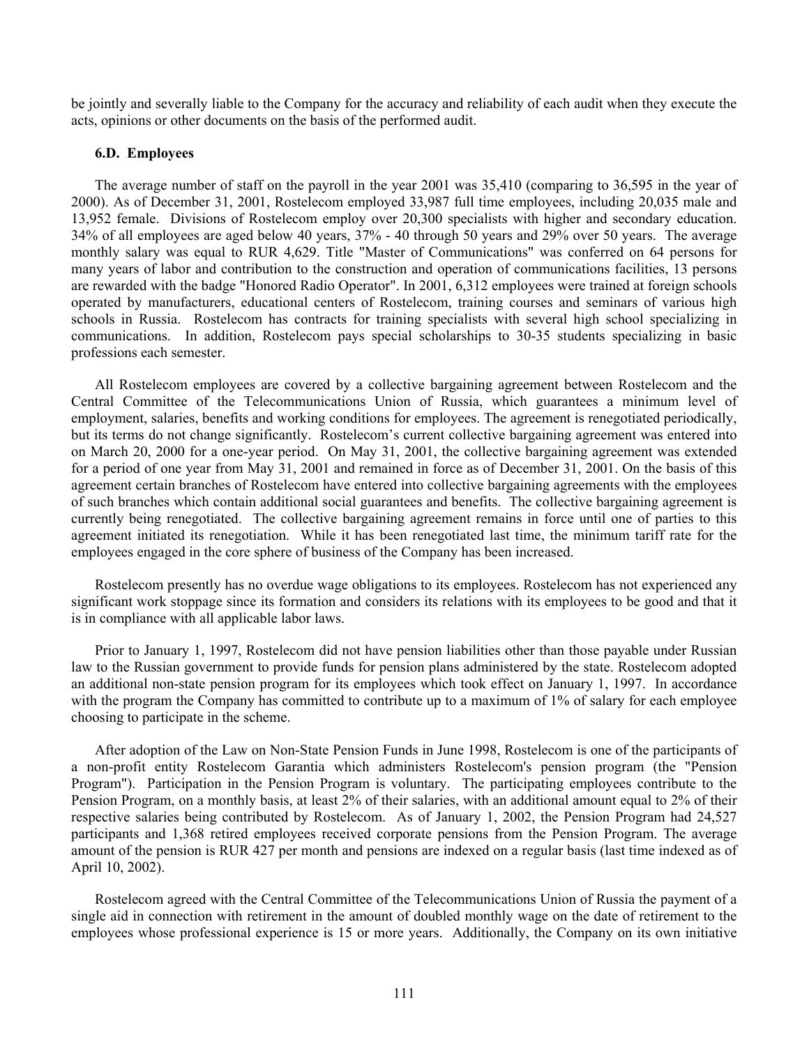be jointly and severally liable to the Company for the accuracy and reliability of each audit when they execute the acts, opinions or other documents on the basis of the performed audit.

### 6.D. Employees

The average number of staff on the payroll in the year 2001 was 35,410 (comparing to 36,595 in the year of 2000). As of December 31, 2001, Rostelecom employed 33,987 full time employees, including 20,035 male and 13,952 female. Divisions of Rostelecom employ over 20,300 specialists with higher and secondary education. 34% of all employees are aged below 40 years, 37% - 40 through 50 years and 29% over 50 years. The average monthly salary was equal to RUR 4,629. Title "Master of Communications" was conferred on 64 persons for many years of labor and contribution to the construction and operation of communications facilities, 13 persons are rewarded with the badge "Honored Radio Operator". In 2001, 6,312 employees were trained at foreign schools operated by manufacturers, educational centers of Rostelecom, training courses and seminars of various high schools in Russia. Rostelecom has contracts for training specialists with several high school specializing in communications. In addition, Rostelecom pays special scholarships to 30-35 students specializing in basic professions each semester.

All Rostelecom employees are covered by a collective bargaining agreement between Rostelecom and the Central Committee of the Telecommunications Union of Russia, which guarantees a minimum level of employment, salaries, benefits and working conditions for employees. The agreement is renegotiated periodically, but its terms do not change significantly. Rostelecom's current collective bargaining agreement was entered into on March 20, 2000 for a one-year period. On May 31, 2001, the collective bargaining agreement was extended for a period of one year from May 31, 2001 and remained in force as of December 31, 2001. On the basis of this agreement certain branches of Rostelecom have entered into collective bargaining agreements with the employees of such branches which contain additional social guarantees and benefits. The collective bargaining agreement is currently being renegotiated. The collective bargaining agreement remains in force until one of parties to this agreement initiated its renegotiation. While it has been renegotiated last time, the minimum tariff rate for the employees engaged in the core sphere of business of the Company has been increased.

Rostelecom presently has no overdue wage obligations to its employees. Rostelecom has not experienced any significant work stoppage since its formation and considers its relations with its employees to be good and that it is in compliance with all applicable labor laws.

Prior to January 1, 1997, Rostelecom did not have pension liabilities other than those payable under Russian law to the Russian government to provide funds for pension plans administered by the state. Rostelecom adopted an additional non-state pension program for its employees which took effect on January 1, 1997. In accordance with the program the Company has committed to contribute up to a maximum of 1% of salary for each employee choosing to participate in the scheme.

After adoption of the Law on Non-State Pension Funds in June 1998, Rostelecom is one of the participants of a non-profit entity Rostelecom Garantia which administers Rostelecom's pension program (the "Pension Program"). Participation in the Pension Program is voluntary. The participating employees contribute to the Pension Program, on a monthly basis, at least 2% of their salaries, with an additional amount equal to 2% of their respective salaries being contributed by Rostelecom. As of January 1, 2002, the Pension Program had 24,527 participants and 1,368 retired employees received corporate pensions from the Pension Program. The average amount of the pension is RUR 427 per month and pensions are indexed on a regular basis (last time indexed as of April 10, 2002).

Rostelecom agreed with the Central Committee of the Telecommunications Union of Russia the payment of a single aid in connection with retirement in the amount of doubled monthly wage on the date of retirement to the employees whose professional experience is 15 or more years. Additionally, the Company on its own initiative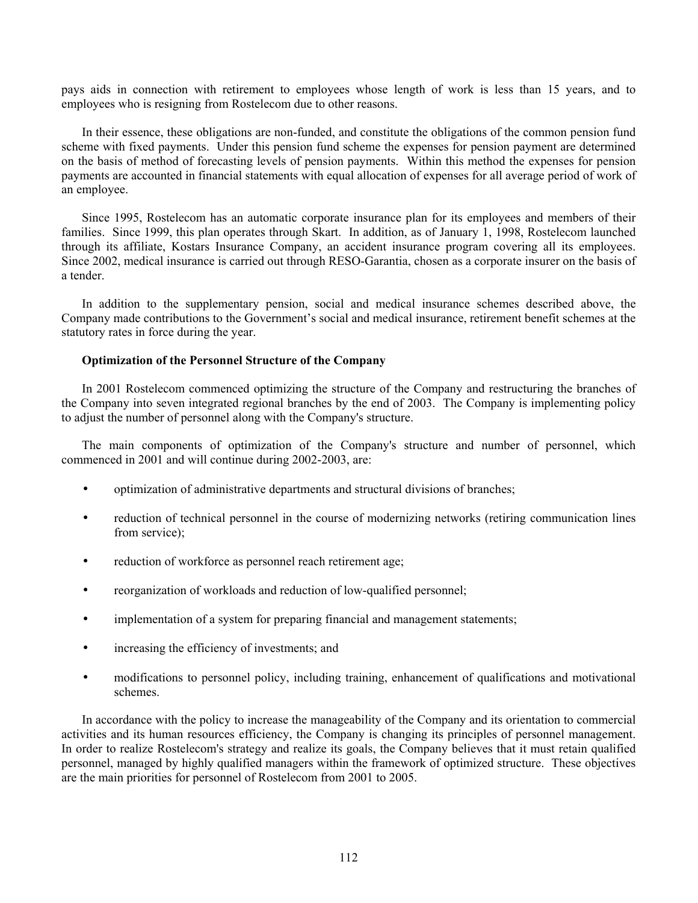pays aids in connection with retirement to employees whose length of work is less than 15 years, and to employees who is resigning from Rostelecom due to other reasons.

In their essence, these obligations are non-funded, and constitute the obligations of the common pension fund scheme with fixed payments. Under this pension fund scheme the expenses for pension payment are determined on the basis of method of forecasting levels of pension payments. Within this method the expenses for pension payments are accounted in financial statements with equal allocation of expenses for all average period of work of an employee.

Since 1995, Rostelecom has an automatic corporate insurance plan for its employees and members of their families. Since 1999, this plan operates through Skart. In addition, as of January 1, 1998, Rostelecom launched through its affiliate, Kostars Insurance Company, an accident insurance program covering all its employees. Since 2002, medical insurance is carried out through RESO-Garantia, chosen as a corporate insurer on the basis of a tender.

In addition to the supplementary pension, social and medical insurance schemes described above, the Company made contributions to the Government's social and medical insurance, retirement benefit schemes at the statutory rates in force during the year.

**Optimization of the Personnel Structure of the Company**

In 2001 Rostelecom commenced optimizing the structure of the Company and restructuring the branches of the Company into seven integrated regional branches by the end of 2003. The Company is implementing policy to adjust the number of personnel along with the Company's structure.

The main components of optimization of the Company's structure and number of personnel, which commenced in 2001 and will continue during 2002-2003, are:

- optimization of administrative departments and structural divisions of branches;
- reduction of technical personnel in the course of modernizing networks (retiring communication lines from service);
- reduction of workforce as personnel reach retirement age;
- reorganization of workloads and reduction of low-qualified personnel;
- implementation of a system for preparing financial and management statements;
- increasing the efficiency of investments; and
- modifications to personnel policy, including training, enhancement of qualifications and motivational schemes.

In accordance with the policy to increase the manageability of the Company and its orientation to commercial activities and its human resources efficiency, the Company is changing its principles of personnel management. In order to realize Rostelecom's strategy and realize its goals, the Company believes that it must retain qualified personnel, managed by highly qualified managers within the framework of optimized structure. These objectives are the main priorities for personnel of Rostelecom from 2001 to 2005.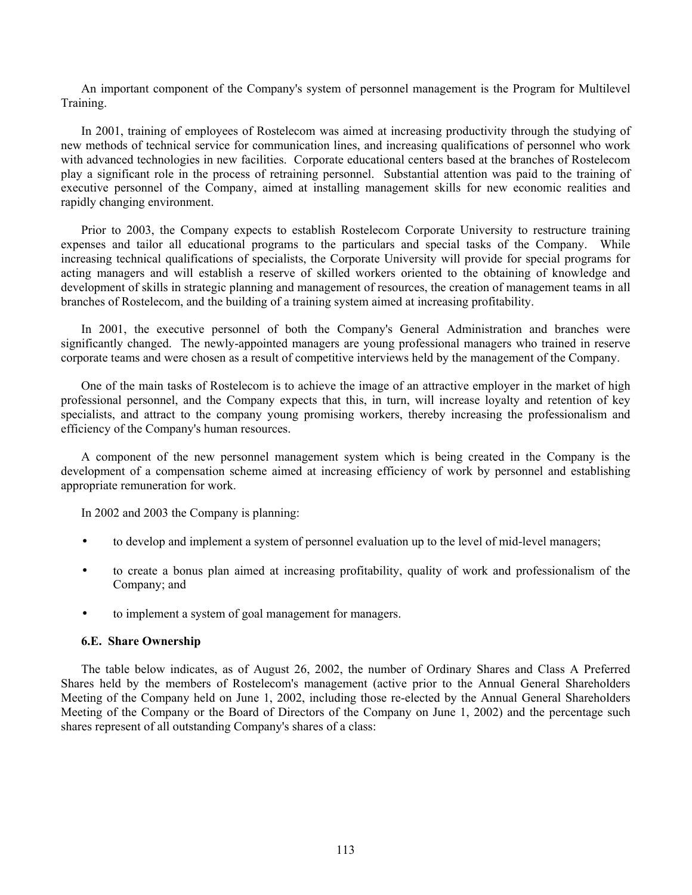An important component of the Company's system of personnel management is the Program for Multilevel Training.

In 2001, training of employees of Rostelecom was aimed at increasing productivity through the studying of new methods of technical service for communication lines, and increasing qualifications of personnel who work with advanced technologies in new facilities. Corporate educational centers based at the branches of Rostelecom play a significant role in the process of retraining personnel. Substantial attention was paid to the training of executive personnel of the Company, aimed at installing management skills for new economic realities and rapidly changing environment.

Prior to 2003, the Company expects to establish Rostelecom Corporate University to restructure training expenses and tailor all educational programs to the particulars and special tasks of the Company. While increasing technical qualifications of specialists, the Corporate University will provide for special programs for acting managers and will establish a reserve of skilled workers oriented to the obtaining of knowledge and development of skills in strategic planning and management of resources, the creation of management teams in all branches of Rostelecom, and the building of a training system aimed at increasing profitability.

In 2001, the executive personnel of both the Company's General Administration and branches were significantly changed. The newly-appointed managers are young professional managers who trained in reserve corporate teams and were chosen as a result of competitive interviews held by the management of the Company.

One of the main tasks of Rostelecom is to achieve the image of an attractive employer in the market of high professional personnel, and the Company expects that this, in turn, will increase loyalty and retention of key specialists, and attract to the company young promising workers, thereby increasing the professionalism and efficiency of the Company's human resources.

A component of the new personnel management system which is being created in the Company is the development of a compensation scheme aimed at increasing efficiency of work by personnel and establishing appropriate remuneration for work.

In 2002 and 2003 the Company is planning:

- to develop and implement a system of personnel evaluation up to the level of mid-level managers;
- to create a bonus plan aimed at increasing profitability, quality of work and professionalism of the Company; and
- to implement a system of goal management for managers.

### 6.E. Share Ownership

The table below indicates, as of August 26, 2002, the number of Ordinary Shares and Class A Preferred Shares held by the members of Rostelecom's management (active prior to the Annual General Shareholders Meeting of the Company held on June 1, 2002, including those re-elected by the Annual General Shareholders Meeting of the Company or the Board of Directors of the Company on June 1, 2002) and the percentage such shares represent of all outstanding Company's shares of a class: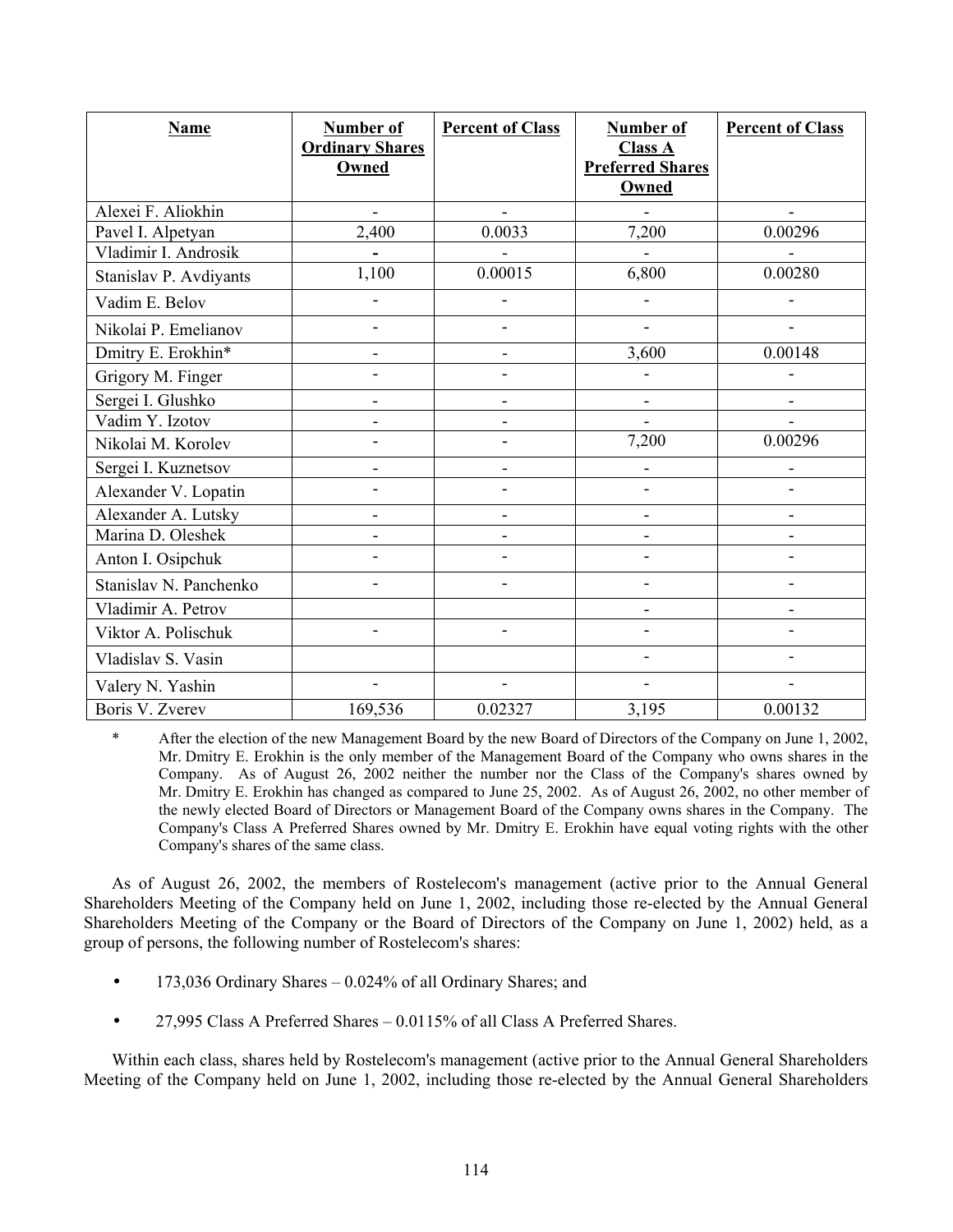| Name | Number of Ordinary Shares Owned | Percent of Class | Number of Class A Preferred Shares Owned | Percent of Class |
|---|---|---|---|---|
| Alexei F. Aliokhin | - | - | - | - |
| Pavel I. Alpetyan | 2,400 | 0.0033 | 7,200 | 0.00296 |
| Vladimir I. Androsik | - | - | - | - |
| Stanislav P. Avdiyants | 1,100 | 0.00015 | 6,800 | 0.00280 |
| Vadim E. Belov | - | - | - | - |
| Nikolai P. Emelianov | - | - | - | - |
| Dmitry E. Erokhin* | - | - | 3,600 | 0.00148 |
| Grigory M. Finger | - | - | - | - |
| Sergei I. Glushko | - | - | - | - |
| Vadim Y. Izotov | - | - | - | - |
| Nikolai M. Korolev | - | - | 7,200 | 0.00296 |
| Sergei I. Kuznetsov | - | - | - | - |
| Alexander V. Lopatin | - | - | - | - |
| Alexander A. Lutsky | - | - | - | - |
| Marina D. Oleshek | - | - | - | - |
| Anton I. Osipchuk | - | - | - | - |
| Stanislav N. Panchenko | - | - | - | - |
| Vladimir A. Petrov | | | - | - |
| Viktor A. Polischuk | - | - | - | - |
| Vladislav S. Vasin | | | - | - |
| Valery N. Yashin | - | - | - | - |
| Boris V. Zverev | 169,536 | 0.02327 | 3,195 | 0.00132 |

\* After the election of the new Management Board by the new Board of Directors of the Company on June 1, 2002, Mr. Dmitry E. Erokhin is the only member of the Management Board of the Company who owns shares in the Company. As of August 26, 2002 neither the number nor the Class of the Company's shares owned by Mr. Dmitry E. Erokhin has changed as compared to June 25, 2002. As of August 26, 2002, no other member of the newly elected Board of Directors or Management Board of the Company owns shares in the Company. The Company's Class A Preferred Shares owned by Mr. Dmitry E. Erokhin have equal voting rights with the other Company's shares of the same class.

As of August 26, 2002, the members of Rostelecom's management (active prior to the Annual General Shareholders Meeting of the Company held on June 1, 2002, including those re-elected by the Annual General Shareholders Meeting of the Company or the Board of Directors of the Company on June 1, 2002) held, as a group of persons, the following number of Rostelecom's shares:

- 173,036 Ordinary Shares – 0.024% of all Ordinary Shares; and
- 27,995 Class A Preferred Shares – 0.0115% of all Class A Preferred Shares.

Within each class, shares held by Rostelecom's management (active prior to the Annual General Shareholders Meeting of the Company held on June 1, 2002, including those re-elected by the Annual General Shareholders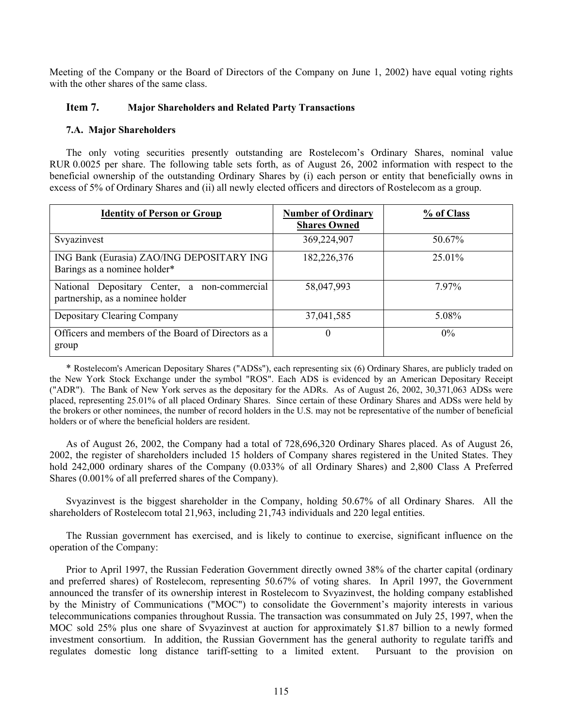Meeting of the Company or the Board of Directors of the Company on June 1, 2002) have equal voting rights with the other shares of the same class.

## Item 7. Major Shareholders and Related Party Transactions

### 7.A. Major Shareholders

The only voting securities presently outstanding are Rostelecom's Ordinary Shares, nominal value RUR 0.0025 per share. The following table sets forth, as of August 26, 2002 information with respect to the beneficial ownership of the outstanding Ordinary Shares by (i) each person or entity that beneficially owns in excess of 5% of Ordinary Shares and (ii) all newly elected officers and directors of Rostelecom as a group.

| Identity of Person or Group | Number of Ordinary Shares Owned | % of Class |
|---|---|---|
| Svyazinvest | 369,224,907 | 50.67% |
| ING Bank (Eurasia) ZAO/ING DEPOSITARY ING Barings as a nominee holder* | 182,226,376 | 25.01% |
| National Depositary Center, a non-commercial partnership, as a nominee holder | 58,047,993 | 7.97% |
| Depositary Clearing Company | 37,041,585 | 5.08% |
| Officers and members of the Board of Directors as a group | 0 | 0% |

* Rostelecom's American Depositary Shares ("ADSs"), each representing six (6) Ordinary Shares, are publicly traded on the New York Stock Exchange under the symbol "ROS". Each ADS is evidenced by an American Depositary Receipt ("ADR"). The Bank of New York serves as the depositary for the ADRs. As of August 26, 2002, 30,371,063 ADSs were placed, representing 25.01% of all placed Ordinary Shares. Since certain of these Ordinary Shares and ADSs were held by the brokers or other nominees, the number of record holders in the U.S. may not be representative of the number of beneficial holders or of where the beneficial holders are resident.

As of August 26, 2002, the Company had a total of 728,696,320 Ordinary Shares placed. As of August 26, 2002, the register of shareholders included 15 holders of Company shares registered in the United States. They hold 242,000 ordinary shares of the Company (0.033% of all Ordinary Shares) and 2,800 Class A Preferred Shares (0.001% of all preferred shares of the Company).

Svyazinvest is the biggest shareholder in the Company, holding 50.67% of all Ordinary Shares. All the shareholders of Rostelecom total 21,963, including 21,743 individuals and 220 legal entities.

The Russian government has exercised, and is likely to continue to exercise, significant influence on the operation of the Company:

Prior to April 1997, the Russian Federation Government directly owned 38% of the charter capital (ordinary and preferred shares) of Rostelecom, representing 50.67% of voting shares. In April 1997, the Government announced the transfer of its ownership interest in Rostelecom to Svyazinvest, the holding company established by the Ministry of Communications ("MOC") to consolidate the Government's majority interests in various telecommunications companies throughout Russia. The transaction was consummated on July 25, 1997, when the MOC sold 25% plus one share of Svyazinvest at auction for approximately $1.87 billion to a newly formed investment consortium. In addition, the Russian Government has the general authority to regulate tariffs and regulates domestic long distance tariff-setting to a limited extent. Pursuant to the provision on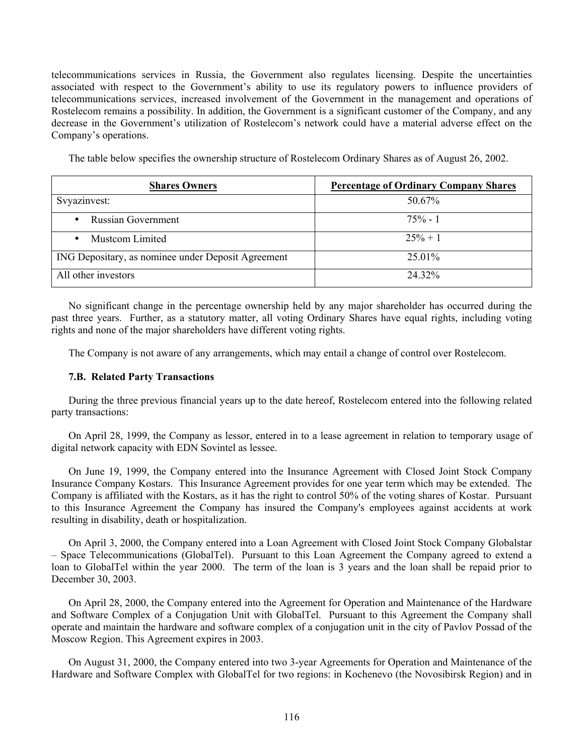telecommunications services in Russia, the Government also regulates licensing. Despite the uncertainties associated with respect to the Government's ability to use its regulatory powers to influence providers of telecommunications services, increased involvement of the Government in the management and operations of Rostelecom remains a possibility. In addition, the Government is a significant customer of the Company, and any decrease in the Government's utilization of Rostelecom's network could have a material adverse effect on the Company's operations.

The table below specifies the ownership structure of Rostelecom Ordinary Shares as of August 26, 2002.

| Shares Owners | Percentage of Ordinary Company Shares |
|---|---|
| Svyazinvest: | 50.67% |
| • Russian Government | 75% - 1 |
| • Mustcom Limited | 25% + 1 |
| ING Depositary, as nominee under Deposit Agreement | 25.01% |
| All other investors | 24.32% |

No significant change in the percentage ownership held by any major shareholder has occurred during the past three years. Further, as a statutory matter, all voting Ordinary Shares have equal rights, including voting rights and none of the major shareholders have different voting rights.

The Company is not aware of any arrangements, which may entail a change of control over Rostelecom.

### 7.B. Related Party Transactions

During the three previous financial years up to the date hereof, Rostelecom entered into the following related party transactions:

On April 28, 1999, the Company as lessor, entered in to a lease agreement in relation to temporary usage of digital network capacity with EDN Sovintel as lessee.

On June 19, 1999, the Company entered into the Insurance Agreement with Closed Joint Stock Company Insurance Company Kostars. This Insurance Agreement provides for one year term which may be extended. The Company is affiliated with the Kostars, as it has the right to control 50% of the voting shares of Kostar. Pursuant to this Insurance Agreement the Company has insured the Company's employees against accidents at work resulting in disability, death or hospitalization.

On April 3, 2000, the Company entered into a Loan Agreement with Closed Joint Stock Company Globalstar – Space Telecommunications (GlobalTel). Pursuant to this Loan Agreement the Company agreed to extend a loan to GlobalTel within the year 2000. The term of the loan is 3 years and the loan shall be repaid prior to December 30, 2003.

On April 28, 2000, the Company entered into the Agreement for Operation and Maintenance of the Hardware and Software Complex of a Conjugation Unit with GlobalTel. Pursuant to this Agreement the Company shall operate and maintain the hardware and software complex of a conjugation unit in the city of Pavlov Possad of the Moscow Region. This Agreement expires in 2003.

On August 31, 2000, the Company entered into two 3-year Agreements for Operation and Maintenance of the Hardware and Software Complex with GlobalTel for two regions: in Kochenevo (the Novosibirsk Region) and in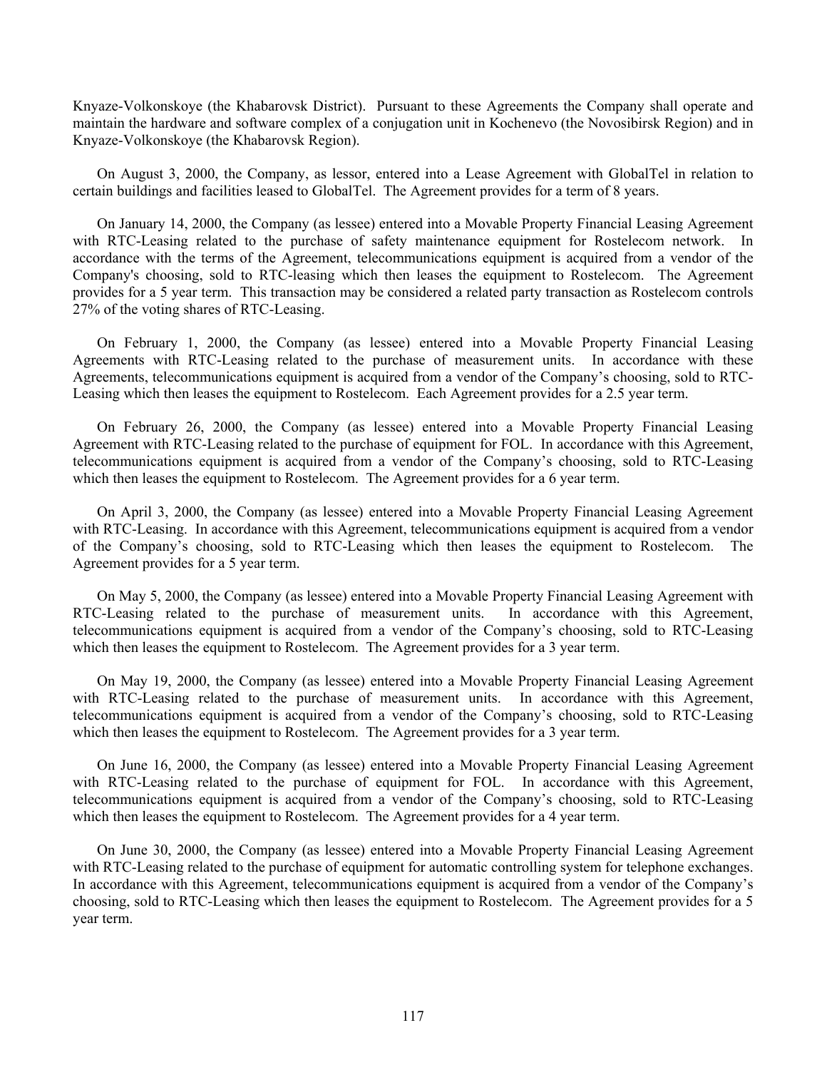Knyaze-Volkonskoye (the Khabarovsk District). Pursuant to these Agreements the Company shall operate and maintain the hardware and software complex of a conjugation unit in Kochenevo (the Novosibirsk Region) and in Knyaze-Volkonskoye (the Khabarovsk Region).

On August 3, 2000, the Company, as lessor, entered into a Lease Agreement with GlobalTel in relation to certain buildings and facilities leased to GlobalTel. The Agreement provides for a term of 8 years.

On January 14, 2000, the Company (as lessee) entered into a Movable Property Financial Leasing Agreement with RTC-Leasing related to the purchase of safety maintenance equipment for Rostelecom network. In accordance with the terms of the Agreement, telecommunications equipment is acquired from a vendor of the Company's choosing, sold to RTC-leasing which then leases the equipment to Rostelecom. The Agreement provides for a 5 year term. This transaction may be considered a related party transaction as Rostelecom controls 27% of the voting shares of RTC-Leasing.

On February 1, 2000, the Company (as lessee) entered into a Movable Property Financial Leasing Agreements with RTC-Leasing related to the purchase of measurement units. In accordance with these Agreements, telecommunications equipment is acquired from a vendor of the Company's choosing, sold to RTC-Leasing which then leases the equipment to Rostelecom. Each Agreement provides for a 2.5 year term.

On February 26, 2000, the Company (as lessee) entered into a Movable Property Financial Leasing Agreement with RTC-Leasing related to the purchase of equipment for FOL. In accordance with this Agreement, telecommunications equipment is acquired from a vendor of the Company's choosing, sold to RTC-Leasing which then leases the equipment to Rostelecom. The Agreement provides for a 6 year term.

On April 3, 2000, the Company (as lessee) entered into a Movable Property Financial Leasing Agreement with RTC-Leasing. In accordance with this Agreement, telecommunications equipment is acquired from a vendor of the Company's choosing, sold to RTC-Leasing which then leases the equipment to Rostelecom. The Agreement provides for a 5 year term.

On May 5, 2000, the Company (as lessee) entered into a Movable Property Financial Leasing Agreement with RTC-Leasing related to the purchase of measurement units. In accordance with this Agreement, telecommunications equipment is acquired from a vendor of the Company's choosing, sold to RTC-Leasing which then leases the equipment to Rostelecom. The Agreement provides for a 3 year term.

On May 19, 2000, the Company (as lessee) entered into a Movable Property Financial Leasing Agreement with RTC-Leasing related to the purchase of measurement units. In accordance with this Agreement, telecommunications equipment is acquired from a vendor of the Company's choosing, sold to RTC-Leasing which then leases the equipment to Rostelecom. The Agreement provides for a 3 year term.

On June 16, 2000, the Company (as lessee) entered into a Movable Property Financial Leasing Agreement with RTC-Leasing related to the purchase of equipment for FOL. In accordance with this Agreement, telecommunications equipment is acquired from a vendor of the Company's choosing, sold to RTC-Leasing which then leases the equipment to Rostelecom. The Agreement provides for a 4 year term.

On June 30, 2000, the Company (as lessee) entered into a Movable Property Financial Leasing Agreement with RTC-Leasing related to the purchase of equipment for automatic controlling system for telephone exchanges. In accordance with this Agreement, telecommunications equipment is acquired from a vendor of the Company's choosing, sold to RTC-Leasing which then leases the equipment to Rostelecom. The Agreement provides for a 5 year term.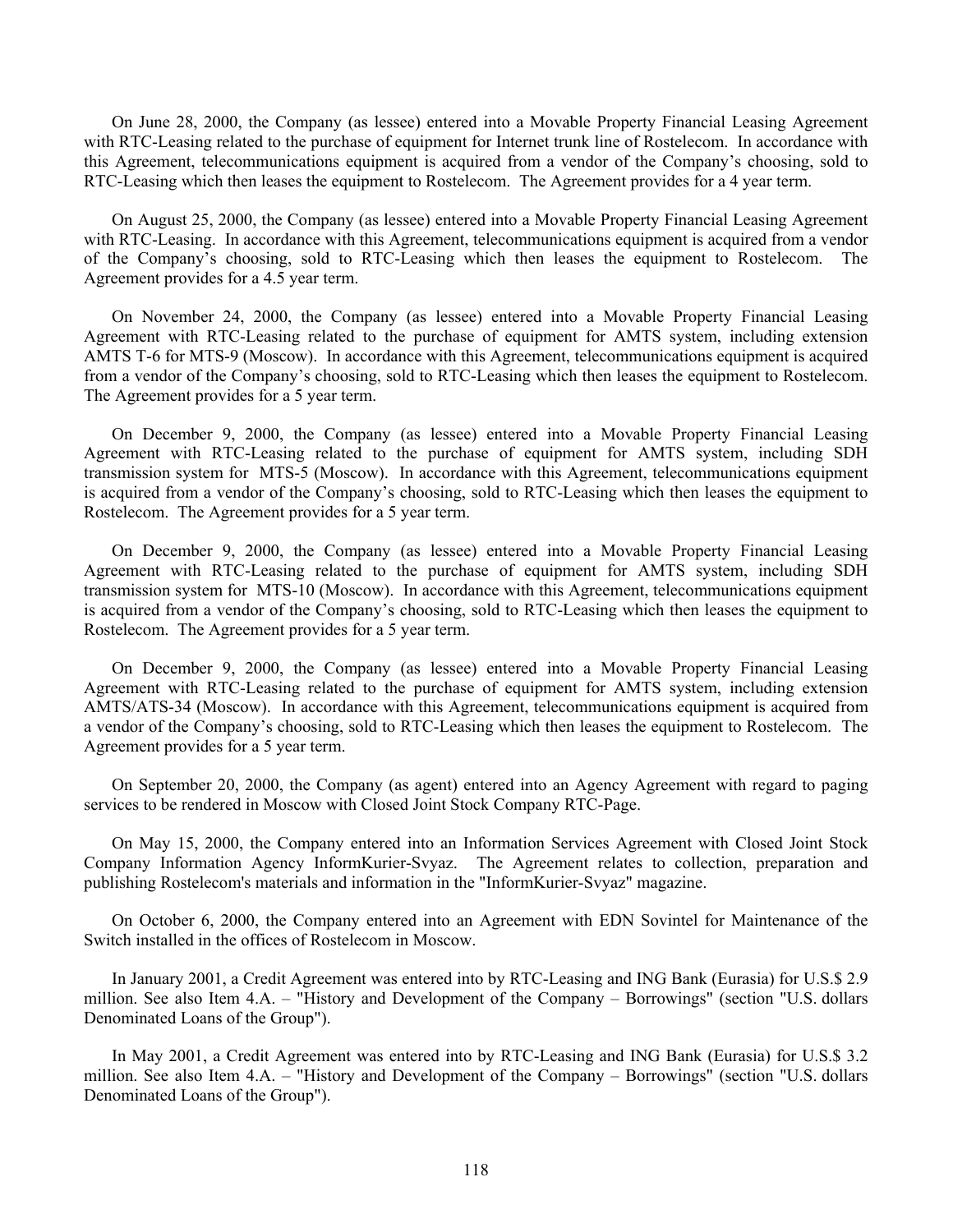On June 28, 2000, the Company (as lessee) entered into a Movable Property Financial Leasing Agreement with RTC-Leasing related to the purchase of equipment for Internet trunk line of Rostelecom. In accordance with this Agreement, telecommunications equipment is acquired from a vendor of the Company's choosing, sold to RTC-Leasing which then leases the equipment to Rostelecom. The Agreement provides for a 4 year term.

On August 25, 2000, the Company (as lessee) entered into a Movable Property Financial Leasing Agreement with RTC-Leasing. In accordance with this Agreement, telecommunications equipment is acquired from a vendor of the Company's choosing, sold to RTC-Leasing which then leases the equipment to Rostelecom. The Agreement provides for a 4.5 year term.

On November 24, 2000, the Company (as lessee) entered into a Movable Property Financial Leasing Agreement with RTC-Leasing related to the purchase of equipment for AMTS system, including extension AMTS T-6 for MTS-9 (Moscow). In accordance with this Agreement, telecommunications equipment is acquired from a vendor of the Company's choosing, sold to RTC-Leasing which then leases the equipment to Rostelecom. The Agreement provides for a 5 year term.

On December 9, 2000, the Company (as lessee) entered into a Movable Property Financial Leasing Agreement with RTC-Leasing related to the purchase of equipment for AMTS system, including SDH transmission system for MTS-5 (Moscow). In accordance with this Agreement, telecommunications equipment is acquired from a vendor of the Company's choosing, sold to RTC-Leasing which then leases the equipment to Rostelecom. The Agreement provides for a 5 year term.

On December 9, 2000, the Company (as lessee) entered into a Movable Property Financial Leasing Agreement with RTC-Leasing related to the purchase of equipment for AMTS system, including SDH transmission system for MTS-10 (Moscow). In accordance with this Agreement, telecommunications equipment is acquired from a vendor of the Company's choosing, sold to RTC-Leasing which then leases the equipment to Rostelecom. The Agreement provides for a 5 year term.

On December 9, 2000, the Company (as lessee) entered into a Movable Property Financial Leasing Agreement with RTC-Leasing related to the purchase of equipment for AMTS system, including extension AMTS/ATS-34 (Moscow). In accordance with this Agreement, telecommunications equipment is acquired from a vendor of the Company's choosing, sold to RTC-Leasing which then leases the equipment to Rostelecom. The Agreement provides for a 5 year term.

On September 20, 2000, the Company (as agent) entered into an Agency Agreement with regard to paging services to be rendered in Moscow with Closed Joint Stock Company RTC-Page.

On May 15, 2000, the Company entered into an Information Services Agreement with Closed Joint Stock Company Information Agency InformKurier-Svyaz. The Agreement relates to collection, preparation and publishing Rostelecom's materials and information in the "InformKurier-Svyaz" magazine.

On October 6, 2000, the Company entered into an Agreement with EDN Sovintel for Maintenance of the Switch installed in the offices of Rostelecom in Moscow.

In January 2001, a Credit Agreement was entered into by RTC-Leasing and ING Bank (Eurasia) for U.S.$ 2.9 million. See also Item 4.A. – "History and Development of the Company – Borrowings" (section "U.S. dollars Denominated Loans of the Group").

In May 2001, a Credit Agreement was entered into by RTC-Leasing and ING Bank (Eurasia) for U.S.$ 3.2 million. See also Item 4.A. – "History and Development of the Company – Borrowings" (section "U.S. dollars Denominated Loans of the Group").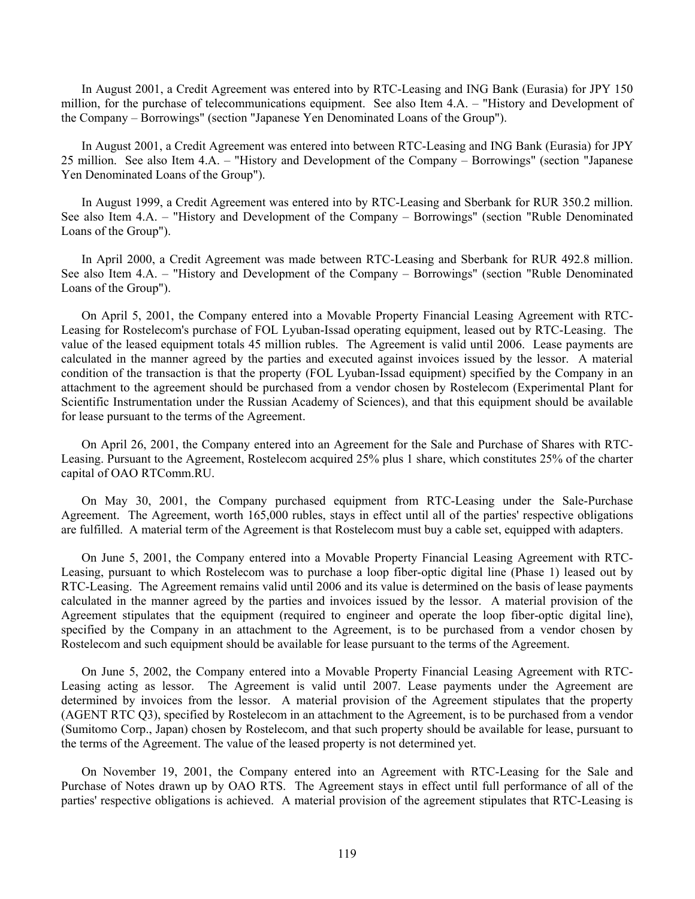In August 2001, a Credit Agreement was entered into by RTC-Leasing and ING Bank (Eurasia) for JPY 150 million, for the purchase of telecommunications equipment. See also Item 4.A. – "History and Development of the Company – Borrowings" (section "Japanese Yen Denominated Loans of the Group").

In August 2001, a Credit Agreement was entered into between RTC-Leasing and ING Bank (Eurasia) for JPY 25 million. See also Item 4.A. – "History and Development of the Company – Borrowings" (section "Japanese Yen Denominated Loans of the Group").

In August 1999, a Credit Agreement was entered into by RTC-Leasing and Sberbank for RUR 350.2 million. See also Item 4.A. – "History and Development of the Company – Borrowings" (section "Ruble Denominated Loans of the Group").

In April 2000, a Credit Agreement was made between RTC-Leasing and Sberbank for RUR 492.8 million. See also Item 4.A. – "History and Development of the Company – Borrowings" (section "Ruble Denominated Loans of the Group").

On April 5, 2001, the Company entered into a Movable Property Financial Leasing Agreement with RTC-Leasing for Rostelecom's purchase of FOL Lyuban-Issad operating equipment, leased out by RTC-Leasing. The value of the leased equipment totals 45 million rubles. The Agreement is valid until 2006. Lease payments are calculated in the manner agreed by the parties and executed against invoices issued by the lessor. A material condition of the transaction is that the property (FOL Lyuban-Issad equipment) specified by the Company in an attachment to the agreement should be purchased from a vendor chosen by Rostelecom (Experimental Plant for Scientific Instrumentation under the Russian Academy of Sciences), and that this equipment should be available for lease pursuant to the terms of the Agreement.

On April 26, 2001, the Company entered into an Agreement for the Sale and Purchase of Shares with RTC-Leasing. Pursuant to the Agreement, Rostelecom acquired 25% plus 1 share, which constitutes 25% of the charter capital of OAO RTComm.RU.

On May 30, 2001, the Company purchased equipment from RTC-Leasing under the Sale-Purchase Agreement. The Agreement, worth 165,000 rubles, stays in effect until all of the parties' respective obligations are fulfilled. A material term of the Agreement is that Rostelecom must buy a cable set, equipped with adapters.

On June 5, 2001, the Company entered into a Movable Property Financial Leasing Agreement with RTC-Leasing, pursuant to which Rostelecom was to purchase a loop fiber-optic digital line (Phase 1) leased out by RTC-Leasing. The Agreement remains valid until 2006 and its value is determined on the basis of lease payments calculated in the manner agreed by the parties and invoices issued by the lessor. A material provision of the Agreement stipulates that the equipment (required to engineer and operate the loop fiber-optic digital line), specified by the Company in an attachment to the Agreement, is to be purchased from a vendor chosen by Rostelecom and such equipment should be available for lease pursuant to the terms of the Agreement.

On June 5, 2002, the Company entered into a Movable Property Financial Leasing Agreement with RTC-Leasing acting as lessor. The Agreement is valid until 2007. Lease payments under the Agreement are determined by invoices from the lessor. A material provision of the Agreement stipulates that the property (AGENT RTC Q3), specified by Rostelecom in an attachment to the Agreement, is to be purchased from a vendor (Sumitomo Corp., Japan) chosen by Rostelecom, and that such property should be available for lease, pursuant to the terms of the Agreement. The value of the leased property is not determined yet.

On November 19, 2001, the Company entered into an Agreement with RTC-Leasing for the Sale and Purchase of Notes drawn up by OAO RTS. The Agreement stays in effect until full performance of all of the parties' respective obligations is achieved. A material provision of the agreement stipulates that RTC-Leasing is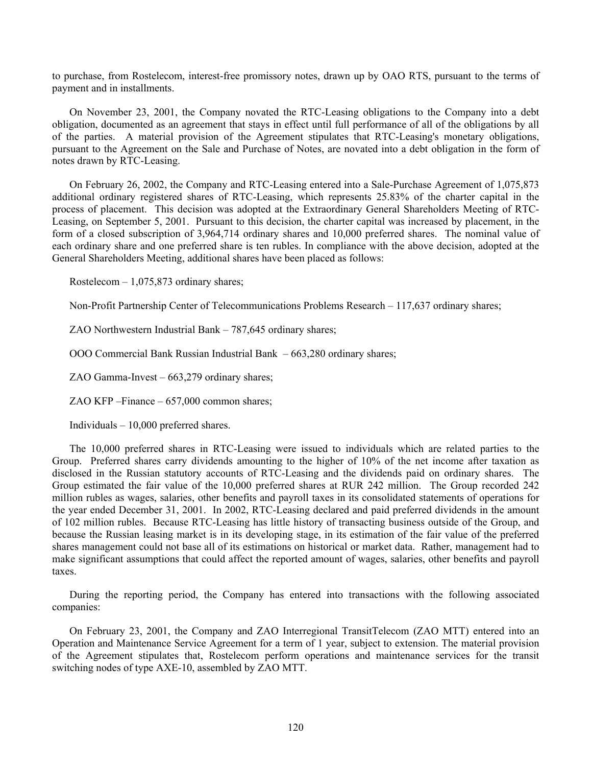to purchase, from Rostelecom, interest-free promissory notes, drawn up by OAO RTS, pursuant to the terms of payment and in installments.

On November 23, 2001, the Company novated the RTC-Leasing obligations to the Company into a debt obligation, documented as an agreement that stays in effect until full performance of all of the obligations by all of the parties. A material provision of the Agreement stipulates that RTC-Leasing's monetary obligations, pursuant to the Agreement on the Sale and Purchase of Notes, are novated into a debt obligation in the form of notes drawn by RTC-Leasing.

On February 26, 2002, the Company and RTC-Leasing entered into a Sale-Purchase Agreement of 1,075,873 additional ordinary registered shares of RTC-Leasing, which represents 25.83% of the charter capital in the process of placement. This decision was adopted at the Extraordinary General Shareholders Meeting of RTC-Leasing, on September 5, 2001. Pursuant to this decision, the charter capital was increased by placement, in the form of a closed subscription of 3,964,714 ordinary shares and 10,000 preferred shares. The nominal value of each ordinary share and one preferred share is ten rubles. In compliance with the above decision, adopted at the General Shareholders Meeting, additional shares have been placed as follows:

Rostelecom – 1,075,873 ordinary shares;

Non-Profit Partnership Center of Telecommunications Problems Research – 117,637 ordinary shares;

ZAO Northwestern Industrial Bank – 787,645 ordinary shares;

OOO Commercial Bank Russian Industrial Bank – 663,280 ordinary shares;

ZAO Gamma-Invest – 663,279 ordinary shares;

ZAO KFP –Finance – 657,000 common shares;

Individuals – 10,000 preferred shares.

The 10,000 preferred shares in RTC-Leasing were issued to individuals which are related parties to the Group. Preferred shares carry dividends amounting to the higher of 10% of the net income after taxation as disclosed in the Russian statutory accounts of RTC-Leasing and the dividends paid on ordinary shares. The Group estimated the fair value of the 10,000 preferred shares at RUR 242 million. The Group recorded 242 million rubles as wages, salaries, other benefits and payroll taxes in its consolidated statements of operations for the year ended December 31, 2001. In 2002, RTC-Leasing declared and paid preferred dividends in the amount of 102 million rubles. Because RTC-Leasing has little history of transacting business outside of the Group, and because the Russian leasing market is in its developing stage, in its estimation of the fair value of the preferred shares management could not base all of its estimations on historical or market data. Rather, management had to make significant assumptions that could affect the reported amount of wages, salaries, other benefits and payroll taxes.

During the reporting period, the Company has entered into transactions with the following associated companies:

On February 23, 2001, the Company and ZAO Interregional TransitTelecom (ZAO MTT) entered into an Operation and Maintenance Service Agreement for a term of 1 year, subject to extension. The material provision of the Agreement stipulates that, Rostelecom perform operations and maintenance services for the transit switching nodes of type AXE-10, assembled by ZAO MTT.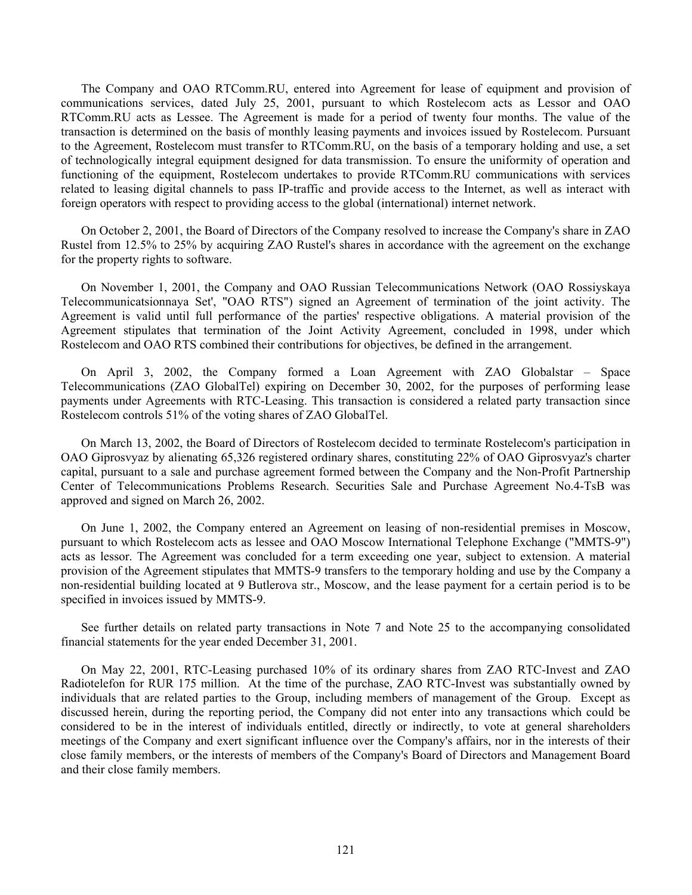The Company and OAO RTComm.RU, entered into Agreement for lease of equipment and provision of communications services, dated July 25, 2001, pursuant to which Rostelecom acts as Lessor and OAO RTComm.RU acts as Lessee. The Agreement is made for a period of twenty four months. The value of the transaction is determined on the basis of monthly leasing payments and invoices issued by Rostelecom. Pursuant to the Agreement, Rostelecom must transfer to RTComm.RU, on the basis of a temporary holding and use, a set of technologically integral equipment designed for data transmission. To ensure the uniformity of operation and functioning of the equipment, Rostelecom undertakes to provide RTComm.RU communications with services related to leasing digital channels to pass IP-traffic and provide access to the Internet, as well as interact with foreign operators with respect to providing access to the global (international) internet network.

On October 2, 2001, the Board of Directors of the Company resolved to increase the Company's share in ZAO Rustel from 12.5% to 25% by acquiring ZAO Rustel's shares in accordance with the agreement on the exchange for the property rights to software.

On November 1, 2001, the Company and OAO Russian Telecommunications Network (OAO Rossiyskaya Telecommunicatsionnaya Set', "OAO RTS") signed an Agreement of termination of the joint activity. The Agreement is valid until full performance of the parties' respective obligations. A material provision of the Agreement stipulates that termination of the Joint Activity Agreement, concluded in 1998, under which Rostelecom and OAO RTS combined their contributions for objectives, be defined in the arrangement.

On April 3, 2002, the Company formed a Loan Agreement with ZAO Globalstar – Space Telecommunications (ZAO GlobalTel) expiring on December 30, 2002, for the purposes of performing lease payments under Agreements with RTC-Leasing. This transaction is considered a related party transaction since Rostelecom controls 51% of the voting shares of ZAO GlobalTel.

On March 13, 2002, the Board of Directors of Rostelecom decided to terminate Rostelecom's participation in OAO Giprosvyaz by alienating 65,326 registered ordinary shares, constituting 22% of OAO Giprosvyaz's charter capital, pursuant to a sale and purchase agreement formed between the Company and the Non-Profit Partnership Center of Telecommunications Problems Research. Securities Sale and Purchase Agreement No.4-TsB was approved and signed on March 26, 2002.

On June 1, 2002, the Company entered an Agreement on leasing of non-residential premises in Moscow, pursuant to which Rostelecom acts as lessee and OAO Moscow International Telephone Exchange ("MMTS-9") acts as lessor. The Agreement was concluded for a term exceeding one year, subject to extension. A material provision of the Agreement stipulates that MMTS-9 transfers to the temporary holding and use by the Company a non-residential building located at 9 Butlerova str., Moscow, and the lease payment for a certain period is to be specified in invoices issued by MMTS-9.

See further details on related party transactions in Note 7 and Note 25 to the accompanying consolidated financial statements for the year ended December 31, 2001.

On May 22, 2001, RTC-Leasing purchased 10% of its ordinary shares from ZAO RTC-Invest and ZAO Radiotelefon for RUR 175 million. At the time of the purchase, ZAO RTC-Invest was substantially owned by individuals that are related parties to the Group, including members of management of the Group. Except as discussed herein, during the reporting period, the Company did not enter into any transactions which could be considered to be in the interest of individuals entitled, directly or indirectly, to vote at general shareholders meetings of the Company and exert significant influence over the Company's affairs, nor in the interests of their close family members, or the interests of members of the Company's Board of Directors and Management Board and their close family members.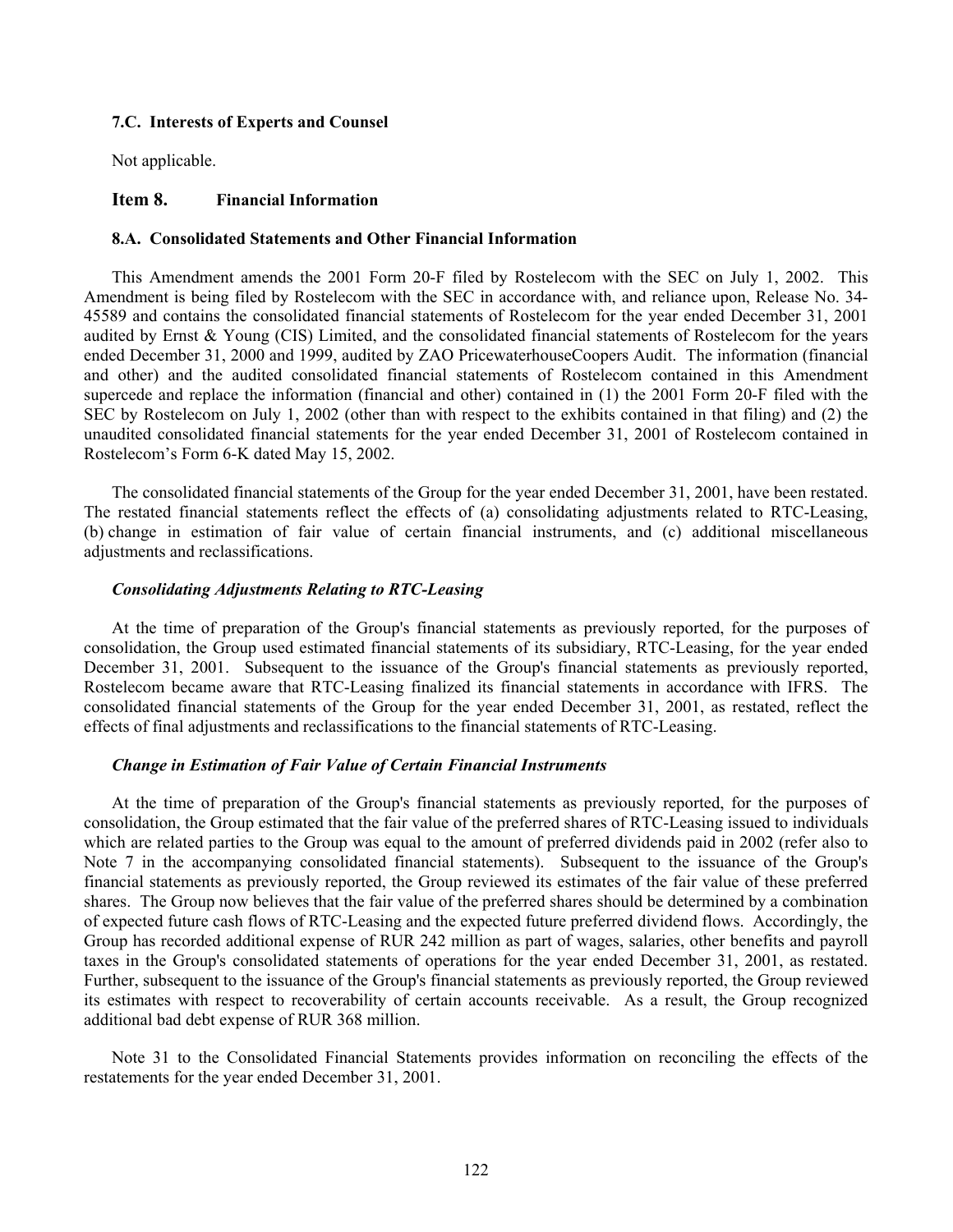### 7.C. Interests of Experts and Counsel

Not applicable.

## Item 8. Financial Information

### 8.A. Consolidated Statements and Other Financial Information

This Amendment amends the 2001 Form 20-F filed by Rostelecom with the SEC on July 1, 2002. This Amendment is being filed by Rostelecom with the SEC in accordance with, and reliance upon, Release No. 34-45589 and contains the consolidated financial statements of Rostelecom for the year ended December 31, 2001 audited by Ernst & Young (CIS) Limited, and the consolidated financial statements of Rostelecom for the years ended December 31, 2000 and 1999, audited by ZAO PricewaterhouseCoopers Audit. The information (financial and other) and the audited consolidated financial statements of Rostelecom contained in this Amendment supercede and replace the information (financial and other) contained in (1) the 2001 Form 20-F filed with the SEC by Rostelecom on July 1, 2002 (other than with respect to the exhibits contained in that filing) and (2) the unaudited consolidated financial statements for the year ended December 31, 2001 of Rostelecom contained in Rostelecom's Form 6-K dated May 15, 2002.

The consolidated financial statements of the Group for the year ended December 31, 2001, have been restated. The restated financial statements reflect the effects of (a) consolidating adjustments related to RTC-Leasing, (b) change in estimation of fair value of certain financial instruments, and (c) additional miscellaneous adjustments and reclassifications.

***Consolidating Adjustments Relating to RTC-Leasing***

At the time of preparation of the Group's financial statements as previously reported, for the purposes of consolidation, the Group used estimated financial statements of its subsidiary, RTC-Leasing, for the year ended December 31, 2001. Subsequent to the issuance of the Group's financial statements as previously reported, Rostelecom became aware that RTC-Leasing finalized its financial statements in accordance with IFRS. The consolidated financial statements of the Group for the year ended December 31, 2001, as restated, reflect the effects of final adjustments and reclassifications to the financial statements of RTC-Leasing.

***Change in Estimation of Fair Value of Certain Financial Instruments***

At the time of preparation of the Group's financial statements as previously reported, for the purposes of consolidation, the Group estimated that the fair value of the preferred shares of RTC-Leasing issued to individuals which are related parties to the Group was equal to the amount of preferred dividends paid in 2002 (refer also to Note 7 in the accompanying consolidated financial statements). Subsequent to the issuance of the Group's financial statements as previously reported, the Group reviewed its estimates of the fair value of these preferred shares. The Group now believes that the fair value of the preferred shares should be determined by a combination of expected future cash flows of RTC-Leasing and the expected future preferred dividend flows. Accordingly, the Group has recorded additional expense of RUR 242 million as part of wages, salaries, other benefits and payroll taxes in the Group's consolidated statements of operations for the year ended December 31, 2001, as restated. Further, subsequent to the issuance of the Group's financial statements as previously reported, the Group reviewed its estimates with respect to recoverability of certain accounts receivable. As a result, the Group recognized additional bad debt expense of RUR 368 million.

Note 31 to the Consolidated Financial Statements provides information on reconciling the effects of the restatements for the year ended December 31, 2001.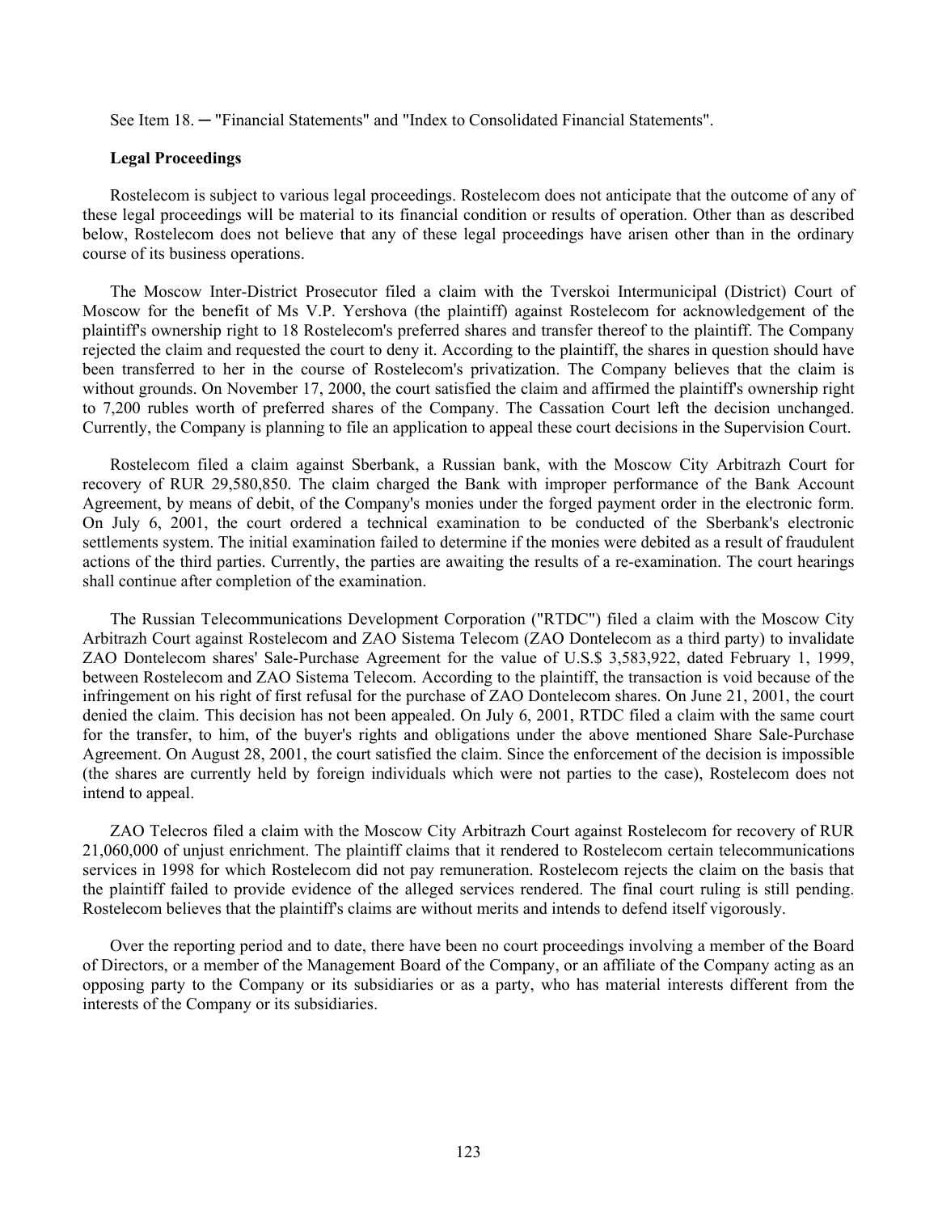See Item 18. ─ "Financial Statements" and "Index to Consolidated Financial Statements".

**Legal Proceedings**

Rostelecom is subject to various legal proceedings. Rostelecom does not anticipate that the outcome of any of these legal proceedings will be material to its financial condition or results of operation. Other than as described below, Rostelecom does not believe that any of these legal proceedings have arisen other than in the ordinary course of its business operations.

The Moscow Inter-District Prosecutor filed a claim with the Tverskoi Intermunicipal (District) Court of Moscow for the benefit of Ms V.P. Yershova (the plaintiff) against Rostelecom for acknowledgement of the plaintiff's ownership right to 18 Rostelecom's preferred shares and transfer thereof to the plaintiff. The Company rejected the claim and requested the court to deny it. According to the plaintiff, the shares in question should have been transferred to her in the course of Rostelecom's privatization. The Company believes that the claim is without grounds. On November 17, 2000, the court satisfied the claim and affirmed the plaintiff's ownership right to 7,200 rubles worth of preferred shares of the Company. The Cassation Court left the decision unchanged. Currently, the Company is planning to file an application to appeal these court decisions in the Supervision Court.

Rostelecom filed a claim against Sberbank, a Russian bank, with the Moscow City Arbitrazh Court for recovery of RUR 29,580,850. The claim charged the Bank with improper performance of the Bank Account Agreement, by means of debit, of the Company's monies under the forged payment order in the electronic form. On July 6, 2001, the court ordered a technical examination to be conducted of the Sberbank's electronic settlements system. The initial examination failed to determine if the monies were debited as a result of fraudulent actions of the third parties. Currently, the parties are awaiting the results of a re-examination. The court hearings shall continue after completion of the examination.

The Russian Telecommunications Development Corporation ("RTDC") filed a claim with the Moscow City Arbitrazh Court against Rostelecom and ZAO Sistema Telecom (ZAO Dontelecom as a third party) to invalidate ZAO Dontelecom shares' Sale-Purchase Agreement for the value of U.S.$ 3,583,922, dated February 1, 1999, between Rostelecom and ZAO Sistema Telecom. According to the plaintiff, the transaction is void because of the infringement on his right of first refusal for the purchase of ZAO Dontelecom shares. On June 21, 2001, the court denied the claim. This decision has not been appealed. On July 6, 2001, RTDC filed a claim with the same court for the transfer, to him, of the buyer's rights and obligations under the above mentioned Share Sale-Purchase Agreement. On August 28, 2001, the court satisfied the claim. Since the enforcement of the decision is impossible (the shares are currently held by foreign individuals which were not parties to the case), Rostelecom does not intend to appeal.

ZAO Telecros filed a claim with the Moscow City Arbitrazh Court against Rostelecom for recovery of RUR 21,060,000 of unjust enrichment. The plaintiff claims that it rendered to Rostelecom certain telecommunications services in 1998 for which Rostelecom did not pay remuneration. Rostelecom rejects the claim on the basis that the plaintiff failed to provide evidence of the alleged services rendered. The final court ruling is still pending. Rostelecom believes that the plaintiff's claims are without merits and intends to defend itself vigorously.

Over the reporting period and to date, there have been no court proceedings involving a member of the Board of Directors, or a member of the Management Board of the Company, or an affiliate of the Company acting as an opposing party to the Company or its subsidiaries or as a party, who has material interests different from the interests of the Company or its subsidiaries.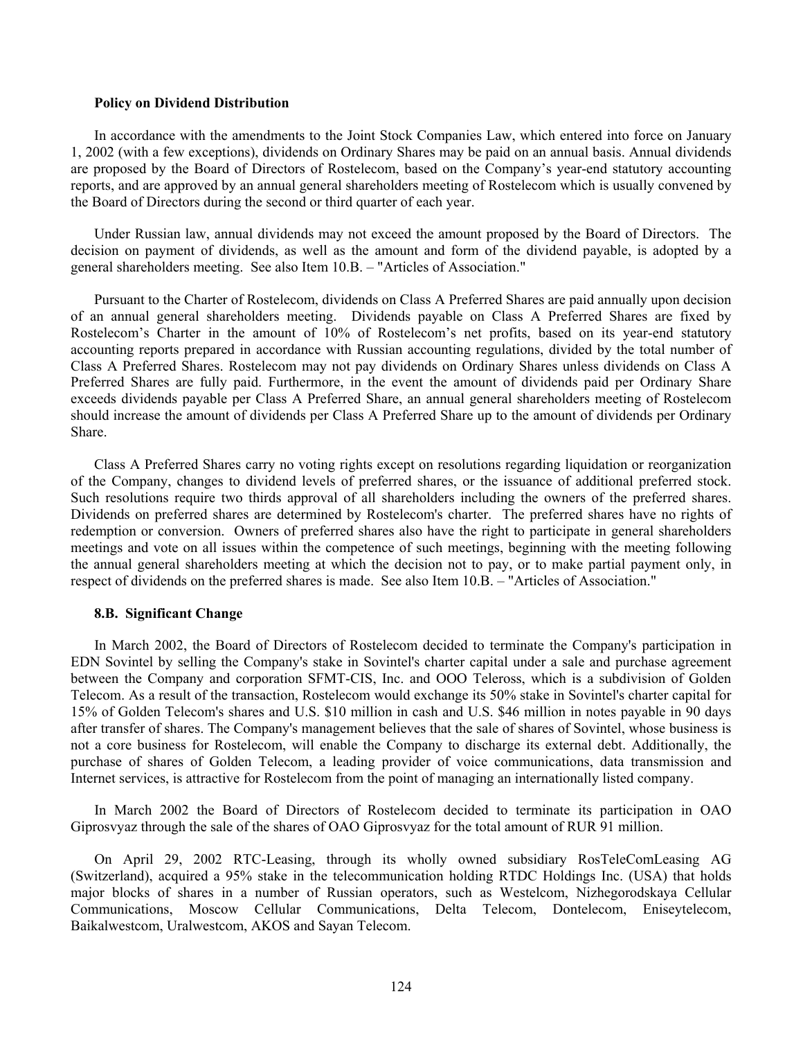**Policy on Dividend Distribution**

In accordance with the amendments to the Joint Stock Companies Law, which entered into force on January 1, 2002 (with a few exceptions), dividends on Ordinary Shares may be paid on an annual basis. Annual dividends are proposed by the Board of Directors of Rostelecom, based on the Company's year-end statutory accounting reports, and are approved by an annual general shareholders meeting of Rostelecom which is usually convened by the Board of Directors during the second or third quarter of each year.

Under Russian law, annual dividends may not exceed the amount proposed by the Board of Directors. The decision on payment of dividends, as well as the amount and form of the dividend payable, is adopted by a general shareholders meeting. See also Item 10.B. – "Articles of Association."

Pursuant to the Charter of Rostelecom, dividends on Class A Preferred Shares are paid annually upon decision of an annual general shareholders meeting. Dividends payable on Class A Preferred Shares are fixed by Rostelecom's Charter in the amount of 10% of Rostelecom's net profits, based on its year-end statutory accounting reports prepared in accordance with Russian accounting regulations, divided by the total number of Class A Preferred Shares. Rostelecom may not pay dividends on Ordinary Shares unless dividends on Class A Preferred Shares are fully paid. Furthermore, in the event the amount of dividends paid per Ordinary Share exceeds dividends payable per Class A Preferred Share, an annual general shareholders meeting of Rostelecom should increase the amount of dividends per Class A Preferred Share up to the amount of dividends per Ordinary Share.

Class A Preferred Shares carry no voting rights except on resolutions regarding liquidation or reorganization of the Company, changes to dividend levels of preferred shares, or the issuance of additional preferred stock. Such resolutions require two thirds approval of all shareholders including the owners of the preferred shares. Dividends on preferred shares are determined by Rostelecom's charter. The preferred shares have no rights of redemption or conversion. Owners of preferred shares also have the right to participate in general shareholders meetings and vote on all issues within the competence of such meetings, beginning with the meeting following the annual general shareholders meeting at which the decision not to pay, or to make partial payment only, in respect of dividends on the preferred shares is made. See also Item 10.B. – "Articles of Association."

### 8.B. Significant Change

In March 2002, the Board of Directors of Rostelecom decided to terminate the Company's participation in EDN Sovintel by selling the Company's stake in Sovintel's charter capital under a sale and purchase agreement between the Company and corporation SFMT-CIS, Inc. and OOO Teleross, which is a subdivision of Golden Telecom. As a result of the transaction, Rostelecom would exchange its 50% stake in Sovintel's charter capital for 15% of Golden Telecom's shares and U.S. $10 million in cash and U.S. $46 million in notes payable in 90 days after transfer of shares. The Company's management believes that the sale of shares of Sovintel, whose business is not a core business for Rostelecom, will enable the Company to discharge its external debt. Additionally, the purchase of shares of Golden Telecom, a leading provider of voice communications, data transmission and Internet services, is attractive for Rostelecom from the point of managing an internationally listed company.

In March 2002 the Board of Directors of Rostelecom decided to terminate its participation in OAO Giprosvyaz through the sale of the shares of OAO Giprosvyaz for the total amount of RUR 91 million.

On April 29, 2002 RTC-Leasing, through its wholly owned subsidiary RosTeleComLeasing AG (Switzerland), acquired a 95% stake in the telecommunication holding RTDC Holdings Inc. (USA) that holds major blocks of shares in a number of Russian operators, such as Westelcom, Nizhegorodskaya Cellular Communications, Moscow Cellular Communications, Delta Telecom, Dontelecom, Eniseytelecom, Baikalwestcom, Uralwestcom, AKOS and Sayan Telecom.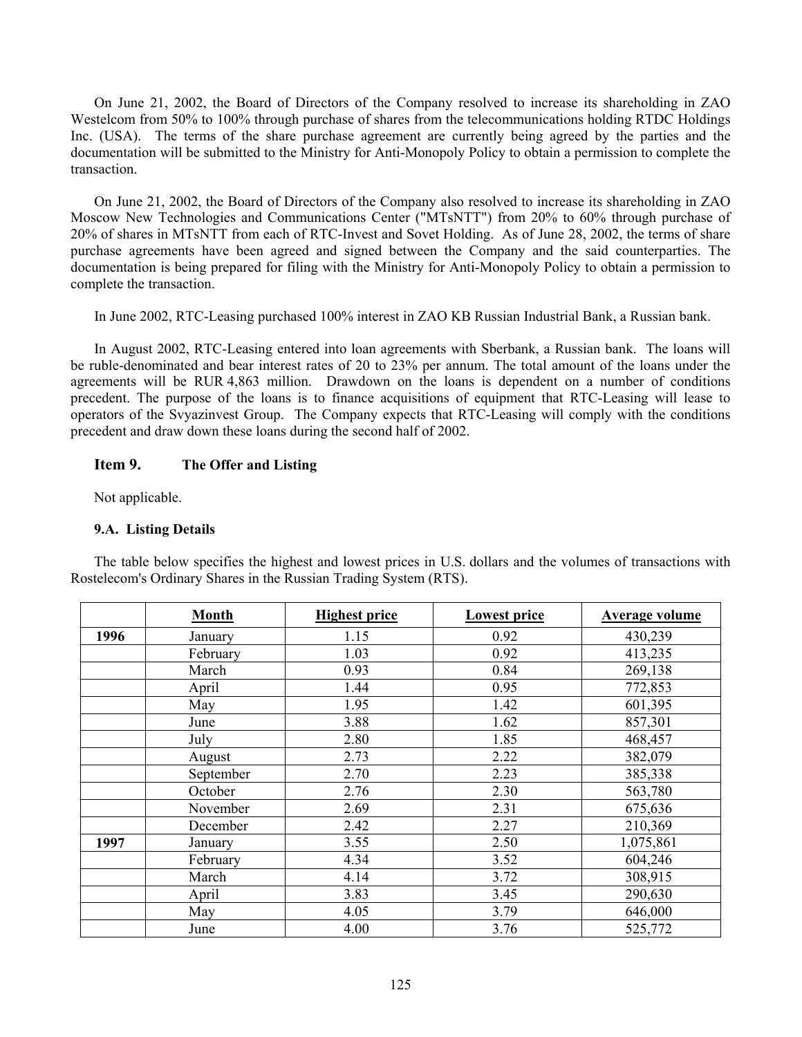On June 21, 2002, the Board of Directors of the Company resolved to increase its shareholding in ZAO Westelcom from 50% to 100% through purchase of shares from the telecommunications holding RTDC Holdings Inc. (USA). The terms of the share purchase agreement are currently being agreed by the parties and the documentation will be submitted to the Ministry for Anti-Monopoly Policy to obtain a permission to complete the transaction.

On June 21, 2002, the Board of Directors of the Company also resolved to increase its shareholding in ZAO Moscow New Technologies and Communications Center ("MTsNTT") from 20% to 60% through purchase of 20% of shares in MTsNTT from each of RTC-Invest and Sovet Holding. As of June 28, 2002, the terms of share purchase agreements have been agreed and signed between the Company and the said counterparties. The documentation is being prepared for filing with the Ministry for Anti-Monopoly Policy to obtain a permission to complete the transaction.

In June 2002, RTC-Leasing purchased 100% interest in ZAO KB Russian Industrial Bank, a Russian bank.

In August 2002, RTC-Leasing entered into loan agreements with Sberbank, a Russian bank. The loans will be ruble-denominated and bear interest rates of 20 to 23% per annum. The total amount of the loans under the agreements will be RUR 4,863 million. Drawdown on the loans is dependent on a number of conditions precedent. The purpose of the loans is to finance acquisitions of equipment that RTC-Leasing will lease to operators of the Svyazinvest Group. The Company expects that RTC-Leasing will comply with the conditions precedent and draw down these loans during the second half of 2002.

## Item 9. The Offer and Listing

Not applicable.

### 9.A. Listing Details

The table below specifies the highest and lowest prices in U.S. dollars and the volumes of transactions with Rostelecom's Ordinary Shares in the Russian Trading System (RTS).

| | Month | Highest price | Lowest price | Average volume |
|---|---|---|---|---|
| **1996** | January | 1.15 | 0.92 | 430,239 |
| | February | 1.03 | 0.92 | 413,235 |
| | March | 0.93 | 0.84 | 269,138 |
| | April | 1.44 | 0.95 | 772,853 |
| | May | 1.95 | 1.42 | 601,395 |
| | June | 3.88 | 1.62 | 857,301 |
| | July | 2.80 | 1.85 | 468,457 |
| | August | 2.73 | 2.22 | 382,079 |
| | September | 2.70 | 2.23 | 385,338 |
| | October | 2.76 | 2.30 | 563,780 |
| | November | 2.69 | 2.31 | 675,636 |
| | December | 2.42 | 2.27 | 210,369 |
| **1997** | January | 3.55 | 2.50 | 1,075,861 |
| | February | 4.34 | 3.52 | 604,246 |
| | March | 4.14 | 3.72 | 308,915 |
| | April | 3.83 | 3.45 | 290,630 |
| | May | 4.05 | 3.79 | 646,000 |
| | June | 4.00 | 3.76 | 525,772 |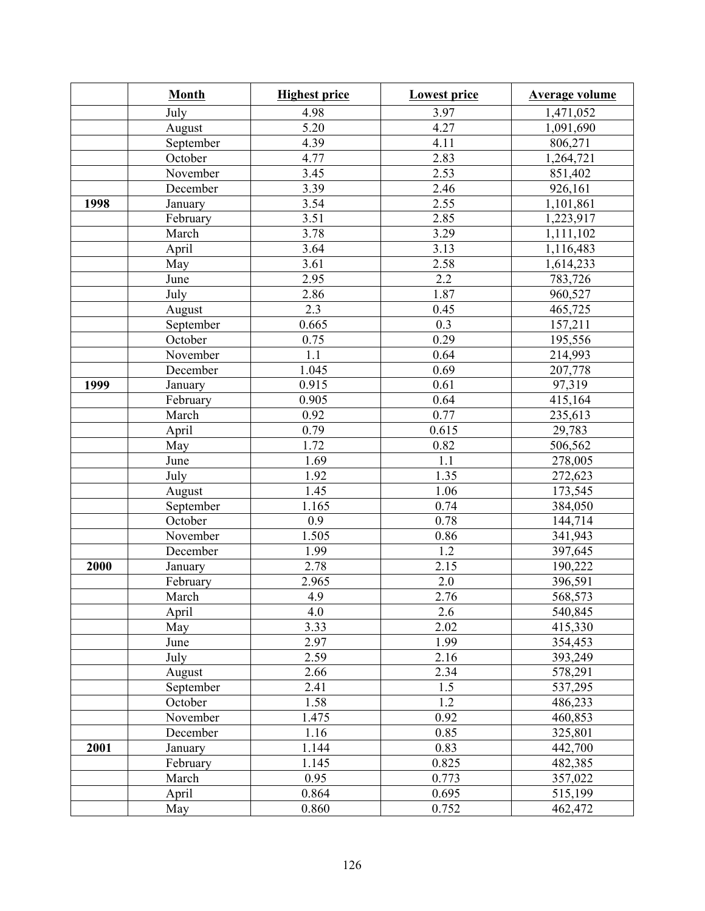| | Month | Highest price | Lowest price | Average volume |
|---|---|---|---|---|
| | July | 4.98 | 3.97 | 1,471,052 |
| | August | 5.20 | 4.27 | 1,091,690 |
| | September | 4.39 | 4.11 | 806,271 |
| | October | 4.77 | 2.83 | 1,264,721 |
| | November | 3.45 | 2.53 | 851,402 |
| | December | 3.39 | 2.46 | 926,161 |
| **1998** | January | 3.54 | 2.55 | 1,101,861 |
| | February | 3.51 | 2.85 | 1,223,917 |
| | March | 3.78 | 3.29 | 1,111,102 |
| | April | 3.64 | 3.13 | 1,116,483 |
| | May | 3.61 | 2.58 | 1,614,233 |
| | June | 2.95 | 2.2 | 783,726 |
| | July | 2.86 | 1.87 | 960,527 |
| | August | 2.3 | 0.45 | 465,725 |
| | September | 0.665 | 0.3 | 157,211 |
| | October | 0.75 | 0.29 | 195,556 |
| | November | 1.1 | 0.64 | 214,993 |
| | December | 1.045 | 0.69 | 207,778 |
| **1999** | January | 0.915 | 0.61 | 97,319 |
| | February | 0.905 | 0.64 | 415,164 |
| | March | 0.92 | 0.77 | 235,613 |
| | April | 0.79 | 0.615 | 29,783 |
| | May | 1.72 | 0.82 | 506,562 |
| | June | 1.69 | 1.1 | 278,005 |
| | July | 1.92 | 1.35 | 272,623 |
| | August | 1.45 | 1.06 | 173,545 |
| | September | 1.165 | 0.74 | 384,050 |
| | October | 0.9 | 0.78 | 144,714 |
| | November | 1.505 | 0.86 | 341,943 |
| | December | 1.99 | 1.2 | 397,645 |
| **2000** | January | 2.78 | 2.15 | 190,222 |
| | February | 2.965 | 2.0 | 396,591 |
| | March | 4.9 | 2.76 | 568,573 |
| | April | 4.0 | 2.6 | 540,845 |
| | May | 3.33 | 2.02 | 415,330 |
| | June | 2.97 | 1.99 | 354,453 |
| | July | 2.59 | 2.16 | 393,249 |
| | August | 2.66 | 2.34 | 578,291 |
| | September | 2.41 | 1.5 | 537,295 |
| | October | 1.58 | 1.2 | 486,233 |
| | November | 1.475 | 0.92 | 460,853 |
| | December | 1.16 | 0.85 | 325,801 |
| **2001** | January | 1.144 | 0.83 | 442,700 |
| | February | 1.145 | 0.825 | 482,385 |
| | March | 0.95 | 0.773 | 357,022 |
| | April | 0.864 | 0.695 | 515,199 |
| | May | 0.860 | 0.752 | 462,472 |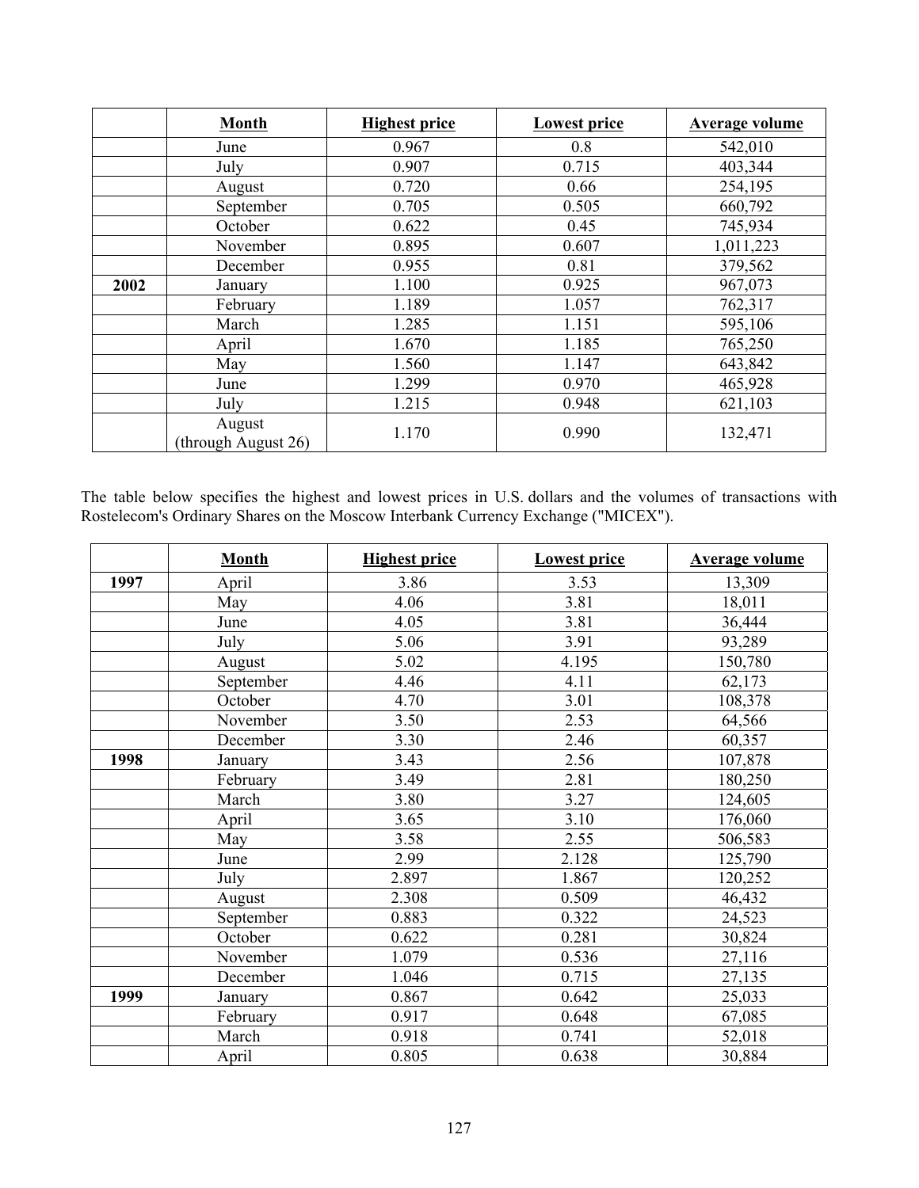|  | Month | Highest price | Lowest price | Average volume |
|---|---|---|---|---|
|  | June | 0.967 | 0.8 | 542,010 |
|  | July | 0.907 | 0.715 | 403,344 |
|  | August | 0.720 | 0.66 | 254,195 |
|  | September | 0.705 | 0.505 | 660,792 |
|  | October | 0.622 | 0.45 | 745,934 |
|  | November | 0.895 | 0.607 | 1,011,223 |
|  | December | 0.955 | 0.81 | 379,562 |
| **2002** | January | 1.100 | 0.925 | 967,073 |
|  | February | 1.189 | 1.057 | 762,317 |
|  | March | 1.285 | 1.151 | 595,106 |
|  | April | 1.670 | 1.185 | 765,250 |
|  | May | 1.560 | 1.147 | 643,842 |
|  | June | 1.299 | 0.970 | 465,928 |
|  | July | 1.215 | 0.948 | 621,103 |
|  | August (through August 26) | 1.170 | 0.990 | 132,471 |

The table below specifies the highest and lowest prices in U.S. dollars and the volumes of transactions with Rostelecom's Ordinary Shares on the Moscow Interbank Currency Exchange ("MICEX").

|  | Month | Highest price | Lowest price | Average volume |
|---|---|---|---|---|
| **1997** | April | 3.86 | 3.53 | 13,309 |
|  | May | 4.06 | 3.81 | 18,011 |
|  | June | 4.05 | 3.81 | 36,444 |
|  | July | 5.06 | 3.91 | 93,289 |
|  | August | 5.02 | 4.195 | 150,780 |
|  | September | 4.46 | 4.11 | 62,173 |
|  | October | 4.70 | 3.01 | 108,378 |
|  | November | 3.50 | 2.53 | 64,566 |
|  | December | 3.30 | 2.46 | 60,357 |
| **1998** | January | 3.43 | 2.56 | 107,878 |
|  | February | 3.49 | 2.81 | 180,250 |
|  | March | 3.80 | 3.27 | 124,605 |
|  | April | 3.65 | 3.10 | 176,060 |
|  | May | 3.58 | 2.55 | 506,583 |
|  | June | 2.99 | 2.128 | 125,790 |
|  | July | 2.897 | 1.867 | 120,252 |
|  | August | 2.308 | 0.509 | 46,432 |
|  | September | 0.883 | 0.322 | 24,523 |
|  | October | 0.622 | 0.281 | 30,824 |
|  | November | 1.079 | 0.536 | 27,116 |
|  | December | 1.046 | 0.715 | 27,135 |
| **1999** | January | 0.867 | 0.642 | 25,033 |
|  | February | 0.917 | 0.648 | 67,085 |
|  | March | 0.918 | 0.741 | 52,018 |
|  | April | 0.805 | 0.638 | 30,884 |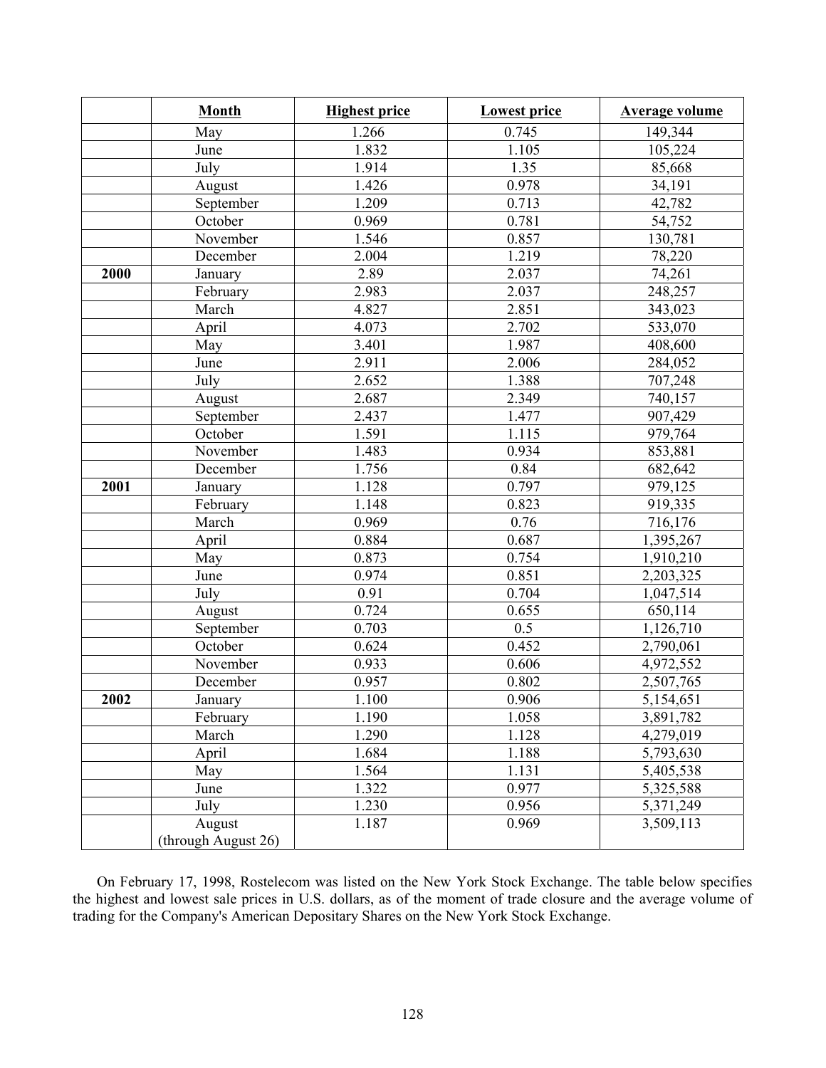| | Month | Highest price | Lowest price | Average volume |
|---|---|---|---|---|
| | May | 1.266 | 0.745 | 149,344 |
| | June | 1.832 | 1.105 | 105,224 |
| | July | 1.914 | 1.35 | 85,668 |
| | August | 1.426 | 0.978 | 34,191 |
| | September | 1.209 | 0.713 | 42,782 |
| | October | 0.969 | 0.781 | 54,752 |
| | November | 1.546 | 0.857 | 130,781 |
| | December | 2.004 | 1.219 | 78,220 |
| **2000** | January | 2.89 | 2.037 | 74,261 |
| | February | 2.983 | 2.037 | 248,257 |
| | March | 4.827 | 2.851 | 343,023 |
| | April | 4.073 | 2.702 | 533,070 |
| | May | 3.401 | 1.987 | 408,600 |
| | June | 2.911 | 2.006 | 284,052 |
| | July | 2.652 | 1.388 | 707,248 |
| | August | 2.687 | 2.349 | 740,157 |
| | September | 2.437 | 1.477 | 907,429 |
| | October | 1.591 | 1.115 | 979,764 |
| | November | 1.483 | 0.934 | 853,881 |
| | December | 1.756 | 0.84 | 682,642 |
| **2001** | January | 1.128 | 0.797 | 979,125 |
| | February | 1.148 | 0.823 | 919,335 |
| | March | 0.969 | 0.76 | 716,176 |
| | April | 0.884 | 0.687 | 1,395,267 |
| | May | 0.873 | 0.754 | 1,910,210 |
| | June | 0.974 | 0.851 | 2,203,325 |
| | July | 0.91 | 0.704 | 1,047,514 |
| | August | 0.724 | 0.655 | 650,114 |
| | September | 0.703 | 0.5 | 1,126,710 |
| | October | 0.624 | 0.452 | 2,790,061 |
| | November | 0.933 | 0.606 | 4,972,552 |
| | December | 0.957 | 0.802 | 2,507,765 |
| **2002** | January | 1.100 | 0.906 | 5,154,651 |
| | February | 1.190 | 1.058 | 3,891,782 |
| | March | 1.290 | 1.128 | 4,279,019 |
| | April | 1.684 | 1.188 | 5,793,630 |
| | May | 1.564 | 1.131 | 5,405,538 |
| | June | 1.322 | 0.977 | 5,325,588 |
| | July | 1.230 | 0.956 | 5,371,249 |
| | August (through August 26) | 1.187 | 0.969 | 3,509,113 |

On February 17, 1998, Rostelecom was listed on the New York Stock Exchange. The table below specifies the highest and lowest sale prices in U.S. dollars, as of the moment of trade closure and the average volume of trading for the Company's American Depositary Shares on the New York Stock Exchange.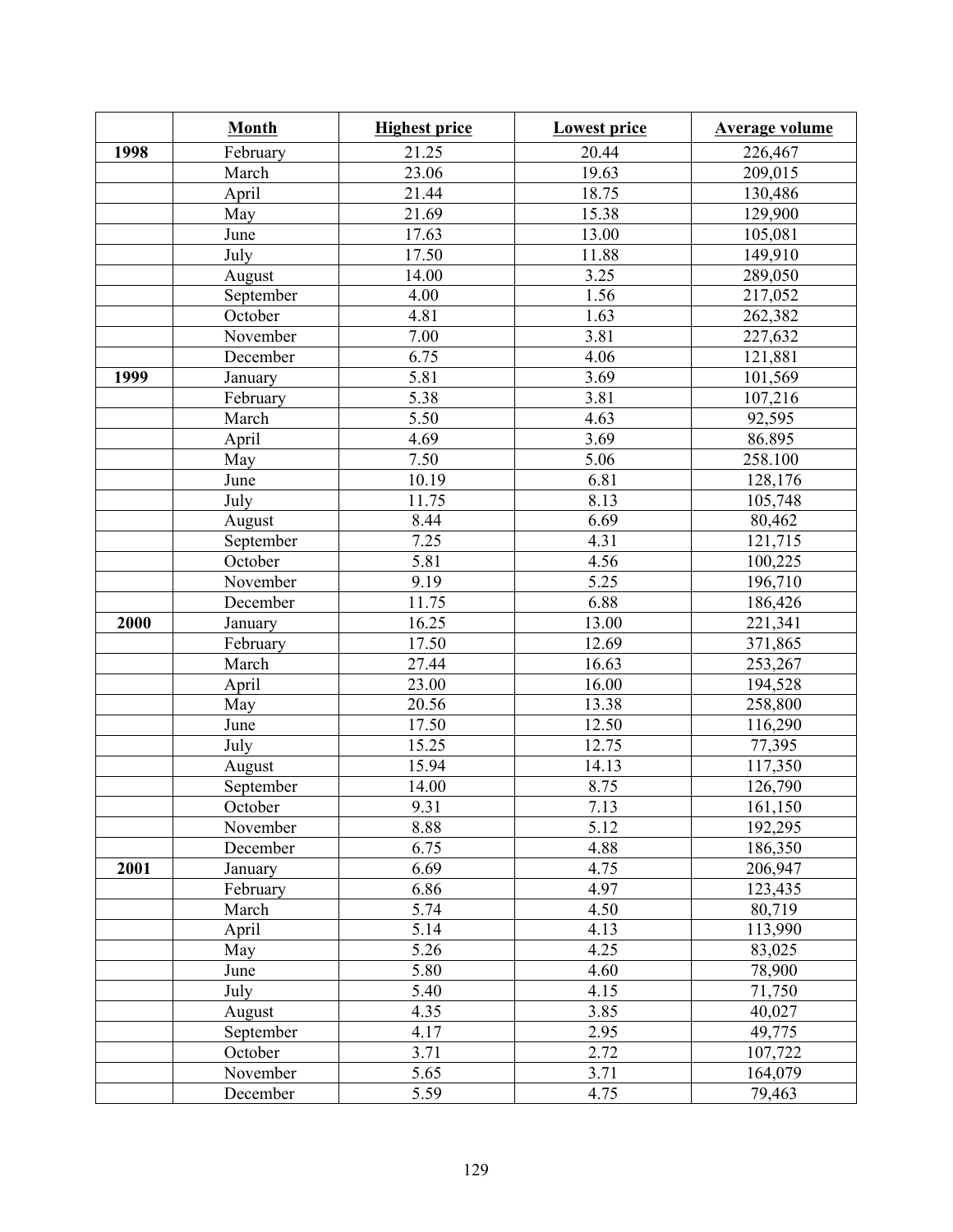| | Month | Highest price | Lowest price | Average volume |
|---|---|---|---|---|
| **1998** | February | 21.25 | 20.44 | 226,467 |
| | March | 23.06 | 19.63 | 209,015 |
| | April | 21.44 | 18.75 | 130,486 |
| | May | 21.69 | 15.38 | 129,900 |
| | June | 17.63 | 13.00 | 105,081 |
| | July | 17.50 | 11.88 | 149,910 |
| | August | 14.00 | 3.25 | 289,050 |
| | September | 4.00 | 1.56 | 217,052 |
| | October | 4.81 | 1.63 | 262,382 |
| | November | 7.00 | 3.81 | 227,632 |
| | December | 6.75 | 4.06 | 121,881 |
| **1999** | January | 5.81 | 3.69 | 101,569 |
| | February | 5.38 | 3.81 | 107,216 |
| | March | 5.50 | 4.63 | 92,595 |
| | April | 4.69 | 3.69 | 86.895 |
| | May | 7.50 | 5.06 | 258.100 |
| | June | 10.19 | 6.81 | 128,176 |
| | July | 11.75 | 8.13 | 105,748 |
| | August | 8.44 | 6.69 | 80,462 |
| | September | 7.25 | 4.31 | 121,715 |
| | October | 5.81 | 4.56 | 100,225 |
| | November | 9.19 | 5.25 | 196,710 |
| | December | 11.75 | 6.88 | 186,426 |
| **2000** | January | 16.25 | 13.00 | 221,341 |
| | February | 17.50 | 12.69 | 371,865 |
| | March | 27.44 | 16.63 | 253,267 |
| | April | 23.00 | 16.00 | 194,528 |
| | May | 20.56 | 13.38 | 258,800 |
| | June | 17.50 | 12.50 | 116,290 |
| | July | 15.25 | 12.75 | 77,395 |
| | August | 15.94 | 14.13 | 117,350 |
| | September | 14.00 | 8.75 | 126,790 |
| | October | 9.31 | 7.13 | 161,150 |
| | November | 8.88 | 5.12 | 192,295 |
| | December | 6.75 | 4.88 | 186,350 |
| **2001** | January | 6.69 | 4.75 | 206,947 |
| | February | 6.86 | 4.97 | 123,435 |
| | March | 5.74 | 4.50 | 80,719 |
| | April | 5.14 | 4.13 | 113,990 |
| | May | 5.26 | 4.25 | 83,025 |
| | June | 5.80 | 4.60 | 78,900 |
| | July | 5.40 | 4.15 | 71,750 |
| | August | 4.35 | 3.85 | 40,027 |
| | September | 4.17 | 2.95 | 49,775 |
| | October | 3.71 | 2.72 | 107,722 |
| | November | 5.65 | 3.71 | 164,079 |
| | December | 5.59 | 4.75 | 79,463 |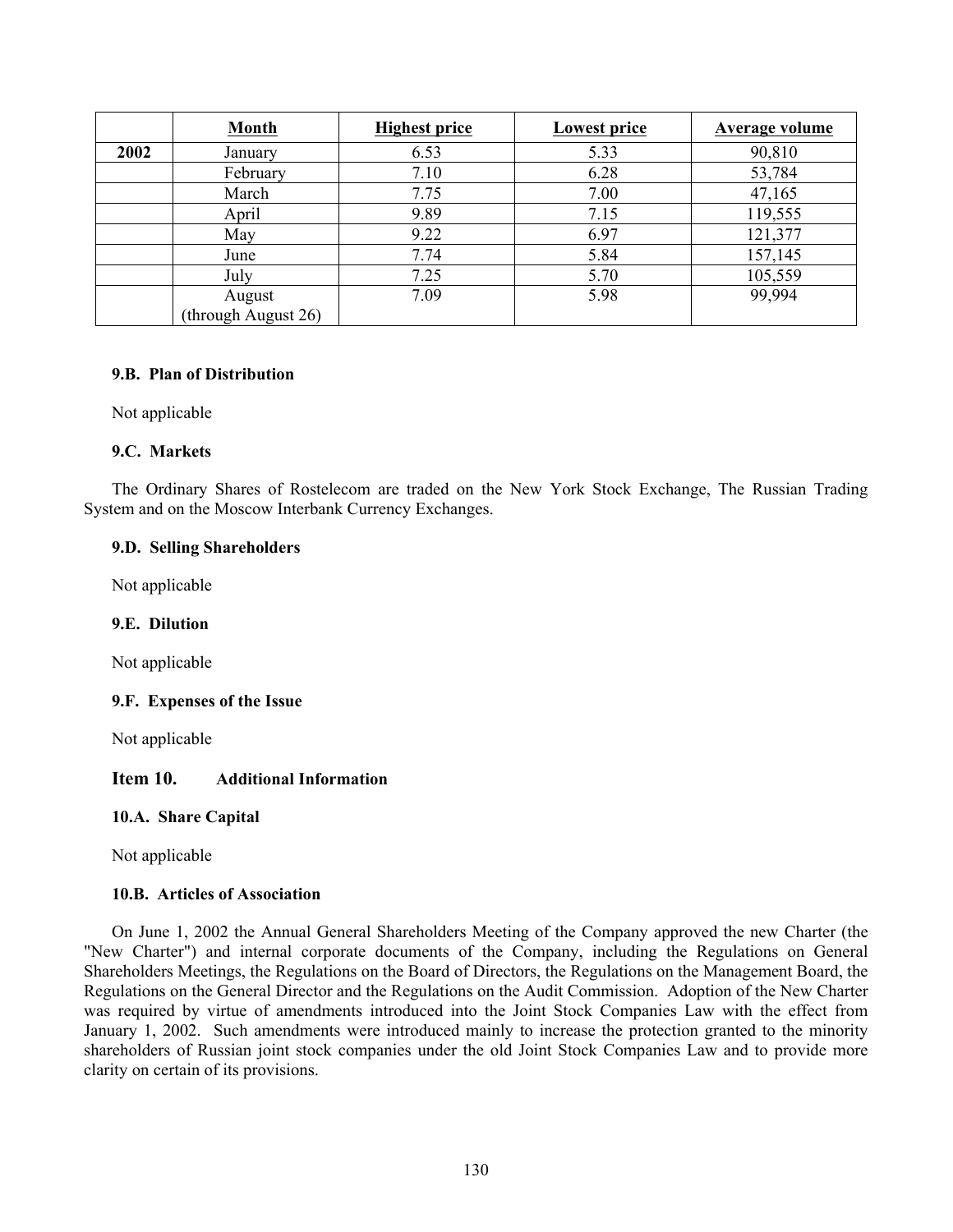| | Month | Highest price | Lowest price | Average volume |
|---|---|---|---|---|
| **2002** | January | 6.53 | 5.33 | 90,810 |
| | February | 7.10 | 6.28 | 53,784 |
| | March | 7.75 | 7.00 | 47,165 |
| | April | 9.89 | 7.15 | 119,555 |
| | May | 9.22 | 6.97 | 121,377 |
| | June | 7.74 | 5.84 | 157,145 |
| | July | 7.25 | 5.70 | 105,559 |
| | August (through August 26) | 7.09 | 5.98 | 99,994 |

### 9.B. Plan of Distribution

Not applicable

### 9.C. Markets

The Ordinary Shares of Rostelecom are traded on the New York Stock Exchange, The Russian Trading System and on the Moscow Interbank Currency Exchanges.

### 9.D. Selling Shareholders

Not applicable

### 9.E. Dilution

Not applicable

### 9.F. Expenses of the Issue

Not applicable

## Item 10. Additional Information

### 10.A. Share Capital

Not applicable

### 10.B. Articles of Association

On June 1, 2002 the Annual General Shareholders Meeting of the Company approved the new Charter (the "New Charter") and internal corporate documents of the Company, including the Regulations on General Shareholders Meetings, the Regulations on the Board of Directors, the Regulations on the Management Board, the Regulations on the General Director and the Regulations on the Audit Commission. Adoption of the New Charter was required by virtue of amendments introduced into the Joint Stock Companies Law with the effect from January 1, 2002. Such amendments were introduced mainly to increase the protection granted to the minority shareholders of Russian joint stock companies under the old Joint Stock Companies Law and to provide more clarity on certain of its provisions.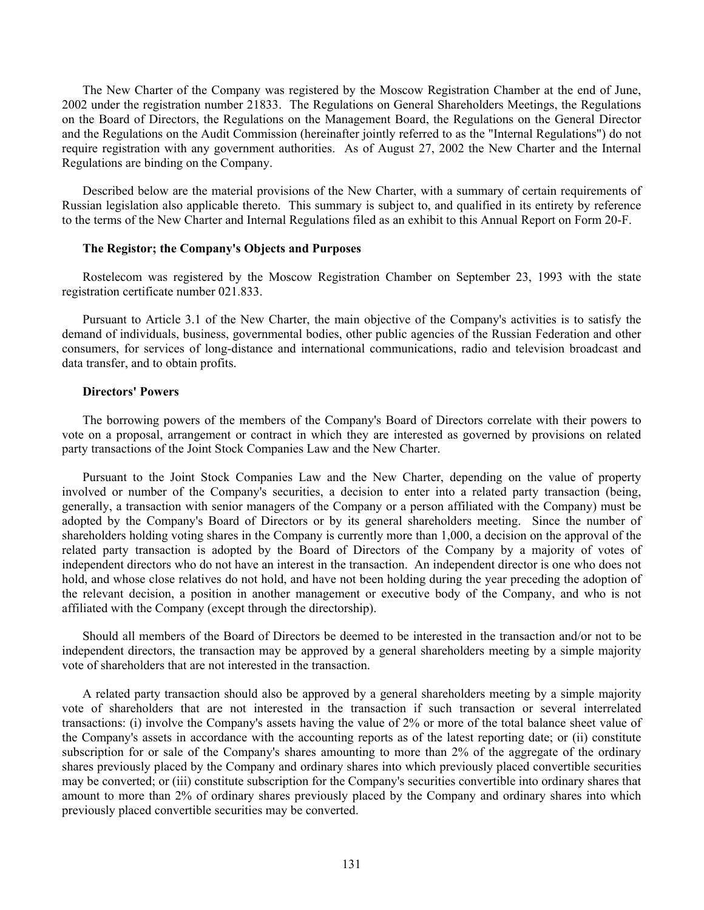The New Charter of the Company was registered by the Moscow Registration Chamber at the end of June, 2002 under the registration number 21833. The Regulations on General Shareholders Meetings, the Regulations on the Board of Directors, the Regulations on the Management Board, the Regulations on the General Director and the Regulations on the Audit Commission (hereinafter jointly referred to as the "Internal Regulations") do not require registration with any government authorities. As of August 27, 2002 the New Charter and the Internal Regulations are binding on the Company.

Described below are the material provisions of the New Charter, with a summary of certain requirements of Russian legislation also applicable thereto. This summary is subject to, and qualified in its entirety by reference to the terms of the New Charter and Internal Regulations filed as an exhibit to this Annual Report on Form 20-F.

**The Registor; the Company's Objects and Purposes**

Rostelecom was registered by the Moscow Registration Chamber on September 23, 1993 with the state registration certificate number 021.833.

Pursuant to Article 3.1 of the New Charter, the main objective of the Company's activities is to satisfy the demand of individuals, business, governmental bodies, other public agencies of the Russian Federation and other consumers, for services of long-distance and international communications, radio and television broadcast and data transfer, and to obtain profits.

**Directors' Powers**

The borrowing powers of the members of the Company's Board of Directors correlate with their powers to vote on a proposal, arrangement or contract in which they are interested as governed by provisions on related party transactions of the Joint Stock Companies Law and the New Charter.

Pursuant to the Joint Stock Companies Law and the New Charter, depending on the value of property involved or number of the Company's securities, a decision to enter into a related party transaction (being, generally, a transaction with senior managers of the Company or a person affiliated with the Company) must be adopted by the Company's Board of Directors or by its general shareholders meeting. Since the number of shareholders holding voting shares in the Company is currently more than 1,000, a decision on the approval of the related party transaction is adopted by the Board of Directors of the Company by a majority of votes of independent directors who do not have an interest in the transaction. An independent director is one who does not hold, and whose close relatives do not hold, and have not been holding during the year preceding the adoption of the relevant decision, a position in another management or executive body of the Company, and who is not affiliated with the Company (except through the directorship).

Should all members of the Board of Directors be deemed to be interested in the transaction and/or not to be independent directors, the transaction may be approved by a general shareholders meeting by a simple majority vote of shareholders that are not interested in the transaction.

A related party transaction should also be approved by a general shareholders meeting by a simple majority vote of shareholders that are not interested in the transaction if such transaction or several interrelated transactions: (i) involve the Company's assets having the value of 2% or more of the total balance sheet value of the Company's assets in accordance with the accounting reports as of the latest reporting date; or (ii) constitute subscription for or sale of the Company's shares amounting to more than 2% of the aggregate of the ordinary shares previously placed by the Company and ordinary shares into which previously placed convertible securities may be converted; or (iii) constitute subscription for the Company's securities convertible into ordinary shares that amount to more than 2% of ordinary shares previously placed by the Company and ordinary shares into which previously placed convertible securities may be converted.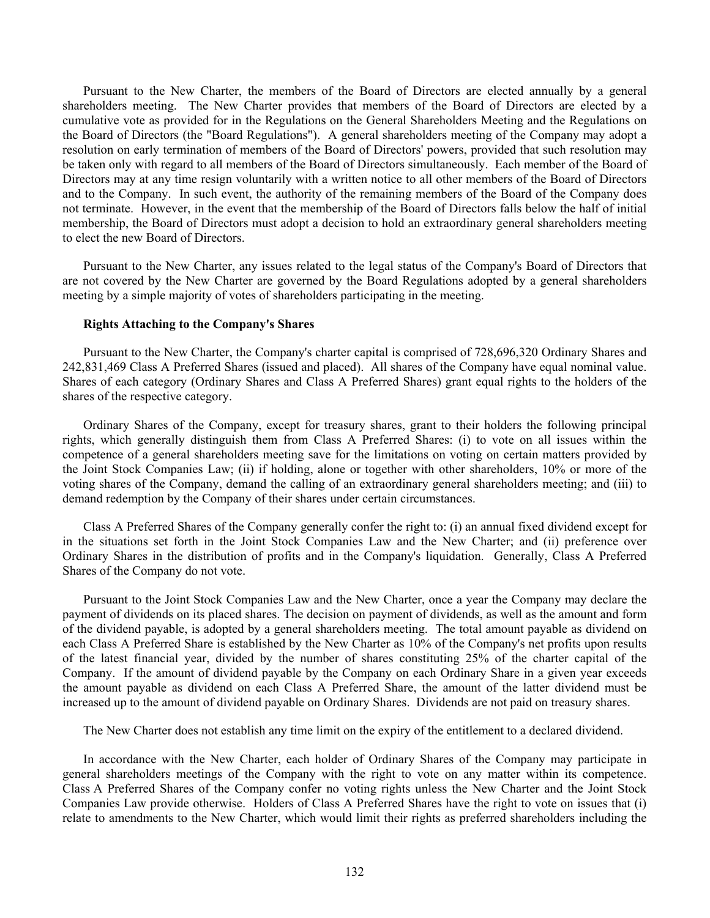Pursuant to the New Charter, the members of the Board of Directors are elected annually by a general shareholders meeting. The New Charter provides that members of the Board of Directors are elected by a cumulative vote as provided for in the Regulations on the General Shareholders Meeting and the Regulations on the Board of Directors (the "Board Regulations"). A general shareholders meeting of the Company may adopt a resolution on early termination of members of the Board of Directors' powers, provided that such resolution may be taken only with regard to all members of the Board of Directors simultaneously. Each member of the Board of Directors may at any time resign voluntarily with a written notice to all other members of the Board of Directors and to the Company. In such event, the authority of the remaining members of the Board of the Company does not terminate. However, in the event that the membership of the Board of Directors falls below the half of initial membership, the Board of Directors must adopt a decision to hold an extraordinary general shareholders meeting to elect the new Board of Directors.

Pursuant to the New Charter, any issues related to the legal status of the Company's Board of Directors that are not covered by the New Charter are governed by the Board Regulations adopted by a general shareholders meeting by a simple majority of votes of shareholders participating in the meeting.

**Rights Attaching to the Company's Shares**

Pursuant to the New Charter, the Company's charter capital is comprised of 728,696,320 Ordinary Shares and 242,831,469 Class A Preferred Shares (issued and placed). All shares of the Company have equal nominal value. Shares of each category (Ordinary Shares and Class A Preferred Shares) grant equal rights to the holders of the shares of the respective category.

Ordinary Shares of the Company, except for treasury shares, grant to their holders the following principal rights, which generally distinguish them from Class A Preferred Shares: (i) to vote on all issues within the competence of a general shareholders meeting save for the limitations on voting on certain matters provided by the Joint Stock Companies Law; (ii) if holding, alone or together with other shareholders, 10% or more of the voting shares of the Company, demand the calling of an extraordinary general shareholders meeting; and (iii) to demand redemption by the Company of their shares under certain circumstances.

Class A Preferred Shares of the Company generally confer the right to: (i) an annual fixed dividend except for in the situations set forth in the Joint Stock Companies Law and the New Charter; and (ii) preference over Ordinary Shares in the distribution of profits and in the Company's liquidation. Generally, Class A Preferred Shares of the Company do not vote.

Pursuant to the Joint Stock Companies Law and the New Charter, once a year the Company may declare the payment of dividends on its placed shares. The decision on payment of dividends, as well as the amount and form of the dividend payable, is adopted by a general shareholders meeting. The total amount payable as dividend on each Class A Preferred Share is established by the New Charter as 10% of the Company's net profits upon results of the latest financial year, divided by the number of shares constituting 25% of the charter capital of the Company. If the amount of dividend payable by the Company on each Ordinary Share in a given year exceeds the amount payable as dividend on each Class A Preferred Share, the amount of the latter dividend must be increased up to the amount of dividend payable on Ordinary Shares. Dividends are not paid on treasury shares.

The New Charter does not establish any time limit on the expiry of the entitlement to a declared dividend.

In accordance with the New Charter, each holder of Ordinary Shares of the Company may participate in general shareholders meetings of the Company with the right to vote on any matter within its competence. Class A Preferred Shares of the Company confer no voting rights unless the New Charter and the Joint Stock Companies Law provide otherwise. Holders of Class A Preferred Shares have the right to vote on issues that (i) relate to amendments to the New Charter, which would limit their rights as preferred shareholders including the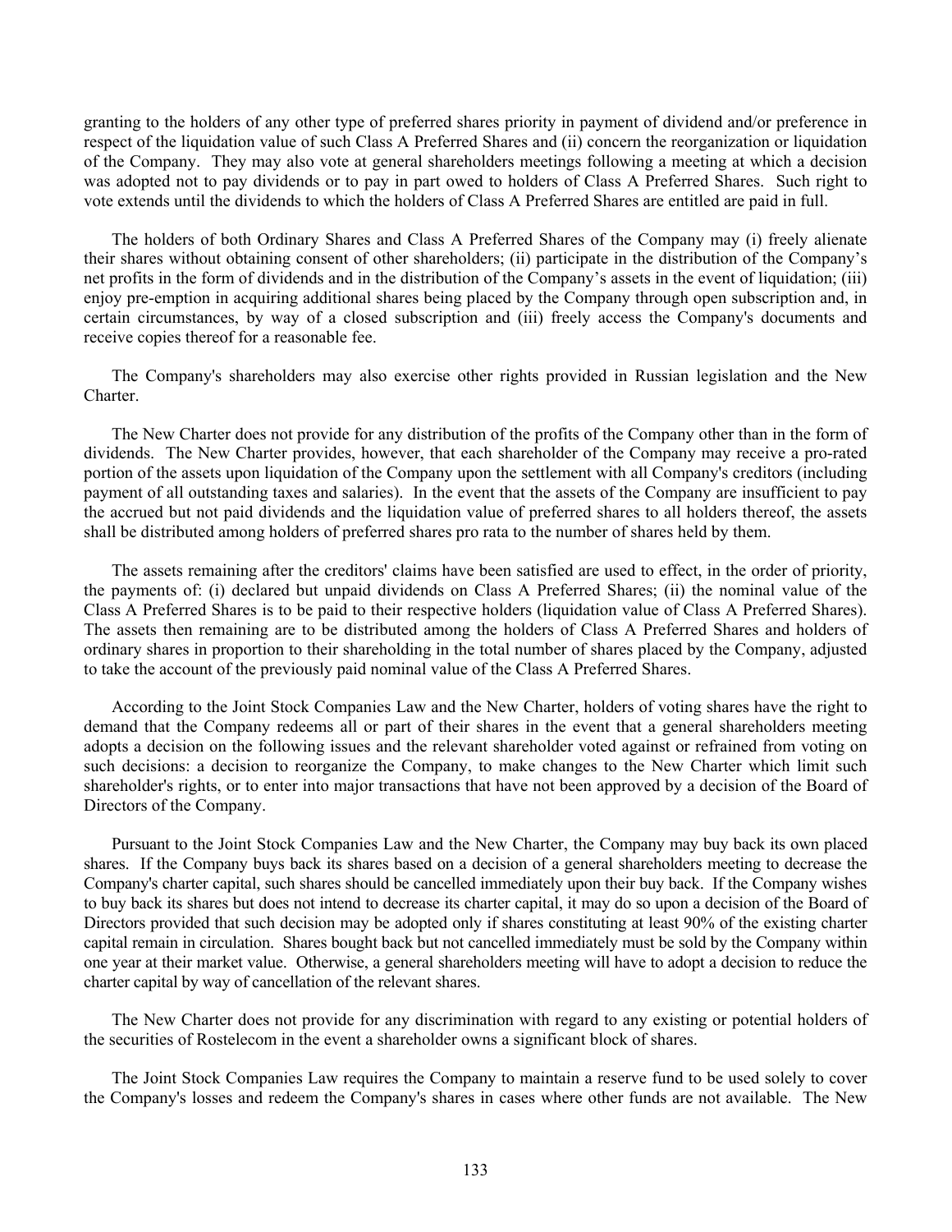granting to the holders of any other type of preferred shares priority in payment of dividend and/or preference in respect of the liquidation value of such Class A Preferred Shares and (ii) concern the reorganization or liquidation of the Company. They may also vote at general shareholders meetings following a meeting at which a decision was adopted not to pay dividends or to pay in part owed to holders of Class A Preferred Shares. Such right to vote extends until the dividends to which the holders of Class A Preferred Shares are entitled are paid in full.

The holders of both Ordinary Shares and Class A Preferred Shares of the Company may (i) freely alienate their shares without obtaining consent of other shareholders; (ii) participate in the distribution of the Company's net profits in the form of dividends and in the distribution of the Company's assets in the event of liquidation; (iii) enjoy pre-emption in acquiring additional shares being placed by the Company through open subscription and, in certain circumstances, by way of a closed subscription and (iii) freely access the Company's documents and receive copies thereof for a reasonable fee.

The Company's shareholders may also exercise other rights provided in Russian legislation and the New Charter.

The New Charter does not provide for any distribution of the profits of the Company other than in the form of dividends. The New Charter provides, however, that each shareholder of the Company may receive a pro-rated portion of the assets upon liquidation of the Company upon the settlement with all Company's creditors (including payment of all outstanding taxes and salaries). In the event that the assets of the Company are insufficient to pay the accrued but not paid dividends and the liquidation value of preferred shares to all holders thereof, the assets shall be distributed among holders of preferred shares pro rata to the number of shares held by them.

The assets remaining after the creditors' claims have been satisfied are used to effect, in the order of priority, the payments of: (i) declared but unpaid dividends on Class A Preferred Shares; (ii) the nominal value of the Class A Preferred Shares is to be paid to their respective holders (liquidation value of Class A Preferred Shares). The assets then remaining are to be distributed among the holders of Class A Preferred Shares and holders of ordinary shares in proportion to their shareholding in the total number of shares placed by the Company, adjusted to take the account of the previously paid nominal value of the Class A Preferred Shares.

According to the Joint Stock Companies Law and the New Charter, holders of voting shares have the right to demand that the Company redeems all or part of their shares in the event that a general shareholders meeting adopts a decision on the following issues and the relevant shareholder voted against or refrained from voting on such decisions: a decision to reorganize the Company, to make changes to the New Charter which limit such shareholder's rights, or to enter into major transactions that have not been approved by a decision of the Board of Directors of the Company.

Pursuant to the Joint Stock Companies Law and the New Charter, the Company may buy back its own placed shares. If the Company buys back its shares based on a decision of a general shareholders meeting to decrease the Company's charter capital, such shares should be cancelled immediately upon their buy back. If the Company wishes to buy back its shares but does not intend to decrease its charter capital, it may do so upon a decision of the Board of Directors provided that such decision may be adopted only if shares constituting at least 90% of the existing charter capital remain in circulation. Shares bought back but not cancelled immediately must be sold by the Company within one year at their market value. Otherwise, a general shareholders meeting will have to adopt a decision to reduce the charter capital by way of cancellation of the relevant shares.

The New Charter does not provide for any discrimination with regard to any existing or potential holders of the securities of Rostelecom in the event a shareholder owns a significant block of shares.

The Joint Stock Companies Law requires the Company to maintain a reserve fund to be used solely to cover the Company's losses and redeem the Company's shares in cases where other funds are not available. The New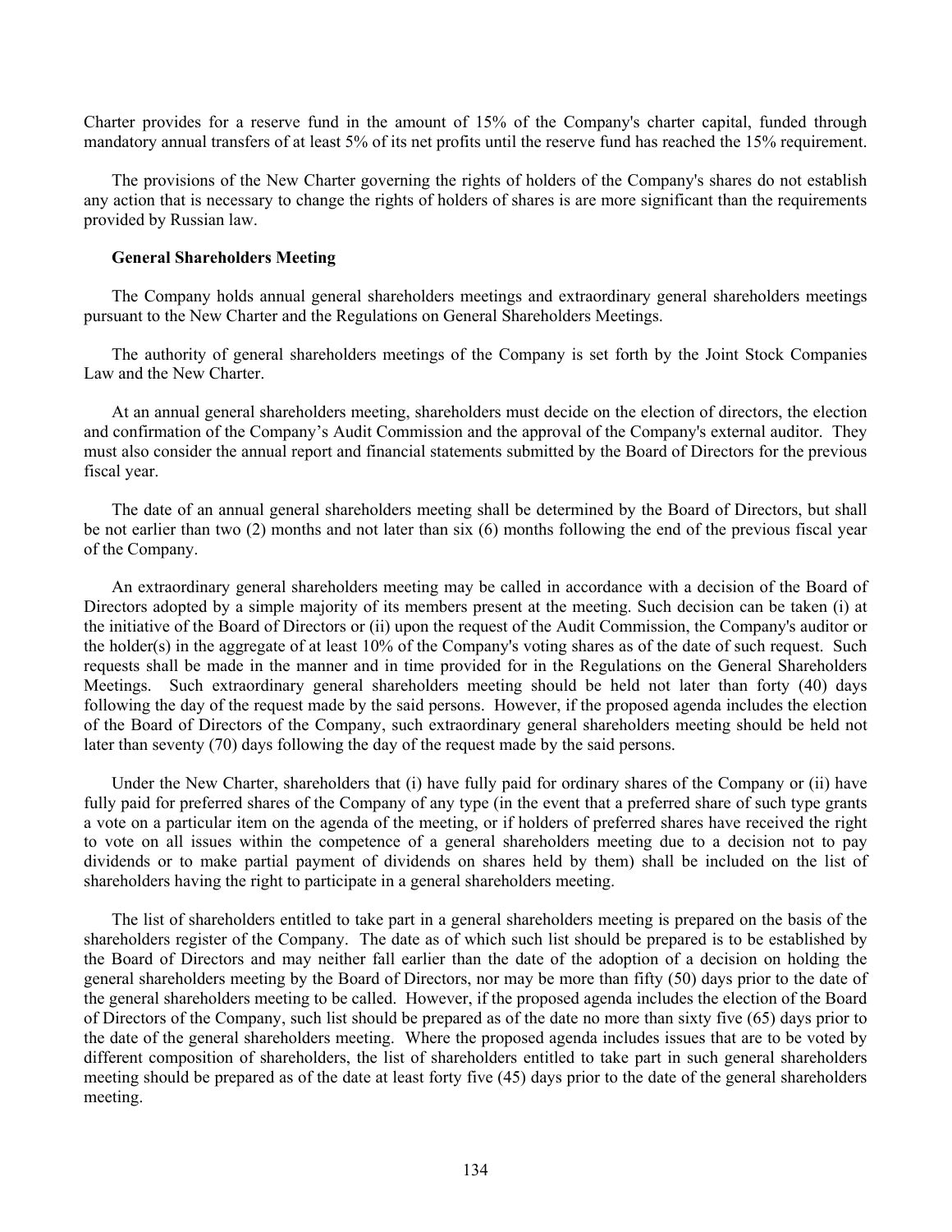Charter provides for a reserve fund in the amount of 15% of the Company's charter capital, funded through mandatory annual transfers of at least 5% of its net profits until the reserve fund has reached the 15% requirement.

The provisions of the New Charter governing the rights of holders of the Company's shares do not establish any action that is necessary to change the rights of holders of shares is are more significant than the requirements provided by Russian law.

**General Shareholders Meeting**

The Company holds annual general shareholders meetings and extraordinary general shareholders meetings pursuant to the New Charter and the Regulations on General Shareholders Meetings.

The authority of general shareholders meetings of the Company is set forth by the Joint Stock Companies Law and the New Charter.

At an annual general shareholders meeting, shareholders must decide on the election of directors, the election and confirmation of the Company's Audit Commission and the approval of the Company's external auditor. They must also consider the annual report and financial statements submitted by the Board of Directors for the previous fiscal year.

The date of an annual general shareholders meeting shall be determined by the Board of Directors, but shall be not earlier than two (2) months and not later than six (6) months following the end of the previous fiscal year of the Company.

An extraordinary general shareholders meeting may be called in accordance with a decision of the Board of Directors adopted by a simple majority of its members present at the meeting. Such decision can be taken (i) at the initiative of the Board of Directors or (ii) upon the request of the Audit Commission, the Company's auditor or the holder(s) in the aggregate of at least 10% of the Company's voting shares as of the date of such request. Such requests shall be made in the manner and in time provided for in the Regulations on the General Shareholders Meetings. Such extraordinary general shareholders meeting should be held not later than forty (40) days following the day of the request made by the said persons. However, if the proposed agenda includes the election of the Board of Directors of the Company, such extraordinary general shareholders meeting should be held not later than seventy (70) days following the day of the request made by the said persons.

Under the New Charter, shareholders that (i) have fully paid for ordinary shares of the Company or (ii) have fully paid for preferred shares of the Company of any type (in the event that a preferred share of such type grants a vote on a particular item on the agenda of the meeting, or if holders of preferred shares have received the right to vote on all issues within the competence of a general shareholders meeting due to a decision not to pay dividends or to make partial payment of dividends on shares held by them) shall be included on the list of shareholders having the right to participate in a general shareholders meeting.

The list of shareholders entitled to take part in a general shareholders meeting is prepared on the basis of the shareholders register of the Company. The date as of which such list should be prepared is to be established by the Board of Directors and may neither fall earlier than the date of the adoption of a decision on holding the general shareholders meeting by the Board of Directors, nor may be more than fifty (50) days prior to the date of the general shareholders meeting to be called. However, if the proposed agenda includes the election of the Board of Directors of the Company, such list should be prepared as of the date no more than sixty five (65) days prior to the date of the general shareholders meeting. Where the proposed agenda includes issues that are to be voted by different composition of shareholders, the list of shareholders entitled to take part in such general shareholders meeting should be prepared as of the date at least forty five (45) days prior to the date of the general shareholders meeting.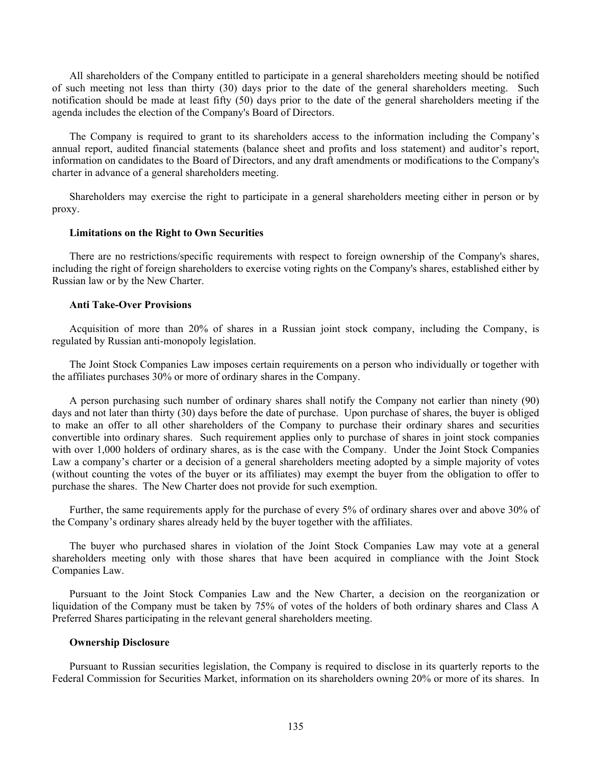All shareholders of the Company entitled to participate in a general shareholders meeting should be notified of such meeting not less than thirty (30) days prior to the date of the general shareholders meeting. Such notification should be made at least fifty (50) days prior to the date of the general shareholders meeting if the agenda includes the election of the Company's Board of Directors.

The Company is required to grant to its shareholders access to the information including the Company's annual report, audited financial statements (balance sheet and profits and loss statement) and auditor's report, information on candidates to the Board of Directors, and any draft amendments or modifications to the Company's charter in advance of a general shareholders meeting.

Shareholders may exercise the right to participate in a general shareholders meeting either in person or by proxy.

**Limitations on the Right to Own Securities**

There are no restrictions/specific requirements with respect to foreign ownership of the Company's shares, including the right of foreign shareholders to exercise voting rights on the Company's shares, established either by Russian law or by the New Charter.

**Anti Take-Over Provisions**

Acquisition of more than 20% of shares in a Russian joint stock company, including the Company, is regulated by Russian anti-monopoly legislation.

The Joint Stock Companies Law imposes certain requirements on a person who individually or together with the affiliates purchases 30% or more of ordinary shares in the Company.

A person purchasing such number of ordinary shares shall notify the Company not earlier than ninety (90) days and not later than thirty (30) days before the date of purchase. Upon purchase of shares, the buyer is obliged to make an offer to all other shareholders of the Company to purchase their ordinary shares and securities convertible into ordinary shares. Such requirement applies only to purchase of shares in joint stock companies with over 1,000 holders of ordinary shares, as is the case with the Company. Under the Joint Stock Companies Law a company's charter or a decision of a general shareholders meeting adopted by a simple majority of votes (without counting the votes of the buyer or its affiliates) may exempt the buyer from the obligation to offer to purchase the shares. The New Charter does not provide for such exemption.

Further, the same requirements apply for the purchase of every 5% of ordinary shares over and above 30% of the Company's ordinary shares already held by the buyer together with the affiliates.

The buyer who purchased shares in violation of the Joint Stock Companies Law may vote at a general shareholders meeting only with those shares that have been acquired in compliance with the Joint Stock Companies Law.

Pursuant to the Joint Stock Companies Law and the New Charter, a decision on the reorganization or liquidation of the Company must be taken by 75% of votes of the holders of both ordinary shares and Class A Preferred Shares participating in the relevant general shareholders meeting.

**Ownership Disclosure**

Pursuant to Russian securities legislation, the Company is required to disclose in its quarterly reports to the Federal Commission for Securities Market, information on its shareholders owning 20% or more of its shares. In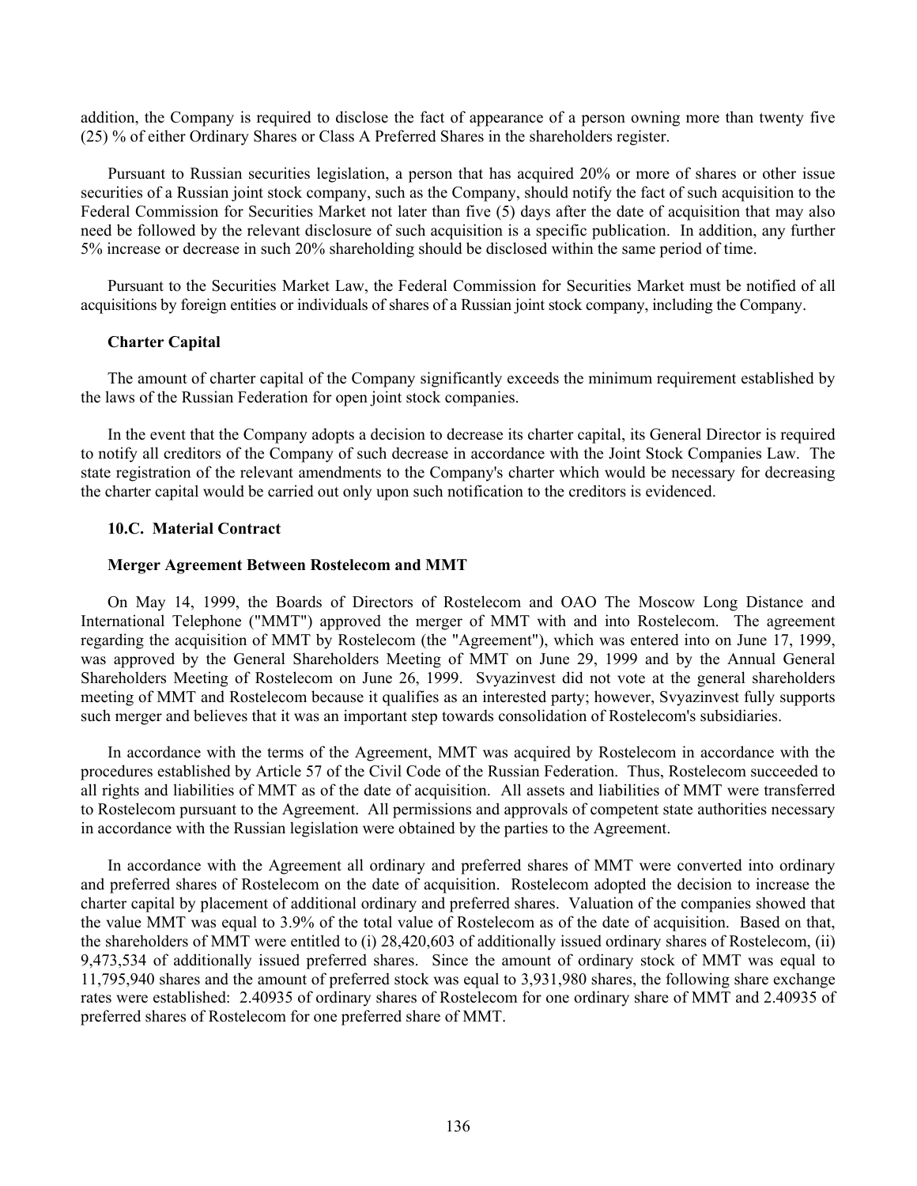addition, the Company is required to disclose the fact of appearance of a person owning more than twenty five (25) % of either Ordinary Shares or Class A Preferred Shares in the shareholders register.

Pursuant to Russian securities legislation, a person that has acquired 20% or more of shares or other issue securities of a Russian joint stock company, such as the Company, should notify the fact of such acquisition to the Federal Commission for Securities Market not later than five (5) days after the date of acquisition that may also need be followed by the relevant disclosure of such acquisition is a specific publication. In addition, any further 5% increase or decrease in such 20% shareholding should be disclosed within the same period of time.

Pursuant to the Securities Market Law, the Federal Commission for Securities Market must be notified of all acquisitions by foreign entities or individuals of shares of a Russian joint stock company, including the Company.

**Charter Capital**

The amount of charter capital of the Company significantly exceeds the minimum requirement established by the laws of the Russian Federation for open joint stock companies.

In the event that the Company adopts a decision to decrease its charter capital, its General Director is required to notify all creditors of the Company of such decrease in accordance with the Joint Stock Companies Law. The state registration of the relevant amendments to the Company's charter which would be necessary for decreasing the charter capital would be carried out only upon such notification to the creditors is evidenced.

### 10.C. Material Contract

**Merger Agreement Between Rostelecom and MMT**

On May 14, 1999, the Boards of Directors of Rostelecom and OAO The Moscow Long Distance and International Telephone ("MMT") approved the merger of MMT with and into Rostelecom. The agreement regarding the acquisition of MMT by Rostelecom (the "Agreement"), which was entered into on June 17, 1999, was approved by the General Shareholders Meeting of MMT on June 29, 1999 and by the Annual General Shareholders Meeting of Rostelecom on June 26, 1999. Svyazinvest did not vote at the general shareholders meeting of MMT and Rostelecom because it qualifies as an interested party; however, Svyazinvest fully supports such merger and believes that it was an important step towards consolidation of Rostelecom's subsidiaries.

In accordance with the terms of the Agreement, MMT was acquired by Rostelecom in accordance with the procedures established by Article 57 of the Civil Code of the Russian Federation. Thus, Rostelecom succeeded to all rights and liabilities of MMT as of the date of acquisition. All assets and liabilities of MMT were transferred to Rostelecom pursuant to the Agreement. All permissions and approvals of competent state authorities necessary in accordance with the Russian legislation were obtained by the parties to the Agreement.

In accordance with the Agreement all ordinary and preferred shares of MMT were converted into ordinary and preferred shares of Rostelecom on the date of acquisition. Rostelecom adopted the decision to increase the charter capital by placement of additional ordinary and preferred shares. Valuation of the companies showed that the value MMT was equal to 3.9% of the total value of Rostelecom as of the date of acquisition. Based on that, the shareholders of MMT were entitled to (i) 28,420,603 of additionally issued ordinary shares of Rostelecom, (ii) 9,473,534 of additionally issued preferred shares. Since the amount of ordinary stock of MMT was equal to 11,795,940 shares and the amount of preferred stock was equal to 3,931,980 shares, the following share exchange rates were established: 2.40935 of ordinary shares of Rostelecom for one ordinary share of MMT and 2.40935 of preferred shares of Rostelecom for one preferred share of MMT.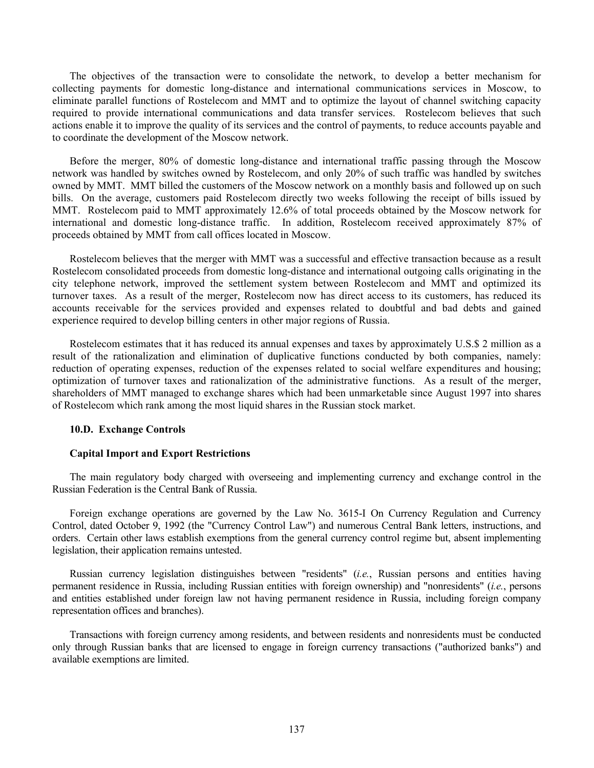The objectives of the transaction were to consolidate the network, to develop a better mechanism for collecting payments for domestic long-distance and international communications services in Moscow, to eliminate parallel functions of Rostelecom and MMT and to optimize the layout of channel switching capacity required to provide international communications and data transfer services. Rostelecom believes that such actions enable it to improve the quality of its services and the control of payments, to reduce accounts payable and to coordinate the development of the Moscow network.

Before the merger, 80% of domestic long-distance and international traffic passing through the Moscow network was handled by switches owned by Rostelecom, and only 20% of such traffic was handled by switches owned by MMT. MMT billed the customers of the Moscow network on a monthly basis and followed up on such bills. On the average, customers paid Rostelecom directly two weeks following the receipt of bills issued by MMT. Rostelecom paid to MMT approximately 12.6% of total proceeds obtained by the Moscow network for international and domestic long-distance traffic. In addition, Rostelecom received approximately 87% of proceeds obtained by MMT from call offices located in Moscow.

Rostelecom believes that the merger with MMT was a successful and effective transaction because as a result Rostelecom consolidated proceeds from domestic long-distance and international outgoing calls originating in the city telephone network, improved the settlement system between Rostelecom and MMT and optimized its turnover taxes. As a result of the merger, Rostelecom now has direct access to its customers, has reduced its accounts receivable for the services provided and expenses related to doubtful and bad debts and gained experience required to develop billing centers in other major regions of Russia.

Rostelecom estimates that it has reduced its annual expenses and taxes by approximately U.S.$ 2 million as a result of the rationalization and elimination of duplicative functions conducted by both companies, namely: reduction of operating expenses, reduction of the expenses related to social welfare expenditures and housing; optimization of turnover taxes and rationalization of the administrative functions. As a result of the merger, shareholders of MMT managed to exchange shares which had been unmarketable since August 1997 into shares of Rostelecom which rank among the most liquid shares in the Russian stock market.

### 10.D. Exchange Controls

#### Capital Import and Export Restrictions

The main regulatory body charged with overseeing and implementing currency and exchange control in the Russian Federation is the Central Bank of Russia.

Foreign exchange operations are governed by the Law No. 3615-I On Currency Regulation and Currency Control, dated October 9, 1992 (the "Currency Control Law") and numerous Central Bank letters, instructions, and orders. Certain other laws establish exemptions from the general currency control regime but, absent implementing legislation, their application remains untested.

Russian currency legislation distinguishes between "residents" (*i.e.*, Russian persons and entities having permanent residence in Russia, including Russian entities with foreign ownership) and "nonresidents" (*i.e.*, persons and entities established under foreign law not having permanent residence in Russia, including foreign company representation offices and branches).

Transactions with foreign currency among residents, and between residents and nonresidents must be conducted only through Russian banks that are licensed to engage in foreign currency transactions ("authorized banks") and available exemptions are limited.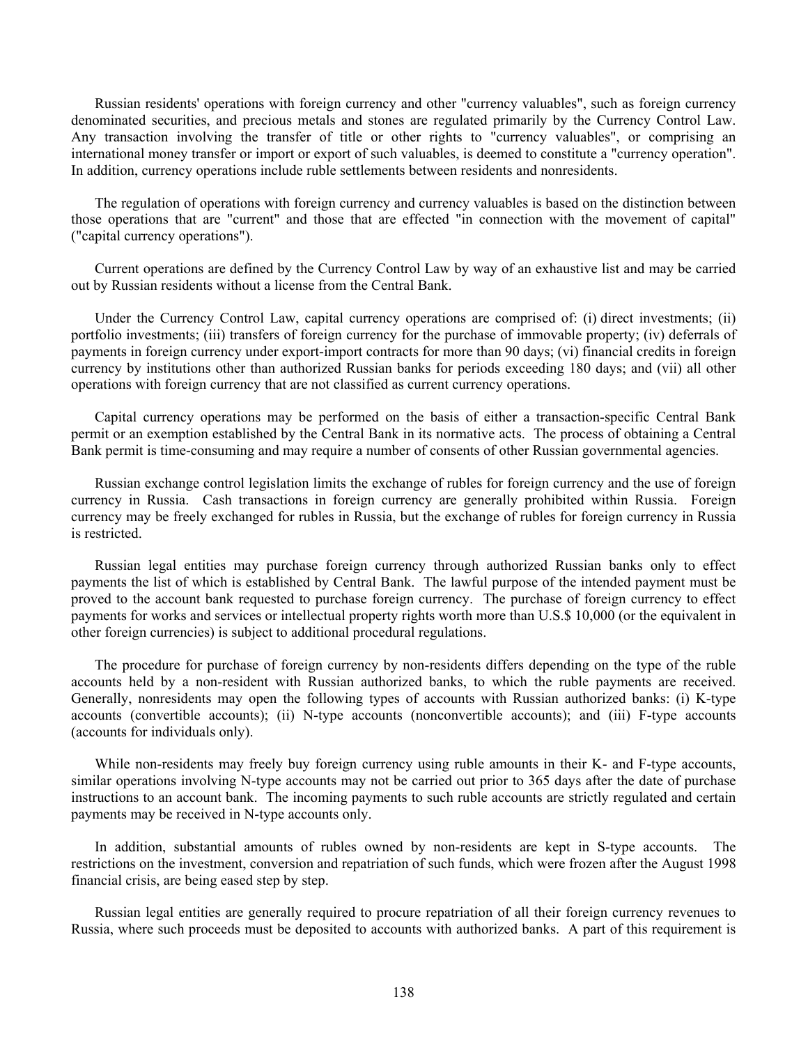Russian residents' operations with foreign currency and other "currency valuables", such as foreign currency denominated securities, and precious metals and stones are regulated primarily by the Currency Control Law. Any transaction involving the transfer of title or other rights to "currency valuables", or comprising an international money transfer or import or export of such valuables, is deemed to constitute a "currency operation". In addition, currency operations include ruble settlements between residents and nonresidents.

The regulation of operations with foreign currency and currency valuables is based on the distinction between those operations that are "current" and those that are effected "in connection with the movement of capital" ("capital currency operations").

Current operations are defined by the Currency Control Law by way of an exhaustive list and may be carried out by Russian residents without a license from the Central Bank.

Under the Currency Control Law, capital currency operations are comprised of: (i) direct investments; (ii) portfolio investments; (iii) transfers of foreign currency for the purchase of immovable property; (iv) deferrals of payments in foreign currency under export-import contracts for more than 90 days; (vi) financial credits in foreign currency by institutions other than authorized Russian banks for periods exceeding 180 days; and (vii) all other operations with foreign currency that are not classified as current currency operations.

Capital currency operations may be performed on the basis of either a transaction-specific Central Bank permit or an exemption established by the Central Bank in its normative acts. The process of obtaining a Central Bank permit is time-consuming and may require a number of consents of other Russian governmental agencies.

Russian exchange control legislation limits the exchange of rubles for foreign currency and the use of foreign currency in Russia. Cash transactions in foreign currency are generally prohibited within Russia. Foreign currency may be freely exchanged for rubles in Russia, but the exchange of rubles for foreign currency in Russia is restricted.

Russian legal entities may purchase foreign currency through authorized Russian banks only to effect payments the list of which is established by Central Bank. The lawful purpose of the intended payment must be proved to the account bank requested to purchase foreign currency. The purchase of foreign currency to effect payments for works and services or intellectual property rights worth more than U.S.$ 10,000 (or the equivalent in other foreign currencies) is subject to additional procedural regulations.

The procedure for purchase of foreign currency by non-residents differs depending on the type of the ruble accounts held by a non-resident with Russian authorized banks, to which the ruble payments are received. Generally, nonresidents may open the following types of accounts with Russian authorized banks: (i) K-type accounts (convertible accounts); (ii) N-type accounts (nonconvertible accounts); and (iii) F-type accounts (accounts for individuals only).

While non-residents may freely buy foreign currency using ruble amounts in their K- and F-type accounts, similar operations involving N-type accounts may not be carried out prior to 365 days after the date of purchase instructions to an account bank. The incoming payments to such ruble accounts are strictly regulated and certain payments may be received in N-type accounts only.

In addition, substantial amounts of rubles owned by non-residents are kept in S-type accounts. The restrictions on the investment, conversion and repatriation of such funds, which were frozen after the August 1998 financial crisis, are being eased step by step.

Russian legal entities are generally required to procure repatriation of all their foreign currency revenues to Russia, where such proceeds must be deposited to accounts with authorized banks. A part of this requirement is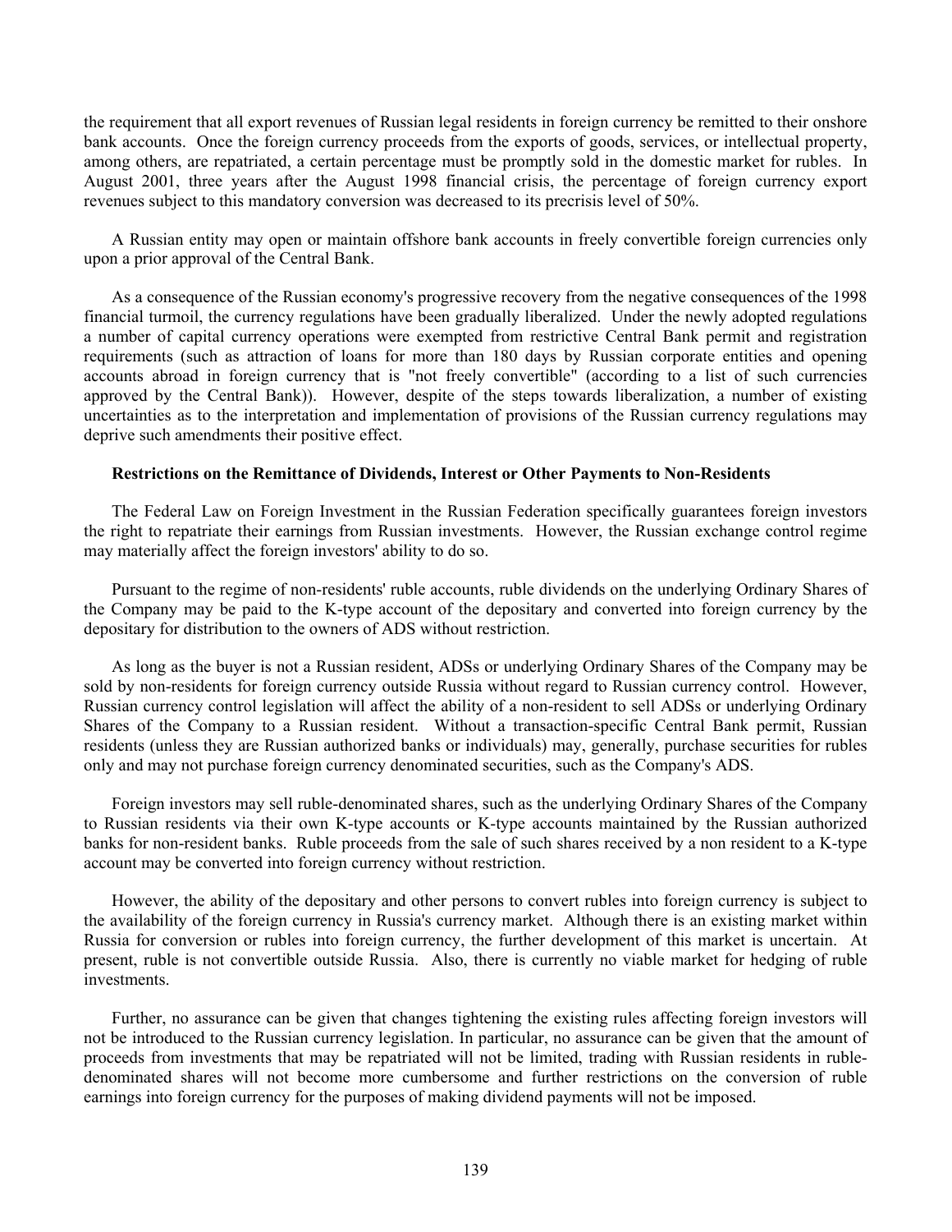the requirement that all export revenues of Russian legal residents in foreign currency be remitted to their onshore bank accounts. Once the foreign currency proceeds from the exports of goods, services, or intellectual property, among others, are repatriated, a certain percentage must be promptly sold in the domestic market for rubles. In August 2001, three years after the August 1998 financial crisis, the percentage of foreign currency export revenues subject to this mandatory conversion was decreased to its precrisis level of 50%.

A Russian entity may open or maintain offshore bank accounts in freely convertible foreign currencies only upon a prior approval of the Central Bank.

As a consequence of the Russian economy's progressive recovery from the negative consequences of the 1998 financial turmoil, the currency regulations have been gradually liberalized. Under the newly adopted regulations a number of capital currency operations were exempted from restrictive Central Bank permit and registration requirements (such as attraction of loans for more than 180 days by Russian corporate entities and opening accounts abroad in foreign currency that is "not freely convertible" (according to a list of such currencies approved by the Central Bank)). However, despite of the steps towards liberalization, a number of existing uncertainties as to the interpretation and implementation of provisions of the Russian currency regulations may deprive such amendments their positive effect.

**Restrictions on the Remittance of Dividends, Interest or Other Payments to Non-Residents**

The Federal Law on Foreign Investment in the Russian Federation specifically guarantees foreign investors the right to repatriate their earnings from Russian investments. However, the Russian exchange control regime may materially affect the foreign investors' ability to do so.

Pursuant to the regime of non-residents' ruble accounts, ruble dividends on the underlying Ordinary Shares of the Company may be paid to the K-type account of the depositary and converted into foreign currency by the depositary for distribution to the owners of ADS without restriction.

As long as the buyer is not a Russian resident, ADSs or underlying Ordinary Shares of the Company may be sold by non-residents for foreign currency outside Russia without regard to Russian currency control. However, Russian currency control legislation will affect the ability of a non-resident to sell ADSs or underlying Ordinary Shares of the Company to a Russian resident. Without a transaction-specific Central Bank permit, Russian residents (unless they are Russian authorized banks or individuals) may, generally, purchase securities for rubles only and may not purchase foreign currency denominated securities, such as the Company's ADS.

Foreign investors may sell ruble-denominated shares, such as the underlying Ordinary Shares of the Company to Russian residents via their own K-type accounts or K-type accounts maintained by the Russian authorized banks for non-resident banks. Ruble proceeds from the sale of such shares received by a non resident to a K-type account may be converted into foreign currency without restriction.

However, the ability of the depositary and other persons to convert rubles into foreign currency is subject to the availability of the foreign currency in Russia's currency market. Although there is an existing market within Russia for conversion or rubles into foreign currency, the further development of this market is uncertain. At present, ruble is not convertible outside Russia. Also, there is currently no viable market for hedging of ruble investments.

Further, no assurance can be given that changes tightening the existing rules affecting foreign investors will not be introduced to the Russian currency legislation. In particular, no assurance can be given that the amount of proceeds from investments that may be repatriated will not be limited, trading with Russian residents in ruble-denominated shares will not become more cumbersome and further restrictions on the conversion of ruble earnings into foreign currency for the purposes of making dividend payments will not be imposed.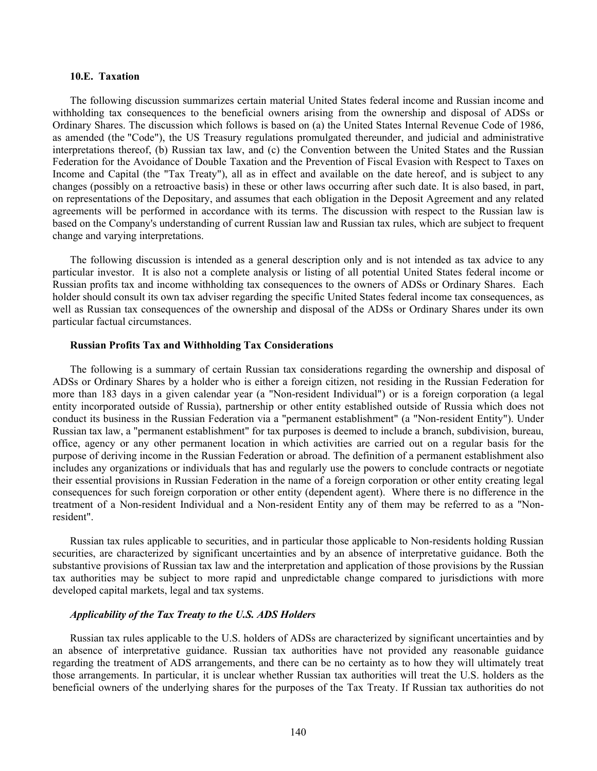### 10.E. Taxation

The following discussion summarizes certain material United States federal income and Russian income and withholding tax consequences to the beneficial owners arising from the ownership and disposal of ADSs or Ordinary Shares. The discussion which follows is based on (a) the United States Internal Revenue Code of 1986, as amended (the "Code"), the US Treasury regulations promulgated thereunder, and judicial and administrative interpretations thereof, (b) Russian tax law, and (c) the Convention between the United States and the Russian Federation for the Avoidance of Double Taxation and the Prevention of Fiscal Evasion with Respect to Taxes on Income and Capital (the "Tax Treaty"), all as in effect and available on the date hereof, and is subject to any changes (possibly on a retroactive basis) in these or other laws occurring after such date. It is also based, in part, on representations of the Depositary, and assumes that each obligation in the Deposit Agreement and any related agreements will be performed in accordance with its terms. The discussion with respect to the Russian law is based on the Company's understanding of current Russian law and Russian tax rules, which are subject to frequent change and varying interpretations.

The following discussion is intended as a general description only and is not intended as tax advice to any particular investor. It is also not a complete analysis or listing of all potential United States federal income or Russian profits tax and income withholding tax consequences to the owners of ADSs or Ordinary Shares. Each holder should consult its own tax adviser regarding the specific United States federal income tax consequences, as well as Russian tax consequences of the ownership and disposal of the ADSs or Ordinary Shares under its own particular factual circumstances.

#### Russian Profits Tax and Withholding Tax Considerations

The following is a summary of certain Russian tax considerations regarding the ownership and disposal of ADSs or Ordinary Shares by a holder who is either a foreign citizen, not residing in the Russian Federation for more than 183 days in a given calendar year (a "Non-resident Individual") or is a foreign corporation (a legal entity incorporated outside of Russia), partnership or other entity established outside of Russia which does not conduct its business in the Russian Federation via a "permanent establishment" (a "Non-resident Entity"). Under Russian tax law, a "permanent establishment" for tax purposes is deemed to include a branch, subdivision, bureau, office, agency or any other permanent location in which activities are carried out on a regular basis for the purpose of deriving income in the Russian Federation or abroad. The definition of a permanent establishment also includes any organizations or individuals that has and regularly use the powers to conclude contracts or negotiate their essential provisions in Russian Federation in the name of a foreign corporation or other entity creating legal consequences for such foreign corporation or other entity (dependent agent). Where there is no difference in the treatment of a Non-resident Individual and a Non-resident Entity any of them may be referred to as a "Non-resident".

Russian tax rules applicable to securities, and in particular those applicable to Non-residents holding Russian securities, are characterized by significant uncertainties and by an absence of interpretative guidance. Both the substantive provisions of Russian tax law and the interpretation and application of those provisions by the Russian tax authorities may be subject to more rapid and unpredictable change compared to jurisdictions with more developed capital markets, legal and tax systems.

##### *Applicability of the Tax Treaty to the U.S. ADS Holders*

Russian tax rules applicable to the U.S. holders of ADSs are characterized by significant uncertainties and by an absence of interpretative guidance. Russian tax authorities have not provided any reasonable guidance regarding the treatment of ADS arrangements, and there can be no certainty as to how they will ultimately treat those arrangements. In particular, it is unclear whether Russian tax authorities will treat the U.S. holders as the beneficial owners of the underlying shares for the purposes of the Tax Treaty. If Russian tax authorities do not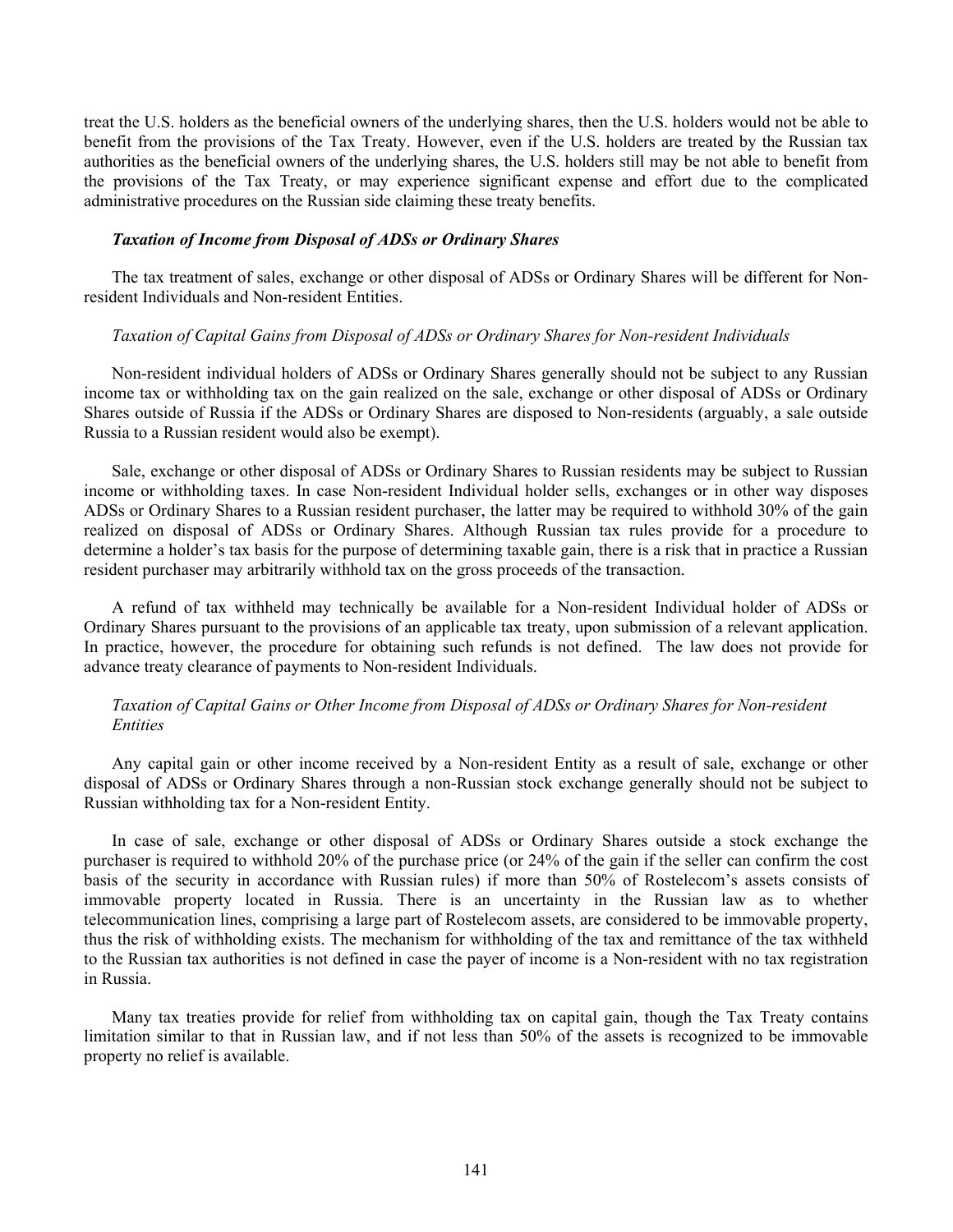treat the U.S. holders as the beneficial owners of the underlying shares, then the U.S. holders would not be able to benefit from the provisions of the Tax Treaty. However, even if the U.S. holders are treated by the Russian tax authorities as the beneficial owners of the underlying shares, the U.S. holders still may be not able to benefit from the provisions of the Tax Treaty, or may experience significant expense and effort due to the complicated administrative procedures on the Russian side claiming these treaty benefits.

### *Taxation of Income from Disposal of ADSs or Ordinary Shares*

The tax treatment of sales, exchange or other disposal of ADSs or Ordinary Shares will be different for Non-resident Individuals and Non-resident Entities.

#### *Taxation of Capital Gains from Disposal of ADSs or Ordinary Shares for Non-resident Individuals*

Non-resident individual holders of ADSs or Ordinary Shares generally should not be subject to any Russian income tax or withholding tax on the gain realized on the sale, exchange or other disposal of ADSs or Ordinary Shares outside of Russia if the ADSs or Ordinary Shares are disposed to Non-residents (arguably, a sale outside Russia to a Russian resident would also be exempt).

Sale, exchange or other disposal of ADSs or Ordinary Shares to Russian residents may be subject to Russian income or withholding taxes. In case Non-resident Individual holder sells, exchanges or in other way disposes ADSs or Ordinary Shares to a Russian resident purchaser, the latter may be required to withhold 30% of the gain realized on disposal of ADSs or Ordinary Shares. Although Russian tax rules provide for a procedure to determine a holder's tax basis for the purpose of determining taxable gain, there is a risk that in practice a Russian resident purchaser may arbitrarily withhold tax on the gross proceeds of the transaction.

A refund of tax withheld may technically be available for a Non-resident Individual holder of ADSs or Ordinary Shares pursuant to the provisions of an applicable tax treaty, upon submission of a relevant application. In practice, however, the procedure for obtaining such refunds is not defined. The law does not provide for advance treaty clearance of payments to Non-resident Individuals.

#### *Taxation of Capital Gains or Other Income from Disposal of ADSs or Ordinary Shares for Non-resident Entities*

Any capital gain or other income received by a Non-resident Entity as a result of sale, exchange or other disposal of ADSs or Ordinary Shares through a non-Russian stock exchange generally should not be subject to Russian withholding tax for a Non-resident Entity.

In case of sale, exchange or other disposal of ADSs or Ordinary Shares outside a stock exchange the purchaser is required to withhold 20% of the purchase price (or 24% of the gain if the seller can confirm the cost basis of the security in accordance with Russian rules) if more than 50% of Rostelecom's assets consists of immovable property located in Russia. There is an uncertainty in the Russian law as to whether telecommunication lines, comprising a large part of Rostelecom assets, are considered to be immovable property, thus the risk of withholding exists. The mechanism for withholding of the tax and remittance of the tax withheld to the Russian tax authorities is not defined in case the payer of income is a Non-resident with no tax registration in Russia.

Many tax treaties provide for relief from withholding tax on capital gain, though the Tax Treaty contains limitation similar to that in Russian law, and if not less than 50% of the assets is recognized to be immovable property no relief is available.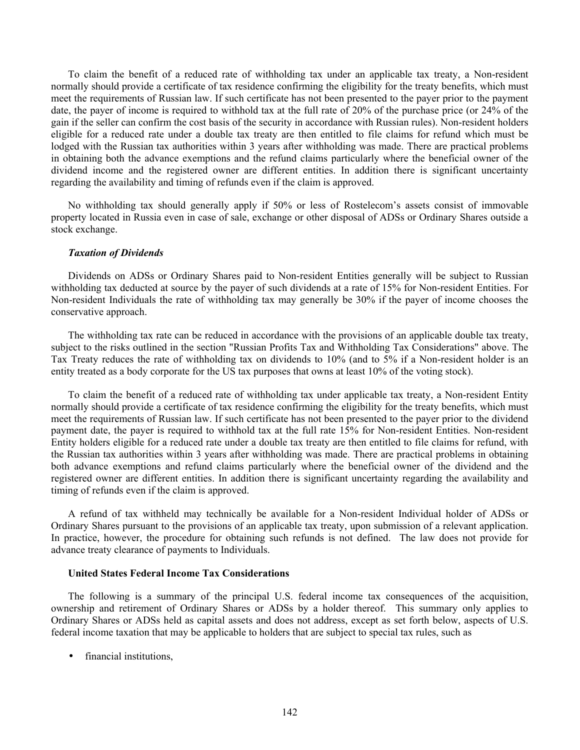To claim the benefit of a reduced rate of withholding tax under an applicable tax treaty, a Non-resident normally should provide a certificate of tax residence confirming the eligibility for the treaty benefits, which must meet the requirements of Russian law. If such certificate has not been presented to the payer prior to the payment date, the payer of income is required to withhold tax at the full rate of 20% of the purchase price (or 24% of the gain if the seller can confirm the cost basis of the security in accordance with Russian rules). Non-resident holders eligible for a reduced rate under a double tax treaty are then entitled to file claims for refund which must be lodged with the Russian tax authorities within 3 years after withholding was made. There are practical problems in obtaining both the advance exemptions and the refund claims particularly where the beneficial owner of the dividend income and the registered owner are different entities. In addition there is significant uncertainty regarding the availability and timing of refunds even if the claim is approved.

No withholding tax should generally apply if 50% or less of Rostelecom's assets consist of immovable property located in Russia even in case of sale, exchange or other disposal of ADSs or Ordinary Shares outside a stock exchange.

***Taxation of Dividends***

Dividends on ADSs or Ordinary Shares paid to Non-resident Entities generally will be subject to Russian withholding tax deducted at source by the payer of such dividends at a rate of 15% for Non-resident Entities. For Non-resident Individuals the rate of withholding tax may generally be 30% if the payer of income chooses the conservative approach.

The withholding tax rate can be reduced in accordance with the provisions of an applicable double tax treaty, subject to the risks outlined in the section "Russian Profits Tax and Withholding Tax Considerations" above. The Tax Treaty reduces the rate of withholding tax on dividends to 10% (and to 5% if a Non-resident holder is an entity treated as a body corporate for the US tax purposes that owns at least 10% of the voting stock).

To claim the benefit of a reduced rate of withholding tax under applicable tax treaty, a Non-resident Entity normally should provide a certificate of tax residence confirming the eligibility for the treaty benefits, which must meet the requirements of Russian law. If such certificate has not been presented to the payer prior to the dividend payment date, the payer is required to withhold tax at the full rate 15% for Non-resident Entities. Non-resident Entity holders eligible for a reduced rate under a double tax treaty are then entitled to file claims for refund, with the Russian tax authorities within 3 years after withholding was made. There are practical problems in obtaining both advance exemptions and refund claims particularly where the beneficial owner of the dividend and the registered owner are different entities. In addition there is significant uncertainty regarding the availability and timing of refunds even if the claim is approved.

A refund of tax withheld may technically be available for a Non-resident Individual holder of ADSs or Ordinary Shares pursuant to the provisions of an applicable tax treaty, upon submission of a relevant application. In practice, however, the procedure for obtaining such refunds is not defined. The law does not provide for advance treaty clearance of payments to Individuals.

**United States Federal Income Tax Considerations**

The following is a summary of the principal U.S. federal income tax consequences of the acquisition, ownership and retirement of Ordinary Shares or ADSs by a holder thereof. This summary only applies to Ordinary Shares or ADSs held as capital assets and does not address, except as set forth below, aspects of U.S. federal income taxation that may be applicable to holders that are subject to special tax rules, such as

- financial institutions,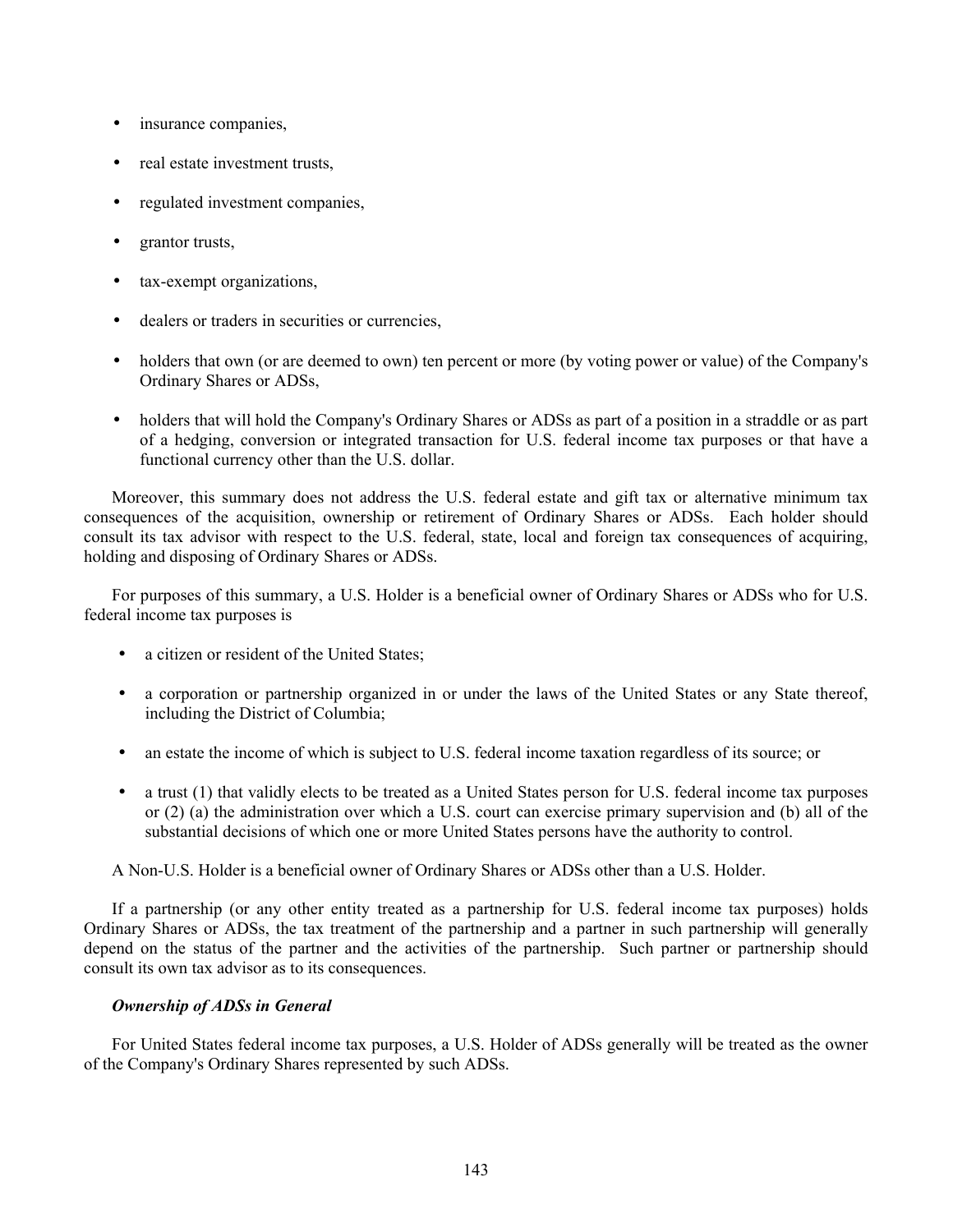- insurance companies,
- real estate investment trusts,
- regulated investment companies,
- grantor trusts,
- tax-exempt organizations,
- dealers or traders in securities or currencies,
- holders that own (or are deemed to own) ten percent or more (by voting power or value) of the Company's Ordinary Shares or ADSs,
- holders that will hold the Company's Ordinary Shares or ADSs as part of a position in a straddle or as part of a hedging, conversion or integrated transaction for U.S. federal income tax purposes or that have a functional currency other than the U.S. dollar.

Moreover, this summary does not address the U.S. federal estate and gift tax or alternative minimum tax consequences of the acquisition, ownership or retirement of Ordinary Shares or ADSs. Each holder should consult its tax advisor with respect to the U.S. federal, state, local and foreign tax consequences of acquiring, holding and disposing of Ordinary Shares or ADSs.

For purposes of this summary, a U.S. Holder is a beneficial owner of Ordinary Shares or ADSs who for U.S. federal income tax purposes is

- a citizen or resident of the United States;
- a corporation or partnership organized in or under the laws of the United States or any State thereof, including the District of Columbia;
- an estate the income of which is subject to U.S. federal income taxation regardless of its source; or
- a trust (1) that validly elects to be treated as a United States person for U.S. federal income tax purposes or (2) (a) the administration over which a U.S. court can exercise primary supervision and (b) all of the substantial decisions of which one or more United States persons have the authority to control.

A Non-U.S. Holder is a beneficial owner of Ordinary Shares or ADSs other than a U.S. Holder.

If a partnership (or any other entity treated as a partnership for U.S. federal income tax purposes) holds Ordinary Shares or ADSs, the tax treatment of the partnership and a partner in such partnership will generally depend on the status of the partner and the activities of the partnership. Such partner or partnership should consult its own tax advisor as to its consequences.

***Ownership of ADSs in General***

For United States federal income tax purposes, a U.S. Holder of ADSs generally will be treated as the owner of the Company's Ordinary Shares represented by such ADSs.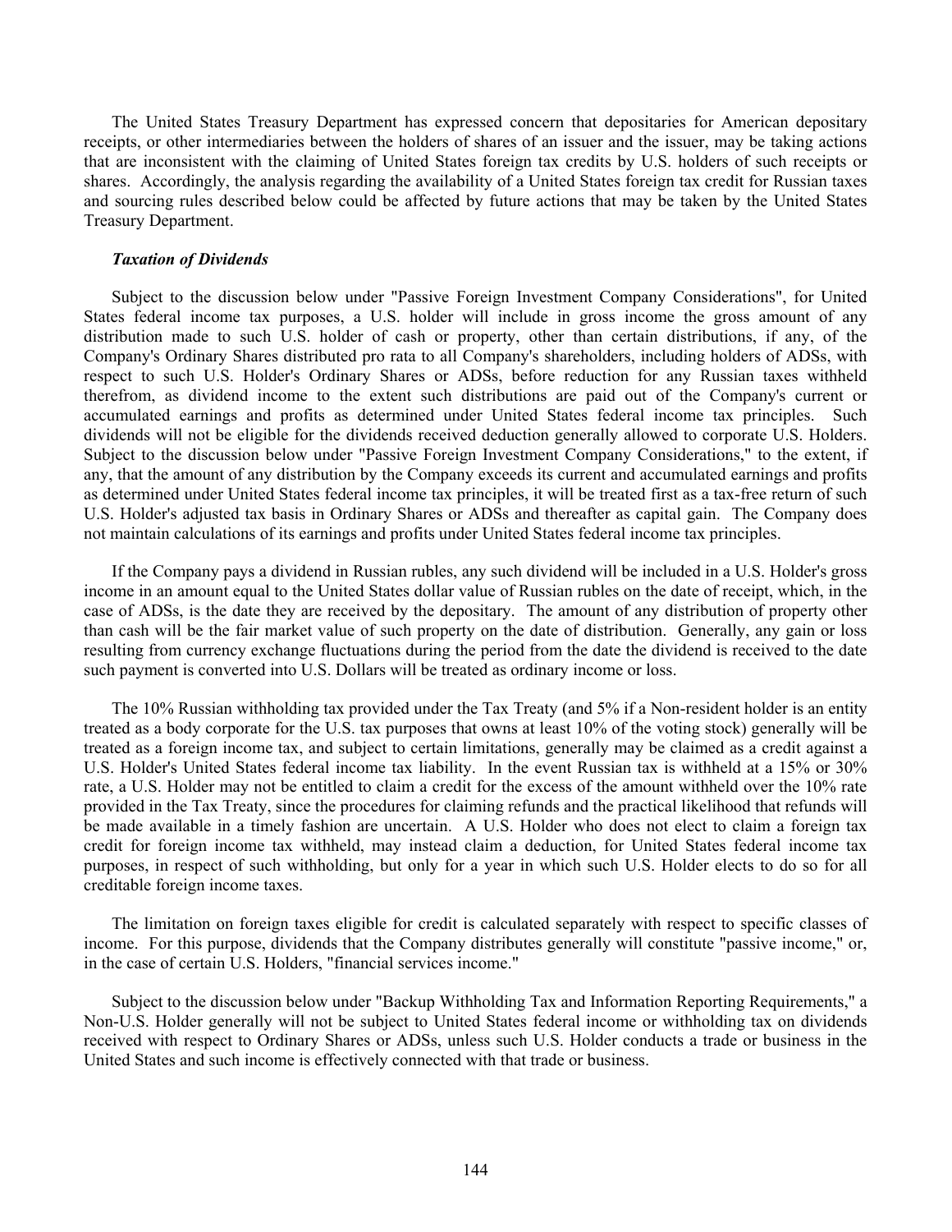The United States Treasury Department has expressed concern that depositaries for American depositary receipts, or other intermediaries between the holders of shares of an issuer and the issuer, may be taking actions that are inconsistent with the claiming of United States foreign tax credits by U.S. holders of such receipts or shares. Accordingly, the analysis regarding the availability of a United States foreign tax credit for Russian taxes and sourcing rules described below could be affected by future actions that may be taken by the United States Treasury Department.

***Taxation of Dividends***

Subject to the discussion below under "Passive Foreign Investment Company Considerations", for United States federal income tax purposes, a U.S. holder will include in gross income the gross amount of any distribution made to such U.S. holder of cash or property, other than certain distributions, if any, of the Company's Ordinary Shares distributed pro rata to all Company's shareholders, including holders of ADSs, with respect to such U.S. Holder's Ordinary Shares or ADSs, before reduction for any Russian taxes withheld therefrom, as dividend income to the extent such distributions are paid out of the Company's current or accumulated earnings and profits as determined under United States federal income tax principles. Such dividends will not be eligible for the dividends received deduction generally allowed to corporate U.S. Holders. Subject to the discussion below under "Passive Foreign Investment Company Considerations," to the extent, if any, that the amount of any distribution by the Company exceeds its current and accumulated earnings and profits as determined under United States federal income tax principles, it will be treated first as a tax-free return of such U.S. Holder's adjusted tax basis in Ordinary Shares or ADSs and thereafter as capital gain. The Company does not maintain calculations of its earnings and profits under United States federal income tax principles.

If the Company pays a dividend in Russian rubles, any such dividend will be included in a U.S. Holder's gross income in an amount equal to the United States dollar value of Russian rubles on the date of receipt, which, in the case of ADSs, is the date they are received by the depositary. The amount of any distribution of property other than cash will be the fair market value of such property on the date of distribution. Generally, any gain or loss resulting from currency exchange fluctuations during the period from the date the dividend is received to the date such payment is converted into U.S. Dollars will be treated as ordinary income or loss.

The 10% Russian withholding tax provided under the Tax Treaty (and 5% if a Non-resident holder is an entity treated as a body corporate for the U.S. tax purposes that owns at least 10% of the voting stock) generally will be treated as a foreign income tax, and subject to certain limitations, generally may be claimed as a credit against a U.S. Holder's United States federal income tax liability. In the event Russian tax is withheld at a 15% or 30% rate, a U.S. Holder may not be entitled to claim a credit for the excess of the amount withheld over the 10% rate provided in the Tax Treaty, since the procedures for claiming refunds and the practical likelihood that refunds will be made available in a timely fashion are uncertain. A U.S. Holder who does not elect to claim a foreign tax credit for foreign income tax withheld, may instead claim a deduction, for United States federal income tax purposes, in respect of such withholding, but only for a year in which such U.S. Holder elects to do so for all creditable foreign income taxes.

The limitation on foreign taxes eligible for credit is calculated separately with respect to specific classes of income. For this purpose, dividends that the Company distributes generally will constitute "passive income," or, in the case of certain U.S. Holders, "financial services income."

Subject to the discussion below under "Backup Withholding Tax and Information Reporting Requirements," a Non-U.S. Holder generally will not be subject to United States federal income or withholding tax on dividends received with respect to Ordinary Shares or ADSs, unless such U.S. Holder conducts a trade or business in the United States and such income is effectively connected with that trade or business.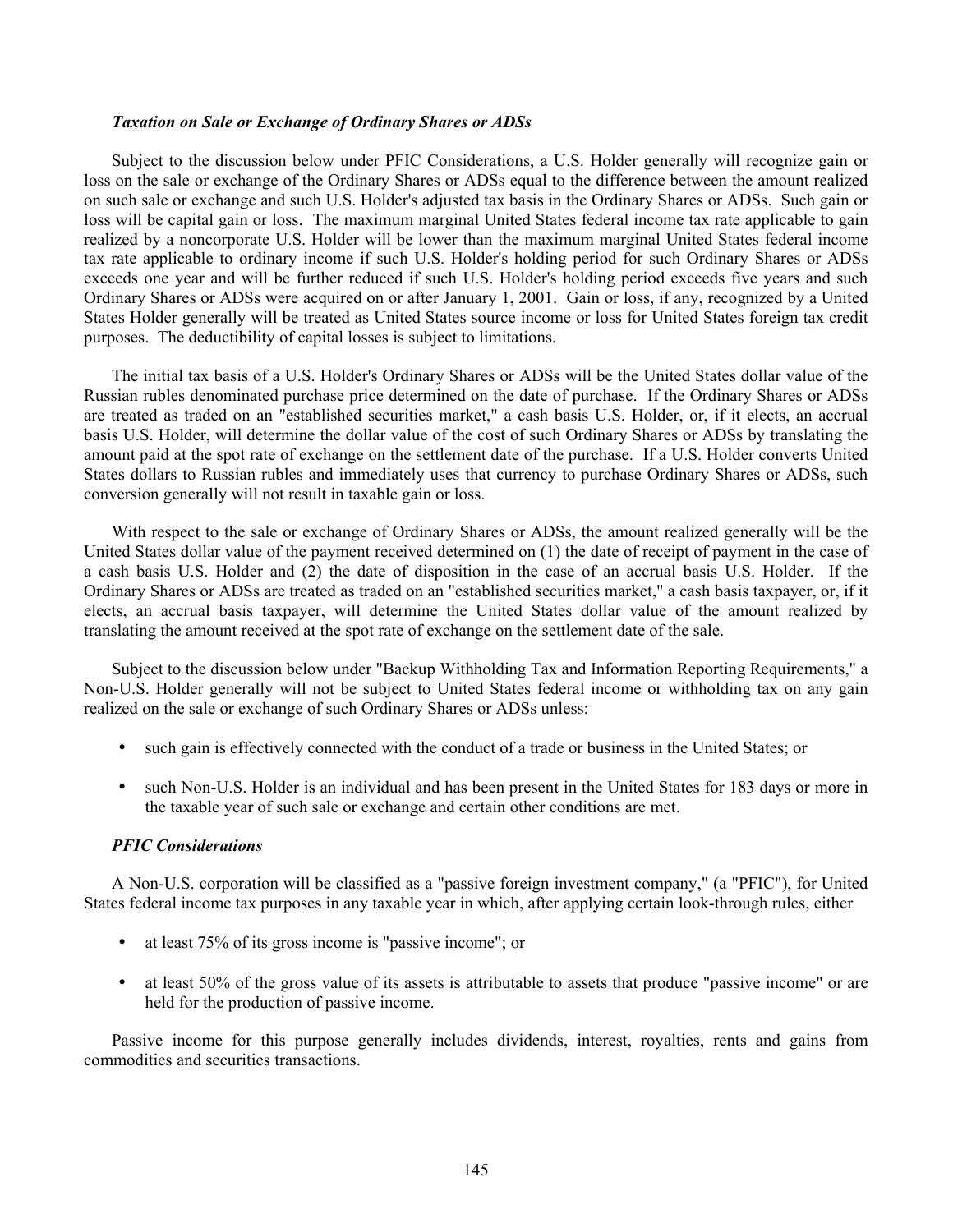### *Taxation on Sale or Exchange of Ordinary Shares or ADSs*

Subject to the discussion below under PFIC Considerations, a U.S. Holder generally will recognize gain or loss on the sale or exchange of the Ordinary Shares or ADSs equal to the difference between the amount realized on such sale or exchange and such U.S. Holder's adjusted tax basis in the Ordinary Shares or ADSs. Such gain or loss will be capital gain or loss. The maximum marginal United States federal income tax rate applicable to gain realized by a noncorporate U.S. Holder will be lower than the maximum marginal United States federal income tax rate applicable to ordinary income if such U.S. Holder's holding period for such Ordinary Shares or ADSs exceeds one year and will be further reduced if such U.S. Holder's holding period exceeds five years and such Ordinary Shares or ADSs were acquired on or after January 1, 2001. Gain or loss, if any, recognized by a United States Holder generally will be treated as United States source income or loss for United States foreign tax credit purposes. The deductibility of capital losses is subject to limitations.

The initial tax basis of a U.S. Holder's Ordinary Shares or ADSs will be the United States dollar value of the Russian rubles denominated purchase price determined on the date of purchase. If the Ordinary Shares or ADSs are treated as traded on an "established securities market," a cash basis U.S. Holder, or, if it elects, an accrual basis U.S. Holder, will determine the dollar value of the cost of such Ordinary Shares or ADSs by translating the amount paid at the spot rate of exchange on the settlement date of the purchase. If a U.S. Holder converts United States dollars to Russian rubles and immediately uses that currency to purchase Ordinary Shares or ADSs, such conversion generally will not result in taxable gain or loss.

With respect to the sale or exchange of Ordinary Shares or ADSs, the amount realized generally will be the United States dollar value of the payment received determined on (1) the date of receipt of payment in the case of a cash basis U.S. Holder and (2) the date of disposition in the case of an accrual basis U.S. Holder. If the Ordinary Shares or ADSs are treated as traded on an "established securities market," a cash basis taxpayer, or, if it elects, an accrual basis taxpayer, will determine the United States dollar value of the amount realized by translating the amount received at the spot rate of exchange on the settlement date of the sale.

Subject to the discussion below under "Backup Withholding Tax and Information Reporting Requirements," a Non-U.S. Holder generally will not be subject to United States federal income or withholding tax on any gain realized on the sale or exchange of such Ordinary Shares or ADSs unless:

- such gain is effectively connected with the conduct of a trade or business in the United States; or
- such Non-U.S. Holder is an individual and has been present in the United States for 183 days or more in the taxable year of such sale or exchange and certain other conditions are met.

### *PFIC Considerations*

A Non-U.S. corporation will be classified as a "passive foreign investment company," (a "PFIC"), for United States federal income tax purposes in any taxable year in which, after applying certain look-through rules, either

- at least 75% of its gross income is "passive income"; or
- at least 50% of the gross value of its assets is attributable to assets that produce "passive income" or are held for the production of passive income.

Passive income for this purpose generally includes dividends, interest, royalties, rents and gains from commodities and securities transactions.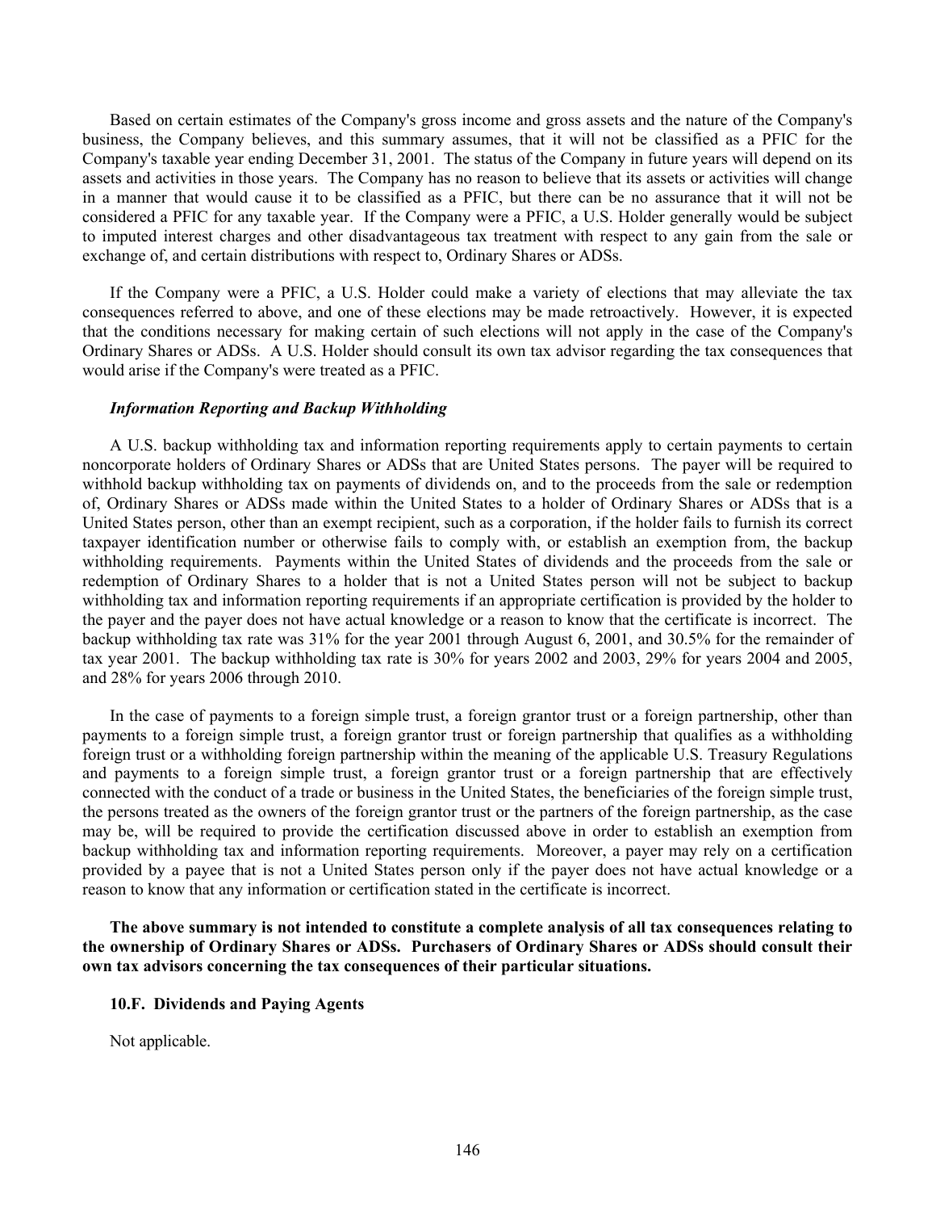Based on certain estimates of the Company's gross income and gross assets and the nature of the Company's business, the Company believes, and this summary assumes, that it will not be classified as a PFIC for the Company's taxable year ending December 31, 2001. The status of the Company in future years will depend on its assets and activities in those years. The Company has no reason to believe that its assets or activities will change in a manner that would cause it to be classified as a PFIC, but there can be no assurance that it will not be considered a PFIC for any taxable year. If the Company were a PFIC, a U.S. Holder generally would be subject to imputed interest charges and other disadvantageous tax treatment with respect to any gain from the sale or exchange of, and certain distributions with respect to, Ordinary Shares or ADSs.

If the Company were a PFIC, a U.S. Holder could make a variety of elections that may alleviate the tax consequences referred to above, and one of these elections may be made retroactively. However, it is expected that the conditions necessary for making certain of such elections will not apply in the case of the Company's Ordinary Shares or ADSs. A U.S. Holder should consult its own tax advisor regarding the tax consequences that would arise if the Company's were treated as a PFIC.

***Information Reporting and Backup Withholding***

A U.S. backup withholding tax and information reporting requirements apply to certain payments to certain noncorporate holders of Ordinary Shares or ADSs that are United States persons. The payer will be required to withhold backup withholding tax on payments of dividends on, and to the proceeds from the sale or redemption of, Ordinary Shares or ADSs made within the United States to a holder of Ordinary Shares or ADSs that is a United States person, other than an exempt recipient, such as a corporation, if the holder fails to furnish its correct taxpayer identification number or otherwise fails to comply with, or establish an exemption from, the backup withholding requirements. Payments within the United States of dividends and the proceeds from the sale or redemption of Ordinary Shares to a holder that is not a United States person will not be subject to backup withholding tax and information reporting requirements if an appropriate certification is provided by the holder to the payer and the payer does not have actual knowledge or a reason to know that the certificate is incorrect. The backup withholding tax rate was 31% for the year 2001 through August 6, 2001, and 30.5% for the remainder of tax year 2001. The backup withholding tax rate is 30% for years 2002 and 2003, 29% for years 2004 and 2005, and 28% for years 2006 through 2010.

In the case of payments to a foreign simple trust, a foreign grantor trust or a foreign partnership, other than payments to a foreign simple trust, a foreign grantor trust or foreign partnership that qualifies as a withholding foreign trust or a withholding foreign partnership within the meaning of the applicable U.S. Treasury Regulations and payments to a foreign simple trust, a foreign grantor trust or a foreign partnership that are effectively connected with the conduct of a trade or business in the United States, the beneficiaries of the foreign simple trust, the persons treated as the owners of the foreign grantor trust or the partners of the foreign partnership, as the case may be, will be required to provide the certification discussed above in order to establish an exemption from backup withholding tax and information reporting requirements. Moreover, a payer may rely on a certification provided by a payee that is not a United States person only if the payer does not have actual knowledge or a reason to know that any information or certification stated in the certificate is incorrect.

**The above summary is not intended to constitute a complete analysis of all tax consequences relating to the ownership of Ordinary Shares or ADSs. Purchasers of Ordinary Shares or ADSs should consult their own tax advisors concerning the tax consequences of their particular situations.**

**10.F. Dividends and Paying Agents**

Not applicable.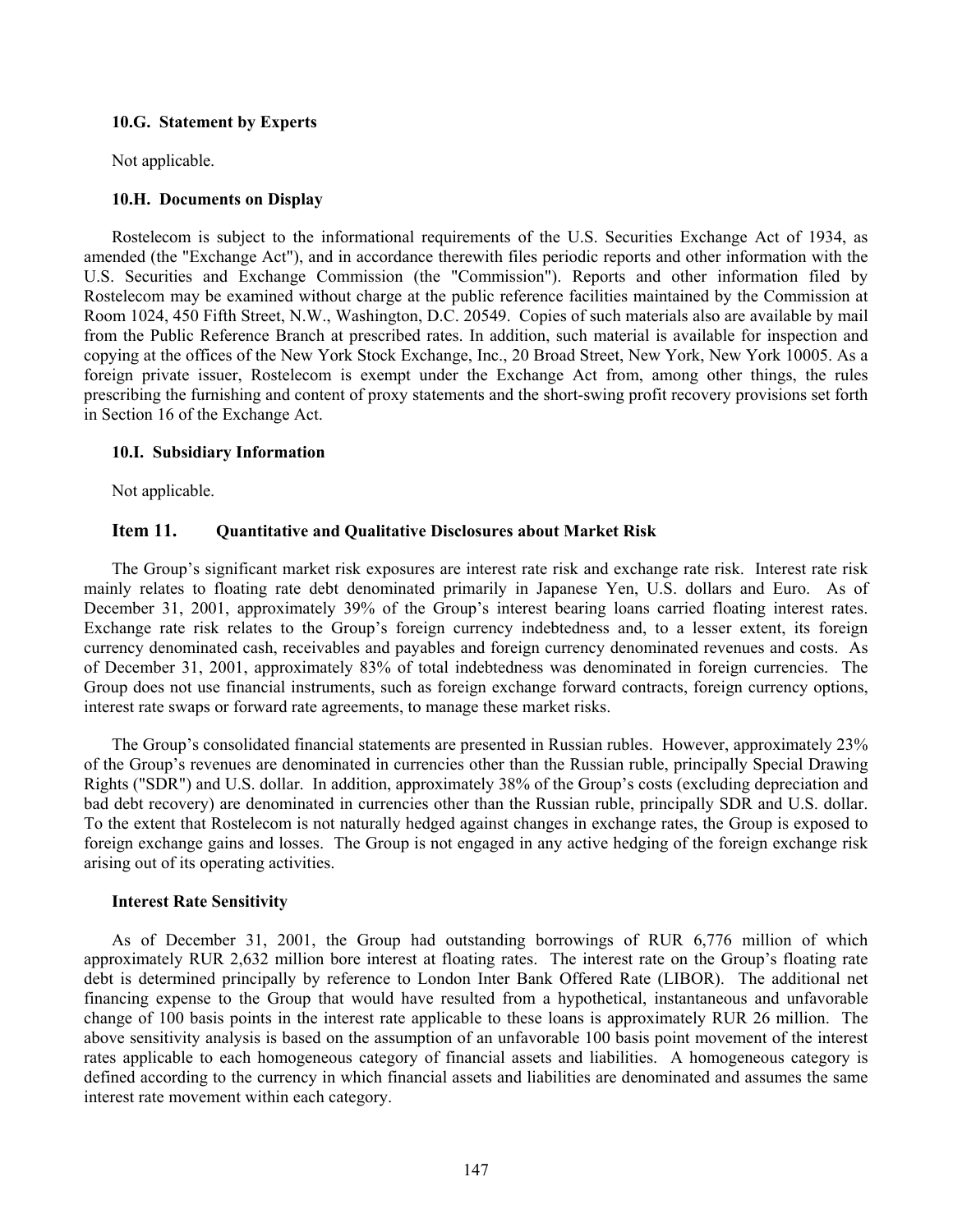### 10.G. Statement by Experts

Not applicable.

### 10.H. Documents on Display

Rostelecom is subject to the informational requirements of the U.S. Securities Exchange Act of 1934, as amended (the "Exchange Act"), and in accordance therewith files periodic reports and other information with the U.S. Securities and Exchange Commission (the "Commission"). Reports and other information filed by Rostelecom may be examined without charge at the public reference facilities maintained by the Commission at Room 1024, 450 Fifth Street, N.W., Washington, D.C. 20549. Copies of such materials also are available by mail from the Public Reference Branch at prescribed rates. In addition, such material is available for inspection and copying at the offices of the New York Stock Exchange, Inc., 20 Broad Street, New York, New York 10005. As a foreign private issuer, Rostelecom is exempt under the Exchange Act from, among other things, the rules prescribing the furnishing and content of proxy statements and the short-swing profit recovery provisions set forth in Section 16 of the Exchange Act.

### 10.I. Subsidiary Information

Not applicable.

## Item 11. Quantitative and Qualitative Disclosures about Market Risk

The Group's significant market risk exposures are interest rate risk and exchange rate risk. Interest rate risk mainly relates to floating rate debt denominated primarily in Japanese Yen, U.S. dollars and Euro. As of December 31, 2001, approximately 39% of the Group's interest bearing loans carried floating interest rates. Exchange rate risk relates to the Group's foreign currency indebtedness and, to a lesser extent, its foreign currency denominated cash, receivables and payables and foreign currency denominated revenues and costs. As of December 31, 2001, approximately 83% of total indebtedness was denominated in foreign currencies. The Group does not use financial instruments, such as foreign exchange forward contracts, foreign currency options, interest rate swaps or forward rate agreements, to manage these market risks.

The Group's consolidated financial statements are presented in Russian rubles. However, approximately 23% of the Group's revenues are denominated in currencies other than the Russian ruble, principally Special Drawing Rights ("SDR") and U.S. dollar. In addition, approximately 38% of the Group's costs (excluding depreciation and bad debt recovery) are denominated in currencies other than the Russian ruble, principally SDR and U.S. dollar. To the extent that Rostelecom is not naturally hedged against changes in exchange rates, the Group is exposed to foreign exchange gains and losses. The Group is not engaged in any active hedging of the foreign exchange risk arising out of its operating activities.

### Interest Rate Sensitivity

As of December 31, 2001, the Group had outstanding borrowings of RUR 6,776 million of which approximately RUR 2,632 million bore interest at floating rates. The interest rate on the Group's floating rate debt is determined principally by reference to London Inter Bank Offered Rate (LIBOR). The additional net financing expense to the Group that would have resulted from a hypothetical, instantaneous and unfavorable change of 100 basis points in the interest rate applicable to these loans is approximately RUR 26 million. The above sensitivity analysis is based on the assumption of an unfavorable 100 basis point movement of the interest rates applicable to each homogeneous category of financial assets and liabilities. A homogeneous category is defined according to the currency in which financial assets and liabilities are denominated and assumes the same interest rate movement within each category.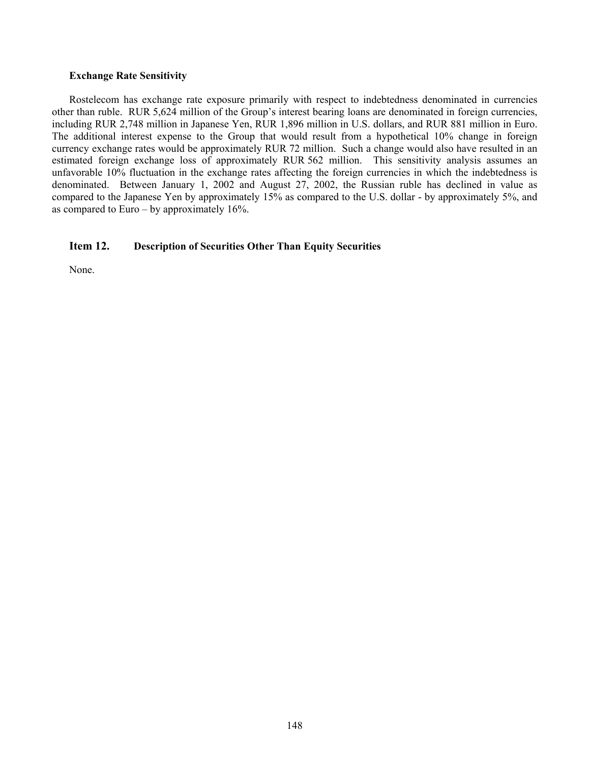**Exchange Rate Sensitivity**

Rostelecom has exchange rate exposure primarily with respect to indebtedness denominated in currencies other than ruble. RUR 5,624 million of the Group's interest bearing loans are denominated in foreign currencies, including RUR 2,748 million in Japanese Yen, RUR 1,896 million in U.S. dollars, and RUR 881 million in Euro. The additional interest expense to the Group that would result from a hypothetical 10% change in foreign currency exchange rates would be approximately RUR 72 million. Such a change would also have resulted in an estimated foreign exchange loss of approximately RUR 562 million. This sensitivity analysis assumes an unfavorable 10% fluctuation in the exchange rates affecting the foreign currencies in which the indebtedness is denominated. Between January 1, 2002 and August 27, 2002, the Russian ruble has declined in value as compared to the Japanese Yen by approximately 15% as compared to the U.S. dollar - by approximately 5%, and as compared to Euro – by approximately 16%.

## Item 12. Description of Securities Other Than Equity Securities

None.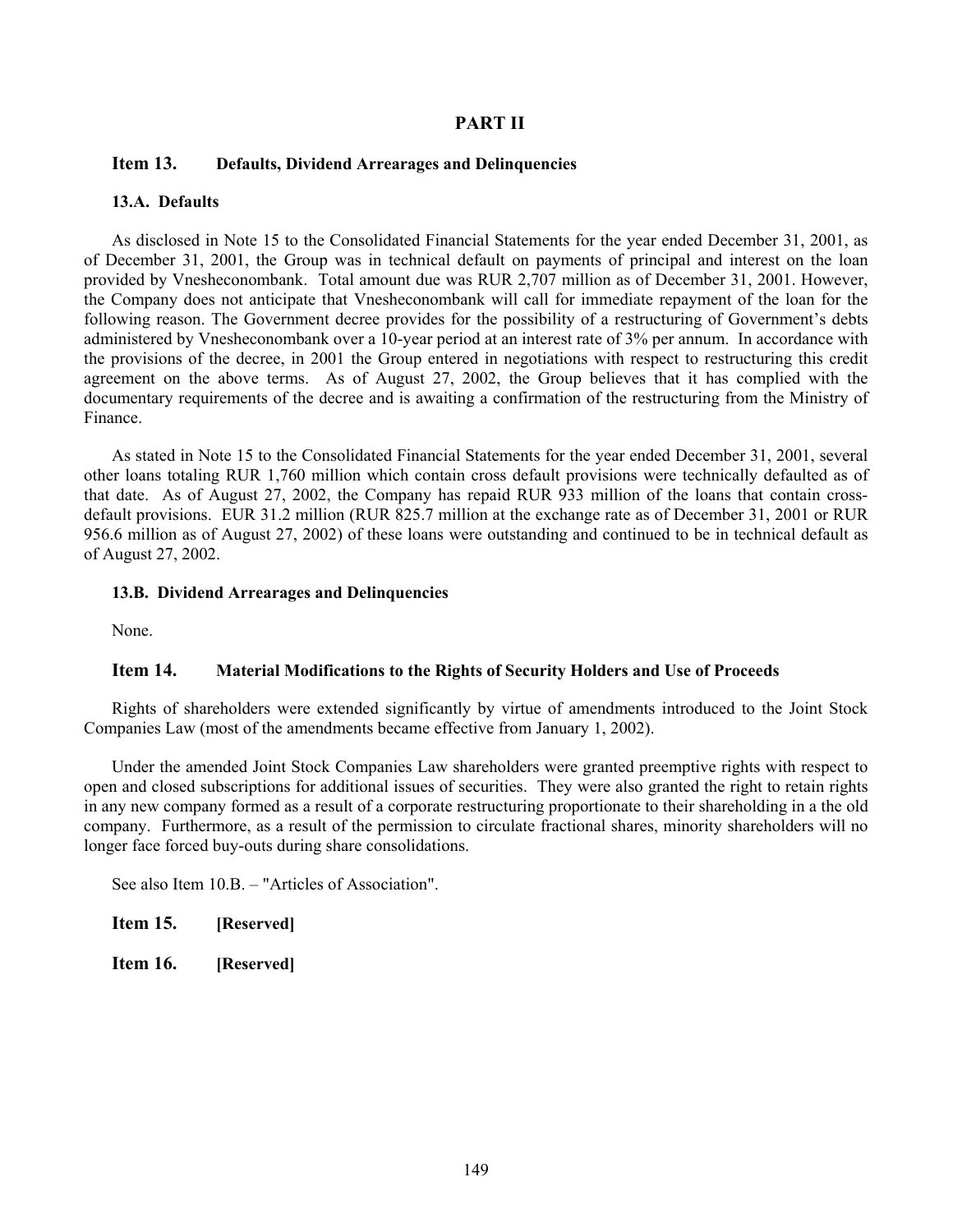# PART II

## Item 13. Defaults, Dividend Arrearages and Delinquencies

### 13.A. Defaults

As disclosed in Note 15 to the Consolidated Financial Statements for the year ended December 31, 2001, as of December 31, 2001, the Group was in technical default on payments of principal and interest on the loan provided by Vnesheconombank. Total amount due was RUR 2,707 million as of December 31, 2001. However, the Company does not anticipate that Vnesheconombank will call for immediate repayment of the loan for the following reason. The Government decree provides for the possibility of a restructuring of Government's debts administered by Vnesheconombank over a 10-year period at an interest rate of 3% per annum. In accordance with the provisions of the decree, in 2001 the Group entered in negotiations with respect to restructuring this credit agreement on the above terms. As of August 27, 2002, the Group believes that it has complied with the documentary requirements of the decree and is awaiting a confirmation of the restructuring from the Ministry of Finance.

As stated in Note 15 to the Consolidated Financial Statements for the year ended December 31, 2001, several other loans totaling RUR 1,760 million which contain cross default provisions were technically defaulted as of that date. As of August 27, 2002, the Company has repaid RUR 933 million of the loans that contain cross-default provisions. EUR 31.2 million (RUR 825.7 million at the exchange rate as of December 31, 2001 or RUR 956.6 million as of August 27, 2002) of these loans were outstanding and continued to be in technical default as of August 27, 2002.

### 13.B. Dividend Arrearages and Delinquencies

None.

## Item 14. Material Modifications to the Rights of Security Holders and Use of Proceeds

Rights of shareholders were extended significantly by virtue of amendments introduced to the Joint Stock Companies Law (most of the amendments became effective from January 1, 2002).

Under the amended Joint Stock Companies Law shareholders were granted preemptive rights with respect to open and closed subscriptions for additional issues of securities. They were also granted the right to retain rights in any new company formed as a result of a corporate restructuring proportionate to their shareholding in a the old company. Furthermore, as a result of the permission to circulate fractional shares, minority shareholders will no longer face forced buy-outs during share consolidations.

See also Item 10.B. – "Articles of Association".

## Item 15. [Reserved]

## Item 16. [Reserved]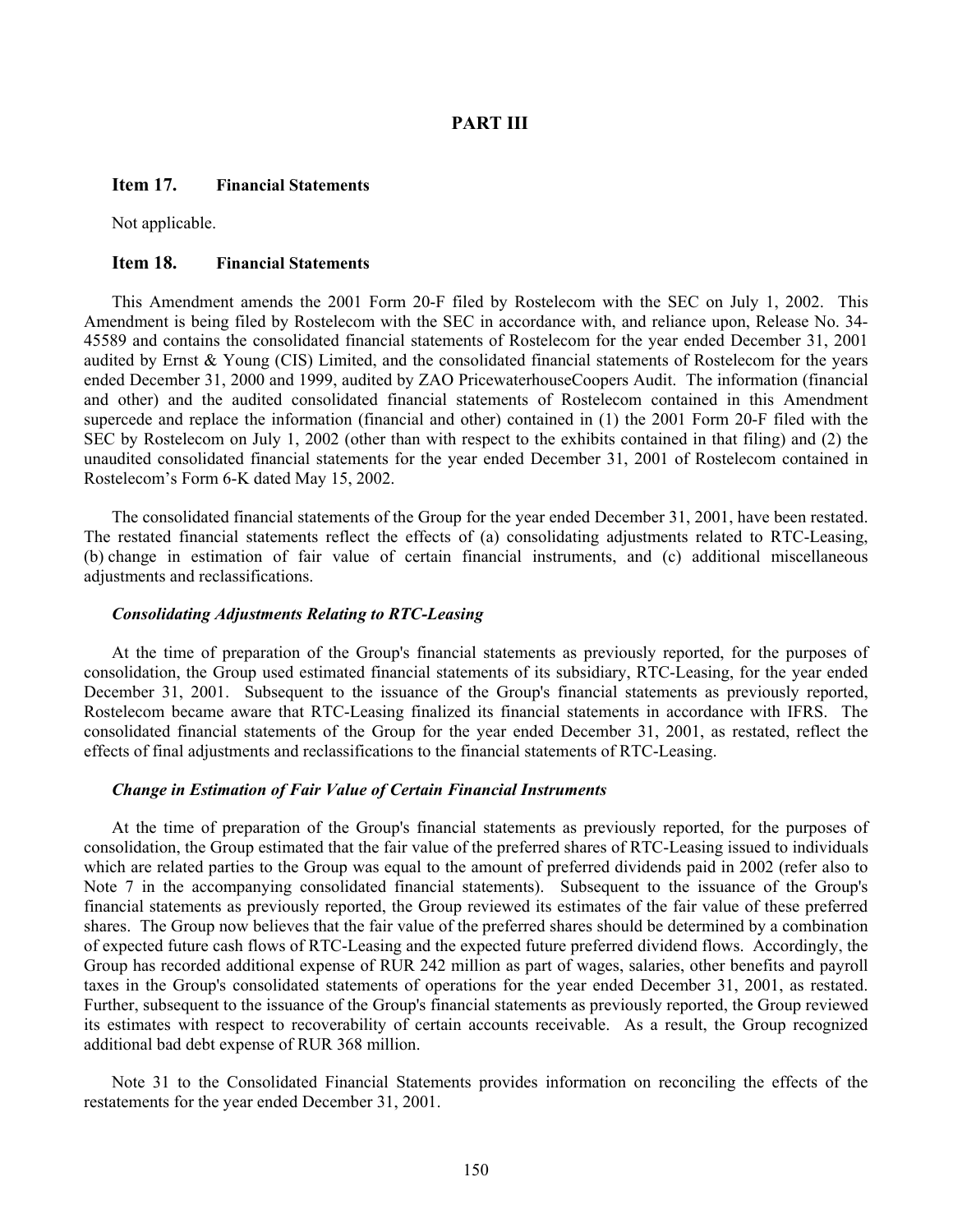# PART III

## Item 17. Financial Statements

Not applicable.

## Item 18. Financial Statements

This Amendment amends the 2001 Form 20-F filed by Rostelecom with the SEC on July 1, 2002. This Amendment is being filed by Rostelecom with the SEC in accordance with, and reliance upon, Release No. 34-45589 and contains the consolidated financial statements of Rostelecom for the year ended December 31, 2001 audited by Ernst & Young (CIS) Limited, and the consolidated financial statements of Rostelecom for the years ended December 31, 2000 and 1999, audited by ZAO PricewaterhouseCoopers Audit. The information (financial and other) and the audited consolidated financial statements of Rostelecom contained in this Amendment supercede and replace the information (financial and other) contained in (1) the 2001 Form 20-F filed with the SEC by Rostelecom on July 1, 2002 (other than with respect to the exhibits contained in that filing) and (2) the unaudited consolidated financial statements for the year ended December 31, 2001 of Rostelecom contained in Rostelecom's Form 6-K dated May 15, 2002.

The consolidated financial statements of the Group for the year ended December 31, 2001, have been restated. The restated financial statements reflect the effects of (a) consolidating adjustments related to RTC-Leasing, (b) change in estimation of fair value of certain financial instruments, and (c) additional miscellaneous adjustments and reclassifications.

### *Consolidating Adjustments Relating to RTC-Leasing*

At the time of preparation of the Group's financial statements as previously reported, for the purposes of consolidation, the Group used estimated financial statements of its subsidiary, RTC-Leasing, for the year ended December 31, 2001. Subsequent to the issuance of the Group's financial statements as previously reported, Rostelecom became aware that RTC-Leasing finalized its financial statements in accordance with IFRS. The consolidated financial statements of the Group for the year ended December 31, 2001, as restated, reflect the effects of final adjustments and reclassifications to the financial statements of RTC-Leasing.

### *Change in Estimation of Fair Value of Certain Financial Instruments*

At the time of preparation of the Group's financial statements as previously reported, for the purposes of consolidation, the Group estimated that the fair value of the preferred shares of RTC-Leasing issued to individuals which are related parties to the Group was equal to the amount of preferred dividends paid in 2002 (refer also to Note 7 in the accompanying consolidated financial statements). Subsequent to the issuance of the Group's financial statements as previously reported, the Group reviewed its estimates of the fair value of these preferred shares. The Group now believes that the fair value of the preferred shares should be determined by a combination of expected future cash flows of RTC-Leasing and the expected future preferred dividend flows. Accordingly, the Group has recorded additional expense of RUR 242 million as part of wages, salaries, other benefits and payroll taxes in the Group's consolidated statements of operations for the year ended December 31, 2001, as restated. Further, subsequent to the issuance of the Group's financial statements as previously reported, the Group reviewed its estimates with respect to recoverability of certain accounts receivable. As a result, the Group recognized additional bad debt expense of RUR 368 million.

Note 31 to the Consolidated Financial Statements provides information on reconciling the effects of the restatements for the year ended December 31, 2001.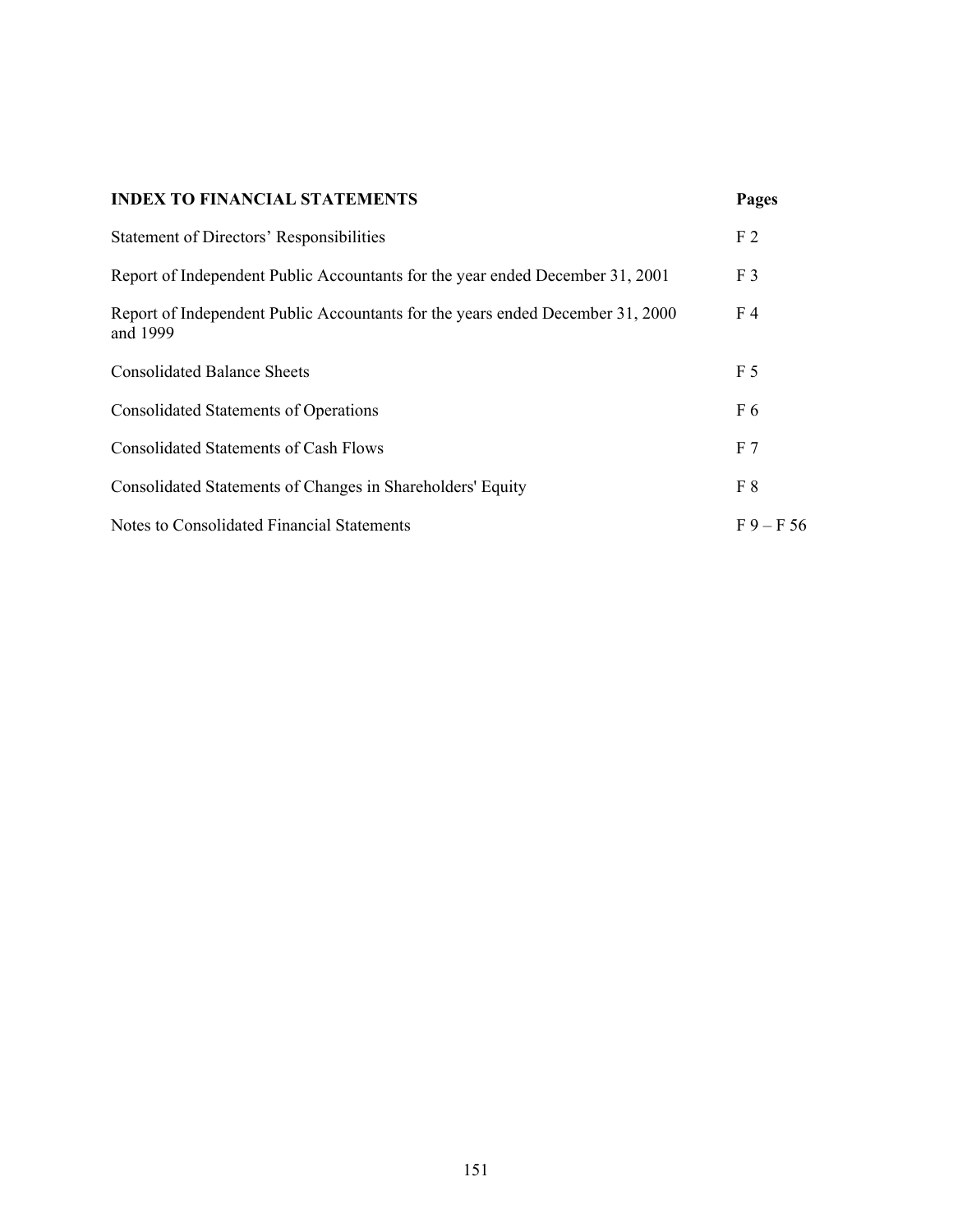| **INDEX TO FINANCIAL STATEMENTS** | **Pages** |
| --- | --- |
| Statement of Directors' Responsibilities | F 2 |
| Report of Independent Public Accountants for the year ended December 31, 2001 | F 3 |
| Report of Independent Public Accountants for the years ended December 31, 2000 and 1999 | F 4 |
| Consolidated Balance Sheets | F 5 |
| Consolidated Statements of Operations | F 6 |
| Consolidated Statements of Cash Flows | F 7 |
| Consolidated Statements of Changes in Shareholders' Equity | F 8 |
| Notes to Consolidated Financial Statements | F 9 – F 56 |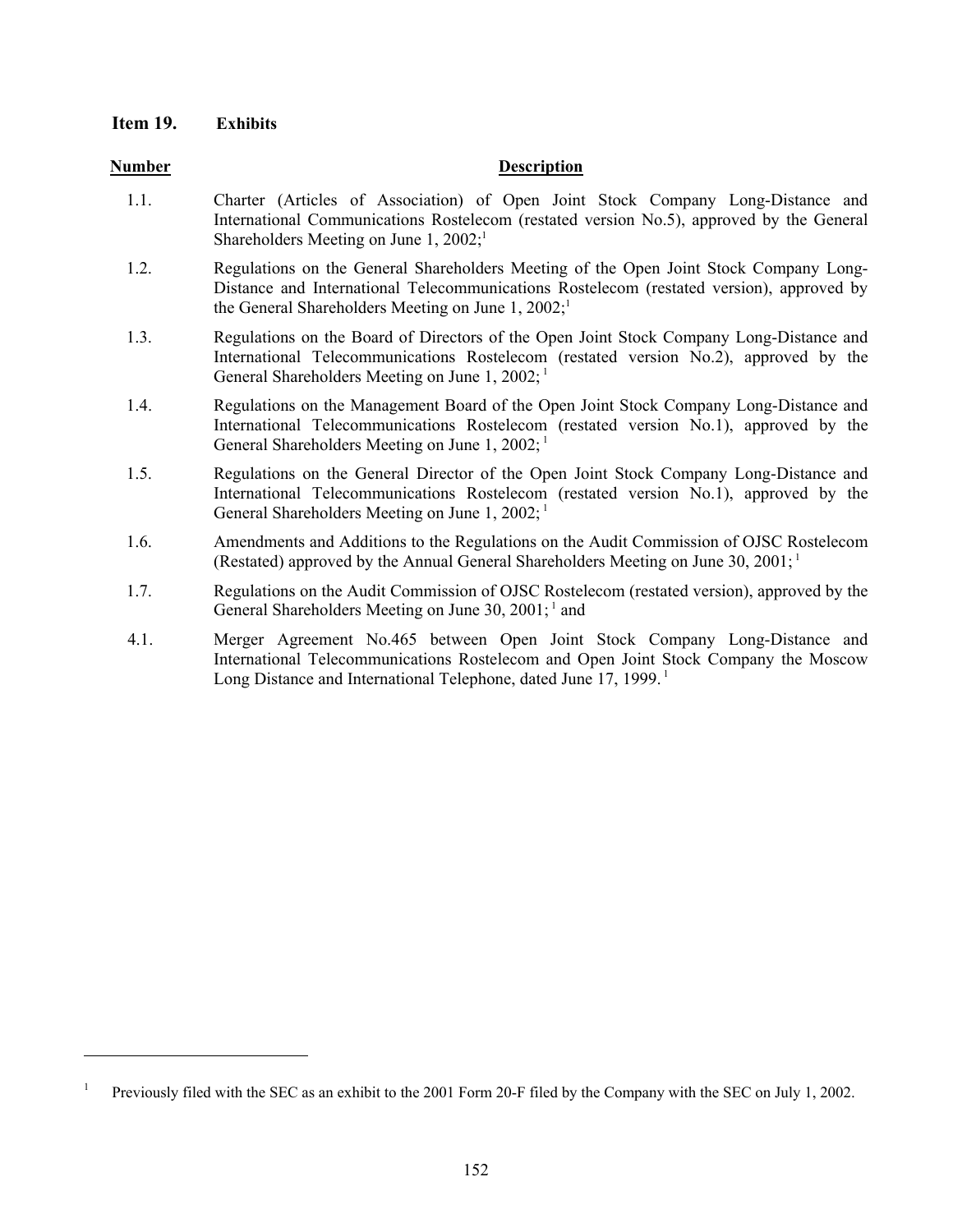## Item 19. Exhibits

| Number | Description |
|---|---|
| 1.1. | Charter (Articles of Association) of Open Joint Stock Company Long-Distance and International Communications Rostelecom (restated version No.5), approved by the General Shareholders Meeting on June 1, 2002;[1] |
| 1.2. | Regulations on the General Shareholders Meeting of the Open Joint Stock Company Long-Distance and International Telecommunications Rostelecom (restated version), approved by the General Shareholders Meeting on June 1, 2002;[1] |
| 1.3. | Regulations on the Board of Directors of the Open Joint Stock Company Long-Distance and International Telecommunications Rostelecom (restated version No.2), approved by the General Shareholders Meeting on June 1, 2002;[1] |
| 1.4. | Regulations on the Management Board of the Open Joint Stock Company Long-Distance and International Telecommunications Rostelecom (restated version No.1), approved by the General Shareholders Meeting on June 1, 2002;[1] |
| 1.5. | Regulations on the General Director of the Open Joint Stock Company Long-Distance and International Telecommunications Rostelecom (restated version No.1), approved by the General Shareholders Meeting on June 1, 2002;[1] |
| 1.6. | Amendments and Additions to the Regulations on the Audit Commission of OJSC Rostelecom (Restated) approved by the Annual General Shareholders Meeting on June 30, 2001;[1] |
| 1.7. | Regulations on the Audit Commission of OJSC Rostelecom (restated version), approved by the General Shareholders Meeting on June 30, 2001;[1] and |
| 4.1. | Merger Agreement No.465 between Open Joint Stock Company Long-Distance and International Telecommunications Rostelecom and Open Joint Stock Company the Moscow Long Distance and International Telephone, dated June 17, 1999.[1] |

[1] Previously filed with the SEC as an exhibit to the 2001 Form 20-F filed by the Company with the SEC on July 1, 2002.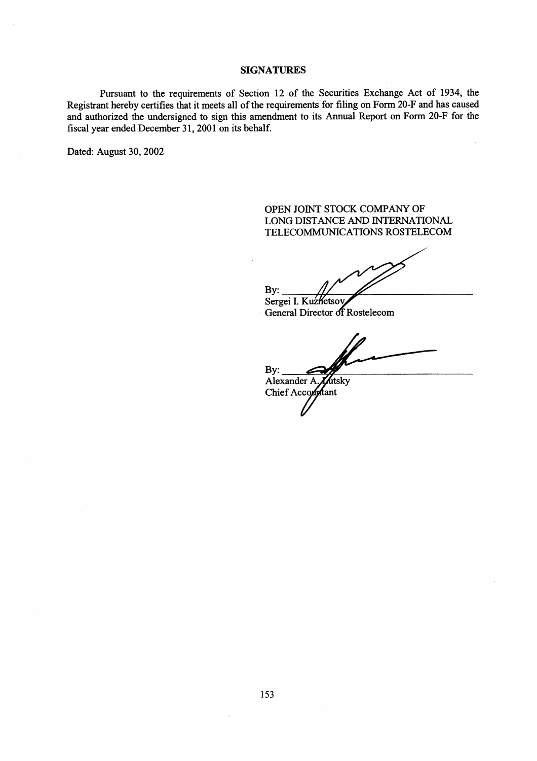## SIGNATURES

Pursuant to the requirements of Section 12 of the Securities Exchange Act of 1934, the Registrant hereby certifies that it meets all of the requirements for filing on Form 20-F and has caused and authorized the undersigned to sign this amendment to its Annual Report on Form 20-F for the fiscal year ended December 31, 2001 on its behalf.

Dated: August 30, 2002

OPEN JOINT STOCK COMPANY OF LONG DISTANCE AND INTERNATIONAL TELECOMMUNICATIONS ROSTELECOM

By: ______________________________
Sergei I. Kuznetsov
General Director of Rostelecom

By: ______________________________
Alexander A. Lutsky
Chief Accountant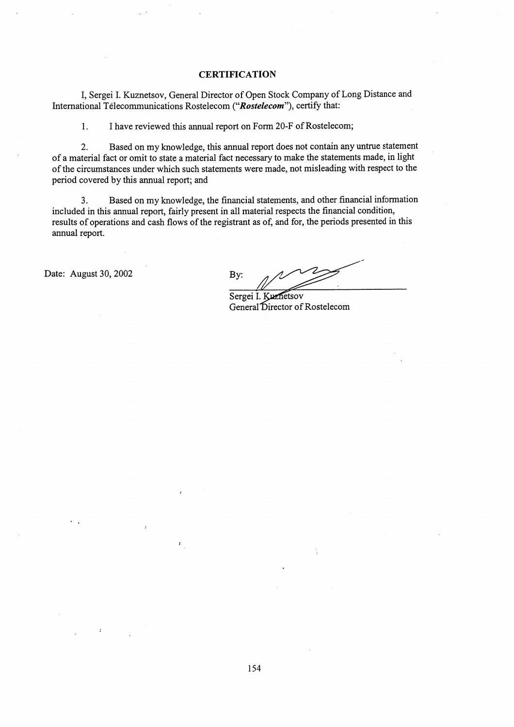## CERTIFICATION

I, Sergei I. Kuznetsov, General Director of Open Stock Company of Long Distance and International Télecommunications Rostelecom ("***Rostelecom***"), certify that:

1. I have reviewed this annual report on Form 20-F of Rostelecom;

2. Based on my knowledge, this annual report does not contain any untrue statement of a material fact or omit to state a material fact necessary to make the statements made, in light of the circumstances under which such statements were made, not misleading with respect to the period covered by this annual report; and

3. Based on my knowledge, the financial statements, and other financial information included in this annual report, fairly present in all material respects the financial condition, results of operations and cash flows of the registrant as of, and for, the periods presented in this annual report.

Date: August 30, 2002

By: ______________________
Sergei I. Kuznetsov
General Director of Rostelecom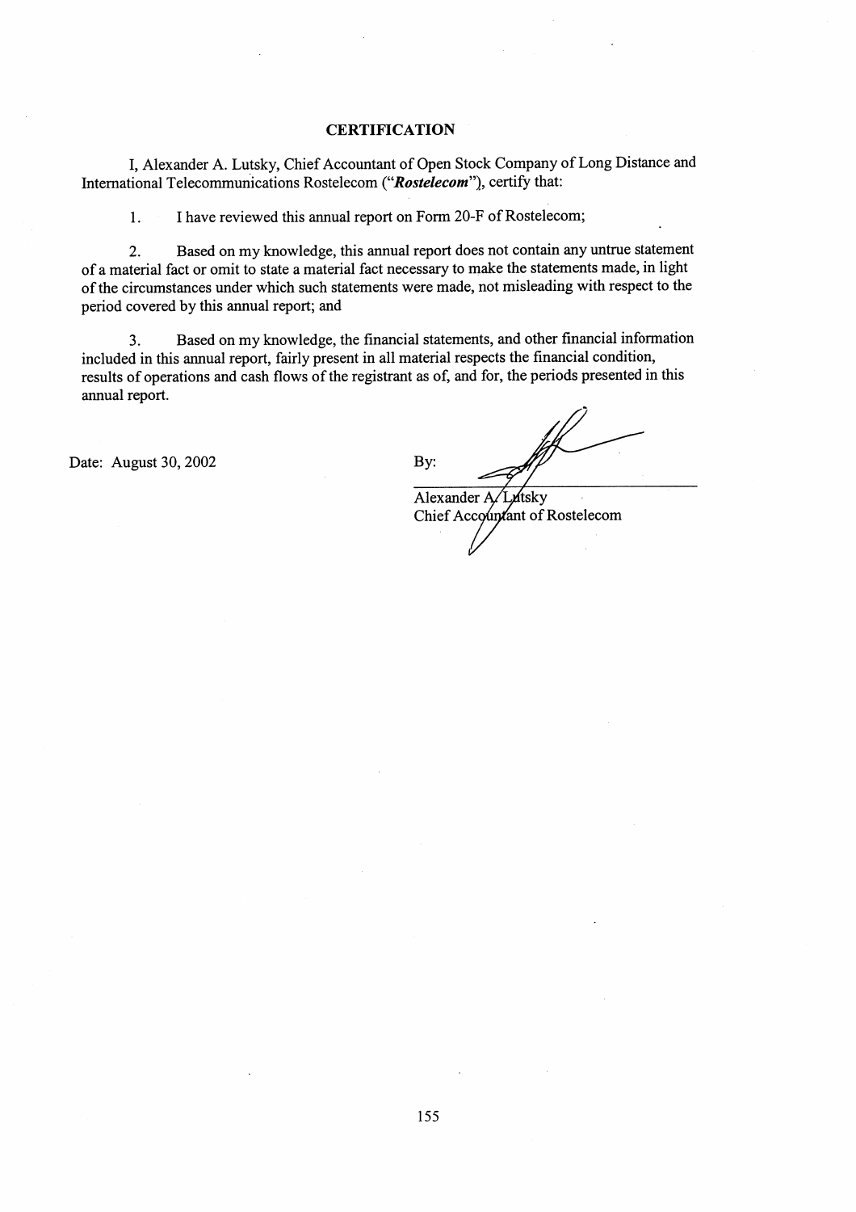# CERTIFICATION

I, Alexander A. Lutsky, Chief Accountant of Open Stock Company of Long Distance and International Telecommunications Rostelecom ("***Rostelecom***"), certify that:

1. I have reviewed this annual report on Form 20-F of Rostelecom;

2. Based on my knowledge, this annual report does not contain any untrue statement of a material fact or omit to state a material fact necessary to make the statements made, in light of the circumstances under which such statements were made, not misleading with respect to the period covered by this annual report; and

3. Based on my knowledge, the financial statements, and other financial information included in this annual report, fairly present in all material respects the financial condition, results of operations and cash flows of the registrant as of, and for, the periods presented in this annual report.

Date: August 30, 2002

By: 

Alexander A. Lutsky
Chief Accountant of Rostelecom